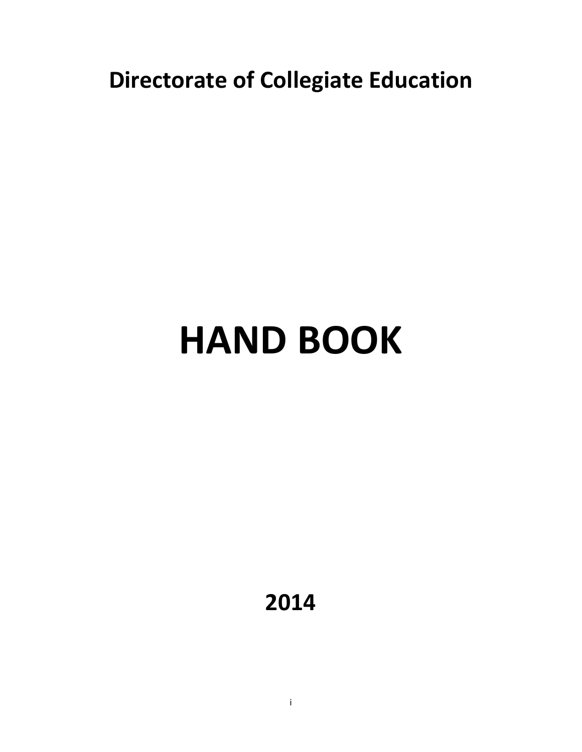## Directorate of Collegiate Education

# HAND BOOK

## 2014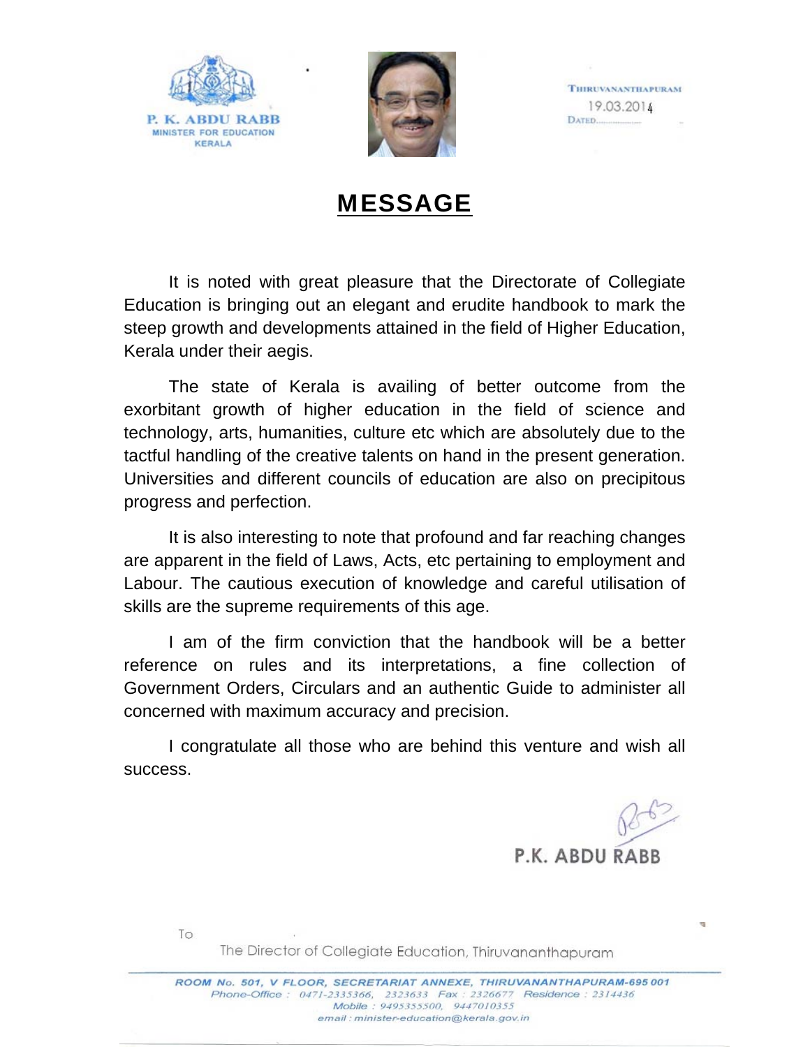P. K. ABDU RABB
MINISTER FOR EDUCATION
KERALA

THIRUVANANTHAPURAM
DATED 19.03.2014

# MESSAGE

It is noted with great pleasure that the Directorate of Collegiate Education is bringing out an elegant and erudite handbook to mark the steep growth and developments attained in the field of Higher Education, Kerala under their aegis.

The state of Kerala is availing of better outcome from the exorbitant growth of higher education in the field of science and technology, arts, humanities, culture etc which are absolutely due to the tactful handling of the creative talents on hand in the present generation. Universities and different councils of education are also on precipitous progress and perfection.

It is also interesting to note that profound and far reaching changes are apparent in the field of Laws, Acts, etc pertaining to employment and Labour. The cautious execution of knowledge and careful utilisation of skills are the supreme requirements of this age.

I am of the firm conviction that the handbook will be a better reference on rules and its interpretations, a fine collection of Government Orders, Circulars and an authentic Guide to administer all concerned with maximum accuracy and precision.

I congratulate all those who are behind this venture and wish all success.

P.K. ABDU RABB

To

The Director of Collegiate Education, Thiruvananthapuram

ROOM No. 501, V FLOOR, SECRETARIAT ANNEXE, THIRUVANANTHAPURAM-695 001
Phone-Office : 0471-2335366, 2323633 Fax : 2326677 Residence : 2314436
Mobile : 9495355500, 9447010355
email : minister-education@kerala.gov.in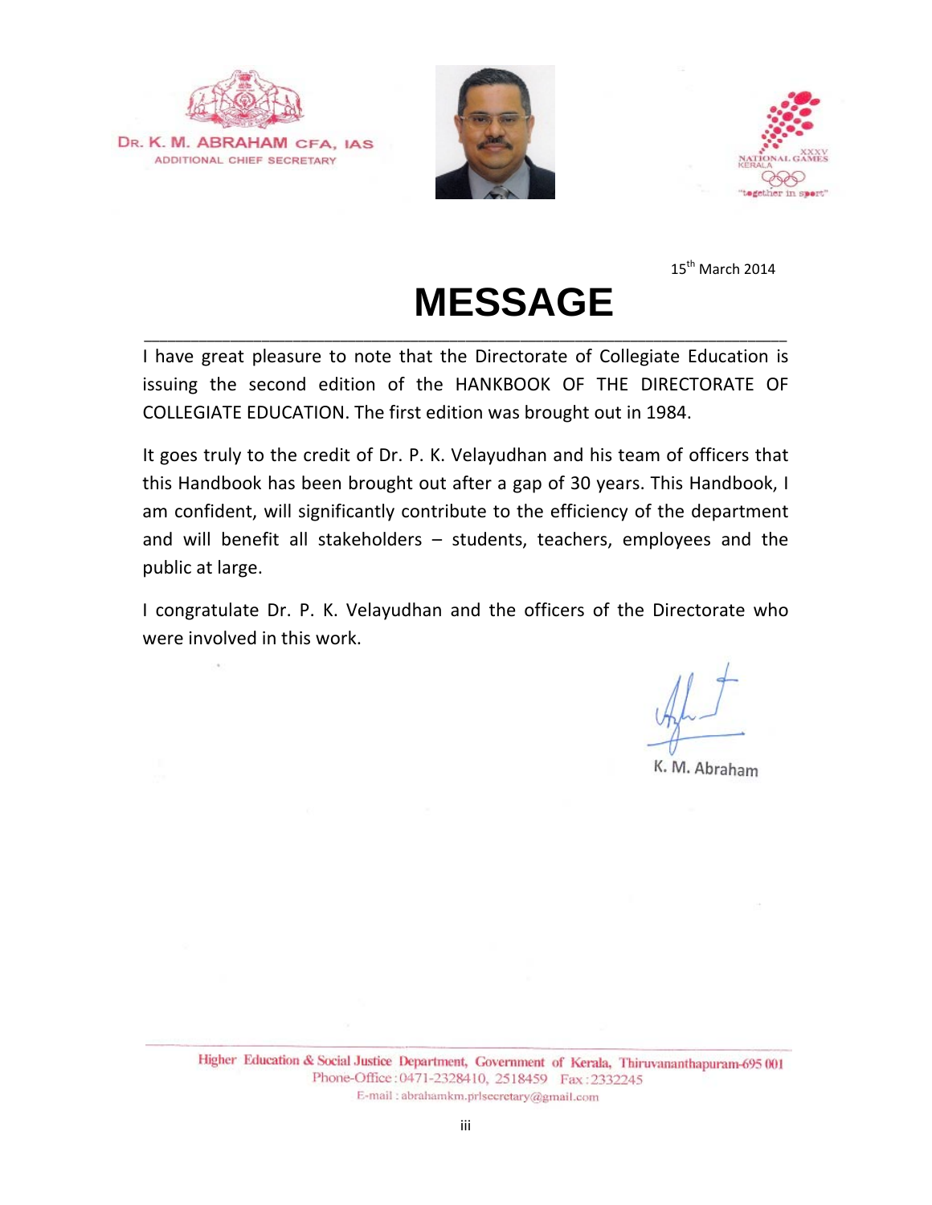Dr. K. M. ABRAHAM CFA, IAS
ADDITIONAL CHIEF SECRETARY

XXXV NATIONAL GAMES KERALA
"together in sport"

15th March 2014

# MESSAGE

I have great pleasure to note that the Directorate of Collegiate Education is issuing the second edition of the HANKBOOK OF THE DIRECTORATE OF COLLEGIATE EDUCATION. The first edition was brought out in 1984.

It goes truly to the credit of Dr. P. K. Velayudhan and his team of officers that this Handbook has been brought out after a gap of 30 years. This Handbook, I am confident, will significantly contribute to the efficiency of the department and will benefit all stakeholders – students, teachers, employees and the public at large.

I congratulate Dr. P. K. Velayudhan and the officers of the Directorate who were involved in this work.

K. M. Abraham

Higher Education & Social Justice Department, Government of Kerala, Thiruvananthapuram-695 001
Phone-Office : 0471-2328410, 2518459 Fax : 2332245
E-mail : abrahamkm.prlsecretary@gmail.com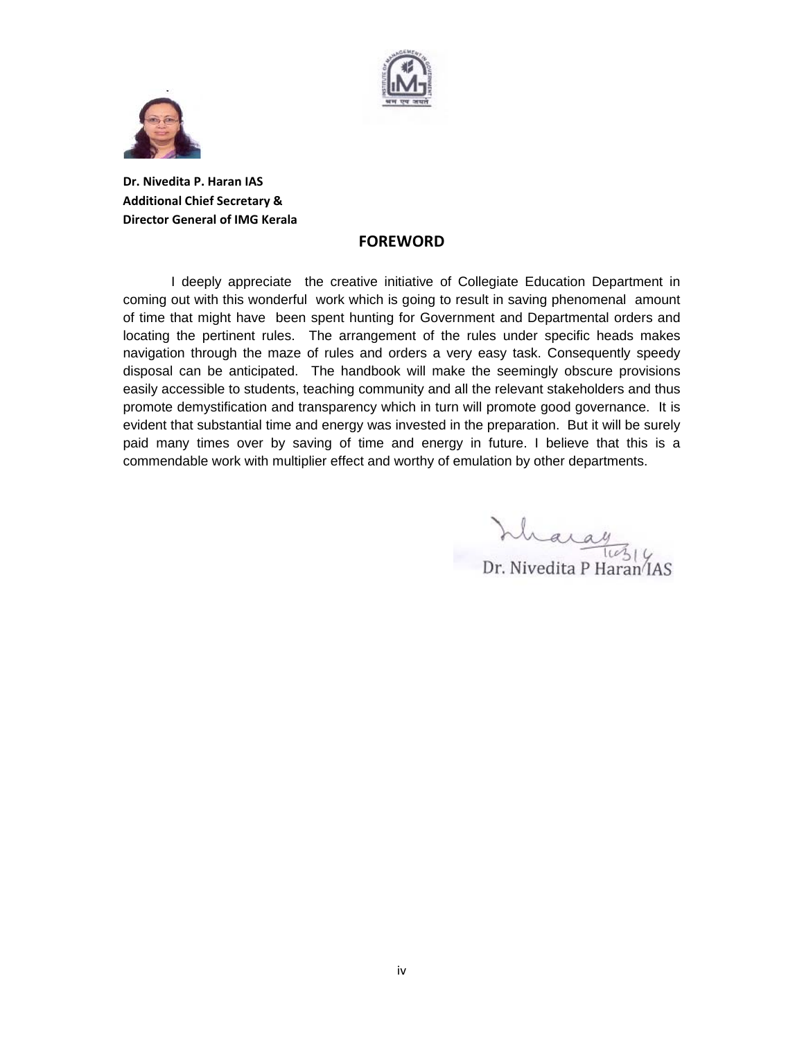**Dr. Nivedita P. Haran IAS**
**Additional Chief Secretary &**
**Director General of IMG Kerala**

## FOREWORD

I deeply appreciate the creative initiative of Collegiate Education Department in coming out with this wonderful work which is going to result in saving phenomenal amount of time that might have been spent hunting for Government and Departmental orders and locating the pertinent rules. The arrangement of the rules under specific heads makes navigation through the maze of rules and orders a very easy task. Consequently speedy disposal can be anticipated. The handbook will make the seemingly obscure provisions easily accessible to students, teaching community and all the relevant stakeholders and thus promote demystification and transparency which in turn will promote good governance. It is evident that substantial time and energy was invested in the preparation. But it will be surely paid many times over by saving of time and energy in future. I believe that this is a commendable work with multiplier effect and worthy of emulation by other departments.

Dr. Nivedita P Haran IAS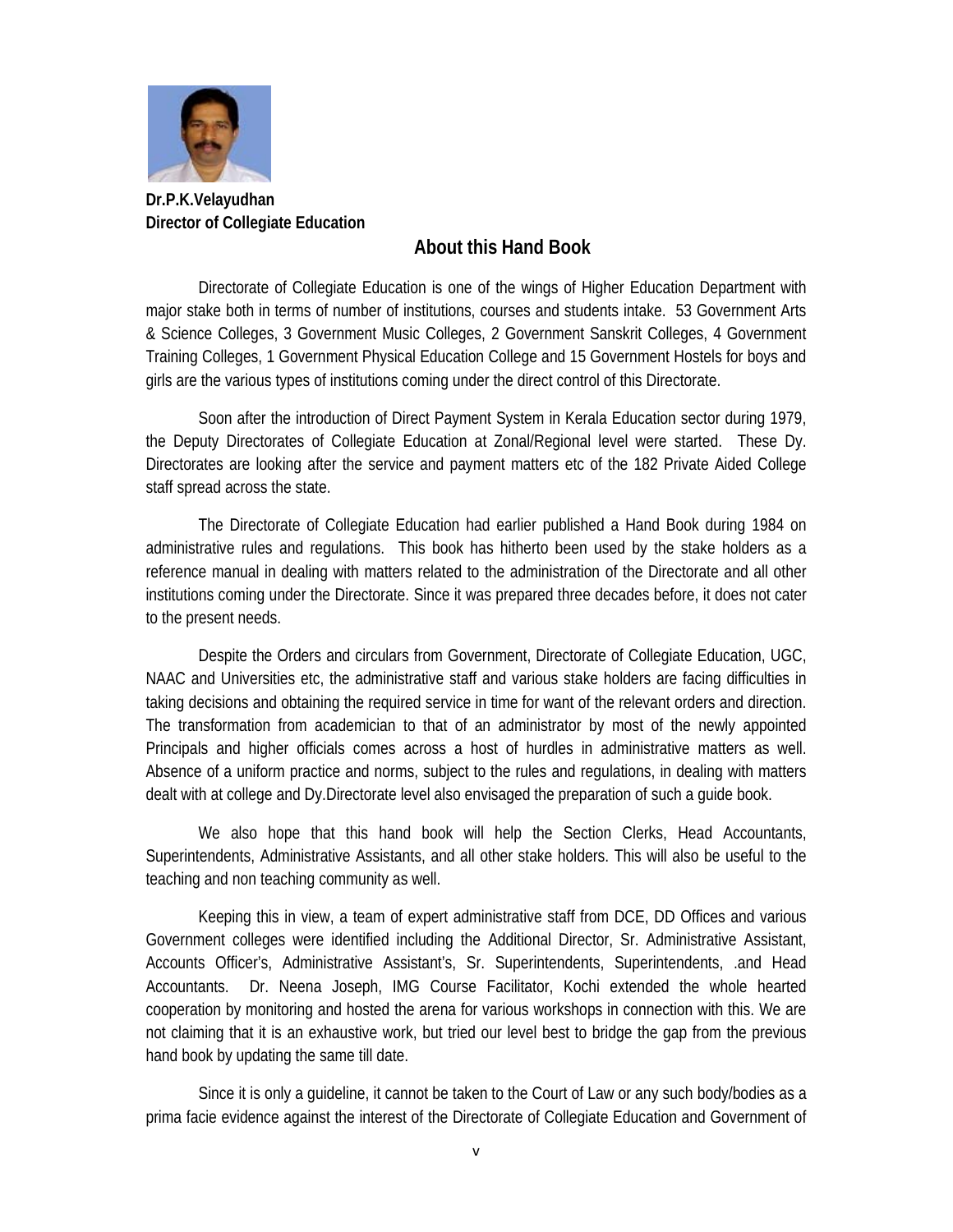**Dr.P.K.Velayudhan**
**Director of Collegiate Education**

## About this Hand Book

Directorate of Collegiate Education is one of the wings of Higher Education Department with major stake both in terms of number of institutions, courses and students intake. 53 Government Arts & Science Colleges, 3 Government Music Colleges, 2 Government Sanskrit Colleges, 4 Government Training Colleges, 1 Government Physical Education College and 15 Government Hostels for boys and girls are the various types of institutions coming under the direct control of this Directorate.

Soon after the introduction of Direct Payment System in Kerala Education sector during 1979, the Deputy Directorates of Collegiate Education at Zonal/Regional level were started. These Dy. Directorates are looking after the service and payment matters etc of the 182 Private Aided College staff spread across the state.

The Directorate of Collegiate Education had earlier published a Hand Book during 1984 on administrative rules and regulations. This book has hitherto been used by the stake holders as a reference manual in dealing with matters related to the administration of the Directorate and all other institutions coming under the Directorate. Since it was prepared three decades before, it does not cater to the present needs.

Despite the Orders and circulars from Government, Directorate of Collegiate Education, UGC, NAAC and Universities etc, the administrative staff and various stake holders are facing difficulties in taking decisions and obtaining the required service in time for want of the relevant orders and direction. The transformation from academician to that of an administrator by most of the newly appointed Principals and higher officials comes across a host of hurdles in administrative matters as well. Absence of a uniform practice and norms, subject to the rules and regulations, in dealing with matters dealt with at college and Dy.Directorate level also envisaged the preparation of such a guide book.

We also hope that this hand book will help the Section Clerks, Head Accountants, Superintendents, Administrative Assistants, and all other stake holders. This will also be useful to the teaching and non teaching community as well.

Keeping this in view, a team of expert administrative staff from DCE, DD Offices and various Government colleges were identified including the Additional Director, Sr. Administrative Assistant, Accounts Officer's, Administrative Assistant's, Sr. Superintendents, Superintendents, .and Head Accountants. Dr. Neena Joseph, IMG Course Facilitator, Kochi extended the whole hearted cooperation by monitoring and hosted the arena for various workshops in connection with this. We are not claiming that it is an exhaustive work, but tried our level best to bridge the gap from the previous hand book by updating the same till date.

Since it is only a guideline, it cannot be taken to the Court of Law or any such body/bodies as a prima facie evidence against the interest of the Directorate of Collegiate Education and Government of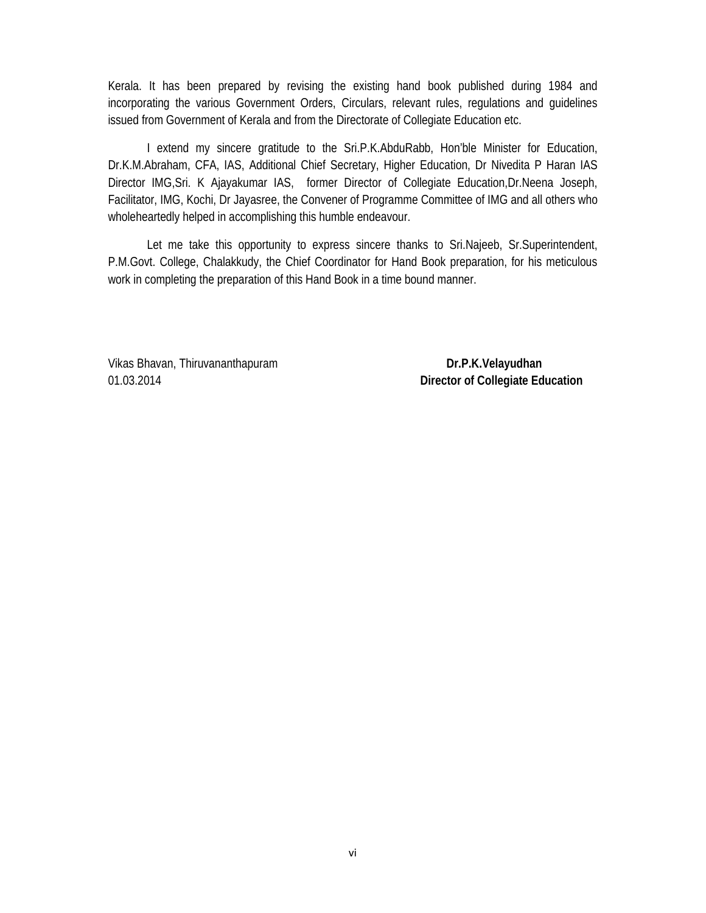Kerala. It has been prepared by revising the existing hand book published during 1984 and incorporating the various Government Orders, Circulars, relevant rules, regulations and guidelines issued from Government of Kerala and from the Directorate of Collegiate Education etc.

I extend my sincere gratitude to the Sri.P.K.AbduRabb, Hon'ble Minister for Education, Dr.K.M.Abraham, CFA, IAS, Additional Chief Secretary, Higher Education, Dr Nivedita P Haran IAS Director IMG,Sri. K Ajayakumar IAS, former Director of Collegiate Education,Dr.Neena Joseph, Facilitator, IMG, Kochi, Dr Jayasree, the Convener of Programme Committee of IMG and all others who wholeheartedly helped in accomplishing this humble endeavour.

Let me take this opportunity to express sincere thanks to Sri.Najeeb, Sr.Superintendent, P.M.Govt. College, Chalakkudy, the Chief Coordinator for Hand Book preparation, for his meticulous work in completing the preparation of this Hand Book in a time bound manner.

Vikas Bhavan, Thiruvananthapuram
01.03.2014

**Dr.P.K.Velayudhan**
**Director of Collegiate Education**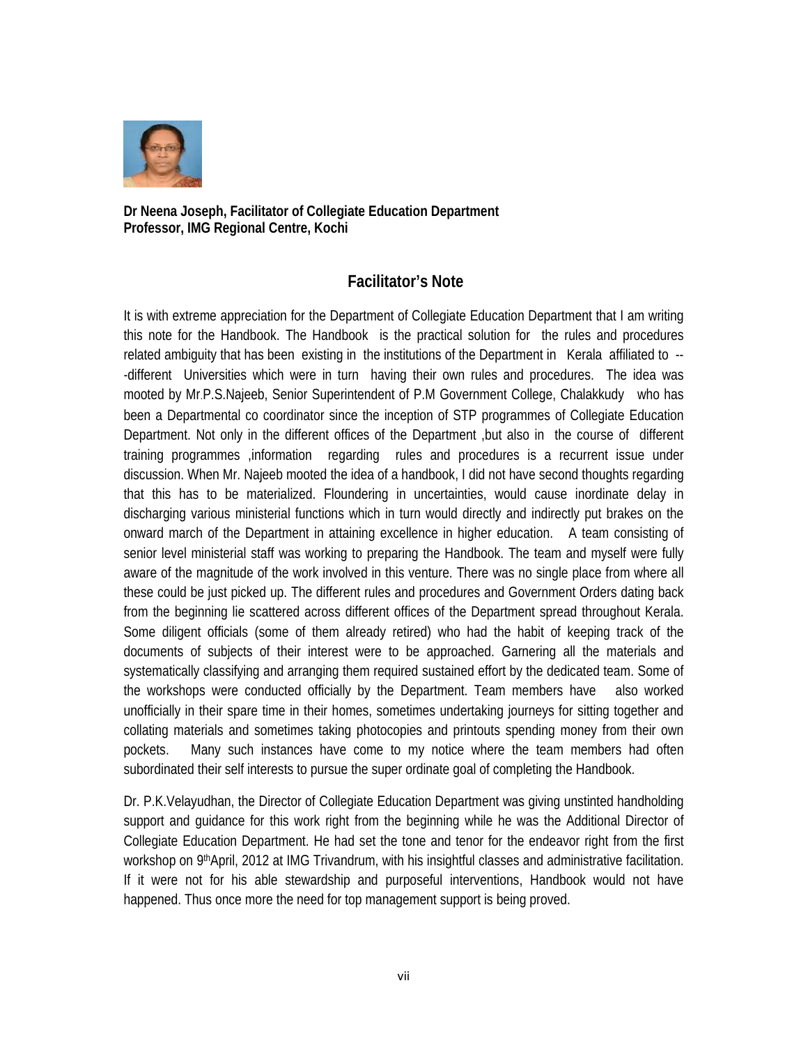**Dr Neena Joseph, Facilitator of Collegiate Education Department**
**Professor, IMG Regional Centre, Kochi**

## Facilitator's Note

It is with extreme appreciation for the Department of Collegiate Education Department that I am writing this note for the Handbook. The Handbook is the practical solution for the rules and procedures related ambiguity that has been existing in the institutions of the Department in Kerala affiliated to ---different Universities which were in turn having their own rules and procedures. The idea was mooted by Mr.P.S.Najeeb, Senior Superintendent of P.M Government College, Chalakkudy who has been a Departmental co coordinator since the inception of STP programmes of Collegiate Education Department. Not only in the different offices of the Department ,but also in the course of different training programmes ,information regarding rules and procedures is a recurrent issue under discussion. When Mr. Najeeb mooted the idea of a handbook, I did not have second thoughts regarding that this has to be materialized. Floundering in uncertainties, would cause inordinate delay in discharging various ministerial functions which in turn would directly and indirectly put brakes on the onward march of the Department in attaining excellence in higher education. A team consisting of senior level ministerial staff was working to preparing the Handbook. The team and myself were fully aware of the magnitude of the work involved in this venture. There was no single place from where all these could be just picked up. The different rules and procedures and Government Orders dating back from the beginning lie scattered across different offices of the Department spread throughout Kerala. Some diligent officials (some of them already retired) who had the habit of keeping track of the documents of subjects of their interest were to be approached. Garnering all the materials and systematically classifying and arranging them required sustained effort by the dedicated team. Some of the workshops were conducted officially by the Department. Team members have also worked unofficially in their spare time in their homes, sometimes undertaking journeys for sitting together and collating materials and sometimes taking photocopies and printouts spending money from their own pockets. Many such instances have come to my notice where the team members had often subordinated their self interests to pursue the super ordinate goal of completing the Handbook.

Dr. P.K.Velayudhan, the Director of Collegiate Education Department was giving unstinted handholding support and guidance for this work right from the beginning while he was the Additional Director of Collegiate Education Department. He had set the tone and tenor for the endeavor right from the first workshop on 9th April, 2012 at IMG Trivandrum, with his insightful classes and administrative facilitation. If it were not for his able stewardship and purposeful interventions, Handbook would not have happened. Thus once more the need for top management support is being proved.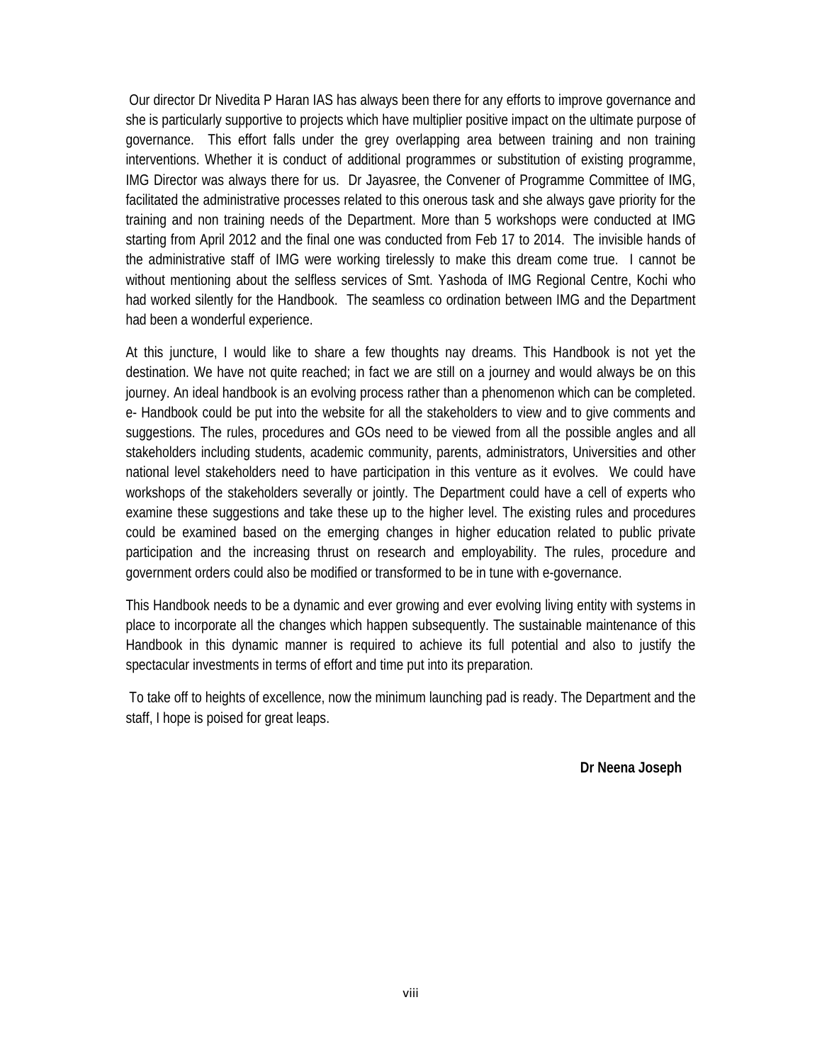Our director Dr Nivedita P Haran IAS has always been there for any efforts to improve governance and she is particularly supportive to projects which have multiplier positive impact on the ultimate purpose of governance. This effort falls under the grey overlapping area between training and non training interventions. Whether it is conduct of additional programmes or substitution of existing programme, IMG Director was always there for us. Dr Jayasree, the Convener of Programme Committee of IMG, facilitated the administrative processes related to this onerous task and she always gave priority for the training and non training needs of the Department. More than 5 workshops were conducted at IMG starting from April 2012 and the final one was conducted from Feb 17 to 2014. The invisible hands of the administrative staff of IMG were working tirelessly to make this dream come true. I cannot be without mentioning about the selfless services of Smt. Yashoda of IMG Regional Centre, Kochi who had worked silently for the Handbook. The seamless co ordination between IMG and the Department had been a wonderful experience.

At this juncture, I would like to share a few thoughts nay dreams. This Handbook is not yet the destination. We have not quite reached; in fact we are still on a journey and would always be on this journey. An ideal handbook is an evolving process rather than a phenomenon which can be completed. e- Handbook could be put into the website for all the stakeholders to view and to give comments and suggestions. The rules, procedures and GOs need to be viewed from all the possible angles and all stakeholders including students, academic community, parents, administrators, Universities and other national level stakeholders need to have participation in this venture as it evolves. We could have workshops of the stakeholders severally or jointly. The Department could have a cell of experts who examine these suggestions and take these up to the higher level. The existing rules and procedures could be examined based on the emerging changes in higher education related to public private participation and the increasing thrust on research and employability. The rules, procedure and government orders could also be modified or transformed to be in tune with e-governance.

This Handbook needs to be a dynamic and ever growing and ever evolving living entity with systems in place to incorporate all the changes which happen subsequently. The sustainable maintenance of this Handbook in this dynamic manner is required to achieve its full potential and also to justify the spectacular investments in terms of effort and time put into its preparation.

To take off to heights of excellence, now the minimum launching pad is ready. The Department and the staff, I hope is poised for great leaps.

**Dr Neena Joseph**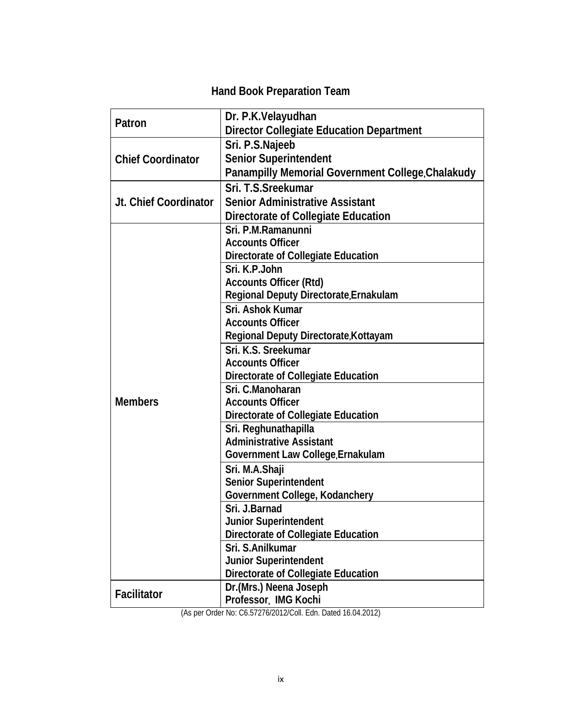# Hand Book Preparation Team

| | |
|---|---|
| **Patron** | **Dr. P.K.Velayudhan**<br>**Director Collegiate Education Department** |
| **Chief Coordinator** | **Sri. P.S.Najeeb**<br>**Senior Superintendent**<br>**Panampilly Memorial Government College,Chalakudy** |
| **Jt. Chief Coordinator** | **Sri. T.S.Sreekumar**<br>**Senior Administrative Assistant**<br>**Directorate of Collegiate Education** |
| **Members** | **Sri. P.M.Ramanunni**<br>**Accounts Officer**<br>**Directorate of Collegiate Education** |
| | **Sri. K.P.John**<br>**Accounts Officer (Rtd)**<br>**Regional Deputy Directorate,Ernakulam** |
| | **Sri. Ashok Kumar**<br>**Accounts Officer**<br>**Regional Deputy Directorate,Kottayam** |
| | **Sri. K.S. Sreekumar**<br>**Accounts Officer**<br>**Directorate of Collegiate Education** |
| | **Sri. C.Manoharan**<br>**Accounts Officer**<br>**Directorate of Collegiate Education** |
| | **Sri. Reghunathapilla**<br>**Administrative Assistant**<br>**Government Law College,Ernakulam** |
| | **Sri. M.A.Shaji**<br>**Senior Superintendent**<br>**Government College, Kodanchery** |
| | **Sri. J.Barnad**<br>**Junior Superintendent**<br>**Directorate of Collegiate Education** |
| | **Sri. S.Anilkumar**<br>**Junior Superintendent**<br>**Directorate of Collegiate Education** |
| **Facilitator** | **Dr.(Mrs.) Neena Joseph**<br>**Professor, IMG Kochi** |

(As per Order No: C6.57276/2012/Coll. Edn. Dated 16.04.2012)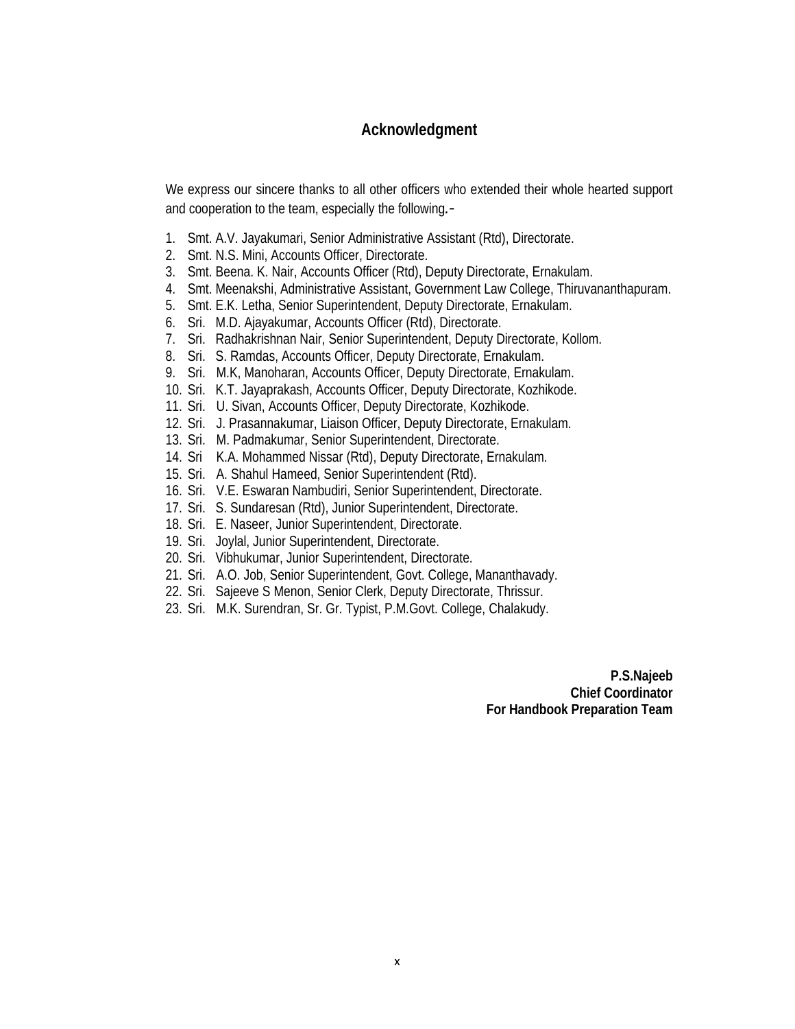## Acknowledgment

We express our sincere thanks to all other officers who extended their whole hearted support and cooperation to the team, especially the following.-

1. Smt. A.V. Jayakumari, Senior Administrative Assistant (Rtd), Directorate.
2. Smt. N.S. Mini, Accounts Officer, Directorate.
3. Smt. Beena. K. Nair, Accounts Officer (Rtd), Deputy Directorate, Ernakulam.
4. Smt. Meenakshi, Administrative Assistant, Government Law College, Thiruvananthapuram.
5. Smt. E.K. Letha, Senior Superintendent, Deputy Directorate, Ernakulam.
6. Sri. M.D. Ajayakumar, Accounts Officer (Rtd), Directorate.
7. Sri. Radhakrishnan Nair, Senior Superintendent, Deputy Directorate, Kollom.
8. Sri. S. Ramdas, Accounts Officer, Deputy Directorate, Ernakulam.
9. Sri. M.K, Manoharan, Accounts Officer, Deputy Directorate, Ernakulam.
10. Sri. K.T. Jayaprakash, Accounts Officer, Deputy Directorate, Kozhikode.
11. Sri. U. Sivan, Accounts Officer, Deputy Directorate, Kozhikode.
12. Sri. J. Prasannakumar, Liaison Officer, Deputy Directorate, Ernakulam.
13. Sri. M. Padmakumar, Senior Superintendent, Directorate.
14. Sri K.A. Mohammed Nissar (Rtd), Deputy Directorate, Ernakulam.
15. Sri. A. Shahul Hameed, Senior Superintendent (Rtd).
16. Sri. V.E. Eswaran Nambudiri, Senior Superintendent, Directorate.
17. Sri. S. Sundaresan (Rtd), Junior Superintendent, Directorate.
18. Sri. E. Naseer, Junior Superintendent, Directorate.
19. Sri. Joylal, Junior Superintendent, Directorate.
20. Sri. Vibhukumar, Junior Superintendent, Directorate.
21. Sri. A.O. Job, Senior Superintendent, Govt. College, Mananthavady.
22. Sri. Sajeeve S Menon, Senior Clerk, Deputy Directorate, Thrissur.
23. Sri. M.K. Surendran, Sr. Gr. Typist, P.M.Govt. College, Chalakudy.

**P.S.Najeeb**
**Chief Coordinator**
**For Handbook Preparation Team**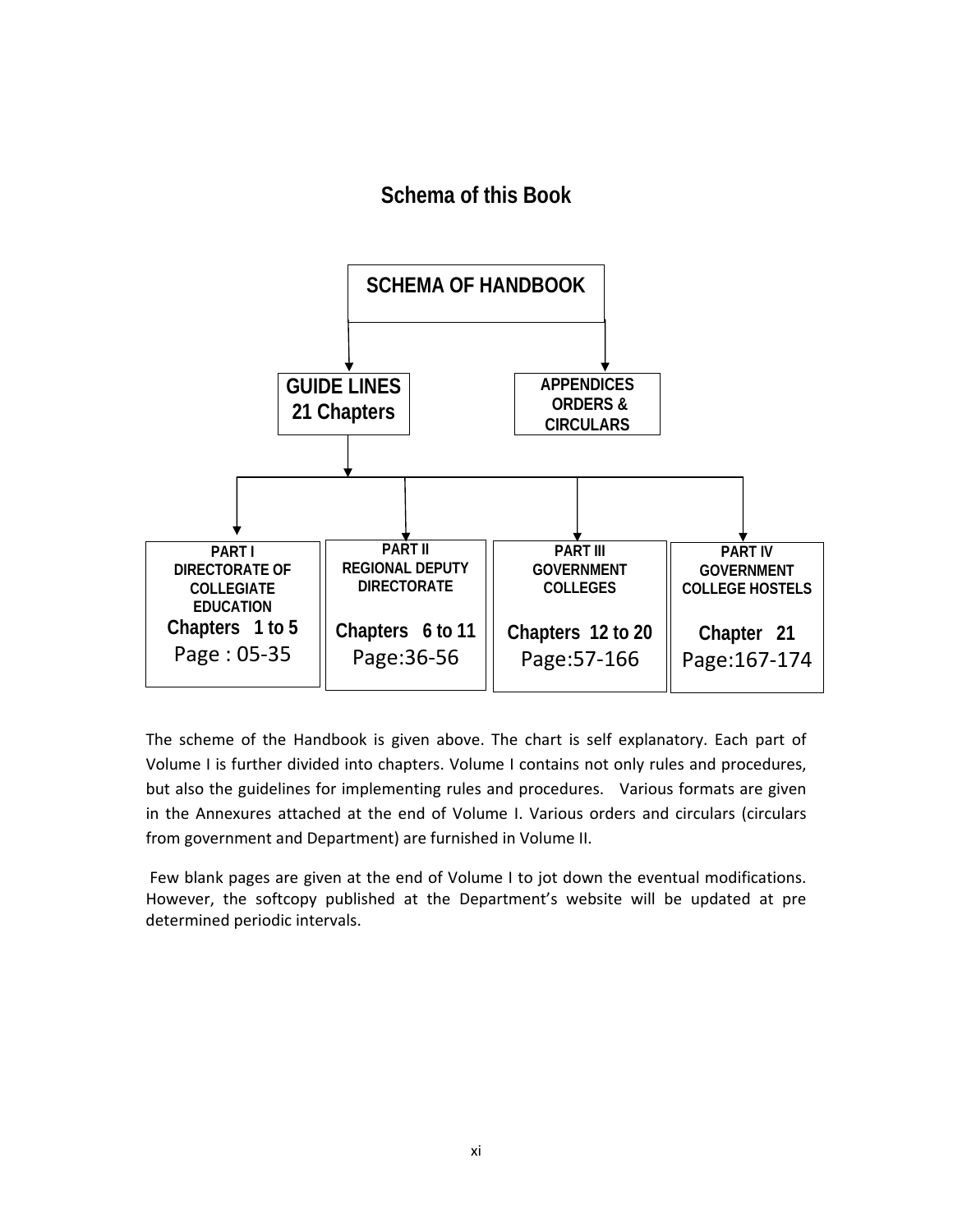# Schema of this Book

**SCHEMA OF HANDBOOK**

- **GUIDE LINES 21 Chapters**
  - **PART I DIRECTORATE OF COLLEGIATE EDUCATION** — Chapters 1 to 5, Page : 05-35
  - **PART II REGIONAL DEPUTY DIRECTORATE** — Chapters 6 to 11, Page:36-56
  - **PART III GOVERNMENT COLLEGES** — Chapters 12 to 20, Page:57-166
  - **PART IV GOVERNMENT COLLEGE HOSTELS** — Chapter 21, Page:167-174
- **APPENDICES ORDERS & CIRCULARS**

The scheme of the Handbook is given above. The chart is self explanatory. Each part of Volume I is further divided into chapters. Volume I contains not only rules and procedures, but also the guidelines for implementing rules and procedures. Various formats are given in the Annexures attached at the end of Volume I. Various orders and circulars (circulars from government and Department) are furnished in Volume II.

Few blank pages are given at the end of Volume I to jot down the eventual modifications. However, the softcopy published at the Department's website will be updated at pre determined periodic intervals.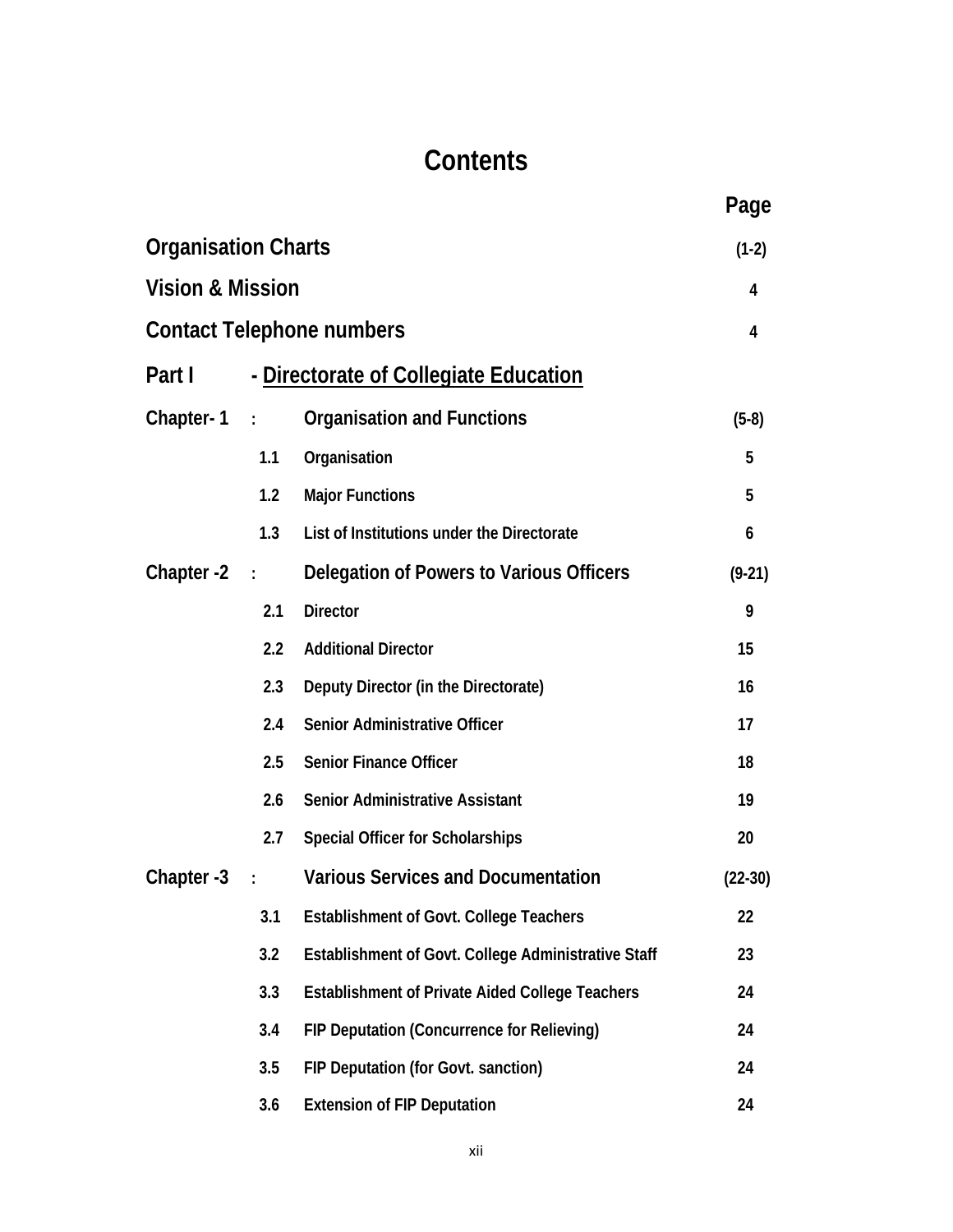# Contents

| | | | Page |
|---|---|---|---|
| **Organisation Charts** | | | (1-2) |
| **Vision & Mission** | | | 4 |
| **Contact Telephone numbers** | | | 4 |
| **Part I** | - **Directorate of Collegiate Education** | | |
| **Chapter- 1** | : | **Organisation and Functions** | (5-8) |
| | 1.1 | Organisation | 5 |
| | 1.2 | Major Functions | 5 |
| | 1.3 | List of Institutions under the Directorate | 6 |
| **Chapter -2** | : | **Delegation of Powers to Various Officers** | (9-21) |
| | 2.1 | Director | 9 |
| | 2.2 | Additional Director | 15 |
| | 2.3 | Deputy Director (in the Directorate) | 16 |
| | 2.4 | Senior Administrative Officer | 17 |
| | 2.5 | Senior Finance Officer | 18 |
| | 2.6 | Senior Administrative Assistant | 19 |
| | 2.7 | Special Officer for Scholarships | 20 |
| **Chapter -3** | : | **Various Services and Documentation** | (22-30) |
| | 3.1 | Establishment of Govt. College Teachers | 22 |
| | 3.2 | Establishment of Govt. College Administrative Staff | 23 |
| | 3.3 | Establishment of Private Aided College Teachers | 24 |
| | 3.4 | FIP Deputation (Concurrence for Relieving) | 24 |
| | 3.5 | FIP Deputation (for Govt. sanction) | 24 |
| | 3.6 | Extension of FIP Deputation | 24 |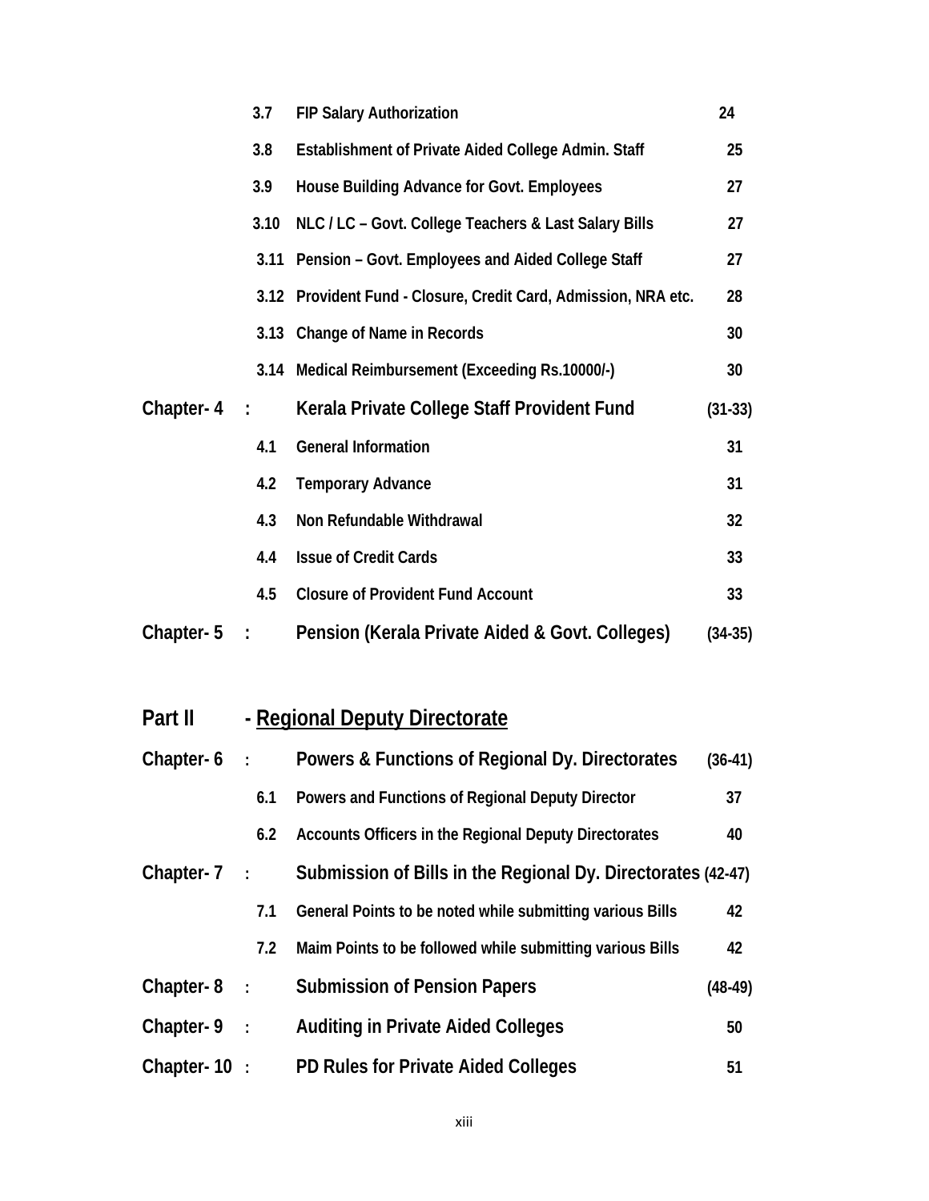| | | | |
|---|---|---|---|
| | 3.7 | FIP Salary Authorization | 24 |
| | 3.8 | Establishment of Private Aided College Admin. Staff | 25 |
| | 3.9 | House Building Advance for Govt. Employees | 27 |
| | 3.10 | NLC / LC – Govt. College Teachers & Last Salary Bills | 27 |
| | 3.11 | Pension – Govt. Employees and Aided College Staff | 27 |
| | 3.12 | Provident Fund - Closure, Credit Card, Admission, NRA etc. | 28 |
| | 3.13 | Change of Name in Records | 30 |
| | 3.14 | Medical Reimbursement (Exceeding Rs.10000/-) | 30 |
| **Chapter- 4** | **:** | **Kerala Private College Staff Provident Fund** | **(31-33)** |
| | 4.1 | General Information | 31 |
| | 4.2 | Temporary Advance | 31 |
| | 4.3 | Non Refundable Withdrawal | 32 |
| | 4.4 | Issue of Credit Cards | 33 |
| | 4.5 | Closure of Provident Fund Account | 33 |
| **Chapter- 5** | **:** | **Pension (Kerala Private Aided & Govt. Colleges)** | **(34-35)** |

## Part II - Regional Deputy Directorate

| | | | |
|---|---|---|---|
| **Chapter- 6** | **:** | **Powers & Functions of Regional Dy. Directorates** | **(36-41)** |
| | 6.1 | Powers and Functions of Regional Deputy Director | 37 |
| | 6.2 | Accounts Officers in the Regional Deputy Directorates | 40 |
| **Chapter- 7** | **:** | **Submission of Bills in the Regional Dy. Directorates** | **(42-47)** |
| | 7.1 | General Points to be noted while submitting various Bills | 42 |
| | 7.2 | Maim Points to be followed while submitting various Bills | 42 |
| **Chapter- 8** | **:** | **Submission of Pension Papers** | **(48-49)** |
| **Chapter- 9** | **:** | **Auditing in Private Aided Colleges** | **50** |
| **Chapter- 10** | **:** | **PD Rules for Private Aided Colleges** | **51** |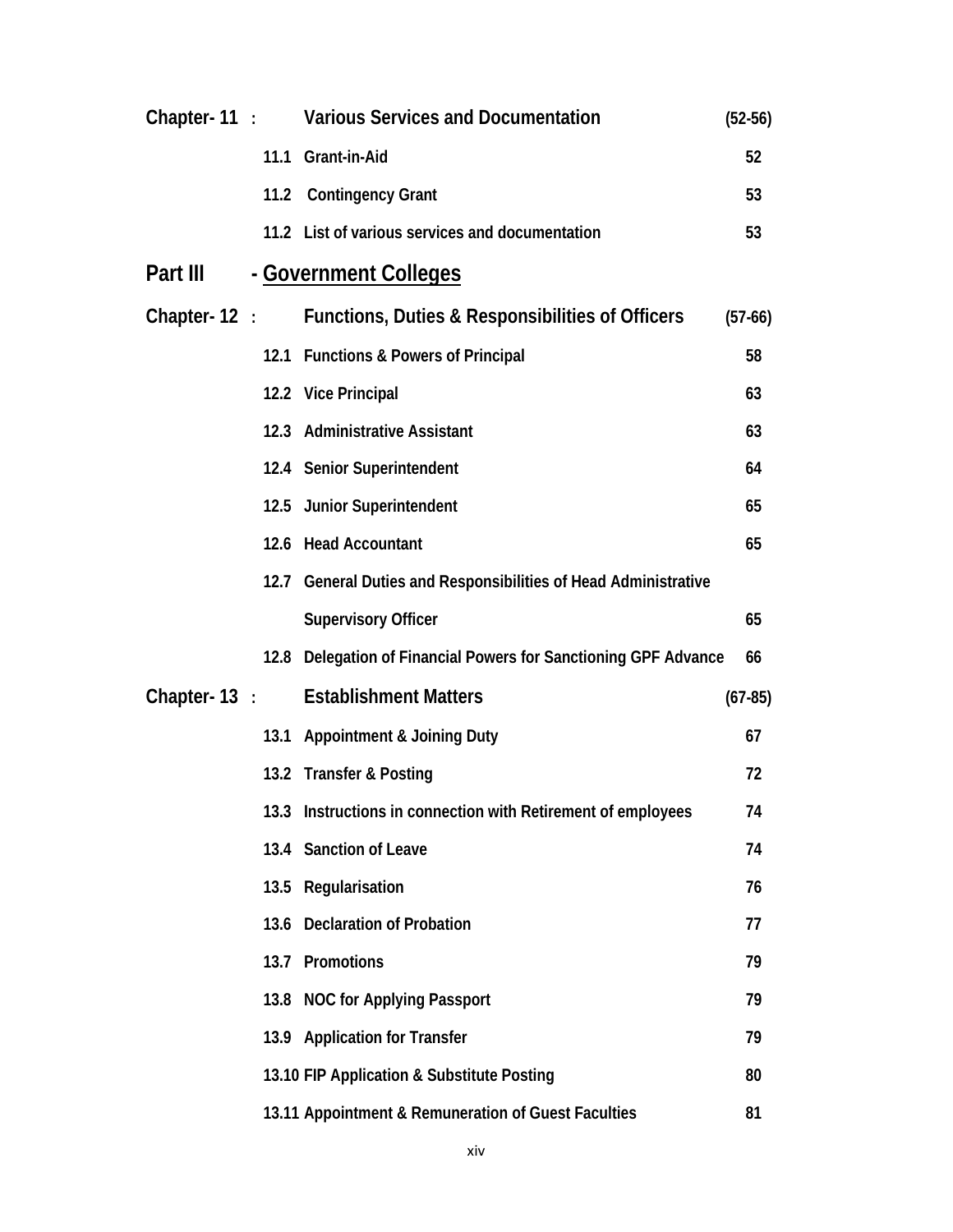| | | | |
|---|---|---|---|
| **Chapter- 11 :** | | **Various Services and Documentation** | **(52-56)** |
| | **11.1** | **Grant-in-Aid** | **52** |
| | **11.2** | **Contingency Grant** | **53** |
| | **11.2** | **List of various services and documentation** | **53** |

## Part III - Government Colleges

| | | | |
|---|---|---|---|
| **Chapter- 12 :** | | **Functions, Duties & Responsibilities of Officers** | **(57-66)** |
| | **12.1** | **Functions & Powers of Principal** | **58** |
| | **12.2** | **Vice Principal** | **63** |
| | **12.3** | **Administrative Assistant** | **63** |
| | **12.4** | **Senior Superintendent** | **64** |
| | **12.5** | **Junior Superintendent** | **65** |
| | **12.6** | **Head Accountant** | **65** |
| | **12.7** | **General Duties and Responsibilities of Head Administrative Supervisory Officer** | **65** |
| | **12.8** | **Delegation of Financial Powers for Sanctioning GPF Advance** | **66** |
| **Chapter- 13 :** | | **Establishment Matters** | **(67-85)** |
| | **13.1** | **Appointment & Joining Duty** | **67** |
| | **13.2** | **Transfer & Posting** | **72** |
| | **13.3** | **Instructions in connection with Retirement of employees** | **74** |
| | **13.4** | **Sanction of Leave** | **74** |
| | **13.5** | **Regularisation** | **76** |
| | **13.6** | **Declaration of Probation** | **77** |
| | **13.7** | **Promotions** | **79** |
| | **13.8** | **NOC for Applying Passport** | **79** |
| | **13.9** | **Application for Transfer** | **79** |
| | **13.10** | **FIP Application & Substitute Posting** | **80** |
| | **13.11** | **Appointment & Remuneration of Guest Faculties** | **81** |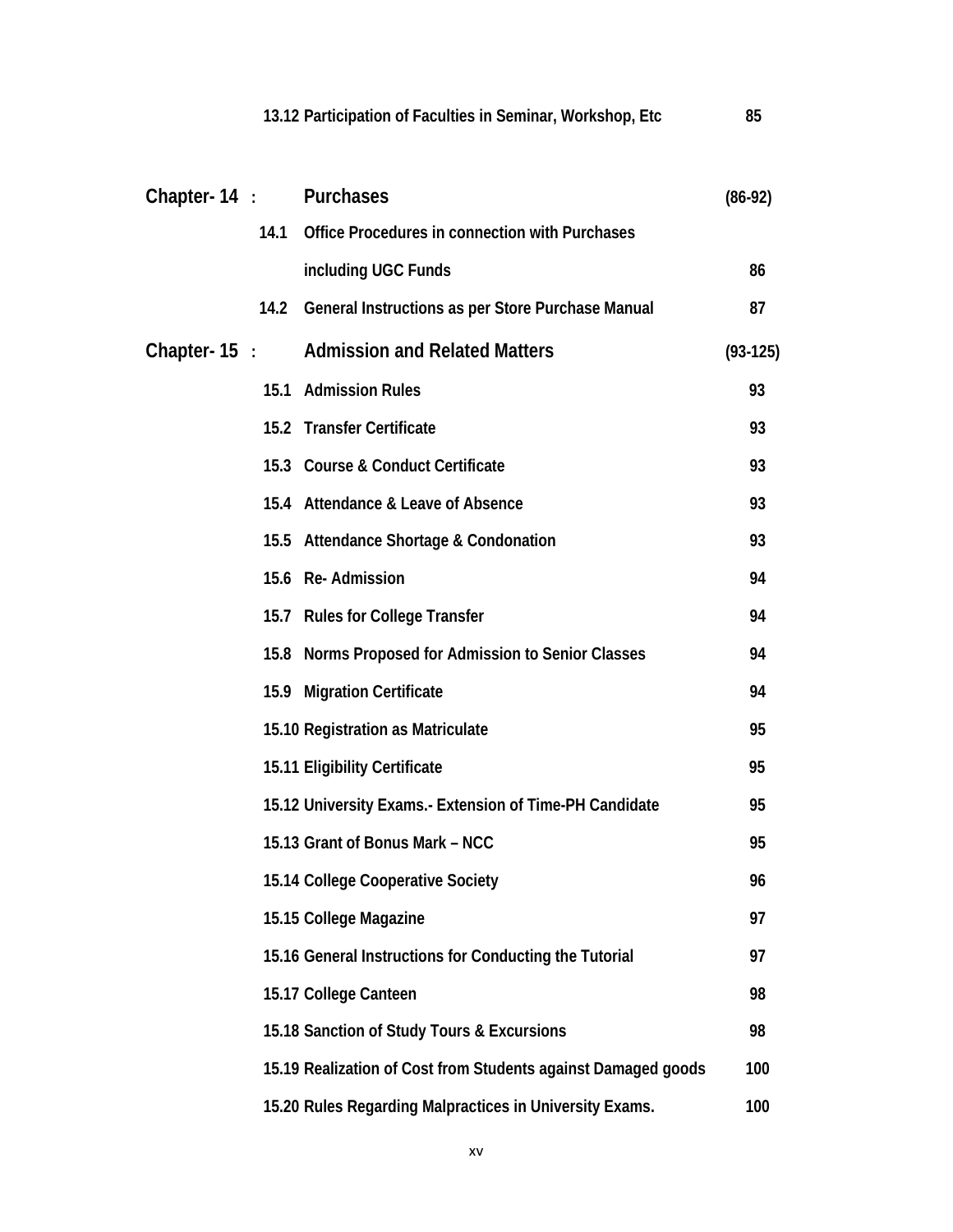| | | | |
|---|---|---|---|
| | 13.12 | Participation of Faculties in Seminar, Workshop, Etc | 85 |
| **Chapter- 14 :** | | **Purchases** | **(86-92)** |
| | 14.1 | Office Procedures in connection with Purchases including UGC Funds | 86 |
| | 14.2 | General Instructions as per Store Purchase Manual | 87 |
| **Chapter- 15 :** | | **Admission and Related Matters** | **(93-125)** |
| | 15.1 | Admission Rules | 93 |
| | 15.2 | Transfer Certificate | 93 |
| | 15.3 | Course & Conduct Certificate | 93 |
| | 15.4 | Attendance & Leave of Absence | 93 |
| | 15.5 | Attendance Shortage & Condonation | 93 |
| | 15.6 | Re- Admission | 94 |
| | 15.7 | Rules for College Transfer | 94 |
| | 15.8 | Norms Proposed for Admission to Senior Classes | 94 |
| | 15.9 | Migration Certificate | 94 |
| | 15.10 | Registration as Matriculate | 95 |
| | 15.11 | Eligibility Certificate | 95 |
| | 15.12 | University Exams.- Extension of Time-PH Candidate | 95 |
| | 15.13 | Grant of Bonus Mark – NCC | 95 |
| | 15.14 | College Cooperative Society | 96 |
| | 15.15 | College Magazine | 97 |
| | 15.16 | General Instructions for Conducting the Tutorial | 97 |
| | 15.17 | College Canteen | 98 |
| | 15.18 | Sanction of Study Tours & Excursions | 98 |
| | 15.19 | Realization of Cost from Students against Damaged goods | 100 |
| | 15.20 | Rules Regarding Malpractices in University Exams. | 100 |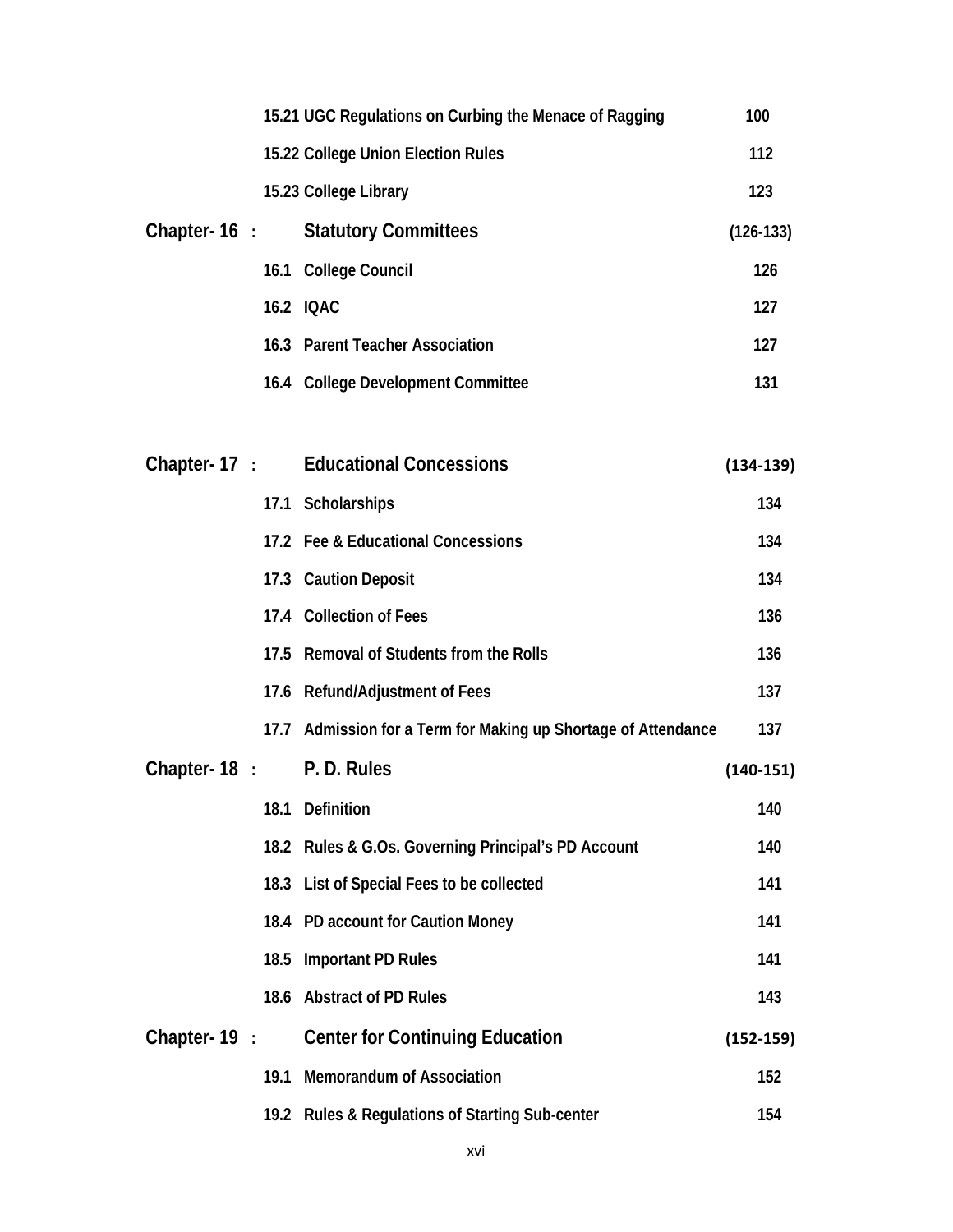| | | | |
|---|---|---|---|
| | 15.21 | UGC Regulations on Curbing the Menace of Ragging | 100 |
| | 15.22 | College Union Election Rules | 112 |
| | 15.23 | College Library | 123 |
| **Chapter- 16 :** | | **Statutory Committees** | **(126-133)** |
| | 16.1 | College Council | 126 |
| | 16.2 | IQAC | 127 |
| | 16.3 | Parent Teacher Association | 127 |
| | 16.4 | College Development Committee | 131 |
| **Chapter- 17 :** | | **Educational Concessions** | **(134-139)** |
| | 17.1 | Scholarships | 134 |
| | 17.2 | Fee & Educational Concessions | 134 |
| | 17.3 | Caution Deposit | 134 |
| | 17.4 | Collection of Fees | 136 |
| | 17.5 | Removal of Students from the Rolls | 136 |
| | 17.6 | Refund/Adjustment of Fees | 137 |
| | 17.7 | Admission for a Term for Making up Shortage of Attendance | 137 |
| **Chapter- 18 :** | | **P. D. Rules** | **(140-151)** |
| | 18.1 | Definition | 140 |
| | 18.2 | Rules & G.Os. Governing Principal's PD Account | 140 |
| | 18.3 | List of Special Fees to be collected | 141 |
| | 18.4 | PD account for Caution Money | 141 |
| | 18.5 | Important PD Rules | 141 |
| | 18.6 | Abstract of PD Rules | 143 |
| **Chapter- 19 :** | | **Center for Continuing Education** | **(152-159)** |
| | 19.1 | Memorandum of Association | 152 |
| | 19.2 | Rules & Regulations of Starting Sub-center | 154 |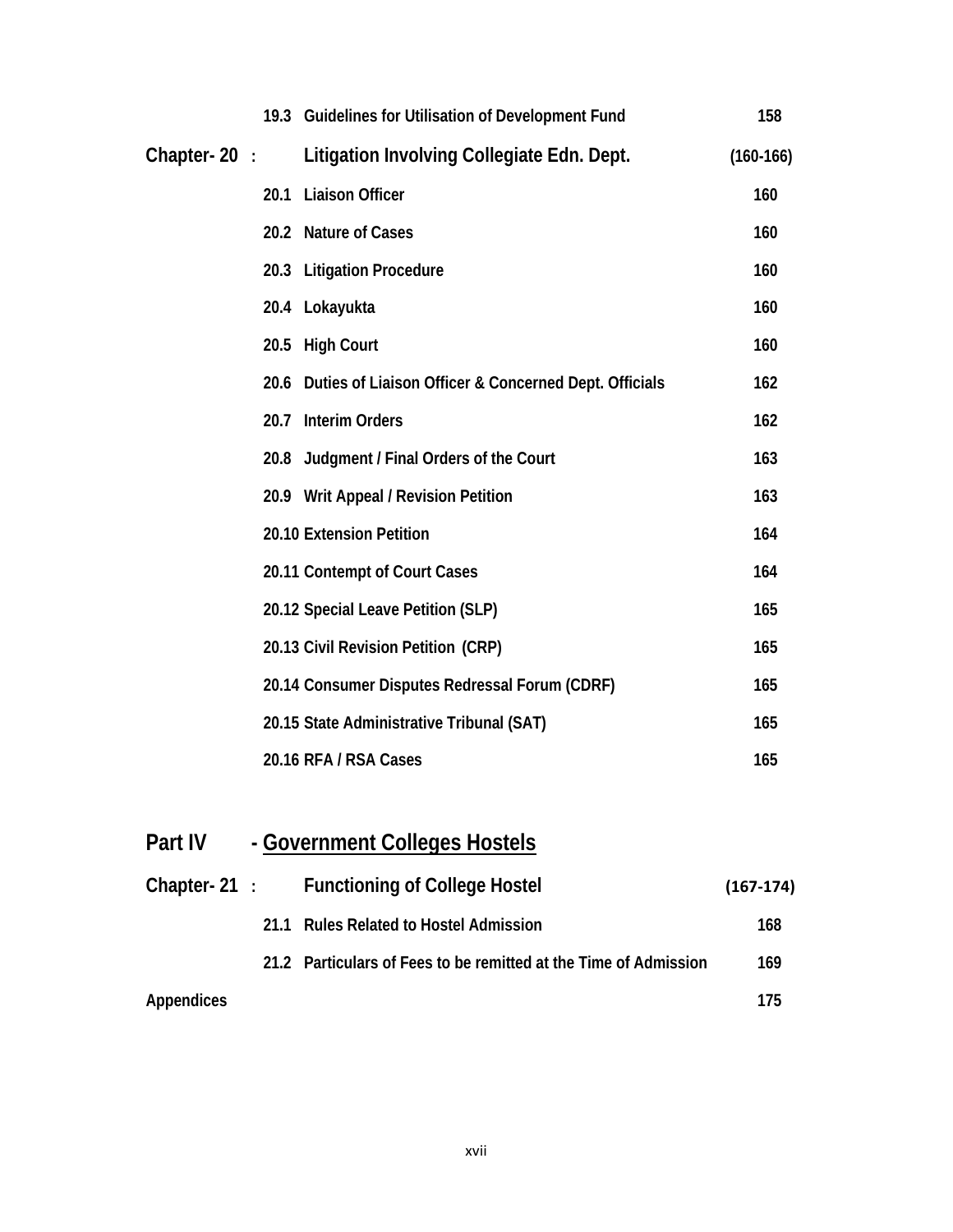| | | | |
|---|---|---|---|
| | 19.3 | Guidelines for Utilisation of Development Fund | 158 |
| **Chapter- 20 :** | | **Litigation Involving Collegiate Edn. Dept.** | (160-166) |
| | 20.1 | Liaison Officer | 160 |
| | 20.2 | Nature of Cases | 160 |
| | 20.3 | Litigation Procedure | 160 |
| | 20.4 | Lokayukta | 160 |
| | 20.5 | High Court | 160 |
| | 20.6 | Duties of Liaison Officer & Concerned Dept. Officials | 162 |
| | 20.7 | Interim Orders | 162 |
| | 20.8 | Judgment / Final Orders of the Court | 163 |
| | 20.9 | Writ Appeal / Revision Petition | 163 |
| | 20.10 | Extension Petition | 164 |
| | 20.11 | Contempt of Court Cases | 164 |
| | 20.12 | Special Leave Petition (SLP) | 165 |
| | 20.13 | Civil Revision Petition (CRP) | 165 |
| | 20.14 | Consumer Disputes Redressal Forum (CDRF) | 165 |
| | 20.15 | State Administrative Tribunal (SAT) | 165 |
| | 20.16 | RFA / RSA Cases | 165 |

## Part IV - Government Colleges Hostels

| | | | |
|---|---|---|---|
| **Chapter- 21 :** | | **Functioning of College Hostel** | (167-174) |
| | 21.1 | Rules Related to Hostel Admission | 168 |
| | 21.2 | Particulars of Fees to be remitted at the Time of Admission | 169 |
| Appendices | | | 175 |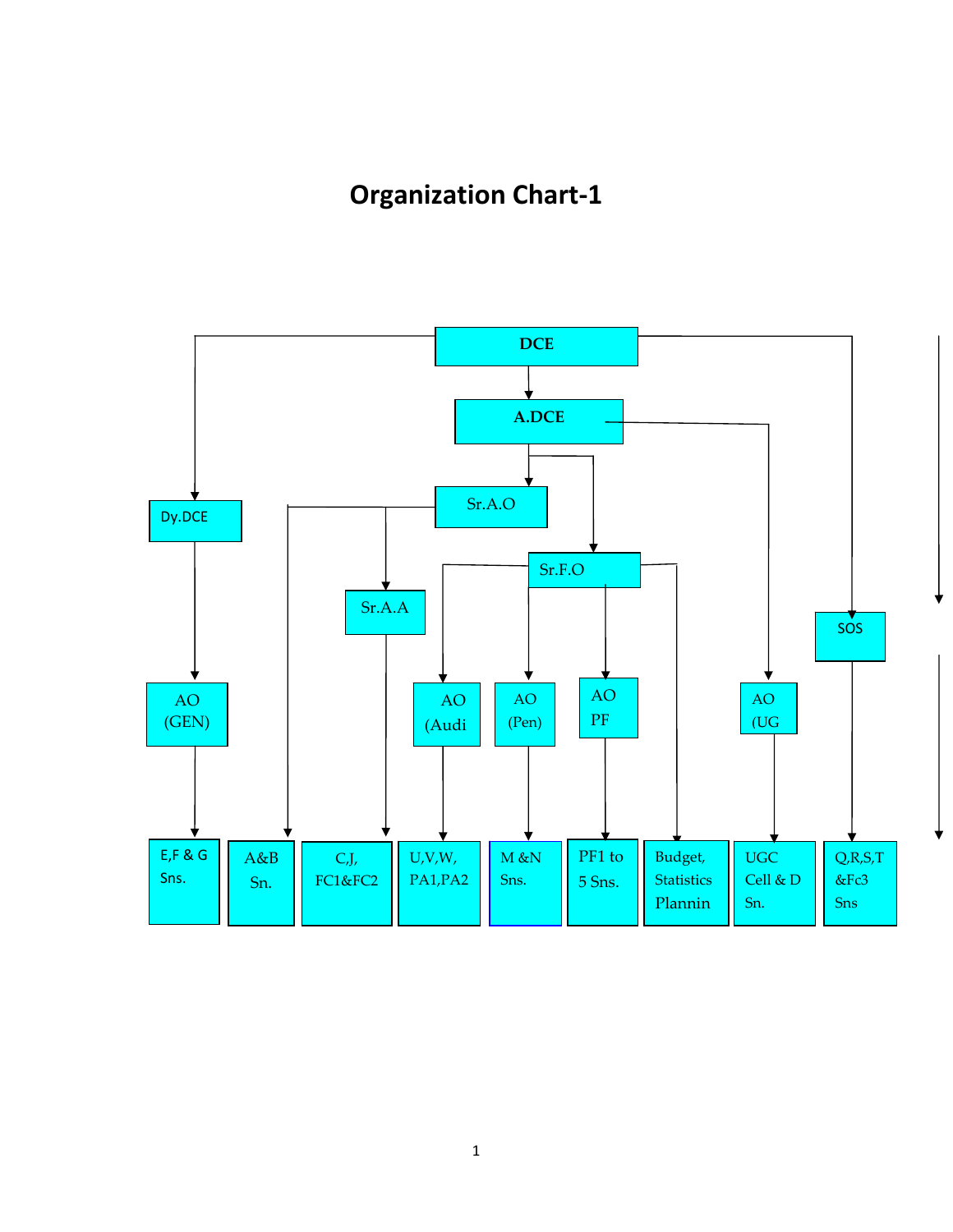# Organization Chart-1

- DCE
  - A.DCE
    - Sr.A.O
      - A&B Sn.
      - Sr.A.A
        - C,J, FC1&FC2
    - Sr.F.O
      - AO (Audi
        - U,V,W, PA1,PA2
      - AO (Pen)
        - M &N Sns.
      - AO PF
        - PF1 to 5 Sns.
      - Budget, Statistics Plannin
    - AO (UG
      - UGC Cell & D Sn.
  - Dy.DCE
    - AO (GEN)
      - E,F & G Sns.
  - SOS
    - Q,R,S,T &Fc3 Sns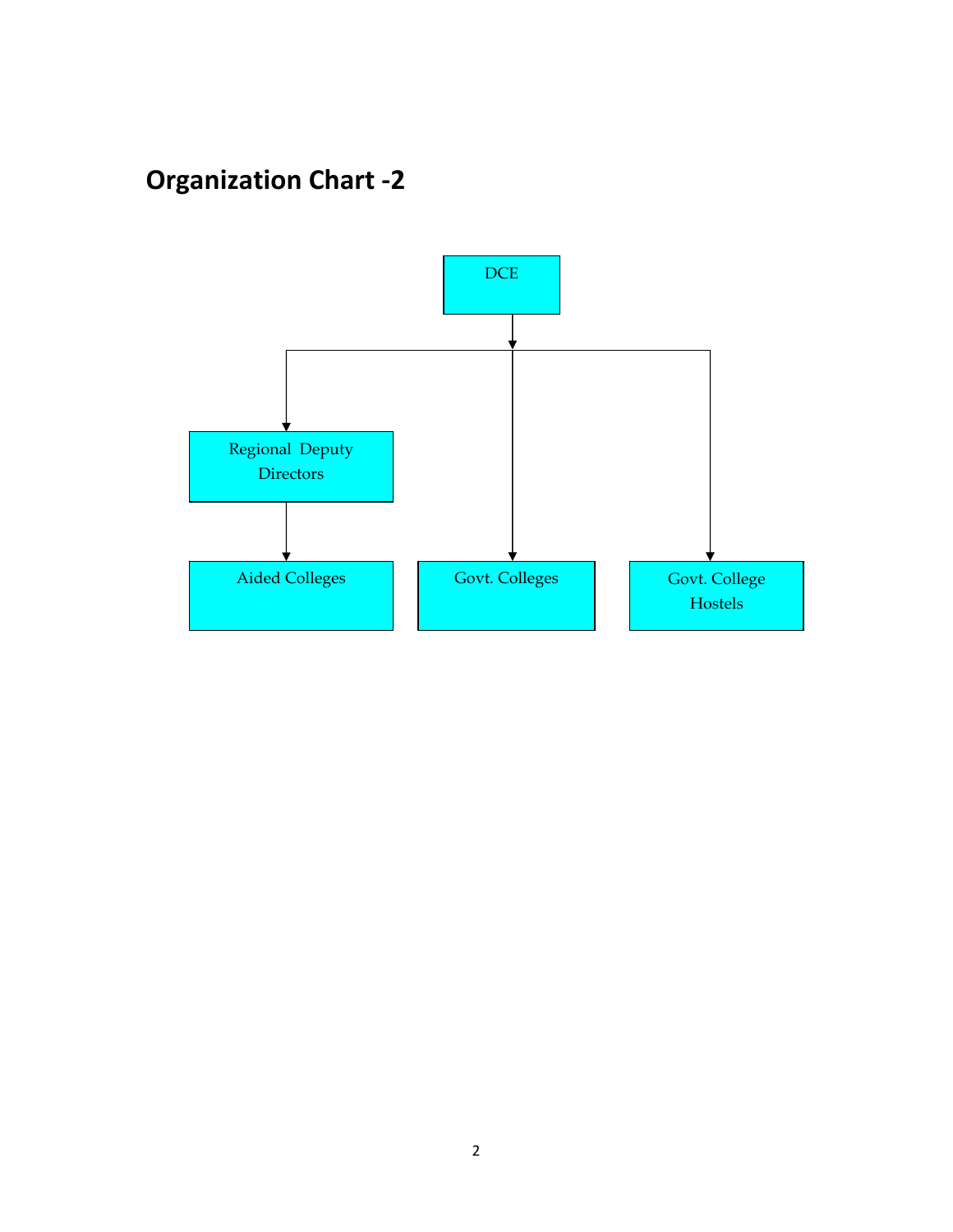## Organization Chart -2

DCE

Regional Deputy Directors

Aided Colleges

Govt. Colleges

Govt. College Hostels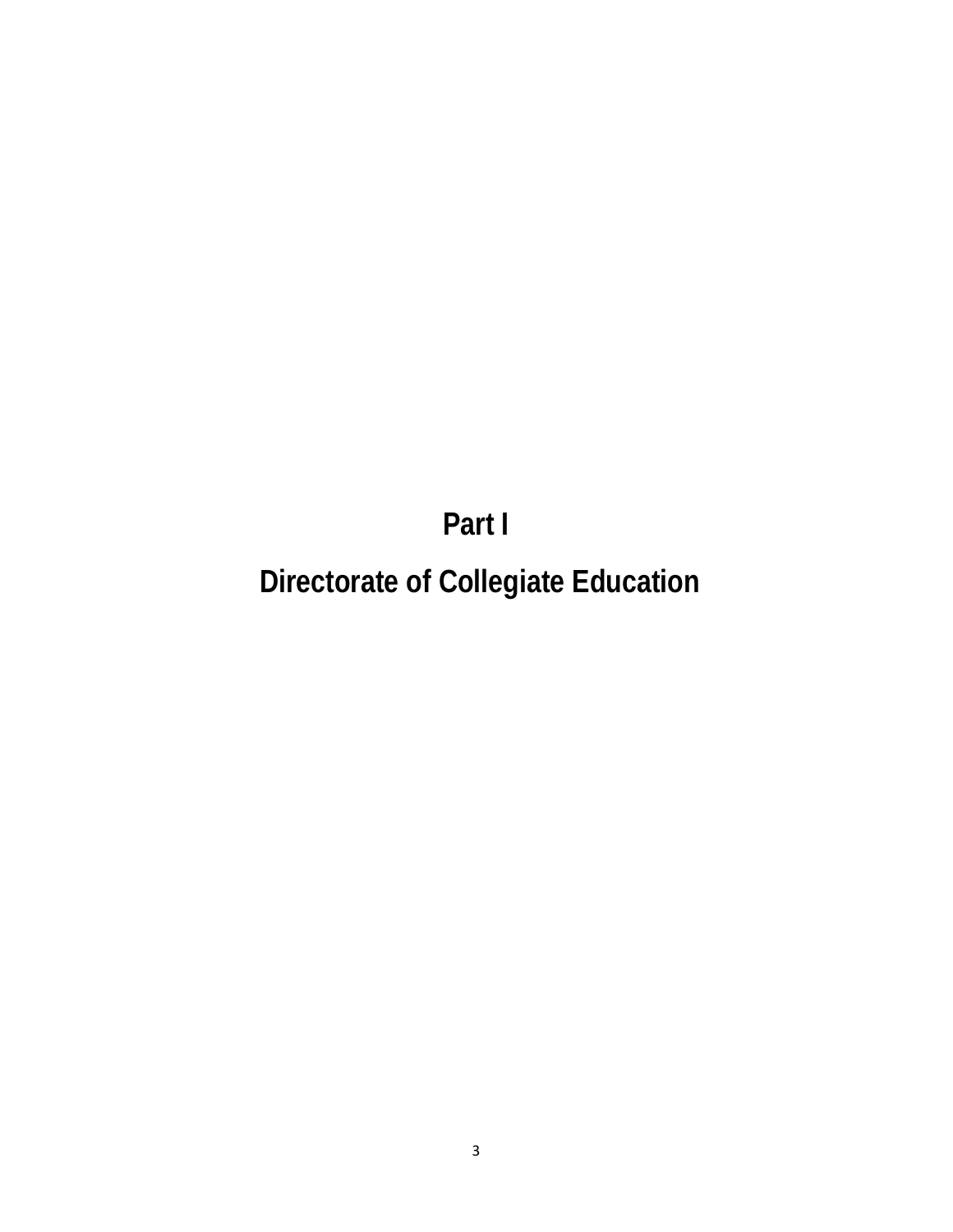# Part I

# Directorate of Collegiate Education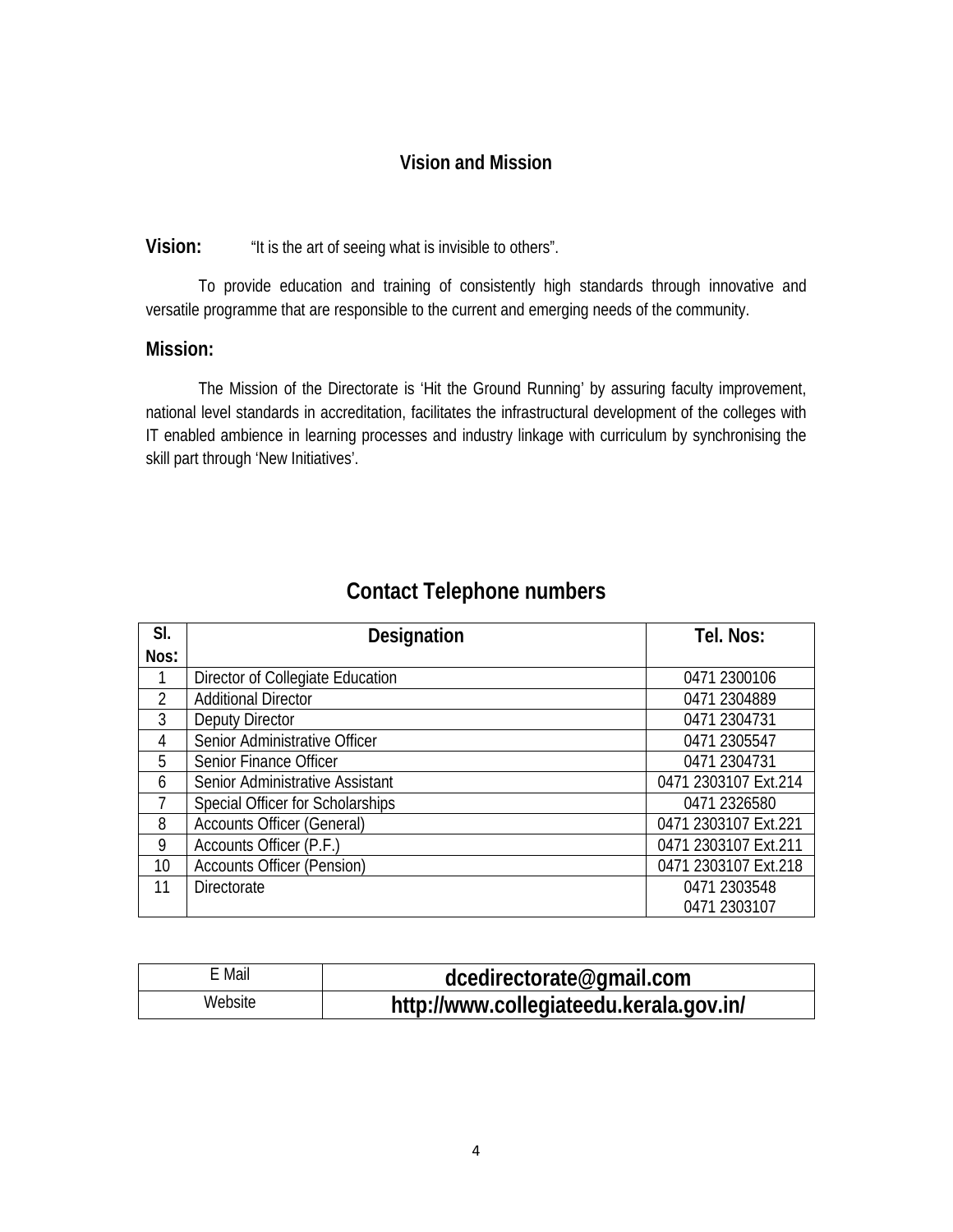## Vision and Mission

**Vision:** "It is the art of seeing what is invisible to others".

To provide education and training of consistently high standards through innovative and versatile programme that are responsible to the current and emerging needs of the community.

**Mission:**

The Mission of the Directorate is 'Hit the Ground Running' by assuring faculty improvement, national level standards in accreditation, facilitates the infrastructural development of the colleges with IT enabled ambience in learning processes and industry linkage with curriculum by synchronising the skill part through 'New Initiatives'.

## Contact Telephone numbers

| Sl. Nos: | Designation | Tel. Nos: |
|---|---|---|
| 1 | Director of Collegiate Education | 0471 2300106 |
| 2 | Additional Director | 0471 2304889 |
| 3 | Deputy Director | 0471 2304731 |
| 4 | Senior Administrative Officer | 0471 2305547 |
| 5 | Senior Finance Officer | 0471 2304731 |
| 6 | Senior Administrative Assistant | 0471 2303107 Ext.214 |
| 7 | Special Officer for Scholarships | 0471 2326580 |
| 8 | Accounts Officer (General) | 0471 2303107 Ext.221 |
| 9 | Accounts Officer (P.F.) | 0471 2303107 Ext.211 |
| 10 | Accounts Officer (Pension) | 0471 2303107 Ext.218 |
| 11 | Directorate | 0471 2303548<br>0471 2303107 |

| E Mail | **dcedirectorate@gmail.com** |
|---|---|
| Website | **http://www.collegiateedu.kerala.gov.in/** |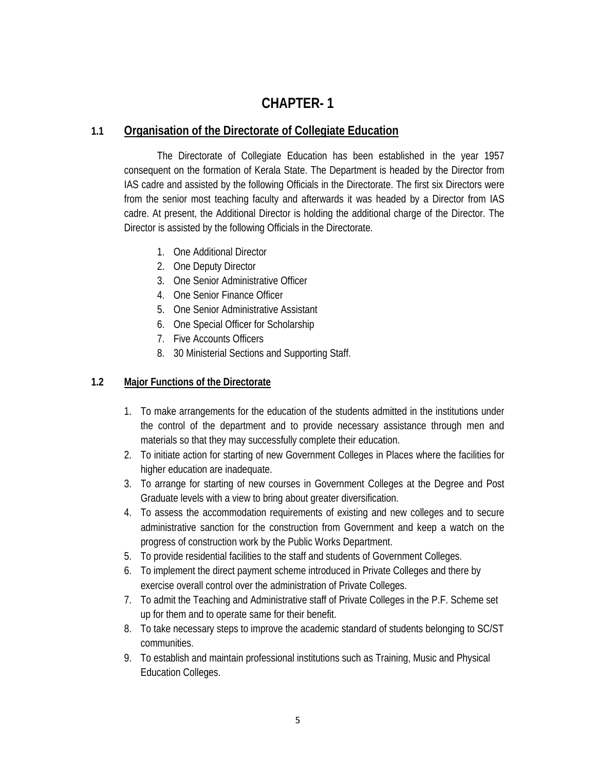# CHAPTER- 1

## 1.1 Organisation of the Directorate of Collegiate Education

The Directorate of Collegiate Education has been established in the year 1957 consequent on the formation of Kerala State. The Department is headed by the Director from IAS cadre and assisted by the following Officials in the Directorate. The first six Directors were from the senior most teaching faculty and afterwards it was headed by a Director from IAS cadre. At present, the Additional Director is holding the additional charge of the Director. The Director is assisted by the following Officials in the Directorate.

1. One Additional Director
2. One Deputy Director
3. One Senior Administrative Officer
4. One Senior Finance Officer
5. One Senior Administrative Assistant
6. One Special Officer for Scholarship
7. Five Accounts Officers
8. 30 Ministerial Sections and Supporting Staff.

## 1.2 Major Functions of the Directorate

1. To make arrangements for the education of the students admitted in the institutions under the control of the department and to provide necessary assistance through men and materials so that they may successfully complete their education.
2. To initiate action for starting of new Government Colleges in Places where the facilities for higher education are inadequate.
3. To arrange for starting of new courses in Government Colleges at the Degree and Post Graduate levels with a view to bring about greater diversification.
4. To assess the accommodation requirements of existing and new colleges and to secure administrative sanction for the construction from Government and keep a watch on the progress of construction work by the Public Works Department.
5. To provide residential facilities to the staff and students of Government Colleges.
6. To implement the direct payment scheme introduced in Private Colleges and there by exercise overall control over the administration of Private Colleges.
7. To admit the Teaching and Administrative staff of Private Colleges in the P.F. Scheme set up for them and to operate same for their benefit.
8. To take necessary steps to improve the academic standard of students belonging to SC/ST communities.
9. To establish and maintain professional institutions such as Training, Music and Physical Education Colleges.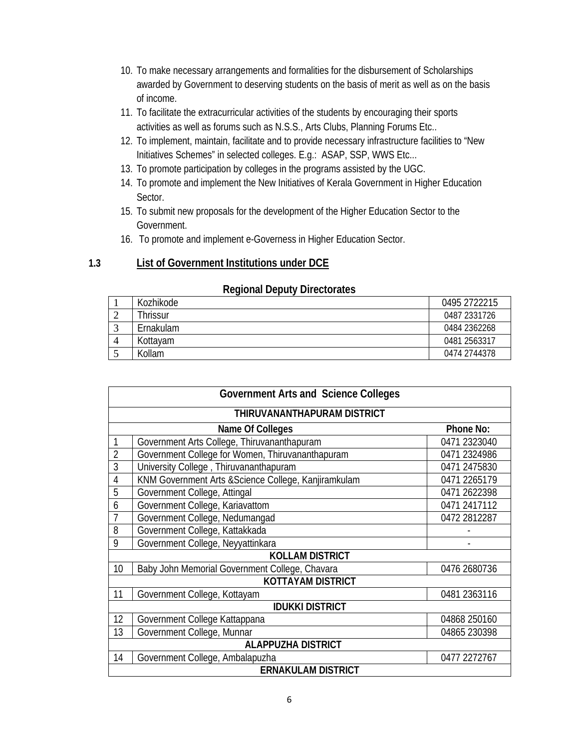10. To make necessary arrangements and formalities for the disbursement of Scholarships awarded by Government to deserving students on the basis of merit as well as on the basis of income.
11. To facilitate the extracurricular activities of the students by encouraging their sports activities as well as forums such as N.S.S., Arts Clubs, Planning Forums Etc..
12. To implement, maintain, facilitate and to provide necessary infrastructure facilities to "New Initiatives Schemes" in selected colleges. E.g.: ASAP, SSP, WWS Etc...
13. To promote participation by colleges in the programs assisted by the UGC.
14. To promote and implement the New Initiatives of Kerala Government in Higher Education Sector.
15. To submit new proposals for the development of the Higher Education Sector to the Government.
16. To promote and implement e-Governess in Higher Education Sector.

## 1.3 List of Government Institutions under DCE

**Regional Deputy Directorates**

| | | |
|---|---|---|
| 1 | Kozhikode | 0495 2722215 |
| 2 | Thrissur | 0487 2331726 |
| 3 | Ernakulam | 0484 2362268 |
| 4 | Kottayam | 0481 2563317 |
| 5 | Kollam | 0474 2744378 |

| Government Arts and Science Colleges | | |
|---|---|---|
| **THIRUVANANTHAPURAM DISTRICT** | | |
| | **Name Of Colleges** | **Phone No:** |
| 1 | Government Arts College, Thiruvananthapuram | 0471 2323040 |
| 2 | Government College for Women, Thiruvananthapuram | 0471 2324986 |
| 3 | University College , Thiruvananthapuram | 0471 2475830 |
| 4 | KNM Government Arts &Science College, Kanjiramkulam | 0471 2265179 |
| 5 | Government College, Attingal | 0471 2622398 |
| 6 | Government College, Kariavattom | 0471 2417112 |
| 7 | Government College, Nedumangad | 0472 2812287 |
| 8 | Government College, Kattakkada | - |
| 9 | Government College, Neyyattinkara | - |
| **KOLLAM DISTRICT** | | |
| 10 | Baby John Memorial Government College, Chavara | 0476 2680736 |
| **KOTTAYAM DISTRICT** | | |
| 11 | Government College, Kottayam | 0481 2363116 |
| **IDUKKI DISTRICT** | | |
| 12 | Government College Kattappana | 04868 250160 |
| 13 | Government College, Munnar | 04865 230398 |
| **ALAPPUZHA DISTRICT** | | |
| 14 | Government College, Ambalapuzha | 0477 2272767 |
| **ERNAKULAM DISTRICT** | | |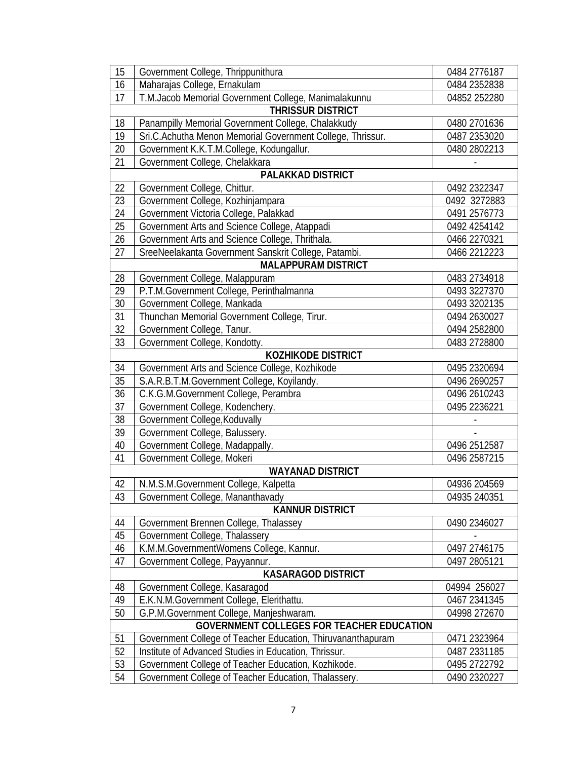| 15 | Government College, Thrippunithura | 0484 2776187 |
|---|---|---|
| 16 | Maharajas College, Ernakulam | 0484 2352838 |
| 17 | T.M.Jacob Memorial Government College, Manimalakunnu | 04852 252280 |
| **THRISSUR DISTRICT** | | |
| 18 | Panampilly Memorial Government College, Chalakkudy | 0480 2701636 |
| 19 | Sri.C.Achutha Menon Memorial Government College, Thrissur. | 0487 2353020 |
| 20 | Government K.K.T.M.College, Kodungallur. | 0480 2802213 |
| 21 | Government College, Chelakkara | - |
| **PALAKKAD DISTRICT** | | |
| 22 | Government College, Chittur. | 0492 2322347 |
| 23 | Government College, Kozhinjampara | 0492 3272883 |
| 24 | Government Victoria College, Palakkad | 0491 2576773 |
| 25 | Government Arts and Science College, Atappadi | 0492 4254142 |
| 26 | Government Arts and Science College, Thrithala. | 0466 2270321 |
| 27 | SreeNeelakanta Government Sanskrit College, Patambi. | 0466 2212223 |
| **MALAPPURAM DISTRICT** | | |
| 28 | Government College, Malappuram | 0483 2734918 |
| 29 | P.T.M.Government College, Perinthalmanna | 0493 3227370 |
| 30 | Government College, Mankada | 0493 3202135 |
| 31 | Thunchan Memorial Government College, Tirur. | 0494 2630027 |
| 32 | Government College, Tanur. | 0494 2582800 |
| 33 | Government College, Kondotty. | 0483 2728800 |
| **KOZHIKODE DISTRICT** | | |
| 34 | Government Arts and Science College, Kozhikode | 0495 2320694 |
| 35 | S.A.R.B.T.M.Government College, Koyilandy. | 0496 2690257 |
| 36 | C.K.G.M.Government College, Perambra | 0496 2610243 |
| 37 | Government College, Kodenchery. | 0495 2236221 |
| 38 | Government College,Koduvally | - |
| 39 | Government College, Balussery. | - |
| 40 | Government College, Madappally. | 0496 2512587 |
| 41 | Government College, Mokeri | 0496 2587215 |
| **WAYANAD DISTRICT** | | |
| 42 | N.M.S.M.Government College, Kalpetta | 04936 204569 |
| 43 | Government College, Mananthavady | 04935 240351 |
| **KANNUR DISTRICT** | | |
| 44 | Government Brennen College, Thalassey | 0490 2346027 |
| 45 | Government College, Thalassery | - |
| 46 | K.M.M.GovernmentWomens College, Kannur. | 0497 2746175 |
| 47 | Government College, Payyannur. | 0497 2805121 |
| **KASARAGOD DISTRICT** | | |
| 48 | Government College, Kasaragod | 04994 256027 |
| 49 | E.K.N.M.Government College, Elerithattu. | 0467 2341345 |
| 50 | G.P.M.Government College, Manjeshwaram. | 04998 272670 |
| **GOVERNMENT COLLEGES FOR TEACHER EDUCATION** | | |
| 51 | Government College of Teacher Education, Thiruvananthapuram | 0471 2323964 |
| 52 | Institute of Advanced Studies in Education, Thrissur. | 0487 2331185 |
| 53 | Government College of Teacher Education, Kozhikode. | 0495 2722792 |
| 54 | Government College of Teacher Education, Thalassery. | 0490 2320227 |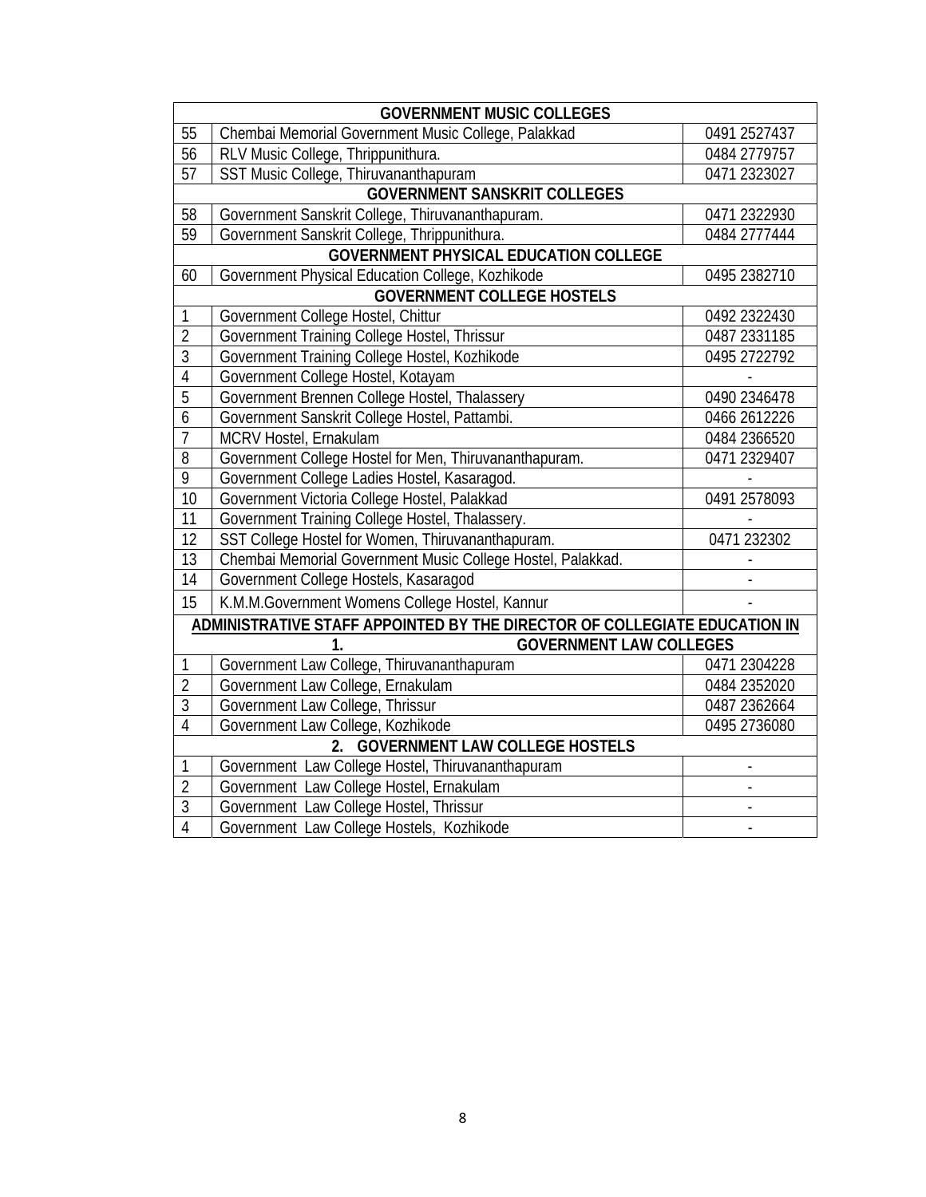| | GOVERNMENT MUSIC COLLEGES | |
|---|---|---|
| 55 | Chembai Memorial Government Music College, Palakkad | 0491 2527437 |
| 56 | RLV Music College, Thrippunithura. | 0484 2779757 |
| 57 | SST Music College, Thiruvananthapuram | 0471 2323027 |
| | **GOVERNMENT SANSKRIT COLLEGES** | |
| 58 | Government Sanskrit College, Thiruvananthapuram. | 0471 2322930 |
| 59 | Government Sanskrit College, Thrippunithura. | 0484 2777444 |
| | **GOVERNMENT PHYSICAL EDUCATION COLLEGE** | |
| 60 | Government Physical Education College, Kozhikode | 0495 2382710 |
| | **GOVERNMENT COLLEGE HOSTELS** | |
| 1 | Government College Hostel, Chittur | 0492 2322430 |
| 2 | Government Training College Hostel, Thrissur | 0487 2331185 |
| 3 | Government Training College Hostel, Kozhikode | 0495 2722792 |
| 4 | Government College Hostel, Kotayam | - |
| 5 | Government Brennen College Hostel, Thalassery | 0490 2346478 |
| 6 | Government Sanskrit College Hostel, Pattambi. | 0466 2612226 |
| 7 | MCRV Hostel, Ernakulam | 0484 2366520 |
| 8 | Government College Hostel for Men, Thiruvananthapuram. | 0471 2329407 |
| 9 | Government College Ladies Hostel, Kasaragod. | - |
| 10 | Government Victoria College Hostel, Palakkad | 0491 2578093 |
| 11 | Government Training College Hostel, Thalassery. | - |
| 12 | SST College Hostel for Women, Thiruvananthapuram. | 0471 232302 |
| 13 | Chembai Memorial Government Music College Hostel, Palakkad. | - |
| 14 | Government College Hostels, Kasaragod | - |
| 15 | K.M.M.Government Womens College Hostel, Kannur | - |
| | **ADMINISTRATIVE STAFF APPOINTED BY THE DIRECTOR OF COLLEGIATE EDUCATION IN** | |
| | **1. GOVERNMENT LAW COLLEGES** | |
| 1 | Government Law College, Thiruvananthapuram | 0471 2304228 |
| 2 | Government Law College, Ernakulam | 0484 2352020 |
| 3 | Government Law College, Thrissur | 0487 2362664 |
| 4 | Government Law College, Kozhikode | 0495 2736080 |
| | **2. GOVERNMENT LAW COLLEGE HOSTELS** | |
| 1 | Government Law College Hostel, Thiruvananthapuram | - |
| 2 | Government Law College Hostel, Ernakulam | - |
| 3 | Government Law College Hostel, Thrissur | - |
| 4 | Government Law College Hostels, Kozhikode | - |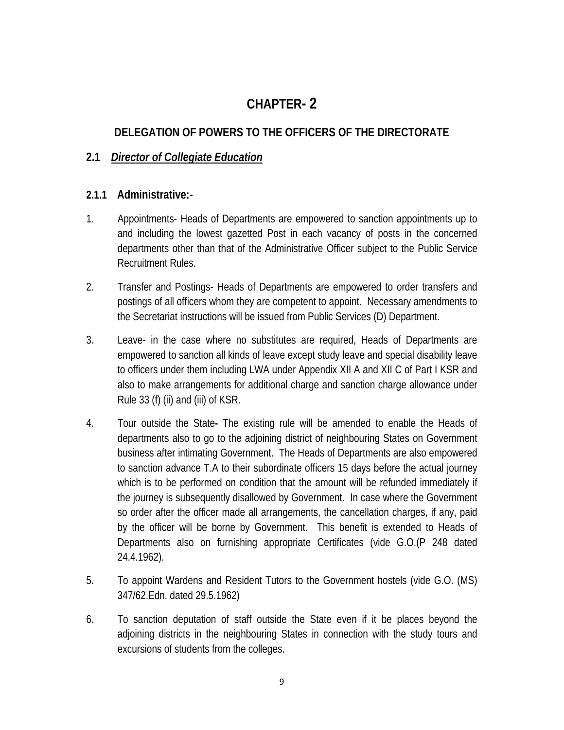# CHAPTER- 2

## DELEGATION OF POWERS TO THE OFFICERS OF THE DIRECTORATE

### 2.1 *Director of Collegiate Education*

#### 2.1.1 Administrative:-

1. Appointments- Heads of Departments are empowered to sanction appointments up to and including the lowest gazetted Post in each vacancy of posts in the concerned departments other than that of the Administrative Officer subject to the Public Service Recruitment Rules.

2. Transfer and Postings- Heads of Departments are empowered to order transfers and postings of all officers whom they are competent to appoint. Necessary amendments to the Secretariat instructions will be issued from Public Services (D) Department.

3. Leave- in the case where no substitutes are required, Heads of Departments are empowered to sanction all kinds of leave except study leave and special disability leave to officers under them including LWA under Appendix XII A and XII C of Part I KSR and also to make arrangements for additional charge and sanction charge allowance under Rule 33 (f) (ii) and (iii) of KSR.

4. Tour outside the State**-** The existing rule will be amended to enable the Heads of departments also to go to the adjoining district of neighbouring States on Government business after intimating Government. The Heads of Departments are also empowered to sanction advance T.A to their subordinate officers 15 days before the actual journey which is to be performed on condition that the amount will be refunded immediately if the journey is subsequently disallowed by Government. In case where the Government so order after the officer made all arrangements, the cancellation charges, if any, paid by the officer will be borne by Government. This benefit is extended to Heads of Departments also on furnishing appropriate Certificates (vide G.O.(P 248 dated 24.4.1962).

5. To appoint Wardens and Resident Tutors to the Government hostels (vide G.O. (MS) 347/62.Edn. dated 29.5.1962)

6. To sanction deputation of staff outside the State even if it be places beyond the adjoining districts in the neighbouring States in connection with the study tours and excursions of students from the colleges.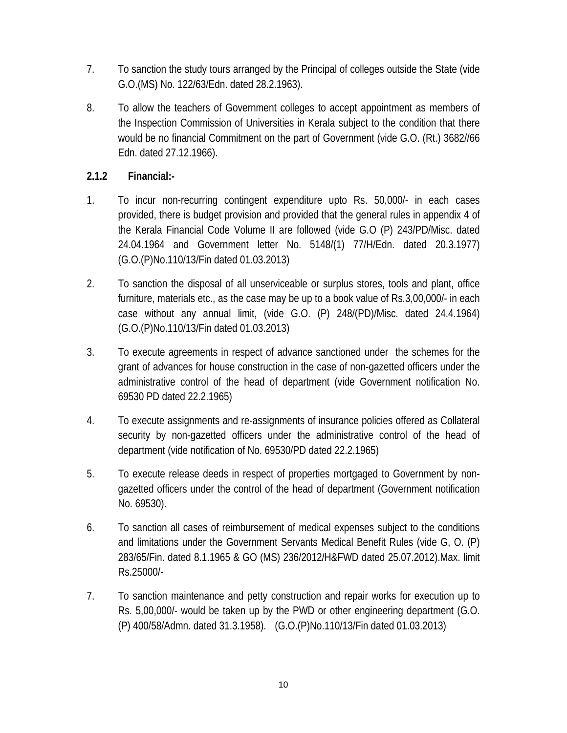7. To sanction the study tours arranged by the Principal of colleges outside the State (vide G.O.(MS) No. 122/63/Edn. dated 28.2.1963).

8. To allow the teachers of Government colleges to accept appointment as members of the Inspection Commission of Universities in Kerala subject to the condition that there would be no financial Commitment on the part of Government (vide G.O. (Rt.) 3682//66 Edn. dated 27.12.1966).

### 2.1.2 Financial:-

1. To incur non-recurring contingent expenditure upto Rs. 50,000/- in each cases provided, there is budget provision and provided that the general rules in appendix 4 of the Kerala Financial Code Volume II are followed (vide G.O (P) 243/PD/Misc. dated 24.04.1964 and Government letter No. 5148/(1) 77/H/Edn. dated 20.3.1977) (G.O.(P)No.110/13/Fin dated 01.03.2013)

2. To sanction the disposal of all unserviceable or surplus stores, tools and plant, office furniture, materials etc., as the case may be up to a book value of Rs.3,00,000/- in each case without any annual limit, (vide G.O. (P) 248/(PD)/Misc. dated 24.4.1964) (G.O.(P)No.110/13/Fin dated 01.03.2013)

3. To execute agreements in respect of advance sanctioned under the schemes for the grant of advances for house construction in the case of non-gazetted officers under the administrative control of the head of department (vide Government notification No. 69530 PD dated 22.2.1965)

4. To execute assignments and re-assignments of insurance policies offered as Collateral security by non-gazetted officers under the administrative control of the head of department (vide notification of No. 69530/PD dated 22.2.1965)

5. To execute release deeds in respect of properties mortgaged to Government by non-gazetted officers under the control of the head of department (Government notification No. 69530).

6. To sanction all cases of reimbursement of medical expenses subject to the conditions and limitations under the Government Servants Medical Benefit Rules (vide G, O. (P) 283/65/Fin. dated 8.1.1965 & GO (MS) 236/2012/H&FWD dated 25.07.2012).Max. limit Rs.25000/-

7. To sanction maintenance and petty construction and repair works for execution up to Rs. 5,00,000/- would be taken up by the PWD or other engineering department (G.O. (P) 400/58/Admn. dated 31.3.1958). (G.O.(P)No.110/13/Fin dated 01.03.2013)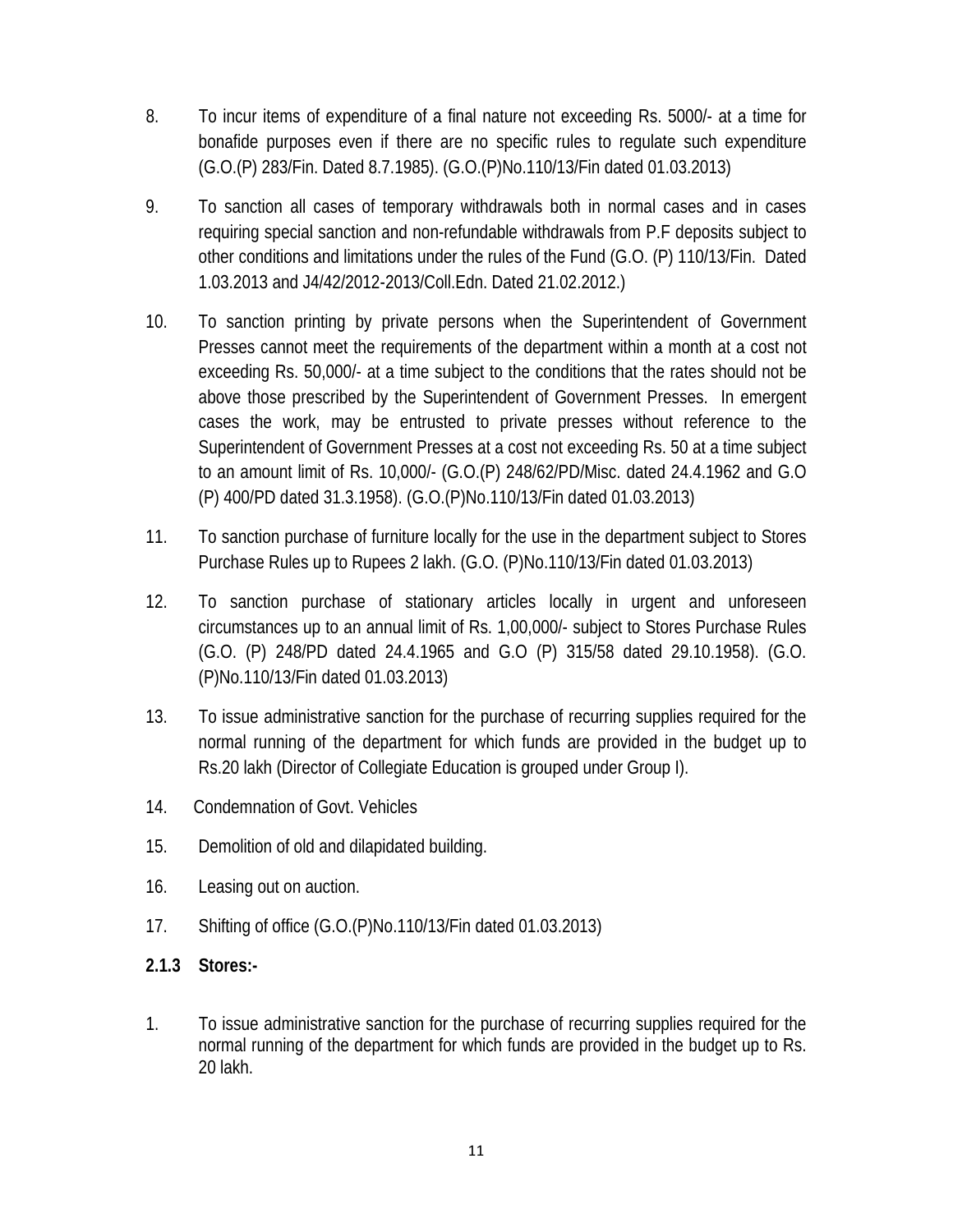8. To incur items of expenditure of a final nature not exceeding Rs. 5000/- at a time for bonafide purposes even if there are no specific rules to regulate such expenditure (G.O.(P) 283/Fin. Dated 8.7.1985). (G.O.(P)No.110/13/Fin dated 01.03.2013)

9. To sanction all cases of temporary withdrawals both in normal cases and in cases requiring special sanction and non-refundable withdrawals from P.F deposits subject to other conditions and limitations under the rules of the Fund (G.O. (P) 110/13/Fin. Dated 1.03.2013 and J4/42/2012-2013/Coll.Edn. Dated 21.02.2012.)

10. To sanction printing by private persons when the Superintendent of Government Presses cannot meet the requirements of the department within a month at a cost not exceeding Rs. 50,000/- at a time subject to the conditions that the rates should not be above those prescribed by the Superintendent of Government Presses. In emergent cases the work, may be entrusted to private presses without reference to the Superintendent of Government Presses at a cost not exceeding Rs. 50 at a time subject to an amount limit of Rs. 10,000/- (G.O.(P) 248/62/PD/Misc. dated 24.4.1962 and G.O (P) 400/PD dated 31.3.1958). (G.O.(P)No.110/13/Fin dated 01.03.2013)

11. To sanction purchase of furniture locally for the use in the department subject to Stores Purchase Rules up to Rupees 2 lakh. (G.O. (P)No.110/13/Fin dated 01.03.2013)

12. To sanction purchase of stationary articles locally in urgent and unforeseen circumstances up to an annual limit of Rs. 1,00,000/- subject to Stores Purchase Rules (G.O. (P) 248/PD dated 24.4.1965 and G.O (P) 315/58 dated 29.10.1958). (G.O.(P)No.110/13/Fin dated 01.03.2013)

13. To issue administrative sanction for the purchase of recurring supplies required for the normal running of the department for which funds are provided in the budget up to Rs.20 lakh (Director of Collegiate Education is grouped under Group I).

14. Condemnation of Govt. Vehicles

15. Demolition of old and dilapidated building.

16. Leasing out on auction.

17. Shifting of office (G.O.(P)No.110/13/Fin dated 01.03.2013)

**2.1.3 Stores:-**

1. To issue administrative sanction for the purchase of recurring supplies required for the normal running of the department for which funds are provided in the budget up to Rs. 20 lakh.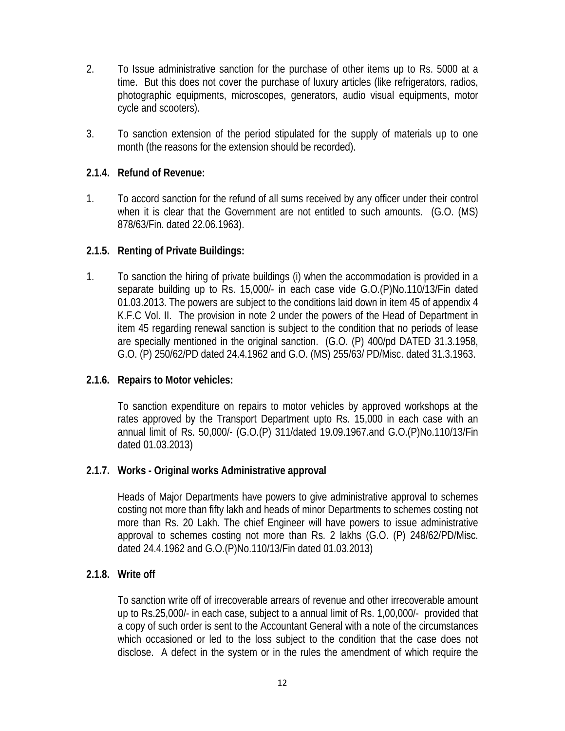2. To Issue administrative sanction for the purchase of other items up to Rs. 5000 at a time. But this does not cover the purchase of luxury articles (like refrigerators, radios, photographic equipments, microscopes, generators, audio visual equipments, motor cycle and scooters).

3. To sanction extension of the period stipulated for the supply of materials up to one month (the reasons for the extension should be recorded).

### 2.1.4. Refund of Revenue:

1. To accord sanction for the refund of all sums received by any officer under their control when it is clear that the Government are not entitled to such amounts. (G.O. (MS) 878/63/Fin. dated 22.06.1963).

### 2.1.5. Renting of Private Buildings:

1. To sanction the hiring of private buildings (i) when the accommodation is provided in a separate building up to Rs. 15,000/- in each case vide G.O.(P)No.110/13/Fin dated 01.03.2013. The powers are subject to the conditions laid down in item 45 of appendix 4 K.F.C Vol. II. The provision in note 2 under the powers of the Head of Department in item 45 regarding renewal sanction is subject to the condition that no periods of lease are specially mentioned in the original sanction. (G.O. (P) 400/pd DATED 31.3.1958, G.O. (P) 250/62/PD dated 24.4.1962 and G.O. (MS) 255/63/ PD/Misc. dated 31.3.1963.

### 2.1.6. Repairs to Motor vehicles:

To sanction expenditure on repairs to motor vehicles by approved workshops at the rates approved by the Transport Department upto Rs. 15,000 in each case with an annual limit of Rs. 50,000/- (G.O.(P) 311/dated 19.09.1967.and G.O.(P)No.110/13/Fin dated 01.03.2013)

### 2.1.7. Works - Original works Administrative approval

Heads of Major Departments have powers to give administrative approval to schemes costing not more than fifty lakh and heads of minor Departments to schemes costing not more than Rs. 20 Lakh. The chief Engineer will have powers to issue administrative approval to schemes costing not more than Rs. 2 lakhs (G.O. (P) 248/62/PD/Misc. dated 24.4.1962 and G.O.(P)No.110/13/Fin dated 01.03.2013)

### 2.1.8. Write off

To sanction write off of irrecoverable arrears of revenue and other irrecoverable amount up to Rs.25,000/- in each case, subject to a annual limit of Rs. 1,00,000/- provided that a copy of such order is sent to the Accountant General with a note of the circumstances which occasioned or led to the loss subject to the condition that the case does not disclose. A defect in the system or in the rules the amendment of which require the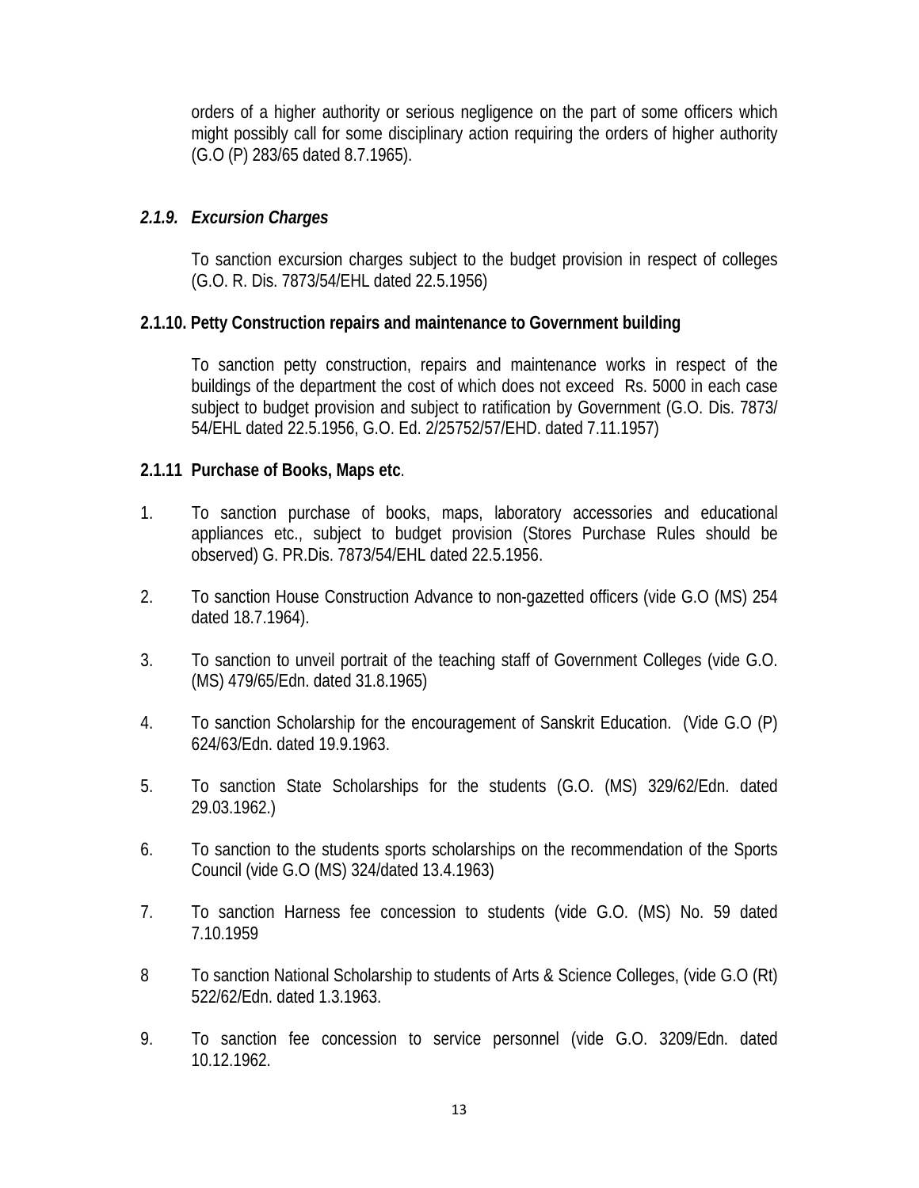orders of a higher authority or serious negligence on the part of some officers which might possibly call for some disciplinary action requiring the orders of higher authority (G.O (P) 283/65 dated 8.7.1965).

### *2.1.9. Excursion Charges*

To sanction excursion charges subject to the budget provision in respect of colleges (G.O. R. Dis. 7873/54/EHL dated 22.5.1956)

### 2.1.10. Petty Construction repairs and maintenance to Government building

To sanction petty construction, repairs and maintenance works in respect of the buildings of the department the cost of which does not exceed Rs. 5000 in each case subject to budget provision and subject to ratification by Government (G.O. Dis. 7873/ 54/EHL dated 22.5.1956, G.O. Ed. 2/25752/57/EHD. dated 7.11.1957)

### 2.1.11 Purchase of Books, Maps etc.

1. To sanction purchase of books, maps, laboratory accessories and educational appliances etc., subject to budget provision (Stores Purchase Rules should be observed) G. PR.Dis. 7873/54/EHL dated 22.5.1956.

2. To sanction House Construction Advance to non-gazetted officers (vide G.O (MS) 254 dated 18.7.1964).

3. To sanction to unveil portrait of the teaching staff of Government Colleges (vide G.O. (MS) 479/65/Edn. dated 31.8.1965)

4. To sanction Scholarship for the encouragement of Sanskrit Education. (Vide G.O (P) 624/63/Edn. dated 19.9.1963.

5. To sanction State Scholarships for the students (G.O. (MS) 329/62/Edn. dated 29.03.1962.)

6. To sanction to the students sports scholarships on the recommendation of the Sports Council (vide G.O (MS) 324/dated 13.4.1963)

7. To sanction Harness fee concession to students (vide G.O. (MS) No. 59 dated 7.10.1959

8. To sanction National Scholarship to students of Arts & Science Colleges, (vide G.O (Rt) 522/62/Edn. dated 1.3.1963.

9. To sanction fee concession to service personnel (vide G.O. 3209/Edn. dated 10.12.1962.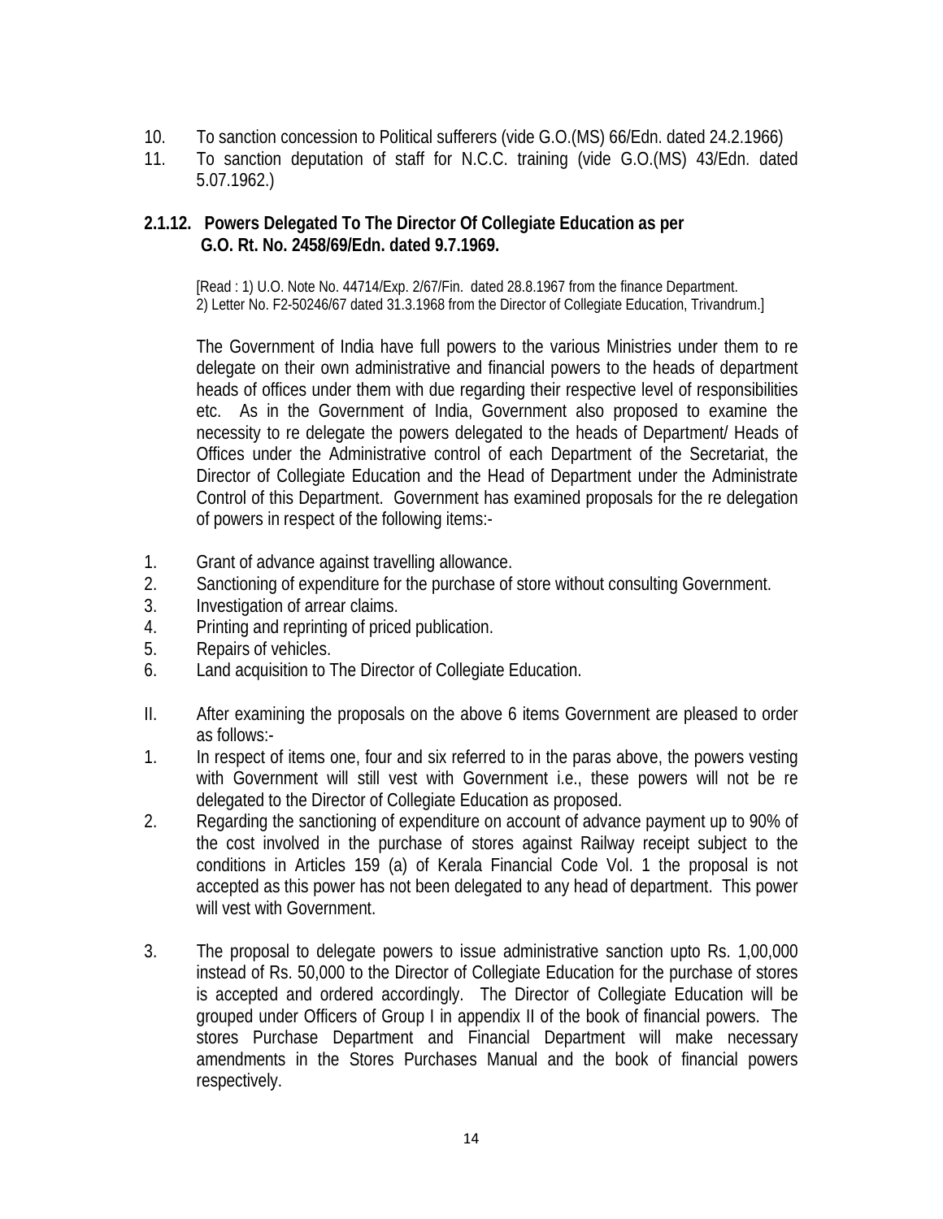10. To sanction concession to Political sufferers (vide G.O.(MS) 66/Edn. dated 24.2.1966)
11. To sanction deputation of staff for N.C.C. training (vide G.O.(MS) 43/Edn. dated 5.07.1962.)

### 2.1.12. Powers Delegated To The Director Of Collegiate Education as per G.O. Rt. No. 2458/69/Edn. dated 9.7.1969.

[Read : 1) U.O. Note No. 44714/Exp. 2/67/Fin. dated 28.8.1967 from the finance Department.
2) Letter No. F2-50246/67 dated 31.3.1968 from the Director of Collegiate Education, Trivandrum.]

The Government of India have full powers to the various Ministries under them to re delegate on their own administrative and financial powers to the heads of department heads of offices under them with due regarding their respective level of responsibilities etc. As in the Government of India, Government also proposed to examine the necessity to re delegate the powers delegated to the heads of Department/ Heads of Offices under the Administrative control of each Department of the Secretariat, the Director of Collegiate Education and the Head of Department under the Administrate Control of this Department. Government has examined proposals for the re delegation of powers in respect of the following items:-

1. Grant of advance against travelling allowance.
2. Sanctioning of expenditure for the purchase of store without consulting Government.
3. Investigation of arrear claims.
4. Printing and reprinting of priced publication.
5. Repairs of vehicles.
6. Land acquisition to The Director of Collegiate Education.

II. After examining the proposals on the above 6 items Government are pleased to order as follows:-

1. In respect of items one, four and six referred to in the paras above, the powers vesting with Government will still vest with Government i.e., these powers will not be re delegated to the Director of Collegiate Education as proposed.
2. Regarding the sanctioning of expenditure on account of advance payment up to 90% of the cost involved in the purchase of stores against Railway receipt subject to the conditions in Articles 159 (a) of Kerala Financial Code Vol. 1 the proposal is not accepted as this power has not been delegated to any head of department. This power will vest with Government.
3. The proposal to delegate powers to issue administrative sanction upto Rs. 1,00,000 instead of Rs. 50,000 to the Director of Collegiate Education for the purchase of stores is accepted and ordered accordingly. The Director of Collegiate Education will be grouped under Officers of Group I in appendix II of the book of financial powers. The stores Purchase Department and Financial Department will make necessary amendments in the Stores Purchases Manual and the book of financial powers respectively.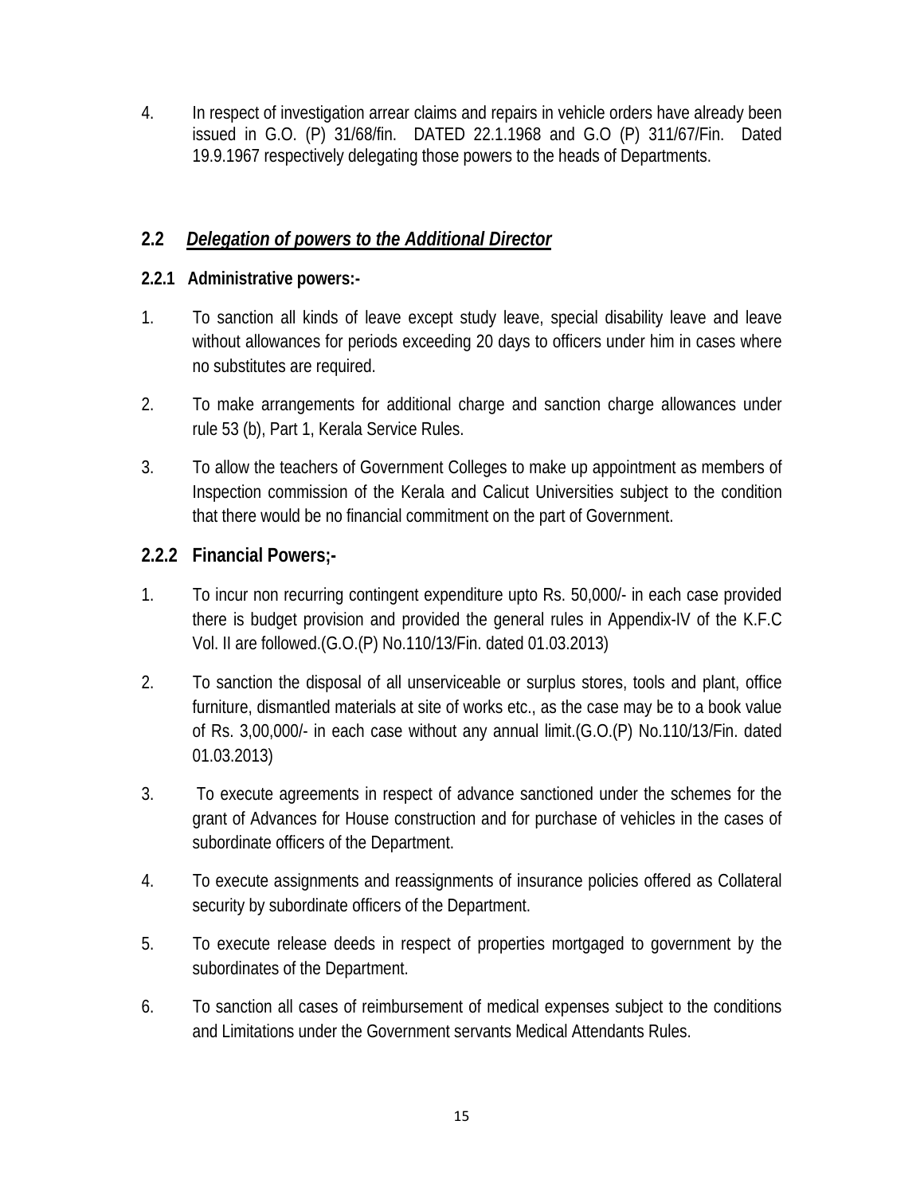4. In respect of investigation arrear claims and repairs in vehicle orders have already been issued in G.O. (P) 31/68/fin. DATED 22.1.1968 and G.O (P) 311/67/Fin. Dated 19.9.1967 respectively delegating those powers to the heads of Departments.

## 2.2 ***Delegation of powers to the Additional Director***

### 2.2.1 Administrative powers:-

1. To sanction all kinds of leave except study leave, special disability leave and leave without allowances for periods exceeding 20 days to officers under him in cases where no substitutes are required.
2. To make arrangements for additional charge and sanction charge allowances under rule 53 (b), Part 1, Kerala Service Rules.
3. To allow the teachers of Government Colleges to make up appointment as members of Inspection commission of the Kerala and Calicut Universities subject to the condition that there would be no financial commitment on the part of Government.

### 2.2.2 Financial Powers;-

1. To incur non recurring contingent expenditure upto Rs. 50,000/- in each case provided there is budget provision and provided the general rules in Appendix-IV of the K.F.C Vol. II are followed.(G.O.(P) No.110/13/Fin. dated 01.03.2013)
2. To sanction the disposal of all unserviceable or surplus stores, tools and plant, office furniture, dismantled materials at site of works etc., as the case may be to a book value of Rs. 3,00,000/- in each case without any annual limit.(G.O.(P) No.110/13/Fin. dated 01.03.2013)
3. To execute agreements in respect of advance sanctioned under the schemes for the grant of Advances for House construction and for purchase of vehicles in the cases of subordinate officers of the Department.
4. To execute assignments and reassignments of insurance policies offered as Collateral security by subordinate officers of the Department.
5. To execute release deeds in respect of properties mortgaged to government by the subordinates of the Department.
6. To sanction all cases of reimbursement of medical expenses subject to the conditions and Limitations under the Government servants Medical Attendants Rules.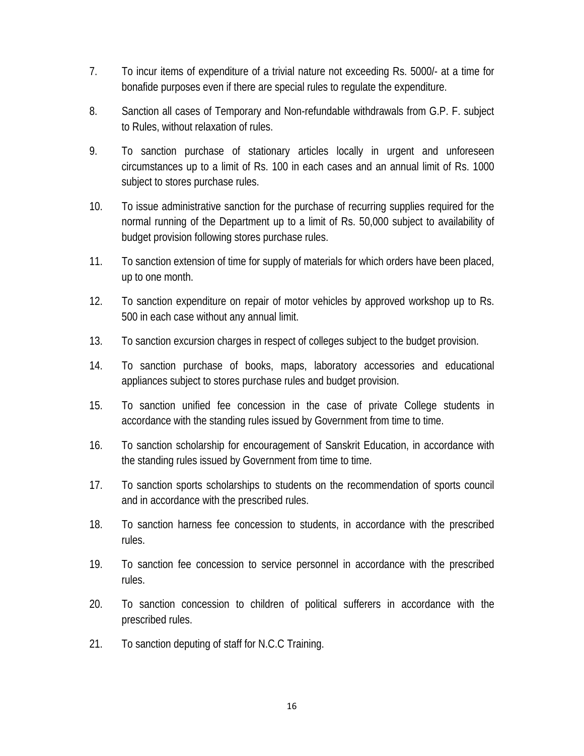7. To incur items of expenditure of a trivial nature not exceeding Rs. 5000/- at a time for bonafide purposes even if there are special rules to regulate the expenditure.

8. Sanction all cases of Temporary and Non-refundable withdrawals from G.P. F. subject to Rules, without relaxation of rules.

9. To sanction purchase of stationary articles locally in urgent and unforeseen circumstances up to a limit of Rs. 100 in each cases and an annual limit of Rs. 1000 subject to stores purchase rules.

10. To issue administrative sanction for the purchase of recurring supplies required for the normal running of the Department up to a limit of Rs. 50,000 subject to availability of budget provision following stores purchase rules.

11. To sanction extension of time for supply of materials for which orders have been placed, up to one month.

12. To sanction expenditure on repair of motor vehicles by approved workshop up to Rs. 500 in each case without any annual limit.

13. To sanction excursion charges in respect of colleges subject to the budget provision.

14. To sanction purchase of books, maps, laboratory accessories and educational appliances subject to stores purchase rules and budget provision.

15. To sanction unified fee concession in the case of private College students in accordance with the standing rules issued by Government from time to time.

16. To sanction scholarship for encouragement of Sanskrit Education, in accordance with the standing rules issued by Government from time to time.

17. To sanction sports scholarships to students on the recommendation of sports council and in accordance with the prescribed rules.

18. To sanction harness fee concession to students, in accordance with the prescribed rules.

19. To sanction fee concession to service personnel in accordance with the prescribed rules.

20. To sanction concession to children of political sufferers in accordance with the prescribed rules.

21. To sanction deputing of staff for N.C.C Training.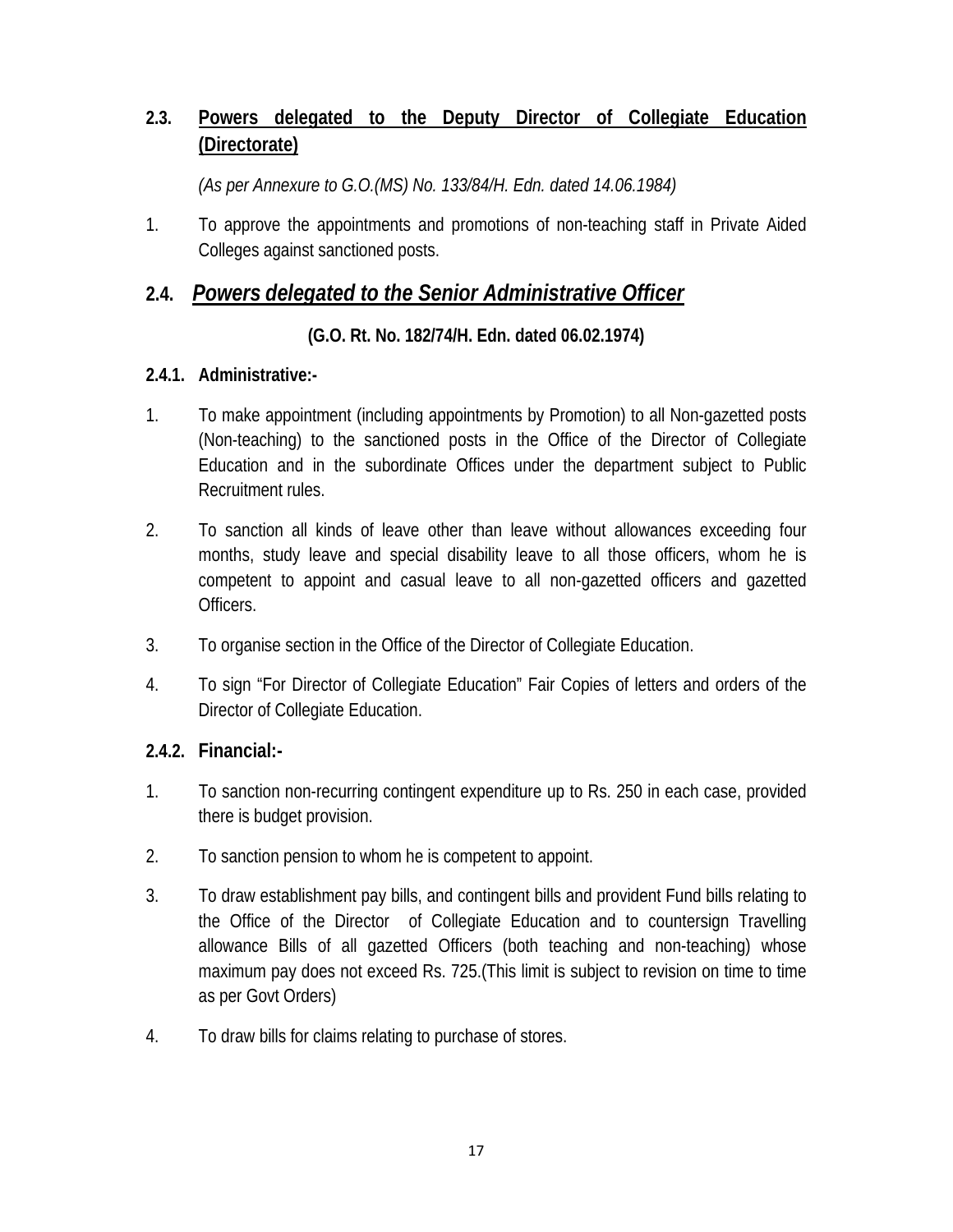## 2.3. Powers delegated to the Deputy Director of Collegiate Education (Directorate)

*(As per Annexure to G.O.(MS) No. 133/84/H. Edn. dated 14.06.1984)*

1. To approve the appointments and promotions of non-teaching staff in Private Aided Colleges against sanctioned posts.

## 2.4. *Powers delegated to the Senior Administrative Officer*

**(G.O. Rt. No. 182/74/H. Edn. dated 06.02.1974)**

### 2.4.1. Administrative:-

1. To make appointment (including appointments by Promotion) to all Non-gazetted posts (Non-teaching) to the sanctioned posts in the Office of the Director of Collegiate Education and in the subordinate Offices under the department subject to Public Recruitment rules.
2. To sanction all kinds of leave other than leave without allowances exceeding four months, study leave and special disability leave to all those officers, whom he is competent to appoint and casual leave to all non-gazetted officers and gazetted Officers.
3. To organise section in the Office of the Director of Collegiate Education.
4. To sign "For Director of Collegiate Education" Fair Copies of letters and orders of the Director of Collegiate Education.

### 2.4.2. Financial:-

1. To sanction non-recurring contingent expenditure up to Rs. 250 in each case, provided there is budget provision.
2. To sanction pension to whom he is competent to appoint.
3. To draw establishment pay bills, and contingent bills and provident Fund bills relating to the Office of the Director of Collegiate Education and to countersign Travelling allowance Bills of all gazetted Officers (both teaching and non-teaching) whose maximum pay does not exceed Rs. 725.(This limit is subject to revision on time to time as per Govt Orders)
4. To draw bills for claims relating to purchase of stores.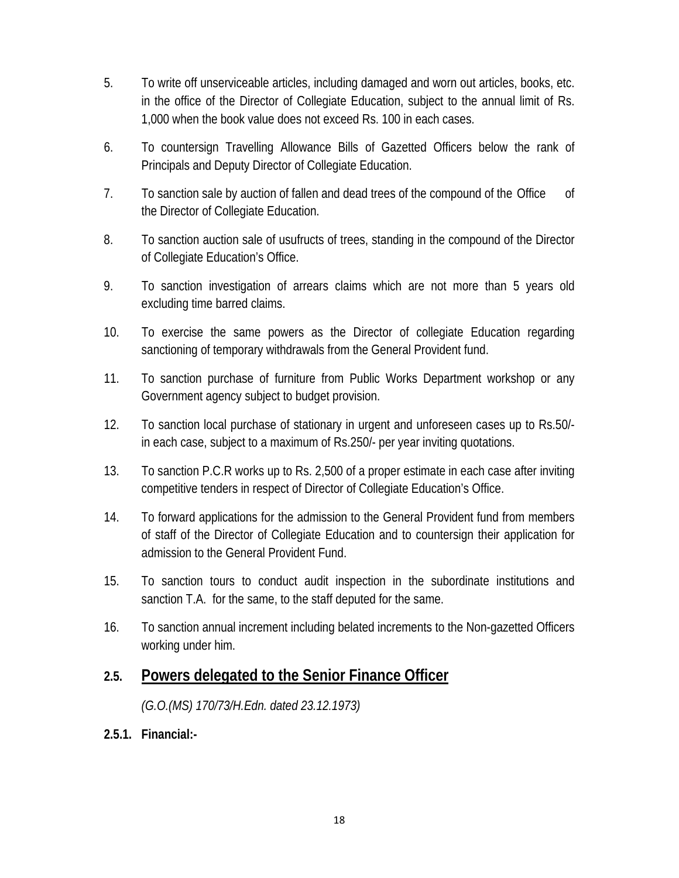5. To write off unserviceable articles, including damaged and worn out articles, books, etc. in the office of the Director of Collegiate Education, subject to the annual limit of Rs. 1,000 when the book value does not exceed Rs. 100 in each cases.

6. To countersign Travelling Allowance Bills of Gazetted Officers below the rank of Principals and Deputy Director of Collegiate Education.

7. To sanction sale by auction of fallen and dead trees of the compound of the Office of the Director of Collegiate Education.

8. To sanction auction sale of usufructs of trees, standing in the compound of the Director of Collegiate Education's Office.

9. To sanction investigation of arrears claims which are not more than 5 years old excluding time barred claims.

10. To exercise the same powers as the Director of collegiate Education regarding sanctioning of temporary withdrawals from the General Provident fund.

11. To sanction purchase of furniture from Public Works Department workshop or any Government agency subject to budget provision.

12. To sanction local purchase of stationary in urgent and unforeseen cases up to Rs.50/- in each case, subject to a maximum of Rs.250/- per year inviting quotations.

13. To sanction P.C.R works up to Rs. 2,500 of a proper estimate in each case after inviting competitive tenders in respect of Director of Collegiate Education's Office.

14. To forward applications for the admission to the General Provident fund from members of staff of the Director of Collegiate Education and to countersign their application for admission to the General Provident Fund.

15. To sanction tours to conduct audit inspection in the subordinate institutions and sanction T.A. for the same, to the staff deputed for the same.

16. To sanction annual increment including belated increments to the Non-gazetted Officers working under him.

## 2.5. Powers delegated to the Senior Finance Officer

*(G.O.(MS) 170/73/H.Edn. dated 23.12.1973)*

**2.5.1. Financial:-**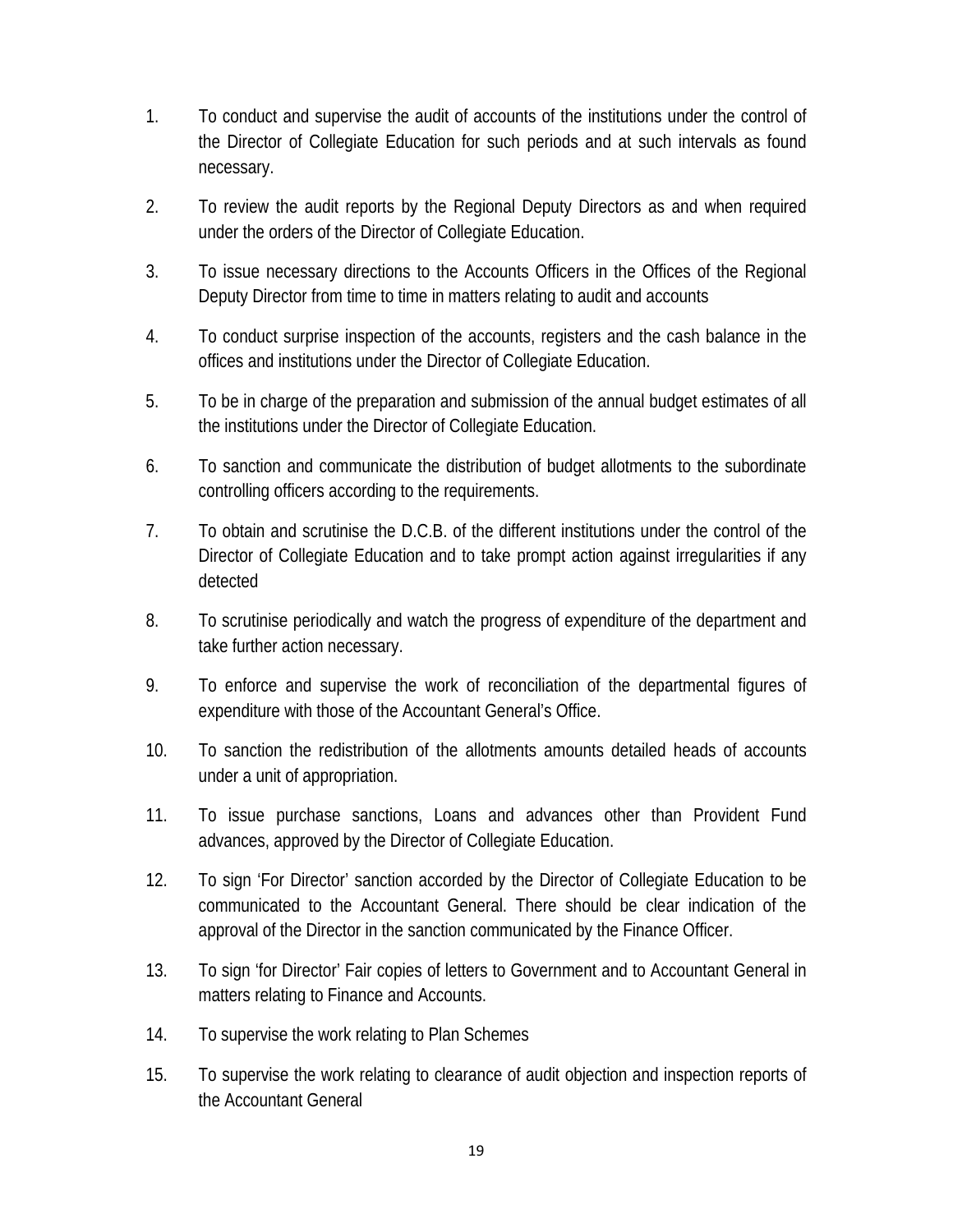1. To conduct and supervise the audit of accounts of the institutions under the control of the Director of Collegiate Education for such periods and at such intervals as found necessary.

2. To review the audit reports by the Regional Deputy Directors as and when required under the orders of the Director of Collegiate Education.

3. To issue necessary directions to the Accounts Officers in the Offices of the Regional Deputy Director from time to time in matters relating to audit and accounts

4. To conduct surprise inspection of the accounts, registers and the cash balance in the offices and institutions under the Director of Collegiate Education.

5. To be in charge of the preparation and submission of the annual budget estimates of all the institutions under the Director of Collegiate Education.

6. To sanction and communicate the distribution of budget allotments to the subordinate controlling officers according to the requirements.

7. To obtain and scrutinise the D.C.B. of the different institutions under the control of the Director of Collegiate Education and to take prompt action against irregularities if any detected

8. To scrutinise periodically and watch the progress of expenditure of the department and take further action necessary.

9. To enforce and supervise the work of reconciliation of the departmental figures of expenditure with those of the Accountant General's Office.

10. To sanction the redistribution of the allotments amounts detailed heads of accounts under a unit of appropriation.

11. To issue purchase sanctions, Loans and advances other than Provident Fund advances, approved by the Director of Collegiate Education.

12. To sign 'For Director' sanction accorded by the Director of Collegiate Education to be communicated to the Accountant General. There should be clear indication of the approval of the Director in the sanction communicated by the Finance Officer.

13. To sign 'for Director' Fair copies of letters to Government and to Accountant General in matters relating to Finance and Accounts.

14. To supervise the work relating to Plan Schemes

15. To supervise the work relating to clearance of audit objection and inspection reports of the Accountant General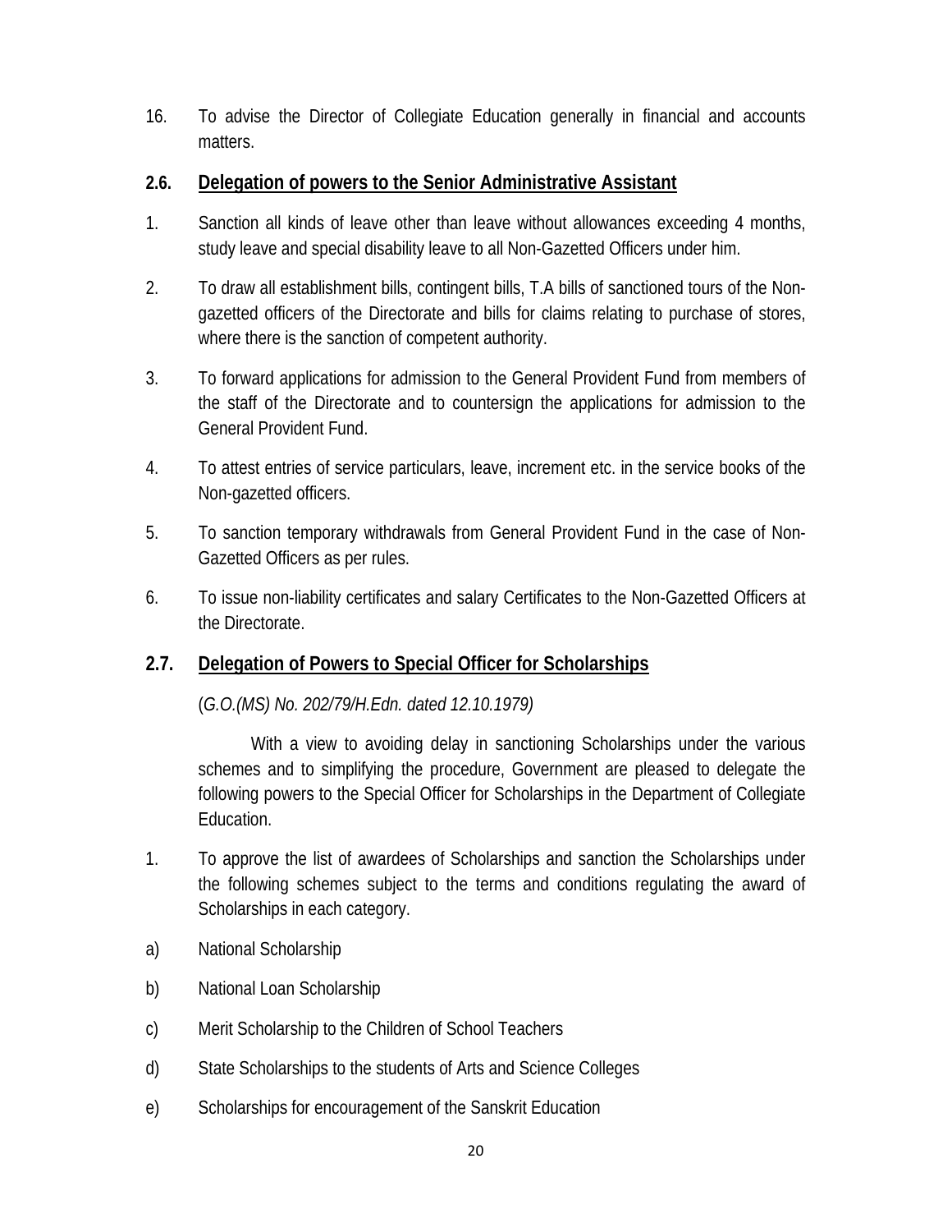16. To advise the Director of Collegiate Education generally in financial and accounts matters.

### 2.6. Delegation of powers to the Senior Administrative Assistant

1. Sanction all kinds of leave other than leave without allowances exceeding 4 months, study leave and special disability leave to all Non-Gazetted Officers under him.
2. To draw all establishment bills, contingent bills, T.A bills of sanctioned tours of the Non-gazetted officers of the Directorate and bills for claims relating to purchase of stores, where there is the sanction of competent authority.
3. To forward applications for admission to the General Provident Fund from members of the staff of the Directorate and to countersign the applications for admission to the General Provident Fund.
4. To attest entries of service particulars, leave, increment etc. in the service books of the Non-gazetted officers.
5. To sanction temporary withdrawals from General Provident Fund in the case of Non-Gazetted Officers as per rules.
6. To issue non-liability certificates and salary Certificates to the Non-Gazetted Officers at the Directorate.

### 2.7. Delegation of Powers to Special Officer for Scholarships

(*G.O.(MS) No. 202/79/H.Edn. dated 12.10.1979)*

With a view to avoiding delay in sanctioning Scholarships under the various schemes and to simplifying the procedure, Government are pleased to delegate the following powers to the Special Officer for Scholarships in the Department of Collegiate Education.

1. To approve the list of awardees of Scholarships and sanction the Scholarships under the following schemes subject to the terms and conditions regulating the award of Scholarships in each category.

a) National Scholarship

b) National Loan Scholarship

c) Merit Scholarship to the Children of School Teachers

d) State Scholarships to the students of Arts and Science Colleges

e) Scholarships for encouragement of the Sanskrit Education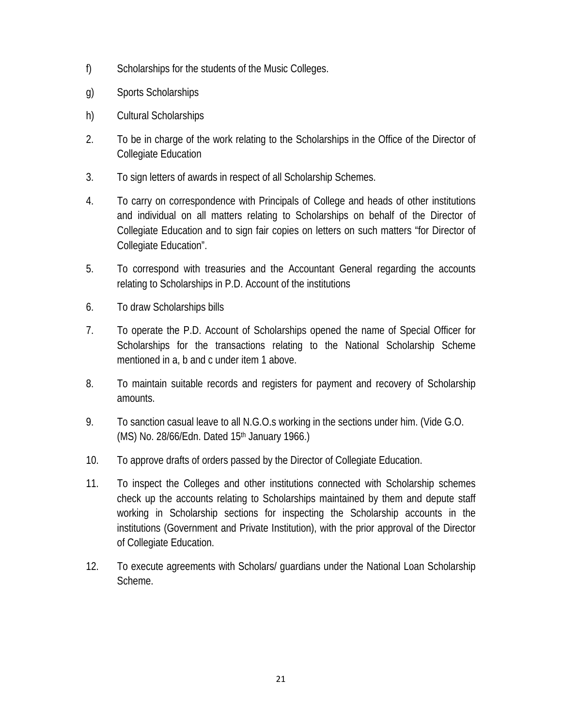f) Scholarships for the students of the Music Colleges.

g) Sports Scholarships

h) Cultural Scholarships

2. To be in charge of the work relating to the Scholarships in the Office of the Director of Collegiate Education

3. To sign letters of awards in respect of all Scholarship Schemes.

4. To carry on correspondence with Principals of College and heads of other institutions and individual on all matters relating to Scholarships on behalf of the Director of Collegiate Education and to sign fair copies on letters on such matters "for Director of Collegiate Education".

5. To correspond with treasuries and the Accountant General regarding the accounts relating to Scholarships in P.D. Account of the institutions

6. To draw Scholarships bills

7. To operate the P.D. Account of Scholarships opened the name of Special Officer for Scholarships for the transactions relating to the National Scholarship Scheme mentioned in a, b and c under item 1 above.

8. To maintain suitable records and registers for payment and recovery of Scholarship amounts.

9. To sanction casual leave to all N.G.O.s working in the sections under him. (Vide G.O. (MS) No. 28/66/Edn. Dated 15th January 1966.)

10. To approve drafts of orders passed by the Director of Collegiate Education.

11. To inspect the Colleges and other institutions connected with Scholarship schemes check up the accounts relating to Scholarships maintained by them and depute staff working in Scholarship sections for inspecting the Scholarship accounts in the institutions (Government and Private Institution), with the prior approval of the Director of Collegiate Education.

12. To execute agreements with Scholars/ guardians under the National Loan Scholarship Scheme.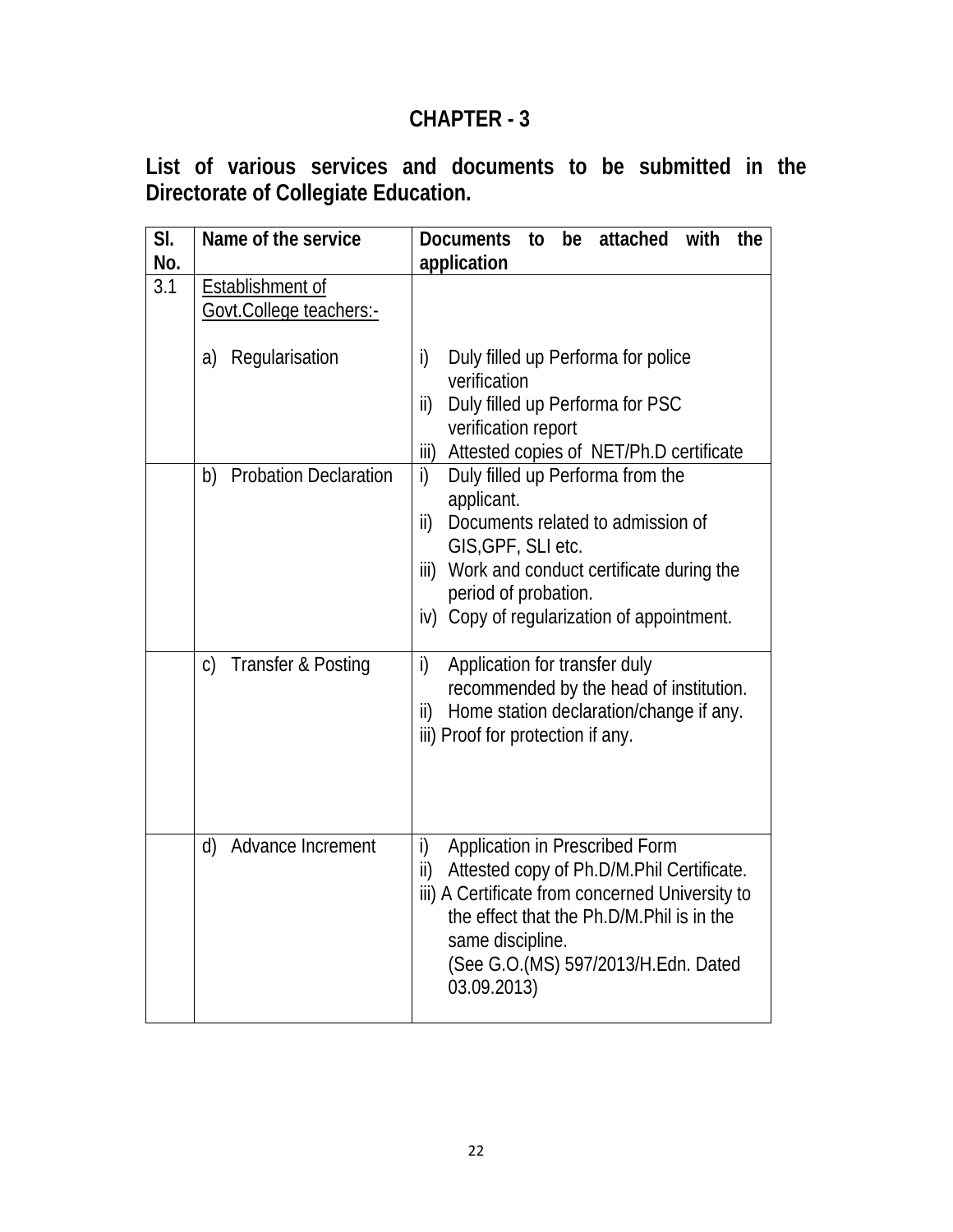# CHAPTER - 3

**List of various services and documents to be submitted in the Directorate of Collegiate Education.**

| Sl. No. | Name of the service | Documents to be attached with the application |
|---|---|---|
| 3.1 | Establishment of Govt.College teachers:-<br><br>a) Regularisation | i) Duly filled up Performa for police verification<br>ii) Duly filled up Performa for PSC verification report<br>iii) Attested copies of NET/Ph.D certificate |
| | b) Probation Declaration | i) Duly filled up Performa from the applicant.<br>ii) Documents related to admission of GIS,GPF, SLI etc.<br>iii) Work and conduct certificate during the period of probation.<br>iv) Copy of regularization of appointment. |
| | c) Transfer & Posting | i) Application for transfer duly recommended by the head of institution.<br>ii) Home station declaration/change if any.<br>iii) Proof for protection if any. |
| | d) Advance Increment | i) Application in Prescribed Form<br>ii) Attested copy of Ph.D/M.Phil Certificate.<br>iii) A Certificate from concerned University to the effect that the Ph.D/M.Phil is in the same discipline.<br>(See G.O.(MS) 597/2013/H.Edn. Dated 03.09.2013) |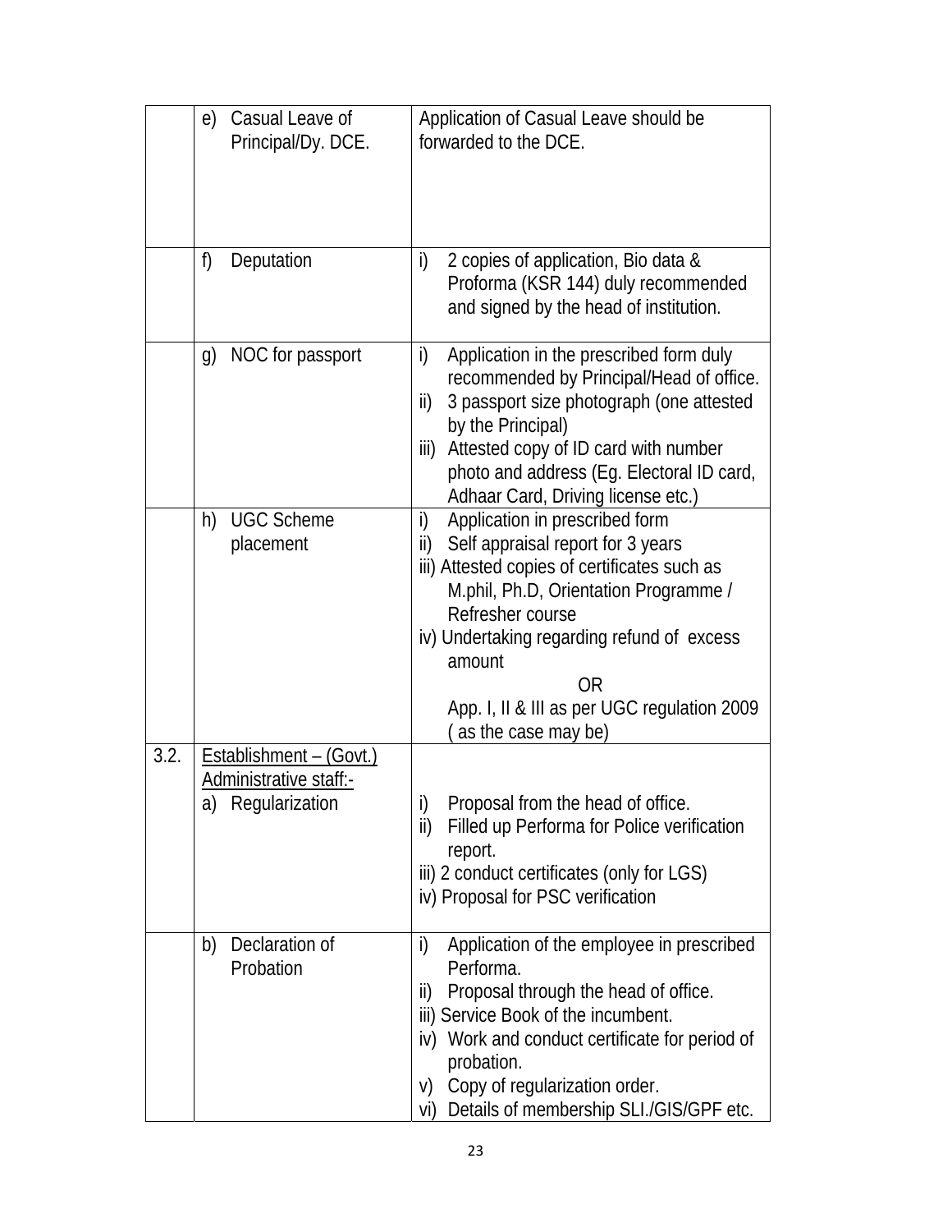| | | |
|---|---|---|
| | e) Casual Leave of Principal/Dy. DCE. | Application of Casual Leave should be forwarded to the DCE. |
| | f) Deputation | i) 2 copies of application, Bio data & Proforma (KSR 144) duly recommended and signed by the head of institution. |
| | g) NOC for passport | i) Application in the prescribed form duly recommended by Principal/Head of office.<br>ii) 3 passport size photograph (one attested by the Principal)<br>iii) Attested copy of ID card with number photo and address (Eg. Electoral ID card, Adhaar Card, Driving license etc.) |
| | h) UGC Scheme placement | i) Application in prescribed form<br>ii) Self appraisal report for 3 years<br>iii) Attested copies of certificates such as M.phil, Ph.D, Orientation Programme / Refresher course<br>iv) Undertaking regarding refund of excess amount<br>OR<br>App. I, II & III as per UGC regulation 2009 ( as the case may be) |
| 3.2. | <u>Establishment – (Govt.)</u><br><u>Administrative staff:-</u><br>a) Regularization | i) Proposal from the head of office.<br>ii) Filled up Performa for Police verification report.<br>iii) 2 conduct certificates (only for LGS)<br>iv) Proposal for PSC verification |
| | b) Declaration of Probation | i) Application of the employee in prescribed Performa.<br>ii) Proposal through the head of office.<br>iii) Service Book of the incumbent.<br>iv) Work and conduct certificate for period of probation.<br>v) Copy of regularization order.<br>vi) Details of membership SLI./GIS/GPF etc. |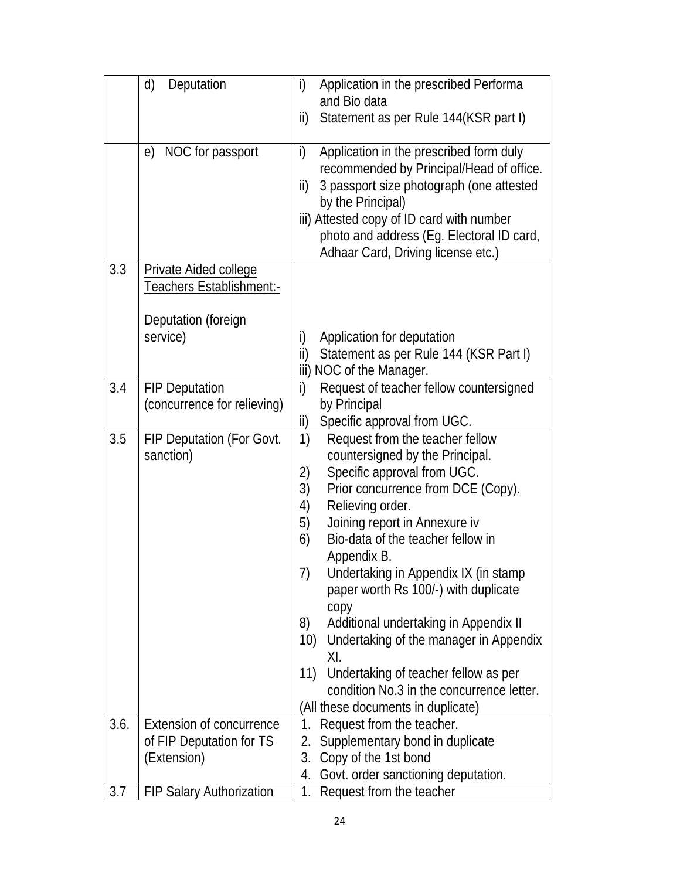| | | |
|---|---|---|
| | d) Deputation | i) Application in the prescribed Performa and Bio data<br>ii) Statement as per Rule 144(KSR part I) |
| | e) NOC for passport | i) Application in the prescribed form duly recommended by Principal/Head of office.<br>ii) 3 passport size photograph (one attested by the Principal)<br>iii) Attested copy of ID card with number photo and address (Eg. Electoral ID card, Adhaar Card, Driving license etc.) |
| 3.3 | Private Aided college Teachers Establishment:-<br><br>Deputation (foreign service) | i) Application for deputation<br>ii) Statement as per Rule 144 (KSR Part I)<br>iii) NOC of the Manager. |
| 3.4 | FIP Deputation (concurrence for relieving) | i) Request of teacher fellow countersigned by Principal<br>ii) Specific approval from UGC. |
| 3.5 | FIP Deputation (For Govt. sanction) | 1) Request from the teacher fellow countersigned by the Principal.<br>2) Specific approval from UGC.<br>3) Prior concurrence from DCE (Copy).<br>4) Relieving order.<br>5) Joining report in Annexure iv<br>6) Bio-data of the teacher fellow in Appendix B.<br>7) Undertaking in Appendix IX (in stamp paper worth Rs 100/-) with duplicate copy<br>8) Additional undertaking in Appendix II<br>10) Undertaking of the manager in Appendix XI.<br>11) Undertaking of teacher fellow as per condition No.3 in the concurrence letter.<br>(All these documents in duplicate) |
| 3.6. | Extension of concurrence of FIP Deputation for TS (Extension) | 1. Request from the teacher.<br>2. Supplementary bond in duplicate<br>3. Copy of the 1st bond<br>4. Govt. order sanctioning deputation. |
| 3.7 | FIP Salary Authorization | 1. Request from the teacher |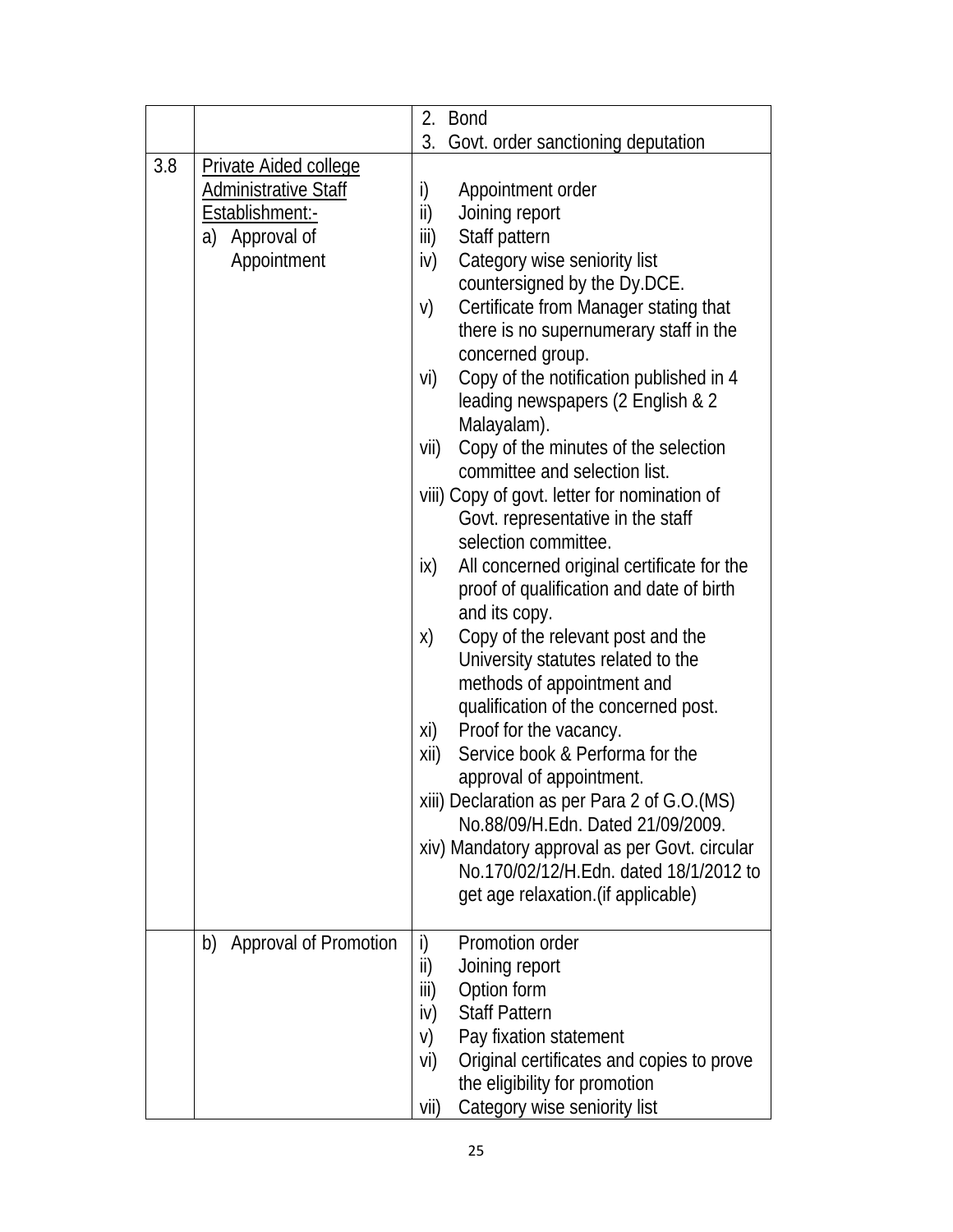| | | |
|---|---|---|
| | | 2. Bond<br>3. Govt. order sanctioning deputation |
| 3.8 | <u>Private Aided college Administrative Staff Establishment:-</u><br>a) Approval of Appointment | i) Appointment order<br>ii) Joining report<br>iii) Staff pattern<br>iv) Category wise seniority list countersigned by the Dy.DCE.<br>v) Certificate from Manager stating that there is no supernumerary staff in the concerned group.<br>vi) Copy of the notification published in 4 leading newspapers (2 English & 2 Malayalam).<br>vii) Copy of the minutes of the selection committee and selection list.<br>viii) Copy of govt. letter for nomination of Govt. representative in the staff selection committee.<br>ix) All concerned original certificate for the proof of qualification and date of birth and its copy.<br>x) Copy of the relevant post and the University statutes related to the methods of appointment and qualification of the concerned post.<br>xi) Proof for the vacancy.<br>xii) Service book & Performa for the approval of appointment.<br>xiii) Declaration as per Para 2 of G.O.(MS) No.88/09/H.Edn. Dated 21/09/2009.<br>xiv) Mandatory approval as per Govt. circular No.170/02/12/H.Edn. dated 18/1/2012 to get age relaxation.(if applicable) |
| | b) Approval of Promotion | i) Promotion order<br>ii) Joining report<br>iii) Option form<br>iv) Staff Pattern<br>v) Pay fixation statement<br>vi) Original certificates and copies to prove the eligibility for promotion<br>vii) Category wise seniority list |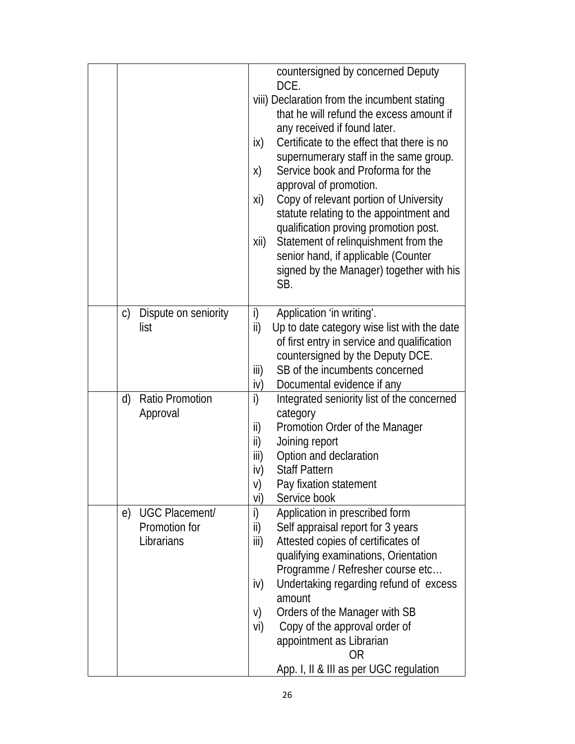| | | |
|---|---|---|
| | | countersigned by concerned Deputy DCE.<br>viii) Declaration from the incumbent stating that he will refund the excess amount if any received if found later.<br>ix) Certificate to the effect that there is no supernumerary staff in the same group.<br>x) Service book and Proforma for the approval of promotion.<br>xi) Copy of relevant portion of University statute relating to the appointment and qualification proving promotion post.<br>xii) Statement of relinquishment from the senior hand, if applicable (Counter signed by the Manager) together with his SB. |
| | c) Dispute on seniority list | i) Application 'in writing'.<br>ii) Up to date category wise list with the date of first entry in service and qualification countersigned by the Deputy DCE.<br>iii) SB of the incumbents concerned<br>iv) Documental evidence if any |
| | d) Ratio Promotion Approval | i) Integrated seniority list of the concerned category<br>ii) Promotion Order of the Manager<br>ii) Joining report<br>iii) Option and declaration<br>iv) Staff Pattern<br>v) Pay fixation statement<br>vi) Service book |
| | e) UGC Placement/ Promotion for Librarians | i) Application in prescribed form<br>ii) Self appraisal report for 3 years<br>iii) Attested copies of certificates of qualifying examinations, Orientation Programme / Refresher course etc…<br>iv) Undertaking regarding refund of excess amount<br>v) Orders of the Manager with SB<br>vi) Copy of the approval order of appointment as Librarian<br>OR<br>App. I, II & III as per UGC regulation |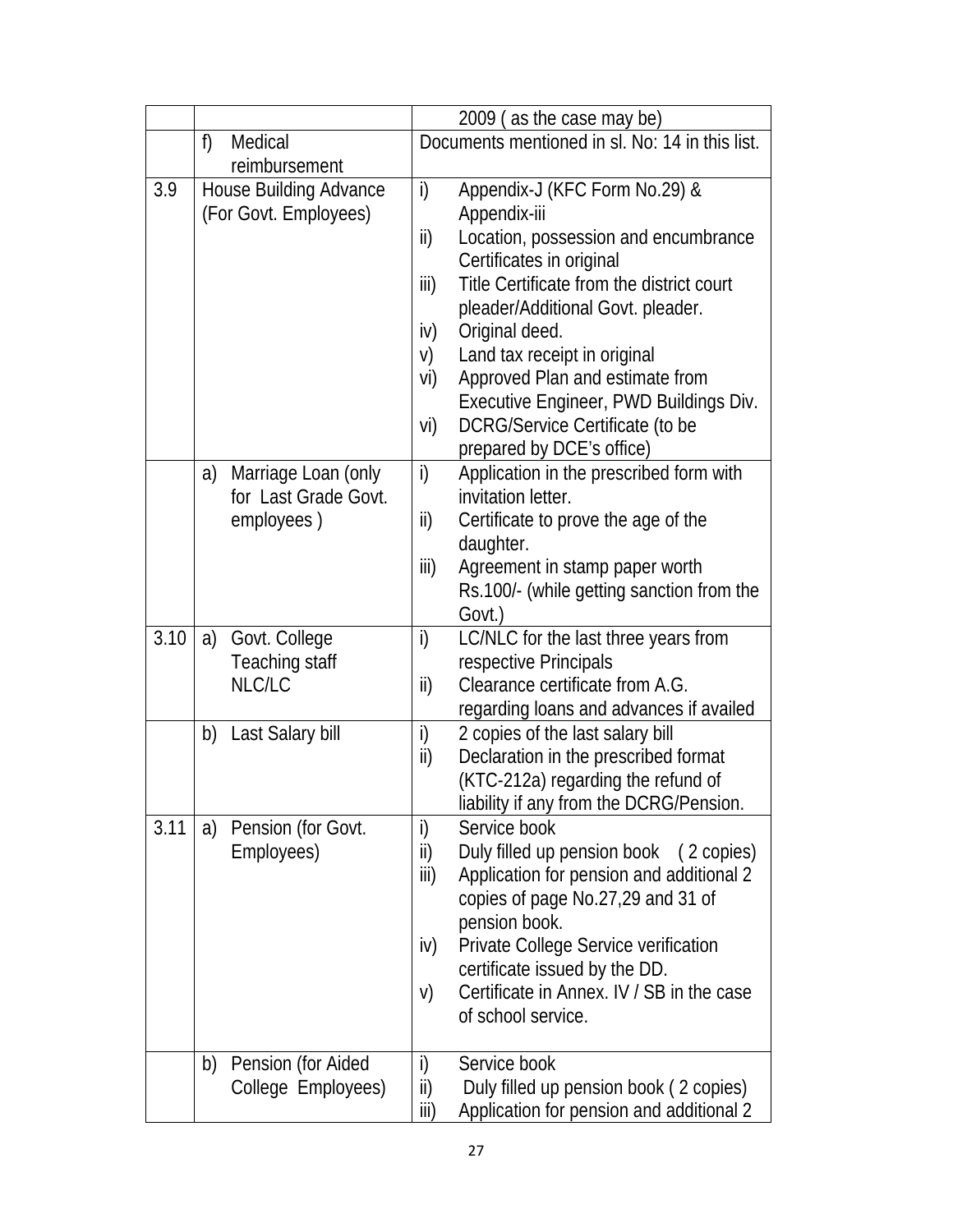| | | |
|---|---|---|
| | | 2009 ( as the case may be) |
| | f) Medical reimbursement | Documents mentioned in sl. No: 14 in this list. |
| 3.9 | House Building Advance (For Govt. Employees) | i) Appendix-J (KFC Form No.29) & Appendix-iii<br>ii) Location, possession and encumbrance Certificates in original<br>iii) Title Certificate from the district court pleader/Additional Govt. pleader.<br>iv) Original deed.<br>v) Land tax receipt in original<br>vi) Approved Plan and estimate from Executive Engineer, PWD Buildings Div.<br>vi) DCRG/Service Certificate (to be prepared by DCE's office) |
| | a) Marriage Loan (only for Last Grade Govt. employees ) | i) Application in the prescribed form with invitation letter.<br>ii) Certificate to prove the age of the daughter.<br>iii) Agreement in stamp paper worth Rs.100/- (while getting sanction from the Govt.) |
| 3.10 | a) Govt. College Teaching staff NLC/LC | i) LC/NLC for the last three years from respective Principals<br>ii) Clearance certificate from A.G. regarding loans and advances if availed |
| | b) Last Salary bill | i) 2 copies of the last salary bill<br>ii) Declaration in the prescribed format (KTC-212a) regarding the refund of liability if any from the DCRG/Pension. |
| 3.11 | a) Pension (for Govt. Employees) | i) Service book<br>ii) Duly filled up pension book ( 2 copies)<br>iii) Application for pension and additional 2 copies of page No.27,29 and 31 of pension book.<br>iv) Private College Service verification certificate issued by the DD.<br>v) Certificate in Annex. IV / SB in the case of school service. |
| | b) Pension (for Aided College Employees) | i) Service book<br>ii) Duly filled up pension book ( 2 copies)<br>iii) Application for pension and additional 2 |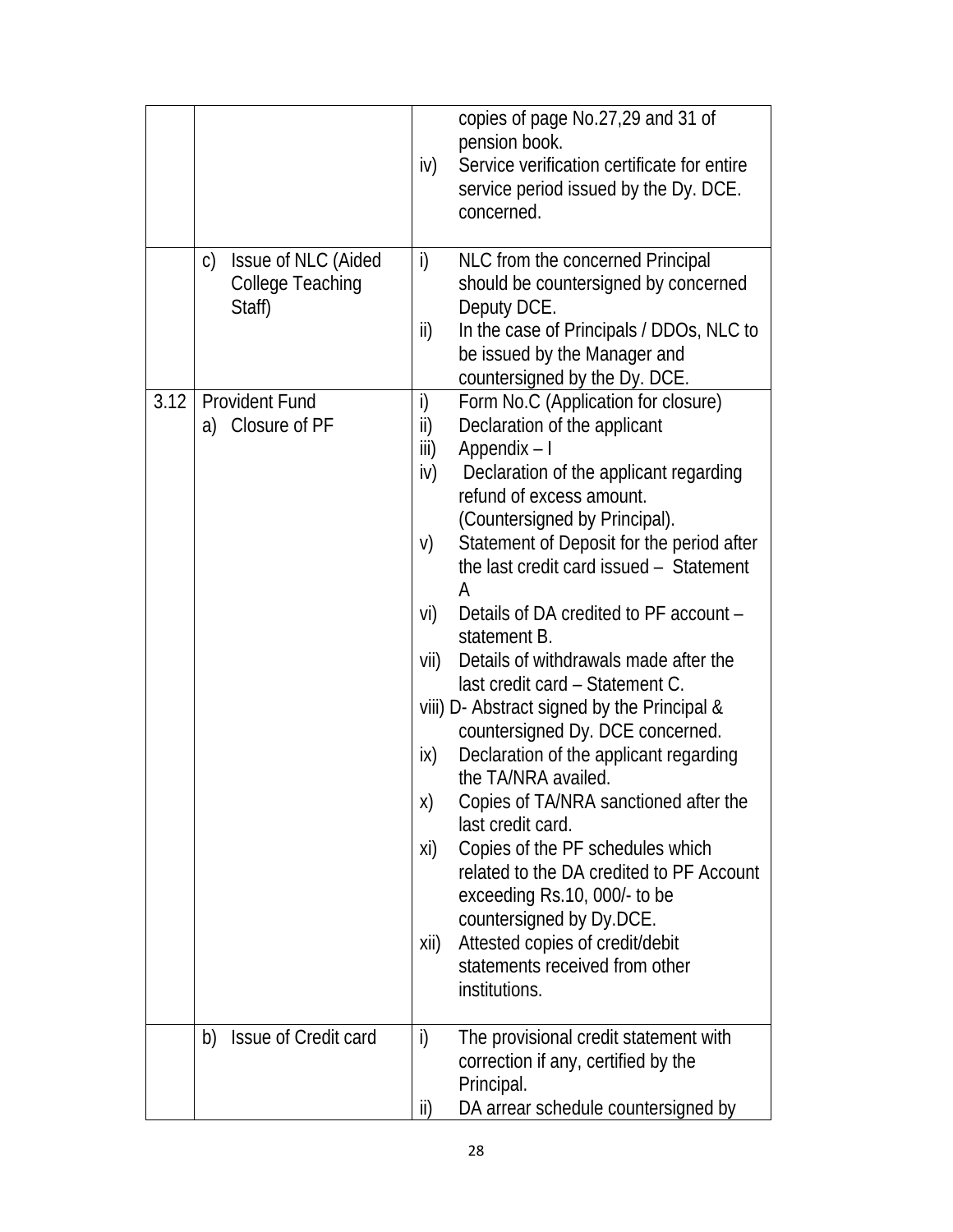| | | |
|---|---|---|
| | | copies of page No.27,29 and 31 of pension book.<br>iv) Service verification certificate for entire service period issued by the Dy. DCE. concerned. |
| | c) Issue of NLC (Aided College Teaching Staff) | i) NLC from the concerned Principal should be countersigned by concerned Deputy DCE.<br>ii) In the case of Principals / DDOs, NLC to be issued by the Manager and countersigned by the Dy. DCE. |
| 3.12 | Provident Fund<br>a) Closure of PF | i) Form No.C (Application for closure)<br>ii) Declaration of the applicant<br>iii) Appendix – I<br>iv) Declaration of the applicant regarding refund of excess amount. (Countersigned by Principal).<br>v) Statement of Deposit for the period after the last credit card issued – Statement A<br>vi) Details of DA credited to PF account – statement B.<br>vii) Details of withdrawals made after the last credit card – Statement C.<br>viii) D- Abstract signed by the Principal & countersigned Dy. DCE concerned.<br>ix) Declaration of the applicant regarding the TA/NRA availed.<br>x) Copies of TA/NRA sanctioned after the last credit card.<br>xi) Copies of the PF schedules which related to the DA credited to PF Account exceeding Rs.10, 000/- to be countersigned by Dy.DCE.<br>xii) Attested copies of credit/debit statements received from other institutions. |
| | b) Issue of Credit card | i) The provisional credit statement with correction if any, certified by the Principal.<br>ii) DA arrear schedule countersigned by |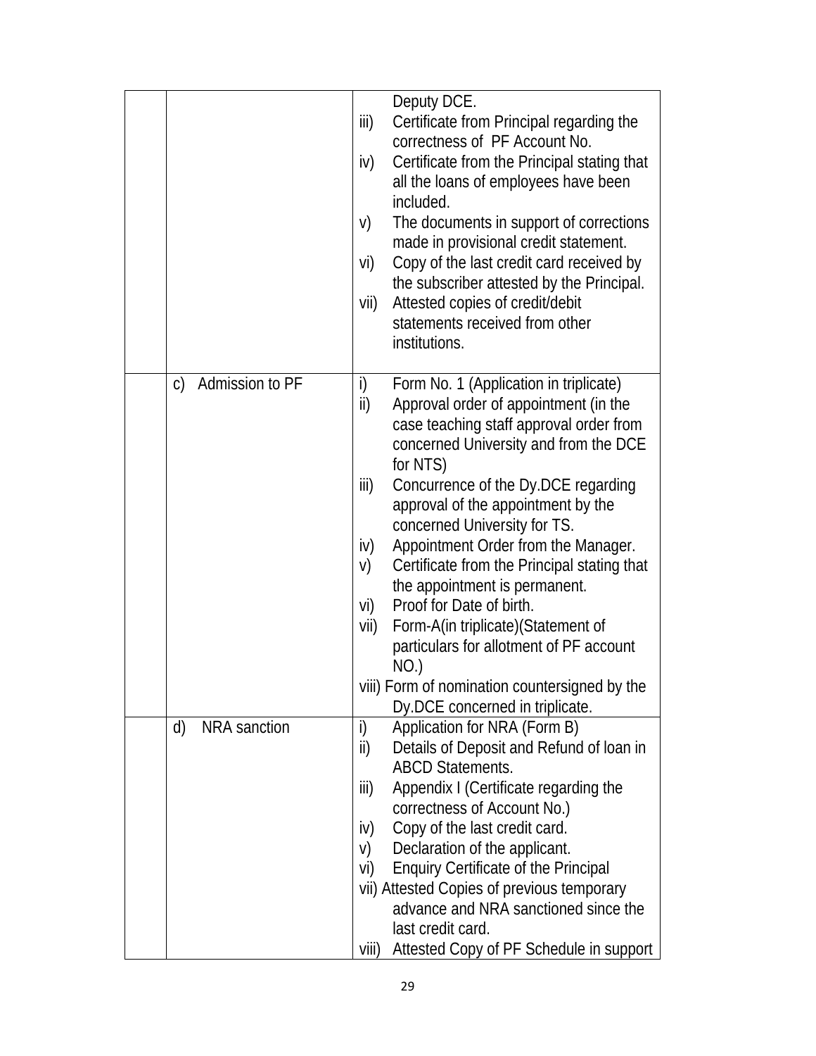| | | |
|---|---|---|
| | | Deputy DCE.<br>iii) Certificate from Principal regarding the correctness of PF Account No.<br>iv) Certificate from the Principal stating that all the loans of employees have been included.<br>v) The documents in support of corrections made in provisional credit statement.<br>vi) Copy of the last credit card received by the subscriber attested by the Principal.<br>vii) Attested copies of credit/debit statements received from other institutions. |
| | c) Admission to PF | i) Form No. 1 (Application in triplicate)<br>ii) Approval order of appointment (in the case teaching staff approval order from concerned University and from the DCE for NTS)<br>iii) Concurrence of the Dy.DCE regarding approval of the appointment by the concerned University for TS.<br>iv) Appointment Order from the Manager.<br>v) Certificate from the Principal stating that the appointment is permanent.<br>vi) Proof for Date of birth.<br>vii) Form-A(in triplicate)(Statement of particulars for allotment of PF account NO.)<br>viii) Form of nomination countersigned by the Dy.DCE concerned in triplicate. |
| | d) NRA sanction | i) Application for NRA (Form B)<br>ii) Details of Deposit and Refund of loan in ABCD Statements.<br>iii) Appendix I (Certificate regarding the correctness of Account No.)<br>iv) Copy of the last credit card.<br>v) Declaration of the applicant.<br>vi) Enquiry Certificate of the Principal<br>vii) Attested Copies of previous temporary advance and NRA sanctioned since the last credit card.<br>viii) Attested Copy of PF Schedule in support |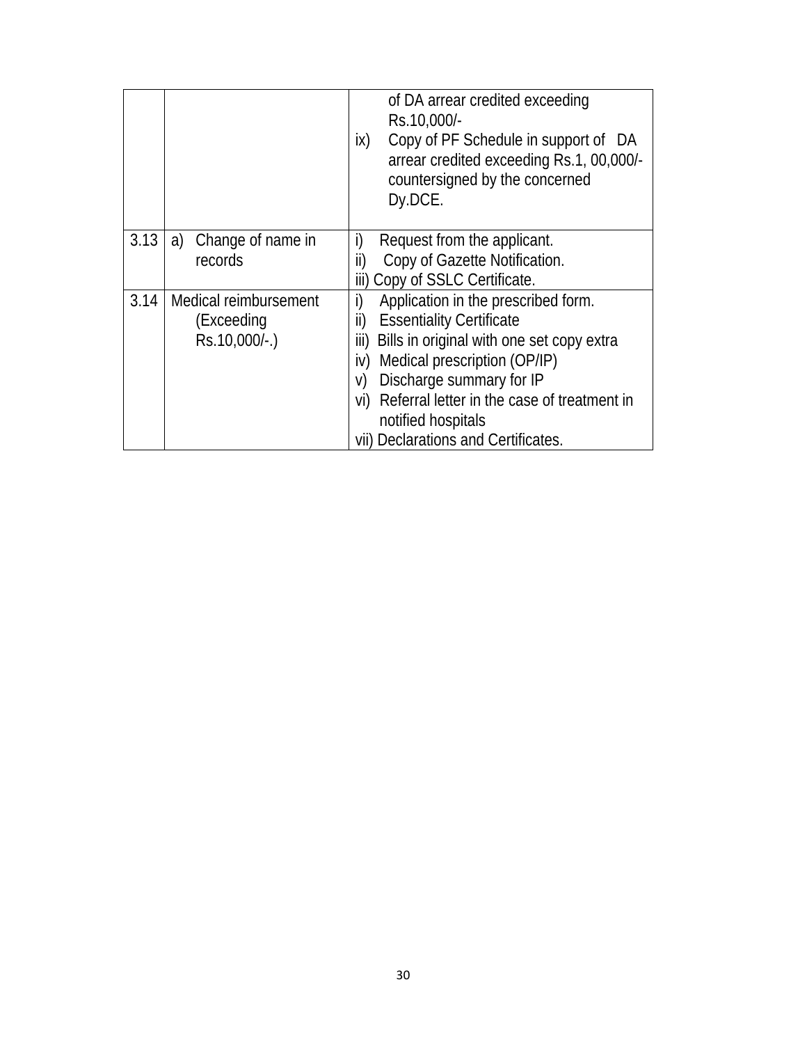| | | |
|---|---|---|
| | | of DA arrear credited exceeding Rs.10,000/-<br>ix) Copy of PF Schedule in support of DA arrear credited exceeding Rs.1, 00,000/- countersigned by the concerned Dy.DCE. |
| 3.13 | a) Change of name in records | i) Request from the applicant.<br>ii) Copy of Gazette Notification.<br>iii) Copy of SSLC Certificate. |
| 3.14 | Medical reimbursement (Exceeding Rs.10,000/-.) | i) Application in the prescribed form.<br>ii) Essentiality Certificate<br>iii) Bills in original with one set copy extra<br>iv) Medical prescription (OP/IP)<br>v) Discharge summary for IP<br>vi) Referral letter in the case of treatment in notified hospitals<br>vii) Declarations and Certificates. |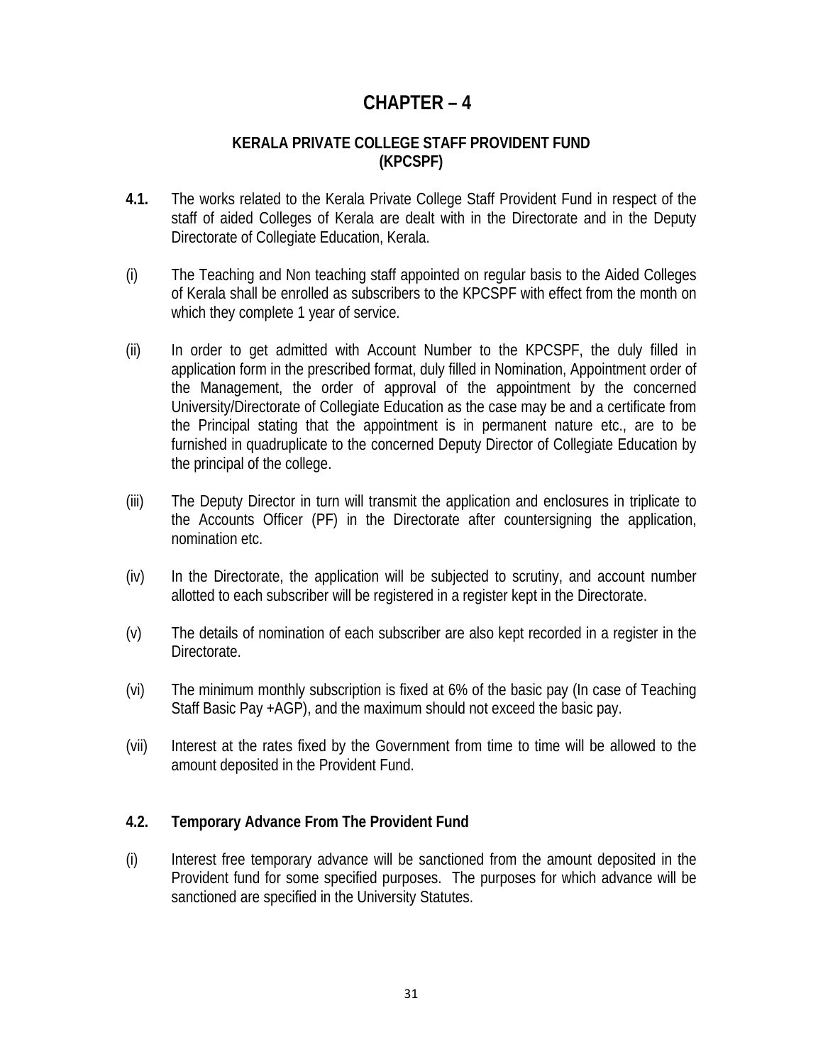# CHAPTER – 4

## KERALA PRIVATE COLLEGE STAFF PROVIDENT FUND (KPCSPF)

**4.1.** The works related to the Kerala Private College Staff Provident Fund in respect of the staff of aided Colleges of Kerala are dealt with in the Directorate and in the Deputy Directorate of Collegiate Education, Kerala.

(i) The Teaching and Non teaching staff appointed on regular basis to the Aided Colleges of Kerala shall be enrolled as subscribers to the KPCSPF with effect from the month on which they complete 1 year of service.

(ii) In order to get admitted with Account Number to the KPCSPF, the duly filled in application form in the prescribed format, duly filled in Nomination, Appointment order of the Management, the order of approval of the appointment by the concerned University/Directorate of Collegiate Education as the case may be and a certificate from the Principal stating that the appointment is in permanent nature etc., are to be furnished in quadruplicate to the concerned Deputy Director of Collegiate Education by the principal of the college.

(iii) The Deputy Director in turn will transmit the application and enclosures in triplicate to the Accounts Officer (PF) in the Directorate after countersigning the application, nomination etc.

(iv) In the Directorate, the application will be subjected to scrutiny, and account number allotted to each subscriber will be registered in a register kept in the Directorate.

(v) The details of nomination of each subscriber are also kept recorded in a register in the Directorate.

(vi) The minimum monthly subscription is fixed at 6% of the basic pay (In case of Teaching Staff Basic Pay +AGP), and the maximum should not exceed the basic pay.

(vii) Interest at the rates fixed by the Government from time to time will be allowed to the amount deposited in the Provident Fund.

### 4.2. Temporary Advance From The Provident Fund

(i) Interest free temporary advance will be sanctioned from the amount deposited in the Provident fund for some specified purposes. The purposes for which advance will be sanctioned are specified in the University Statutes.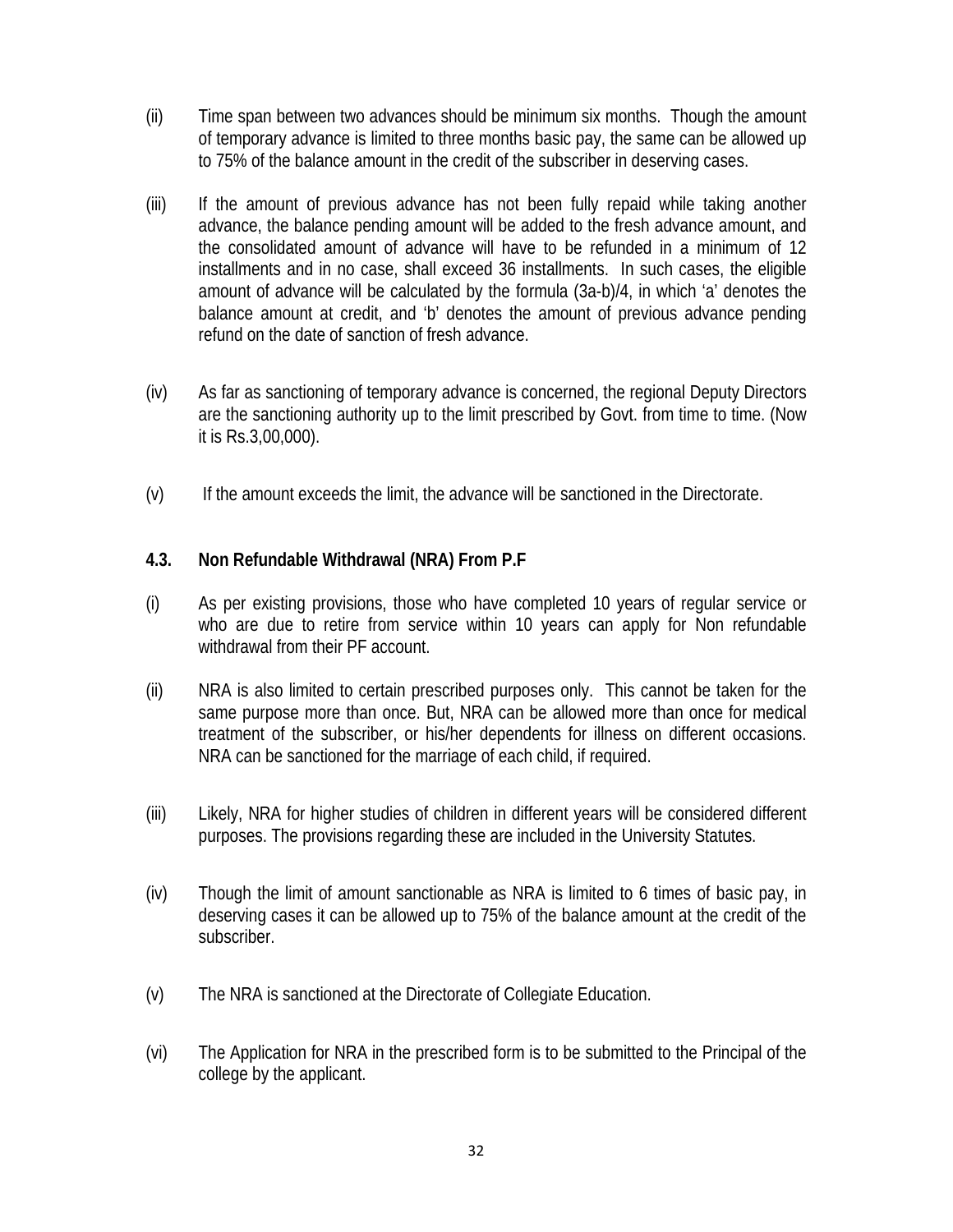(ii) Time span between two advances should be minimum six months. Though the amount of temporary advance is limited to three months basic pay, the same can be allowed up to 75% of the balance amount in the credit of the subscriber in deserving cases.

(iii) If the amount of previous advance has not been fully repaid while taking another advance, the balance pending amount will be added to the fresh advance amount, and the consolidated amount of advance will have to be refunded in a minimum of 12 installments and in no case, shall exceed 36 installments. In such cases, the eligible amount of advance will be calculated by the formula (3a-b)/4, in which 'a' denotes the balance amount at credit, and 'b' denotes the amount of previous advance pending refund on the date of sanction of fresh advance.

(iv) As far as sanctioning of temporary advance is concerned, the regional Deputy Directors are the sanctioning authority up to the limit prescribed by Govt. from time to time. (Now it is Rs.3,00,000).

(v) If the amount exceeds the limit, the advance will be sanctioned in the Directorate.

### 4.3. Non Refundable Withdrawal (NRA) From P.F

(i) As per existing provisions, those who have completed 10 years of regular service or who are due to retire from service within 10 years can apply for Non refundable withdrawal from their PF account.

(ii) NRA is also limited to certain prescribed purposes only. This cannot be taken for the same purpose more than once. But, NRA can be allowed more than once for medical treatment of the subscriber, or his/her dependents for illness on different occasions. NRA can be sanctioned for the marriage of each child, if required.

(iii) Likely, NRA for higher studies of children in different years will be considered different purposes. The provisions regarding these are included in the University Statutes.

(iv) Though the limit of amount sanctionable as NRA is limited to 6 times of basic pay, in deserving cases it can be allowed up to 75% of the balance amount at the credit of the subscriber.

(v) The NRA is sanctioned at the Directorate of Collegiate Education.

(vi) The Application for NRA in the prescribed form is to be submitted to the Principal of the college by the applicant.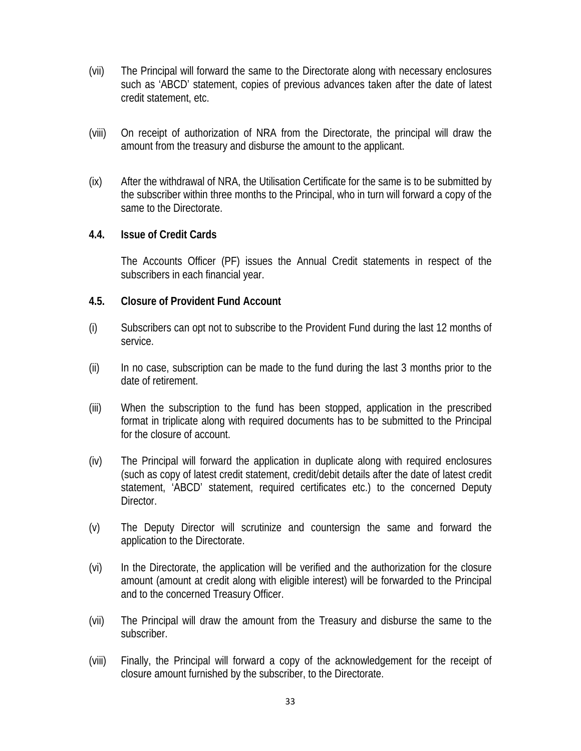(vii) The Principal will forward the same to the Directorate along with necessary enclosures such as 'ABCD' statement, copies of previous advances taken after the date of latest credit statement, etc.

(viii) On receipt of authorization of NRA from the Directorate, the principal will draw the amount from the treasury and disburse the amount to the applicant.

(ix) After the withdrawal of NRA, the Utilisation Certificate for the same is to be submitted by the subscriber within three months to the Principal, who in turn will forward a copy of the same to the Directorate.

### 4.4. Issue of Credit Cards

The Accounts Officer (PF) issues the Annual Credit statements in respect of the subscribers in each financial year.

### 4.5. Closure of Provident Fund Account

(i) Subscribers can opt not to subscribe to the Provident Fund during the last 12 months of service.

(ii) In no case, subscription can be made to the fund during the last 3 months prior to the date of retirement.

(iii) When the subscription to the fund has been stopped, application in the prescribed format in triplicate along with required documents has to be submitted to the Principal for the closure of account.

(iv) The Principal will forward the application in duplicate along with required enclosures (such as copy of latest credit statement, credit/debit details after the date of latest credit statement, 'ABCD' statement, required certificates etc.) to the concerned Deputy Director.

(v) The Deputy Director will scrutinize and countersign the same and forward the application to the Directorate.

(vi) In the Directorate, the application will be verified and the authorization for the closure amount (amount at credit along with eligible interest) will be forwarded to the Principal and to the concerned Treasury Officer.

(vii) The Principal will draw the amount from the Treasury and disburse the same to the subscriber.

(viii) Finally, the Principal will forward a copy of the acknowledgement for the receipt of closure amount furnished by the subscriber, to the Directorate.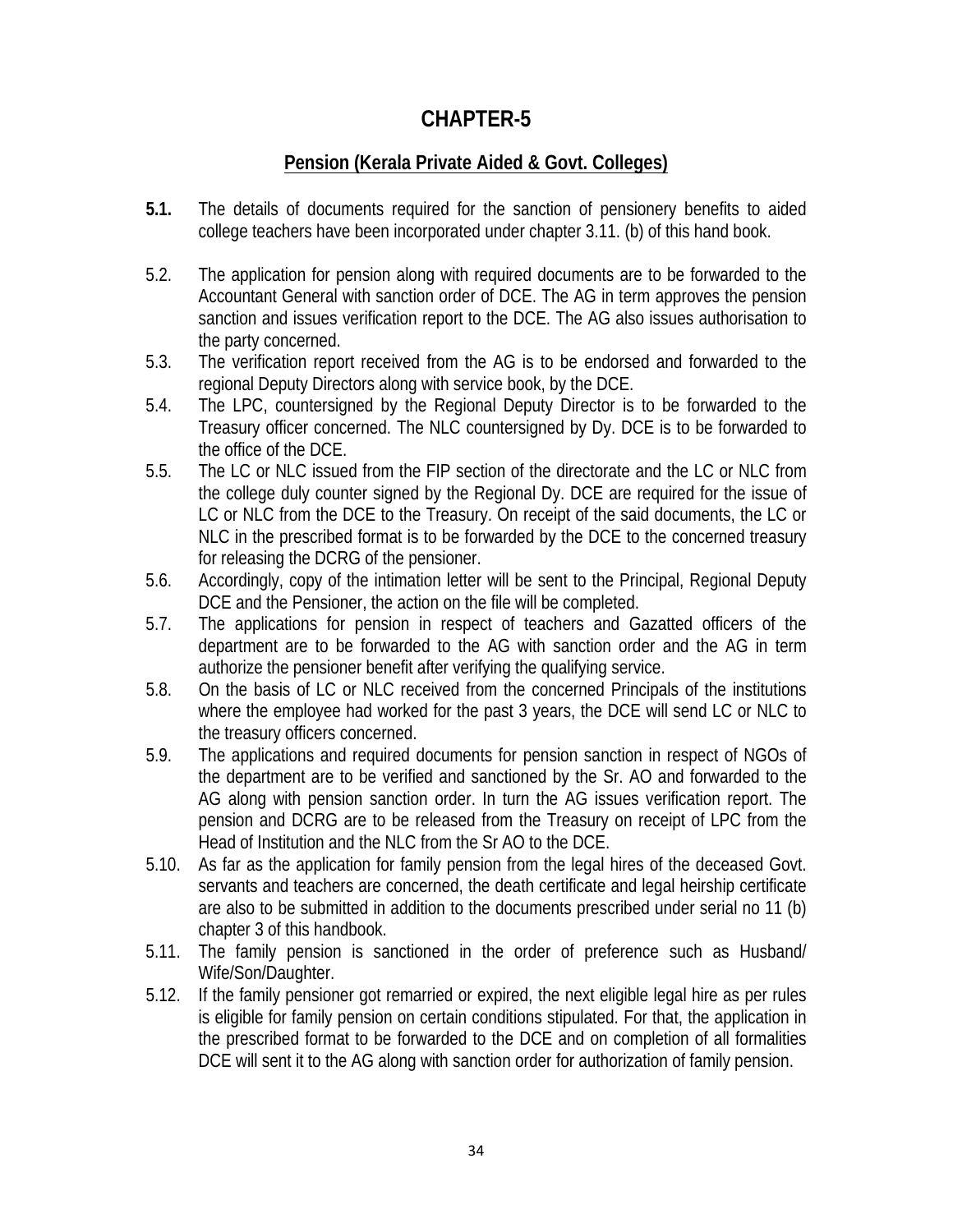# CHAPTER-5

## Pension (Kerala Private Aided & Govt. Colleges)

**5.1.** The details of documents required for the sanction of pensionery benefits to aided college teachers have been incorporated under chapter 3.11. (b) of this hand book.

5.2. The application for pension along with required documents are to be forwarded to the Accountant General with sanction order of DCE. The AG in term approves the pension sanction and issues verification report to the DCE. The AG also issues authorisation to the party concerned.

5.3. The verification report received from the AG is to be endorsed and forwarded to the regional Deputy Directors along with service book, by the DCE.

5.4. The LPC, countersigned by the Regional Deputy Director is to be forwarded to the Treasury officer concerned. The NLC countersigned by Dy. DCE is to be forwarded to the office of the DCE.

5.5. The LC or NLC issued from the FIP section of the directorate and the LC or NLC from the college duly counter signed by the Regional Dy. DCE are required for the issue of LC or NLC from the DCE to the Treasury. On receipt of the said documents, the LC or NLC in the prescribed format is to be forwarded by the DCE to the concerned treasury for releasing the DCRG of the pensioner.

5.6. Accordingly, copy of the intimation letter will be sent to the Principal, Regional Deputy DCE and the Pensioner, the action on the file will be completed.

5.7. The applications for pension in respect of teachers and Gazatted officers of the department are to be forwarded to the AG with sanction order and the AG in term authorize the pensioner benefit after verifying the qualifying service.

5.8. On the basis of LC or NLC received from the concerned Principals of the institutions where the employee had worked for the past 3 years, the DCE will send LC or NLC to the treasury officers concerned.

5.9. The applications and required documents for pension sanction in respect of NGOs of the department are to be verified and sanctioned by the Sr. AO and forwarded to the AG along with pension sanction order. In turn the AG issues verification report. The pension and DCRG are to be released from the Treasury on receipt of LPC from the Head of Institution and the NLC from the Sr AO to the DCE.

5.10. As far as the application for family pension from the legal hires of the deceased Govt. servants and teachers are concerned, the death certificate and legal heirship certificate are also to be submitted in addition to the documents prescribed under serial no 11 (b) chapter 3 of this handbook.

5.11. The family pension is sanctioned in the order of preference such as Husband/ Wife/Son/Daughter.

5.12. If the family pensioner got remarried or expired, the next eligible legal hire as per rules is eligible for family pension on certain conditions stipulated. For that, the application in the prescribed format to be forwarded to the DCE and on completion of all formalities DCE will sent it to the AG along with sanction order for authorization of family pension.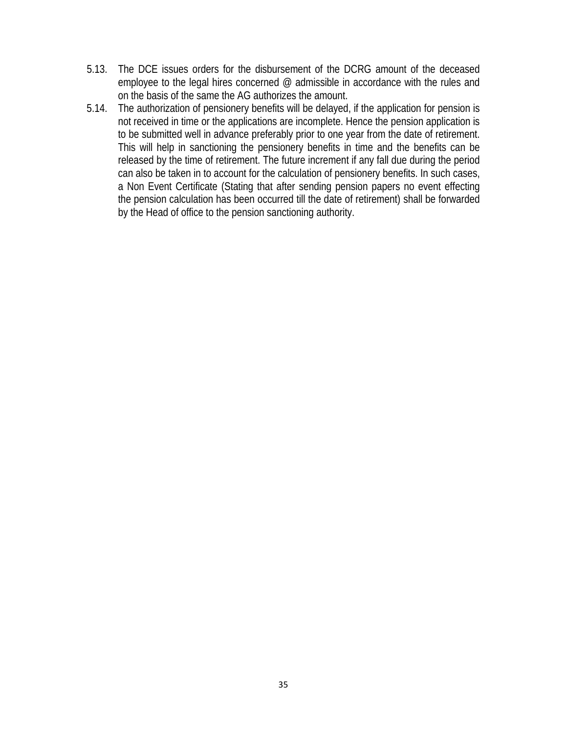5.13. The DCE issues orders for the disbursement of the DCRG amount of the deceased employee to the legal hires concerned @ admissible in accordance with the rules and on the basis of the same the AG authorizes the amount.

5.14. The authorization of pensionery benefits will be delayed, if the application for pension is not received in time or the applications are incomplete. Hence the pension application is to be submitted well in advance preferably prior to one year from the date of retirement. This will help in sanctioning the pensionery benefits in time and the benefits can be released by the time of retirement. The future increment if any fall due during the period can also be taken in to account for the calculation of pensionery benefits. In such cases, a Non Event Certificate (Stating that after sending pension papers no event effecting the pension calculation has been occurred till the date of retirement) shall be forwarded by the Head of office to the pension sanctioning authority.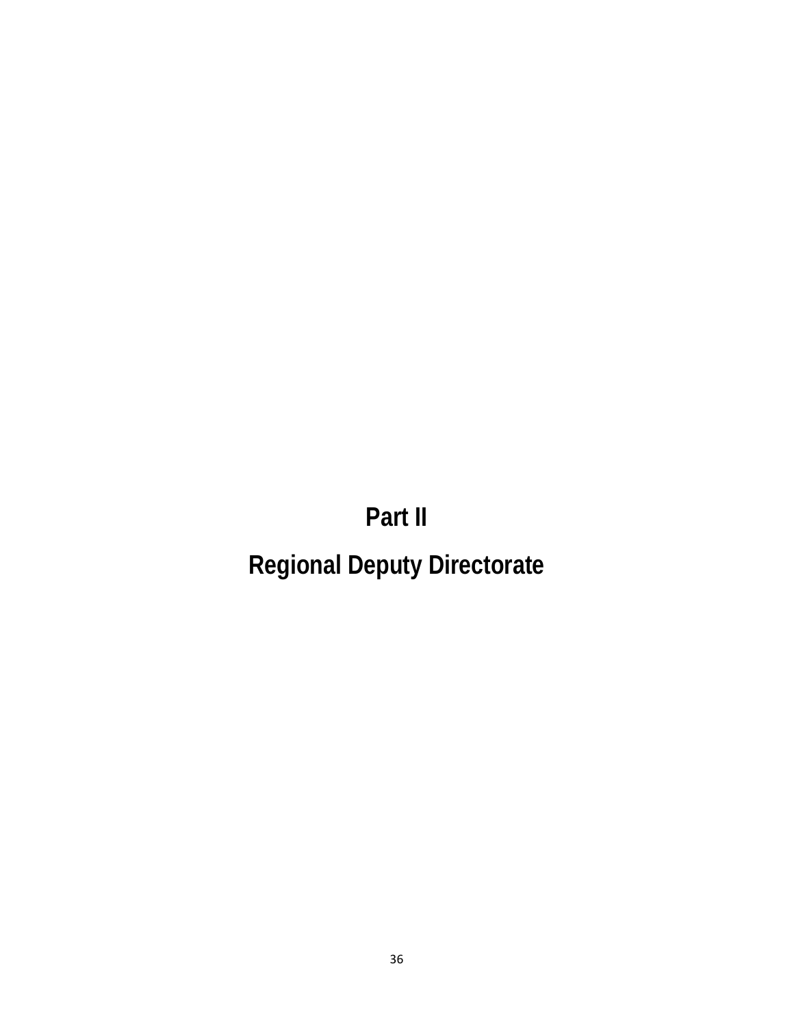# Part II

# Regional Deputy Directorate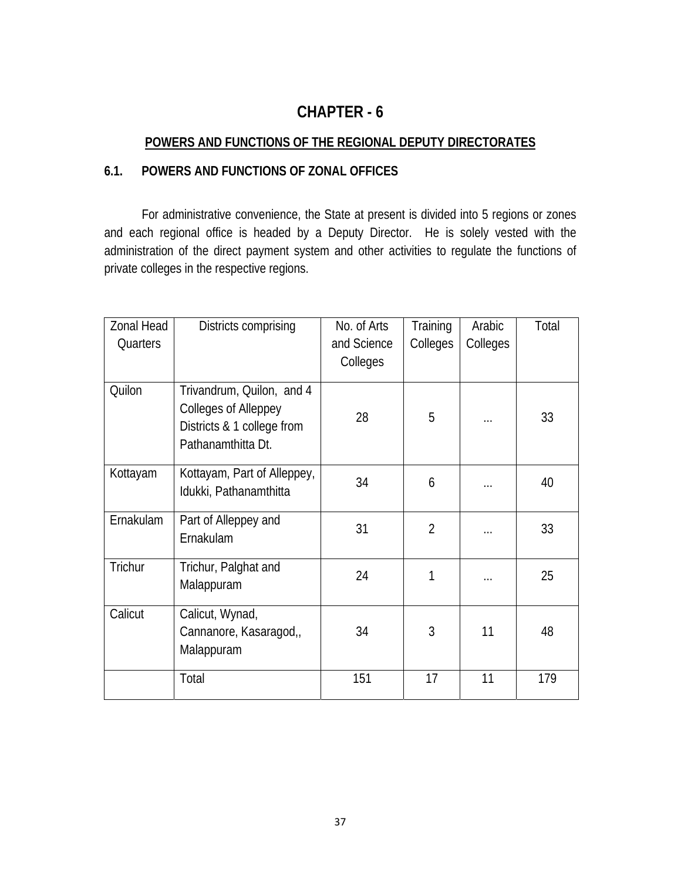# CHAPTER - 6

## POWERS AND FUNCTIONS OF THE REGIONAL DEPUTY DIRECTORATES

### 6.1. POWERS AND FUNCTIONS OF ZONAL OFFICES

For administrative convenience, the State at present is divided into 5 regions or zones and each regional office is headed by a Deputy Director. He is solely vested with the administration of the direct payment system and other activities to regulate the functions of private colleges in the respective regions.

| Zonal Head Quarters | Districts comprising | No. of Arts and Science Colleges | Training Colleges | Arabic Colleges | Total |
|---|---|---|---|---|---|
| Quilon | Trivandrum, Quilon, and 4 Colleges of Alleppey Districts & 1 college from Pathanamthitta Dt. | 28 | 5 | ... | 33 |
| Kottayam | Kottayam, Part of Alleppey, Idukki, Pathanamthitta | 34 | 6 | ... | 40 |
| Ernakulam | Part of Alleppey and Ernakulam | 31 | 2 | ... | 33 |
| Trichur | Trichur, Palghat and Malappuram | 24 | 1 | ... | 25 |
| Calicut | Calicut, Wynad, Cannanore, Kasaragod,, Malappuram | 34 | 3 | 11 | 48 |
| | Total | 151 | 17 | 11 | 179 |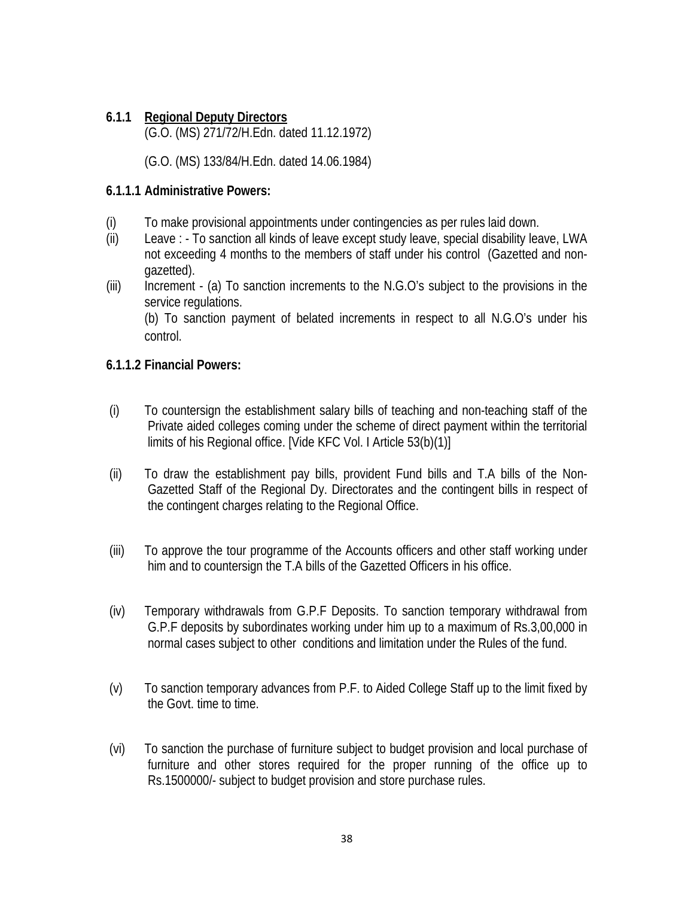### 6.1.1 <u>Regional Deputy Directors</u>

(G.O. (MS) 271/72/H.Edn. dated 11.12.1972)

(G.O. (MS) 133/84/H.Edn. dated 14.06.1984)

#### 6.1.1.1 Administrative Powers:

(i) To make provisional appointments under contingencies as per rules laid down.

(ii) Leave : - To sanction all kinds of leave except study leave, special disability leave, LWA not exceeding 4 months to the members of staff under his control (Gazetted and non-gazetted).

(iii) Increment - (a) To sanction increments to the N.G.O's subject to the provisions in the service regulations.

(b) To sanction payment of belated increments in respect to all N.G.O's under his control.

#### 6.1.1.2 Financial Powers:

(i) To countersign the establishment salary bills of teaching and non-teaching staff of the Private aided colleges coming under the scheme of direct payment within the territorial limits of his Regional office. [Vide KFC Vol. I Article 53(b)(1)]

(ii) To draw the establishment pay bills, provident Fund bills and T.A bills of the Non-Gazetted Staff of the Regional Dy. Directorates and the contingent bills in respect of the contingent charges relating to the Regional Office.

(iii) To approve the tour programme of the Accounts officers and other staff working under him and to countersign the T.A bills of the Gazetted Officers in his office.

(iv) Temporary withdrawals from G.P.F Deposits. To sanction temporary withdrawal from G.P.F deposits by subordinates working under him up to a maximum of Rs.3,00,000 in normal cases subject to other conditions and limitation under the Rules of the fund.

(v) To sanction temporary advances from P.F. to Aided College Staff up to the limit fixed by the Govt. time to time.

(vi) To sanction the purchase of furniture subject to budget provision and local purchase of furniture and other stores required for the proper running of the office up to Rs.1500000/- subject to budget provision and store purchase rules.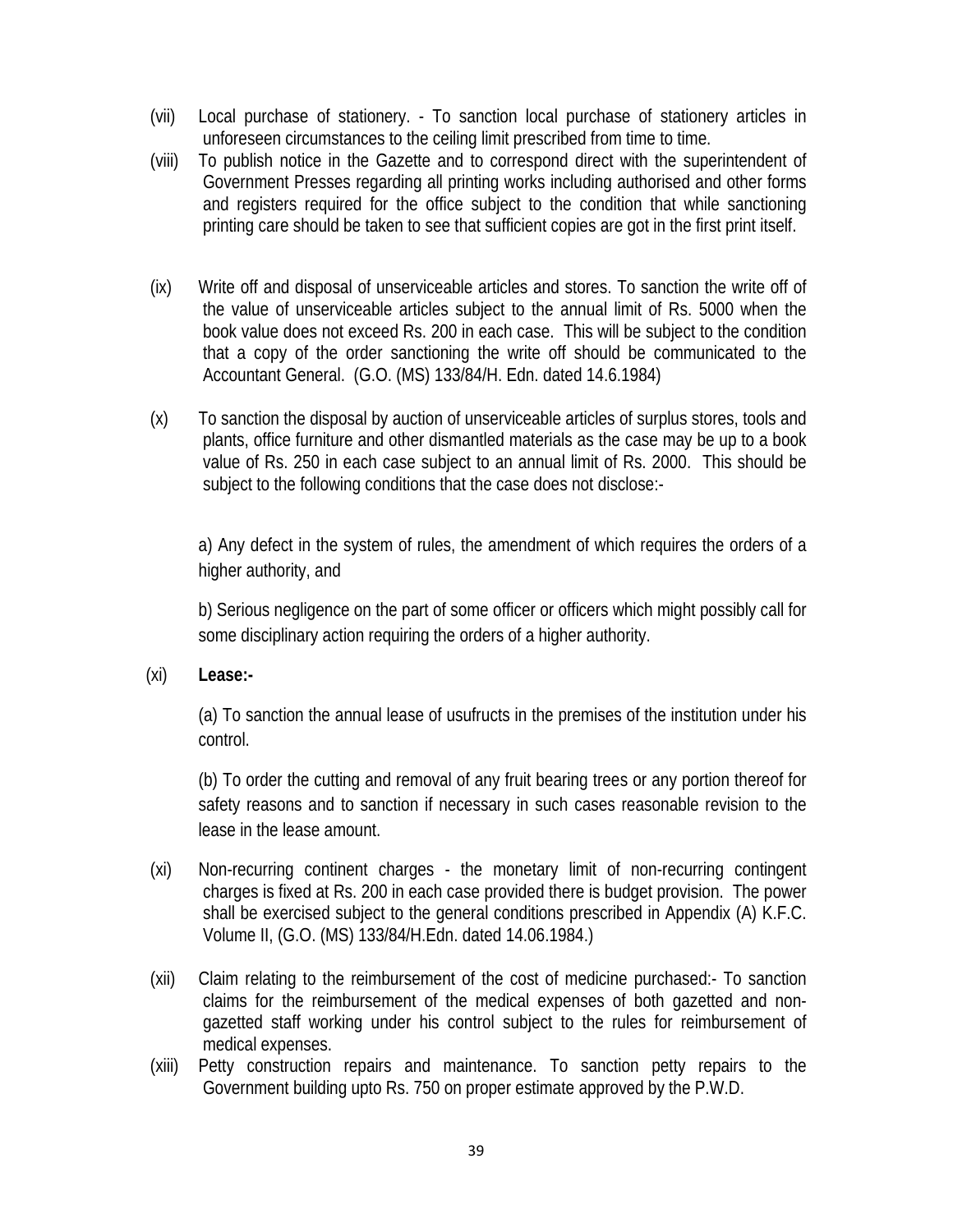(vii) Local purchase of stationery. - To sanction local purchase of stationery articles in unforeseen circumstances to the ceiling limit prescribed from time to time.

(viii) To publish notice in the Gazette and to correspond direct with the superintendent of Government Presses regarding all printing works including authorised and other forms and registers required for the office subject to the condition that while sanctioning printing care should be taken to see that sufficient copies are got in the first print itself.

(ix) Write off and disposal of unserviceable articles and stores. To sanction the write off of the value of unserviceable articles subject to the annual limit of Rs. 5000 when the book value does not exceed Rs. 200 in each case. This will be subject to the condition that a copy of the order sanctioning the write off should be communicated to the Accountant General. (G.O. (MS) 133/84/H. Edn. dated 14.6.1984)

(x) To sanction the disposal by auction of unserviceable articles of surplus stores, tools and plants, office furniture and other dismantled materials as the case may be up to a book value of Rs. 250 in each case subject to an annual limit of Rs. 2000. This should be subject to the following conditions that the case does not disclose:-

a) Any defect in the system of rules, the amendment of which requires the orders of a higher authority, and

b) Serious negligence on the part of some officer or officers which might possibly call for some disciplinary action requiring the orders of a higher authority.

(xi) **Lease:-**

(a) To sanction the annual lease of usufructs in the premises of the institution under his control.

(b) To order the cutting and removal of any fruit bearing trees or any portion thereof for safety reasons and to sanction if necessary in such cases reasonable revision to the lease in the lease amount.

(xi) Non-recurring continent charges - the monetary limit of non-recurring contingent charges is fixed at Rs. 200 in each case provided there is budget provision. The power shall be exercised subject to the general conditions prescribed in Appendix (A) K.F.C. Volume II, (G.O. (MS) 133/84/H.Edn. dated 14.06.1984.)

(xii) Claim relating to the reimbursement of the cost of medicine purchased:- To sanction claims for the reimbursement of the medical expenses of both gazetted and non-gazetted staff working under his control subject to the rules for reimbursement of medical expenses.

(xiii) Petty construction repairs and maintenance. To sanction petty repairs to the Government building upto Rs. 750 on proper estimate approved by the P.W.D.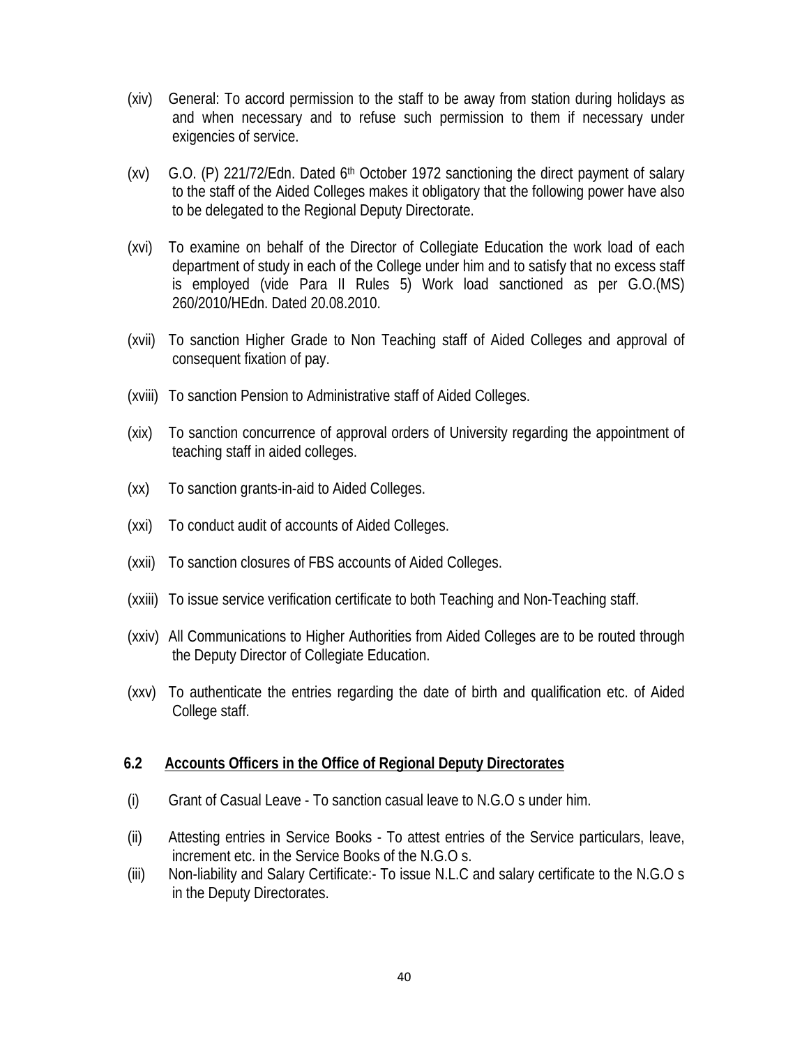(xiv) General: To accord permission to the staff to be away from station during holidays as and when necessary and to refuse such permission to them if necessary under exigencies of service.

(xv) G.O. (P) 221/72/Edn. Dated 6th October 1972 sanctioning the direct payment of salary to the staff of the Aided Colleges makes it obligatory that the following power have also to be delegated to the Regional Deputy Directorate.

(xvi) To examine on behalf of the Director of Collegiate Education the work load of each department of study in each of the College under him and to satisfy that no excess staff is employed (vide Para II Rules 5) Work load sanctioned as per G.O.(MS) 260/2010/HEdn. Dated 20.08.2010.

(xvii) To sanction Higher Grade to Non Teaching staff of Aided Colleges and approval of consequent fixation of pay.

(xviii) To sanction Pension to Administrative staff of Aided Colleges.

(xix) To sanction concurrence of approval orders of University regarding the appointment of teaching staff in aided colleges.

(xx) To sanction grants-in-aid to Aided Colleges.

(xxi) To conduct audit of accounts of Aided Colleges.

(xxii) To sanction closures of FBS accounts of Aided Colleges.

(xxiii) To issue service verification certificate to both Teaching and Non-Teaching staff.

(xxiv) All Communications to Higher Authorities from Aided Colleges are to be routed through the Deputy Director of Collegiate Education.

(xxv) To authenticate the entries regarding the date of birth and qualification etc. of Aided College staff.

### 6.2 Accounts Officers in the Office of Regional Deputy Directorates

(i) Grant of Casual Leave - To sanction casual leave to N.G.O s under him.

(ii) Attesting entries in Service Books - To attest entries of the Service particulars, leave, increment etc. in the Service Books of the N.G.O s.

(iii) Non-liability and Salary Certificate:- To issue N.L.C and salary certificate to the N.G.O s in the Deputy Directorates.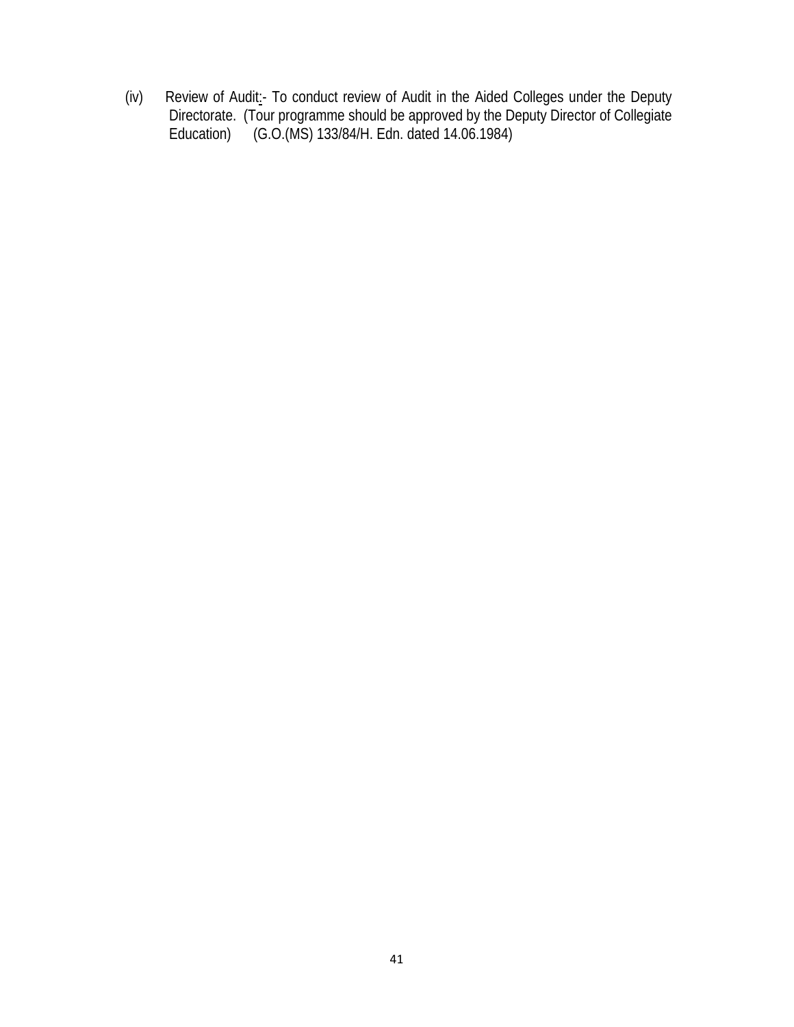(iv) Review of Audit:- To conduct review of Audit in the Aided Colleges under the Deputy Directorate. (Tour programme should be approved by the Deputy Director of Collegiate Education) (G.O.(MS) 133/84/H. Edn. dated 14.06.1984)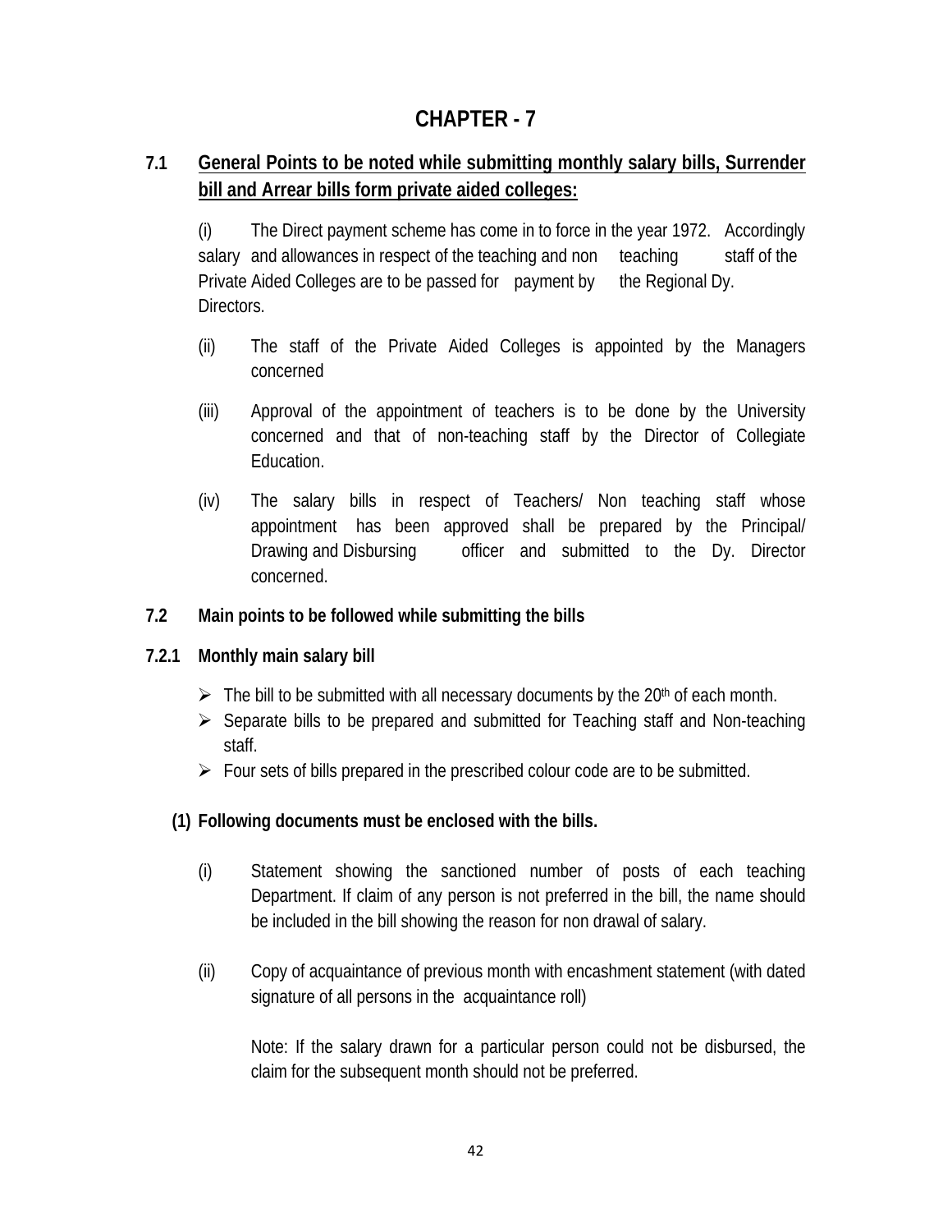# CHAPTER - 7

## 7.1 General Points to be noted while submitting monthly salary bills, Surrender bill and Arrear bills form private aided colleges:

(i) The Direct payment scheme has come in to force in the year 1972. Accordingly salary and allowances in respect of the teaching and non teaching staff of the Private Aided Colleges are to be passed for payment by the Regional Dy. Directors.

(ii) The staff of the Private Aided Colleges is appointed by the Managers concerned

(iii) Approval of the appointment of teachers is to be done by the University concerned and that of non-teaching staff by the Director of Collegiate Education.

(iv) The salary bills in respect of Teachers/ Non teaching staff whose appointment has been approved shall be prepared by the Principal/ Drawing and Disbursing officer and submitted to the Dy. Director concerned.

## 7.2 Main points to be followed while submitting the bills

### 7.2.1 Monthly main salary bill

- The bill to be submitted with all necessary documents by the 20th of each month.
- Separate bills to be prepared and submitted for Teaching staff and Non-teaching staff.
- Four sets of bills prepared in the prescribed colour code are to be submitted.

**(1) Following documents must be enclosed with the bills.**

(i) Statement showing the sanctioned number of posts of each teaching Department. If claim of any person is not preferred in the bill, the name should be included in the bill showing the reason for non drawal of salary.

(ii) Copy of acquaintance of previous month with encashment statement (with dated signature of all persons in the acquaintance roll)

Note: If the salary drawn for a particular person could not be disbursed, the claim for the subsequent month should not be preferred.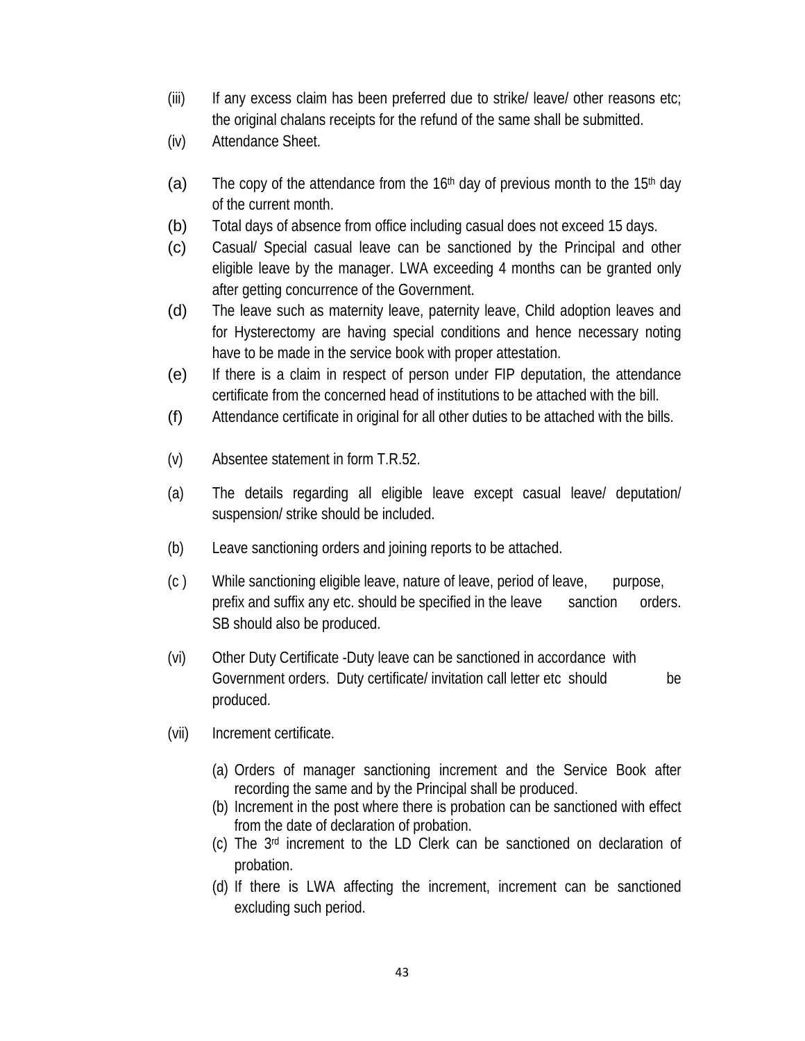(iii) If any excess claim has been preferred due to strike/ leave/ other reasons etc; the original chalans receipts for the refund of the same shall be submitted.

(iv) Attendance Sheet.

(a) The copy of the attendance from the 16th day of previous month to the 15th day of the current month.

(b) Total days of absence from office including casual does not exceed 15 days.

(c) Casual/ Special casual leave can be sanctioned by the Principal and other eligible leave by the manager. LWA exceeding 4 months can be granted only after getting concurrence of the Government.

(d) The leave such as maternity leave, paternity leave, Child adoption leaves and for Hysterectomy are having special conditions and hence necessary noting have to be made in the service book with proper attestation.

(e) If there is a claim in respect of person under FIP deputation, the attendance certificate from the concerned head of institutions to be attached with the bill.

(f) Attendance certificate in original for all other duties to be attached with the bills.

(v) Absentee statement in form T.R.52.

(a) The details regarding all eligible leave except casual leave/ deputation/ suspension/ strike should be included.

(b) Leave sanctioning orders and joining reports to be attached.

(c ) While sanctioning eligible leave, nature of leave, period of leave, purpose, prefix and suffix any etc. should be specified in the leave sanction orders. SB should also be produced.

(vi) Other Duty Certificate -Duty leave can be sanctioned in accordance with Government orders. Duty certificate/ invitation call letter etc should be produced.

(vii) Increment certificate.

(a) Orders of manager sanctioning increment and the Service Book after recording the same and by the Principal shall be produced.

(b) Increment in the post where there is probation can be sanctioned with effect from the date of declaration of probation.

(c) The 3rd increment to the LD Clerk can be sanctioned on declaration of probation.

(d) If there is LWA affecting the increment, increment can be sanctioned excluding such period.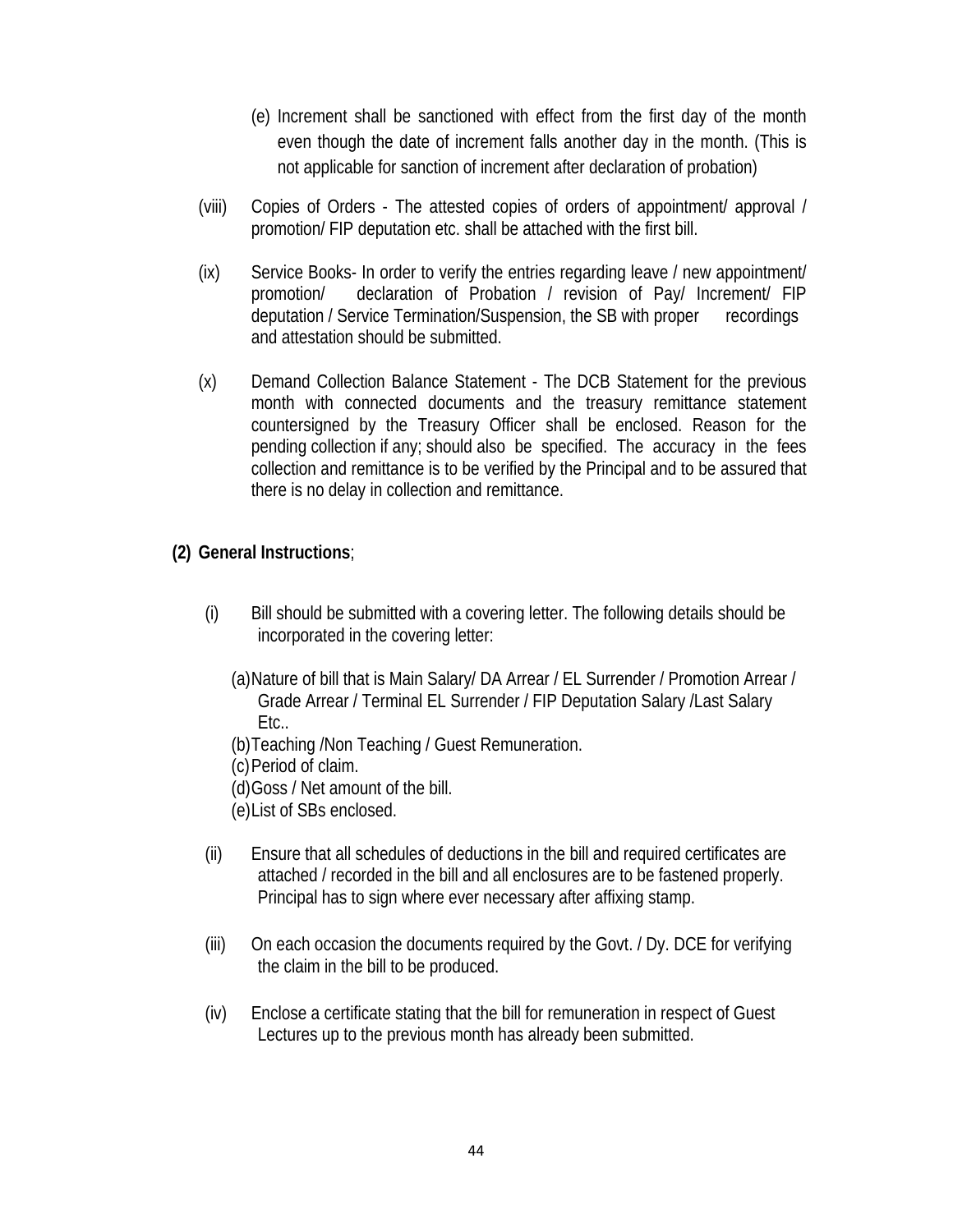(e) Increment shall be sanctioned with effect from the first day of the month even though the date of increment falls another day in the month. (This is not applicable for sanction of increment after declaration of probation)

(viii) Copies of Orders - The attested copies of orders of appointment/ approval / promotion/ FIP deputation etc. shall be attached with the first bill.

(ix) Service Books- In order to verify the entries regarding leave / new appointment/ promotion/ declaration of Probation / revision of Pay/ Increment/ FIP deputation / Service Termination/Suspension, the SB with proper recordings and attestation should be submitted.

(x) Demand Collection Balance Statement - The DCB Statement for the previous month with connected documents and the treasury remittance statement countersigned by the Treasury Officer shall be enclosed. Reason for the pending collection if any; should also be specified. The accuracy in the fees collection and remittance is to be verified by the Principal and to be assured that there is no delay in collection and remittance.

**(2) General Instructions**;

(i) Bill should be submitted with a covering letter. The following details should be incorporated in the covering letter:

(a) Nature of bill that is Main Salary/ DA Arrear / EL Surrender / Promotion Arrear / Grade Arrear / Terminal EL Surrender / FIP Deputation Salary /Last Salary Etc..

(b) Teaching /Non Teaching / Guest Remuneration.

(c) Period of claim.

(d) Goss / Net amount of the bill.

(e) List of SBs enclosed.

(ii) Ensure that all schedules of deductions in the bill and required certificates are attached / recorded in the bill and all enclosures are to be fastened properly. Principal has to sign where ever necessary after affixing stamp.

(iii) On each occasion the documents required by the Govt. / Dy. DCE for verifying the claim in the bill to be produced.

(iv) Enclose a certificate stating that the bill for remuneration in respect of Guest Lectures up to the previous month has already been submitted.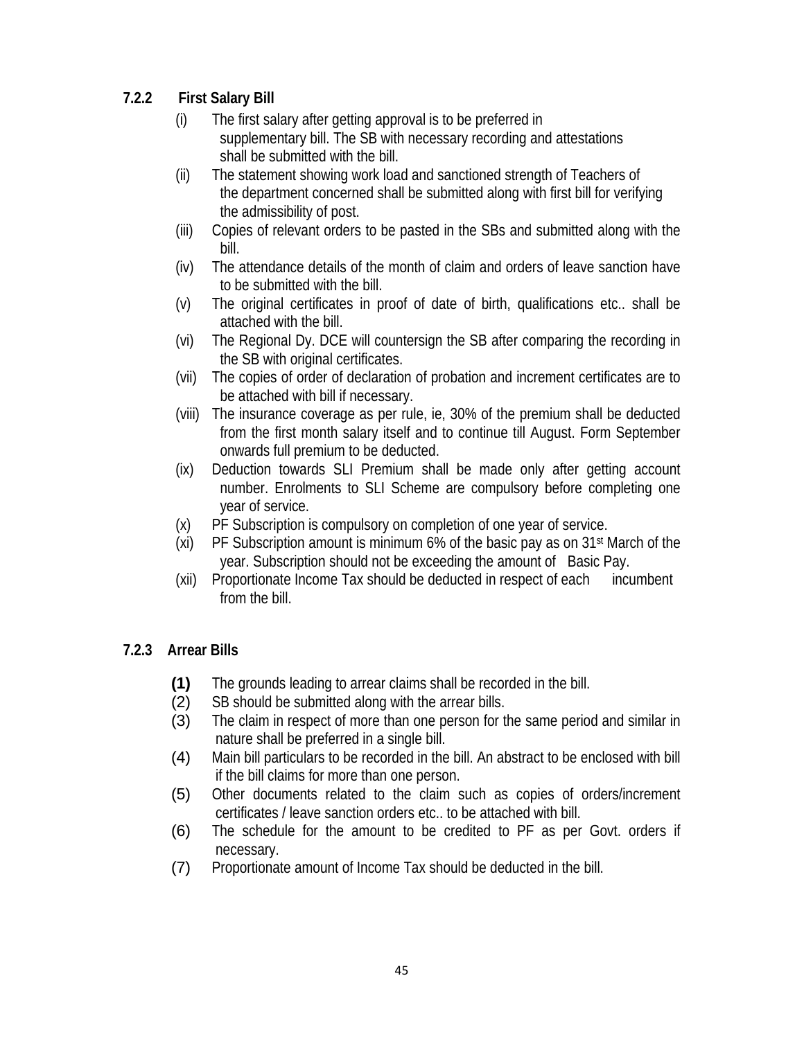### 7.2.2 First Salary Bill

- (i) The first salary after getting approval is to be preferred in supplementary bill. The SB with necessary recording and attestations shall be submitted with the bill.
- (ii) The statement showing work load and sanctioned strength of Teachers of the department concerned shall be submitted along with first bill for verifying the admissibility of post.
- (iii) Copies of relevant orders to be pasted in the SBs and submitted along with the bill.
- (iv) The attendance details of the month of claim and orders of leave sanction have to be submitted with the bill.
- (v) The original certificates in proof of date of birth, qualifications etc.. shall be attached with the bill.
- (vi) The Regional Dy. DCE will countersign the SB after comparing the recording in the SB with original certificates.
- (vii) The copies of order of declaration of probation and increment certificates are to be attached with bill if necessary.
- (viii) The insurance coverage as per rule, ie, 30% of the premium shall be deducted from the first month salary itself and to continue till August. Form September onwards full premium to be deducted.
- (ix) Deduction towards SLI Premium shall be made only after getting account number. Enrolments to SLI Scheme are compulsory before completing one year of service.
- (x) PF Subscription is compulsory on completion of one year of service.
- (xi) PF Subscription amount is minimum 6% of the basic pay as on 31st March of the year. Subscription should not be exceeding the amount of Basic Pay.
- (xii) Proportionate Income Tax should be deducted in respect of each incumbent from the bill.

### 7.2.3 Arrear Bills

- **(1)** The grounds leading to arrear claims shall be recorded in the bill.
- (2) SB should be submitted along with the arrear bills.
- (3) The claim in respect of more than one person for the same period and similar in nature shall be preferred in a single bill.
- (4) Main bill particulars to be recorded in the bill. An abstract to be enclosed with bill if the bill claims for more than one person.
- (5) Other documents related to the claim such as copies of orders/increment certificates / leave sanction orders etc.. to be attached with bill.
- (6) The schedule for the amount to be credited to PF as per Govt. orders if necessary.
- (7) Proportionate amount of Income Tax should be deducted in the bill.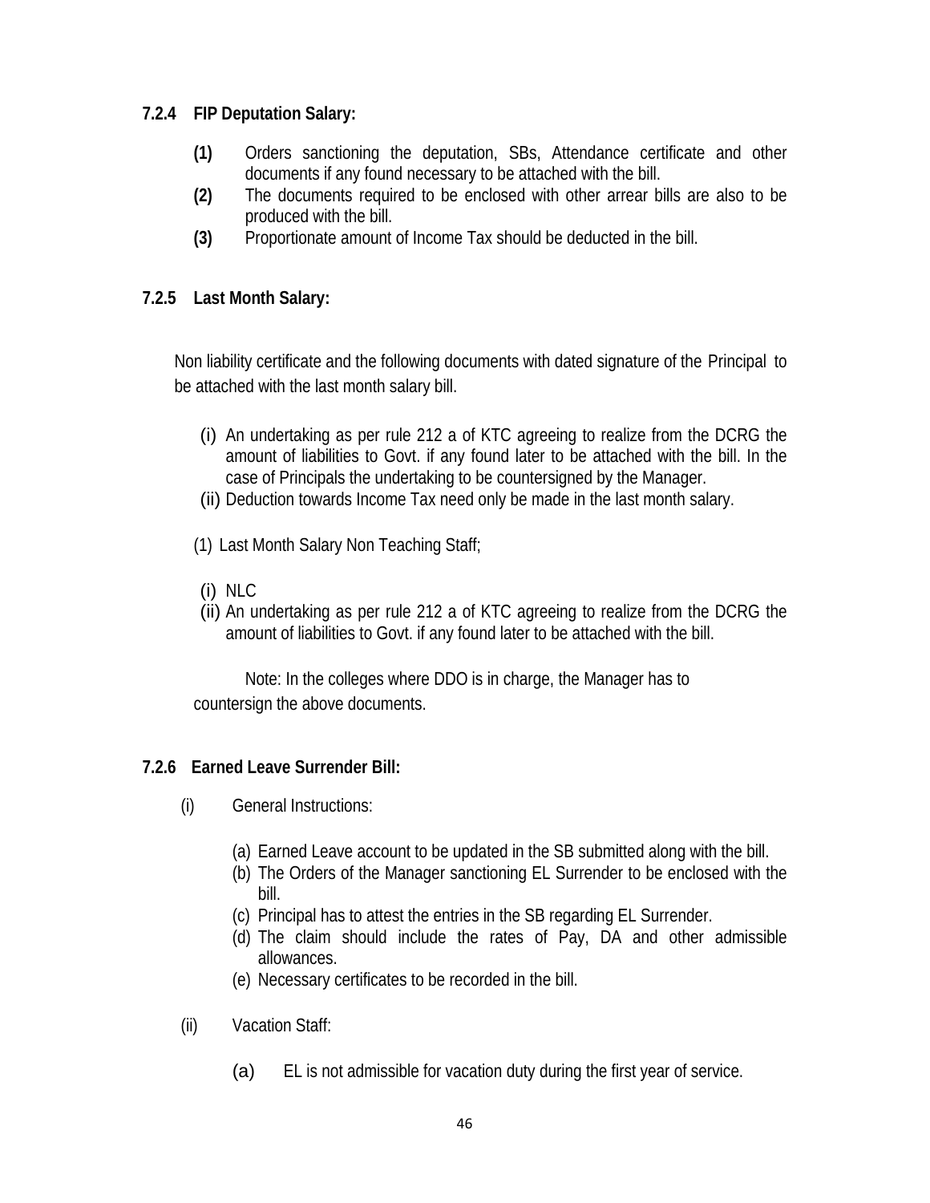### 7.2.4 FIP Deputation Salary:

**(1)** Orders sanctioning the deputation, SBs, Attendance certificate and other documents if any found necessary to be attached with the bill.

**(2)** The documents required to be enclosed with other arrear bills are also to be produced with the bill.

**(3)** Proportionate amount of Income Tax should be deducted in the bill.

### 7.2.5 Last Month Salary:

Non liability certificate and the following documents with dated signature of the Principal to be attached with the last month salary bill.

(i) An undertaking as per rule 212 a of KTC agreeing to realize from the DCRG the amount of liabilities to Govt. if any found later to be attached with the bill. In the case of Principals the undertaking to be countersigned by the Manager.

(ii) Deduction towards Income Tax need only be made in the last month salary.

(1) Last Month Salary Non Teaching Staff;

(i) NLC

(ii) An undertaking as per rule 212 a of KTC agreeing to realize from the DCRG the amount of liabilities to Govt. if any found later to be attached with the bill.

Note: In the colleges where DDO is in charge, the Manager has to countersign the above documents.

### 7.2.6 Earned Leave Surrender Bill:

(i) General Instructions:

(a) Earned Leave account to be updated in the SB submitted along with the bill.

(b) The Orders of the Manager sanctioning EL Surrender to be enclosed with the bill.

(c) Principal has to attest the entries in the SB regarding EL Surrender.

(d) The claim should include the rates of Pay, DA and other admissible allowances.

(e) Necessary certificates to be recorded in the bill.

(ii) Vacation Staff:

(a) EL is not admissible for vacation duty during the first year of service.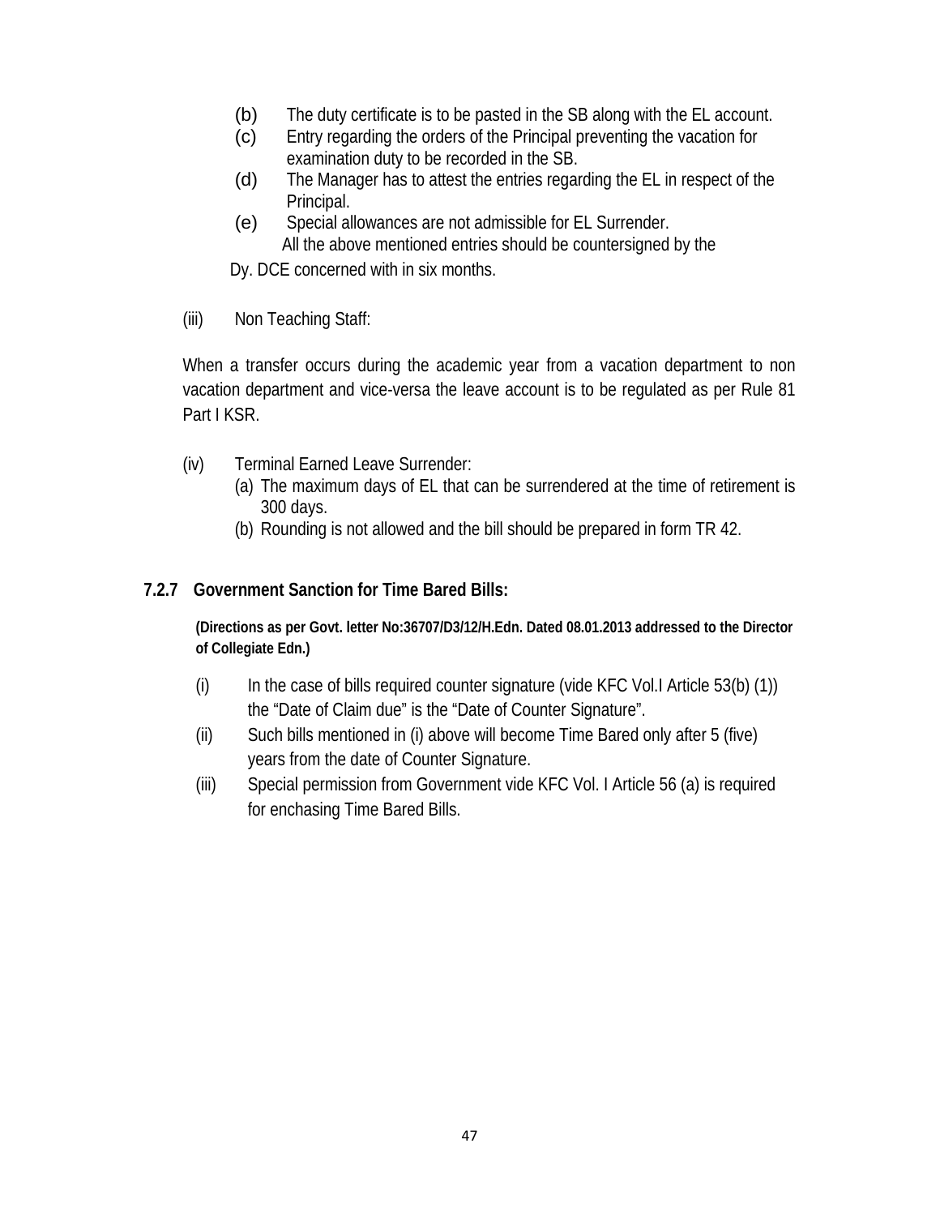(b) The duty certificate is to be pasted in the SB along with the EL account.

(c) Entry regarding the orders of the Principal preventing the vacation for examination duty to be recorded in the SB.

(d) The Manager has to attest the entries regarding the EL in respect of the Principal.

(e) Special allowances are not admissible for EL Surrender.

All the above mentioned entries should be countersigned by the Dy. DCE concerned with in six months.

(iii) Non Teaching Staff:

When a transfer occurs during the academic year from a vacation department to non vacation department and vice-versa the leave account is to be regulated as per Rule 81 Part I KSR.

(iv) Terminal Earned Leave Surrender:

(a) The maximum days of EL that can be surrendered at the time of retirement is 300 days.

(b) Rounding is not allowed and the bill should be prepared in form TR 42.

### 7.2.7 Government Sanction for Time Bared Bills:

**(Directions as per Govt. letter No:36707/D3/12/H.Edn. Dated 08.01.2013 addressed to the Director of Collegiate Edn.)**

(i) In the case of bills required counter signature (vide KFC Vol.I Article 53(b) (1)) the “Date of Claim due” is the “Date of Counter Signature”.

(ii) Such bills mentioned in (i) above will become Time Bared only after 5 (five) years from the date of Counter Signature.

(iii) Special permission from Government vide KFC Vol. I Article 56 (a) is required for enchasing Time Bared Bills.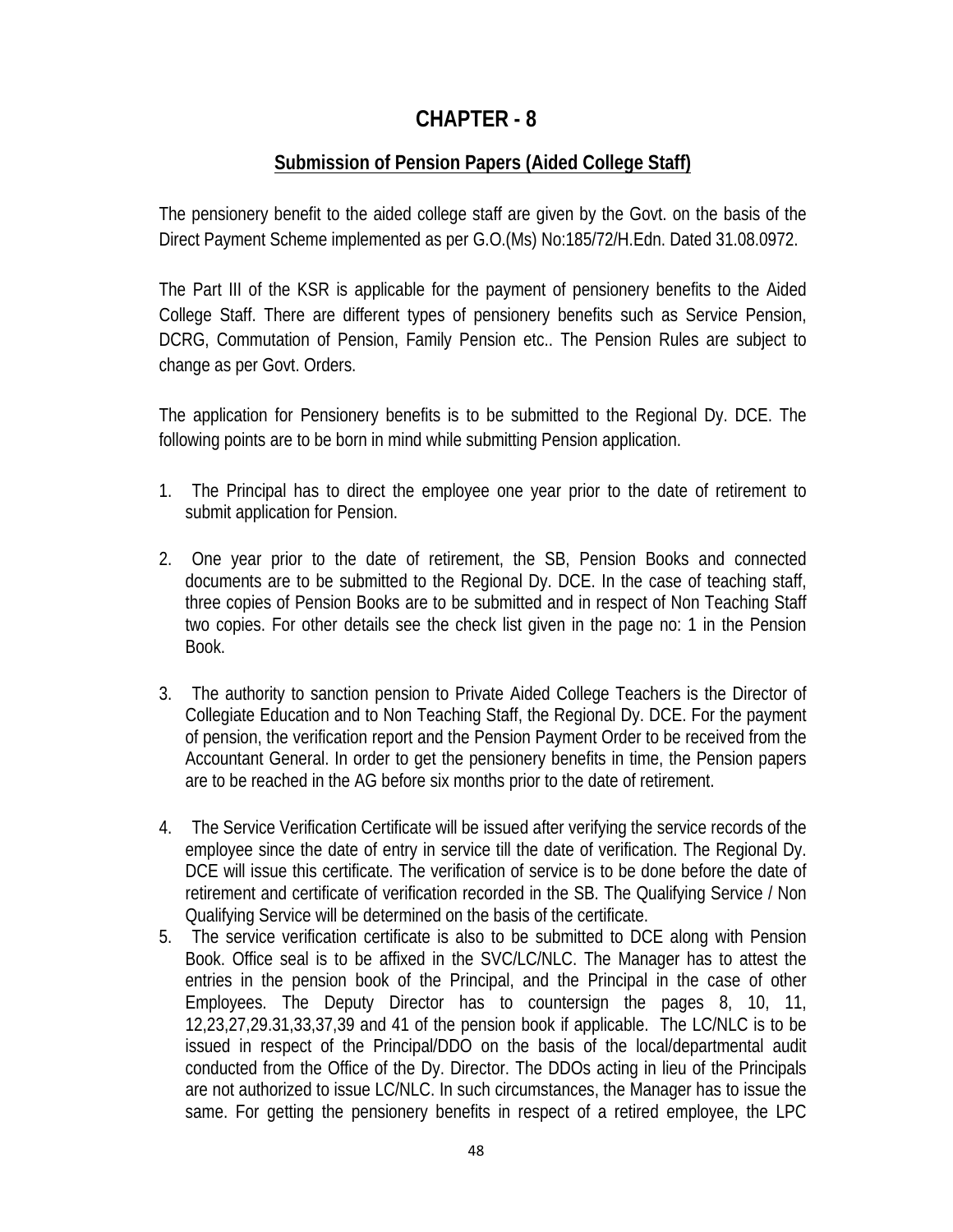# CHAPTER - 8

## Submission of Pension Papers (Aided College Staff)

The pensionery benefit to the aided college staff are given by the Govt. on the basis of the Direct Payment Scheme implemented as per G.O.(Ms) No:185/72/H.Edn. Dated 31.08.0972.

The Part III of the KSR is applicable for the payment of pensionery benefits to the Aided College Staff. There are different types of pensionery benefits such as Service Pension, DCRG, Commutation of Pension, Family Pension etc.. The Pension Rules are subject to change as per Govt. Orders.

The application for Pensionery benefits is to be submitted to the Regional Dy. DCE. The following points are to be born in mind while submitting Pension application.

1. The Principal has to direct the employee one year prior to the date of retirement to submit application for Pension.

2. One year prior to the date of retirement, the SB, Pension Books and connected documents are to be submitted to the Regional Dy. DCE. In the case of teaching staff, three copies of Pension Books are to be submitted and in respect of Non Teaching Staff two copies. For other details see the check list given in the page no: 1 in the Pension Book.

3. The authority to sanction pension to Private Aided College Teachers is the Director of Collegiate Education and to Non Teaching Staff, the Regional Dy. DCE. For the payment of pension, the verification report and the Pension Payment Order to be received from the Accountant General. In order to get the pensionery benefits in time, the Pension papers are to be reached in the AG before six months prior to the date of retirement.

4. The Service Verification Certificate will be issued after verifying the service records of the employee since the date of entry in service till the date of verification. The Regional Dy. DCE will issue this certificate. The verification of service is to be done before the date of retirement and certificate of verification recorded in the SB. The Qualifying Service / Non Qualifying Service will be determined on the basis of the certificate.

5. The service verification certificate is also to be submitted to DCE along with Pension Book. Office seal is to be affixed in the SVC/LC/NLC. The Manager has to attest the entries in the pension book of the Principal, and the Principal in the case of other Employees. The Deputy Director has to countersign the pages 8, 10, 11, 12,23,27,29.31,33,37,39 and 41 of the pension book if applicable. The LC/NLC is to be issued in respect of the Principal/DDO on the basis of the local/departmental audit conducted from the Office of the Dy. Director. The DDOs acting in lieu of the Principals are not authorized to issue LC/NLC. In such circumstances, the Manager has to issue the same. For getting the pensionery benefits in respect of a retired employee, the LPC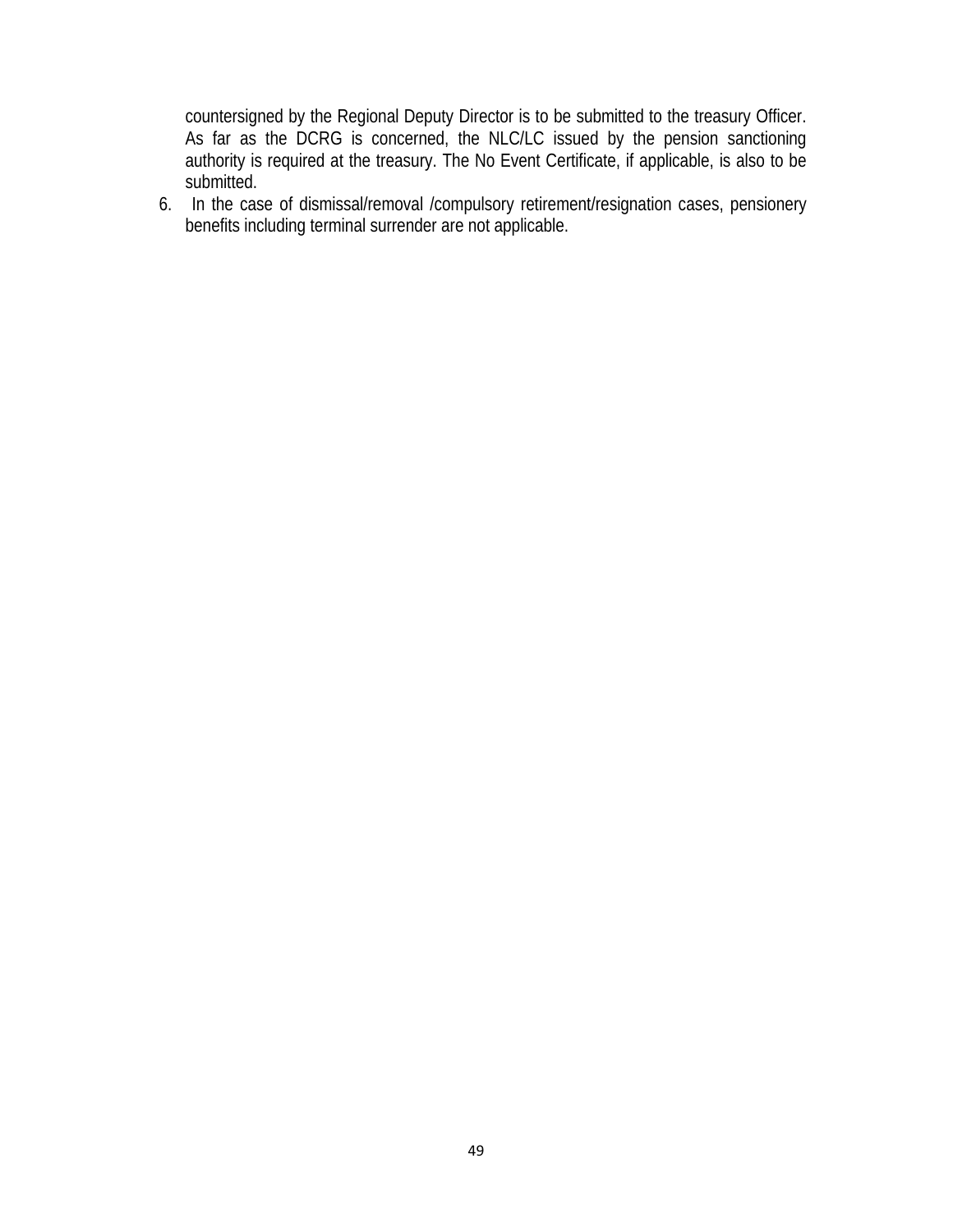countersigned by the Regional Deputy Director is to be submitted to the treasury Officer. As far as the DCRG is concerned, the NLC/LC issued by the pension sanctioning authority is required at the treasury. The No Event Certificate, if applicable, is also to be submitted.

6. In the case of dismissal/removal /compulsory retirement/resignation cases, pensionery benefits including terminal surrender are not applicable.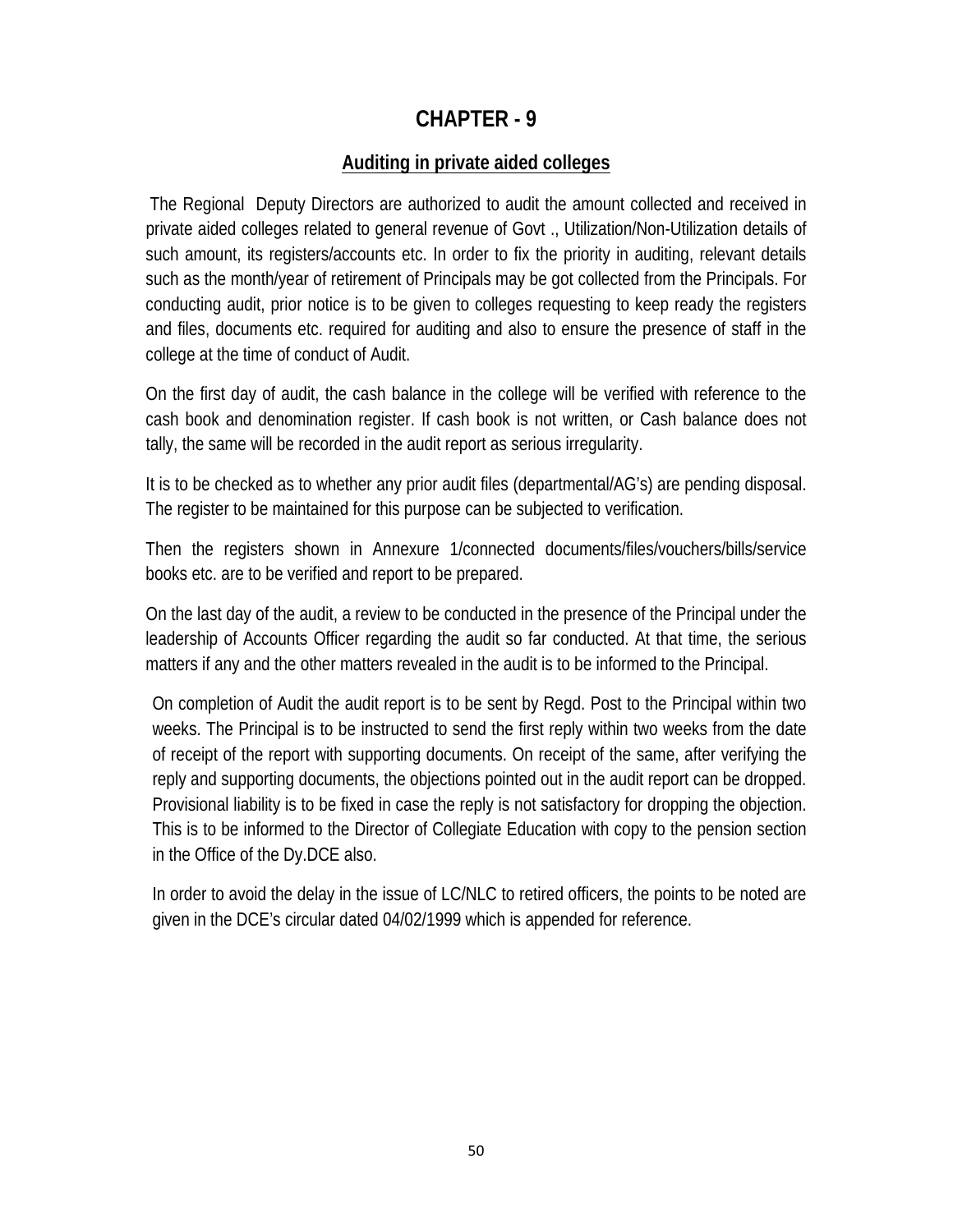# CHAPTER - 9

## Auditing in private aided colleges

The Regional Deputy Directors are authorized to audit the amount collected and received in private aided colleges related to general revenue of Govt ., Utilization/Non-Utilization details of such amount, its registers/accounts etc. In order to fix the priority in auditing, relevant details such as the month/year of retirement of Principals may be got collected from the Principals. For conducting audit, prior notice is to be given to colleges requesting to keep ready the registers and files, documents etc. required for auditing and also to ensure the presence of staff in the college at the time of conduct of Audit.

On the first day of audit, the cash balance in the college will be verified with reference to the cash book and denomination register. If cash book is not written, or Cash balance does not tally, the same will be recorded in the audit report as serious irregularity.

It is to be checked as to whether any prior audit files (departmental/AG's) are pending disposal. The register to be maintained for this purpose can be subjected to verification.

Then the registers shown in Annexure 1/connected documents/files/vouchers/bills/service books etc. are to be verified and report to be prepared.

On the last day of the audit, a review to be conducted in the presence of the Principal under the leadership of Accounts Officer regarding the audit so far conducted. At that time, the serious matters if any and the other matters revealed in the audit is to be informed to the Principal.

On completion of Audit the audit report is to be sent by Regd. Post to the Principal within two weeks. The Principal is to be instructed to send the first reply within two weeks from the date of receipt of the report with supporting documents. On receipt of the same, after verifying the reply and supporting documents, the objections pointed out in the audit report can be dropped. Provisional liability is to be fixed in case the reply is not satisfactory for dropping the objection. This is to be informed to the Director of Collegiate Education with copy to the pension section in the Office of the Dy.DCE also.

In order to avoid the delay in the issue of LC/NLC to retired officers, the points to be noted are given in the DCE's circular dated 04/02/1999 which is appended for reference.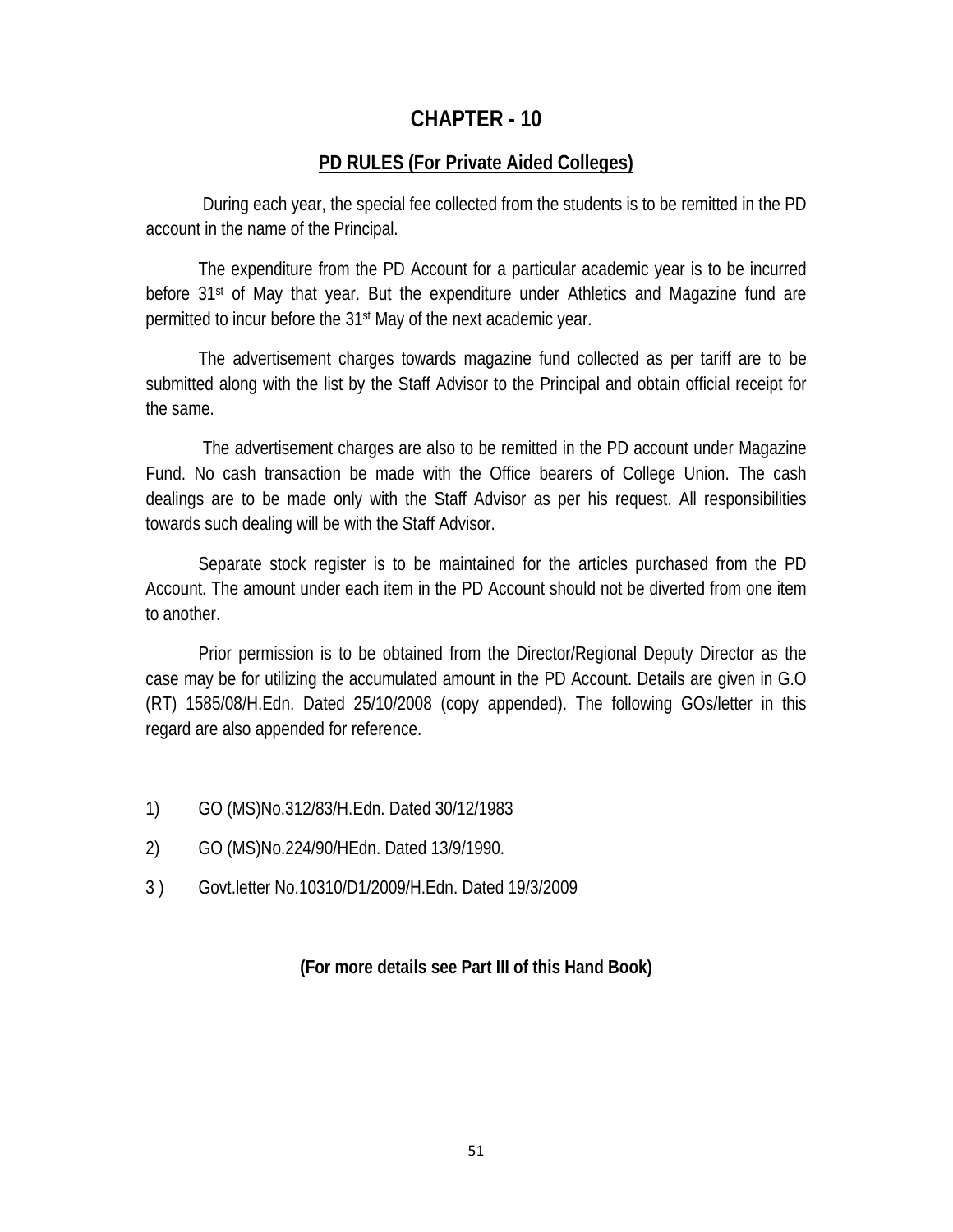# CHAPTER - 10

## PD RULES (For Private Aided Colleges)

During each year, the special fee collected from the students is to be remitted in the PD account in the name of the Principal.

The expenditure from the PD Account for a particular academic year is to be incurred before 31st of May that year. But the expenditure under Athletics and Magazine fund are permitted to incur before the 31st May of the next academic year.

The advertisement charges towards magazine fund collected as per tariff are to be submitted along with the list by the Staff Advisor to the Principal and obtain official receipt for the same.

The advertisement charges are also to be remitted in the PD account under Magazine Fund. No cash transaction be made with the Office bearers of College Union. The cash dealings are to be made only with the Staff Advisor as per his request. All responsibilities towards such dealing will be with the Staff Advisor.

Separate stock register is to be maintained for the articles purchased from the PD Account. The amount under each item in the PD Account should not be diverted from one item to another.

Prior permission is to be obtained from the Director/Regional Deputy Director as the case may be for utilizing the accumulated amount in the PD Account. Details are given in G.O (RT) 1585/08/H.Edn. Dated 25/10/2008 (copy appended). The following GOs/letter in this regard are also appended for reference.

1) GO (MS)No.312/83/H.Edn. Dated 30/12/1983

2) GO (MS)No.224/90/HEdn. Dated 13/9/1990.

3 ) Govt.letter No.10310/D1/2009/H.Edn. Dated 19/3/2009

**(For more details see Part III of this Hand Book)**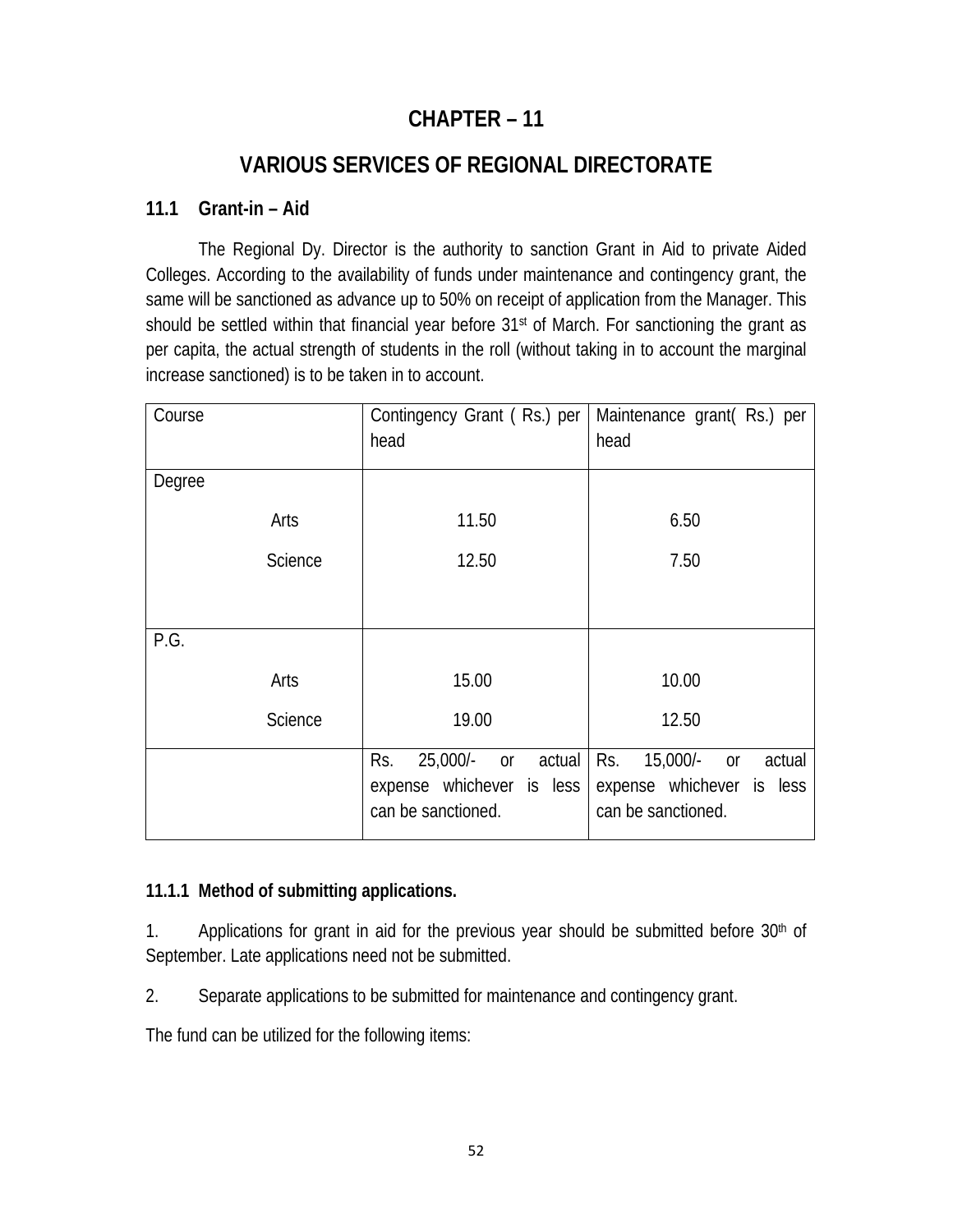# CHAPTER – 11

## VARIOUS SERVICES OF REGIONAL DIRECTORATE

### 11.1 Grant-in – Aid

The Regional Dy. Director is the authority to sanction Grant in Aid to private Aided Colleges. According to the availability of funds under maintenance and contingency grant, the same will be sanctioned as advance up to 50% on receipt of application from the Manager. This should be settled within that financial year before 31st of March. For sanctioning the grant as per capita, the actual strength of students in the roll (without taking in to account the marginal increase sanctioned) is to be taken in to account.

| Course | Contingency Grant ( Rs.) per head | Maintenance grant( Rs.) per head |
|---|---|---|
| Degree | | |
| Arts | 11.50 | 6.50 |
| Science | 12.50 | 7.50 |
| P.G. | | |
| Arts | 15.00 | 10.00 |
| Science | 19.00 | 12.50 |
| | Rs. 25,000/- or actual expense whichever is less can be sanctioned. | Rs. 15,000/- or actual expense whichever is less can be sanctioned. |

#### 11.1.1 Method of submitting applications.

1. Applications for grant in aid for the previous year should be submitted before 30th of September. Late applications need not be submitted.

2. Separate applications to be submitted for maintenance and contingency grant.

The fund can be utilized for the following items: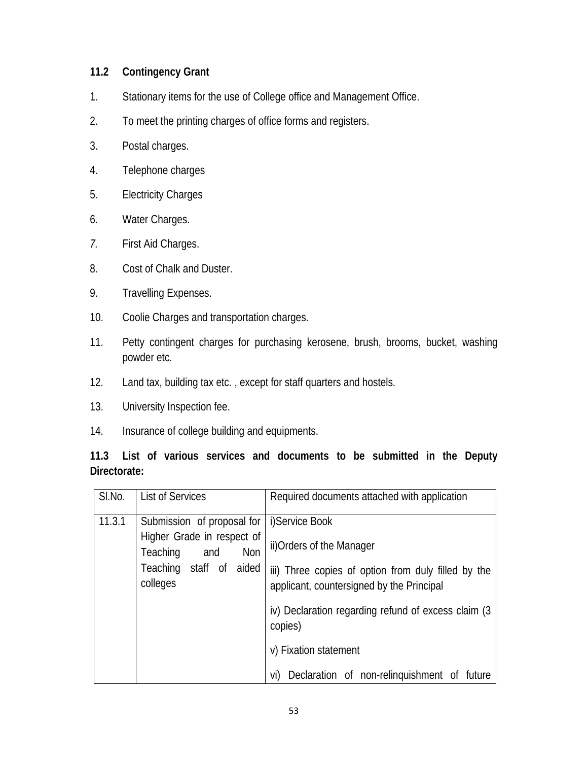## 11.2 Contingency Grant

1. Stationary items for the use of College office and Management Office.
2. To meet the printing charges of office forms and registers.
3. Postal charges.
4. Telephone charges
5. Electricity Charges
6. Water Charges.
7. First Aid Charges.
8. Cost of Chalk and Duster.
9. Travelling Expenses.
10. Coolie Charges and transportation charges.
11. Petty contingent charges for purchasing kerosene, brush, brooms, bucket, washing powder etc.
12. Land tax, building tax etc. , except for staff quarters and hostels.
13. University Inspection fee.
14. Insurance of college building and equipments.

## 11.3 List of various services and documents to be submitted in the Deputy Directorate:

| Sl.No. | List of Services | Required documents attached with application |
|---|---|---|
| 11.3.1 | Submission of proposal for Higher Grade in respect of Teaching and Non Teaching staff of aided colleges | i)Service Book<br>ii)Orders of the Manager<br>iii) Three copies of option from duly filled by the applicant, countersigned by the Principal<br>iv) Declaration regarding refund of excess claim (3 copies)<br>v) Fixation statement<br>vi) Declaration of non-relinquishment of future |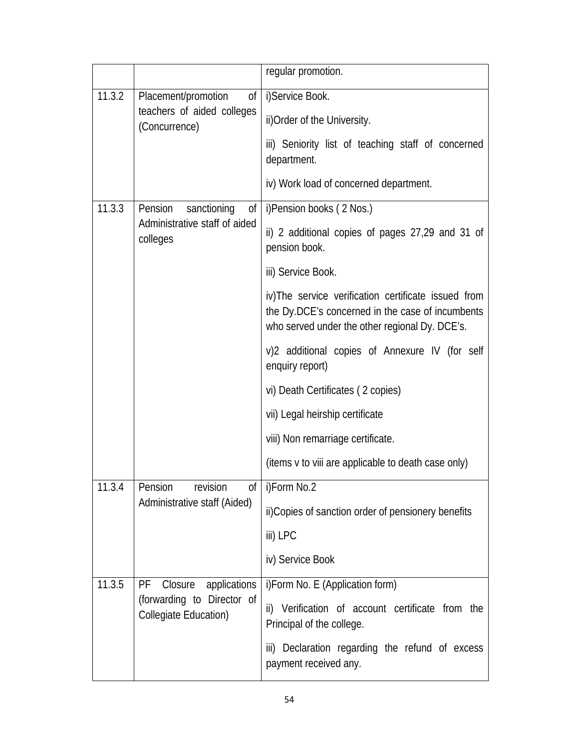| | | |
|---|---|---|
| | | regular promotion. |
| 11.3.2 | Placement/promotion of teachers of aided colleges (Concurrence) | i)Service Book.<br><br>ii)Order of the University.<br><br>iii) Seniority list of teaching staff of concerned department.<br><br>iv) Work load of concerned department. |
| 11.3.3 | Pension sanctioning of Administrative staff of aided colleges | i)Pension books ( 2 Nos.)<br><br>ii) 2 additional copies of pages 27,29 and 31 of pension book.<br><br>iii) Service Book.<br><br>iv)The service verification certificate issued from the Dy.DCE's concerned in the case of incumbents who served under the other regional Dy. DCE's.<br><br>v)2 additional copies of Annexure IV (for self enquiry report)<br><br>vi) Death Certificates ( 2 copies)<br><br>vii) Legal heirship certificate<br><br>viii) Non remarriage certificate.<br><br>(items v to viii are applicable to death case only) |
| 11.3.4 | Pension revision of Administrative staff (Aided) | i)Form No.2<br><br>ii)Copies of sanction order of pensionery benefits<br><br>iii) LPC<br><br>iv) Service Book |
| 11.3.5 | PF Closure applications (forwarding to Director of Collegiate Education) | i)Form No. E (Application form)<br><br>ii) Verification of account certificate from the Principal of the college.<br><br>iii) Declaration regarding the refund of excess payment received any. |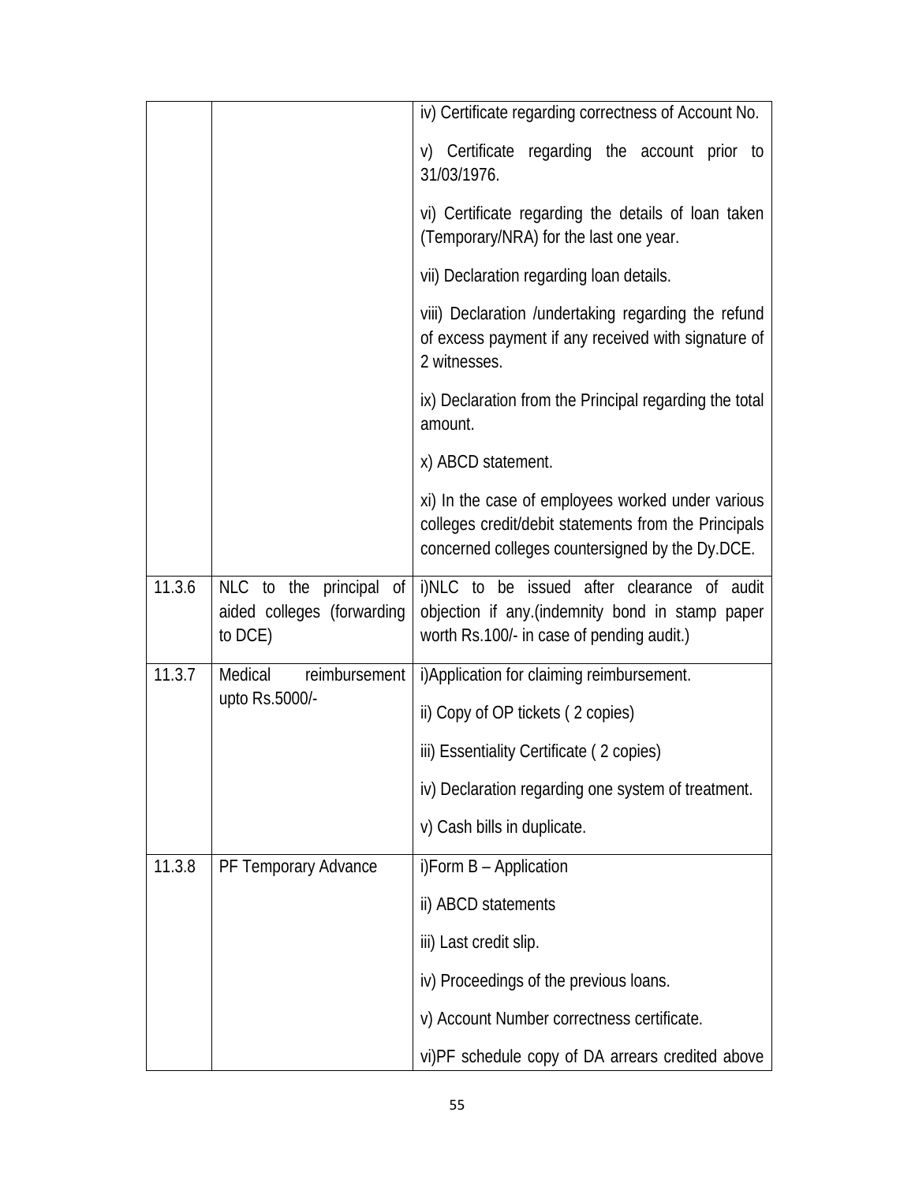| | | |
|---|---|---|
| | | iv) Certificate regarding correctness of Account No.<br><br>v) Certificate regarding the account prior to 31/03/1976.<br><br>vi) Certificate regarding the details of loan taken (Temporary/NRA) for the last one year.<br><br>vii) Declaration regarding loan details.<br><br>viii) Declaration /undertaking regarding the refund of excess payment if any received with signature of 2 witnesses.<br><br>ix) Declaration from the Principal regarding the total amount.<br><br>x) ABCD statement.<br><br>xi) In the case of employees worked under various colleges credit/debit statements from the Principals concerned colleges countersigned by the Dy.DCE. |
| 11.3.6 | NLC to the principal of aided colleges (forwarding to DCE) | i)NLC to be issued after clearance of audit objection if any.(indemnity bond in stamp paper worth Rs.100/- in case of pending audit.) |
| 11.3.7 | Medical reimbursement upto Rs.5000/- | i)Application for claiming reimbursement.<br><br>ii) Copy of OP tickets ( 2 copies)<br><br>iii) Essentiality Certificate ( 2 copies)<br><br>iv) Declaration regarding one system of treatment.<br><br>v) Cash bills in duplicate. |
| 11.3.8 | PF Temporary Advance | i)Form B – Application<br><br>ii) ABCD statements<br><br>iii) Last credit slip.<br><br>iv) Proceedings of the previous loans.<br><br>v) Account Number correctness certificate.<br><br>vi)PF schedule copy of DA arrears credited above |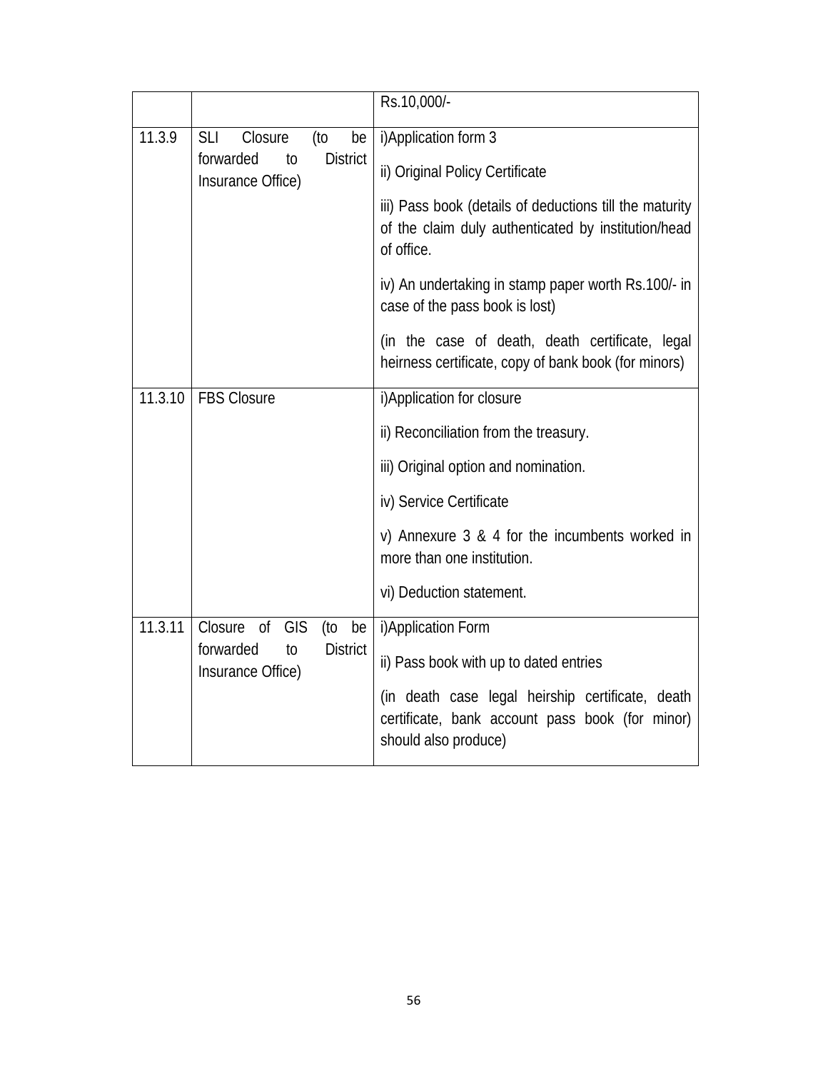| | | |
|---|---|---|
| | | Rs.10,000/- |
| 11.3.9 | SLI Closure (to be forwarded to District Insurance Office) | i)Application form 3<br><br>ii) Original Policy Certificate<br><br>iii) Pass book (details of deductions till the maturity of the claim duly authenticated by institution/head of office.<br><br>iv) An undertaking in stamp paper worth Rs.100/- in case of the pass book is lost)<br><br>(in the case of death, death certificate, legal heirness certificate, copy of bank book (for minors) |
| 11.3.10 | FBS Closure | i)Application for closure<br><br>ii) Reconciliation from the treasury.<br><br>iii) Original option and nomination.<br><br>iv) Service Certificate<br><br>v) Annexure 3 & 4 for the incumbents worked in more than one institution.<br><br>vi) Deduction statement. |
| 11.3.11 | Closure of GIS (to be forwarded to District Insurance Office) | i)Application Form<br><br>ii) Pass book with up to dated entries<br><br>(in death case legal heirship certificate, death certificate, bank account pass book (for minor) should also produce) |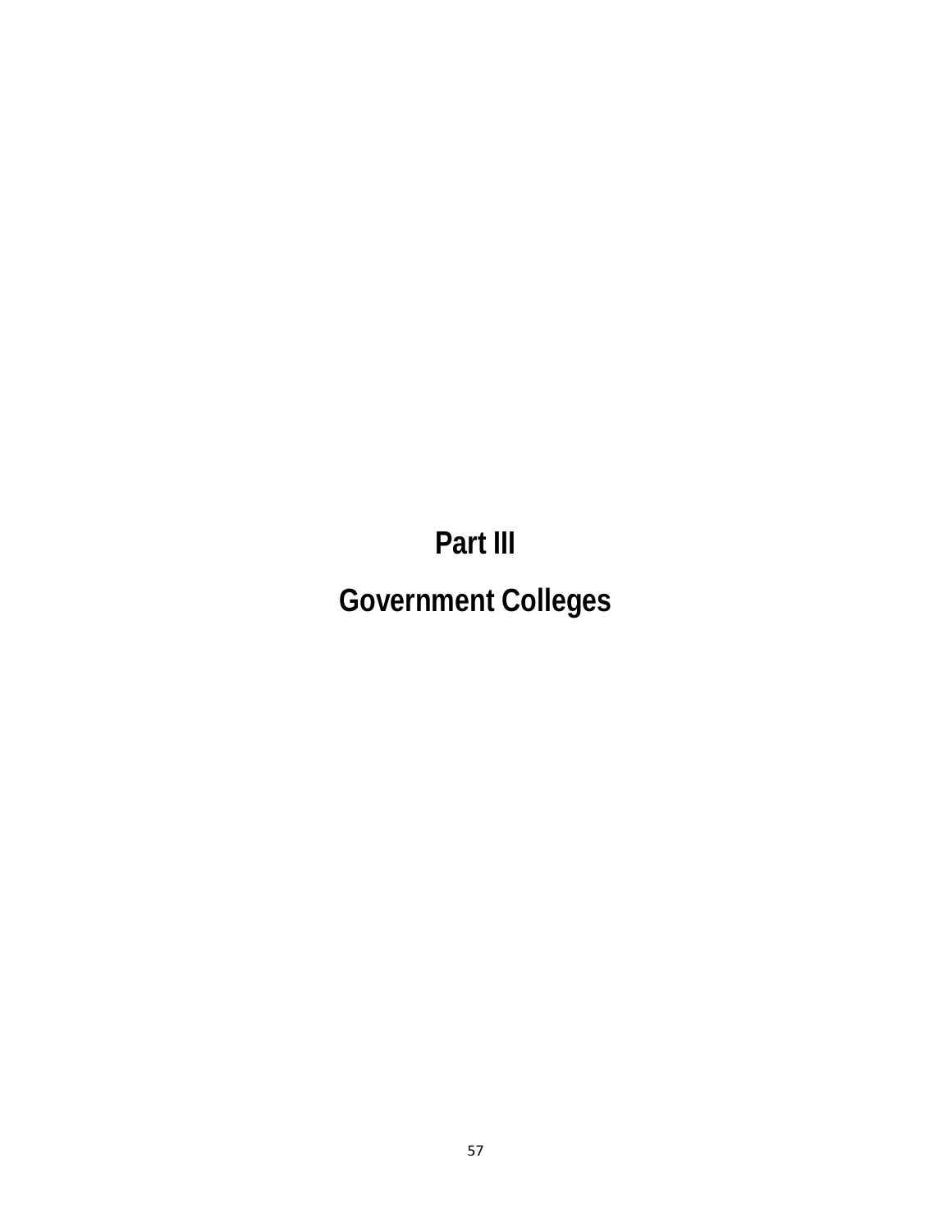# Part III

# Government Colleges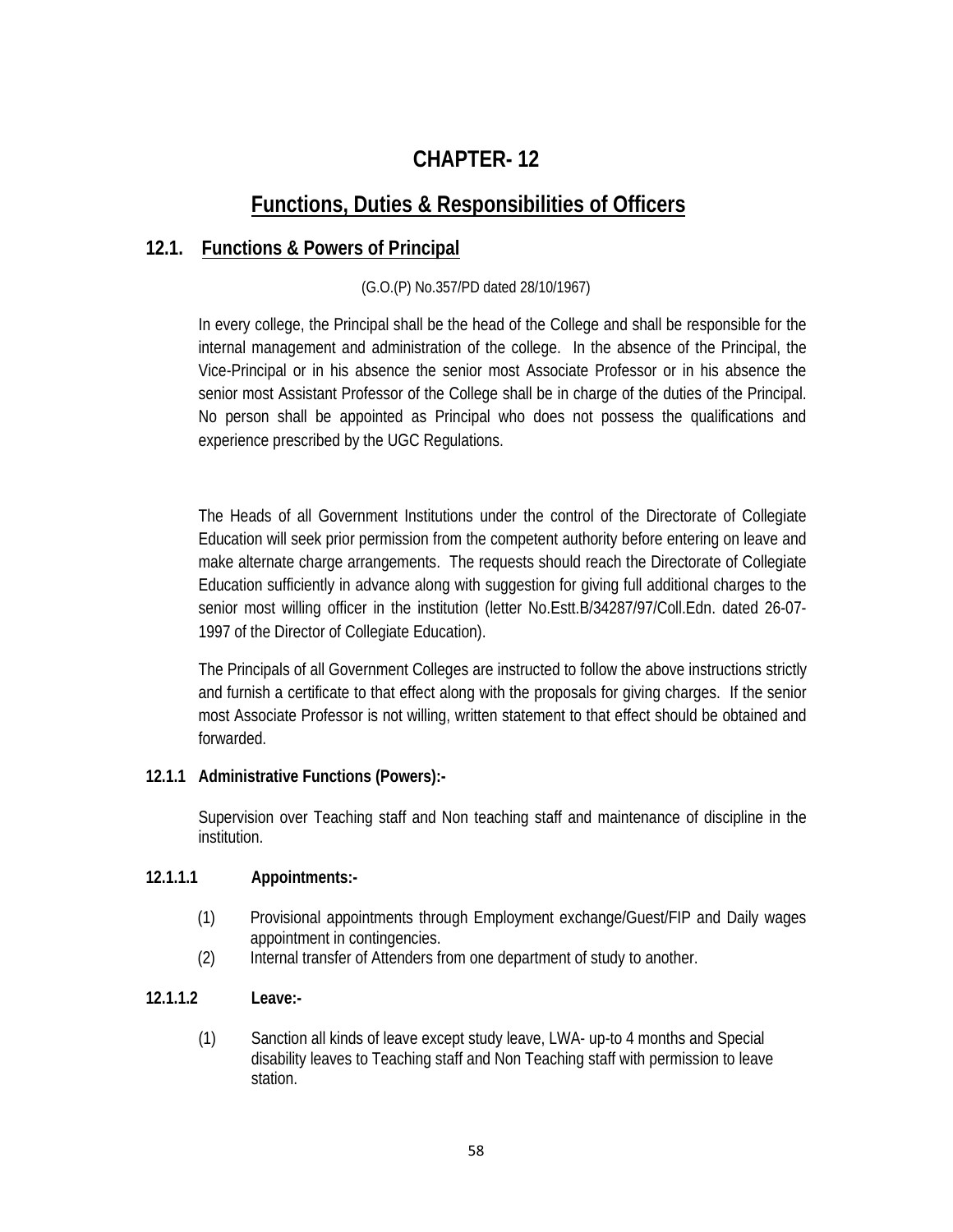# CHAPTER- 12

## Functions, Duties & Responsibilities of Officers

### 12.1. Functions & Powers of Principal

(G.O.(P) No.357/PD dated 28/10/1967)

In every college, the Principal shall be the head of the College and shall be responsible for the internal management and administration of the college. In the absence of the Principal, the Vice-Principal or in his absence the senior most Associate Professor or in his absence the senior most Assistant Professor of the College shall be in charge of the duties of the Principal. No person shall be appointed as Principal who does not possess the qualifications and experience prescribed by the UGC Regulations.

The Heads of all Government Institutions under the control of the Directorate of Collegiate Education will seek prior permission from the competent authority before entering on leave and make alternate charge arrangements. The requests should reach the Directorate of Collegiate Education sufficiently in advance along with suggestion for giving full additional charges to the senior most willing officer in the institution (letter No.Estt.B/34287/97/Coll.Edn. dated 26-07-1997 of the Director of Collegiate Education).

The Principals of all Government Colleges are instructed to follow the above instructions strictly and furnish a certificate to that effect along with the proposals for giving charges. If the senior most Associate Professor is not willing, written statement to that effect should be obtained and forwarded.

#### 12.1.1 Administrative Functions (Powers):-

Supervision over Teaching staff and Non teaching staff and maintenance of discipline in the institution.

#### 12.1.1.1 Appointments:-

(1) Provisional appointments through Employment exchange/Guest/FIP and Daily wages appointment in contingencies.

(2) Internal transfer of Attenders from one department of study to another.

#### 12.1.1.2 Leave:-

(1) Sanction all kinds of leave except study leave, LWA- up-to 4 months and Special disability leaves to Teaching staff and Non Teaching staff with permission to leave station.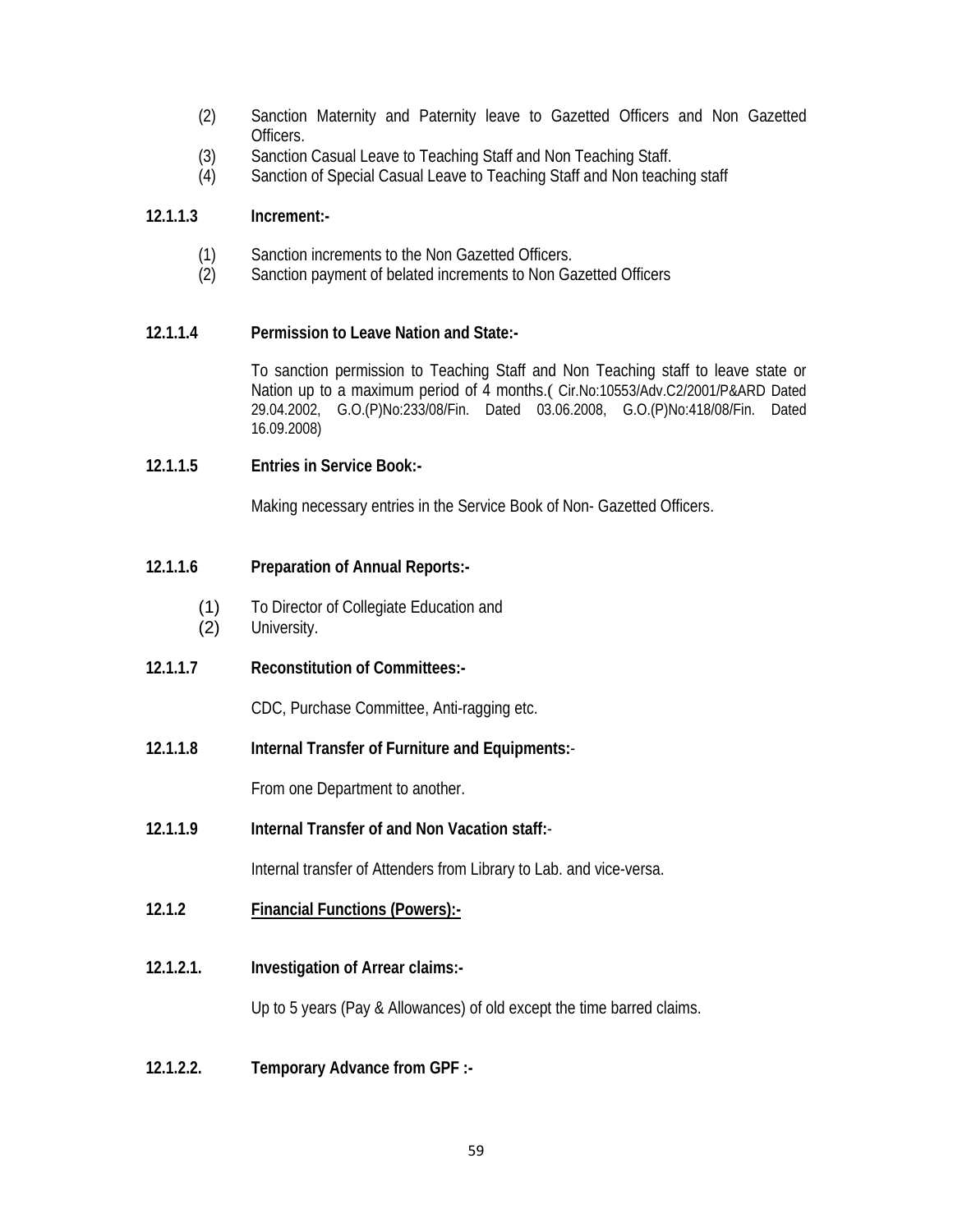(2) Sanction Maternity and Paternity leave to Gazetted Officers and Non Gazetted Officers.
(3) Sanction Casual Leave to Teaching Staff and Non Teaching Staff.
(4) Sanction of Special Casual Leave to Teaching Staff and Non teaching staff

**12.1.1.3 Increment:-**

(1) Sanction increments to the Non Gazetted Officers.
(2) Sanction payment of belated increments to Non Gazetted Officers

**12.1.1.4 Permission to Leave Nation and State:-**

To sanction permission to Teaching Staff and Non Teaching staff to leave state or Nation up to a maximum period of 4 months.( Cir.No:10553/Adv.C2/2001/P&ARD Dated 29.04.2002, G.O.(P)No:233/08/Fin. Dated 03.06.2008, G.O.(P)No:418/08/Fin. Dated 16.09.2008)

**12.1.1.5 Entries in Service Book:-**

Making necessary entries in the Service Book of Non- Gazetted Officers.

**12.1.1.6 Preparation of Annual Reports:-**

(1) To Director of Collegiate Education and
(2) University.

**12.1.1.7 Reconstitution of Committees:-**

CDC, Purchase Committee, Anti-ragging etc.

**12.1.1.8 Internal Transfer of Furniture and Equipments:**-

From one Department to another.

**12.1.1.9 Internal Transfer of and Non Vacation staff:**-

Internal transfer of Attenders from Library to Lab. and vice-versa.

**12.1.2 <u>Financial Functions (Powers):-</u>**

**12.1.2.1. Investigation of Arrear claims:-**

Up to 5 years (Pay & Allowances) of old except the time barred claims.

**12.1.2.2. Temporary Advance from GPF :-**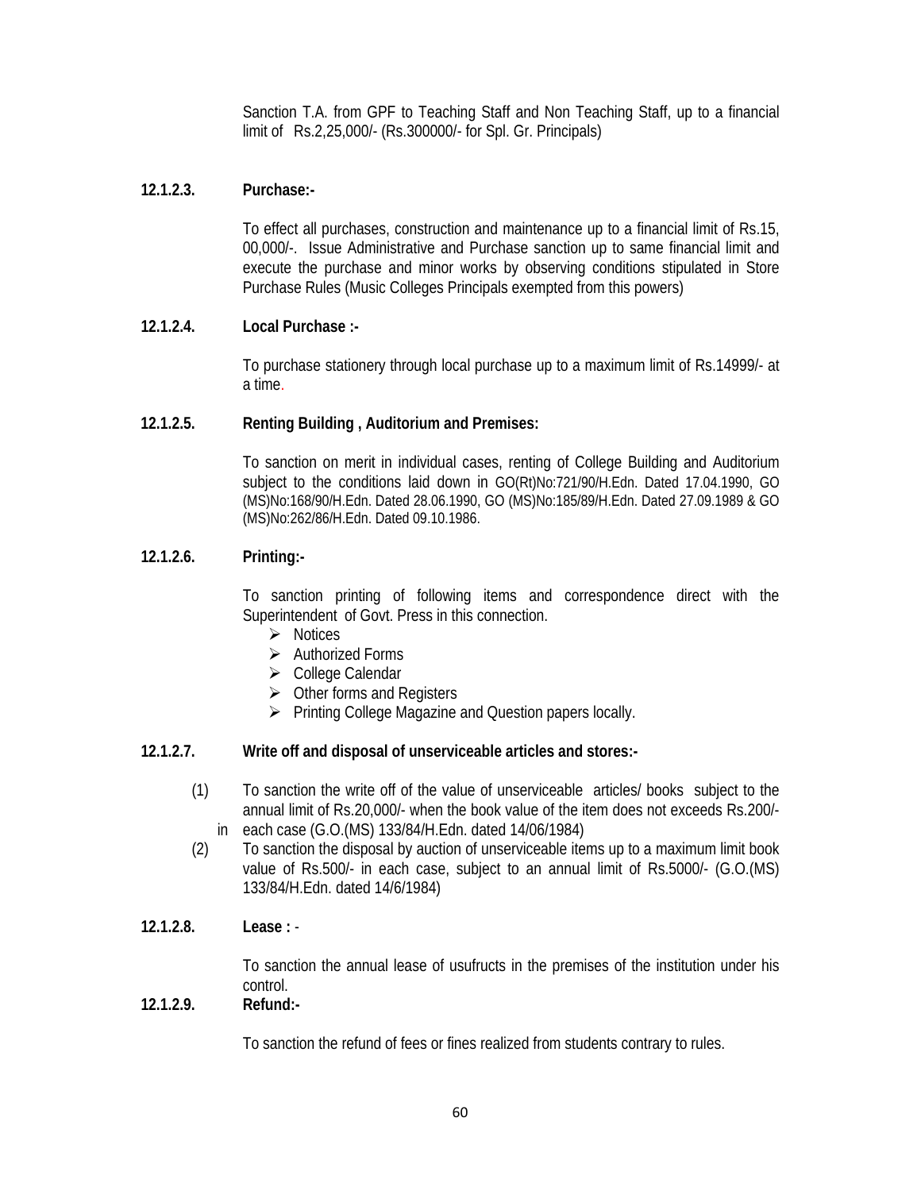Sanction T.A. from GPF to Teaching Staff and Non Teaching Staff, up to a financial limit of Rs.2,25,000/- (Rs.300000/- for Spl. Gr. Principals)

**12.1.2.3. Purchase:-**

To effect all purchases, construction and maintenance up to a financial limit of Rs.15, 00,000/-. Issue Administrative and Purchase sanction up to same financial limit and execute the purchase and minor works by observing conditions stipulated in Store Purchase Rules (Music Colleges Principals exempted from this powers)

**12.1.2.4. Local Purchase :-**

To purchase stationery through local purchase up to a maximum limit of Rs.14999/- at a time.

**12.1.2.5. Renting Building , Auditorium and Premises:**

To sanction on merit in individual cases, renting of College Building and Auditorium subject to the conditions laid down in GO(Rt)No:721/90/H.Edn. Dated 17.04.1990, GO (MS)No:168/90/H.Edn. Dated 28.06.1990, GO (MS)No:185/89/H.Edn. Dated 27.09.1989 & GO (MS)No:262/86/H.Edn. Dated 09.10.1986.

**12.1.2.6. Printing:-**

To sanction printing of following items and correspondence direct with the Superintendent of Govt. Press in this connection.

- Notices
- Authorized Forms
- College Calendar
- Other forms and Registers
- Printing College Magazine and Question papers locally.

**12.1.2.7. Write off and disposal of unserviceable articles and stores:-**

(1) To sanction the write off of the value of unserviceable articles/ books subject to the annual limit of Rs.20,000/- when the book value of the item does not exceeds Rs.200/- in each case (G.O.(MS) 133/84/H.Edn. dated 14/06/1984)

(2) To sanction the disposal by auction of unserviceable items up to a maximum limit book value of Rs.500/- in each case, subject to an annual limit of Rs.5000/- (G.O.(MS) 133/84/H.Edn. dated 14/6/1984)

**12.1.2.8. Lease :** -

To sanction the annual lease of usufructs in the premises of the institution under his control.

**12.1.2.9. Refund:-**

To sanction the refund of fees or fines realized from students contrary to rules.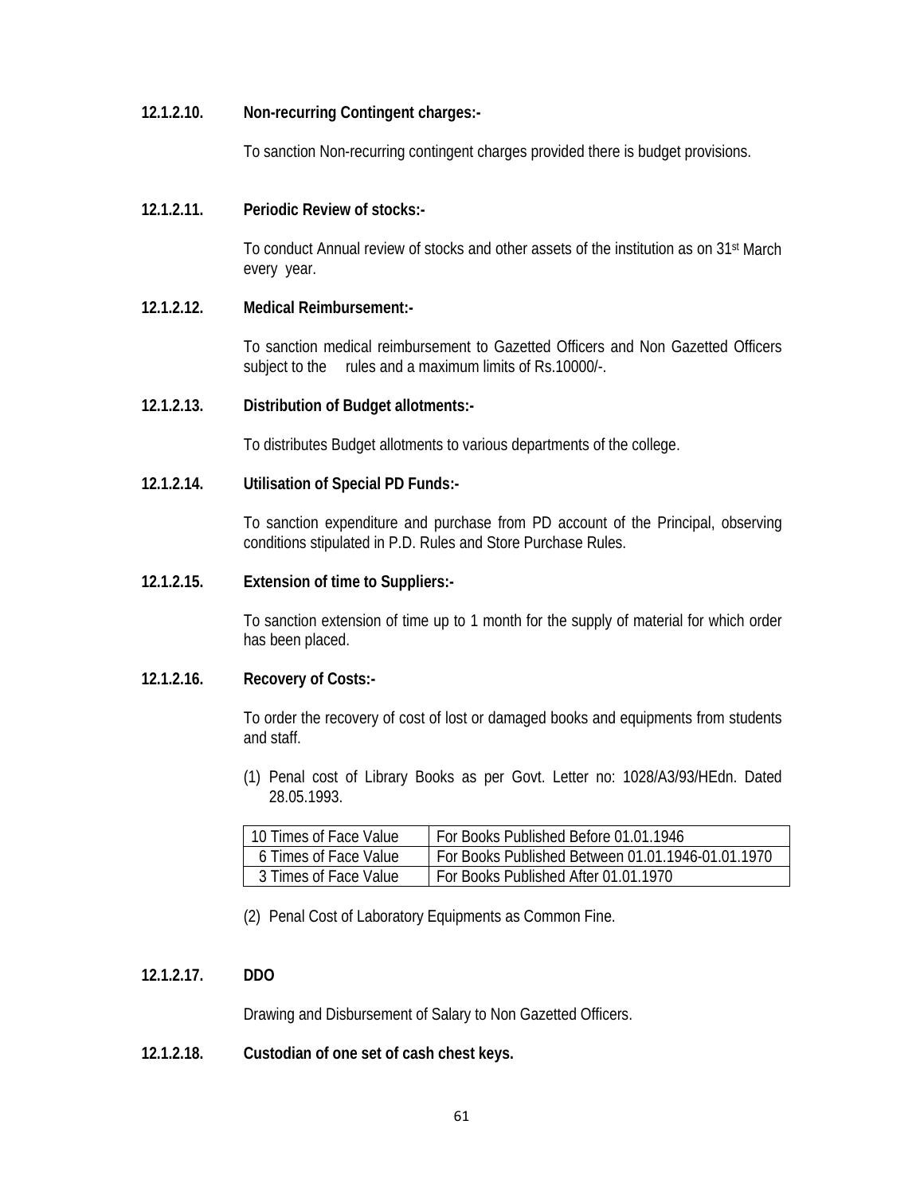**12.1.2.10. Non-recurring Contingent charges:-**

To sanction Non-recurring contingent charges provided there is budget provisions.

**12.1.2.11. Periodic Review of stocks:-**

To conduct Annual review of stocks and other assets of the institution as on 31st March every year.

**12.1.2.12. Medical Reimbursement:-**

To sanction medical reimbursement to Gazetted Officers and Non Gazetted Officers subject to the rules and a maximum limits of Rs.10000/-.

**12.1.2.13. Distribution of Budget allotments:-**

To distributes Budget allotments to various departments of the college.

**12.1.2.14. Utilisation of Special PD Funds:-**

To sanction expenditure and purchase from PD account of the Principal, observing conditions stipulated in P.D. Rules and Store Purchase Rules.

**12.1.2.15. Extension of time to Suppliers:-**

To sanction extension of time up to 1 month for the supply of material for which order has been placed.

**12.1.2.16. Recovery of Costs:-**

To order the recovery of cost of lost or damaged books and equipments from students and staff.

(1) Penal cost of Library Books as per Govt. Letter no: 1028/A3/93/HEdn. Dated 28.05.1993.

| | |
|---|---|
| 10 Times of Face Value | For Books Published Before 01.01.1946 |
| 6 Times of Face Value | For Books Published Between 01.01.1946-01.01.1970 |
| 3 Times of Face Value | For Books Published After 01.01.1970 |

(2) Penal Cost of Laboratory Equipments as Common Fine.

**12.1.2.17. DDO**

Drawing and Disbursement of Salary to Non Gazetted Officers.

**12.1.2.18. Custodian of one set of cash chest keys.**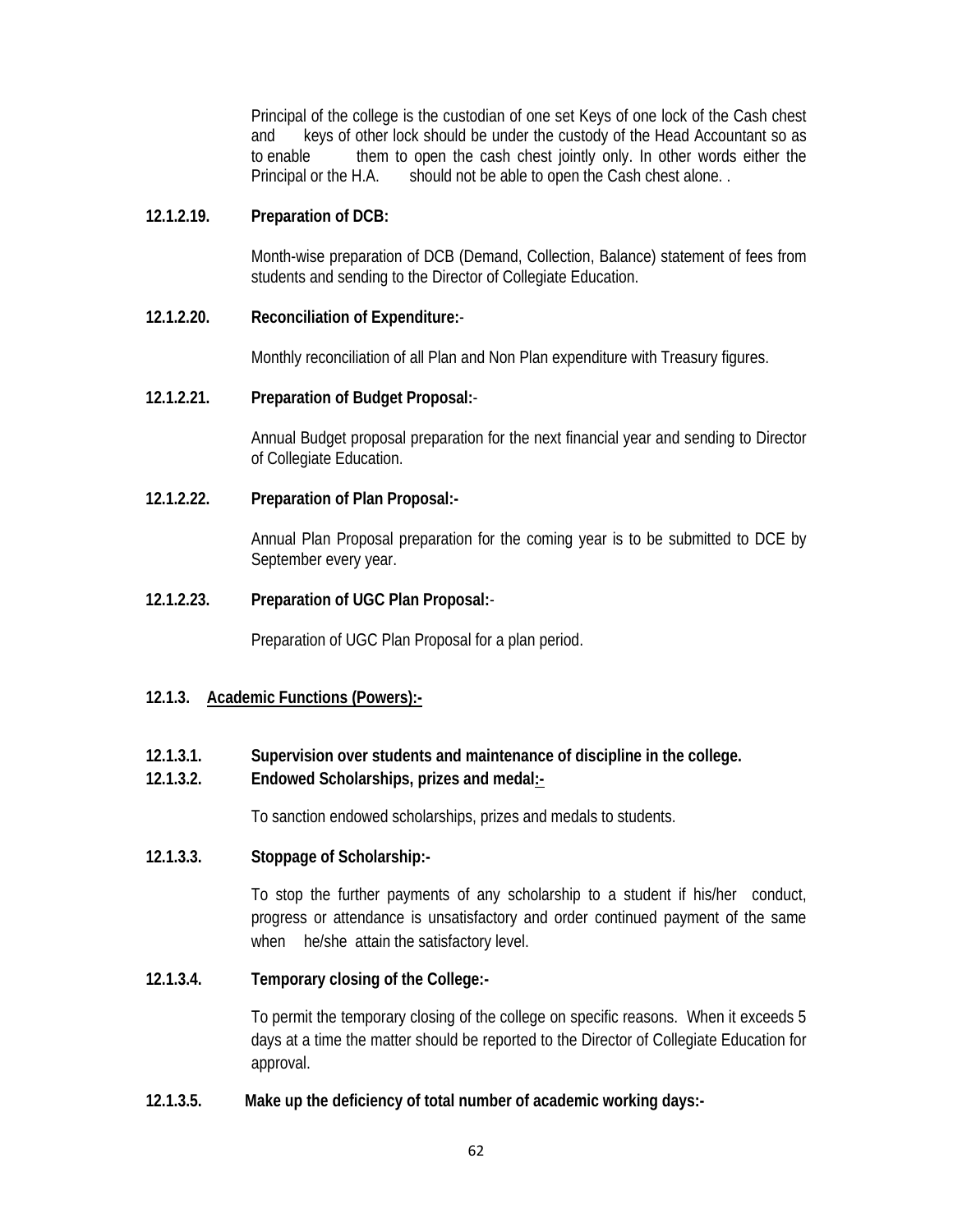Principal of the college is the custodian of one set Keys of one lock of the Cash chest and keys of other lock should be under the custody of the Head Accountant so as to enable them to open the cash chest jointly only. In other words either the Principal or the H.A. should not be able to open the Cash chest alone. .

**12.1.2.19. Preparation of DCB:**

Month-wise preparation of DCB (Demand, Collection, Balance) statement of fees from students and sending to the Director of Collegiate Education.

**12.1.2.20. Reconciliation of Expenditure:**-

Monthly reconciliation of all Plan and Non Plan expenditure with Treasury figures.

**12.1.2.21. Preparation of Budget Proposal:**-

Annual Budget proposal preparation for the next financial year and sending to Director of Collegiate Education.

**12.1.2.22. Preparation of Plan Proposal:-**

Annual Plan Proposal preparation for the coming year is to be submitted to DCE by September every year.

**12.1.2.23. Preparation of UGC Plan Proposal:**-

Preparation of UGC Plan Proposal for a plan period.

**12.1.3. Academic Functions (Powers):-**

**12.1.3.1. Supervision over students and maintenance of discipline in the college.**

**12.1.3.2. Endowed Scholarships, prizes and medal:-**

To sanction endowed scholarships, prizes and medals to students.

**12.1.3.3. Stoppage of Scholarship:-**

To stop the further payments of any scholarship to a student if his/her conduct, progress or attendance is unsatisfactory and order continued payment of the same when he/she attain the satisfactory level.

**12.1.3.4. Temporary closing of the College:-**

To permit the temporary closing of the college on specific reasons. When it exceeds 5 days at a time the matter should be reported to the Director of Collegiate Education for approval.

**12.1.3.5. Make up the deficiency of total number of academic working days:-**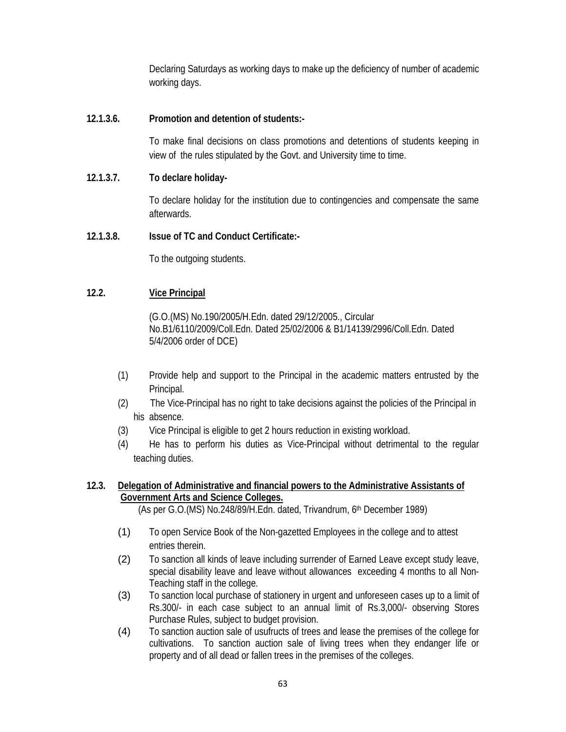Declaring Saturdays as working days to make up the deficiency of number of academic working days.

**12.1.3.6. Promotion and detention of students:-**

To make final decisions on class promotions and detentions of students keeping in view of the rules stipulated by the Govt. and University time to time.

**12.1.3.7. To declare holiday-**

To declare holiday for the institution due to contingencies and compensate the same afterwards.

**12.1.3.8. Issue of TC and Conduct Certificate:-**

To the outgoing students.

**12.2. <u>Vice Principal</u>**

(G.O.(MS) No.190/2005/H.Edn. dated 29/12/2005., Circular No.B1/6110/2009/Coll.Edn. Dated 25/02/2006 & B1/14139/2996/Coll.Edn. Dated 5/4/2006 order of DCE)

(1) Provide help and support to the Principal in the academic matters entrusted by the Principal.

(2) The Vice-Principal has no right to take decisions against the policies of the Principal in his absence.

(3) Vice Principal is eligible to get 2 hours reduction in existing workload.

(4) He has to perform his duties as Vice-Principal without detrimental to the regular teaching duties.

**12.3. <u>Delegation of Administrative and financial powers to the Administrative Assistants of Government Arts and Science Colleges.</u>**

(As per G.O.(MS) No.248/89/H.Edn. dated, Trivandrum, 6th December 1989)

(1) To open Service Book of the Non-gazetted Employees in the college and to attest entries therein.

(2) To sanction all kinds of leave including surrender of Earned Leave except study leave, special disability leave and leave without allowances exceeding 4 months to all Non-Teaching staff in the college.

(3) To sanction local purchase of stationery in urgent and unforeseen cases up to a limit of Rs.300/- in each case subject to an annual limit of Rs.3,000/- observing Stores Purchase Rules, subject to budget provision.

(4) To sanction auction sale of usufructs of trees and lease the premises of the college for cultivations. To sanction auction sale of living trees when they endanger life or property and of all dead or fallen trees in the premises of the colleges.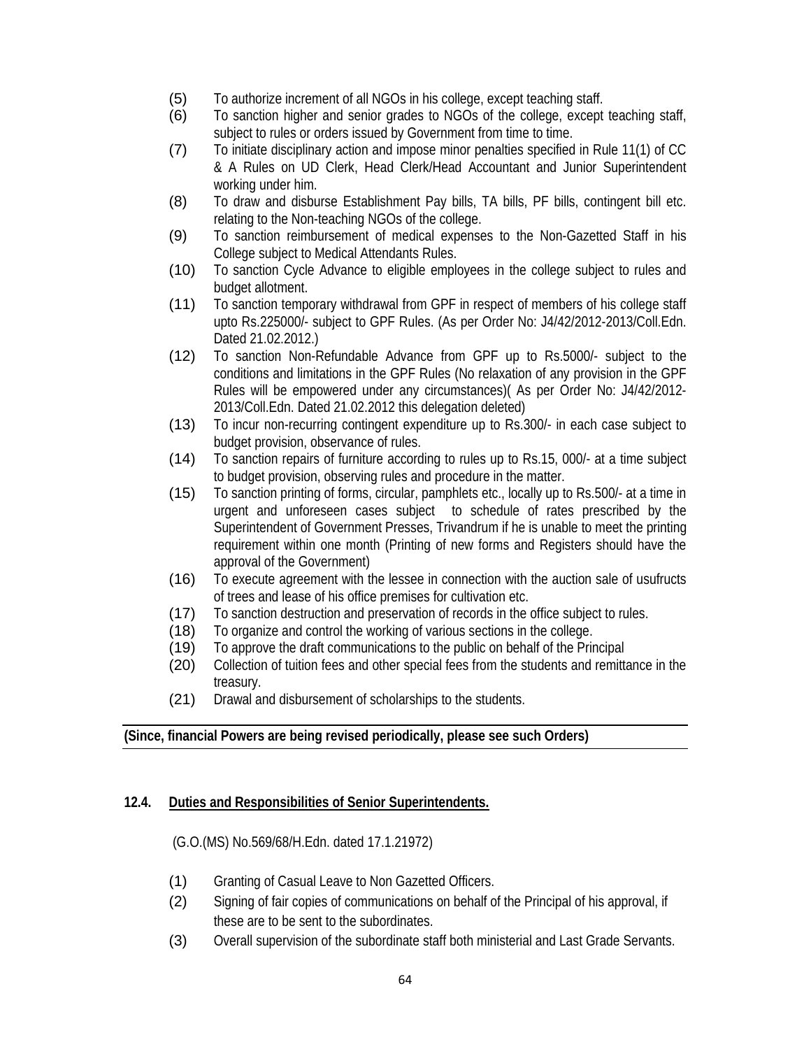(5) To authorize increment of all NGOs in his college, except teaching staff.

(6) To sanction higher and senior grades to NGOs of the college, except teaching staff, subject to rules or orders issued by Government from time to time.

(7) To initiate disciplinary action and impose minor penalties specified in Rule 11(1) of CC & A Rules on UD Clerk, Head Clerk/Head Accountant and Junior Superintendent working under him.

(8) To draw and disburse Establishment Pay bills, TA bills, PF bills, contingent bill etc. relating to the Non-teaching NGOs of the college.

(9) To sanction reimbursement of medical expenses to the Non-Gazetted Staff in his College subject to Medical Attendants Rules.

(10) To sanction Cycle Advance to eligible employees in the college subject to rules and budget allotment.

(11) To sanction temporary withdrawal from GPF in respect of members of his college staff upto Rs.225000/- subject to GPF Rules. (As per Order No: J4/42/2012-2013/Coll.Edn. Dated 21.02.2012.)

(12) To sanction Non-Refundable Advance from GPF up to Rs.5000/- subject to the conditions and limitations in the GPF Rules (No relaxation of any provision in the GPF Rules will be empowered under any circumstances)( As per Order No: J4/42/2012-2013/Coll.Edn. Dated 21.02.2012 this delegation deleted)

(13) To incur non-recurring contingent expenditure up to Rs.300/- in each case subject to budget provision, observance of rules.

(14) To sanction repairs of furniture according to rules up to Rs.15, 000/- at a time subject to budget provision, observing rules and procedure in the matter.

(15) To sanction printing of forms, circular, pamphlets etc., locally up to Rs.500/- at a time in urgent and unforeseen cases subject to schedule of rates prescribed by the Superintendent of Government Presses, Trivandrum if he is unable to meet the printing requirement within one month (Printing of new forms and Registers should have the approval of the Government)

(16) To execute agreement with the lessee in connection with the auction sale of usufructs of trees and lease of his office premises for cultivation etc.

(17) To sanction destruction and preservation of records in the office subject to rules.

(18) To organize and control the working of various sections in the college.

(19) To approve the draft communications to the public on behalf of the Principal

(20) Collection of tuition fees and other special fees from the students and remittance in the treasury.

(21) Drawal and disbursement of scholarships to the students.

**(Since, financial Powers are being revised periodically, please see such Orders)**

### 12.4. Duties and Responsibilities of Senior Superintendents.

(G.O.(MS) No.569/68/H.Edn. dated 17.1.21972)

(1) Granting of Casual Leave to Non Gazetted Officers.

(2) Signing of fair copies of communications on behalf of the Principal of his approval, if these are to be sent to the subordinates.

(3) Overall supervision of the subordinate staff both ministerial and Last Grade Servants.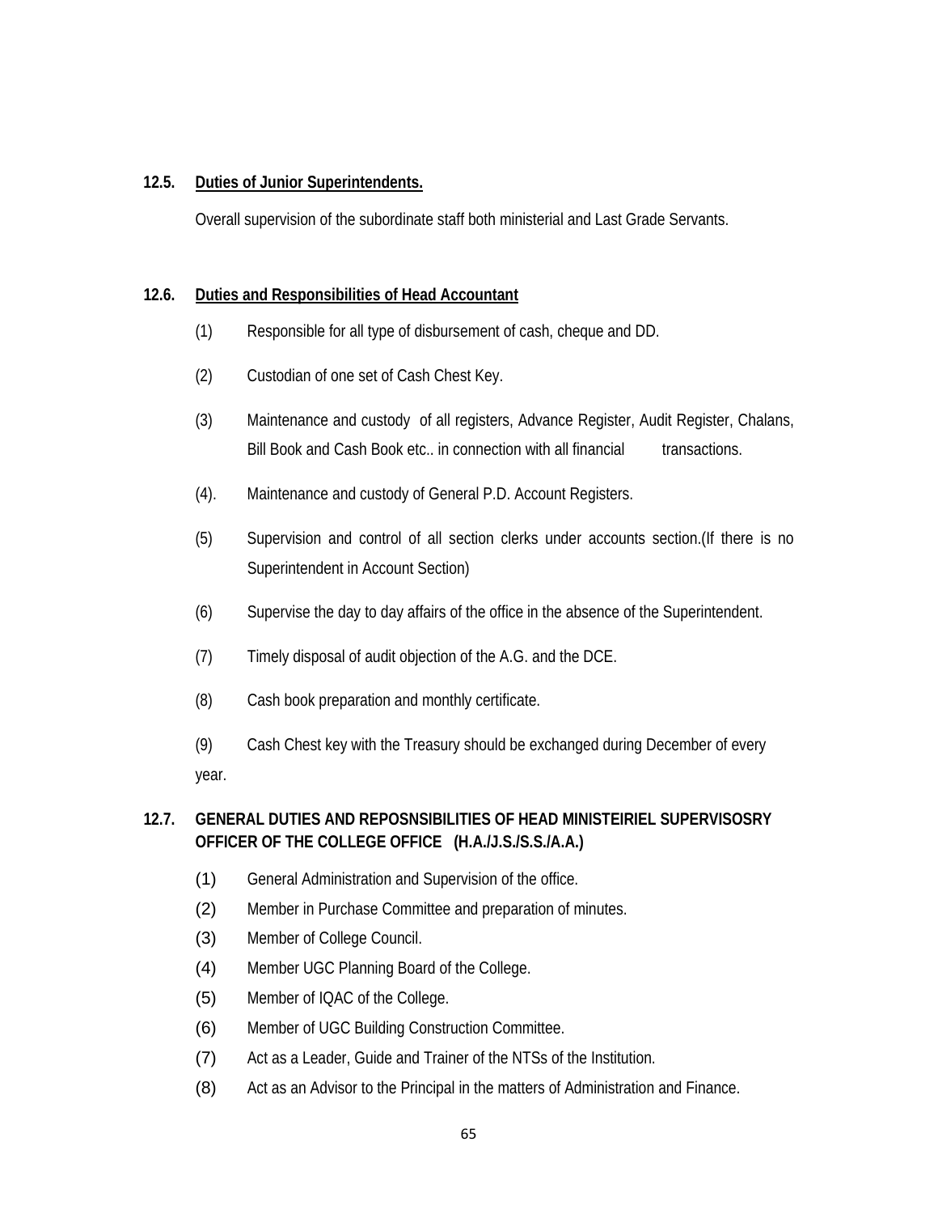## 12.5. Duties of Junior Superintendents.

Overall supervision of the subordinate staff both ministerial and Last Grade Servants.

## 12.6. Duties and Responsibilities of Head Accountant

(1) Responsible for all type of disbursement of cash, cheque and DD.

(2) Custodian of one set of Cash Chest Key.

(3) Maintenance and custody of all registers, Advance Register, Audit Register, Chalans, Bill Book and Cash Book etc.. in connection with all financial transactions.

(4). Maintenance and custody of General P.D. Account Registers.

(5) Supervision and control of all section clerks under accounts section.(If there is no Superintendent in Account Section)

(6) Supervise the day to day affairs of the office in the absence of the Superintendent.

(7) Timely disposal of audit objection of the A.G. and the DCE.

(8) Cash book preparation and monthly certificate.

(9) Cash Chest key with the Treasury should be exchanged during December of every year.

## 12.7. GENERAL DUTIES AND REPOSNSIBILITIES OF HEAD MINISTEIRIEL SUPERVISOSRY OFFICER OF THE COLLEGE OFFICE (H.A./J.S./S.S./A.A.)

(1) General Administration and Supervision of the office.
(2) Member in Purchase Committee and preparation of minutes.
(3) Member of College Council.
(4) Member UGC Planning Board of the College.
(5) Member of IQAC of the College.
(6) Member of UGC Building Construction Committee.
(7) Act as a Leader, Guide and Trainer of the NTSs of the Institution.
(8) Act as an Advisor to the Principal in the matters of Administration and Finance.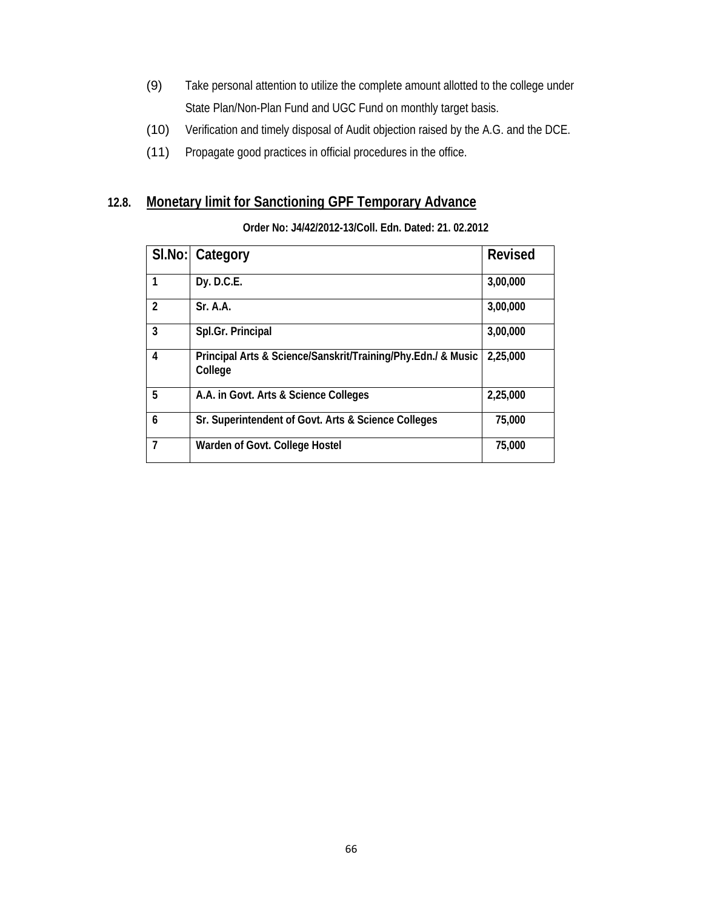(9) Take personal attention to utilize the complete amount allotted to the college under State Plan/Non-Plan Fund and UGC Fund on monthly target basis.

(10) Verification and timely disposal of Audit objection raised by the A.G. and the DCE.

(11) Propagate good practices in official procedures in the office.

## 12.8. Monetary limit for Sanctioning GPF Temporary Advance

**Order No: J4/42/2012-13/Coll. Edn. Dated: 21. 02.2012**

| Sl.No: | Category | Revised |
|---|---|---|
| 1 | Dy. D.C.E. | 3,00,000 |
| 2 | Sr. A.A. | 3,00,000 |
| 3 | Spl.Gr. Principal | 3,00,000 |
| 4 | Principal Arts & Science/Sanskrit/Training/Phy.Edn./ & Music College | 2,25,000 |
| 5 | A.A. in Govt. Arts & Science Colleges | 2,25,000 |
| 6 | Sr. Superintendent of Govt. Arts & Science Colleges | 75,000 |
| 7 | Warden of Govt. College Hostel | 75,000 |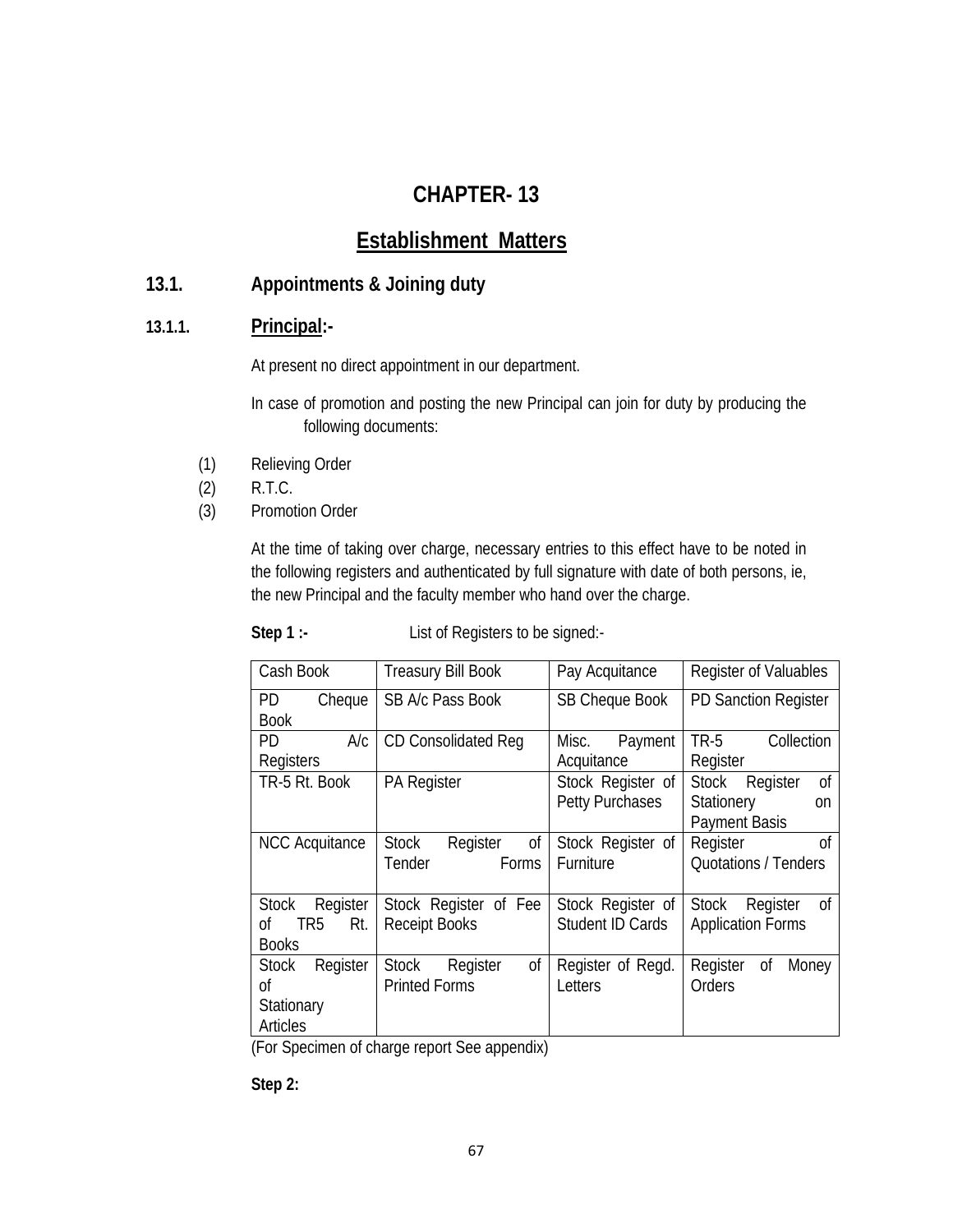# CHAPTER- 13

## Establishment Matters

### 13.1. Appointments & Joining duty

#### 13.1.1. Principal:-

At present no direct appointment in our department.

In case of promotion and posting the new Principal can join for duty by producing the following documents:

(1) Relieving Order
(2) R.T.C.
(3) Promotion Order

At the time of taking over charge, necessary entries to this effect have to be noted in the following registers and authenticated by full signature with date of both persons, ie, the new Principal and the faculty member who hand over the charge.

**Step 1 :-** List of Registers to be signed:-

| | | | |
|---|---|---|---|
| Cash Book | Treasury Bill Book | Pay Acquitance | Register of Valuables |
| PD Cheque Book | SB A/c Pass Book | SB Cheque Book | PD Sanction Register |
| PD A/c Registers | CD Consolidated Reg | Misc. Payment Acquitance | TR-5 Collection Register |
| TR-5 Rt. Book | PA Register | Stock Register of Petty Purchases | Stock Register of Stationery on Payment Basis |
| NCC Acquitance | Stock Register of Tender Forms | Stock Register of Furniture | Register of Quotations / Tenders |
| Stock Register of TR5 Rt. Books | Stock Register of Fee Receipt Books | Stock Register of Student ID Cards | Stock Register of Application Forms |
| Stock Register of Stationary Articles | Stock Register of Printed Forms | Register of Regd. Letters | Register of Money Orders |

(For Specimen of charge report See appendix)

**Step 2:**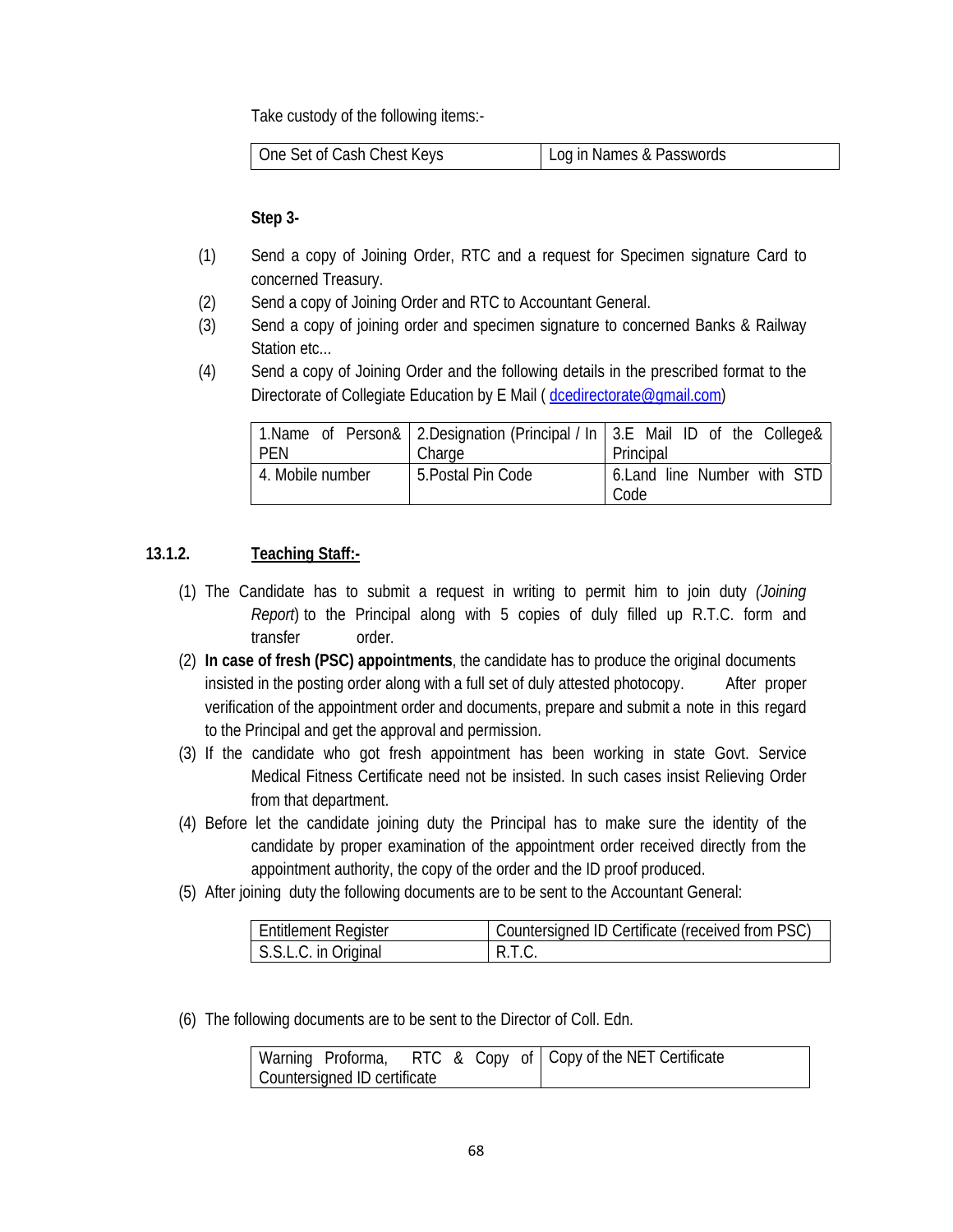Take custody of the following items:-

| One Set of Cash Chest Keys | Log in Names & Passwords |
|---|---|

**Step 3-**

(1) Send a copy of Joining Order, RTC and a request for Specimen signature Card to concerned Treasury.

(2) Send a copy of Joining Order and RTC to Accountant General.

(3) Send a copy of joining order and specimen signature to concerned Banks & Railway Station etc...

(4) Send a copy of Joining Order and the following details in the prescribed format to the Directorate of Collegiate Education by E Mail ( dcedirectorate@gmail.com)

| 1.Name of Person& PEN | 2.Designation (Principal / In Charge | 3.E Mail ID of the College& Principal |
|---|---|---|
| 4. Mobile number | 5.Postal Pin Code | 6.Land line Number with STD Code |

**13.1.2. Teaching Staff:-**

(1) The Candidate has to submit a request in writing to permit him to join duty *(Joining Report*) to the Principal along with 5 copies of duly filled up R.T.C. form and transfer order.

(2) **In case of fresh (PSC) appointments**, the candidate has to produce the original documents insisted in the posting order along with a full set of duly attested photocopy. After proper verification of the appointment order and documents, prepare and submit a note in this regard to the Principal and get the approval and permission.

(3) If the candidate who got fresh appointment has been working in state Govt. Service Medical Fitness Certificate need not be insisted. In such cases insist Relieving Order from that department.

(4) Before let the candidate joining duty the Principal has to make sure the identity of the candidate by proper examination of the appointment order received directly from the appointment authority, the copy of the order and the ID proof produced.

(5) After joining duty the following documents are to be sent to the Accountant General:

| Entitlement Register | Countersigned ID Certificate (received from PSC) |
|---|---|
| S.S.L.C. in Original | R.T.C. |

(6) The following documents are to be sent to the Director of Coll. Edn.

| Warning Proforma, RTC & Copy of Countersigned ID certificate | Copy of the NET Certificate |
|---|---|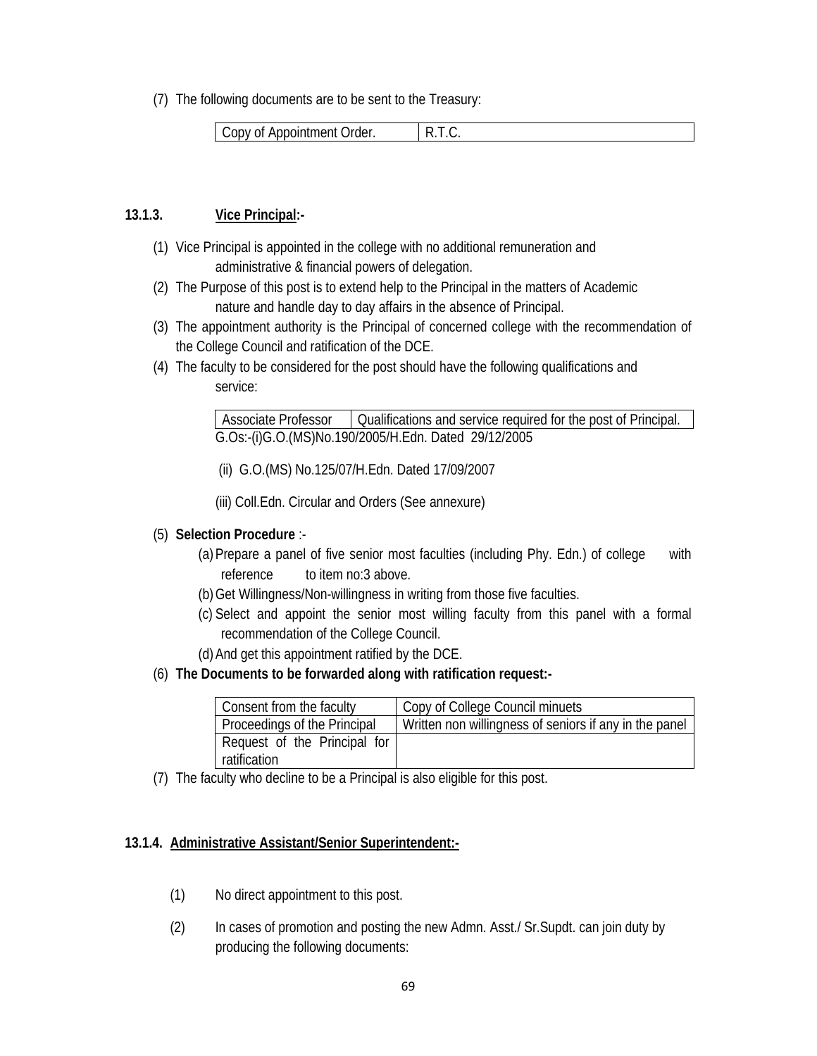(7) The following documents are to be sent to the Treasury:

| Copy of Appointment Order. | R.T.C. |
|---|---|

### 13.1.3. Vice Principal:-

(1) Vice Principal is appointed in the college with no additional remuneration and administrative & financial powers of delegation.

(2) The Purpose of this post is to extend help to the Principal in the matters of Academic nature and handle day to day affairs in the absence of Principal.

(3) The appointment authority is the Principal of concerned college with the recommendation of the College Council and ratification of the DCE.

(4) The faculty to be considered for the post should have the following qualifications and service:

| Associate Professor | Qualifications and service required for the post of Principal. |
|---|---|

G.Os:-(i)G.O.(MS)No.190/2005/H.Edn. Dated 29/12/2005

(ii) G.O.(MS) No.125/07/H.Edn. Dated 17/09/2007

(iii) Coll.Edn. Circular and Orders (See annexure)

(5) **Selection Procedure** :-

(a) Prepare a panel of five senior most faculties (including Phy. Edn.) of college with reference to item no:3 above.

(b) Get Willingness/Non-willingness in writing from those five faculties.

(c) Select and appoint the senior most willing faculty from this panel with a formal recommendation of the College Council.

(d) And get this appointment ratified by the DCE.

(6) **The Documents to be forwarded along with ratification request:-**

| Consent from the faculty | Copy of College Council minuets |
|---|---|
| Proceedings of the Principal | Written non willingness of seniors if any in the panel |
| Request of the Principal for ratification | |

(7) The faculty who decline to be a Principal is also eligible for this post.

### 13.1.4. Administrative Assistant/Senior Superintendent:-

(1) No direct appointment to this post.

(2) In cases of promotion and posting the new Admn. Asst./ Sr.Supdt. can join duty by producing the following documents: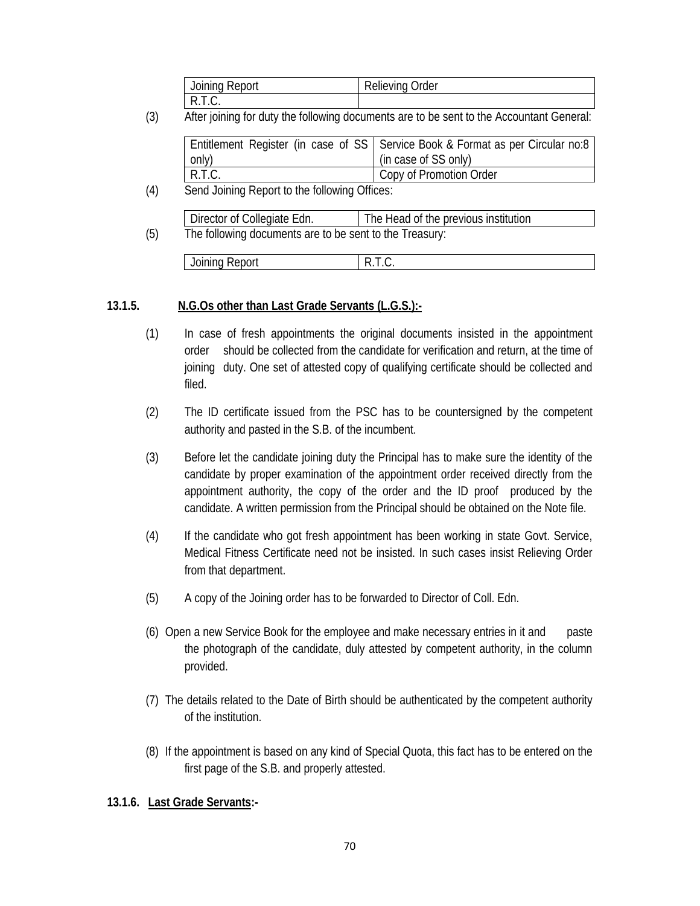| Joining Report | Relieving Order |
|---|---|
| R.T.C. | |

(3) After joining for duty the following documents are to be sent to the Accountant General:

| Entitlement Register (in case of SS only) | Service Book & Format as per Circular no:8 (in case of SS only) |
|---|---|
| R.T.C. | Copy of Promotion Order |

(4) Send Joining Report to the following Offices:

| Director of Collegiate Edn. | The Head of the previous institution |
|---|---|

(5) The following documents are to be sent to the Treasury:

| Joining Report | R.T.C. |
|---|---|

**13.1.5. <u>N.G.Os other than Last Grade Servants (L.G.S.):-</u>**

(1) In case of fresh appointments the original documents insisted in the appointment order should be collected from the candidate for verification and return, at the time of joining duty. One set of attested copy of qualifying certificate should be collected and filed.

(2) The ID certificate issued from the PSC has to be countersigned by the competent authority and pasted in the S.B. of the incumbent.

(3) Before let the candidate joining duty the Principal has to make sure the identity of the candidate by proper examination of the appointment order received directly from the appointment authority, the copy of the order and the ID proof produced by the candidate. A written permission from the Principal should be obtained on the Note file.

(4) If the candidate who got fresh appointment has been working in state Govt. Service, Medical Fitness Certificate need not be insisted. In such cases insist Relieving Order from that department.

(5) A copy of the Joining order has to be forwarded to Director of Coll. Edn.

(6) Open a new Service Book for the employee and make necessary entries in it and paste the photograph of the candidate, duly attested by competent authority, in the column provided.

(7) The details related to the Date of Birth should be authenticated by the competent authority of the institution.

(8) If the appointment is based on any kind of Special Quota, this fact has to be entered on the first page of the S.B. and properly attested.

**13.1.6. <u>Last Grade Servants</u>:-**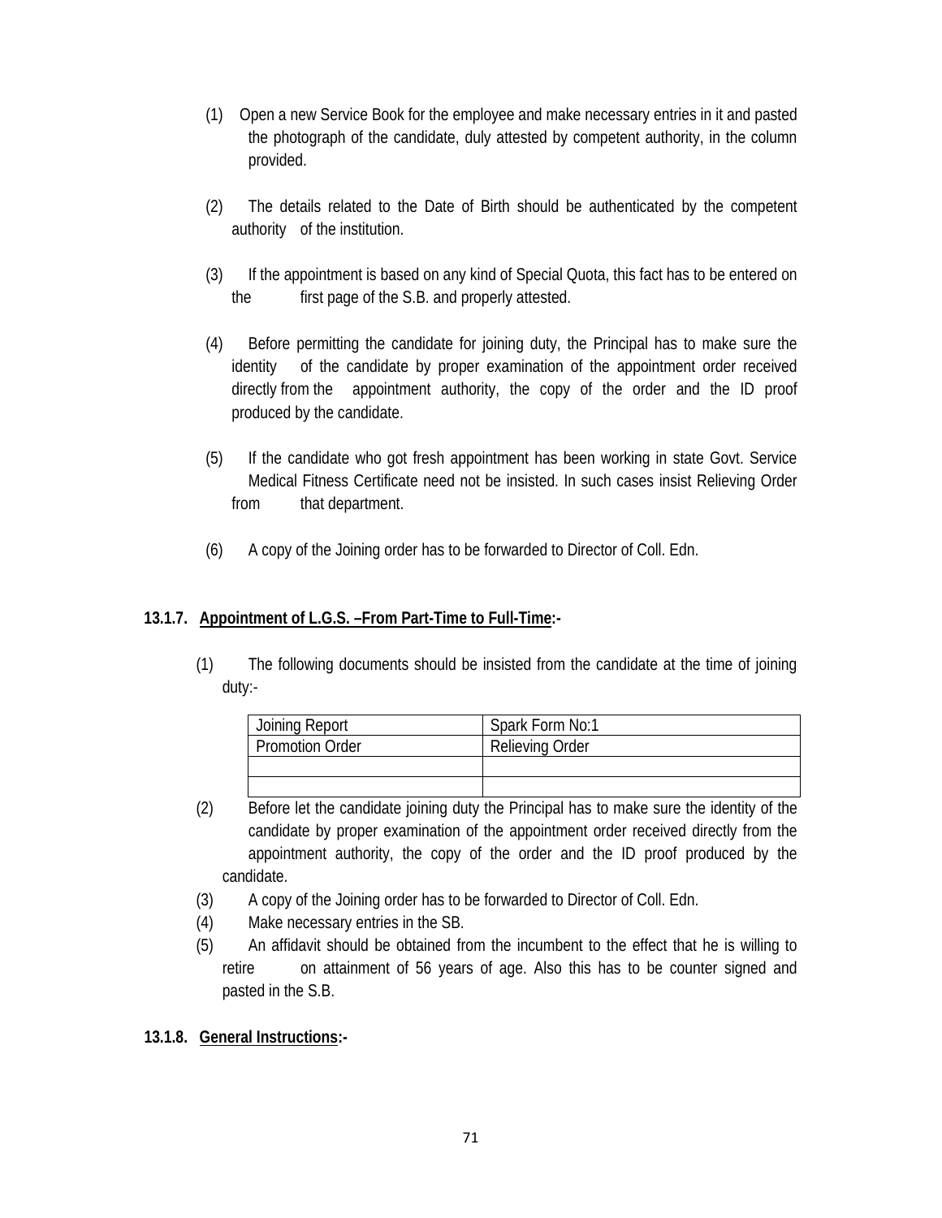(1) Open a new Service Book for the employee and make necessary entries in it and pasted the photograph of the candidate, duly attested by competent authority, in the column provided.

(2) The details related to the Date of Birth should be authenticated by the competent authority of the institution.

(3) If the appointment is based on any kind of Special Quota, this fact has to be entered on the first page of the S.B. and properly attested.

(4) Before permitting the candidate for joining duty, the Principal has to make sure the identity of the candidate by proper examination of the appointment order received directly from the appointment authority, the copy of the order and the ID proof produced by the candidate.

(5) If the candidate who got fresh appointment has been working in state Govt. Service Medical Fitness Certificate need not be insisted. In such cases insist Relieving Order from that department.

(6) A copy of the Joining order has to be forwarded to Director of Coll. Edn.

**13.1.7. Appointment of L.G.S. –From Part-Time to Full-Time:-**

(1) The following documents should be insisted from the candidate at the time of joining duty:-

| Joining Report | Spark Form No:1 |
|---|---|
| Promotion Order | Relieving Order |
| | |
| | |

(2) Before let the candidate joining duty the Principal has to make sure the identity of the candidate by proper examination of the appointment order received directly from the appointment authority, the copy of the order and the ID proof produced by the candidate.

(3) A copy of the Joining order has to be forwarded to Director of Coll. Edn.

(4) Make necessary entries in the SB.

(5) An affidavit should be obtained from the incumbent to the effect that he is willing to retire on attainment of 56 years of age. Also this has to be counter signed and pasted in the S.B.

**13.1.8. General Instructions:-**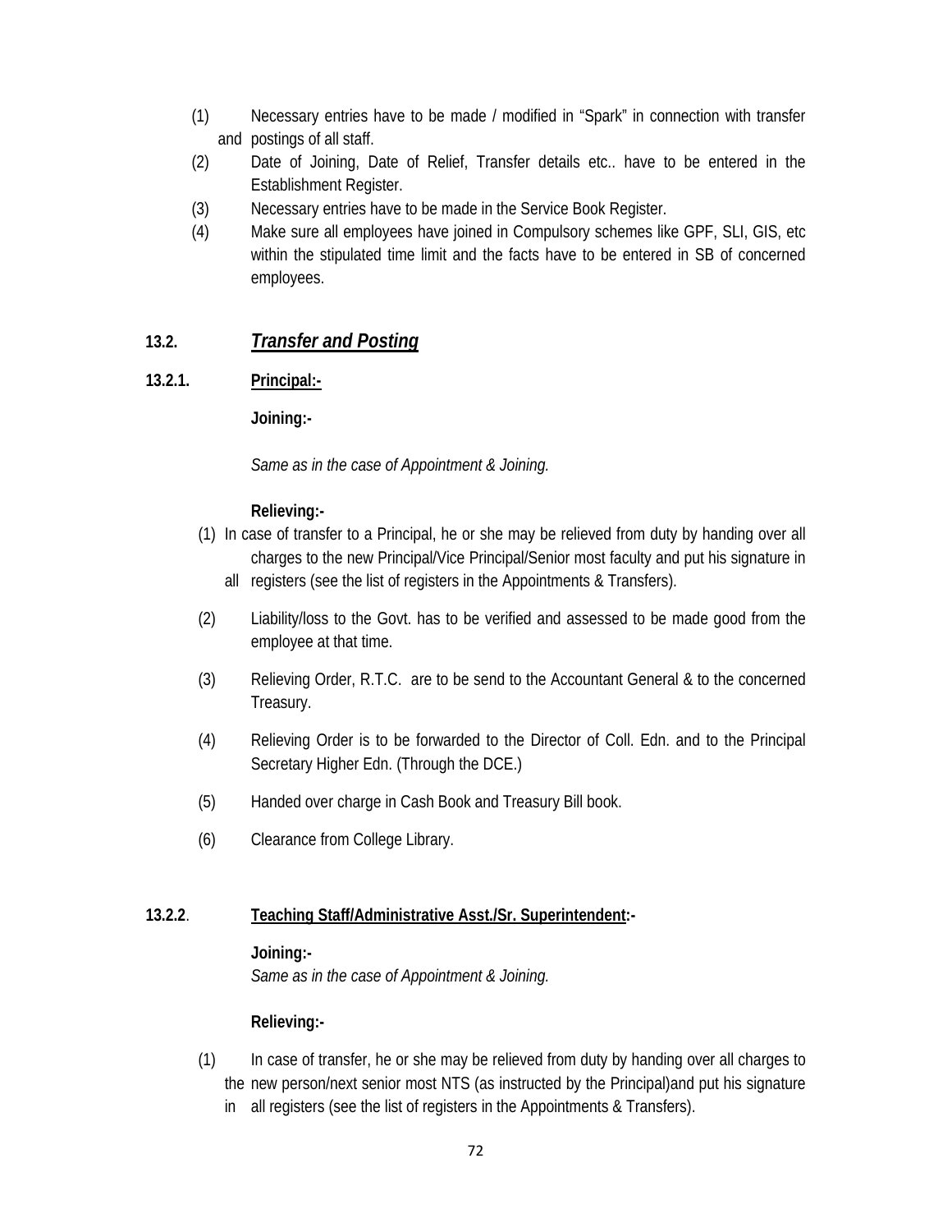(1) Necessary entries have to be made / modified in "Spark" in connection with transfer and postings of all staff.

(2) Date of Joining, Date of Relief, Transfer details etc.. have to be entered in the Establishment Register.

(3) Necessary entries have to be made in the Service Book Register.

(4) Make sure all employees have joined in Compulsory schemes like GPF, SLI, GIS, etc within the stipulated time limit and the facts have to be entered in SB of concerned employees.

## 13.2. ***Transfer and Posting***

### 13.2.1. Principal:-

**Joining:-**

*Same as in the case of Appointment & Joining.*

**Relieving:-**

(1) In case of transfer to a Principal, he or she may be relieved from duty by handing over all charges to the new Principal/Vice Principal/Senior most faculty and put his signature in all registers (see the list of registers in the Appointments & Transfers).

(2) Liability/loss to the Govt. has to be verified and assessed to be made good from the employee at that time.

(3) Relieving Order, R.T.C. are to be send to the Accountant General & to the concerned Treasury.

(4) Relieving Order is to be forwarded to the Director of Coll. Edn. and to the Principal Secretary Higher Edn. (Through the DCE.)

(5) Handed over charge in Cash Book and Treasury Bill book.

(6) Clearance from College Library.

### 13.2.2. Teaching Staff/Administrative Asst./Sr. Superintendent:-

**Joining:-**

*Same as in the case of Appointment & Joining.*

**Relieving:-**

(1) In case of transfer, he or she may be relieved from duty by handing over all charges to the new person/next senior most NTS (as instructed by the Principal)and put his signature in all registers (see the list of registers in the Appointments & Transfers).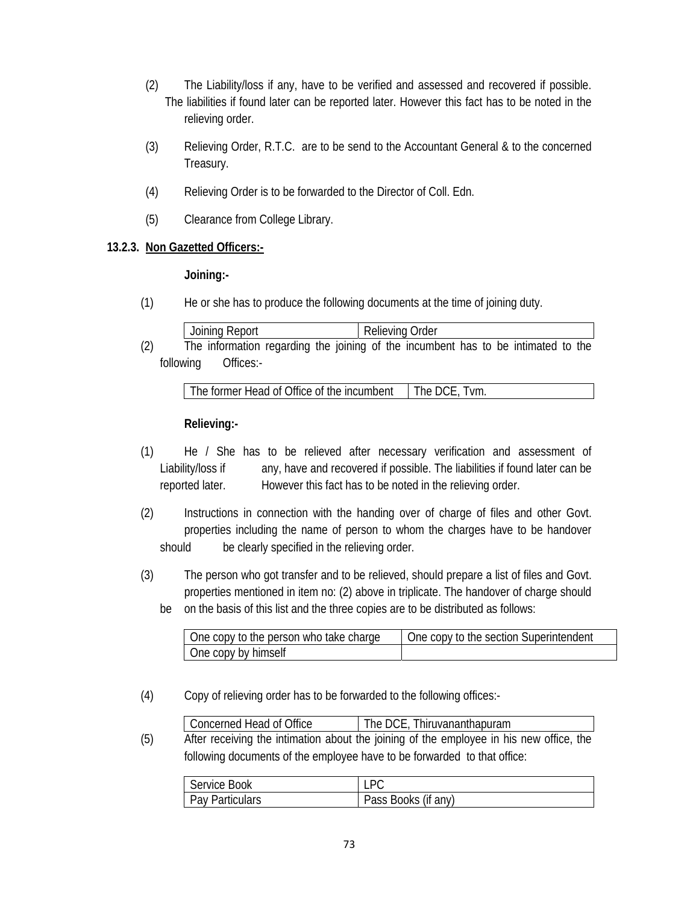(2) The Liability/loss if any, have to be verified and assessed and recovered if possible. The liabilities if found later can be reported later. However this fact has to be noted in the relieving order.

(3) Relieving Order, R.T.C. are to be send to the Accountant General & to the concerned Treasury.

(4) Relieving Order is to be forwarded to the Director of Coll. Edn.

(5) Clearance from College Library.

**13.2.3. Non Gazetted Officers:-**

**Joining:-**

(1) He or she has to produce the following documents at the time of joining duty.

| Joining Report | Relieving Order |
|---|---|

(2) The information regarding the joining of the incumbent has to be intimated to the following Offices:-

| The former Head of Office of the incumbent | The DCE, Tvm. |
|---|---|

**Relieving:-**

(1) He / She has to be relieved after necessary verification and assessment of Liability/loss if any, have and recovered if possible. The liabilities if found later can be reported later. However this fact has to be noted in the relieving order.

(2) Instructions in connection with the handing over of charge of files and other Govt. properties including the name of person to whom the charges have to be handover should be clearly specified in the relieving order.

(3) The person who got transfer and to be relieved, should prepare a list of files and Govt. properties mentioned in item no: (2) above in triplicate. The handover of charge should be on the basis of this list and the three copies are to be distributed as follows:

| One copy to the person who take charge | One copy to the section Superintendent |
|---|---|
| One copy by himself | |

(4) Copy of relieving order has to be forwarded to the following offices:-

| Concerned Head of Office | The DCE, Thiruvananthapuram |
|---|---|

(5) After receiving the intimation about the joining of the employee in his new office, the following documents of the employee have to be forwarded to that office:

| Service Book | LPC |
|---|---|
| Pay Particulars | Pass Books (if any) |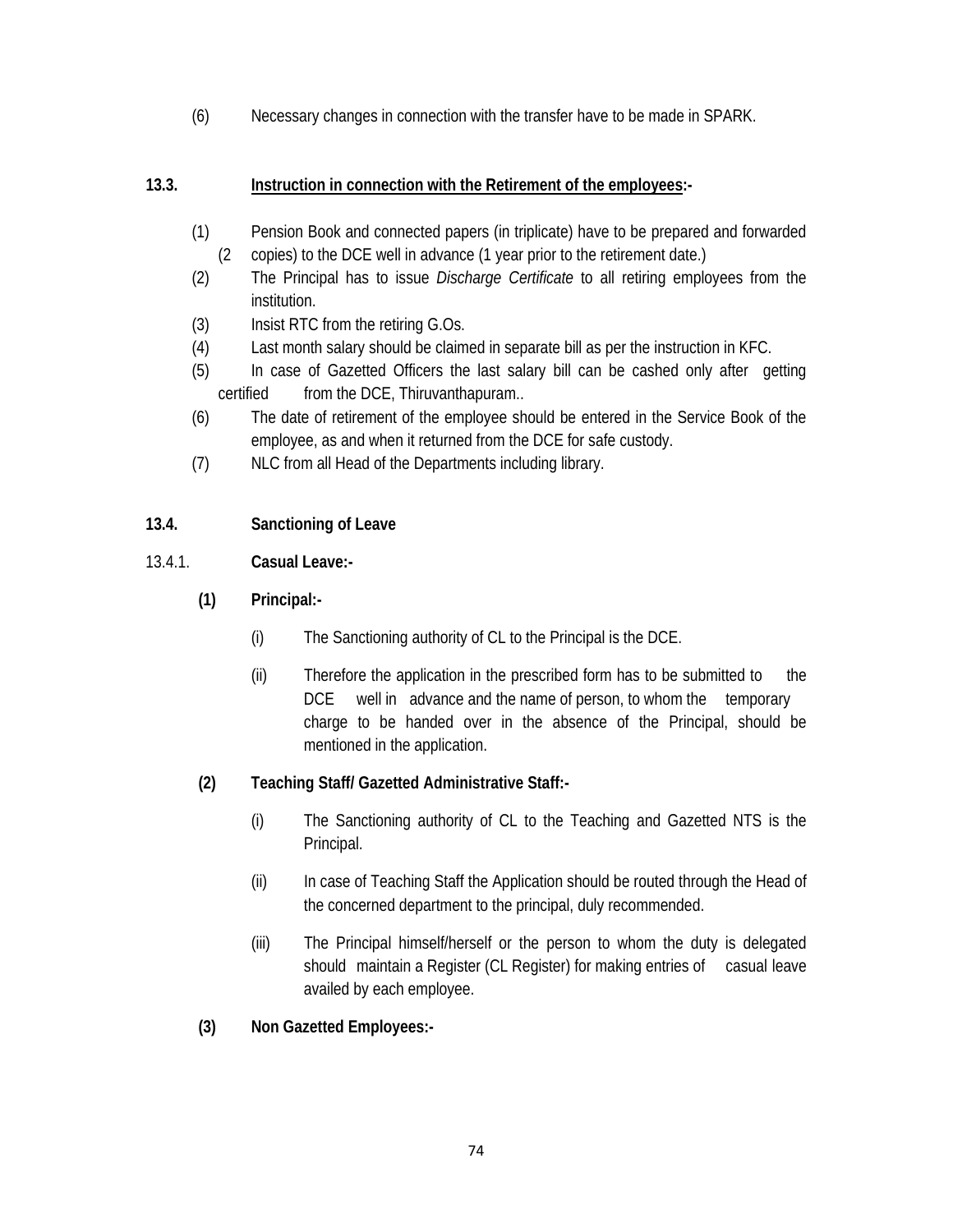(6) Necessary changes in connection with the transfer have to be made in SPARK.

### 13.3. Instruction in connection with the Retirement of the employees:-

(1) Pension Book and connected papers (in triplicate) have to be prepared and forwarded (2 copies) to the DCE well in advance (1 year prior to the retirement date.)

(2) The Principal has to issue *Discharge Certificate* to all retiring employees from the institution.

(3) Insist RTC from the retiring G.Os.

(4) Last month salary should be claimed in separate bill as per the instruction in KFC.

(5) In case of Gazetted Officers the last salary bill can be cashed only after getting certified from the DCE, Thiruvanthapuram..

(6) The date of retirement of the employee should be entered in the Service Book of the employee, as and when it returned from the DCE for safe custody.

(7) NLC from all Head of the Departments including library.

### 13.4. Sanctioning of Leave

13.4.1. **Casual Leave:-**

**(1) Principal:-**

(i) The Sanctioning authority of CL to the Principal is the DCE.

(ii) Therefore the application in the prescribed form has to be submitted to the DCE well in advance and the name of person, to whom the temporary charge to be handed over in the absence of the Principal, should be mentioned in the application.

**(2) Teaching Staff/ Gazetted Administrative Staff:-**

(i) The Sanctioning authority of CL to the Teaching and Gazetted NTS is the Principal.

(ii) In case of Teaching Staff the Application should be routed through the Head of the concerned department to the principal, duly recommended.

(iii) The Principal himself/herself or the person to whom the duty is delegated should maintain a Register (CL Register) for making entries of casual leave availed by each employee.

**(3) Non Gazetted Employees:-**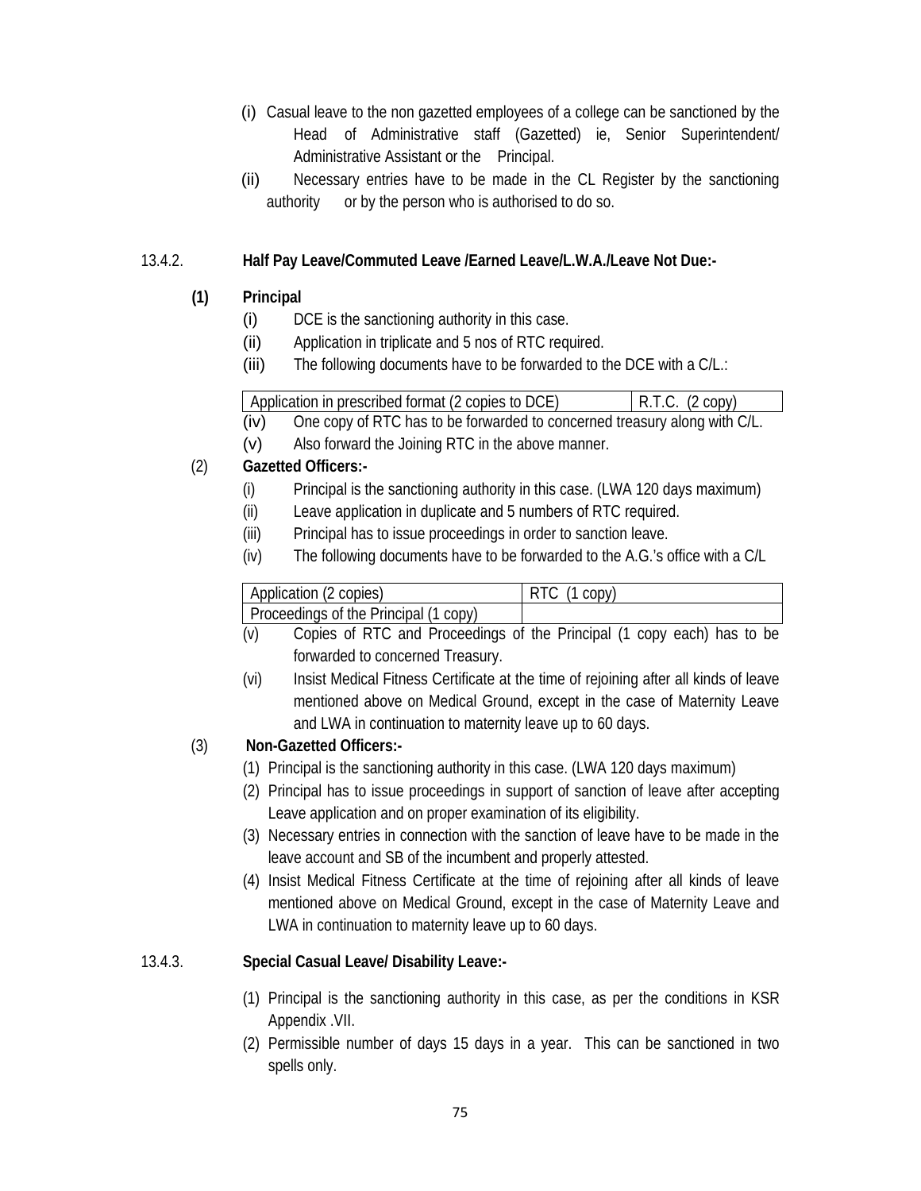(i) Casual leave to the non gazetted employees of a college can be sanctioned by the Head of Administrative staff (Gazetted) ie, Senior Superintendent/ Administrative Assistant or the Principal.

(ii) Necessary entries have to be made in the CL Register by the sanctioning authority or by the person who is authorised to do so.

13.4.2. **Half Pay Leave/Commuted Leave /Earned Leave/L.W.A./Leave Not Due:-**

**(1) Principal**

(i) DCE is the sanctioning authority in this case.

(ii) Application in triplicate and 5 nos of RTC required.

(iii) The following documents have to be forwarded to the DCE with a C/L.:

| Application in prescribed format (2 copies to DCE) | R.T.C. (2 copy) |
|---|---|

(iv) One copy of RTC has to be forwarded to concerned treasury along with C/L.

(v) Also forward the Joining RTC in the above manner.

(2) **Gazetted Officers:-**

(i) Principal is the sanctioning authority in this case. (LWA 120 days maximum)

(ii) Leave application in duplicate and 5 numbers of RTC required.

(iii) Principal has to issue proceedings in order to sanction leave.

(iv) The following documents have to be forwarded to the A.G.'s office with a C/L

| Application (2 copies) | RTC (1 copy) |
|---|---|
| Proceedings of the Principal (1 copy) | |

(v) Copies of RTC and Proceedings of the Principal (1 copy each) has to be forwarded to concerned Treasury.

(vi) Insist Medical Fitness Certificate at the time of rejoining after all kinds of leave mentioned above on Medical Ground, except in the case of Maternity Leave and LWA in continuation to maternity leave up to 60 days.

(3) **Non-Gazetted Officers:-**

(1) Principal is the sanctioning authority in this case. (LWA 120 days maximum)

(2) Principal has to issue proceedings in support of sanction of leave after accepting Leave application and on proper examination of its eligibility.

(3) Necessary entries in connection with the sanction of leave have to be made in the leave account and SB of the incumbent and properly attested.

(4) Insist Medical Fitness Certificate at the time of rejoining after all kinds of leave mentioned above on Medical Ground, except in the case of Maternity Leave and LWA in continuation to maternity leave up to 60 days.

13.4.3. **Special Casual Leave/ Disability Leave:-**

(1) Principal is the sanctioning authority in this case, as per the conditions in KSR Appendix .VII.

(2) Permissible number of days 15 days in a year. This can be sanctioned in two spells only.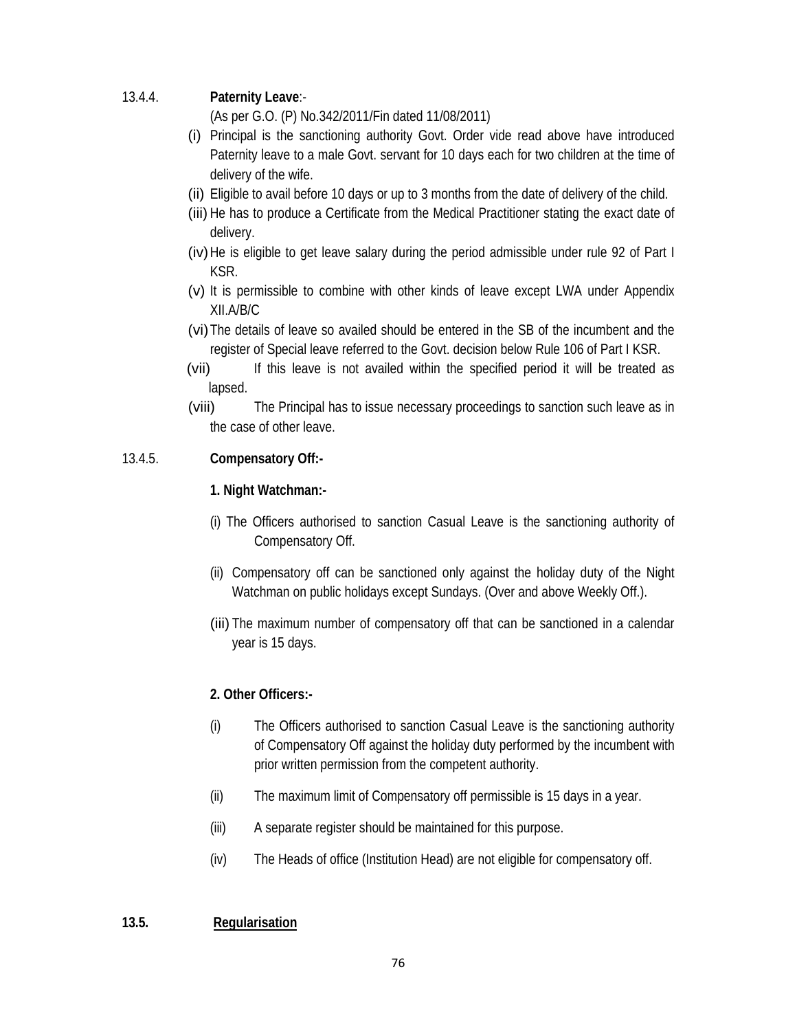13.4.4. **Paternity Leave**:-

(As per G.O. (P) No.342/2011/Fin dated 11/08/2011)

(i) Principal is the sanctioning authority Govt. Order vide read above have introduced Paternity leave to a male Govt. servant for 10 days each for two children at the time of delivery of the wife.

(ii) Eligible to avail before 10 days or up to 3 months from the date of delivery of the child.

(iii) He has to produce a Certificate from the Medical Practitioner stating the exact date of delivery.

(iv) He is eligible to get leave salary during the period admissible under rule 92 of Part I KSR.

(v) It is permissible to combine with other kinds of leave except LWA under Appendix XII.A/B/C

(vi) The details of leave so availed should be entered in the SB of the incumbent and the register of Special leave referred to the Govt. decision below Rule 106 of Part I KSR.

(vii) If this leave is not availed within the specified period it will be treated as lapsed.

(viii) The Principal has to issue necessary proceedings to sanction such leave as in the case of other leave.

13.4.5. **Compensatory Off:-**

**1. Night Watchman:-**

(i) The Officers authorised to sanction Casual Leave is the sanctioning authority of Compensatory Off.

(ii) Compensatory off can be sanctioned only against the holiday duty of the Night Watchman on public holidays except Sundays. (Over and above Weekly Off.).

(iii) The maximum number of compensatory off that can be sanctioned in a calendar year is 15 days.

**2. Other Officers:-**

(i) The Officers authorised to sanction Casual Leave is the sanctioning authority of Compensatory Off against the holiday duty performed by the incumbent with prior written permission from the competent authority.

(ii) The maximum limit of Compensatory off permissible is 15 days in a year.

(iii) A separate register should be maintained for this purpose.

(iv) The Heads of office (Institution Head) are not eligible for compensatory off.

**13.5. Regularisation**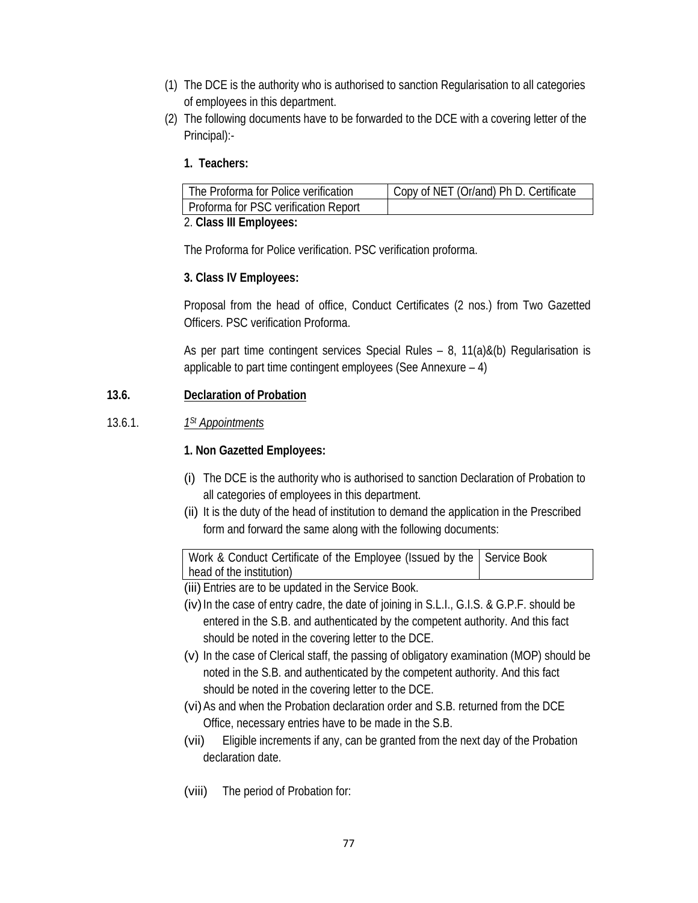(1) The DCE is the authority who is authorised to sanction Regularisation to all categories of employees in this department.

(2) The following documents have to be forwarded to the DCE with a covering letter of the Principal):-

**1. Teachers:**

| The Proforma for Police verification | Copy of NET (Or/and) Ph D. Certificate |
|---|---|
| Proforma for PSC verification Report | |

2. **Class III Employees:**

The Proforma for Police verification. PSC verification proforma.

**3. Class IV Employees:**

Proposal from the head of office, Conduct Certificates (2 nos.) from Two Gazetted Officers. PSC verification Proforma.

As per part time contingent services Special Rules – 8, 11(a)&(b) Regularisation is applicable to part time contingent employees (See Annexure – 4)

## 13.6. Declaration of Probation

### 13.6.1. *1St Appointments*

**1. Non Gazetted Employees:**

(i) The DCE is the authority who is authorised to sanction Declaration of Probation to all categories of employees in this department.

(ii) It is the duty of the head of institution to demand the application in the Prescribed form and forward the same along with the following documents:

| Work & Conduct Certificate of the Employee (Issued by the head of the institution) | Service Book |
|---|---|

(iii) Entries are to be updated in the Service Book.

(iv) In the case of entry cadre, the date of joining in S.L.I., G.I.S. & G.P.F. should be entered in the S.B. and authenticated by the competent authority. And this fact should be noted in the covering letter to the DCE.

(v) In the case of Clerical staff, the passing of obligatory examination (MOP) should be noted in the S.B. and authenticated by the competent authority. And this fact should be noted in the covering letter to the DCE.

(vi) As and when the Probation declaration order and S.B. returned from the DCE Office, necessary entries have to be made in the S.B.

(vii) Eligible increments if any, can be granted from the next day of the Probation declaration date.

(viii) The period of Probation for: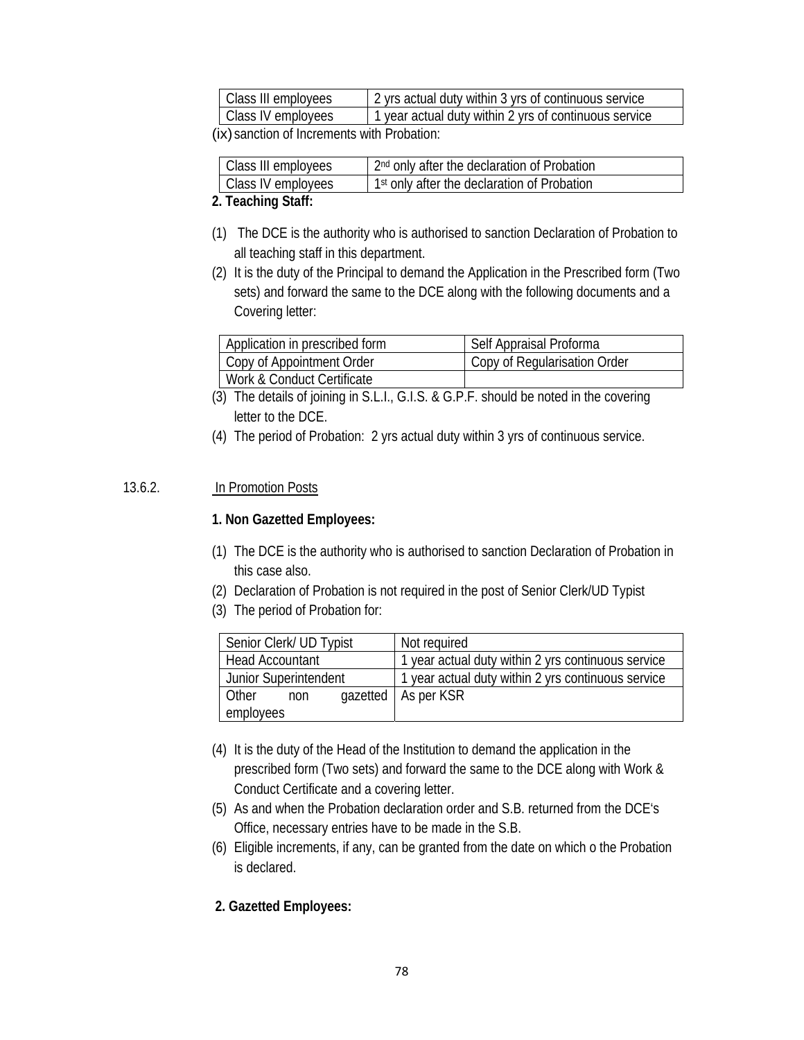| Class III employees | 2 yrs actual duty within 3 yrs of continuous service |
|---|---|
| Class IV employees | 1 year actual duty within 2 yrs of continuous service |

(ix) sanction of Increments with Probation:

| Class III employees | 2nd only after the declaration of Probation |
|---|---|
| Class IV employees | 1st only after the declaration of Probation |

**2. Teaching Staff:**

(1) The DCE is the authority who is authorised to sanction Declaration of Probation to all teaching staff in this department.

(2) It is the duty of the Principal to demand the Application in the Prescribed form (Two sets) and forward the same to the DCE along with the following documents and a Covering letter:

| Application in prescribed form | Self Appraisal Proforma |
|---|---|
| Copy of Appointment Order | Copy of Regularisation Order |
| Work & Conduct Certificate | |

(3) The details of joining in S.L.I., G.I.S. & G.P.F. should be noted in the covering letter to the DCE.

(4) The period of Probation: 2 yrs actual duty within 3 yrs of continuous service.

13.6.2. In Promotion Posts

**1. Non Gazetted Employees:**

(1) The DCE is the authority who is authorised to sanction Declaration of Probation in this case also.

(2) Declaration of Probation is not required in the post of Senior Clerk/UD Typist

(3) The period of Probation for:

| Senior Clerk/ UD Typist | Not required |
|---|---|
| Head Accountant | 1 year actual duty within 2 yrs continuous service |
| Junior Superintendent | 1 year actual duty within 2 yrs continuous service |
| Other non gazetted employees | As per KSR |

(4) It is the duty of the Head of the Institution to demand the application in the prescribed form (Two sets) and forward the same to the DCE along with Work & Conduct Certificate and a covering letter.

(5) As and when the Probation declaration order and S.B. returned from the DCE's Office, necessary entries have to be made in the S.B.

(6) Eligible increments, if any, can be granted from the date on which o the Probation is declared.

**2. Gazetted Employees:**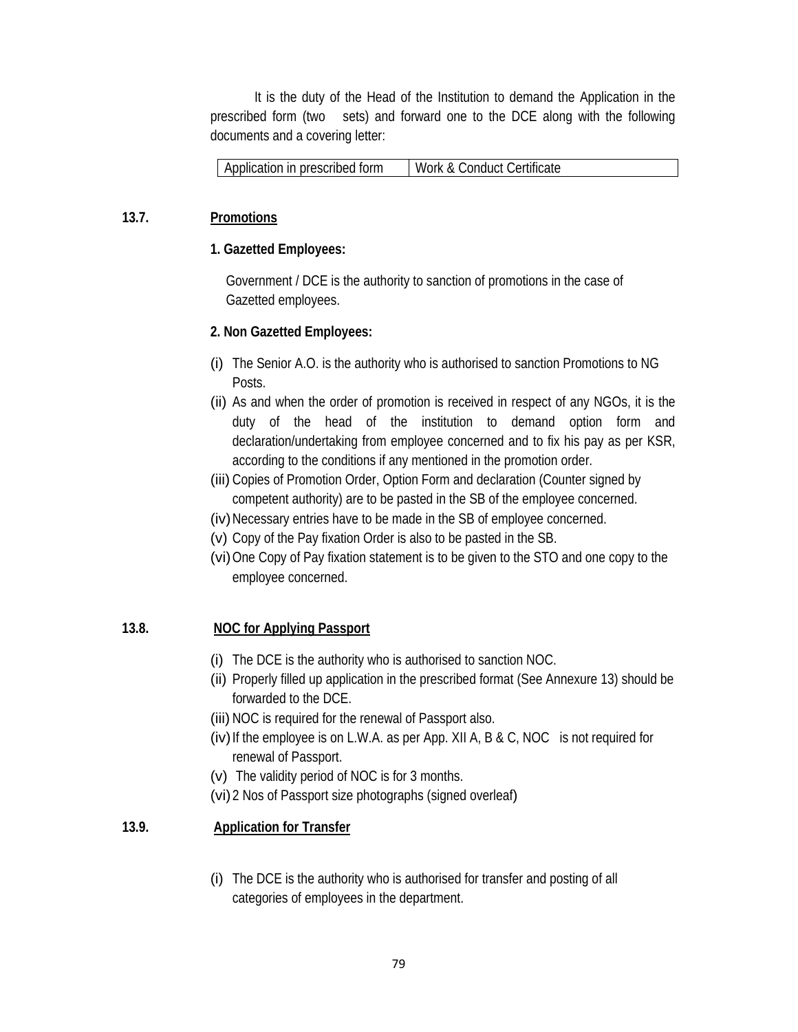It is the duty of the Head of the Institution to demand the Application in the prescribed form (two sets) and forward one to the DCE along with the following documents and a covering letter:

| Application in prescribed form | Work & Conduct Certificate |
|---|---|

### 13.7. Promotions

**1. Gazetted Employees:**

Government / DCE is the authority to sanction of promotions in the case of Gazetted employees.

**2. Non Gazetted Employees:**

(i) The Senior A.O. is the authority who is authorised to sanction Promotions to NG Posts.

(ii) As and when the order of promotion is received in respect of any NGOs, it is the duty of the head of the institution to demand option form and declaration/undertaking from employee concerned and to fix his pay as per KSR, according to the conditions if any mentioned in the promotion order.

(iii) Copies of Promotion Order, Option Form and declaration (Counter signed by competent authority) are to be pasted in the SB of the employee concerned.

(iv) Necessary entries have to be made in the SB of employee concerned.

(v) Copy of the Pay fixation Order is also to be pasted in the SB.

(vi) One Copy of Pay fixation statement is to be given to the STO and one copy to the employee concerned.

### 13.8. NOC for Applying Passport

(i) The DCE is the authority who is authorised to sanction NOC.

(ii) Properly filled up application in the prescribed format (See Annexure 13) should be forwarded to the DCE.

(iii) NOC is required for the renewal of Passport also.

(iv) If the employee is on L.W.A. as per App. XII A, B & C, NOC is not required for renewal of Passport.

(v) The validity period of NOC is for 3 months.

(vi) 2 Nos of Passport size photographs (signed overleaf)

### 13.9. Application for Transfer

(i) The DCE is the authority who is authorised for transfer and posting of all categories of employees in the department.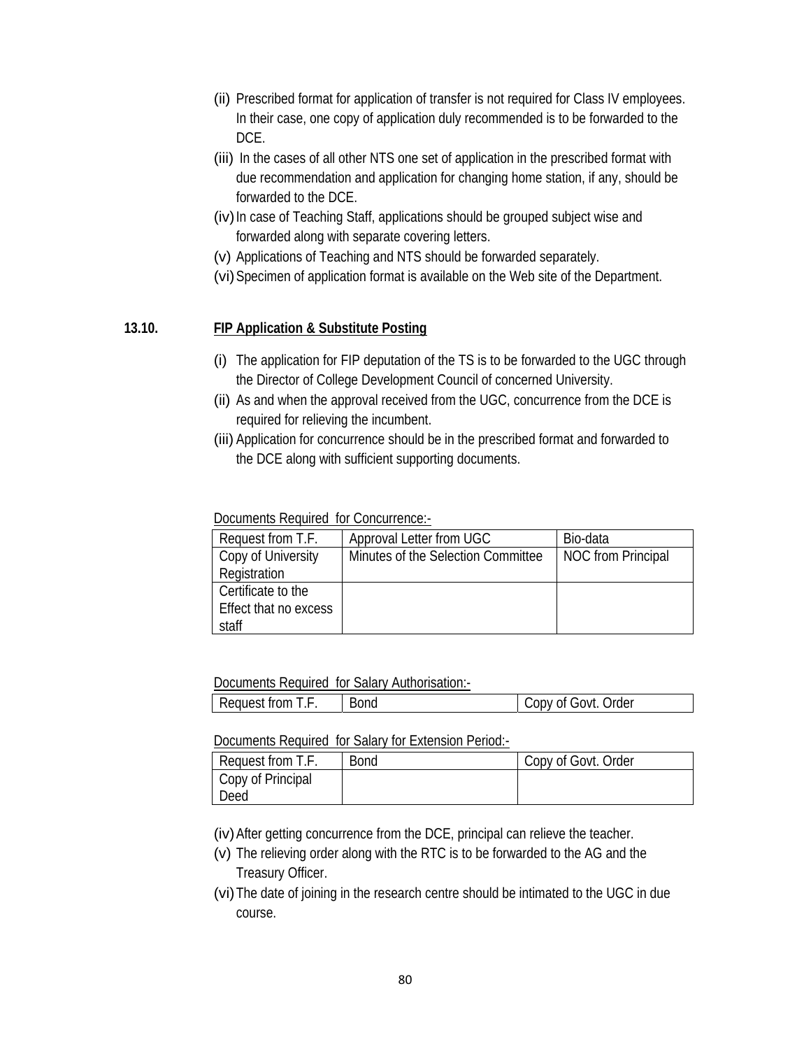(ii) Prescribed format for application of transfer is not required for Class IV employees. In their case, one copy of application duly recommended is to be forwarded to the DCE.

(iii) In the cases of all other NTS one set of application in the prescribed format with due recommendation and application for changing home station, if any, should be forwarded to the DCE.

(iv) In case of Teaching Staff, applications should be grouped subject wise and forwarded along with separate covering letters.

(v) Applications of Teaching and NTS should be forwarded separately.

(vi) Specimen of application format is available on the Web site of the Department.

## 13.10. FIP Application & Substitute Posting

(i) The application for FIP deputation of the TS is to be forwarded to the UGC through the Director of College Development Council of concerned University.

(ii) As and when the approval received from the UGC, concurrence from the DCE is required for relieving the incumbent.

(iii) Application for concurrence should be in the prescribed format and forwarded to the DCE along with sufficient supporting documents.

Documents Required for Concurrence:-

| | | |
|---|---|---|
| Request from T.F. | Approval Letter from UGC | Bio-data |
| Copy of University Registration | Minutes of the Selection Committee | NOC from Principal |
| Certificate to the Effect that no excess staff | | |

Documents Required for Salary Authorisation:-

| | | |
|---|---|---|
| Request from T.F. | Bond | Copy of Govt. Order |

Documents Required for Salary for Extension Period:-

| | | |
|---|---|---|
| Request from T.F. | Bond | Copy of Govt. Order |
| Copy of Principal Deed | | |

(iv) After getting concurrence from the DCE, principal can relieve the teacher.

(v) The relieving order along with the RTC is to be forwarded to the AG and the Treasury Officer.

(vi) The date of joining in the research centre should be intimated to the UGC in due course.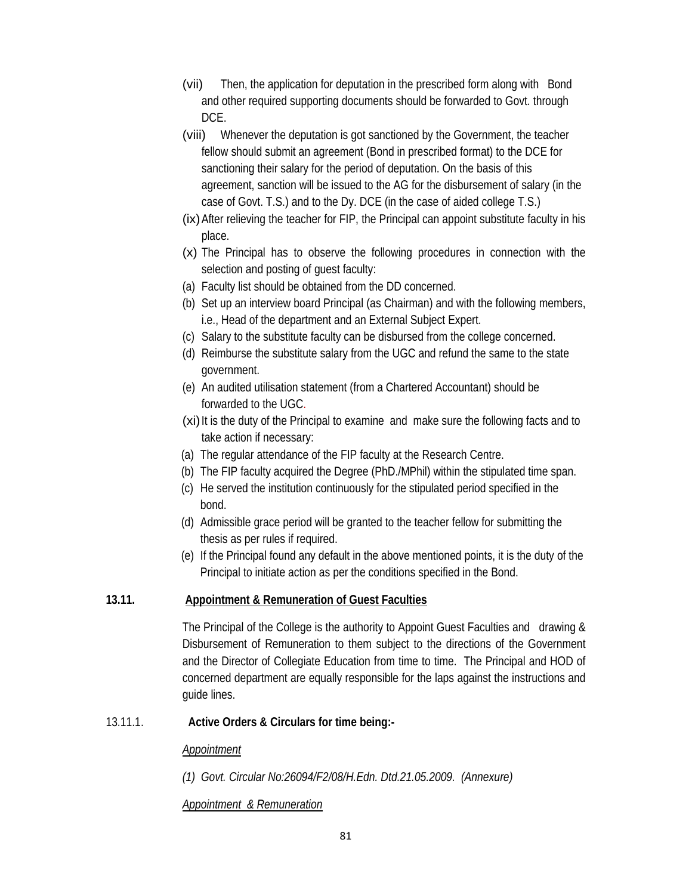(vii) Then, the application for deputation in the prescribed form along with Bond and other required supporting documents should be forwarded to Govt. through DCE.

(viii) Whenever the deputation is got sanctioned by the Government, the teacher fellow should submit an agreement (Bond in prescribed format) to the DCE for sanctioning their salary for the period of deputation. On the basis of this agreement, sanction will be issued to the AG for the disbursement of salary (in the case of Govt. T.S.) and to the Dy. DCE (in the case of aided college T.S.)

(ix) After relieving the teacher for FIP, the Principal can appoint substitute faculty in his place.

(x) The Principal has to observe the following procedures in connection with the selection and posting of guest faculty:

(a) Faculty list should be obtained from the DD concerned.
(b) Set up an interview board Principal (as Chairman) and with the following members, i.e., Head of the department and an External Subject Expert.
(c) Salary to the substitute faculty can be disbursed from the college concerned.
(d) Reimburse the substitute salary from the UGC and refund the same to the state government.
(e) An audited utilisation statement (from a Chartered Accountant) should be forwarded to the UGC.

(xi) It is the duty of the Principal to examine and make sure the following facts and to take action if necessary:

(a) The regular attendance of the FIP faculty at the Research Centre.
(b) The FIP faculty acquired the Degree (PhD./MPhil) within the stipulated time span.
(c) He served the institution continuously for the stipulated period specified in the bond.
(d) Admissible grace period will be granted to the teacher fellow for submitting the thesis as per rules if required.
(e) If the Principal found any default in the above mentioned points, it is the duty of the Principal to initiate action as per the conditions specified in the Bond.

**13.11. Appointment & Remuneration of Guest Faculties**

The Principal of the College is the authority to Appoint Guest Faculties and drawing & Disbursement of Remuneration to them subject to the directions of the Government and the Director of Collegiate Education from time to time. The Principal and HOD of concerned department are equally responsible for the laps against the instructions and guide lines.

13.11.1. **Active Orders & Circulars for time being:-**

*Appointment*

*(1) Govt. Circular No:26094/F2/08/H.Edn. Dtd.21.05.2009. (Annexure)*

*Appointment & Remuneration*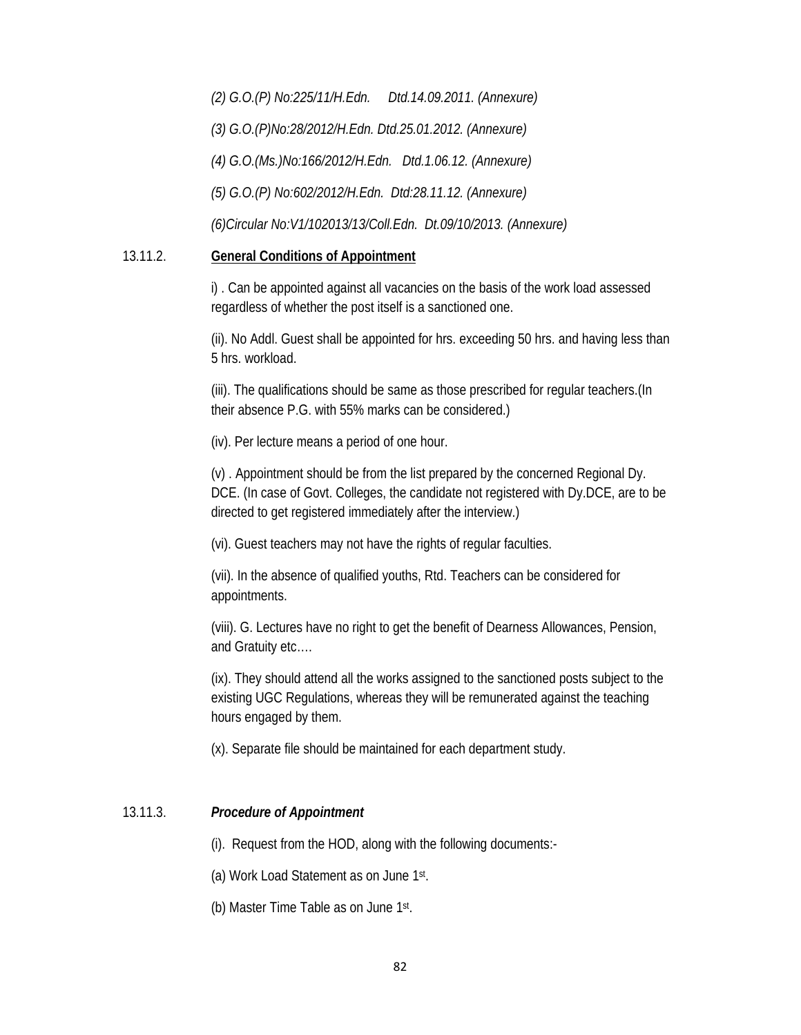*(2) G.O.(P) No:225/11/H.Edn. Dtd.14.09.2011. (Annexure)*

*(3) G.O.(P)No:28/2012/H.Edn. Dtd.25.01.2012. (Annexure)*

*(4) G.O.(Ms.)No:166/2012/H.Edn. Dtd.1.06.12. (Annexure)*

*(5) G.O.(P) No:602/2012/H.Edn. Dtd:28.11.12. (Annexure)*

*(6)Circular No:V1/102013/13/Coll.Edn. Dt.09/10/2013. (Annexure)*

### 13.11.2. **General Conditions of Appointment**

i) . Can be appointed against all vacancies on the basis of the work load assessed regardless of whether the post itself is a sanctioned one.

(ii). No Addl. Guest shall be appointed for hrs. exceeding 50 hrs. and having less than 5 hrs. workload.

(iii). The qualifications should be same as those prescribed for regular teachers.(In their absence P.G. with 55% marks can be considered.)

(iv). Per lecture means a period of one hour.

(v) . Appointment should be from the list prepared by the concerned Regional Dy. DCE. (In case of Govt. Colleges, the candidate not registered with Dy.DCE, are to be directed to get registered immediately after the interview.)

(vi). Guest teachers may not have the rights of regular faculties.

(vii). In the absence of qualified youths, Rtd. Teachers can be considered for appointments.

(viii). G. Lectures have no right to get the benefit of Dearness Allowances, Pension, and Gratuity etc….

(ix). They should attend all the works assigned to the sanctioned posts subject to the existing UGC Regulations, whereas they will be remunerated against the teaching hours engaged by them.

(x). Separate file should be maintained for each department study.

### 13.11.3. ***Procedure of Appointment***

(i). Request from the HOD, along with the following documents:-

(a) Work Load Statement as on June 1st.

(b) Master Time Table as on June 1st.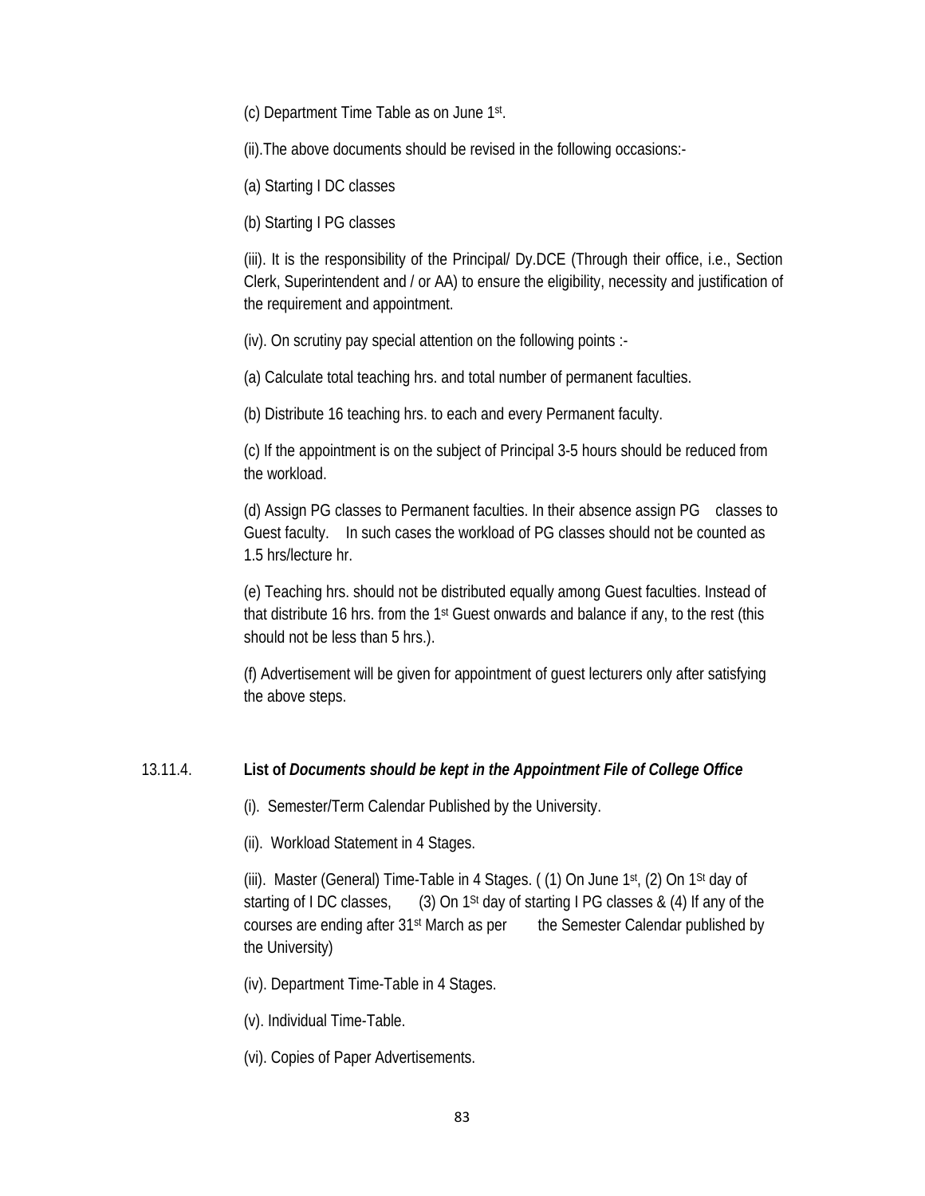(c) Department Time Table as on June 1st.

(ii).The above documents should be revised in the following occasions:-

(a) Starting I DC classes

(b) Starting I PG classes

(iii). It is the responsibility of the Principal/ Dy.DCE (Through their office, i.e., Section Clerk, Superintendent and / or AA) to ensure the eligibility, necessity and justification of the requirement and appointment.

(iv). On scrutiny pay special attention on the following points :-

(a) Calculate total teaching hrs. and total number of permanent faculties.

(b) Distribute 16 teaching hrs. to each and every Permanent faculty.

(c) If the appointment is on the subject of Principal 3-5 hours should be reduced from the workload.

(d) Assign PG classes to Permanent faculties. In their absence assign PG classes to Guest faculty. In such cases the workload of PG classes should not be counted as 1.5 hrs/lecture hr.

(e) Teaching hrs. should not be distributed equally among Guest faculties. Instead of that distribute 16 hrs. from the 1st Guest onwards and balance if any, to the rest (this should not be less than 5 hrs.).

(f) Advertisement will be given for appointment of guest lecturers only after satisfying the above steps.

13.11.4. **List of *Documents should be kept in the Appointment File of College Office***

(i). Semester/Term Calendar Published by the University.

(ii). Workload Statement in 4 Stages.

(iii). Master (General) Time-Table in 4 Stages. ( (1) On June 1st, (2) On 1St day of starting of I DC classes, (3) On 1St day of starting I PG classes & (4) If any of the courses are ending after 31st March as per the Semester Calendar published by the University)

(iv). Department Time-Table in 4 Stages.

(v). Individual Time-Table.

(vi). Copies of Paper Advertisements.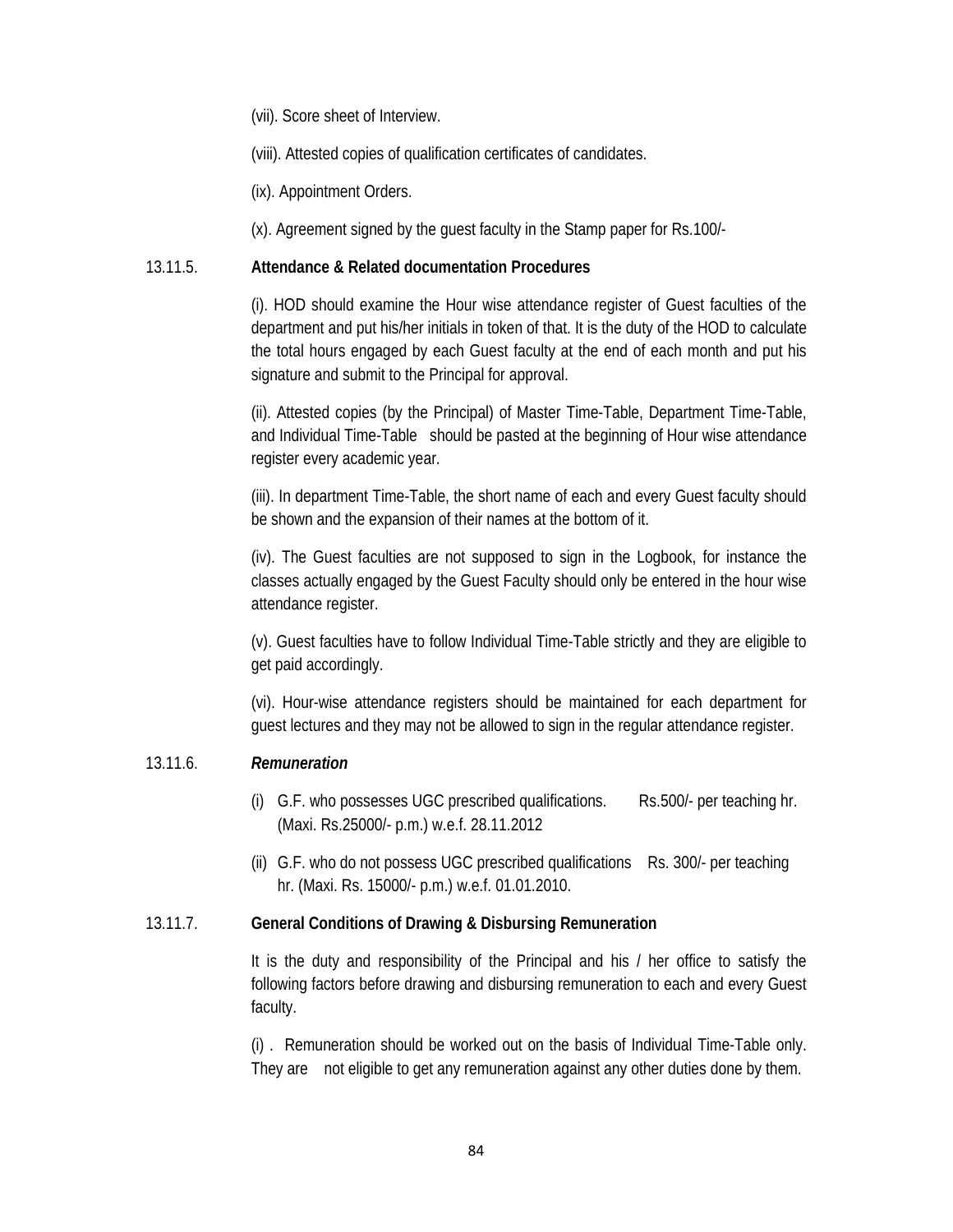(vii). Score sheet of Interview.

(viii). Attested copies of qualification certificates of candidates.

(ix). Appointment Orders.

(x). Agreement signed by the guest faculty in the Stamp paper for Rs.100/-

### 13.11.5. Attendance & Related documentation Procedures

(i). HOD should examine the Hour wise attendance register of Guest faculties of the department and put his/her initials in token of that. It is the duty of the HOD to calculate the total hours engaged by each Guest faculty at the end of each month and put his signature and submit to the Principal for approval.

(ii). Attested copies (by the Principal) of Master Time-Table, Department Time-Table, and Individual Time-Table should be pasted at the beginning of Hour wise attendance register every academic year.

(iii). In department Time-Table, the short name of each and every Guest faculty should be shown and the expansion of their names at the bottom of it.

(iv). The Guest faculties are not supposed to sign in the Logbook, for instance the classes actually engaged by the Guest Faculty should only be entered in the hour wise attendance register.

(v). Guest faculties have to follow Individual Time-Table strictly and they are eligible to get paid accordingly.

(vi). Hour-wise attendance registers should be maintained for each department for guest lectures and they may not be allowed to sign in the regular attendance register.

### 13.11.6. *Remuneration*

(i) G.F. who possesses UGC prescribed qualifications. Rs.500/- per teaching hr. (Maxi. Rs.25000/- p.m.) w.e.f. 28.11.2012

(ii) G.F. who do not possess UGC prescribed qualifications Rs. 300/- per teaching hr. (Maxi. Rs. 15000/- p.m.) w.e.f. 01.01.2010.

### 13.11.7. General Conditions of Drawing & Disbursing Remuneration

It is the duty and responsibility of the Principal and his / her office to satisfy the following factors before drawing and disbursing remuneration to each and every Guest faculty.

(i) . Remuneration should be worked out on the basis of Individual Time-Table only. They are not eligible to get any remuneration against any other duties done by them.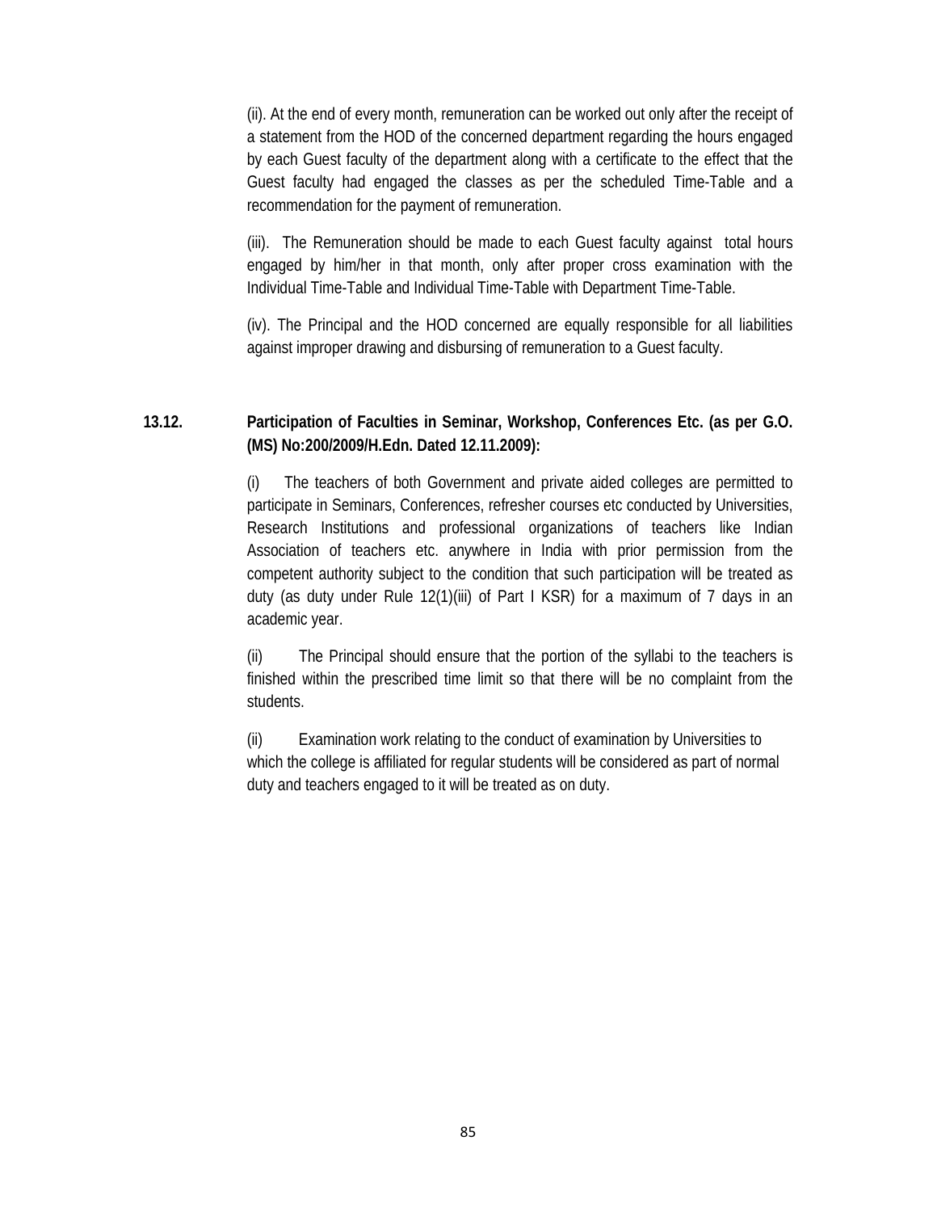(ii). At the end of every month, remuneration can be worked out only after the receipt of a statement from the HOD of the concerned department regarding the hours engaged by each Guest faculty of the department along with a certificate to the effect that the Guest faculty had engaged the classes as per the scheduled Time-Table and a recommendation for the payment of remuneration.

(iii). The Remuneration should be made to each Guest faculty against total hours engaged by him/her in that month, only after proper cross examination with the Individual Time-Table and Individual Time-Table with Department Time-Table.

(iv). The Principal and the HOD concerned are equally responsible for all liabilities against improper drawing and disbursing of remuneration to a Guest faculty.

**13.12. Participation of Faculties in Seminar, Workshop, Conferences Etc. (as per G.O. (MS) No:200/2009/H.Edn. Dated 12.11.2009):**

(i) The teachers of both Government and private aided colleges are permitted to participate in Seminars, Conferences, refresher courses etc conducted by Universities, Research Institutions and professional organizations of teachers like Indian Association of teachers etc. anywhere in India with prior permission from the competent authority subject to the condition that such participation will be treated as duty (as duty under Rule 12(1)(iii) of Part I KSR) for a maximum of 7 days in an academic year.

(ii) The Principal should ensure that the portion of the syllabi to the teachers is finished within the prescribed time limit so that there will be no complaint from the students.

(ii) Examination work relating to the conduct of examination by Universities to which the college is affiliated for regular students will be considered as part of normal duty and teachers engaged to it will be treated as on duty.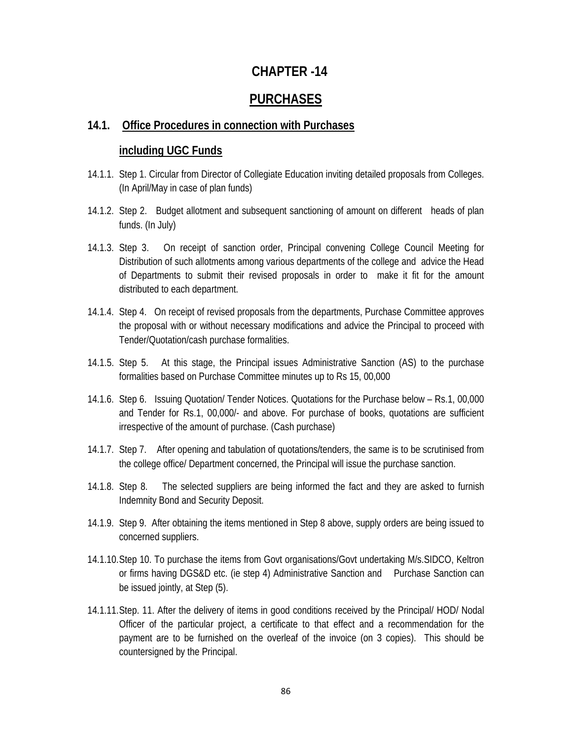# CHAPTER -14

# PURCHASES

## 14.1. Office Procedures in connection with Purchases including UGC Funds

14.1.1. Step 1. Circular from Director of Collegiate Education inviting detailed proposals from Colleges. (In April/May in case of plan funds)

14.1.2. Step 2. Budget allotment and subsequent sanctioning of amount on different heads of plan funds. (In July)

14.1.3. Step 3. On receipt of sanction order, Principal convening College Council Meeting for Distribution of such allotments among various departments of the college and advice the Head of Departments to submit their revised proposals in order to make it fit for the amount distributed to each department.

14.1.4. Step 4. On receipt of revised proposals from the departments, Purchase Committee approves the proposal with or without necessary modifications and advice the Principal to proceed with Tender/Quotation/cash purchase formalities.

14.1.5. Step 5. At this stage, the Principal issues Administrative Sanction (AS) to the purchase formalities based on Purchase Committee minutes up to Rs 15, 00,000

14.1.6. Step 6. Issuing Quotation/ Tender Notices. Quotations for the Purchase below – Rs.1, 00,000 and Tender for Rs.1, 00,000/- and above. For purchase of books, quotations are sufficient irrespective of the amount of purchase. (Cash purchase)

14.1.7. Step 7. After opening and tabulation of quotations/tenders, the same is to be scrutinised from the college office/ Department concerned, the Principal will issue the purchase sanction.

14.1.8. Step 8. The selected suppliers are being informed the fact and they are asked to furnish Indemnity Bond and Security Deposit.

14.1.9. Step 9. After obtaining the items mentioned in Step 8 above, supply orders are being issued to concerned suppliers.

14.1.10. Step 10. To purchase the items from Govt organisations/Govt undertaking M/s.SIDCO, Keltron or firms having DGS&D etc. (ie step 4) Administrative Sanction and Purchase Sanction can be issued jointly, at Step (5).

14.1.11. Step. 11. After the delivery of items in good conditions received by the Principal/ HOD/ Nodal Officer of the particular project, a certificate to that effect and a recommendation for the payment are to be furnished on the overleaf of the invoice (on 3 copies). This should be countersigned by the Principal.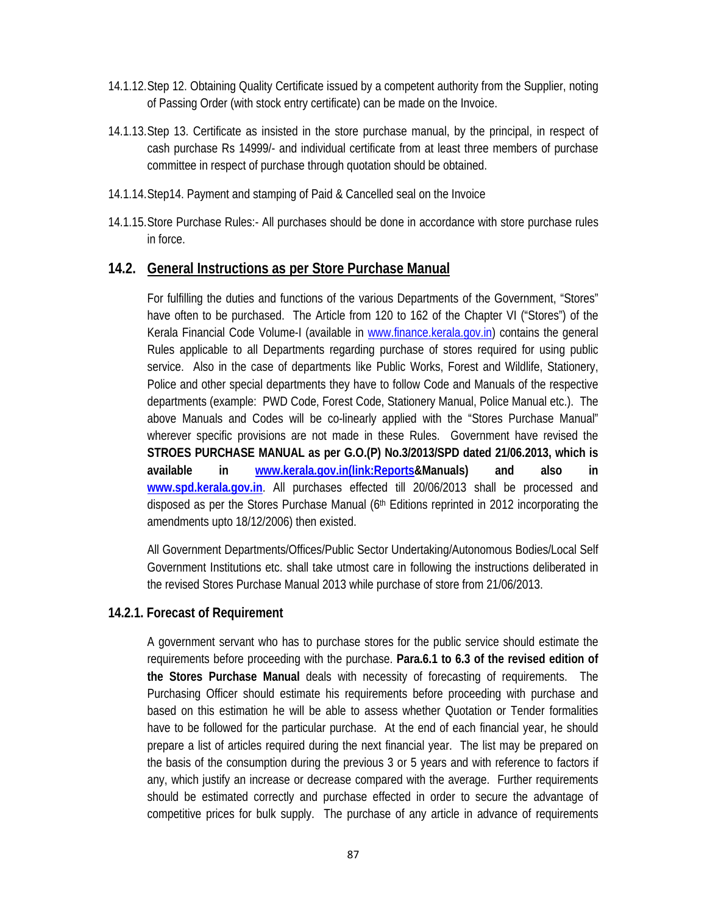14.1.12. Step 12. Obtaining Quality Certificate issued by a competent authority from the Supplier, noting of Passing Order (with stock entry certificate) can be made on the Invoice.

14.1.13. Step 13. Certificate as insisted in the store purchase manual, by the principal, in respect of cash purchase Rs 14999/- and individual certificate from at least three members of purchase committee in respect of purchase through quotation should be obtained.

14.1.14. Step14. Payment and stamping of Paid & Cancelled seal on the Invoice

14.1.15. Store Purchase Rules:- All purchases should be done in accordance with store purchase rules in force.

## 14.2. General Instructions as per Store Purchase Manual

For fulfilling the duties and functions of the various Departments of the Government, "Stores" have often to be purchased. The Article from 120 to 162 of the Chapter VI ("Stores") of the Kerala Financial Code Volume-I (available in www.finance.kerala.gov.in) contains the general Rules applicable to all Departments regarding purchase of stores required for using public service. Also in the case of departments like Public Works, Forest and Wildlife, Stationery, Police and other special departments they have to follow Code and Manuals of the respective departments (example: PWD Code, Forest Code, Stationery Manual, Police Manual etc.). The above Manuals and Codes will be co-linearly applied with the "Stores Purchase Manual" wherever specific provisions are not made in these Rules. Government have revised the **STROES PURCHASE MANUAL as per G.O.(P) No.3/2013/SPD dated 21/06.2013, which is available in www.kerala.gov.in(link:Reports&Manuals) and also in www.spd.kerala.gov.in**. All purchases effected till 20/06/2013 shall be processed and disposed as per the Stores Purchase Manual (6th Editions reprinted in 2012 incorporating the amendments upto 18/12/2006) then existed.

All Government Departments/Offices/Public Sector Undertaking/Autonomous Bodies/Local Self Government Institutions etc. shall take utmost care in following the instructions deliberated in the revised Stores Purchase Manual 2013 while purchase of store from 21/06/2013.

### 14.2.1. Forecast of Requirement

A government servant who has to purchase stores for the public service should estimate the requirements before proceeding with the purchase. **Para.6.1 to 6.3 of the revised edition of the Stores Purchase Manual** deals with necessity of forecasting of requirements. The Purchasing Officer should estimate his requirements before proceeding with purchase and based on this estimation he will be able to assess whether Quotation or Tender formalities have to be followed for the particular purchase. At the end of each financial year, he should prepare a list of articles required during the next financial year. The list may be prepared on the basis of the consumption during the previous 3 or 5 years and with reference to factors if any, which justify an increase or decrease compared with the average. Further requirements should be estimated correctly and purchase effected in order to secure the advantage of competitive prices for bulk supply. The purchase of any article in advance of requirements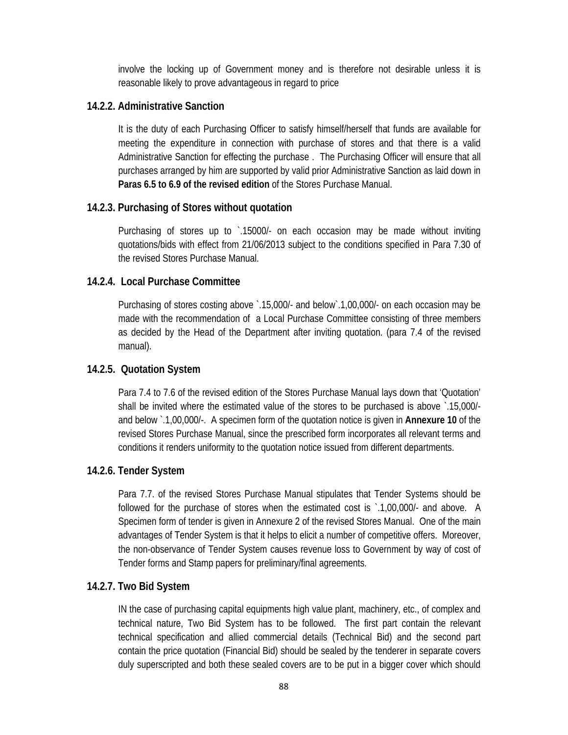involve the locking up of Government money and is therefore not desirable unless it is reasonable likely to prove advantageous in regard to price

### 14.2.2. Administrative Sanction

It is the duty of each Purchasing Officer to satisfy himself/herself that funds are available for meeting the expenditure in connection with purchase of stores and that there is a valid Administrative Sanction for effecting the purchase . The Purchasing Officer will ensure that all purchases arranged by him are supported by valid prior Administrative Sanction as laid down in **Paras 6.5 to 6.9 of the revised edition** of the Stores Purchase Manual.

### 14.2.3. Purchasing of Stores without quotation

Purchasing of stores up to `.15000/- on each occasion may be made without inviting quotations/bids with effect from 21/06/2013 subject to the conditions specified in Para 7.30 of the revised Stores Purchase Manual.

### 14.2.4. Local Purchase Committee

Purchasing of stores costing above `.15,000/- and below`.1,00,000/- on each occasion may be made with the recommendation of a Local Purchase Committee consisting of three members as decided by the Head of the Department after inviting quotation. (para 7.4 of the revised manual).

### 14.2.5. Quotation System

Para 7.4 to 7.6 of the revised edition of the Stores Purchase Manual lays down that 'Quotation' shall be invited where the estimated value of the stores to be purchased is above `.15,000/- and below `.1,00,000/-. A specimen form of the quotation notice is given in **Annexure 10** of the revised Stores Purchase Manual, since the prescribed form incorporates all relevant terms and conditions it renders uniformity to the quotation notice issued from different departments.

### 14.2.6. Tender System

Para 7.7. of the revised Stores Purchase Manual stipulates that Tender Systems should be followed for the purchase of stores when the estimated cost is `.1,00,000/- and above. A Specimen form of tender is given in Annexure 2 of the revised Stores Manual. One of the main advantages of Tender System is that it helps to elicit a number of competitive offers. Moreover, the non-observance of Tender System causes revenue loss to Government by way of cost of Tender forms and Stamp papers for preliminary/final agreements.

### 14.2.7. Two Bid System

IN the case of purchasing capital equipments high value plant, machinery, etc., of complex and technical nature, Two Bid System has to be followed. The first part contain the relevant technical specification and allied commercial details (Technical Bid) and the second part contain the price quotation (Financial Bid) should be sealed by the tenderer in separate covers duly superscripted and both these sealed covers are to be put in a bigger cover which should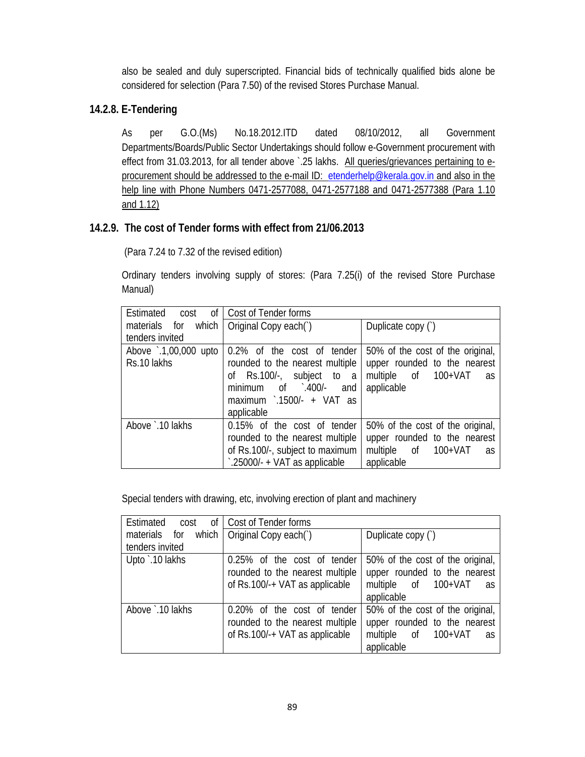also be sealed and duly superscripted. Financial bids of technically qualified bids alone be considered for selection (Para 7.50) of the revised Stores Purchase Manual.

### 14.2.8. E-Tendering

As per G.O.(Ms) No.18.2012.ITD dated 08/10/2012, all Government Departments/Boards/Public Sector Undertakings should follow e-Government procurement with effect from 31.03.2013, for all tender above `.25 lakhs. All queries/grievances pertaining to e-procurement should be addressed to the e-mail ID: etenderhelp@kerala.gov.in and also in the help line with Phone Numbers 0471-2577088, 0471-2577188 and 0471-2577388 (Para 1.10 and 1.12)

### 14.2.9. The cost of Tender forms with effect from 21/06.2013

(Para 7.24 to 7.32 of the revised edition)

Ordinary tenders involving supply of stores: (Para 7.25(i) of the revised Store Purchase Manual)

| Estimated cost of materials for which tenders invited | Cost of Tender forms | |
|---|---|---|
| | Original Copy each(`) | Duplicate copy (`) |
| Above `.1,00,000 upto Rs.10 lakhs | 0.2% of the cost of tender rounded to the nearest multiple of Rs.100/-, subject to a minimum of `.400/- and maximum `.1500/- + VAT as applicable | 50% of the cost of the original, upper rounded to the nearest multiple of 100+VAT as applicable |
| Above `.10 lakhs | 0.15% of the cost of tender rounded to the nearest multiple of Rs.100/-, subject to maximum `.25000/- + VAT as applicable | 50% of the cost of the original, upper rounded to the nearest multiple of 100+VAT as applicable |

Special tenders with drawing, etc, involving erection of plant and machinery

| Estimated cost of materials for which tenders invited | Cost of Tender forms | |
|---|---|---|
| | Original Copy each(`) | Duplicate copy (`) |
| Upto `.10 lakhs | 0.25% of the cost of tender rounded to the nearest multiple of Rs.100/-+ VAT as applicable | 50% of the cost of the original, upper rounded to the nearest multiple of 100+VAT as applicable |
| Above `.10 lakhs | 0.20% of the cost of tender rounded to the nearest multiple of Rs.100/-+ VAT as applicable | 50% of the cost of the original, upper rounded to the nearest multiple of 100+VAT as applicable |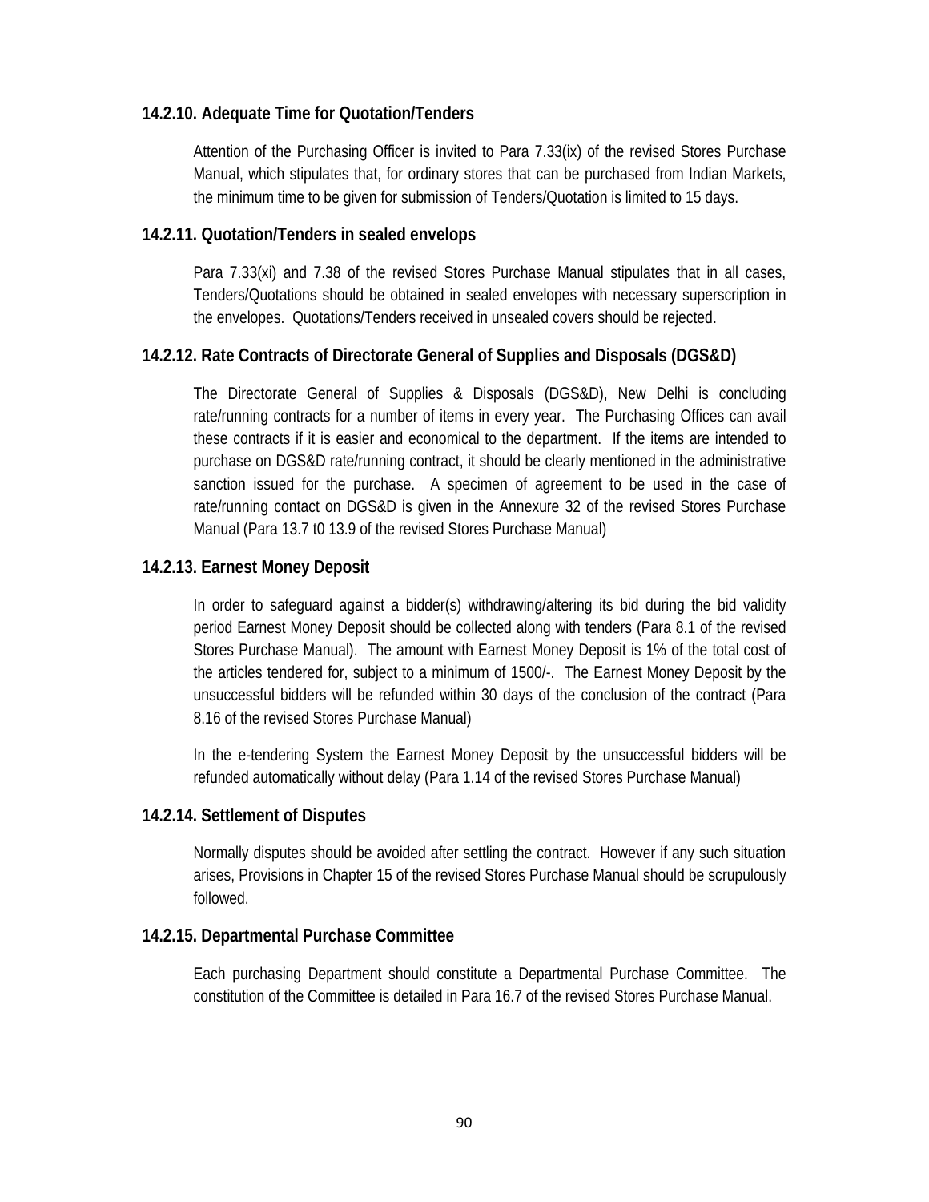### 14.2.10. Adequate Time for Quotation/Tenders

Attention of the Purchasing Officer is invited to Para 7.33(ix) of the revised Stores Purchase Manual, which stipulates that, for ordinary stores that can be purchased from Indian Markets, the minimum time to be given for submission of Tenders/Quotation is limited to 15 days.

### 14.2.11. Quotation/Tenders in sealed envelops

Para 7.33(xi) and 7.38 of the revised Stores Purchase Manual stipulates that in all cases, Tenders/Quotations should be obtained in sealed envelopes with necessary superscription in the envelopes. Quotations/Tenders received in unsealed covers should be rejected.

### 14.2.12. Rate Contracts of Directorate General of Supplies and Disposals (DGS&D)

The Directorate General of Supplies & Disposals (DGS&D), New Delhi is concluding rate/running contracts for a number of items in every year. The Purchasing Offices can avail these contracts if it is easier and economical to the department. If the items are intended to purchase on DGS&D rate/running contract, it should be clearly mentioned in the administrative sanction issued for the purchase. A specimen of agreement to be used in the case of rate/running contact on DGS&D is given in the Annexure 32 of the revised Stores Purchase Manual (Para 13.7 t0 13.9 of the revised Stores Purchase Manual)

### 14.2.13. Earnest Money Deposit

In order to safeguard against a bidder(s) withdrawing/altering its bid during the bid validity period Earnest Money Deposit should be collected along with tenders (Para 8.1 of the revised Stores Purchase Manual). The amount with Earnest Money Deposit is 1% of the total cost of the articles tendered for, subject to a minimum of 1500/-. The Earnest Money Deposit by the unsuccessful bidders will be refunded within 30 days of the conclusion of the contract (Para 8.16 of the revised Stores Purchase Manual)

In the e-tendering System the Earnest Money Deposit by the unsuccessful bidders will be refunded automatically without delay (Para 1.14 of the revised Stores Purchase Manual)

### 14.2.14. Settlement of Disputes

Normally disputes should be avoided after settling the contract. However if any such situation arises, Provisions in Chapter 15 of the revised Stores Purchase Manual should be scrupulously followed.

### 14.2.15. Departmental Purchase Committee

Each purchasing Department should constitute a Departmental Purchase Committee. The constitution of the Committee is detailed in Para 16.7 of the revised Stores Purchase Manual.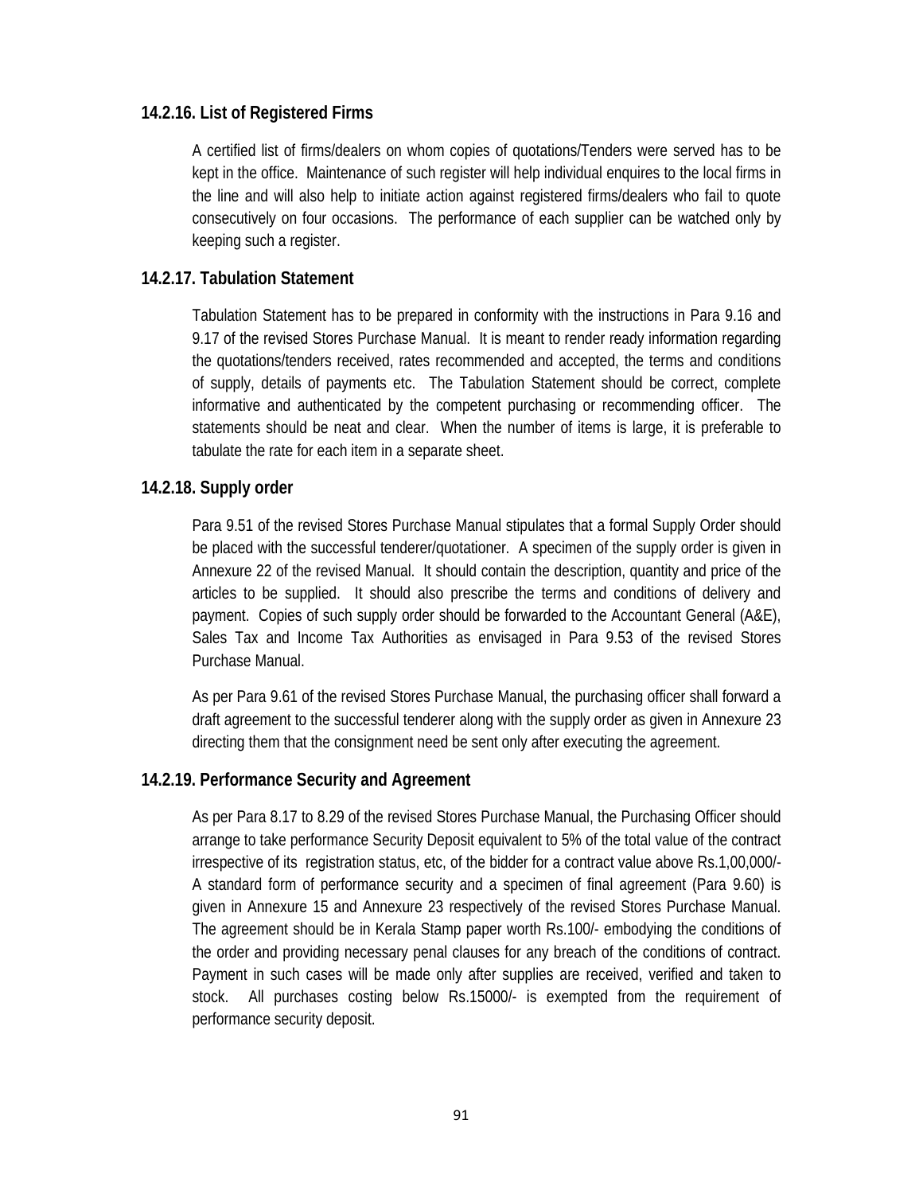### 14.2.16. List of Registered Firms

A certified list of firms/dealers on whom copies of quotations/Tenders were served has to be kept in the office. Maintenance of such register will help individual enquires to the local firms in the line and will also help to initiate action against registered firms/dealers who fail to quote consecutively on four occasions. The performance of each supplier can be watched only by keeping such a register.

### 14.2.17. Tabulation Statement

Tabulation Statement has to be prepared in conformity with the instructions in Para 9.16 and 9.17 of the revised Stores Purchase Manual. It is meant to render ready information regarding the quotations/tenders received, rates recommended and accepted, the terms and conditions of supply, details of payments etc. The Tabulation Statement should be correct, complete informative and authenticated by the competent purchasing or recommending officer. The statements should be neat and clear. When the number of items is large, it is preferable to tabulate the rate for each item in a separate sheet.

### 14.2.18. Supply order

Para 9.51 of the revised Stores Purchase Manual stipulates that a formal Supply Order should be placed with the successful tenderer/quotationer. A specimen of the supply order is given in Annexure 22 of the revised Manual. It should contain the description, quantity and price of the articles to be supplied. It should also prescribe the terms and conditions of delivery and payment. Copies of such supply order should be forwarded to the Accountant General (A&E), Sales Tax and Income Tax Authorities as envisaged in Para 9.53 of the revised Stores Purchase Manual.

As per Para 9.61 of the revised Stores Purchase Manual, the purchasing officer shall forward a draft agreement to the successful tenderer along with the supply order as given in Annexure 23 directing them that the consignment need be sent only after executing the agreement.

### 14.2.19. Performance Security and Agreement

As per Para 8.17 to 8.29 of the revised Stores Purchase Manual, the Purchasing Officer should arrange to take performance Security Deposit equivalent to 5% of the total value of the contract irrespective of its registration status, etc, of the bidder for a contract value above Rs.1,00,000/- A standard form of performance security and a specimen of final agreement (Para 9.60) is given in Annexure 15 and Annexure 23 respectively of the revised Stores Purchase Manual. The agreement should be in Kerala Stamp paper worth Rs.100/- embodying the conditions of the order and providing necessary penal clauses for any breach of the conditions of contract. Payment in such cases will be made only after supplies are received, verified and taken to stock. All purchases costing below Rs.15000/- is exempted from the requirement of performance security deposit.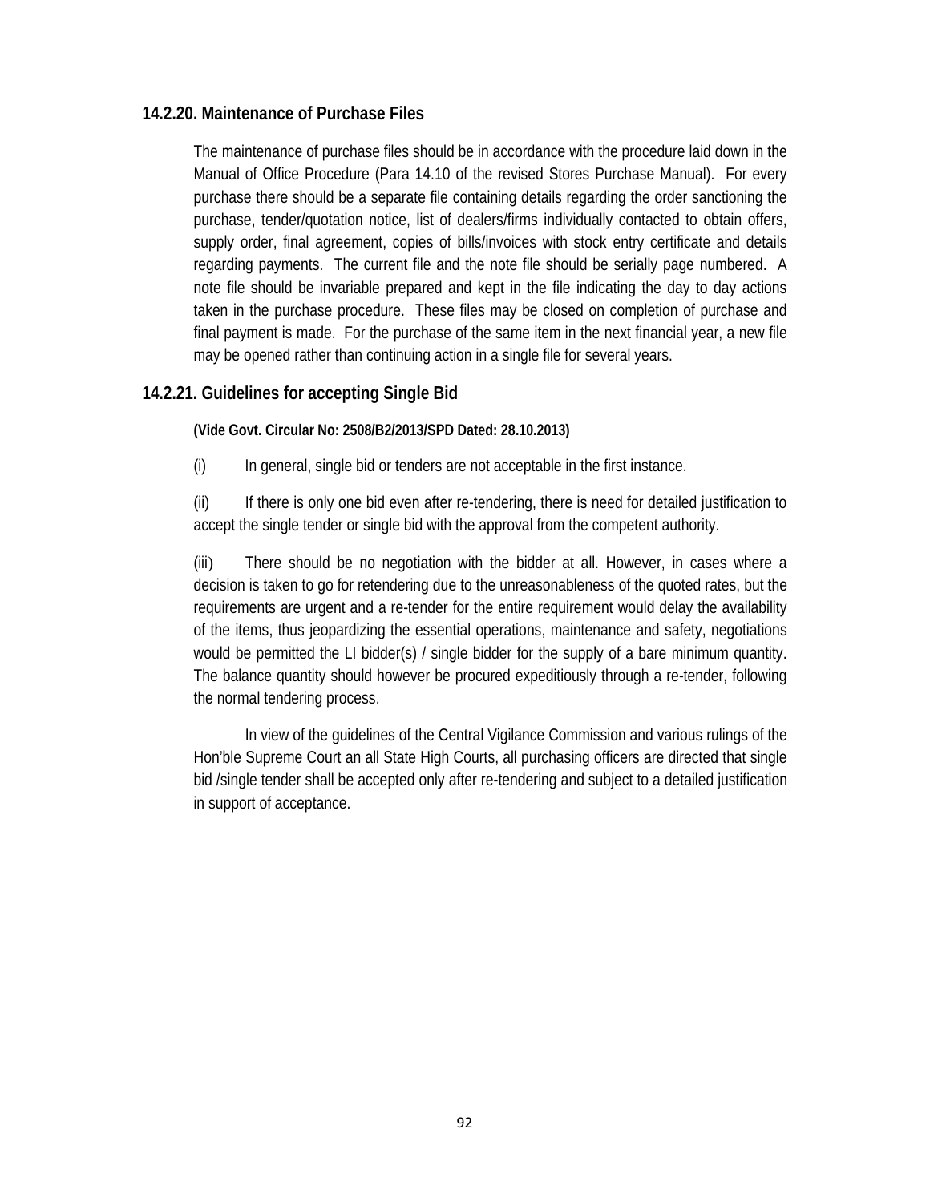### 14.2.20. Maintenance of Purchase Files

The maintenance of purchase files should be in accordance with the procedure laid down in the Manual of Office Procedure (Para 14.10 of the revised Stores Purchase Manual). For every purchase there should be a separate file containing details regarding the order sanctioning the purchase, tender/quotation notice, list of dealers/firms individually contacted to obtain offers, supply order, final agreement, copies of bills/invoices with stock entry certificate and details regarding payments. The current file and the note file should be serially page numbered. A note file should be invariable prepared and kept in the file indicating the day to day actions taken in the purchase procedure. These files may be closed on completion of purchase and final payment is made. For the purchase of the same item in the next financial year, a new file may be opened rather than continuing action in a single file for several years.

### 14.2.21. Guidelines for accepting Single Bid

**(Vide Govt. Circular No: 2508/B2/2013/SPD Dated: 28.10.2013)**

(i) In general, single bid or tenders are not acceptable in the first instance.

(ii) If there is only one bid even after re-tendering, there is need for detailed justification to accept the single tender or single bid with the approval from the competent authority.

(iii) There should be no negotiation with the bidder at all. However, in cases where a decision is taken to go for retendering due to the unreasonableness of the quoted rates, but the requirements are urgent and a re-tender for the entire requirement would delay the availability of the items, thus jeopardizing the essential operations, maintenance and safety, negotiations would be permitted the LI bidder(s) / single bidder for the supply of a bare minimum quantity. The balance quantity should however be procured expeditiously through a re-tender, following the normal tendering process.

In view of the guidelines of the Central Vigilance Commission and various rulings of the Hon'ble Supreme Court an all State High Courts, all purchasing officers are directed that single bid /single tender shall be accepted only after re-tendering and subject to a detailed justification in support of acceptance.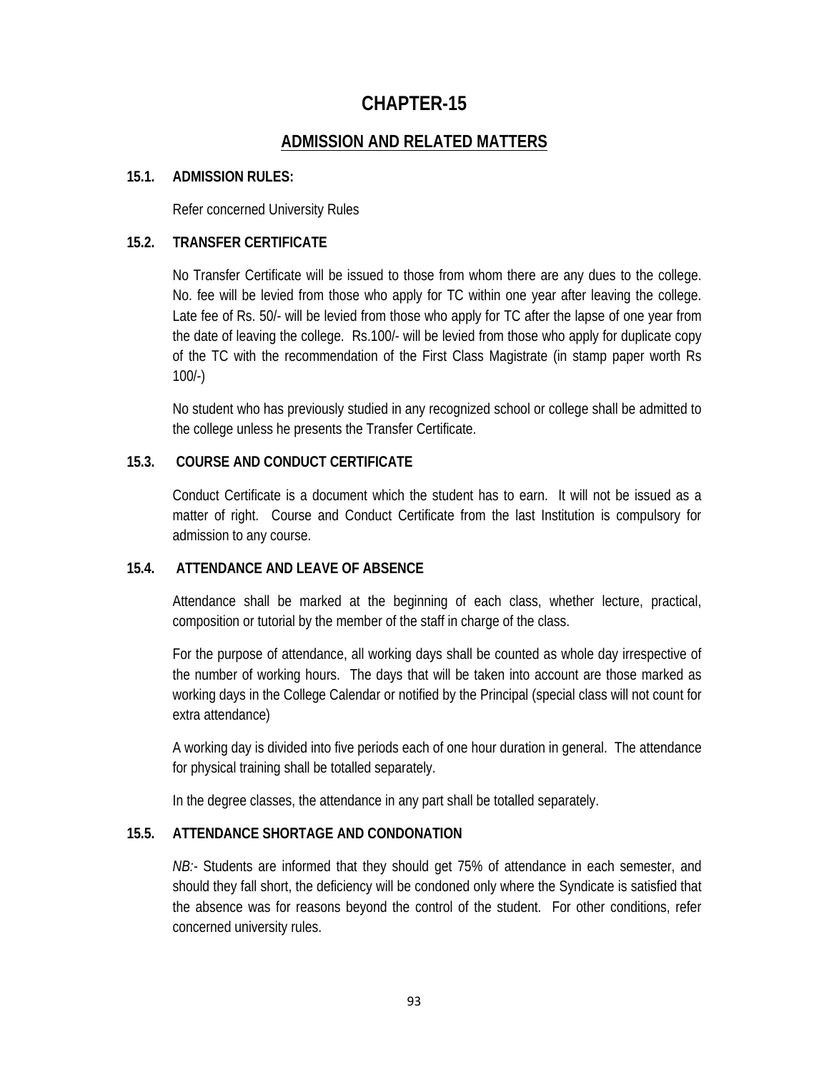# CHAPTER-15

## ADMISSION AND RELATED MATTERS

### 15.1. ADMISSION RULES:

Refer concerned University Rules

### 15.2. TRANSFER CERTIFICATE

No Transfer Certificate will be issued to those from whom there are any dues to the college. No. fee will be levied from those who apply for TC within one year after leaving the college. Late fee of Rs. 50/- will be levied from those who apply for TC after the lapse of one year from the date of leaving the college. Rs.100/- will be levied from those who apply for duplicate copy of the TC with the recommendation of the First Class Magistrate (in stamp paper worth Rs 100/-)

No student who has previously studied in any recognized school or college shall be admitted to the college unless he presents the Transfer Certificate.

### 15.3. COURSE AND CONDUCT CERTIFICATE

Conduct Certificate is a document which the student has to earn. It will not be issued as a matter of right. Course and Conduct Certificate from the last Institution is compulsory for admission to any course.

### 15.4. ATTENDANCE AND LEAVE OF ABSENCE

Attendance shall be marked at the beginning of each class, whether lecture, practical, composition or tutorial by the member of the staff in charge of the class.

For the purpose of attendance, all working days shall be counted as whole day irrespective of the number of working hours. The days that will be taken into account are those marked as working days in the College Calendar or notified by the Principal (special class will not count for extra attendance)

A working day is divided into five periods each of one hour duration in general. The attendance for physical training shall be totalled separately.

In the degree classes, the attendance in any part shall be totalled separately.

### 15.5. ATTENDANCE SHORTAGE AND CONDONATION

*NB:-* Students are informed that they should get 75% of attendance in each semester, and should they fall short, the deficiency will be condoned only where the Syndicate is satisfied that the absence was for reasons beyond the control of the student. For other conditions, refer concerned university rules.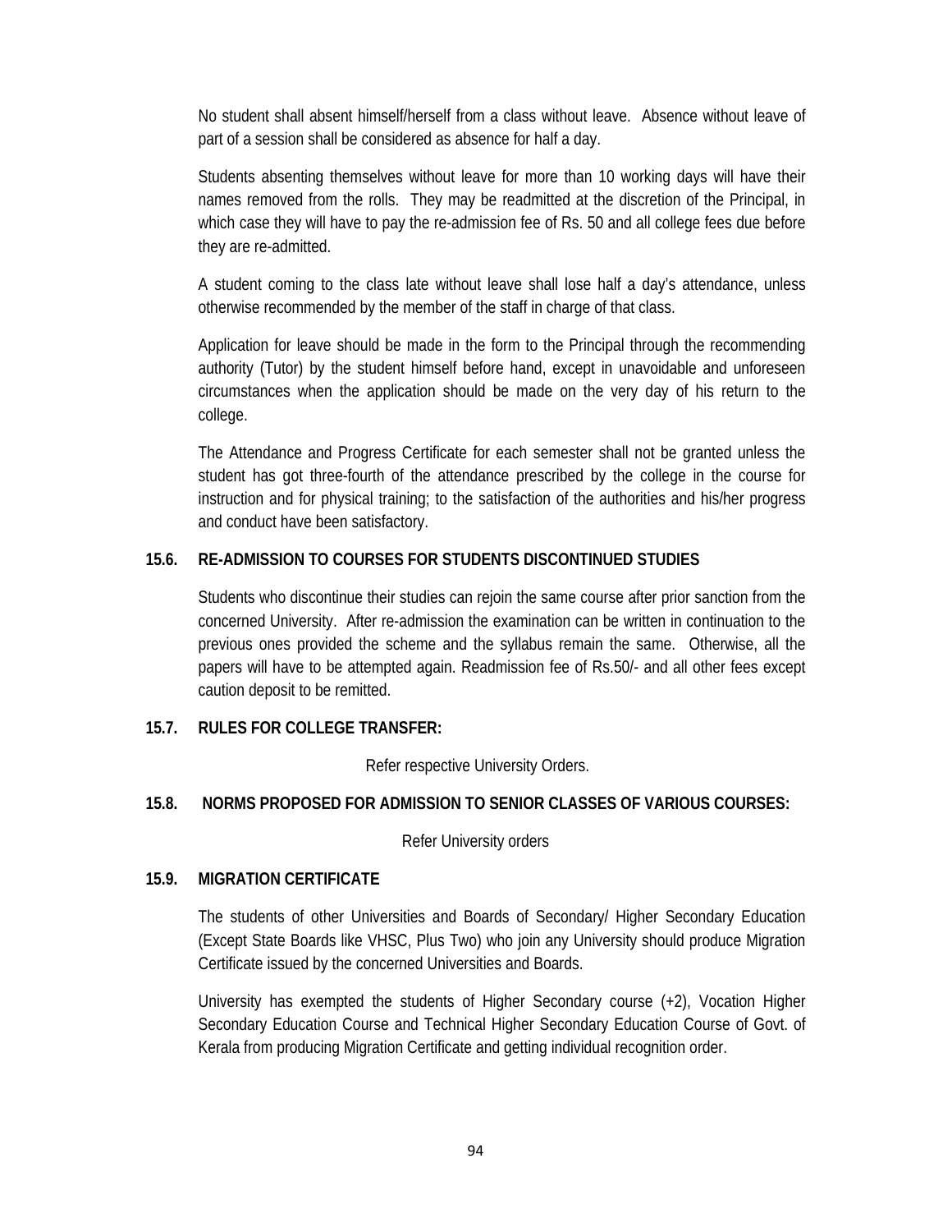No student shall absent himself/herself from a class without leave. Absence without leave of part of a session shall be considered as absence for half a day.

Students absenting themselves without leave for more than 10 working days will have their names removed from the rolls. They may be readmitted at the discretion of the Principal, in which case they will have to pay the re-admission fee of Rs. 50 and all college fees due before they are re-admitted.

A student coming to the class late without leave shall lose half a day's attendance, unless otherwise recommended by the member of the staff in charge of that class.

Application for leave should be made in the form to the Principal through the recommending authority (Tutor) by the student himself before hand, except in unavoidable and unforeseen circumstances when the application should be made on the very day of his return to the college.

The Attendance and Progress Certificate for each semester shall not be granted unless the student has got three-fourth of the attendance prescribed by the college in the course for instruction and for physical training; to the satisfaction of the authorities and his/her progress and conduct have been satisfactory.

### 15.6. RE-ADMISSION TO COURSES FOR STUDENTS DISCONTINUED STUDIES

Students who discontinue their studies can rejoin the same course after prior sanction from the concerned University. After re-admission the examination can be written in continuation to the previous ones provided the scheme and the syllabus remain the same. Otherwise, all the papers will have to be attempted again. Readmission fee of Rs.50/- and all other fees except caution deposit to be remitted.

### 15.7. RULES FOR COLLEGE TRANSFER:

Refer respective University Orders.

### 15.8. NORMS PROPOSED FOR ADMISSION TO SENIOR CLASSES OF VARIOUS COURSES:

Refer University orders

### 15.9. MIGRATION CERTIFICATE

The students of other Universities and Boards of Secondary/ Higher Secondary Education (Except State Boards like VHSC, Plus Two) who join any University should produce Migration Certificate issued by the concerned Universities and Boards.

University has exempted the students of Higher Secondary course (+2), Vocation Higher Secondary Education Course and Technical Higher Secondary Education Course of Govt. of Kerala from producing Migration Certificate and getting individual recognition order.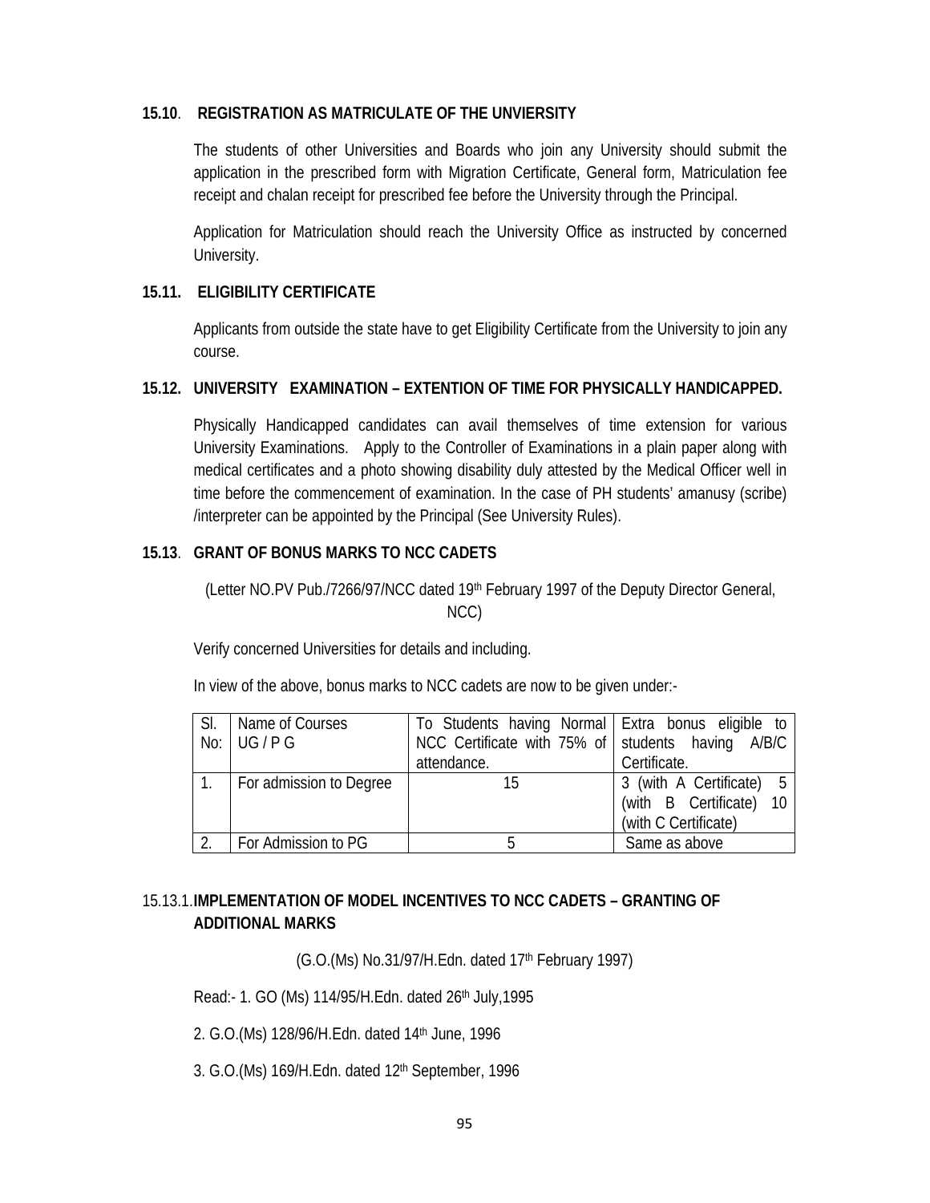### 15.10. REGISTRATION AS MATRICULATE OF THE UNVIERSITY

The students of other Universities and Boards who join any University should submit the application in the prescribed form with Migration Certificate, General form, Matriculation fee receipt and chalan receipt for prescribed fee before the University through the Principal.

Application for Matriculation should reach the University Office as instructed by concerned University.

### 15.11. ELIGIBILITY CERTIFICATE

Applicants from outside the state have to get Eligibility Certificate from the University to join any course.

### 15.12. UNIVERSITY EXAMINATION – EXTENTION OF TIME FOR PHYSICALLY HANDICAPPED.

Physically Handicapped candidates can avail themselves of time extension for various University Examinations. Apply to the Controller of Examinations in a plain paper along with medical certificates and a photo showing disability duly attested by the Medical Officer well in time before the commencement of examination. In the case of PH students' amanusy (scribe) /interpreter can be appointed by the Principal (See University Rules).

### 15.13. GRANT OF BONUS MARKS TO NCC CADETS

(Letter NO.PV Pub./7266/97/NCC dated 19th February 1997 of the Deputy Director General, NCC)

Verify concerned Universities for details and including.

In view of the above, bonus marks to NCC cadets are now to be given under:-

| Sl. No: | Name of Courses UG / P G | To Students having Normal NCC Certificate with 75% of attendance. | Extra bonus eligible to students having A/B/C Certificate. |
|---|---|---|---|
| 1. | For admission to Degree | 15 | 3 (with A Certificate) 5 (with B Certificate) 10 (with C Certificate) |
| 2. | For Admission to PG | 5 | Same as above |

### 15.13.1. IMPLEMENTATION OF MODEL INCENTIVES TO NCC CADETS – GRANTING OF ADDITIONAL MARKS

(G.O.(Ms) No.31/97/H.Edn. dated 17th February 1997)

Read:- 1. GO (Ms) 114/95/H.Edn. dated 26th July,1995

2. G.O.(Ms) 128/96/H.Edn. dated 14th June, 1996

3. G.O.(Ms) 169/H.Edn. dated 12th September, 1996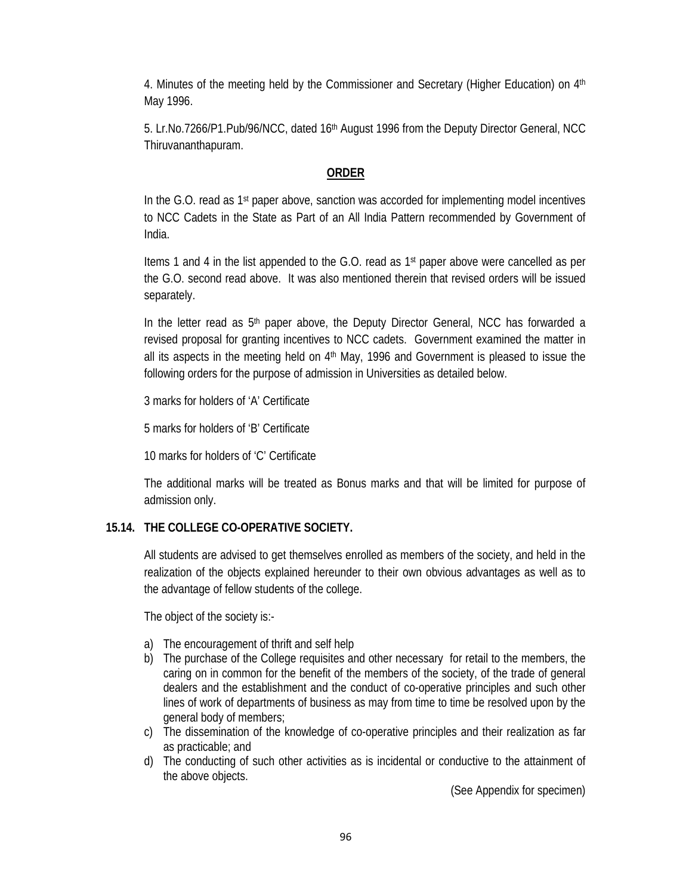4. Minutes of the meeting held by the Commissioner and Secretary (Higher Education) on 4th May 1996.

5. Lr.No.7266/P1.Pub/96/NCC, dated 16th August 1996 from the Deputy Director General, NCC Thiruvananthapuram.

**ORDER**

In the G.O. read as 1st paper above, sanction was accorded for implementing model incentives to NCC Cadets in the State as Part of an All India Pattern recommended by Government of India.

Items 1 and 4 in the list appended to the G.O. read as 1st paper above were cancelled as per the G.O. second read above. It was also mentioned therein that revised orders will be issued separately.

In the letter read as 5th paper above, the Deputy Director General, NCC has forwarded a revised proposal for granting incentives to NCC cadets. Government examined the matter in all its aspects in the meeting held on 4th May, 1996 and Government is pleased to issue the following orders for the purpose of admission in Universities as detailed below.

3 marks for holders of 'A' Certificate

5 marks for holders of 'B' Certificate

10 marks for holders of 'C' Certificate

The additional marks will be treated as Bonus marks and that will be limited for purpose of admission only.

**15.14. THE COLLEGE CO-OPERATIVE SOCIETY.**

All students are advised to get themselves enrolled as members of the society, and held in the realization of the objects explained hereunder to their own obvious advantages as well as to the advantage of fellow students of the college.

The object of the society is:-

a) The encouragement of thrift and self help
b) The purchase of the College requisites and other necessary for retail to the members, the caring on in common for the benefit of the members of the society, of the trade of general dealers and the establishment and the conduct of co-operative principles and such other lines of work of departments of business as may from time to time be resolved upon by the general body of members;
c) The dissemination of the knowledge of co-operative principles and their realization as far as practicable; and
d) The conducting of such other activities as is incidental or conductive to the attainment of the above objects.

(See Appendix for specimen)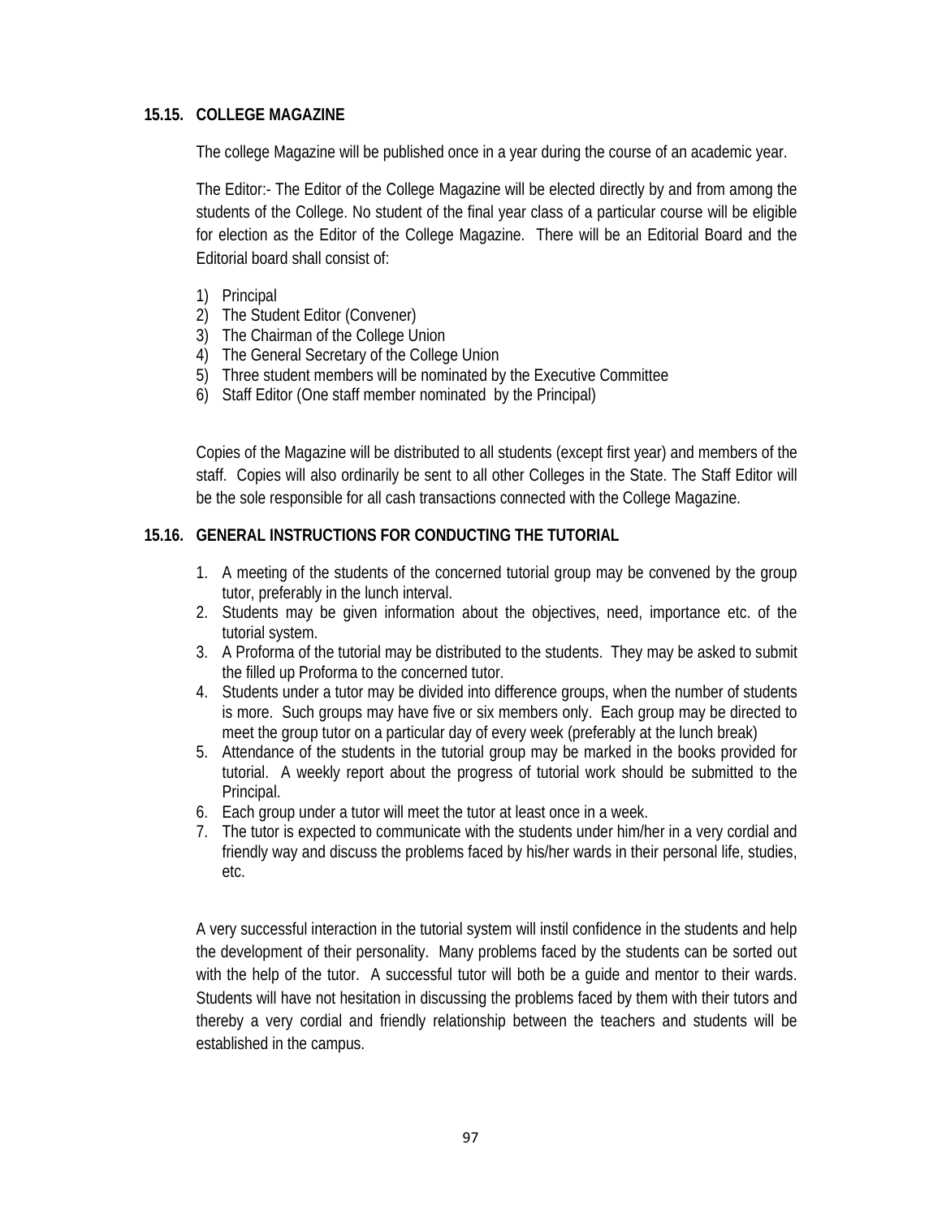### 15.15. COLLEGE MAGAZINE

The college Magazine will be published once in a year during the course of an academic year.

The Editor:- The Editor of the College Magazine will be elected directly by and from among the students of the College. No student of the final year class of a particular course will be eligible for election as the Editor of the College Magazine. There will be an Editorial Board and the Editorial board shall consist of:

1) Principal
2) The Student Editor (Convener)
3) The Chairman of the College Union
4) The General Secretary of the College Union
5) Three student members will be nominated by the Executive Committee
6) Staff Editor (One staff member nominated by the Principal)

Copies of the Magazine will be distributed to all students (except first year) and members of the staff. Copies will also ordinarily be sent to all other Colleges in the State. The Staff Editor will be the sole responsible for all cash transactions connected with the College Magazine.

### 15.16. GENERAL INSTRUCTIONS FOR CONDUCTING THE TUTORIAL

1. A meeting of the students of the concerned tutorial group may be convened by the group tutor, preferably in the lunch interval.
2. Students may be given information about the objectives, need, importance etc. of the tutorial system.
3. A Proforma of the tutorial may be distributed to the students. They may be asked to submit the filled up Proforma to the concerned tutor.
4. Students under a tutor may be divided into difference groups, when the number of students is more. Such groups may have five or six members only. Each group may be directed to meet the group tutor on a particular day of every week (preferably at the lunch break)
5. Attendance of the students in the tutorial group may be marked in the books provided for tutorial. A weekly report about the progress of tutorial work should be submitted to the Principal.
6. Each group under a tutor will meet the tutor at least once in a week.
7. The tutor is expected to communicate with the students under him/her in a very cordial and friendly way and discuss the problems faced by his/her wards in their personal life, studies, etc.

A very successful interaction in the tutorial system will instil confidence in the students and help the development of their personality. Many problems faced by the students can be sorted out with the help of the tutor. A successful tutor will both be a guide and mentor to their wards. Students will have not hesitation in discussing the problems faced by them with their tutors and thereby a very cordial and friendly relationship between the teachers and students will be established in the campus.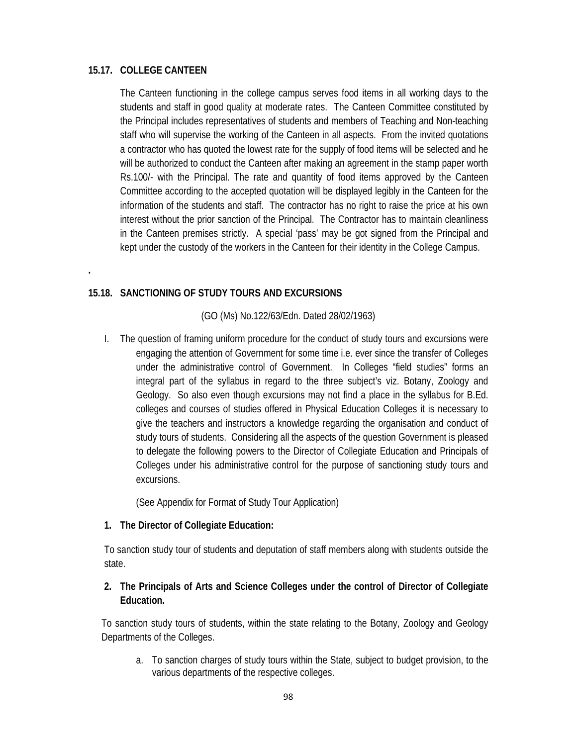### 15.17. COLLEGE CANTEEN

The Canteen functioning in the college campus serves food items in all working days to the students and staff in good quality at moderate rates. The Canteen Committee constituted by the Principal includes representatives of students and members of Teaching and Non-teaching staff who will supervise the working of the Canteen in all aspects. From the invited quotations a contractor who has quoted the lowest rate for the supply of food items will be selected and he will be authorized to conduct the Canteen after making an agreement in the stamp paper worth Rs.100/- with the Principal. The rate and quantity of food items approved by the Canteen Committee according to the accepted quotation will be displayed legibly in the Canteen for the information of the students and staff. The contractor has no right to raise the price at his own interest without the prior sanction of the Principal. The Contractor has to maintain cleanliness in the Canteen premises strictly. A special 'pass' may be got signed from the Principal and kept under the custody of the workers in the Canteen for their identity in the College Campus.

.

### 15.18. SANCTIONING OF STUDY TOURS AND EXCURSIONS

(GO (Ms) No.122/63/Edn. Dated 28/02/1963)

I. The question of framing uniform procedure for the conduct of study tours and excursions were engaging the attention of Government for some time i.e. ever since the transfer of Colleges under the administrative control of Government. In Colleges "field studies" forms an integral part of the syllabus in regard to the three subject's viz. Botany, Zoology and Geology. So also even though excursions may not find a place in the syllabus for B.Ed. colleges and courses of studies offered in Physical Education Colleges it is necessary to give the teachers and instructors a knowledge regarding the organisation and conduct of study tours of students. Considering all the aspects of the question Government is pleased to delegate the following powers to the Director of Collegiate Education and Principals of Colleges under his administrative control for the purpose of sanctioning study tours and excursions.

(See Appendix for Format of Study Tour Application)

**1. The Director of Collegiate Education:**

To sanction study tour of students and deputation of staff members along with students outside the state.

**2. The Principals of Arts and Science Colleges under the control of Director of Collegiate Education.**

To sanction study tours of students, within the state relating to the Botany, Zoology and Geology Departments of the Colleges.

a. To sanction charges of study tours within the State, subject to budget provision, to the various departments of the respective colleges.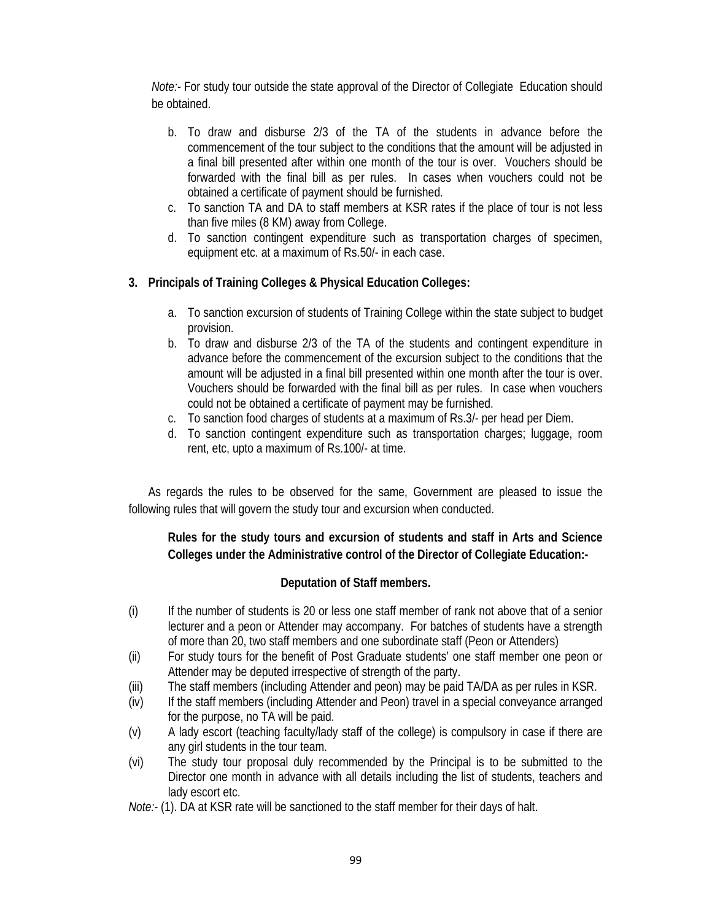*Note:-* For study tour outside the state approval of the Director of Collegiate Education should be obtained.

b. To draw and disburse 2/3 of the TA of the students in advance before the commencement of the tour subject to the conditions that the amount will be adjusted in a final bill presented after within one month of the tour is over. Vouchers should be forwarded with the final bill as per rules. In cases when vouchers could not be obtained a certificate of payment should be furnished.
c. To sanction TA and DA to staff members at KSR rates if the place of tour is not less than five miles (8 KM) away from College.
d. To sanction contingent expenditure such as transportation charges of specimen, equipment etc. at a maximum of Rs.50/- in each case.

**3. Principals of Training Colleges & Physical Education Colleges:**

a. To sanction excursion of students of Training College within the state subject to budget provision.
b. To draw and disburse 2/3 of the TA of the students and contingent expenditure in advance before the commencement of the excursion subject to the conditions that the amount will be adjusted in a final bill presented within one month after the tour is over. Vouchers should be forwarded with the final bill as per rules. In case when vouchers could not be obtained a certificate of payment may be furnished.
c. To sanction food charges of students at a maximum of Rs.3/- per head per Diem.
d. To sanction contingent expenditure such as transportation charges; luggage, room rent, etc, upto a maximum of Rs.100/- at time.

As regards the rules to be observed for the same, Government are pleased to issue the following rules that will govern the study tour and excursion when conducted.

**Rules for the study tours and excursion of students and staff in Arts and Science Colleges under the Administrative control of the Director of Collegiate Education:-**

**Deputation of Staff members.**

(i) If the number of students is 20 or less one staff member of rank not above that of a senior lecturer and a peon or Attender may accompany. For batches of students have a strength of more than 20, two staff members and one subordinate staff (Peon or Attenders)

(ii) For study tours for the benefit of Post Graduate students' one staff member one peon or Attender may be deputed irrespective of strength of the party.

(iii) The staff members (including Attender and peon) may be paid TA/DA as per rules in KSR.

(iv) If the staff members (including Attender and Peon) travel in a special conveyance arranged for the purpose, no TA will be paid.

(v) A lady escort (teaching faculty/lady staff of the college) is compulsory in case if there are any girl students in the tour team.

(vi) The study tour proposal duly recommended by the Principal is to be submitted to the Director one month in advance with all details including the list of students, teachers and lady escort etc.

*Note:-* (1). DA at KSR rate will be sanctioned to the staff member for their days of halt.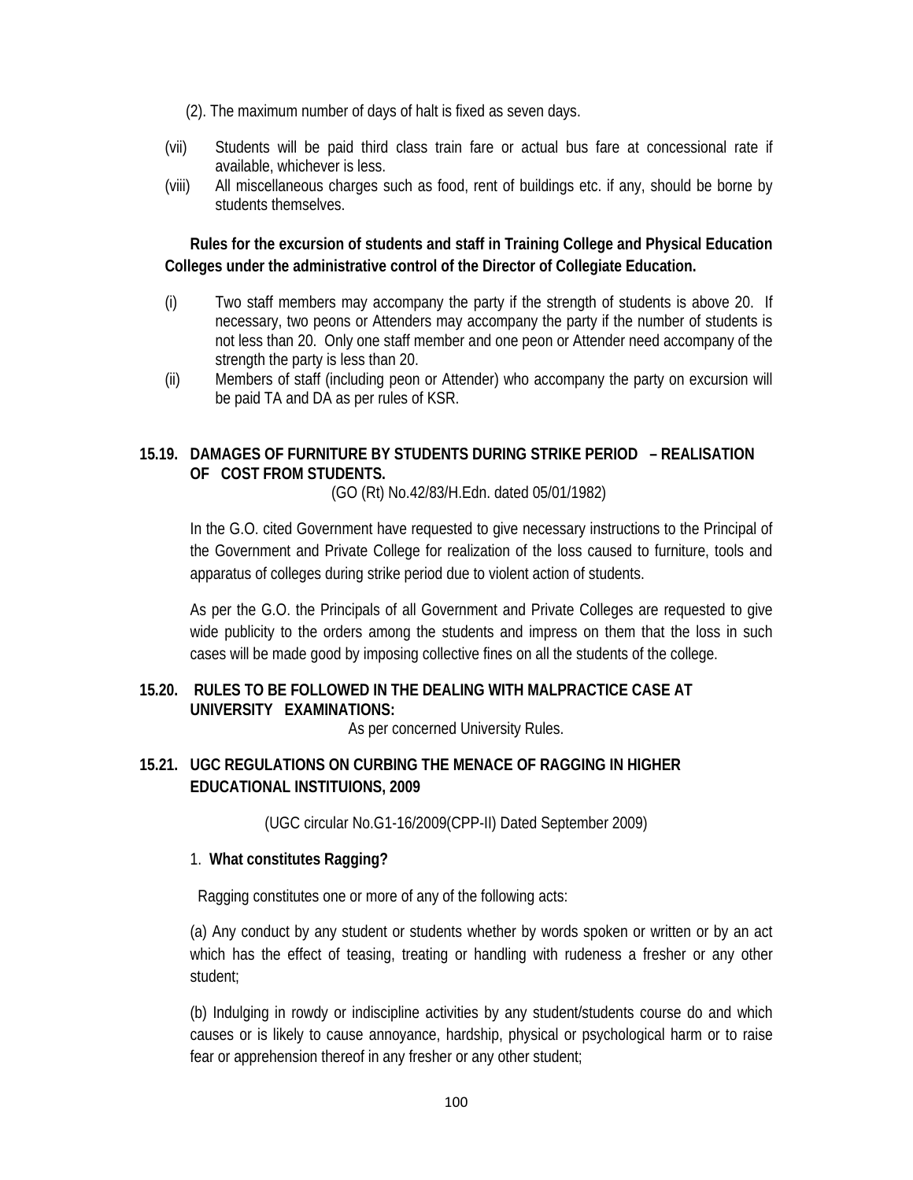(2). The maximum number of days of halt is fixed as seven days.

(vii) Students will be paid third class train fare or actual bus fare at concessional rate if available, whichever is less.

(viii) All miscellaneous charges such as food, rent of buildings etc. if any, should be borne by students themselves.

**Rules for the excursion of students and staff in Training College and Physical Education Colleges under the administrative control of the Director of Collegiate Education.**

(i) Two staff members may accompany the party if the strength of students is above 20. If necessary, two peons or Attenders may accompany the party if the number of students is not less than 20. Only one staff member and one peon or Attender need accompany of the strength the party is less than 20.

(ii) Members of staff (including peon or Attender) who accompany the party on excursion will be paid TA and DA as per rules of KSR.

## 15.19. DAMAGES OF FURNITURE BY STUDENTS DURING STRIKE PERIOD – REALISATION OF COST FROM STUDENTS.

(GO (Rt) No.42/83/H.Edn. dated 05/01/1982)

In the G.O. cited Government have requested to give necessary instructions to the Principal of the Government and Private College for realization of the loss caused to furniture, tools and apparatus of colleges during strike period due to violent action of students.

As per the G.O. the Principals of all Government and Private Colleges are requested to give wide publicity to the orders among the students and impress on them that the loss in such cases will be made good by imposing collective fines on all the students of the college.

## 15.20. RULES TO BE FOLLOWED IN THE DEALING WITH MALPRACTICE CASE AT UNIVERSITY EXAMINATIONS:

As per concerned University Rules.

## 15.21. UGC REGULATIONS ON CURBING THE MENACE OF RAGGING IN HIGHER EDUCATIONAL INSTITUIONS, 2009

(UGC circular No.G1-16/2009(CPP-II) Dated September 2009)

1. **What constitutes Ragging?**

Ragging constitutes one or more of any of the following acts:

(a) Any conduct by any student or students whether by words spoken or written or by an act which has the effect of teasing, treating or handling with rudeness a fresher or any other student;

(b) Indulging in rowdy or indiscipline activities by any student/students course do and which causes or is likely to cause annoyance, hardship, physical or psychological harm or to raise fear or apprehension thereof in any fresher or any other student;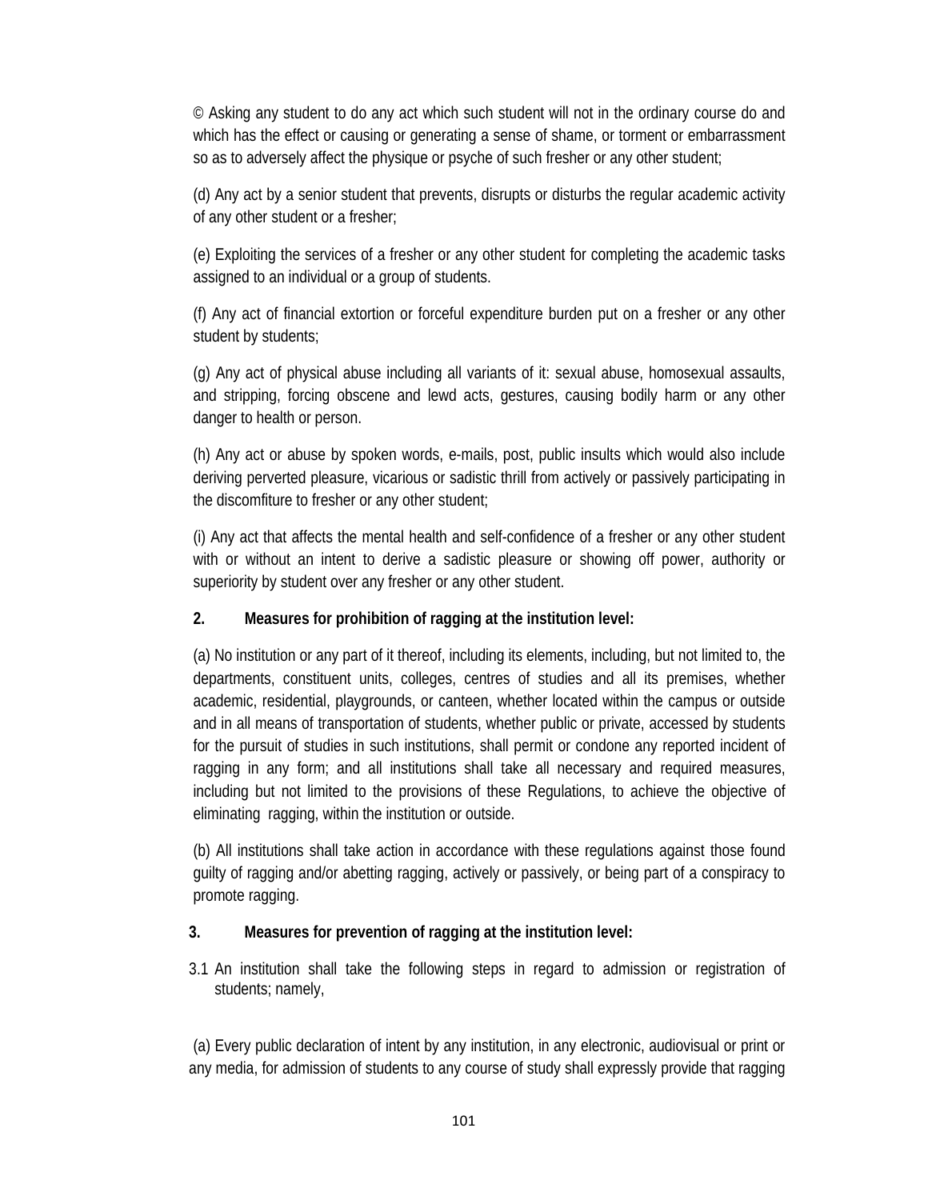© Asking any student to do any act which such student will not in the ordinary course do and which has the effect or causing or generating a sense of shame, or torment or embarrassment so as to adversely affect the physique or psyche of such fresher or any other student;

(d) Any act by a senior student that prevents, disrupts or disturbs the regular academic activity of any other student or a fresher;

(e) Exploiting the services of a fresher or any other student for completing the academic tasks assigned to an individual or a group of students.

(f) Any act of financial extortion or forceful expenditure burden put on a fresher or any other student by students;

(g) Any act of physical abuse including all variants of it: sexual abuse, homosexual assaults, and stripping, forcing obscene and lewd acts, gestures, causing bodily harm or any other danger to health or person.

(h) Any act or abuse by spoken words, e-mails, post, public insults which would also include deriving perverted pleasure, vicarious or sadistic thrill from actively or passively participating in the discomfiture to fresher or any other student;

(i) Any act that affects the mental health and self-confidence of a fresher or any other student with or without an intent to derive a sadistic pleasure or showing off power, authority or superiority by student over any fresher or any other student.

**2. Measures for prohibition of ragging at the institution level:**

(a) No institution or any part of it thereof, including its elements, including, but not limited to, the departments, constituent units, colleges, centres of studies and all its premises, whether academic, residential, playgrounds, or canteen, whether located within the campus or outside and in all means of transportation of students, whether public or private, accessed by students for the pursuit of studies in such institutions, shall permit or condone any reported incident of ragging in any form; and all institutions shall take all necessary and required measures, including but not limited to the provisions of these Regulations, to achieve the objective of eliminating ragging, within the institution or outside.

(b) All institutions shall take action in accordance with these regulations against those found guilty of ragging and/or abetting ragging, actively or passively, or being part of a conspiracy to promote ragging.

**3. Measures for prevention of ragging at the institution level:**

3.1 An institution shall take the following steps in regard to admission or registration of students; namely,

(a) Every public declaration of intent by any institution, in any electronic, audiovisual or print or any media, for admission of students to any course of study shall expressly provide that ragging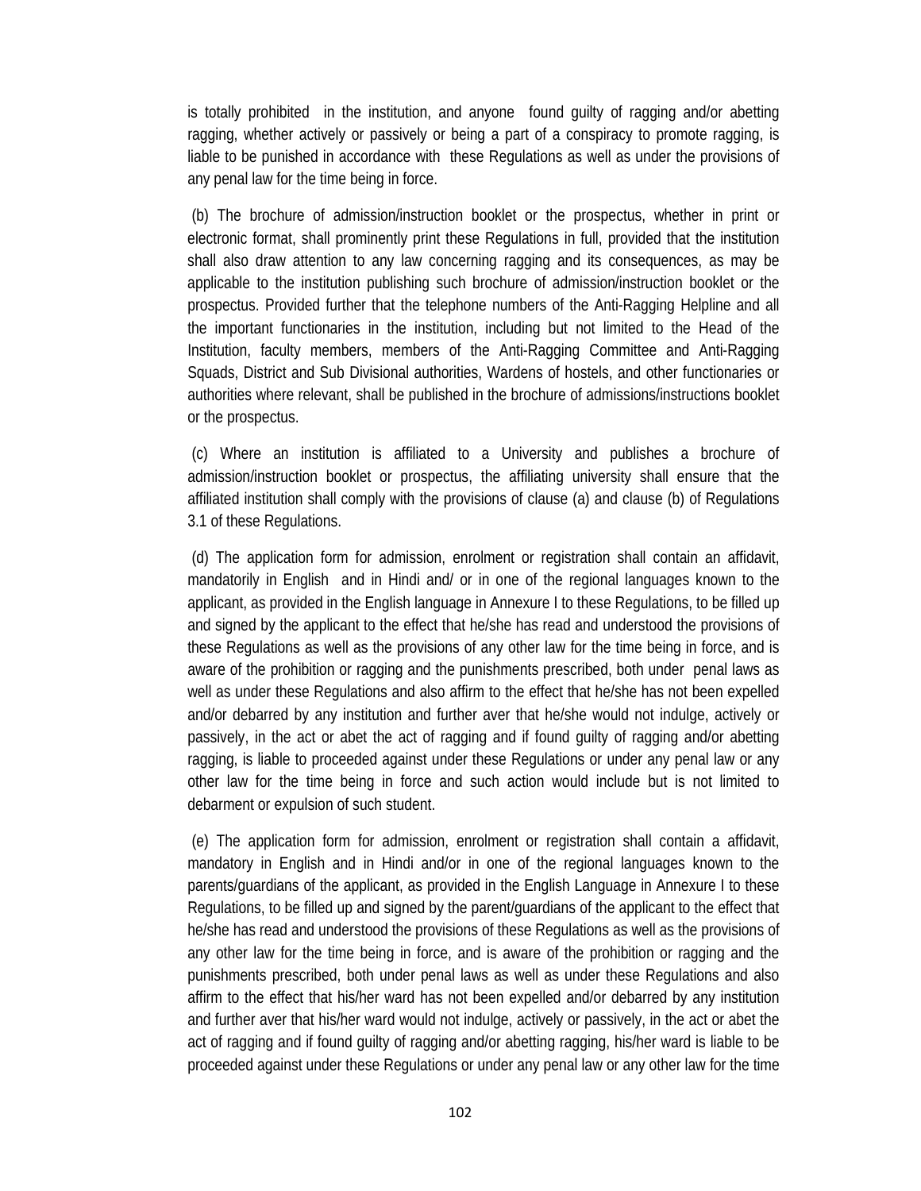is totally prohibited in the institution, and anyone found guilty of ragging and/or abetting ragging, whether actively or passively or being a part of a conspiracy to promote ragging, is liable to be punished in accordance with these Regulations as well as under the provisions of any penal law for the time being in force.

(b) The brochure of admission/instruction booklet or the prospectus, whether in print or electronic format, shall prominently print these Regulations in full, provided that the institution shall also draw attention to any law concerning ragging and its consequences, as may be applicable to the institution publishing such brochure of admission/instruction booklet or the prospectus. Provided further that the telephone numbers of the Anti-Ragging Helpline and all the important functionaries in the institution, including but not limited to the Head of the Institution, faculty members, members of the Anti-Ragging Committee and Anti-Ragging Squads, District and Sub Divisional authorities, Wardens of hostels, and other functionaries or authorities where relevant, shall be published in the brochure of admissions/instructions booklet or the prospectus.

(c) Where an institution is affiliated to a University and publishes a brochure of admission/instruction booklet or prospectus, the affiliating university shall ensure that the affiliated institution shall comply with the provisions of clause (a) and clause (b) of Regulations 3.1 of these Regulations.

(d) The application form for admission, enrolment or registration shall contain an affidavit, mandatorily in English and in Hindi and/ or in one of the regional languages known to the applicant, as provided in the English language in Annexure I to these Regulations, to be filled up and signed by the applicant to the effect that he/she has read and understood the provisions of these Regulations as well as the provisions of any other law for the time being in force, and is aware of the prohibition or ragging and the punishments prescribed, both under penal laws as well as under these Regulations and also affirm to the effect that he/she has not been expelled and/or debarred by any institution and further aver that he/she would not indulge, actively or passively, in the act or abet the act of ragging and if found guilty of ragging and/or abetting ragging, is liable to proceeded against under these Regulations or under any penal law or any other law for the time being in force and such action would include but is not limited to debarment or expulsion of such student.

(e) The application form for admission, enrolment or registration shall contain a affidavit, mandatory in English and in Hindi and/or in one of the regional languages known to the parents/guardians of the applicant, as provided in the English Language in Annexure I to these Regulations, to be filled up and signed by the parent/guardians of the applicant to the effect that he/she has read and understood the provisions of these Regulations as well as the provisions of any other law for the time being in force, and is aware of the prohibition or ragging and the punishments prescribed, both under penal laws as well as under these Regulations and also affirm to the effect that his/her ward has not been expelled and/or debarred by any institution and further aver that his/her ward would not indulge, actively or passively, in the act or abet the act of ragging and if found guilty of ragging and/or abetting ragging, his/her ward is liable to be proceeded against under these Regulations or under any penal law or any other law for the time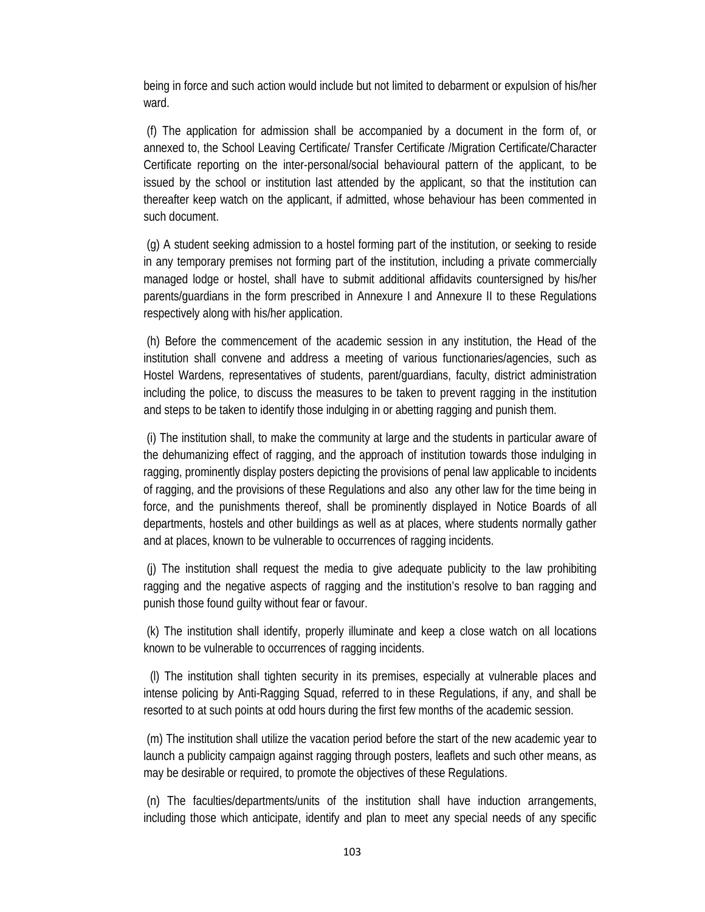being in force and such action would include but not limited to debarment or expulsion of his/her ward.

(f) The application for admission shall be accompanied by a document in the form of, or annexed to, the School Leaving Certificate/ Transfer Certificate /Migration Certificate/Character Certificate reporting on the inter-personal/social behavioural pattern of the applicant, to be issued by the school or institution last attended by the applicant, so that the institution can thereafter keep watch on the applicant, if admitted, whose behaviour has been commented in such document.

(g) A student seeking admission to a hostel forming part of the institution, or seeking to reside in any temporary premises not forming part of the institution, including a private commercially managed lodge or hostel, shall have to submit additional affidavits countersigned by his/her parents/guardians in the form prescribed in Annexure I and Annexure II to these Regulations respectively along with his/her application.

(h) Before the commencement of the academic session in any institution, the Head of the institution shall convene and address a meeting of various functionaries/agencies, such as Hostel Wardens, representatives of students, parent/guardians, faculty, district administration including the police, to discuss the measures to be taken to prevent ragging in the institution and steps to be taken to identify those indulging in or abetting ragging and punish them.

(i) The institution shall, to make the community at large and the students in particular aware of the dehumanizing effect of ragging, and the approach of institution towards those indulging in ragging, prominently display posters depicting the provisions of penal law applicable to incidents of ragging, and the provisions of these Regulations and also any other law for the time being in force, and the punishments thereof, shall be prominently displayed in Notice Boards of all departments, hostels and other buildings as well as at places, where students normally gather and at places, known to be vulnerable to occurrences of ragging incidents.

(j) The institution shall request the media to give adequate publicity to the law prohibiting ragging and the negative aspects of ragging and the institution's resolve to ban ragging and punish those found guilty without fear or favour.

(k) The institution shall identify, properly illuminate and keep a close watch on all locations known to be vulnerable to occurrences of ragging incidents.

(l) The institution shall tighten security in its premises, especially at vulnerable places and intense policing by Anti-Ragging Squad, referred to in these Regulations, if any, and shall be resorted to at such points at odd hours during the first few months of the academic session.

(m) The institution shall utilize the vacation period before the start of the new academic year to launch a publicity campaign against ragging through posters, leaflets and such other means, as may be desirable or required, to promote the objectives of these Regulations.

(n) The faculties/departments/units of the institution shall have induction arrangements, including those which anticipate, identify and plan to meet any special needs of any specific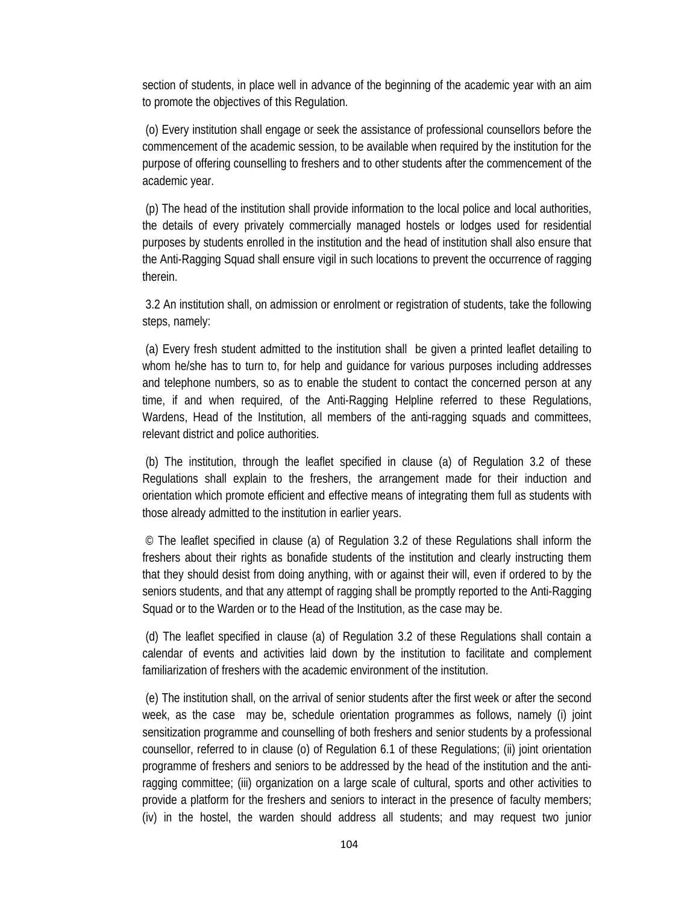section of students, in place well in advance of the beginning of the academic year with an aim to promote the objectives of this Regulation.

(o) Every institution shall engage or seek the assistance of professional counsellors before the commencement of the academic session, to be available when required by the institution for the purpose of offering counselling to freshers and to other students after the commencement of the academic year.

(p) The head of the institution shall provide information to the local police and local authorities, the details of every privately commercially managed hostels or lodges used for residential purposes by students enrolled in the institution and the head of institution shall also ensure that the Anti-Ragging Squad shall ensure vigil in such locations to prevent the occurrence of ragging therein.

3.2 An institution shall, on admission or enrolment or registration of students, take the following steps, namely:

(a) Every fresh student admitted to the institution shall be given a printed leaflet detailing to whom he/she has to turn to, for help and guidance for various purposes including addresses and telephone numbers, so as to enable the student to contact the concerned person at any time, if and when required, of the Anti-Ragging Helpline referred to these Regulations, Wardens, Head of the Institution, all members of the anti-ragging squads and committees, relevant district and police authorities.

(b) The institution, through the leaflet specified in clause (a) of Regulation 3.2 of these Regulations shall explain to the freshers, the arrangement made for their induction and orientation which promote efficient and effective means of integrating them full as students with those already admitted to the institution in earlier years.

© The leaflet specified in clause (a) of Regulation 3.2 of these Regulations shall inform the freshers about their rights as bonafide students of the institution and clearly instructing them that they should desist from doing anything, with or against their will, even if ordered to by the seniors students, and that any attempt of ragging shall be promptly reported to the Anti-Ragging Squad or to the Warden or to the Head of the Institution, as the case may be.

(d) The leaflet specified in clause (a) of Regulation 3.2 of these Regulations shall contain a calendar of events and activities laid down by the institution to facilitate and complement familiarization of freshers with the academic environment of the institution.

(e) The institution shall, on the arrival of senior students after the first week or after the second week, as the case may be, schedule orientation programmes as follows, namely (i) joint sensitization programme and counselling of both freshers and senior students by a professional counsellor, referred to in clause (o) of Regulation 6.1 of these Regulations; (ii) joint orientation programme of freshers and seniors to be addressed by the head of the institution and the anti-ragging committee; (iii) organization on a large scale of cultural, sports and other activities to provide a platform for the freshers and seniors to interact in the presence of faculty members; (iv) in the hostel, the warden should address all students; and may request two junior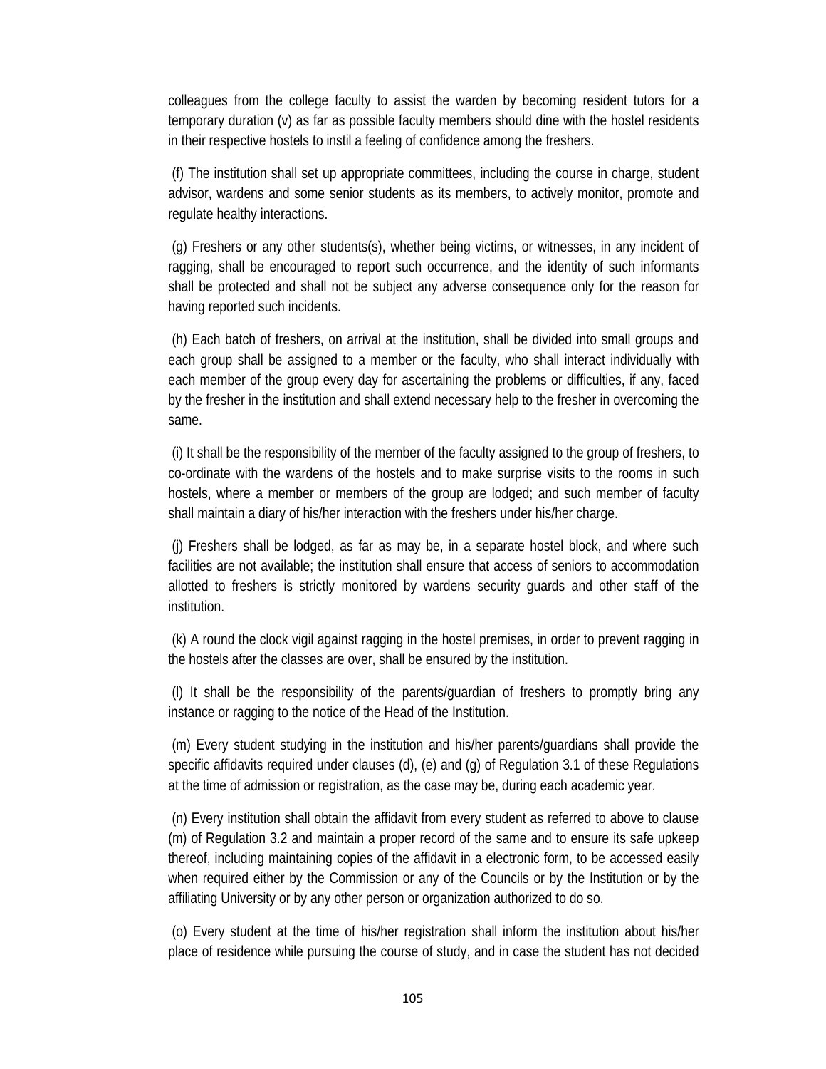colleagues from the college faculty to assist the warden by becoming resident tutors for a temporary duration (v) as far as possible faculty members should dine with the hostel residents in their respective hostels to instil a feeling of confidence among the freshers.

(f) The institution shall set up appropriate committees, including the course in charge, student advisor, wardens and some senior students as its members, to actively monitor, promote and regulate healthy interactions.

(g) Freshers or any other students(s), whether being victims, or witnesses, in any incident of ragging, shall be encouraged to report such occurrence, and the identity of such informants shall be protected and shall not be subject any adverse consequence only for the reason for having reported such incidents.

(h) Each batch of freshers, on arrival at the institution, shall be divided into small groups and each group shall be assigned to a member or the faculty, who shall interact individually with each member of the group every day for ascertaining the problems or difficulties, if any, faced by the fresher in the institution and shall extend necessary help to the fresher in overcoming the same.

(i) It shall be the responsibility of the member of the faculty assigned to the group of freshers, to co-ordinate with the wardens of the hostels and to make surprise visits to the rooms in such hostels, where a member or members of the group are lodged; and such member of faculty shall maintain a diary of his/her interaction with the freshers under his/her charge.

(j) Freshers shall be lodged, as far as may be, in a separate hostel block, and where such facilities are not available; the institution shall ensure that access of seniors to accommodation allotted to freshers is strictly monitored by wardens security guards and other staff of the institution.

(k) A round the clock vigil against ragging in the hostel premises, in order to prevent ragging in the hostels after the classes are over, shall be ensured by the institution.

(l) It shall be the responsibility of the parents/guardian of freshers to promptly bring any instance or ragging to the notice of the Head of the Institution.

(m) Every student studying in the institution and his/her parents/guardians shall provide the specific affidavits required under clauses (d), (e) and (g) of Regulation 3.1 of these Regulations at the time of admission or registration, as the case may be, during each academic year.

(n) Every institution shall obtain the affidavit from every student as referred to above to clause (m) of Regulation 3.2 and maintain a proper record of the same and to ensure its safe upkeep thereof, including maintaining copies of the affidavit in a electronic form, to be accessed easily when required either by the Commission or any of the Councils or by the Institution or by the affiliating University or by any other person or organization authorized to do so.

(o) Every student at the time of his/her registration shall inform the institution about his/her place of residence while pursuing the course of study, and in case the student has not decided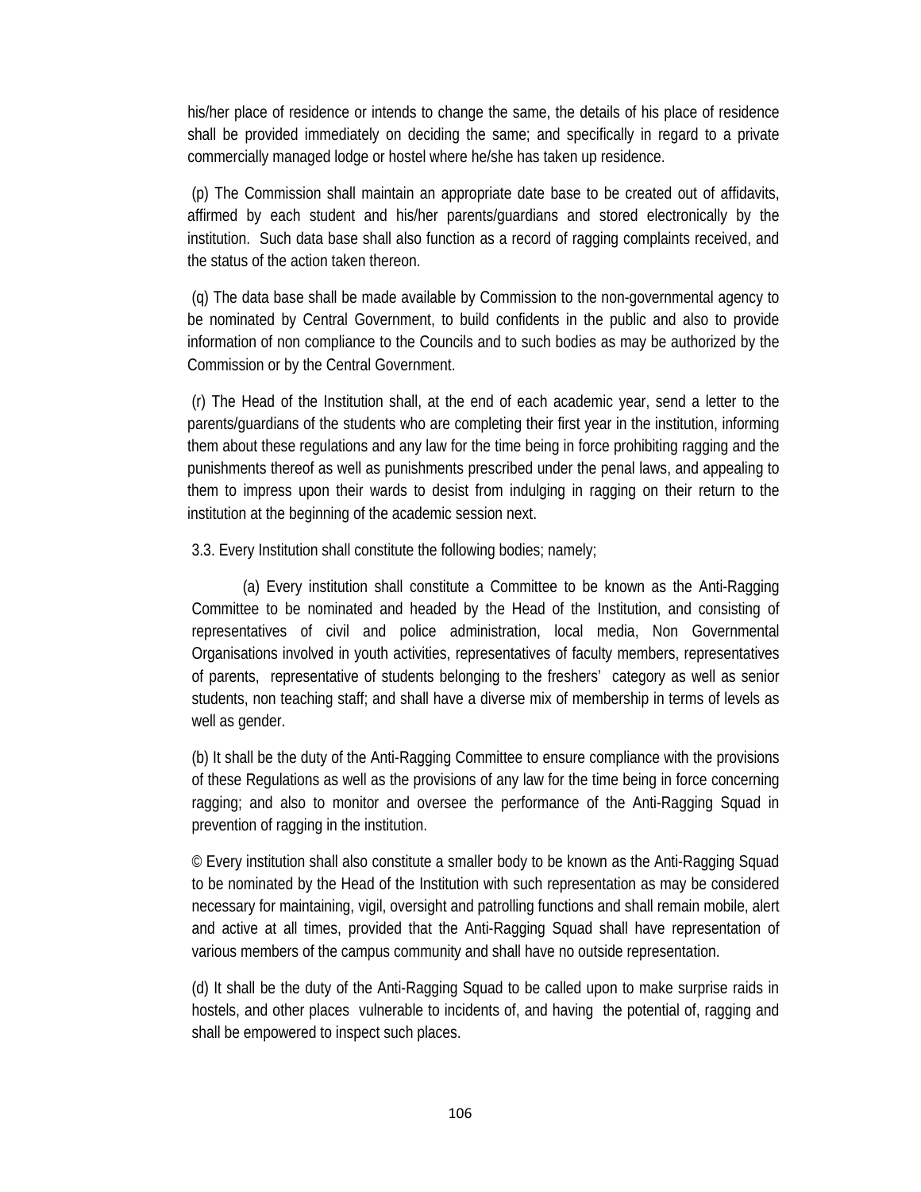his/her place of residence or intends to change the same, the details of his place of residence shall be provided immediately on deciding the same; and specifically in regard to a private commercially managed lodge or hostel where he/she has taken up residence.

(p) The Commission shall maintain an appropriate date base to be created out of affidavits, affirmed by each student and his/her parents/guardians and stored electronically by the institution. Such data base shall also function as a record of ragging complaints received, and the status of the action taken thereon.

(q) The data base shall be made available by Commission to the non-governmental agency to be nominated by Central Government, to build confidents in the public and also to provide information of non compliance to the Councils and to such bodies as may be authorized by the Commission or by the Central Government.

(r) The Head of the Institution shall, at the end of each academic year, send a letter to the parents/guardians of the students who are completing their first year in the institution, informing them about these regulations and any law for the time being in force prohibiting ragging and the punishments thereof as well as punishments prescribed under the penal laws, and appealing to them to impress upon their wards to desist from indulging in ragging on their return to the institution at the beginning of the academic session next.

3.3. Every Institution shall constitute the following bodies; namely;

(a) Every institution shall constitute a Committee to be known as the Anti-Ragging Committee to be nominated and headed by the Head of the Institution, and consisting of representatives of civil and police administration, local media, Non Governmental Organisations involved in youth activities, representatives of faculty members, representatives of parents, representative of students belonging to the freshers' category as well as senior students, non teaching staff; and shall have a diverse mix of membership in terms of levels as well as gender.

(b) It shall be the duty of the Anti-Ragging Committee to ensure compliance with the provisions of these Regulations as well as the provisions of any law for the time being in force concerning ragging; and also to monitor and oversee the performance of the Anti-Ragging Squad in prevention of ragging in the institution.

© Every institution shall also constitute a smaller body to be known as the Anti-Ragging Squad to be nominated by the Head of the Institution with such representation as may be considered necessary for maintaining, vigil, oversight and patrolling functions and shall remain mobile, alert and active at all times, provided that the Anti-Ragging Squad shall have representation of various members of the campus community and shall have no outside representation.

(d) It shall be the duty of the Anti-Ragging Squad to be called upon to make surprise raids in hostels, and other places vulnerable to incidents of, and having the potential of, ragging and shall be empowered to inspect such places.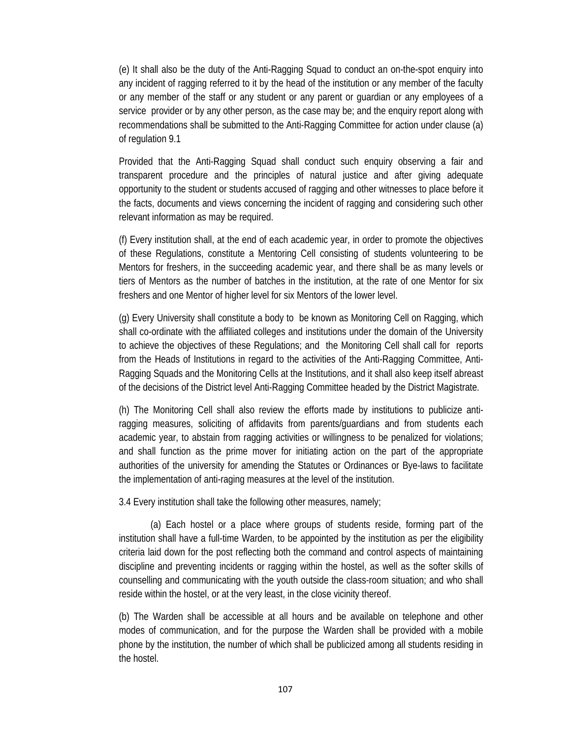(e) It shall also be the duty of the Anti-Ragging Squad to conduct an on-the-spot enquiry into any incident of ragging referred to it by the head of the institution or any member of the faculty or any member of the staff or any student or any parent or guardian or any employees of a service provider or by any other person, as the case may be; and the enquiry report along with recommendations shall be submitted to the Anti-Ragging Committee for action under clause (a) of regulation 9.1

Provided that the Anti-Ragging Squad shall conduct such enquiry observing a fair and transparent procedure and the principles of natural justice and after giving adequate opportunity to the student or students accused of ragging and other witnesses to place before it the facts, documents and views concerning the incident of ragging and considering such other relevant information as may be required.

(f) Every institution shall, at the end of each academic year, in order to promote the objectives of these Regulations, constitute a Mentoring Cell consisting of students volunteering to be Mentors for freshers, in the succeeding academic year, and there shall be as many levels or tiers of Mentors as the number of batches in the institution, at the rate of one Mentor for six freshers and one Mentor of higher level for six Mentors of the lower level.

(g) Every University shall constitute a body to be known as Monitoring Cell on Ragging, which shall co-ordinate with the affiliated colleges and institutions under the domain of the University to achieve the objectives of these Regulations; and the Monitoring Cell shall call for reports from the Heads of Institutions in regard to the activities of the Anti-Ragging Committee, Anti-Ragging Squads and the Monitoring Cells at the Institutions, and it shall also keep itself abreast of the decisions of the District level Anti-Ragging Committee headed by the District Magistrate.

(h) The Monitoring Cell shall also review the efforts made by institutions to publicize anti-ragging measures, soliciting of affidavits from parents/guardians and from students each academic year, to abstain from ragging activities or willingness to be penalized for violations; and shall function as the prime mover for initiating action on the part of the appropriate authorities of the university for amending the Statutes or Ordinances or Bye-laws to facilitate the implementation of anti-raging measures at the level of the institution.

3.4 Every institution shall take the following other measures, namely;

(a) Each hostel or a place where groups of students reside, forming part of the institution shall have a full-time Warden, to be appointed by the institution as per the eligibility criteria laid down for the post reflecting both the command and control aspects of maintaining discipline and preventing incidents or ragging within the hostel, as well as the softer skills of counselling and communicating with the youth outside the class-room situation; and who shall reside within the hostel, or at the very least, in the close vicinity thereof.

(b) The Warden shall be accessible at all hours and be available on telephone and other modes of communication, and for the purpose the Warden shall be provided with a mobile phone by the institution, the number of which shall be publicized among all students residing in the hostel.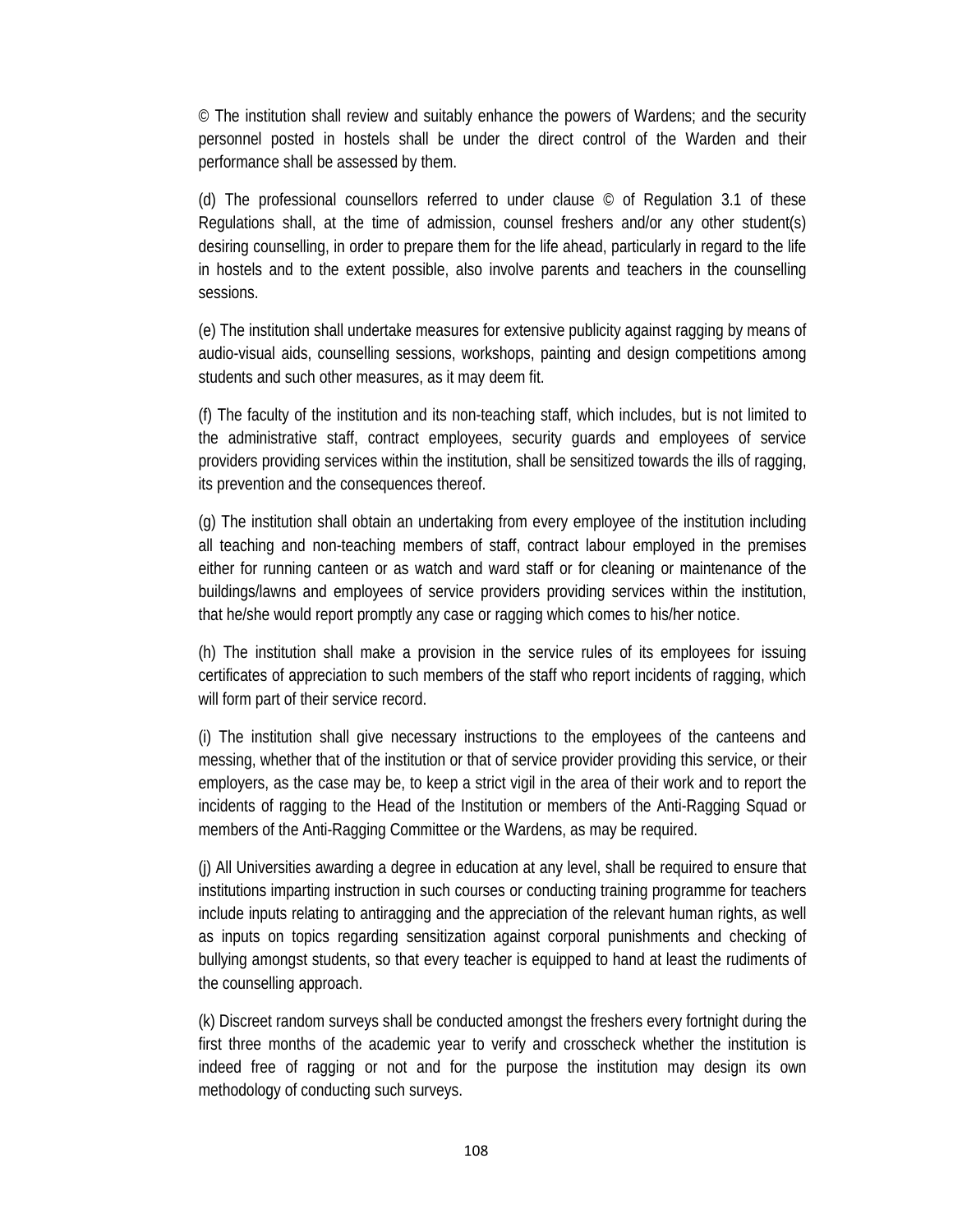© The institution shall review and suitably enhance the powers of Wardens; and the security personnel posted in hostels shall be under the direct control of the Warden and their performance shall be assessed by them.

(d) The professional counsellors referred to under clause © of Regulation 3.1 of these Regulations shall, at the time of admission, counsel freshers and/or any other student(s) desiring counselling, in order to prepare them for the life ahead, particularly in regard to the life in hostels and to the extent possible, also involve parents and teachers in the counselling sessions.

(e) The institution shall undertake measures for extensive publicity against ragging by means of audio-visual aids, counselling sessions, workshops, painting and design competitions among students and such other measures, as it may deem fit.

(f) The faculty of the institution and its non-teaching staff, which includes, but is not limited to the administrative staff, contract employees, security guards and employees of service providers providing services within the institution, shall be sensitized towards the ills of ragging, its prevention and the consequences thereof.

(g) The institution shall obtain an undertaking from every employee of the institution including all teaching and non-teaching members of staff, contract labour employed in the premises either for running canteen or as watch and ward staff or for cleaning or maintenance of the buildings/lawns and employees of service providers providing services within the institution, that he/she would report promptly any case or ragging which comes to his/her notice.

(h) The institution shall make a provision in the service rules of its employees for issuing certificates of appreciation to such members of the staff who report incidents of ragging, which will form part of their service record.

(i) The institution shall give necessary instructions to the employees of the canteens and messing, whether that of the institution or that of service provider providing this service, or their employers, as the case may be, to keep a strict vigil in the area of their work and to report the incidents of ragging to the Head of the Institution or members of the Anti-Ragging Squad or members of the Anti-Ragging Committee or the Wardens, as may be required.

(j) All Universities awarding a degree in education at any level, shall be required to ensure that institutions imparting instruction in such courses or conducting training programme for teachers include inputs relating to antiragging and the appreciation of the relevant human rights, as well as inputs on topics regarding sensitization against corporal punishments and checking of bullying amongst students, so that every teacher is equipped to hand at least the rudiments of the counselling approach.

(k) Discreet random surveys shall be conducted amongst the freshers every fortnight during the first three months of the academic year to verify and crosscheck whether the institution is indeed free of ragging or not and for the purpose the institution may design its own methodology of conducting such surveys.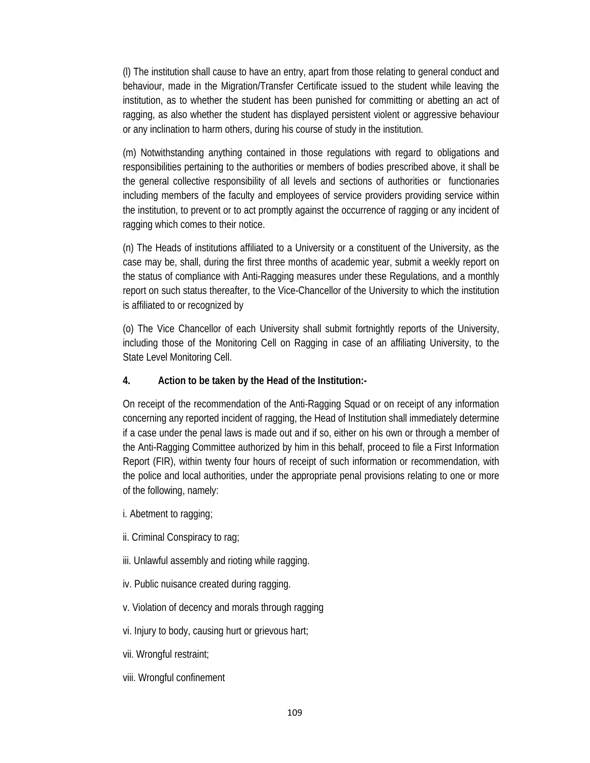(l) The institution shall cause to have an entry, apart from those relating to general conduct and behaviour, made in the Migration/Transfer Certificate issued to the student while leaving the institution, as to whether the student has been punished for committing or abetting an act of ragging, as also whether the student has displayed persistent violent or aggressive behaviour or any inclination to harm others, during his course of study in the institution.

(m) Notwithstanding anything contained in those regulations with regard to obligations and responsibilities pertaining to the authorities or members of bodies prescribed above, it shall be the general collective responsibility of all levels and sections of authorities or functionaries including members of the faculty and employees of service providers providing service within the institution, to prevent or to act promptly against the occurrence of ragging or any incident of ragging which comes to their notice.

(n) The Heads of institutions affiliated to a University or a constituent of the University, as the case may be, shall, during the first three months of academic year, submit a weekly report on the status of compliance with Anti-Ragging measures under these Regulations, and a monthly report on such status thereafter, to the Vice-Chancellor of the University to which the institution is affiliated to or recognized by

(o) The Vice Chancellor of each University shall submit fortnightly reports of the University, including those of the Monitoring Cell on Ragging in case of an affiliating University, to the State Level Monitoring Cell.

**4. Action to be taken by the Head of the Institution:-**

On receipt of the recommendation of the Anti-Ragging Squad or on receipt of any information concerning any reported incident of ragging, the Head of Institution shall immediately determine if a case under the penal laws is made out and if so, either on his own or through a member of the Anti-Ragging Committee authorized by him in this behalf, proceed to file a First Information Report (FIR), within twenty four hours of receipt of such information or recommendation, with the police and local authorities, under the appropriate penal provisions relating to one or more of the following, namely:

i. Abetment to ragging;

ii. Criminal Conspiracy to rag;

iii. Unlawful assembly and rioting while ragging.

iv. Public nuisance created during ragging.

v. Violation of decency and morals through ragging

vi. Injury to body, causing hurt or grievous hart;

vii. Wrongful restraint;

viii. Wrongful confinement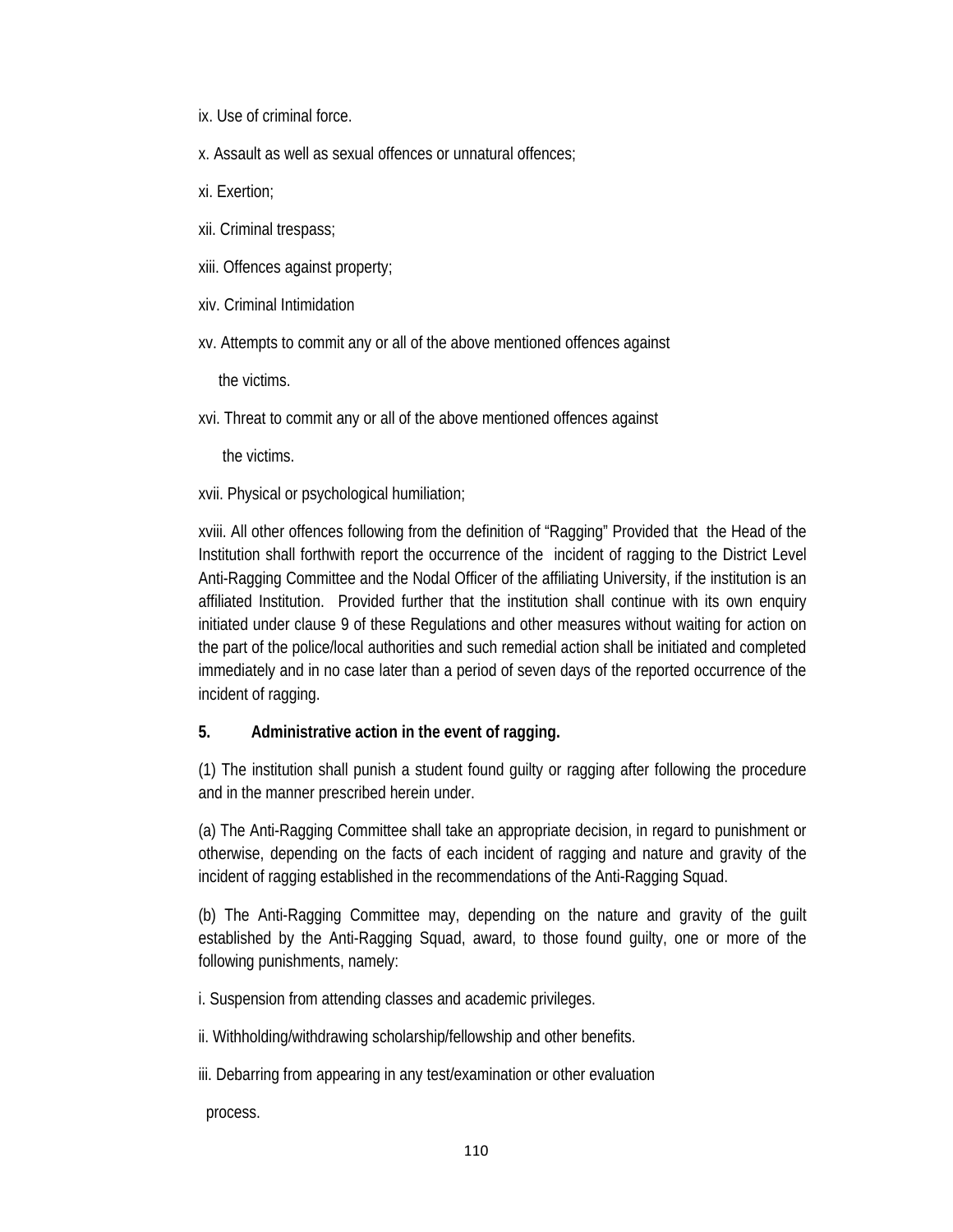ix. Use of criminal force.

x. Assault as well as sexual offences or unnatural offences;

xi. Exertion;

xii. Criminal trespass;

xiii. Offences against property;

xiv. Criminal Intimidation

xv. Attempts to commit any or all of the above mentioned offences against the victims.

xvi. Threat to commit any or all of the above mentioned offences against the victims.

xvii. Physical or psychological humiliation;

xviii. All other offences following from the definition of "Ragging" Provided that the Head of the Institution shall forthwith report the occurrence of the incident of ragging to the District Level Anti-Ragging Committee and the Nodal Officer of the affiliating University, if the institution is an affiliated Institution. Provided further that the institution shall continue with its own enquiry initiated under clause 9 of these Regulations and other measures without waiting for action on the part of the police/local authorities and such remedial action shall be initiated and completed immediately and in no case later than a period of seven days of the reported occurrence of the incident of ragging.

**5. Administrative action in the event of ragging.**

(1) The institution shall punish a student found guilty or ragging after following the procedure and in the manner prescribed herein under.

(a) The Anti-Ragging Committee shall take an appropriate decision, in regard to punishment or otherwise, depending on the facts of each incident of ragging and nature and gravity of the incident of ragging established in the recommendations of the Anti-Ragging Squad.

(b) The Anti-Ragging Committee may, depending on the nature and gravity of the guilt established by the Anti-Ragging Squad, award, to those found guilty, one or more of the following punishments, namely:

i. Suspension from attending classes and academic privileges.

ii. Withholding/withdrawing scholarship/fellowship and other benefits.

iii. Debarring from appearing in any test/examination or other evaluation process.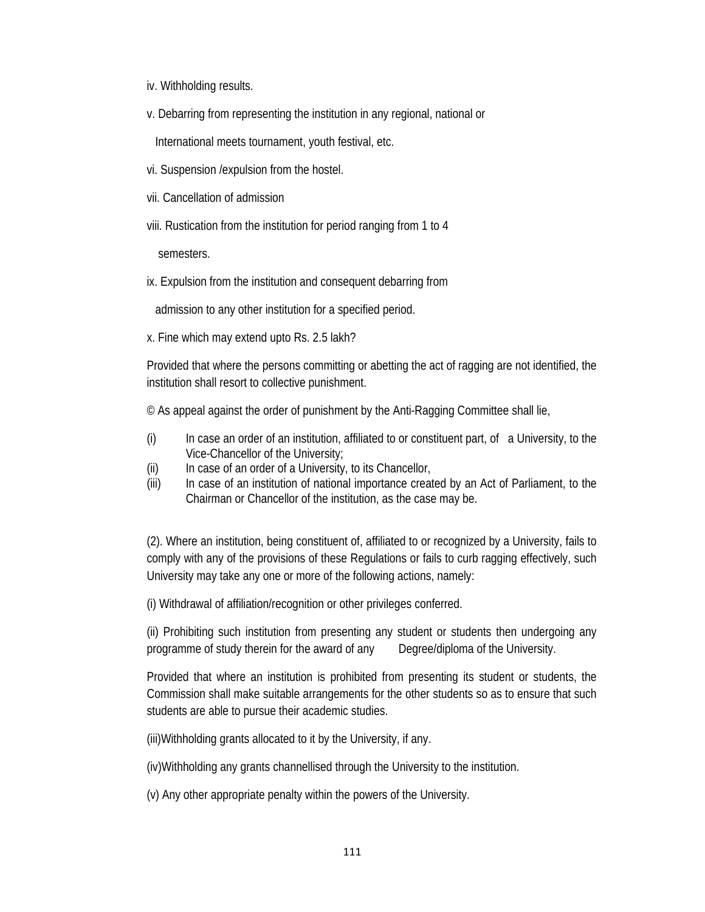iv. Withholding results.

v. Debarring from representing the institution in any regional, national or International meets tournament, youth festival, etc.

vi. Suspension /expulsion from the hostel.

vii. Cancellation of admission

viii. Rustication from the institution for period ranging from 1 to 4 semesters.

ix. Expulsion from the institution and consequent debarring from admission to any other institution for a specified period.

x. Fine which may extend upto Rs. 2.5 lakh?

Provided that where the persons committing or abetting the act of ragging are not identified, the institution shall resort to collective punishment.

© As appeal against the order of punishment by the Anti-Ragging Committee shall lie,

(i) In case an order of an institution, affiliated to or constituent part, of a University, to the Vice-Chancellor of the University;
(ii) In case of an order of a University, to its Chancellor,
(iii) In case of an institution of national importance created by an Act of Parliament, to the Chairman or Chancellor of the institution, as the case may be.

(2). Where an institution, being constituent of, affiliated to or recognized by a University, fails to comply with any of the provisions of these Regulations or fails to curb ragging effectively, such University may take any one or more of the following actions, namely:

(i) Withdrawal of affiliation/recognition or other privileges conferred.

(ii) Prohibiting such institution from presenting any student or students then undergoing any programme of study therein for the award of any Degree/diploma of the University.

Provided that where an institution is prohibited from presenting its student or students, the Commission shall make suitable arrangements for the other students so as to ensure that such students are able to pursue their academic studies.

(iii)Withholding grants allocated to it by the University, if any.

(iv)Withholding any grants channellised through the University to the institution.

(v) Any other appropriate penalty within the powers of the University.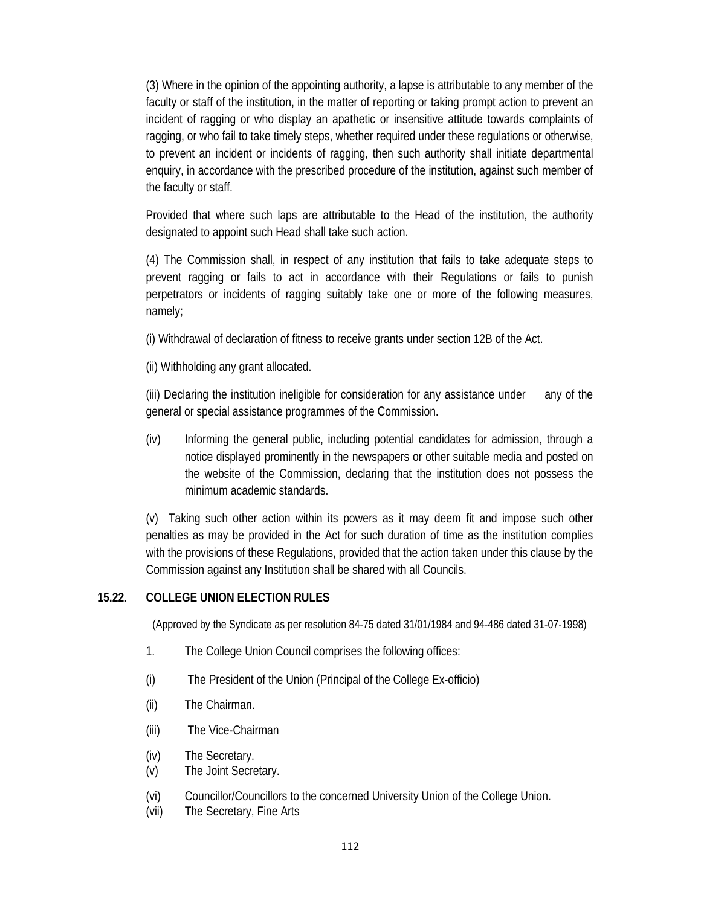(3) Where in the opinion of the appointing authority, a lapse is attributable to any member of the faculty or staff of the institution, in the matter of reporting or taking prompt action to prevent an incident of ragging or who display an apathetic or insensitive attitude towards complaints of ragging, or who fail to take timely steps, whether required under these regulations or otherwise, to prevent an incident or incidents of ragging, then such authority shall initiate departmental enquiry, in accordance with the prescribed procedure of the institution, against such member of the faculty or staff.

Provided that where such laps are attributable to the Head of the institution, the authority designated to appoint such Head shall take such action.

(4) The Commission shall, in respect of any institution that fails to take adequate steps to prevent ragging or fails to act in accordance with their Regulations or fails to punish perpetrators or incidents of ragging suitably take one or more of the following measures, namely;

(i) Withdrawal of declaration of fitness to receive grants under section 12B of the Act.

(ii) Withholding any grant allocated.

(iii) Declaring the institution ineligible for consideration for any assistance under any of the general or special assistance programmes of the Commission.

(iv) Informing the general public, including potential candidates for admission, through a notice displayed prominently in the newspapers or other suitable media and posted on the website of the Commission, declaring that the institution does not possess the minimum academic standards.

(v) Taking such other action within its powers as it may deem fit and impose such other penalties as may be provided in the Act for such duration of time as the institution complies with the provisions of these Regulations, provided that the action taken under this clause by the Commission against any Institution shall be shared with all Councils.

## 15.22. COLLEGE UNION ELECTION RULES

(Approved by the Syndicate as per resolution 84-75 dated 31/01/1984 and 94-486 dated 31-07-1998)

1. The College Union Council comprises the following offices:

(i) The President of the Union (Principal of the College Ex-officio)

(ii) The Chairman.

(iii) The Vice-Chairman

(iv) The Secretary.

(v) The Joint Secretary.

(vi) Councillor/Councillors to the concerned University Union of the College Union.

(vii) The Secretary, Fine Arts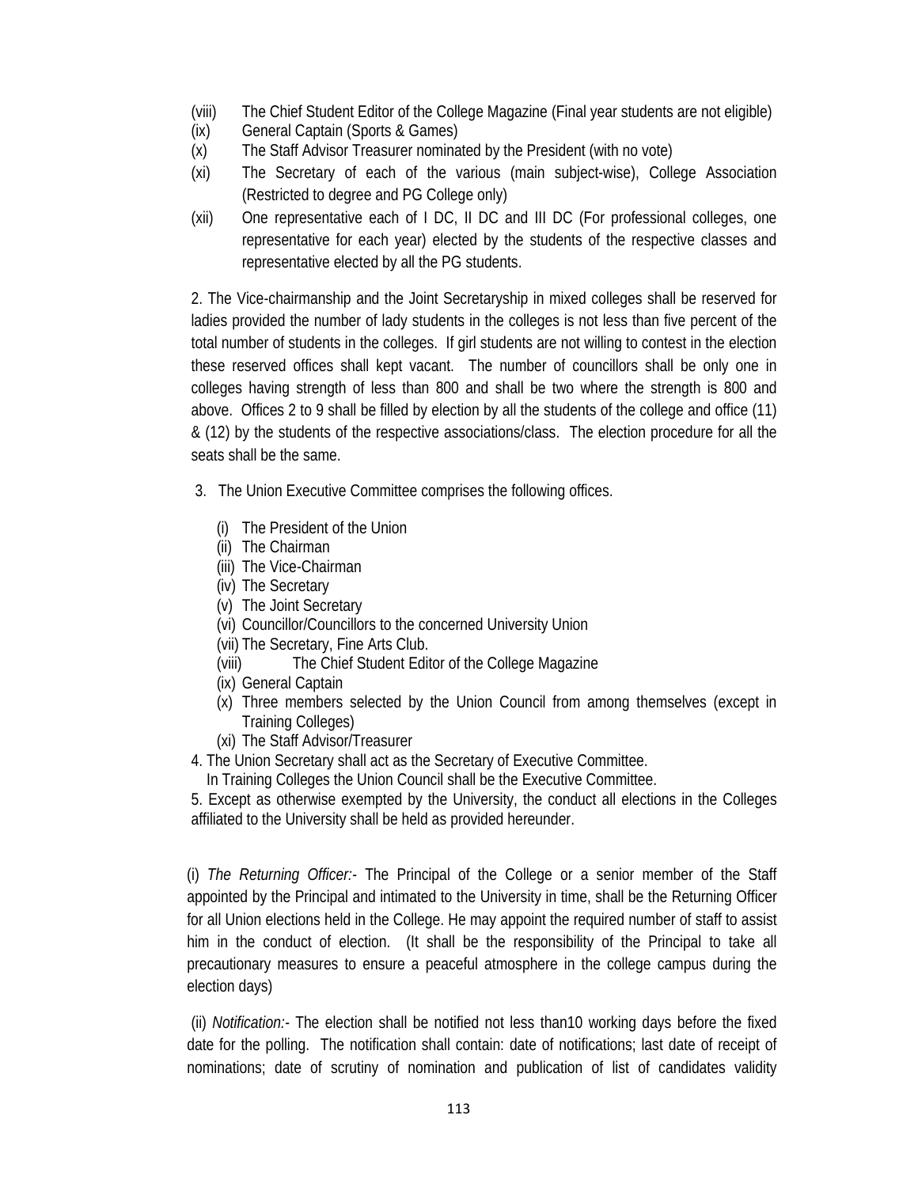(viii) The Chief Student Editor of the College Magazine (Final year students are not eligible)

(ix) General Captain (Sports & Games)

(x) The Staff Advisor Treasurer nominated by the President (with no vote)

(xi) The Secretary of each of the various (main subject-wise), College Association (Restricted to degree and PG College only)

(xii) One representative each of I DC, II DC and III DC (For professional colleges, one representative for each year) elected by the students of the respective classes and representative elected by all the PG students.

2. The Vice-chairmanship and the Joint Secretaryship in mixed colleges shall be reserved for ladies provided the number of lady students in the colleges is not less than five percent of the total number of students in the colleges. If girl students are not willing to contest in the election these reserved offices shall kept vacant. The number of councillors shall be only one in colleges having strength of less than 800 and shall be two where the strength is 800 and above. Offices 2 to 9 shall be filled by election by all the students of the college and office (11) & (12) by the students of the respective associations/class. The election procedure for all the seats shall be the same.

3. The Union Executive Committee comprises the following offices.

(i) The President of the Union

(ii) The Chairman

(iii) The Vice-Chairman

(iv) The Secretary

(v) The Joint Secretary

(vi) Councillor/Councillors to the concerned University Union

(vii) The Secretary, Fine Arts Club.

(viii) The Chief Student Editor of the College Magazine

(ix) General Captain

(x) Three members selected by the Union Council from among themselves (except in Training Colleges)

(xi) The Staff Advisor/Treasurer

4. The Union Secretary shall act as the Secretary of Executive Committee.
In Training Colleges the Union Council shall be the Executive Committee.

5. Except as otherwise exempted by the University, the conduct all elections in the Colleges affiliated to the University shall be held as provided hereunder.

(i) *The Returning Officer:-* The Principal of the College or a senior member of the Staff appointed by the Principal and intimated to the University in time, shall be the Returning Officer for all Union elections held in the College. He may appoint the required number of staff to assist him in the conduct of election. (It shall be the responsibility of the Principal to take all precautionary measures to ensure a peaceful atmosphere in the college campus during the election days)

(ii) *Notification:-* The election shall be notified not less than10 working days before the fixed date for the polling. The notification shall contain: date of notifications; last date of receipt of nominations; date of scrutiny of nomination and publication of list of candidates validity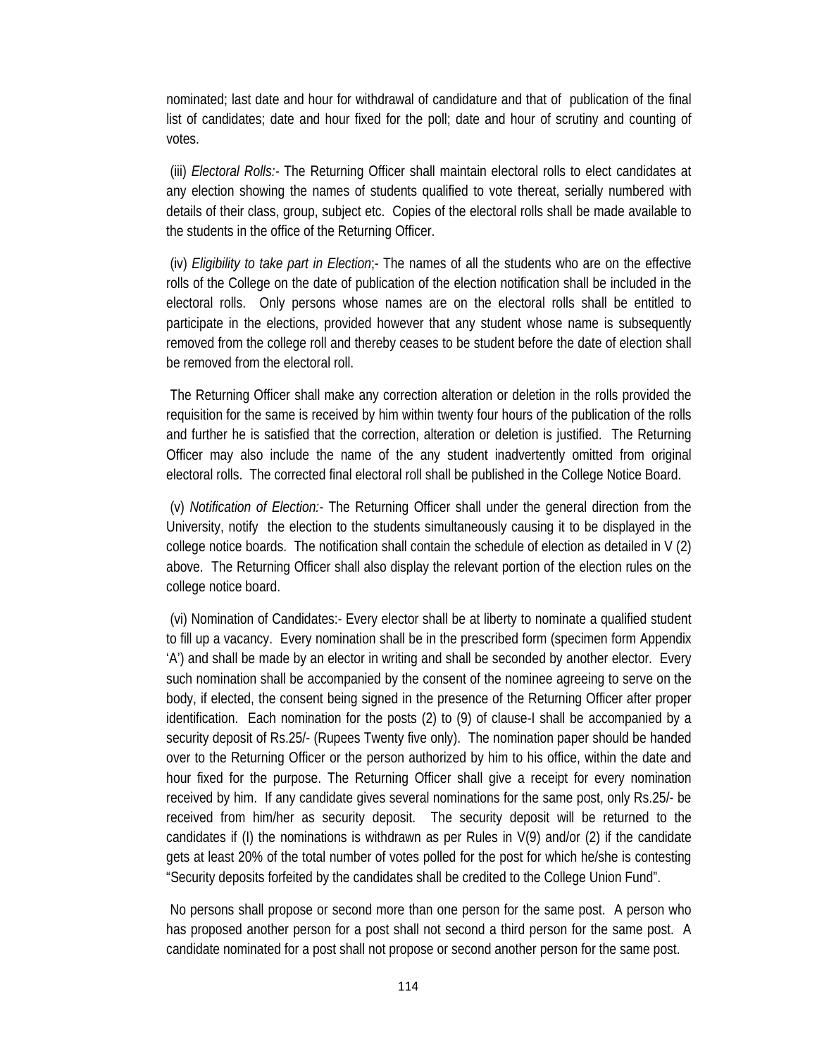nominated; last date and hour for withdrawal of candidature and that of publication of the final list of candidates; date and hour fixed for the poll; date and hour of scrutiny and counting of votes.

(iii) *Electoral Rolls:-* The Returning Officer shall maintain electoral rolls to elect candidates at any election showing the names of students qualified to vote thereat, serially numbered with details of their class, group, subject etc. Copies of the electoral rolls shall be made available to the students in the office of the Returning Officer.

(iv) *Eligibility to take part in Election*;- The names of all the students who are on the effective rolls of the College on the date of publication of the election notification shall be included in the electoral rolls. Only persons whose names are on the electoral rolls shall be entitled to participate in the elections, provided however that any student whose name is subsequently removed from the college roll and thereby ceases to be student before the date of election shall be removed from the electoral roll.

The Returning Officer shall make any correction alteration or deletion in the rolls provided the requisition for the same is received by him within twenty four hours of the publication of the rolls and further he is satisfied that the correction, alteration or deletion is justified. The Returning Officer may also include the name of the any student inadvertently omitted from original electoral rolls. The corrected final electoral roll shall be published in the College Notice Board.

(v) *Notification of Election:-* The Returning Officer shall under the general direction from the University, notify the election to the students simultaneously causing it to be displayed in the college notice boards. The notification shall contain the schedule of election as detailed in V (2) above. The Returning Officer shall also display the relevant portion of the election rules on the college notice board.

(vi) Nomination of Candidates:- Every elector shall be at liberty to nominate a qualified student to fill up a vacancy. Every nomination shall be in the prescribed form (specimen form Appendix 'A') and shall be made by an elector in writing and shall be seconded by another elector. Every such nomination shall be accompanied by the consent of the nominee agreeing to serve on the body, if elected, the consent being signed in the presence of the Returning Officer after proper identification. Each nomination for the posts (2) to (9) of clause-I shall be accompanied by a security deposit of Rs.25/- (Rupees Twenty five only). The nomination paper should be handed over to the Returning Officer or the person authorized by him to his office, within the date and hour fixed for the purpose. The Returning Officer shall give a receipt for every nomination received by him. If any candidate gives several nominations for the same post, only Rs.25/- be received from him/her as security deposit. The security deposit will be returned to the candidates if (I) the nominations is withdrawn as per Rules in V(9) and/or (2) if the candidate gets at least 20% of the total number of votes polled for the post for which he/she is contesting "Security deposits forfeited by the candidates shall be credited to the College Union Fund".

No persons shall propose or second more than one person for the same post. A person who has proposed another person for a post shall not second a third person for the same post. A candidate nominated for a post shall not propose or second another person for the same post.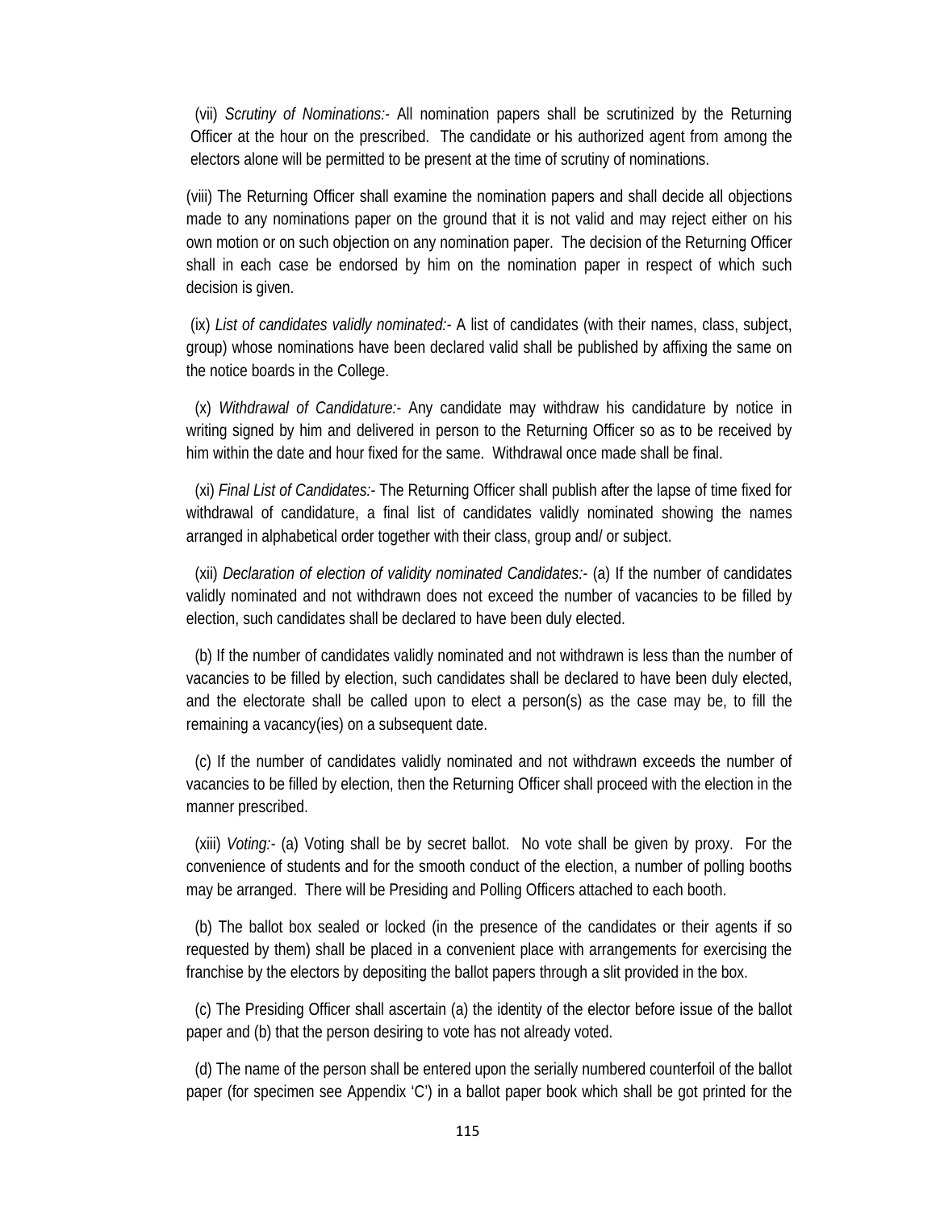(vii) *Scrutiny of Nominations:-* All nomination papers shall be scrutinized by the Returning Officer at the hour on the prescribed. The candidate or his authorized agent from among the electors alone will be permitted to be present at the time of scrutiny of nominations.

(viii) The Returning Officer shall examine the nomination papers and shall decide all objections made to any nominations paper on the ground that it is not valid and may reject either on his own motion or on such objection on any nomination paper. The decision of the Returning Officer shall in each case be endorsed by him on the nomination paper in respect of which such decision is given.

(ix) *List of candidates validly nominated:-* A list of candidates (with their names, class, subject, group) whose nominations have been declared valid shall be published by affixing the same on the notice boards in the College.

(x) *Withdrawal of Candidature:-* Any candidate may withdraw his candidature by notice in writing signed by him and delivered in person to the Returning Officer so as to be received by him within the date and hour fixed for the same. Withdrawal once made shall be final.

(xi) *Final List of Candidates:-* The Returning Officer shall publish after the lapse of time fixed for withdrawal of candidature, a final list of candidates validly nominated showing the names arranged in alphabetical order together with their class, group and/ or subject.

(xii) *Declaration of election of validity nominated Candidates:-* (a) If the number of candidates validly nominated and not withdrawn does not exceed the number of vacancies to be filled by election, such candidates shall be declared to have been duly elected.

(b) If the number of candidates validly nominated and not withdrawn is less than the number of vacancies to be filled by election, such candidates shall be declared to have been duly elected, and the electorate shall be called upon to elect a person(s) as the case may be, to fill the remaining a vacancy(ies) on a subsequent date.

(c) If the number of candidates validly nominated and not withdrawn exceeds the number of vacancies to be filled by election, then the Returning Officer shall proceed with the election in the manner prescribed.

(xiii) *Voting:-* (a) Voting shall be by secret ballot. No vote shall be given by proxy. For the convenience of students and for the smooth conduct of the election, a number of polling booths may be arranged. There will be Presiding and Polling Officers attached to each booth.

(b) The ballot box sealed or locked (in the presence of the candidates or their agents if so requested by them) shall be placed in a convenient place with arrangements for exercising the franchise by the electors by depositing the ballot papers through a slit provided in the box.

(c) The Presiding Officer shall ascertain (a) the identity of the elector before issue of the ballot paper and (b) that the person desiring to vote has not already voted.

(d) The name of the person shall be entered upon the serially numbered counterfoil of the ballot paper (for specimen see Appendix 'C') in a ballot paper book which shall be got printed for the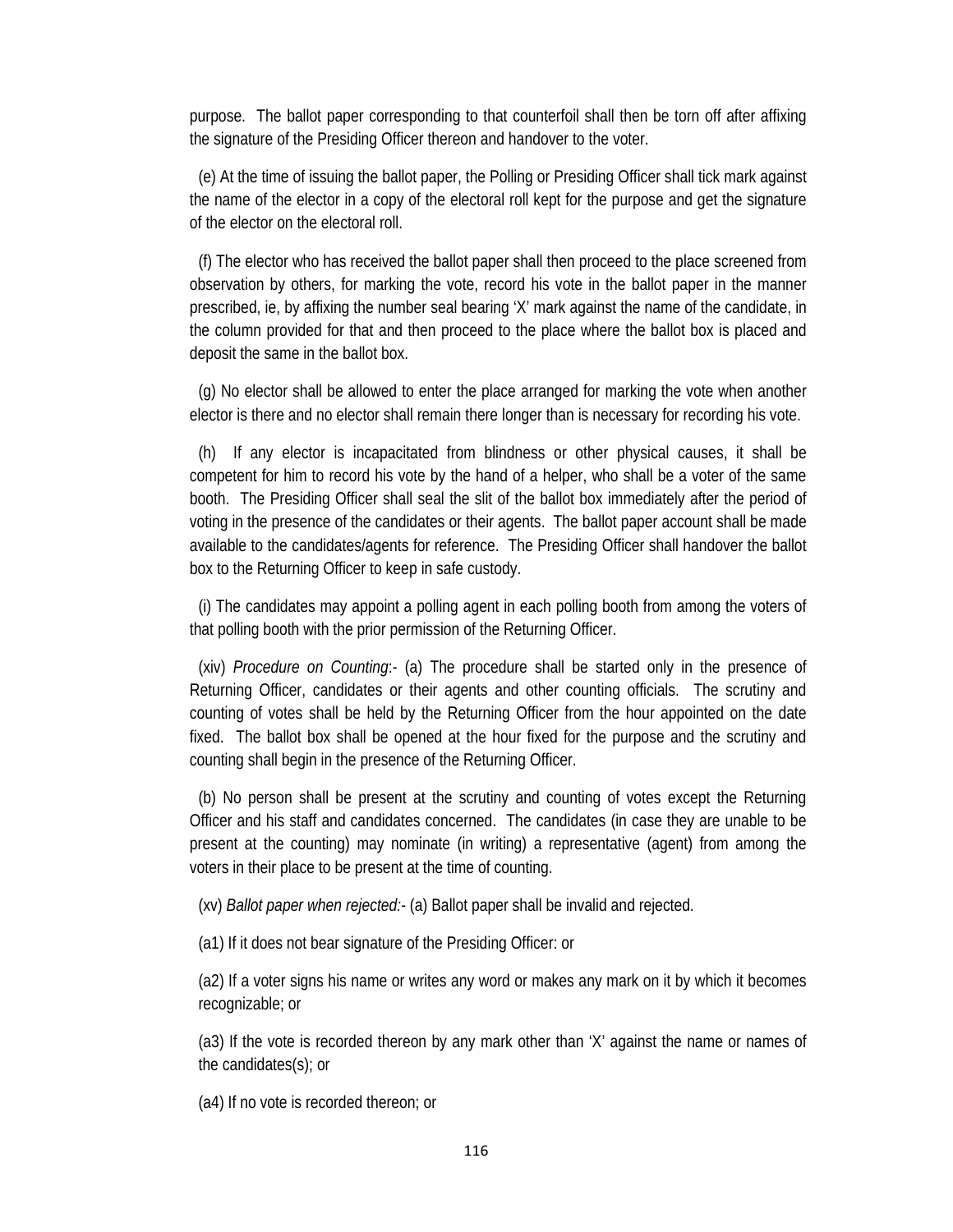purpose. The ballot paper corresponding to that counterfoil shall then be torn off after affixing the signature of the Presiding Officer thereon and handover to the voter.

(e) At the time of issuing the ballot paper, the Polling or Presiding Officer shall tick mark against the name of the elector in a copy of the electoral roll kept for the purpose and get the signature of the elector on the electoral roll.

(f) The elector who has received the ballot paper shall then proceed to the place screened from observation by others, for marking the vote, record his vote in the ballot paper in the manner prescribed, ie, by affixing the number seal bearing 'X' mark against the name of the candidate, in the column provided for that and then proceed to the place where the ballot box is placed and deposit the same in the ballot box.

(g) No elector shall be allowed to enter the place arranged for marking the vote when another elector is there and no elector shall remain there longer than is necessary for recording his vote.

(h) If any elector is incapacitated from blindness or other physical causes, it shall be competent for him to record his vote by the hand of a helper, who shall be a voter of the same booth. The Presiding Officer shall seal the slit of the ballot box immediately after the period of voting in the presence of the candidates or their agents. The ballot paper account shall be made available to the candidates/agents for reference. The Presiding Officer shall handover the ballot box to the Returning Officer to keep in safe custody.

(i) The candidates may appoint a polling agent in each polling booth from among the voters of that polling booth with the prior permission of the Returning Officer.

(xiv) *Procedure on Counting*:- (a) The procedure shall be started only in the presence of Returning Officer, candidates or their agents and other counting officials. The scrutiny and counting of votes shall be held by the Returning Officer from the hour appointed on the date fixed. The ballot box shall be opened at the hour fixed for the purpose and the scrutiny and counting shall begin in the presence of the Returning Officer.

(b) No person shall be present at the scrutiny and counting of votes except the Returning Officer and his staff and candidates concerned. The candidates (in case they are unable to be present at the counting) may nominate (in writing) a representative (agent) from among the voters in their place to be present at the time of counting.

(xv) *Ballot paper when rejected:-* (a) Ballot paper shall be invalid and rejected.

(a1) If it does not bear signature of the Presiding Officer: or

(a2) If a voter signs his name or writes any word or makes any mark on it by which it becomes recognizable; or

(a3) If the vote is recorded thereon by any mark other than 'X' against the name or names of the candidates(s); or

(a4) If no vote is recorded thereon; or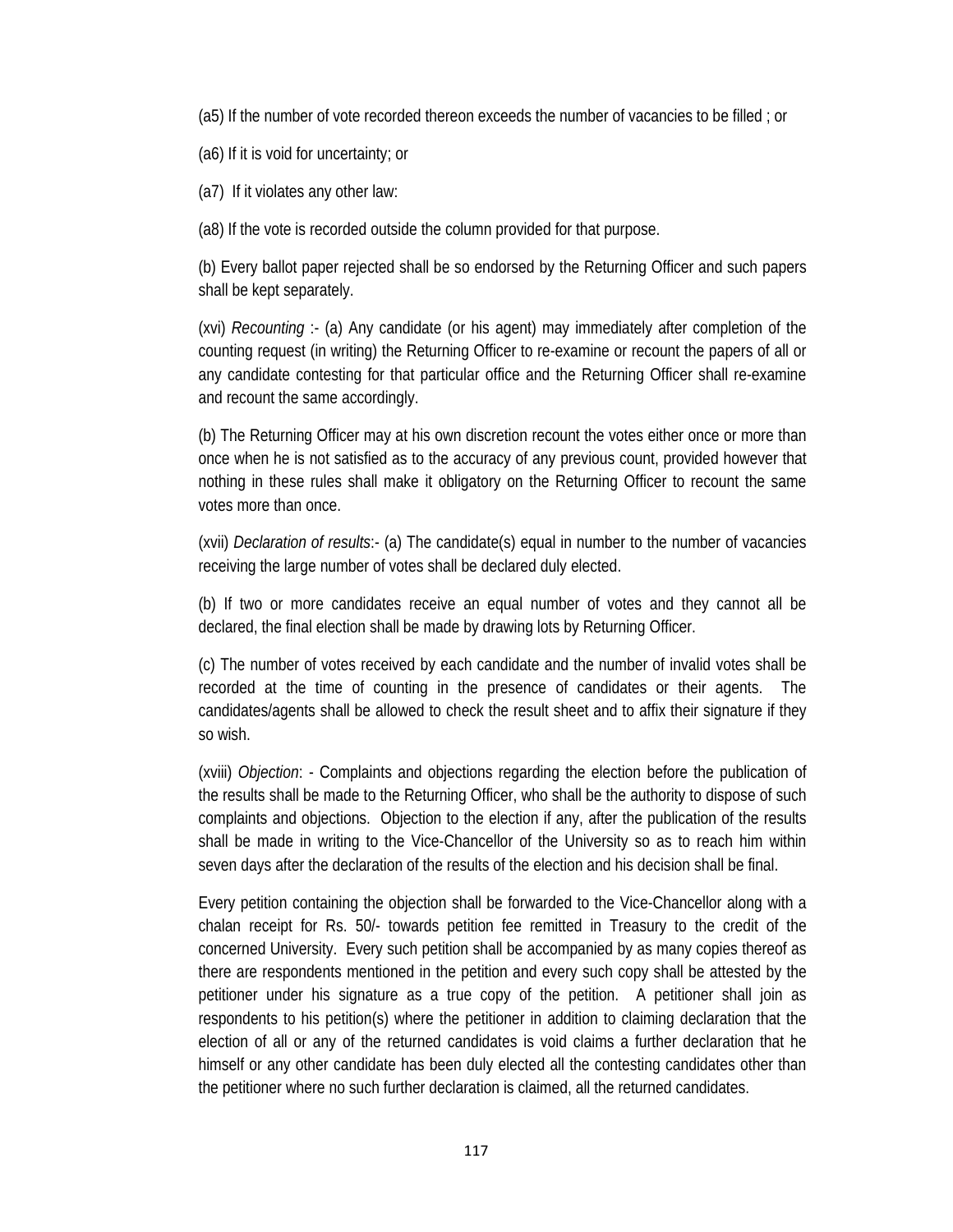(a5) If the number of vote recorded thereon exceeds the number of vacancies to be filled ; or

(a6) If it is void for uncertainty; or

(a7) If it violates any other law:

(a8) If the vote is recorded outside the column provided for that purpose.

(b) Every ballot paper rejected shall be so endorsed by the Returning Officer and such papers shall be kept separately.

(xvi) *Recounting* :- (a) Any candidate (or his agent) may immediately after completion of the counting request (in writing) the Returning Officer to re-examine or recount the papers of all or any candidate contesting for that particular office and the Returning Officer shall re-examine and recount the same accordingly.

(b) The Returning Officer may at his own discretion recount the votes either once or more than once when he is not satisfied as to the accuracy of any previous count, provided however that nothing in these rules shall make it obligatory on the Returning Officer to recount the same votes more than once.

(xvii) *Declaration of results*:- (a) The candidate(s) equal in number to the number of vacancies receiving the large number of votes shall be declared duly elected.

(b) If two or more candidates receive an equal number of votes and they cannot all be declared, the final election shall be made by drawing lots by Returning Officer.

(c) The number of votes received by each candidate and the number of invalid votes shall be recorded at the time of counting in the presence of candidates or their agents. The candidates/agents shall be allowed to check the result sheet and to affix their signature if they so wish.

(xviii) *Objection*: - Complaints and objections regarding the election before the publication of the results shall be made to the Returning Officer, who shall be the authority to dispose of such complaints and objections. Objection to the election if any, after the publication of the results shall be made in writing to the Vice-Chancellor of the University so as to reach him within seven days after the declaration of the results of the election and his decision shall be final.

Every petition containing the objection shall be forwarded to the Vice-Chancellor along with a chalan receipt for Rs. 50/- towards petition fee remitted in Treasury to the credit of the concerned University. Every such petition shall be accompanied by as many copies thereof as there are respondents mentioned in the petition and every such copy shall be attested by the petitioner under his signature as a true copy of the petition. A petitioner shall join as respondents to his petition(s) where the petitioner in addition to claiming declaration that the election of all or any of the returned candidates is void claims a further declaration that he himself or any other candidate has been duly elected all the contesting candidates other than the petitioner where no such further declaration is claimed, all the returned candidates.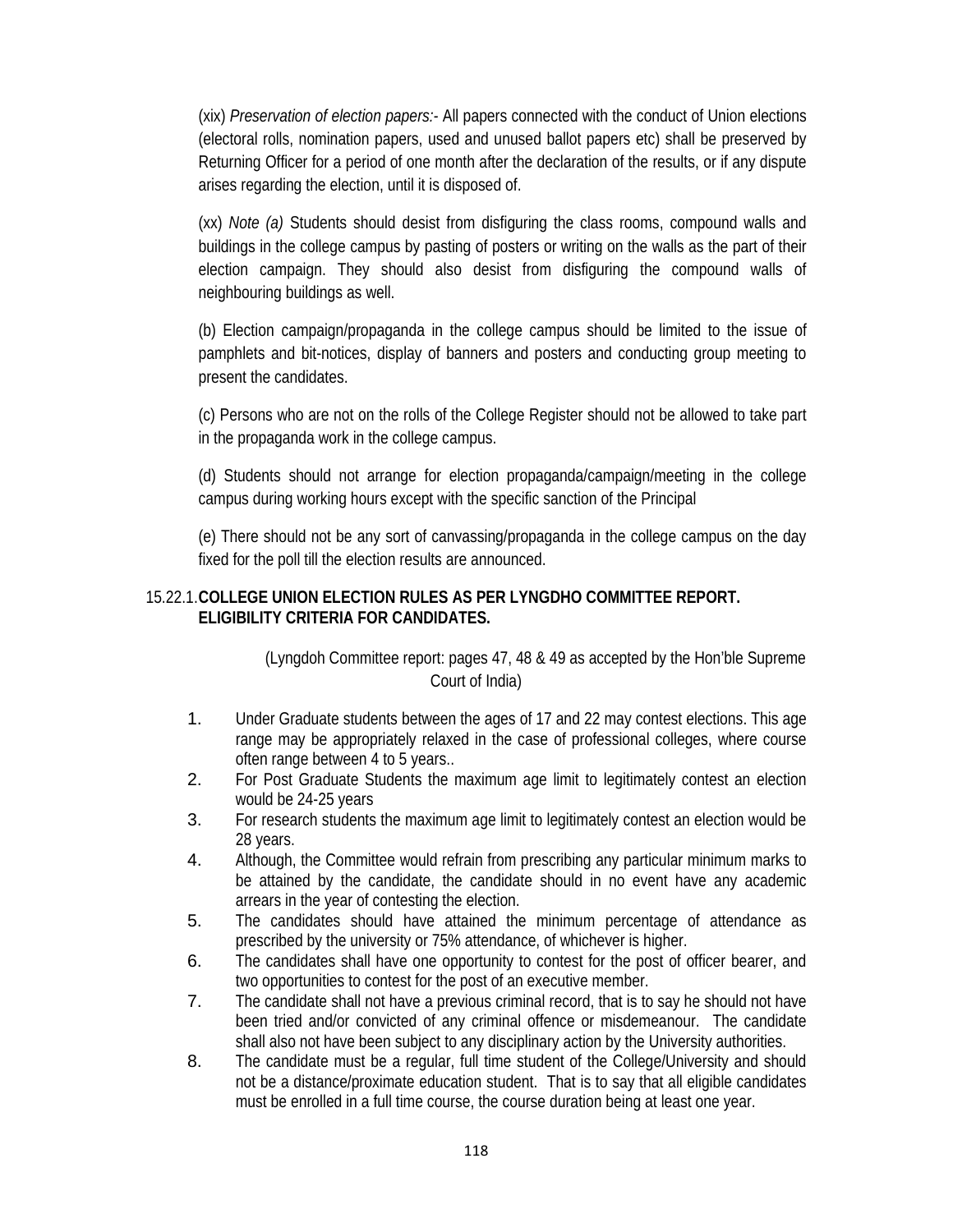(xix) *Preservation of election papers:-* All papers connected with the conduct of Union elections (electoral rolls, nomination papers, used and unused ballot papers etc) shall be preserved by Returning Officer for a period of one month after the declaration of the results, or if any dispute arises regarding the election, until it is disposed of.

(xx) *Note (a)* Students should desist from disfiguring the class rooms, compound walls and buildings in the college campus by pasting of posters or writing on the walls as the part of their election campaign. They should also desist from disfiguring the compound walls of neighbouring buildings as well.

(b) Election campaign/propaganda in the college campus should be limited to the issue of pamphlets and bit-notices, display of banners and posters and conducting group meeting to present the candidates.

(c) Persons who are not on the rolls of the College Register should not be allowed to take part in the propaganda work in the college campus.

(d) Students should not arrange for election propaganda/campaign/meeting in the college campus during working hours except with the specific sanction of the Principal

(e) There should not be any sort of canvassing/propaganda in the college campus on the day fixed for the poll till the election results are announced.

### 15.22.1. COLLEGE UNION ELECTION RULES AS PER LYNGDHO COMMITTEE REPORT. ELIGIBILITY CRITERIA FOR CANDIDATES.

(Lyngdoh Committee report: pages 47, 48 & 49 as accepted by the Hon'ble Supreme Court of India)

1. Under Graduate students between the ages of 17 and 22 may contest elections. This age range may be appropriately relaxed in the case of professional colleges, where course often range between 4 to 5 years..
2. For Post Graduate Students the maximum age limit to legitimately contest an election would be 24-25 years
3. For research students the maximum age limit to legitimately contest an election would be 28 years.
4. Although, the Committee would refrain from prescribing any particular minimum marks to be attained by the candidate, the candidate should in no event have any academic arrears in the year of contesting the election.
5. The candidates should have attained the minimum percentage of attendance as prescribed by the university or 75% attendance, of whichever is higher.
6. The candidates shall have one opportunity to contest for the post of officer bearer, and two opportunities to contest for the post of an executive member.
7. The candidate shall not have a previous criminal record, that is to say he should not have been tried and/or convicted of any criminal offence or misdemeanour. The candidate shall also not have been subject to any disciplinary action by the University authorities.
8. The candidate must be a regular, full time student of the College/University and should not be a distance/proximate education student. That is to say that all eligible candidates must be enrolled in a full time course, the course duration being at least one year.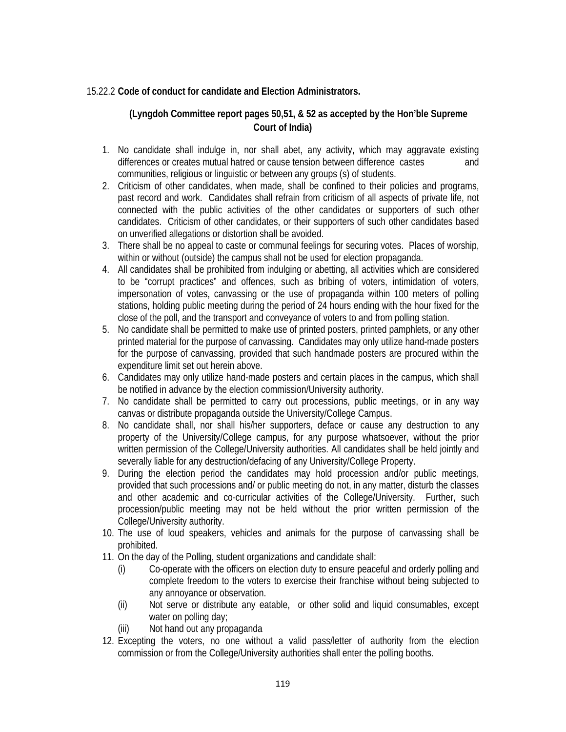15.22.2 **Code of conduct for candidate and Election Administrators.**

**(Lyngdoh Committee report pages 50,51, & 52 as accepted by the Hon'ble Supreme Court of India)**

1. No candidate shall indulge in, nor shall abet, any activity, which may aggravate existing differences or creates mutual hatred or cause tension between difference castes and communities, religious or linguistic or between any groups (s) of students.
2. Criticism of other candidates, when made, shall be confined to their policies and programs, past record and work. Candidates shall refrain from criticism of all aspects of private life, not connected with the public activities of the other candidates or supporters of such other candidates. Criticism of other candidates, or their supporters of such other candidates based on unverified allegations or distortion shall be avoided.
3. There shall be no appeal to caste or communal feelings for securing votes. Places of worship, within or without (outside) the campus shall not be used for election propaganda.
4. All candidates shall be prohibited from indulging or abetting, all activities which are considered to be "corrupt practices" and offences, such as bribing of voters, intimidation of voters, impersonation of votes, canvassing or the use of propaganda within 100 meters of polling stations, holding public meeting during the period of 24 hours ending with the hour fixed for the close of the poll, and the transport and conveyance of voters to and from polling station.
5. No candidate shall be permitted to make use of printed posters, printed pamphlets, or any other printed material for the purpose of canvassing. Candidates may only utilize hand-made posters for the purpose of canvassing, provided that such handmade posters are procured within the expenditure limit set out herein above.
6. Candidates may only utilize hand-made posters and certain places in the campus, which shall be notified in advance by the election commission/University authority.
7. No candidate shall be permitted to carry out processions, public meetings, or in any way canvas or distribute propaganda outside the University/College Campus.
8. No candidate shall, nor shall his/her supporters, deface or cause any destruction to any property of the University/College campus, for any purpose whatsoever, without the prior written permission of the College/University authorities. All candidates shall be held jointly and severally liable for any destruction/defacing of any University/College Property.
9. During the election period the candidates may hold procession and/or public meetings, provided that such processions and/ or public meeting do not, in any matter, disturb the classes and other academic and co-curricular activities of the College/University. Further, such procession/public meeting may not be held without the prior written permission of the College/University authority.
10. The use of loud speakers, vehicles and animals for the purpose of canvassing shall be prohibited.
11. On the day of the Polling, student organizations and candidate shall:
    - (i) Co-operate with the officers on election duty to ensure peaceful and orderly polling and complete freedom to the voters to exercise their franchise without being subjected to any annoyance or observation.
    - (ii) Not serve or distribute any eatable, or other solid and liquid consumables, except water on polling day;
    - (iii) Not hand out any propaganda
12. Excepting the voters, no one without a valid pass/letter of authority from the election commission or from the College/University authorities shall enter the polling booths.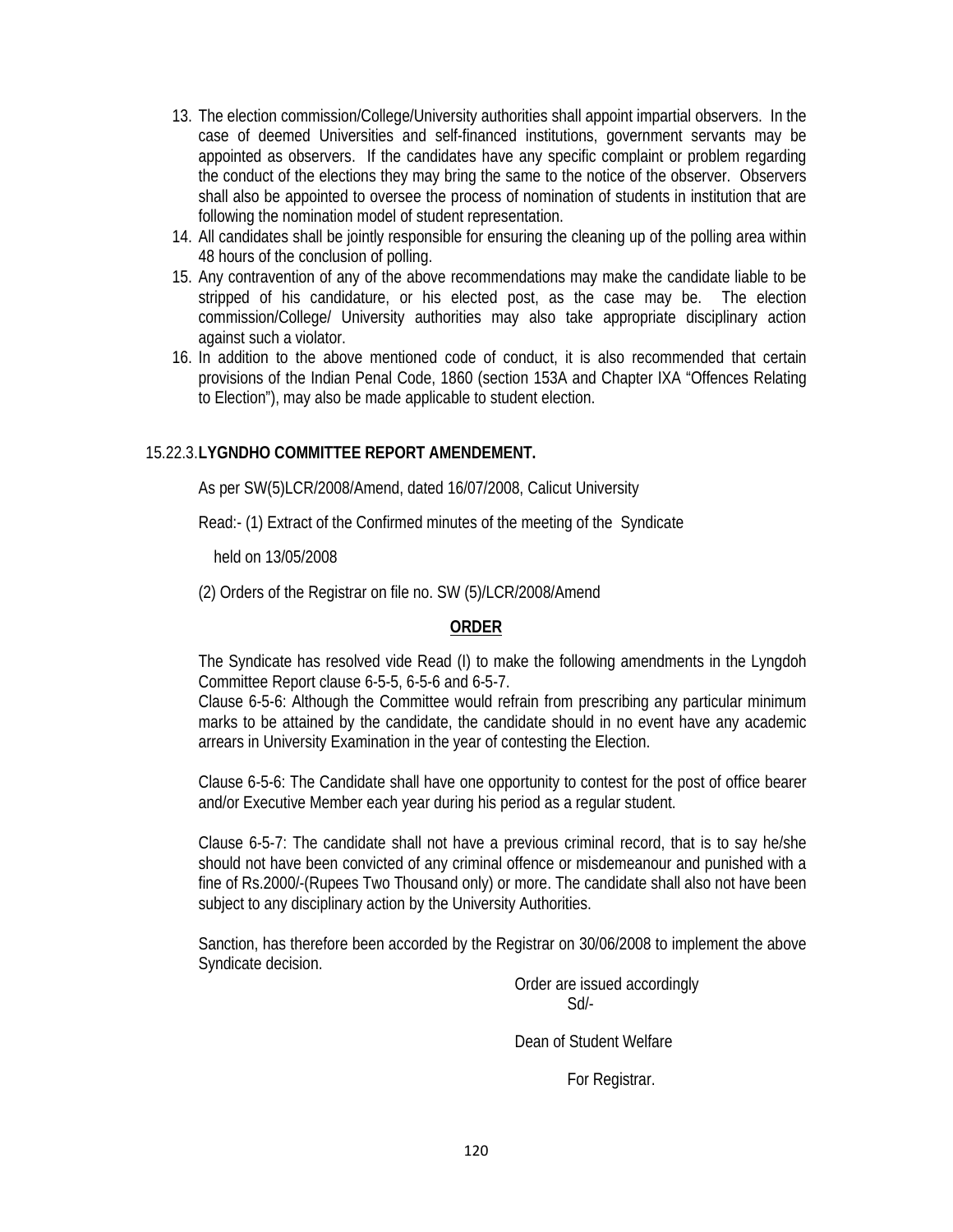13. The election commission/College/University authorities shall appoint impartial observers. In the case of deemed Universities and self-financed institutions, government servants may be appointed as observers. If the candidates have any specific complaint or problem regarding the conduct of the elections they may bring the same to the notice of the observer. Observers shall also be appointed to oversee the process of nomination of students in institution that are following the nomination model of student representation.
14. All candidates shall be jointly responsible for ensuring the cleaning up of the polling area within 48 hours of the conclusion of polling.
15. Any contravention of any of the above recommendations may make the candidate liable to be stripped of his candidature, or his elected post, as the case may be. The election commission/College/ University authorities may also take appropriate disciplinary action against such a violator.
16. In addition to the above mentioned code of conduct, it is also recommended that certain provisions of the Indian Penal Code, 1860 (section 153A and Chapter IXA "Offences Relating to Election"), may also be made applicable to student election.

### 15.22.3. **LYGNDHO COMMITTEE REPORT AMENDEMENT.**

As per SW(5)LCR/2008/Amend, dated 16/07/2008, Calicut University

Read:- (1) Extract of the Confirmed minutes of the meeting of the Syndicate

held on 13/05/2008

(2) Orders of the Registrar on file no. SW (5)/LCR/2008/Amend

**ORDER**

The Syndicate has resolved vide Read (I) to make the following amendments in the Lyngdoh Committee Report clause 6-5-5, 6-5-6 and 6-5-7.

Clause 6-5-6: Although the Committee would refrain from prescribing any particular minimum marks to be attained by the candidate, the candidate should in no event have any academic arrears in University Examination in the year of contesting the Election.

Clause 6-5-6: The Candidate shall have one opportunity to contest for the post of office bearer and/or Executive Member each year during his period as a regular student.

Clause 6-5-7: The candidate shall not have a previous criminal record, that is to say he/she should not have been convicted of any criminal offence or misdemeanour and punished with a fine of Rs.2000/-(Rupees Two Thousand only) or more. The candidate shall also not have been subject to any disciplinary action by the University Authorities.

Sanction, has therefore been accorded by the Registrar on 30/06/2008 to implement the above Syndicate decision.

Order are issued accordingly

Sd/-

Dean of Student Welfare

For Registrar.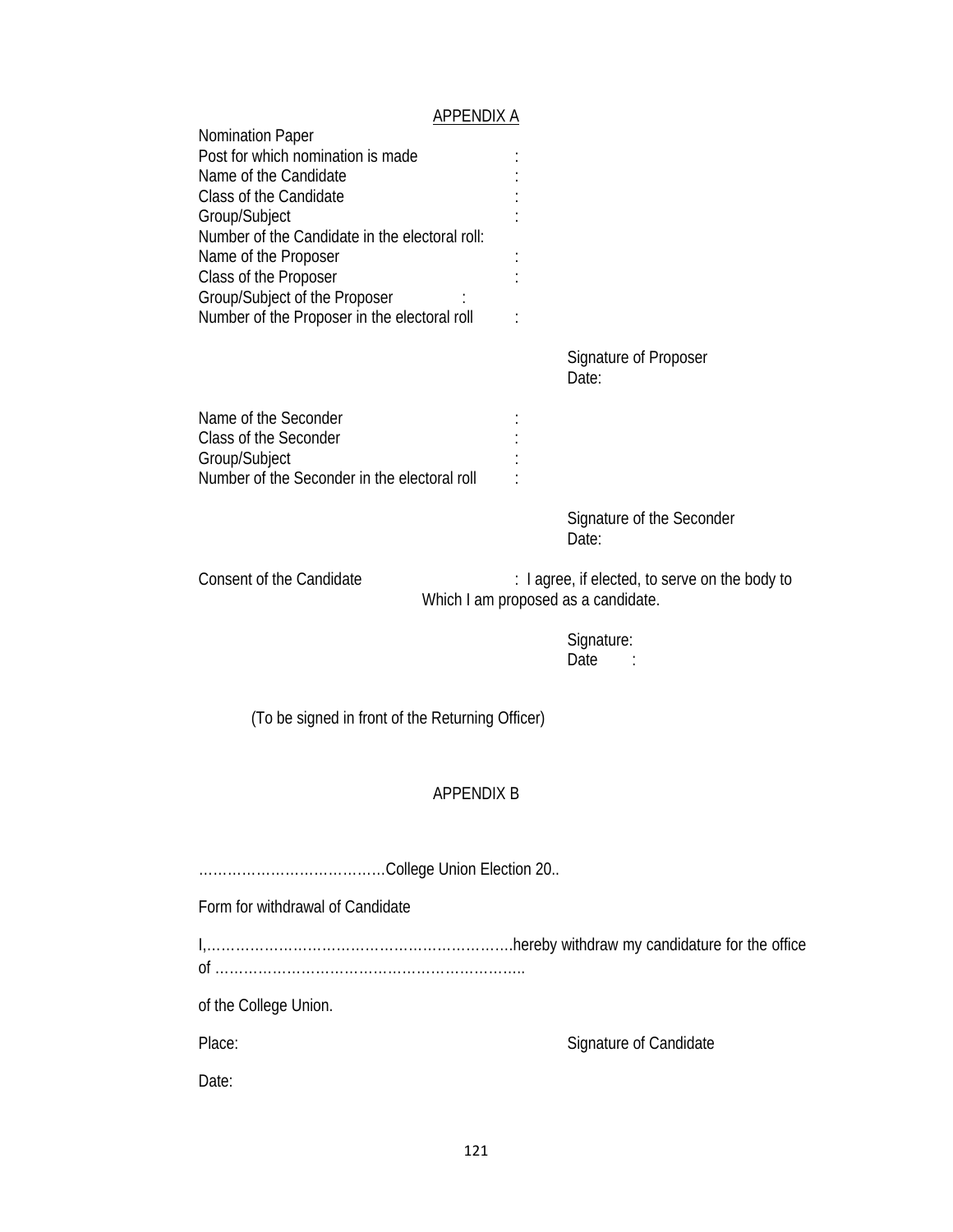## APPENDIX A

Nomination Paper

Post for which nomination is made :
Name of the Candidate :
Class of the Candidate :
Group/Subject :
Number of the Candidate in the electoral roll:
Name of the Proposer :
Class of the Proposer :
Group/Subject of the Proposer :
Number of the Proposer in the electoral roll :

Signature of Proposer
Date:

Name of the Seconder :
Class of the Seconder :
Group/Subject :
Number of the Seconder in the electoral roll :

Signature of the Seconder
Date:

Consent of the Candidate : I agree, if elected, to serve on the body to Which I am proposed as a candidate.

Signature:
Date :

(To be signed in front of the Returning Officer)

## APPENDIX B

…………………………………College Union Election 20..

Form for withdrawal of Candidate

I,……………………………………………………….hereby withdraw my candidature for the office of ………………………………………………………..

of the College Union.

Place: Signature of Candidate

Date: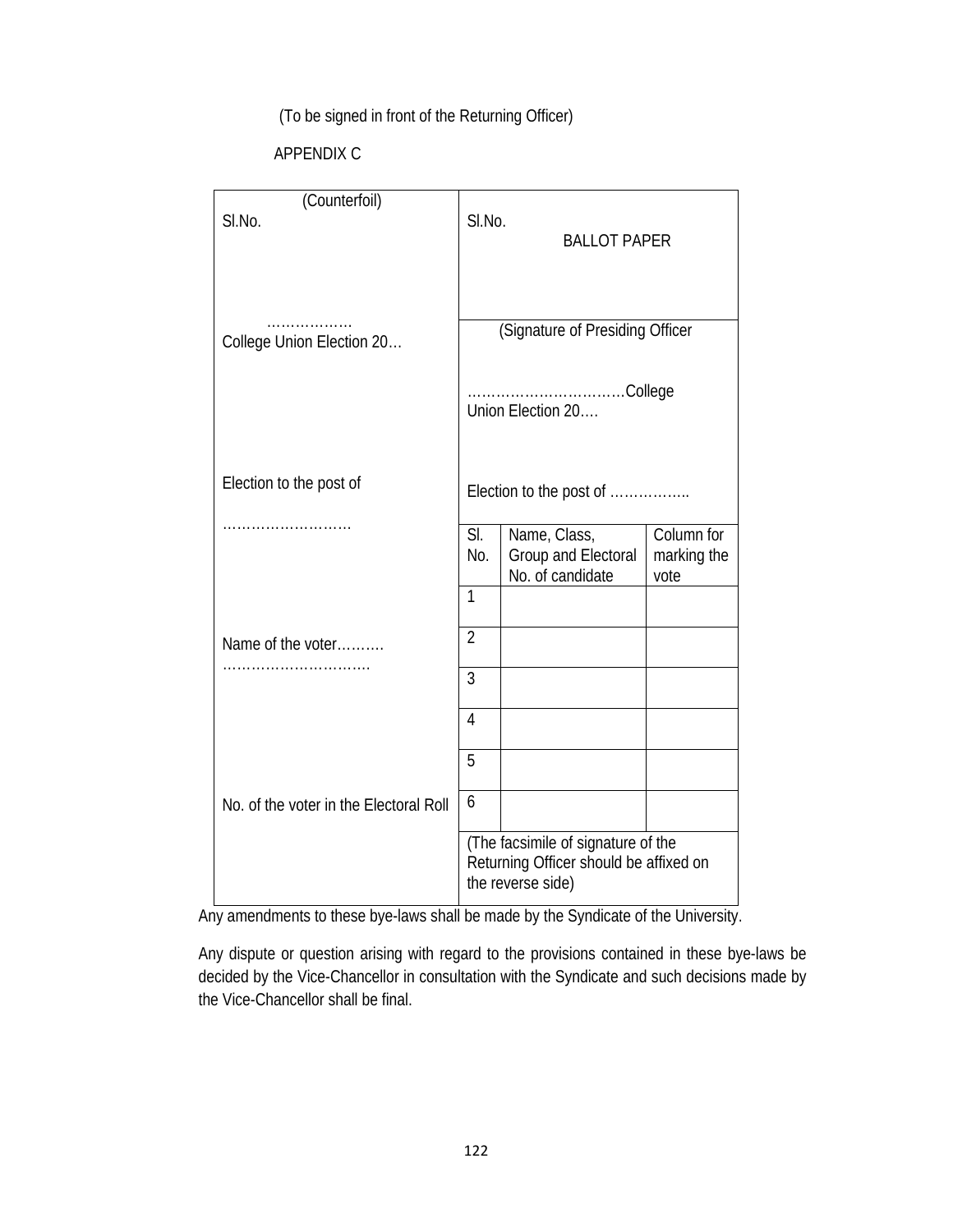(To be signed in front of the Returning Officer)

APPENDIX C

| (Counterfoil) | BALLOT PAPER | | |
|---|---|---|---|
| Sl.No. | Sl.No. | | |
| ……………… College Union Election 20… | (Signature of Presiding Officer | | |
| | ……………………………College Union Election 20…. | | |
| Election to the post of ……………………… | Election to the post of …………….. | | |
| | Sl. No. | Name, Class, Group and Electoral No. of candidate | Column for marking the vote |
| | 1 | | |
| Name of the voter………. …………………………. | 2 | | |
| | 3 | | |
| | 4 | | |
| | 5 | | |
| No. of the voter in the Electoral Roll | 6 | | |
| | (The facsimile of signature of the Returning Officer should be affixed on the reverse side) | | |

Any amendments to these bye-laws shall be made by the Syndicate of the University.

Any dispute or question arising with regard to the provisions contained in these bye-laws be decided by the Vice-Chancellor in consultation with the Syndicate and such decisions made by the Vice-Chancellor shall be final.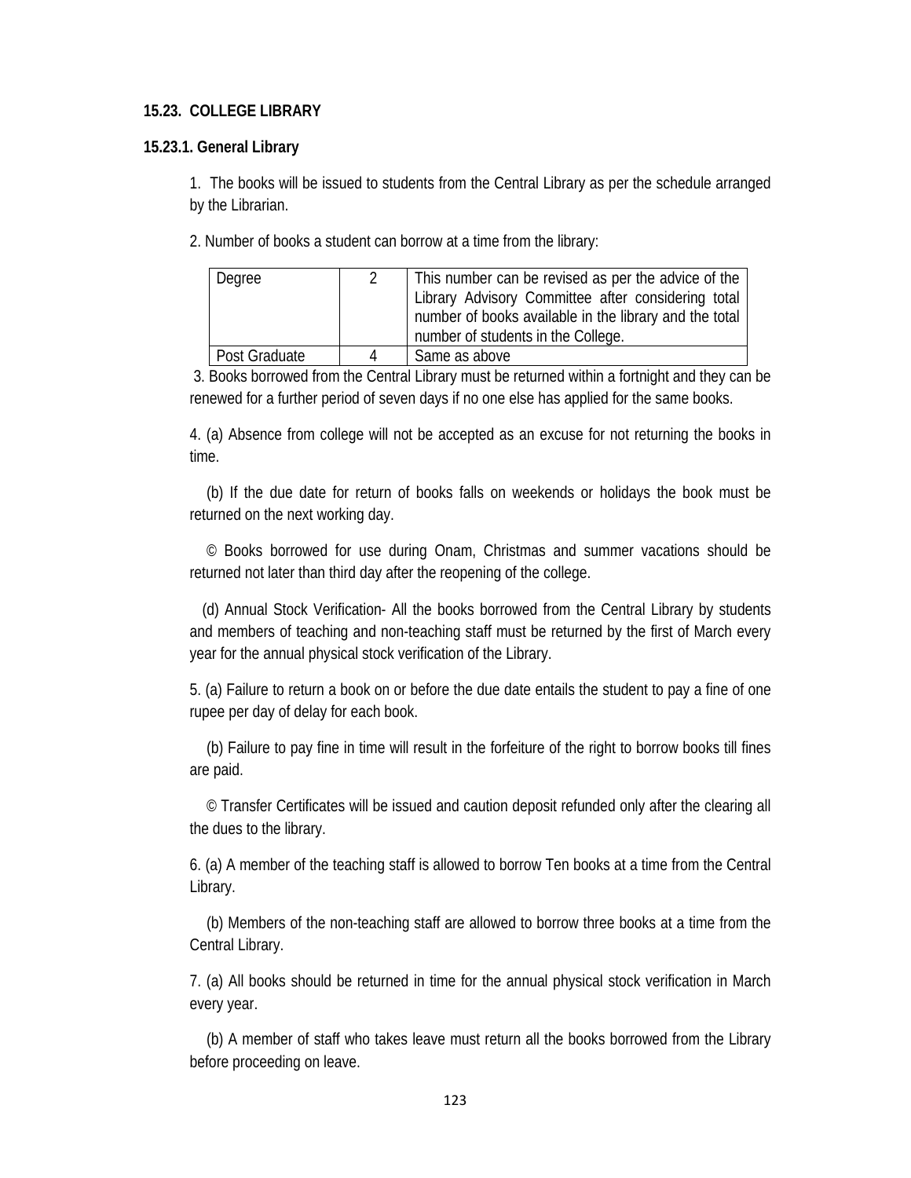## 15.23. COLLEGE LIBRARY

### 15.23.1. General Library

1. The books will be issued to students from the Central Library as per the schedule arranged by the Librarian.

2. Number of books a student can borrow at a time from the library:

| Degree | 2 | This number can be revised as per the advice of the Library Advisory Committee after considering total number of books available in the library and the total number of students in the College. |
|---|---|---|
| Post Graduate | 4 | Same as above |

3. Books borrowed from the Central Library must be returned within a fortnight and they can be renewed for a further period of seven days if no one else has applied for the same books.

4. (a) Absence from college will not be accepted as an excuse for not returning the books in time.

   (b) If the due date for return of books falls on weekends or holidays the book must be returned on the next working day.

   © Books borrowed for use during Onam, Christmas and summer vacations should be returned not later than third day after the reopening of the college.

   (d) Annual Stock Verification- All the books borrowed from the Central Library by students and members of teaching and non-teaching staff must be returned by the first of March every year for the annual physical stock verification of the Library.

5. (a) Failure to return a book on or before the due date entails the student to pay a fine of one rupee per day of delay for each book.

   (b) Failure to pay fine in time will result in the forfeiture of the right to borrow books till fines are paid.

   © Transfer Certificates will be issued and caution deposit refunded only after the clearing all the dues to the library.

6. (a) A member of the teaching staff is allowed to borrow Ten books at a time from the Central Library.

   (b) Members of the non-teaching staff are allowed to borrow three books at a time from the Central Library.

7. (a) All books should be returned in time for the annual physical stock verification in March every year.

   (b) A member of staff who takes leave must return all the books borrowed from the Library before proceeding on leave.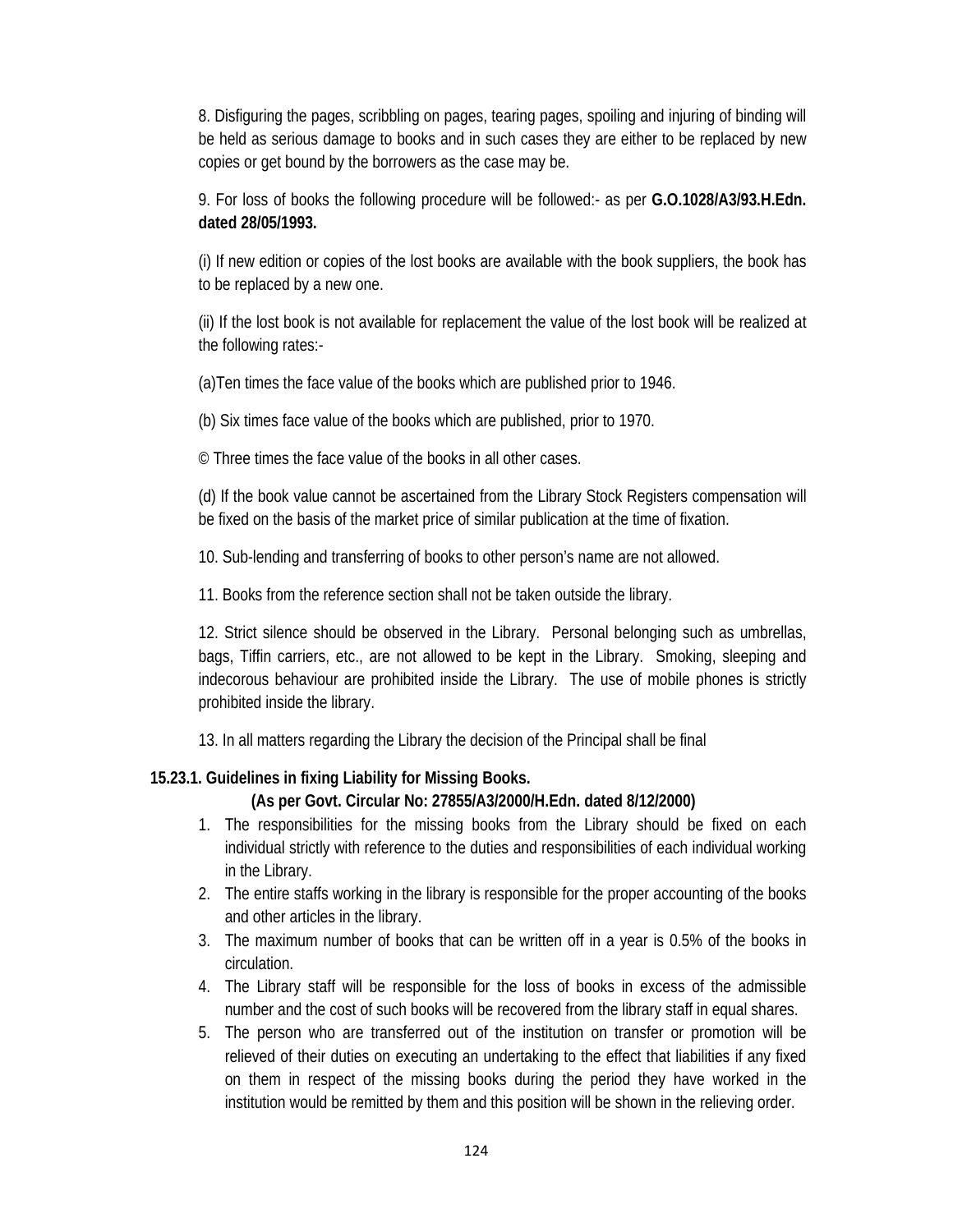8. Disfiguring the pages, scribbling on pages, tearing pages, spoiling and injuring of binding will be held as serious damage to books and in such cases they are either to be replaced by new copies or get bound by the borrowers as the case may be.

9. For loss of books the following procedure will be followed:- as per **G.O.1028/A3/93.H.Edn. dated 28/05/1993.**

(i) If new edition or copies of the lost books are available with the book suppliers, the book has to be replaced by a new one.

(ii) If the lost book is not available for replacement the value of the lost book will be realized at the following rates:-

(a)Ten times the face value of the books which are published prior to 1946.

(b) Six times face value of the books which are published, prior to 1970.

© Three times the face value of the books in all other cases.

(d) If the book value cannot be ascertained from the Library Stock Registers compensation will be fixed on the basis of the market price of similar publication at the time of fixation.

10. Sub-lending and transferring of books to other person's name are not allowed.

11. Books from the reference section shall not be taken outside the library.

12. Strict silence should be observed in the Library. Personal belonging such as umbrellas, bags, Tiffin carriers, etc., are not allowed to be kept in the Library. Smoking, sleeping and indecorous behaviour are prohibited inside the Library. The use of mobile phones is strictly prohibited inside the library.

13. In all matters regarding the Library the decision of the Principal shall be final

**15.23.1. Guidelines in fixing Liability for Missing Books.**

**(As per Govt. Circular No: 27855/A3/2000/H.Edn. dated 8/12/2000)**

1. The responsibilities for the missing books from the Library should be fixed on each individual strictly with reference to the duties and responsibilities of each individual working in the Library.
2. The entire staffs working in the library is responsible for the proper accounting of the books and other articles in the library.
3. The maximum number of books that can be written off in a year is 0.5% of the books in circulation.
4. The Library staff will be responsible for the loss of books in excess of the admissible number and the cost of such books will be recovered from the library staff in equal shares.
5. The person who are transferred out of the institution on transfer or promotion will be relieved of their duties on executing an undertaking to the effect that liabilities if any fixed on them in respect of the missing books during the period they have worked in the institution would be remitted by them and this position will be shown in the relieving order.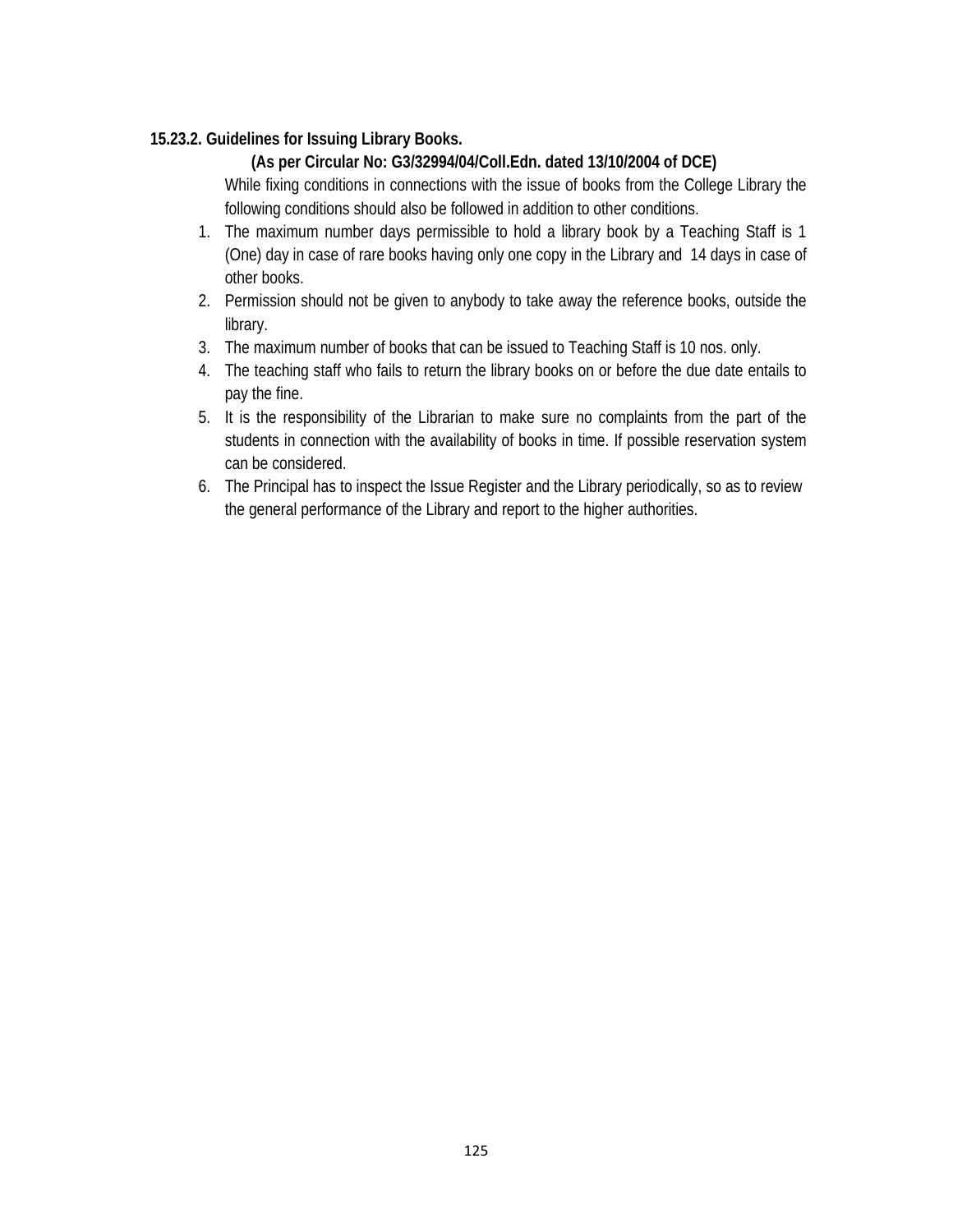### 15.23.2. Guidelines for Issuing Library Books.

**(As per Circular No: G3/32994/04/Coll.Edn. dated 13/10/2004 of DCE)**

While fixing conditions in connections with the issue of books from the College Library the following conditions should also be followed in addition to other conditions.

1. The maximum number days permissible to hold a library book by a Teaching Staff is 1 (One) day in case of rare books having only one copy in the Library and 14 days in case of other books.
2. Permission should not be given to anybody to take away the reference books, outside the library.
3. The maximum number of books that can be issued to Teaching Staff is 10 nos. only.
4. The teaching staff who fails to return the library books on or before the due date entails to pay the fine.
5. It is the responsibility of the Librarian to make sure no complaints from the part of the students in connection with the availability of books in time. If possible reservation system can be considered.
6. The Principal has to inspect the Issue Register and the Library periodically, so as to review the general performance of the Library and report to the higher authorities.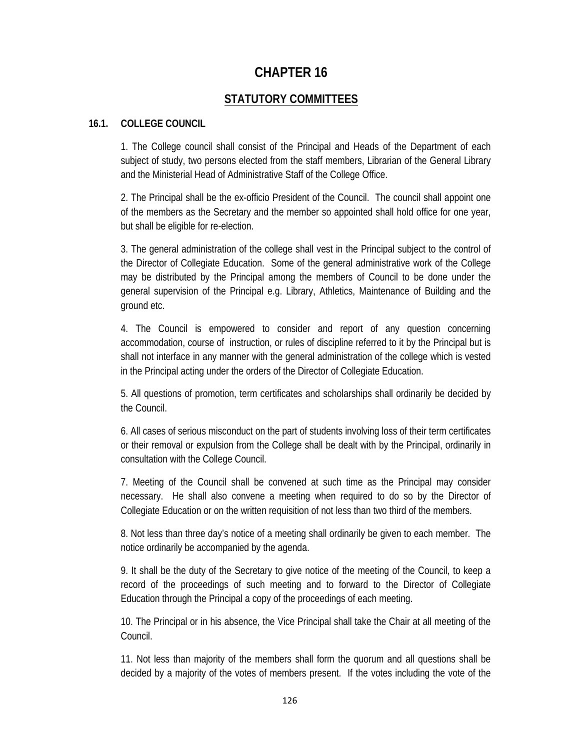# CHAPTER 16

## STATUTORY COMMITTEES

### 16.1. COLLEGE COUNCIL

1. The College council shall consist of the Principal and Heads of the Department of each subject of study, two persons elected from the staff members, Librarian of the General Library and the Ministerial Head of Administrative Staff of the College Office.

2. The Principal shall be the ex-officio President of the Council. The council shall appoint one of the members as the Secretary and the member so appointed shall hold office for one year, but shall be eligible for re-election.

3. The general administration of the college shall vest in the Principal subject to the control of the Director of Collegiate Education. Some of the general administrative work of the College may be distributed by the Principal among the members of Council to be done under the general supervision of the Principal e.g. Library, Athletics, Maintenance of Building and the ground etc.

4. The Council is empowered to consider and report of any question concerning accommodation, course of instruction, or rules of discipline referred to it by the Principal but is shall not interface in any manner with the general administration of the college which is vested in the Principal acting under the orders of the Director of Collegiate Education.

5. All questions of promotion, term certificates and scholarships shall ordinarily be decided by the Council.

6. All cases of serious misconduct on the part of students involving loss of their term certificates or their removal or expulsion from the College shall be dealt with by the Principal, ordinarily in consultation with the College Council.

7. Meeting of the Council shall be convened at such time as the Principal may consider necessary. He shall also convene a meeting when required to do so by the Director of Collegiate Education or on the written requisition of not less than two third of the members.

8. Not less than three day's notice of a meeting shall ordinarily be given to each member. The notice ordinarily be accompanied by the agenda.

9. It shall be the duty of the Secretary to give notice of the meeting of the Council, to keep a record of the proceedings of such meeting and to forward to the Director of Collegiate Education through the Principal a copy of the proceedings of each meeting.

10. The Principal or in his absence, the Vice Principal shall take the Chair at all meeting of the Council.

11. Not less than majority of the members shall form the quorum and all questions shall be decided by a majority of the votes of members present. If the votes including the vote of the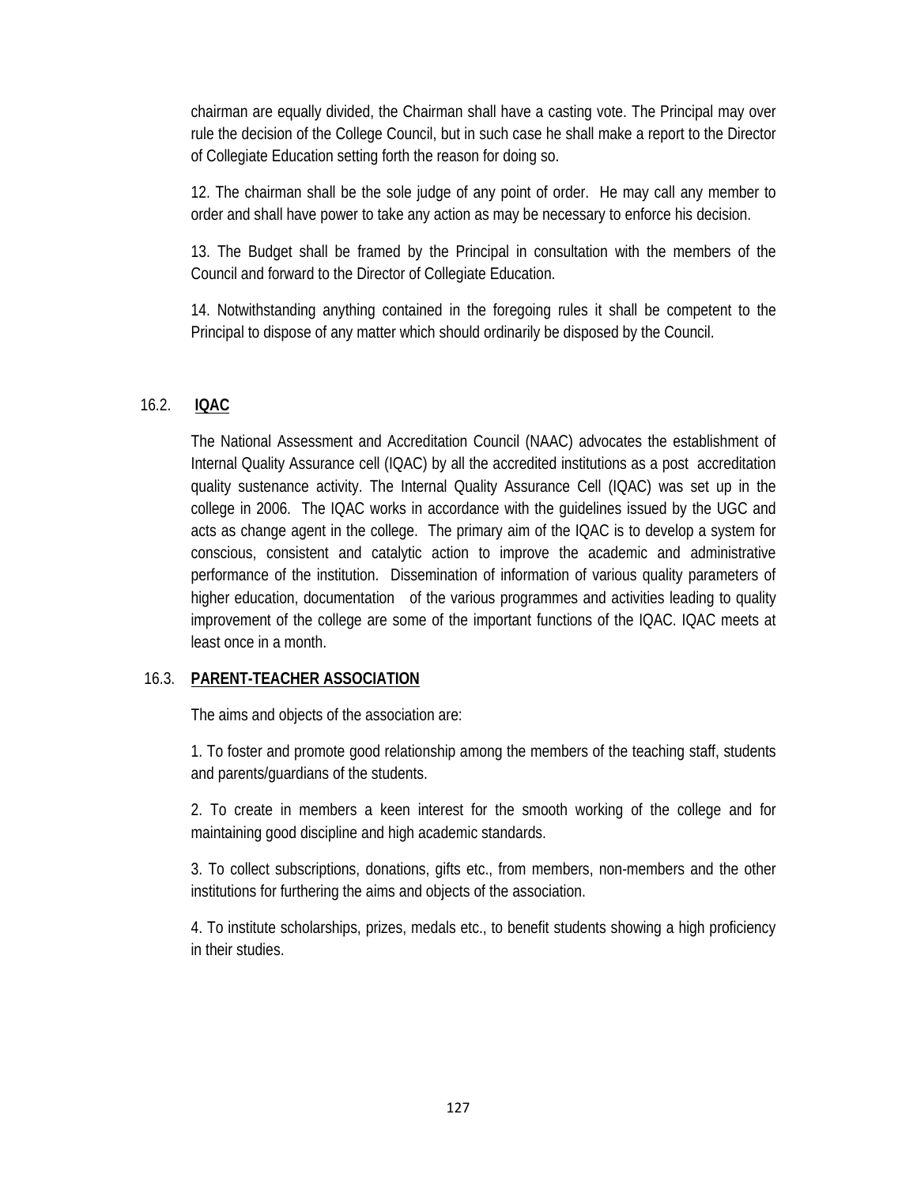chairman are equally divided, the Chairman shall have a casting vote. The Principal may over rule the decision of the College Council, but in such case he shall make a report to the Director of Collegiate Education setting forth the reason for doing so.

12. The chairman shall be the sole judge of any point of order. He may call any member to order and shall have power to take any action as may be necessary to enforce his decision.

13. The Budget shall be framed by the Principal in consultation with the members of the Council and forward to the Director of Collegiate Education.

14. Notwithstanding anything contained in the foregoing rules it shall be competent to the Principal to dispose of any matter which should ordinarily be disposed by the Council.

## 16.2. IQAC

The National Assessment and Accreditation Council (NAAC) advocates the establishment of Internal Quality Assurance cell (IQAC) by all the accredited institutions as a post accreditation quality sustenance activity. The Internal Quality Assurance Cell (IQAC) was set up in the college in 2006. The IQAC works in accordance with the guidelines issued by the UGC and acts as change agent in the college. The primary aim of the IQAC is to develop a system for conscious, consistent and catalytic action to improve the academic and administrative performance of the institution. Dissemination of information of various quality parameters of higher education, documentation of the various programmes and activities leading to quality improvement of the college are some of the important functions of the IQAC. IQAC meets at least once in a month.

## 16.3. PARENT-TEACHER ASSOCIATION

The aims and objects of the association are:

1. To foster and promote good relationship among the members of the teaching staff, students and parents/guardians of the students.

2. To create in members a keen interest for the smooth working of the college and for maintaining good discipline and high academic standards.

3. To collect subscriptions, donations, gifts etc., from members, non-members and the other institutions for furthering the aims and objects of the association.

4. To institute scholarships, prizes, medals etc., to benefit students showing a high proficiency in their studies.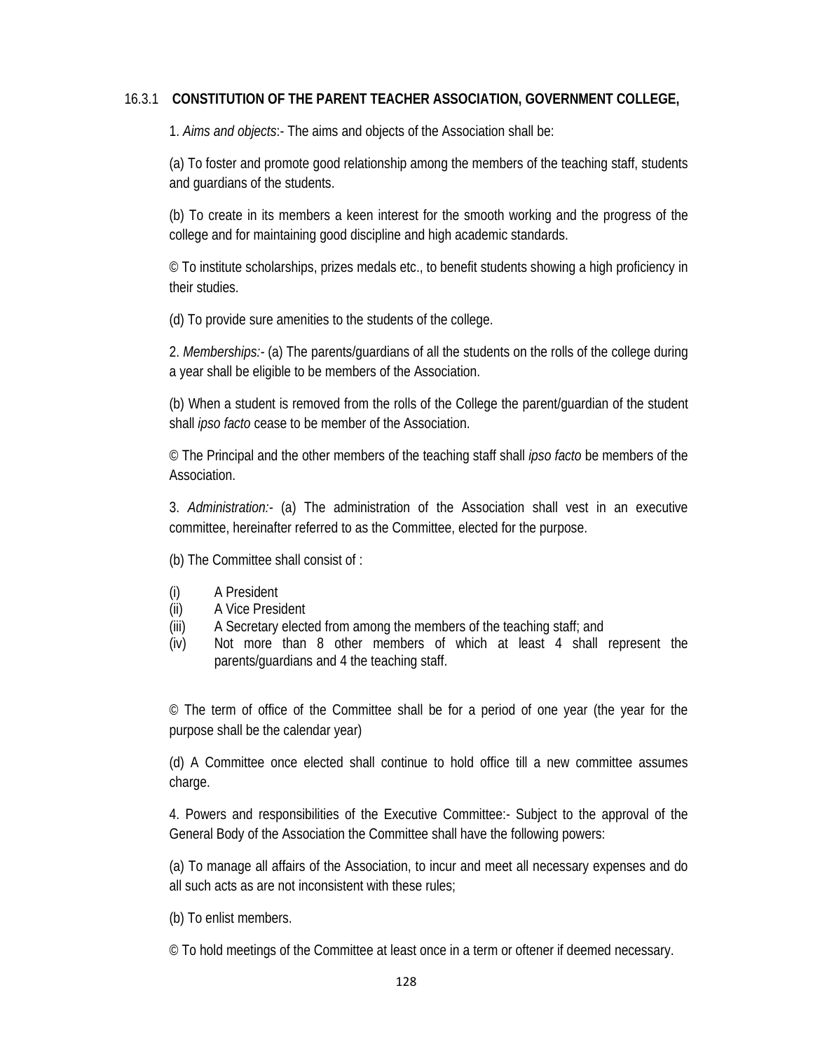### 16.3.1 **CONSTITUTION OF THE PARENT TEACHER ASSOCIATION, GOVERNMENT COLLEGE,**

1. *Aims and objects*:- The aims and objects of the Association shall be:

(a) To foster and promote good relationship among the members of the teaching staff, students and guardians of the students.

(b) To create in its members a keen interest for the smooth working and the progress of the college and for maintaining good discipline and high academic standards.

© To institute scholarships, prizes medals etc., to benefit students showing a high proficiency in their studies.

(d) To provide sure amenities to the students of the college.

2. *Memberships:*- (a) The parents/guardians of all the students on the rolls of the college during a year shall be eligible to be members of the Association.

(b) When a student is removed from the rolls of the College the parent/guardian of the student shall *ipso facto* cease to be member of the Association.

© The Principal and the other members of the teaching staff shall *ipso facto* be members of the Association.

3. *Administration:*- (a) The administration of the Association shall vest in an executive committee, hereinafter referred to as the Committee, elected for the purpose.

(b) The Committee shall consist of :

(i) A President
(ii) A Vice President
(iii) A Secretary elected from among the members of the teaching staff; and
(iv) Not more than 8 other members of which at least 4 shall represent the parents/guardians and 4 the teaching staff.

© The term of office of the Committee shall be for a period of one year (the year for the purpose shall be the calendar year)

(d) A Committee once elected shall continue to hold office till a new committee assumes charge.

4. Powers and responsibilities of the Executive Committee:- Subject to the approval of the General Body of the Association the Committee shall have the following powers:

(a) To manage all affairs of the Association, to incur and meet all necessary expenses and do all such acts as are not inconsistent with these rules;

(b) To enlist members.

© To hold meetings of the Committee at least once in a term or oftener if deemed necessary.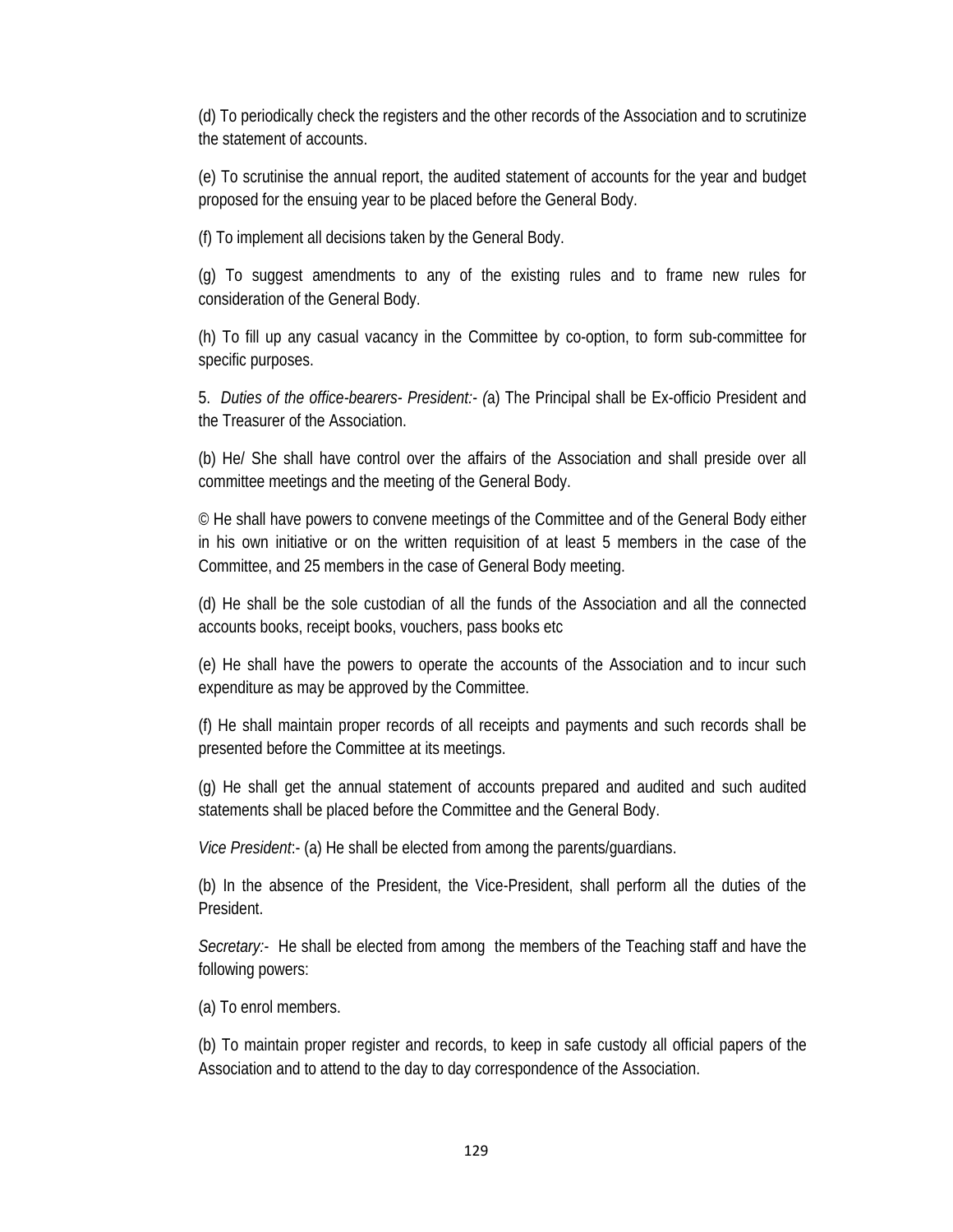(d) To periodically check the registers and the other records of the Association and to scrutinize the statement of accounts.

(e) To scrutinise the annual report, the audited statement of accounts for the year and budget proposed for the ensuing year to be placed before the General Body.

(f) To implement all decisions taken by the General Body.

(g) To suggest amendments to any of the existing rules and to frame new rules for consideration of the General Body.

(h) To fill up any casual vacancy in the Committee by co-option, to form sub-committee for specific purposes.

5. *Duties of the office-bearers- President:- (*a) The Principal shall be Ex-officio President and the Treasurer of the Association.

(b) He/ She shall have control over the affairs of the Association and shall preside over all committee meetings and the meeting of the General Body.

© He shall have powers to convene meetings of the Committee and of the General Body either in his own initiative or on the written requisition of at least 5 members in the case of the Committee, and 25 members in the case of General Body meeting.

(d) He shall be the sole custodian of all the funds of the Association and all the connected accounts books, receipt books, vouchers, pass books etc

(e) He shall have the powers to operate the accounts of the Association and to incur such expenditure as may be approved by the Committee.

(f) He shall maintain proper records of all receipts and payments and such records shall be presented before the Committee at its meetings.

(g) He shall get the annual statement of accounts prepared and audited and such audited statements shall be placed before the Committee and the General Body.

*Vice President*:- (a) He shall be elected from among the parents/guardians.

(b) In the absence of the President, the Vice-President, shall perform all the duties of the President.

*Secretary:-* He shall be elected from among the members of the Teaching staff and have the following powers:

(a) To enrol members.

(b) To maintain proper register and records, to keep in safe custody all official papers of the Association and to attend to the day to day correspondence of the Association.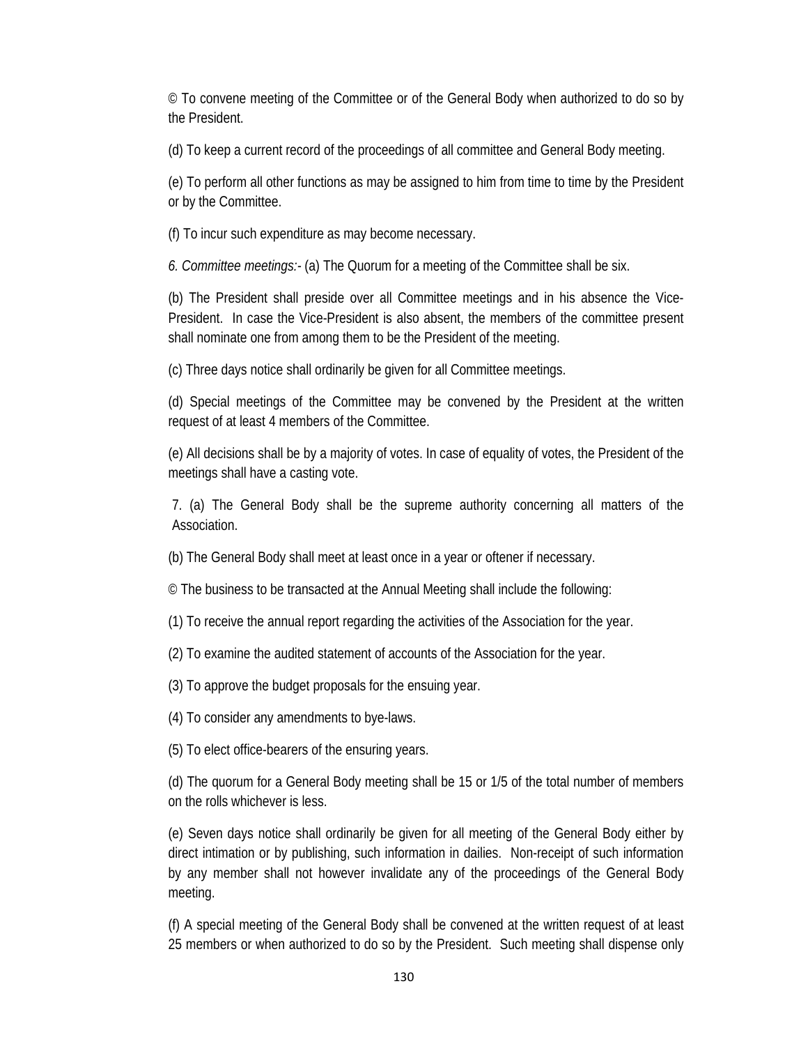© To convene meeting of the Committee or of the General Body when authorized to do so by the President.

(d) To keep a current record of the proceedings of all committee and General Body meeting.

(e) To perform all other functions as may be assigned to him from time to time by the President or by the Committee.

(f) To incur such expenditure as may become necessary.

*6. Committee meetings:-* (a) The Quorum for a meeting of the Committee shall be six.

(b) The President shall preside over all Committee meetings and in his absence the Vice-President. In case the Vice-President is also absent, the members of the committee present shall nominate one from among them to be the President of the meeting.

(c) Three days notice shall ordinarily be given for all Committee meetings.

(d) Special meetings of the Committee may be convened by the President at the written request of at least 4 members of the Committee.

(e) All decisions shall be by a majority of votes. In case of equality of votes, the President of the meetings shall have a casting vote.

7. (a) The General Body shall be the supreme authority concerning all matters of the Association.

(b) The General Body shall meet at least once in a year or oftener if necessary.

© The business to be transacted at the Annual Meeting shall include the following:

(1) To receive the annual report regarding the activities of the Association for the year.

(2) To examine the audited statement of accounts of the Association for the year.

(3) To approve the budget proposals for the ensuing year.

(4) To consider any amendments to bye-laws.

(5) To elect office-bearers of the ensuring years.

(d) The quorum for a General Body meeting shall be 15 or 1/5 of the total number of members on the rolls whichever is less.

(e) Seven days notice shall ordinarily be given for all meeting of the General Body either by direct intimation or by publishing, such information in dailies. Non-receipt of such information by any member shall not however invalidate any of the proceedings of the General Body meeting.

(f) A special meeting of the General Body shall be convened at the written request of at least 25 members or when authorized to do so by the President. Such meeting shall dispense only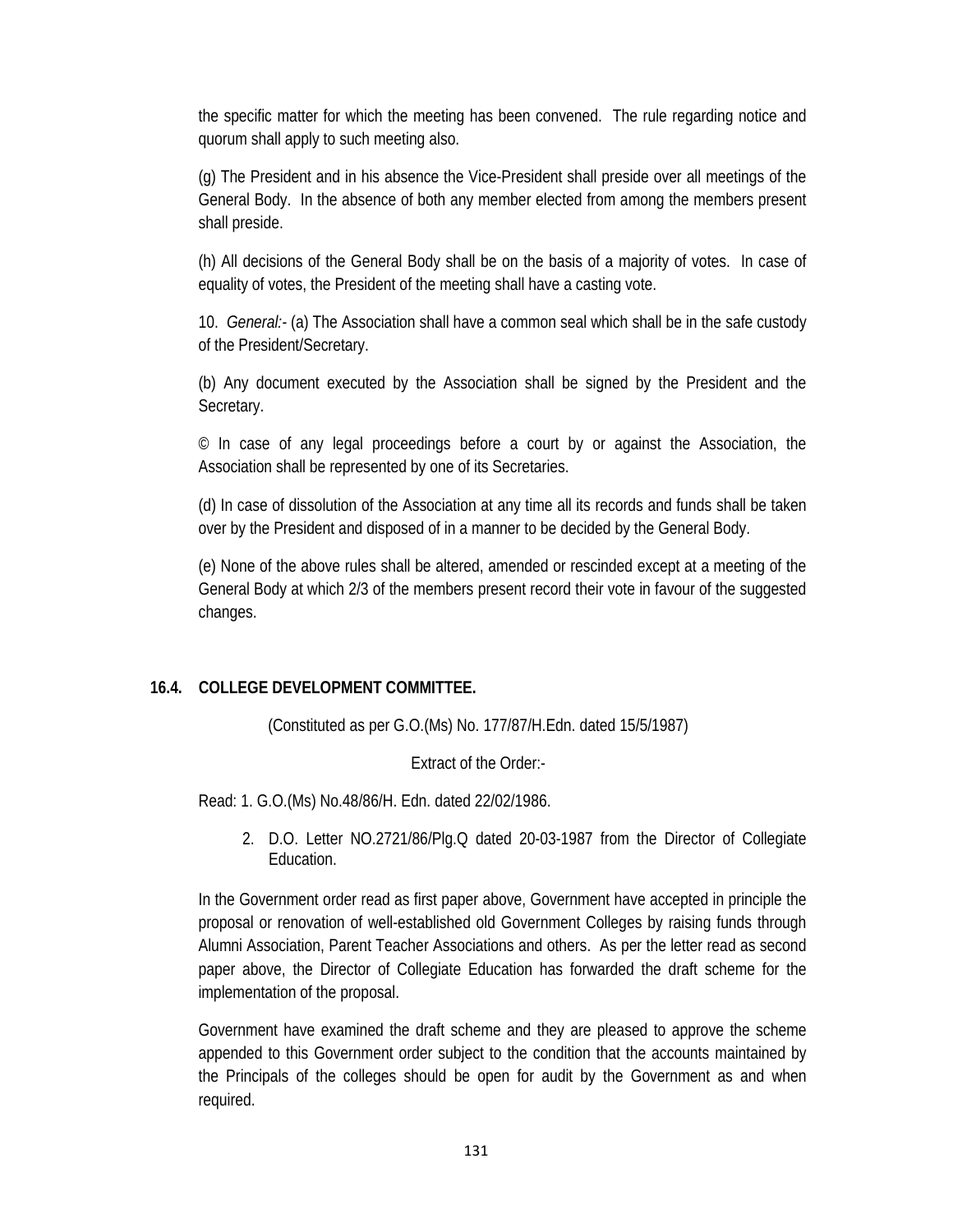the specific matter for which the meeting has been convened. The rule regarding notice and quorum shall apply to such meeting also.

(g) The President and in his absence the Vice-President shall preside over all meetings of the General Body. In the absence of both any member elected from among the members present shall preside.

(h) All decisions of the General Body shall be on the basis of a majority of votes. In case of equality of votes, the President of the meeting shall have a casting vote.

10. *General:-* (a) The Association shall have a common seal which shall be in the safe custody of the President/Secretary.

(b) Any document executed by the Association shall be signed by the President and the Secretary.

© In case of any legal proceedings before a court by or against the Association, the Association shall be represented by one of its Secretaries.

(d) In case of dissolution of the Association at any time all its records and funds shall be taken over by the President and disposed of in a manner to be decided by the General Body.

(e) None of the above rules shall be altered, amended or rescinded except at a meeting of the General Body at which 2/3 of the members present record their vote in favour of the suggested changes.

### 16.4. COLLEGE DEVELOPMENT COMMITTEE.

(Constituted as per G.O.(Ms) No. 177/87/H.Edn. dated 15/5/1987)

Extract of the Order:-

Read: 1. G.O.(Ms) No.48/86/H. Edn. dated 22/02/1986.

2. D.O. Letter NO.2721/86/Plg.Q dated 20-03-1987 from the Director of Collegiate Education.

In the Government order read as first paper above, Government have accepted in principle the proposal or renovation of well-established old Government Colleges by raising funds through Alumni Association, Parent Teacher Associations and others. As per the letter read as second paper above, the Director of Collegiate Education has forwarded the draft scheme for the implementation of the proposal.

Government have examined the draft scheme and they are pleased to approve the scheme appended to this Government order subject to the condition that the accounts maintained by the Principals of the colleges should be open for audit by the Government as and when required.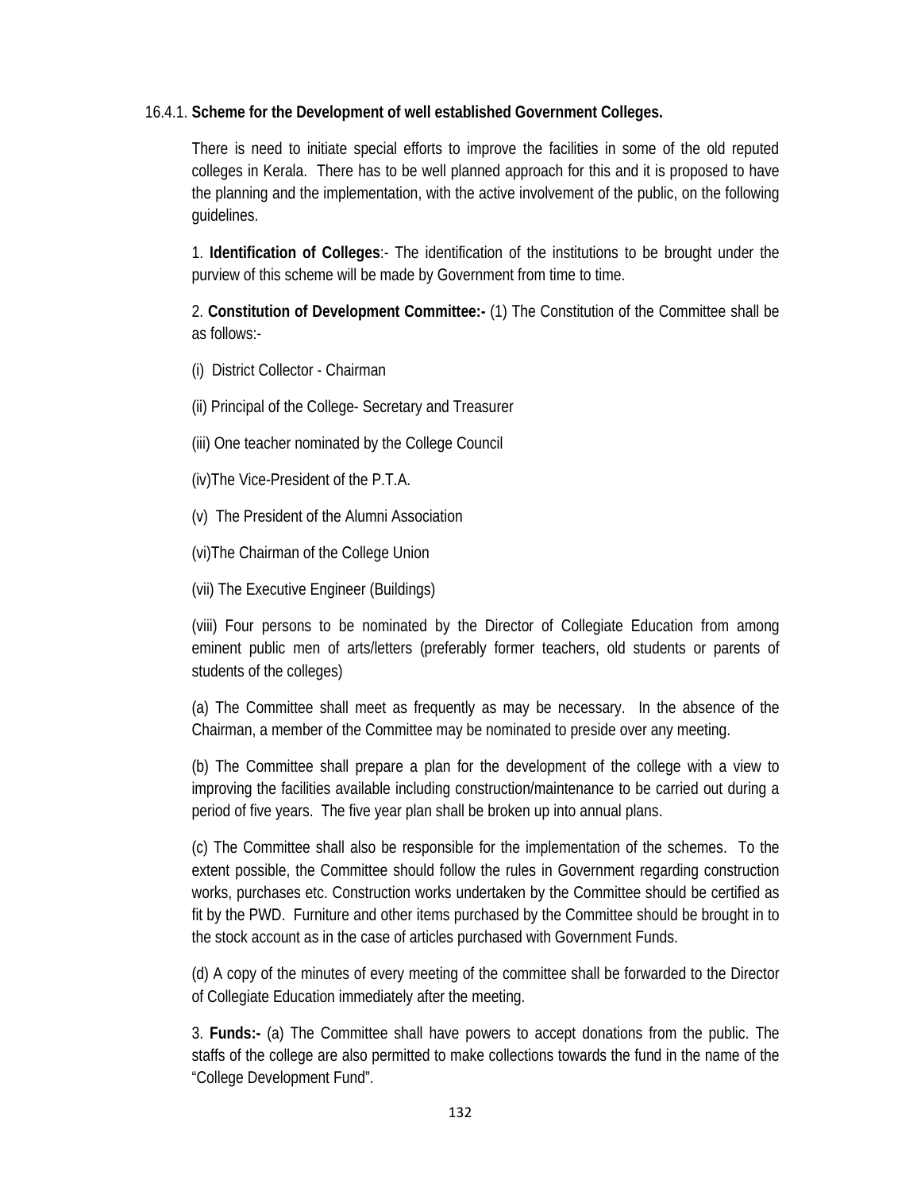16.4.1. **Scheme for the Development of well established Government Colleges.**

There is need to initiate special efforts to improve the facilities in some of the old reputed colleges in Kerala. There has to be well planned approach for this and it is proposed to have the planning and the implementation, with the active involvement of the public, on the following guidelines.

1. **Identification of Colleges**:- The identification of the institutions to be brought under the purview of this scheme will be made by Government from time to time.

2. **Constitution of Development Committee:-** (1) The Constitution of the Committee shall be as follows:-

(i) District Collector - Chairman

(ii) Principal of the College- Secretary and Treasurer

(iii) One teacher nominated by the College Council

(iv)The Vice-President of the P.T.A.

(v) The President of the Alumni Association

(vi)The Chairman of the College Union

(vii) The Executive Engineer (Buildings)

(viii) Four persons to be nominated by the Director of Collegiate Education from among eminent public men of arts/letters (preferably former teachers, old students or parents of students of the colleges)

(a) The Committee shall meet as frequently as may be necessary. In the absence of the Chairman, a member of the Committee may be nominated to preside over any meeting.

(b) The Committee shall prepare a plan for the development of the college with a view to improving the facilities available including construction/maintenance to be carried out during a period of five years. The five year plan shall be broken up into annual plans.

(c) The Committee shall also be responsible for the implementation of the schemes. To the extent possible, the Committee should follow the rules in Government regarding construction works, purchases etc. Construction works undertaken by the Committee should be certified as fit by the PWD. Furniture and other items purchased by the Committee should be brought in to the stock account as in the case of articles purchased with Government Funds.

(d) A copy of the minutes of every meeting of the committee shall be forwarded to the Director of Collegiate Education immediately after the meeting.

3. **Funds:-** (a) The Committee shall have powers to accept donations from the public. The staffs of the college are also permitted to make collections towards the fund in the name of the "College Development Fund".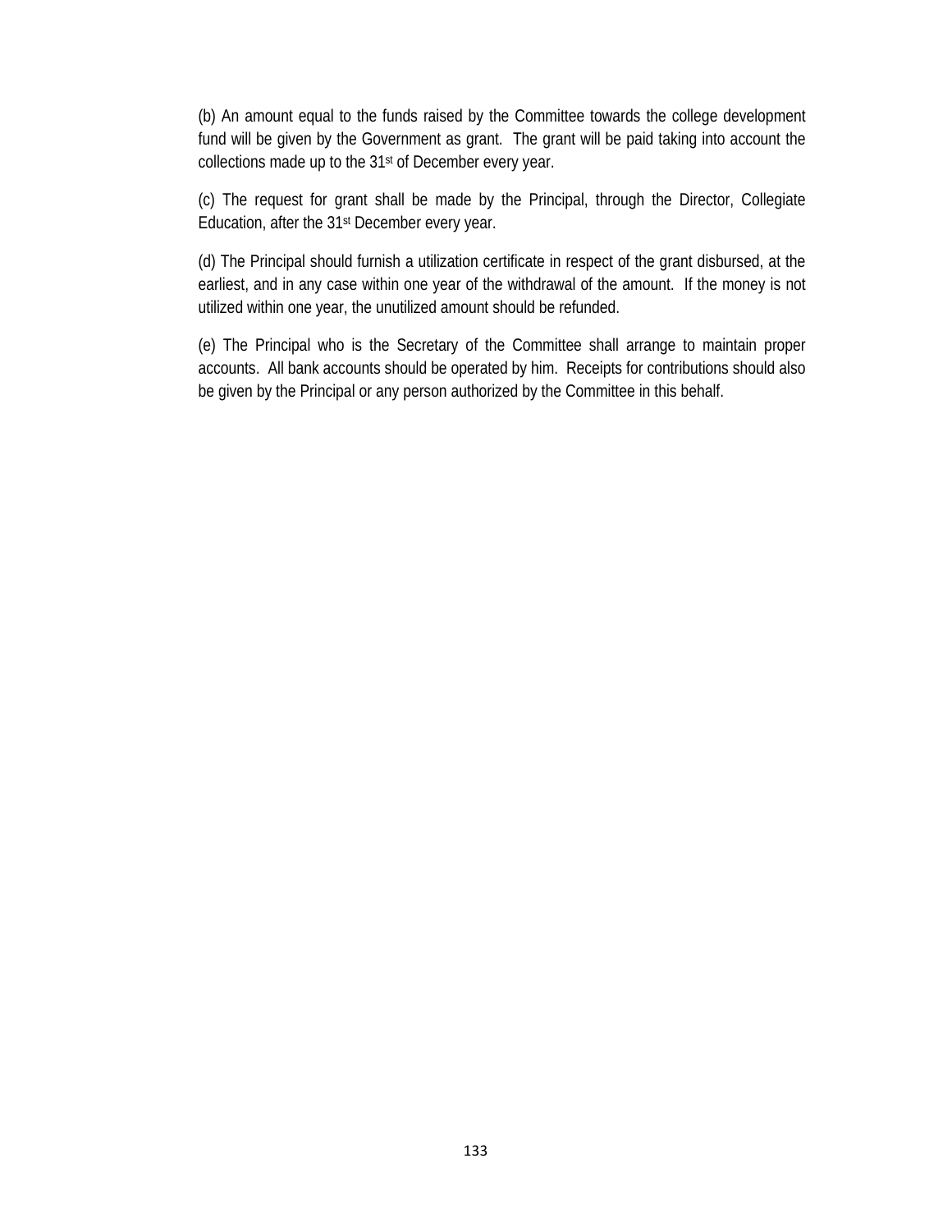(b) An amount equal to the funds raised by the Committee towards the college development fund will be given by the Government as grant. The grant will be paid taking into account the collections made up to the 31st of December every year.

(c) The request for grant shall be made by the Principal, through the Director, Collegiate Education, after the 31st December every year.

(d) The Principal should furnish a utilization certificate in respect of the grant disbursed, at the earliest, and in any case within one year of the withdrawal of the amount. If the money is not utilized within one year, the unutilized amount should be refunded.

(e) The Principal who is the Secretary of the Committee shall arrange to maintain proper accounts. All bank accounts should be operated by him. Receipts for contributions should also be given by the Principal or any person authorized by the Committee in this behalf.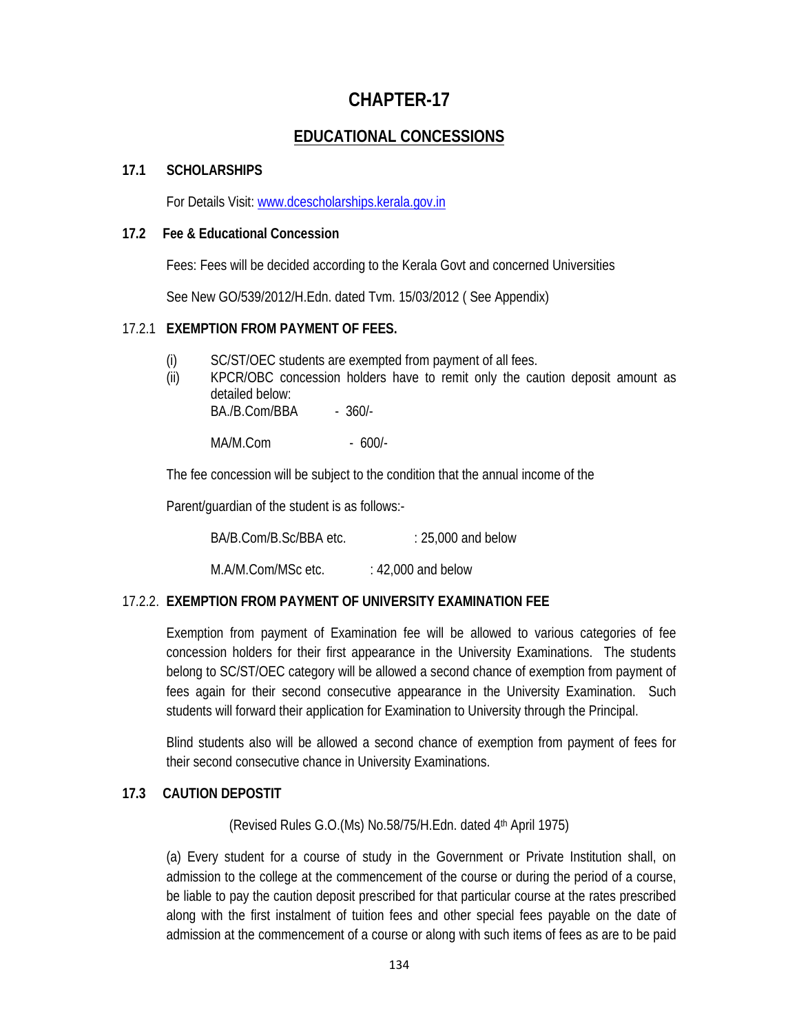# CHAPTER-17

## EDUCATIONAL CONCESSIONS

### 17.1 SCHOLARSHIPS

For Details Visit: www.dcescholarships.kerala.gov.in

### 17.2 Fee & Educational Concession

Fees: Fees will be decided according to the Kerala Govt and concerned Universities

See New GO/539/2012/H.Edn. dated Tvm. 15/03/2012 ( See Appendix)

#### 17.2.1 EXEMPTION FROM PAYMENT OF FEES.

(i) SC/ST/OEC students are exempted from payment of all fees.

(ii) KPCR/OBC concession holders have to remit only the caution deposit amount as detailed below:

BA./B.Com/BBA - 360/-

MA/M.Com - 600/-

The fee concession will be subject to the condition that the annual income of the Parent/guardian of the student is as follows:-

BA/B.Com/B.Sc/BBA etc. : 25,000 and below

M.A/M.Com/MSc etc. : 42,000 and below

#### 17.2.2. EXEMPTION FROM PAYMENT OF UNIVERSITY EXAMINATION FEE

Exemption from payment of Examination fee will be allowed to various categories of fee concession holders for their first appearance in the University Examinations. The students belong to SC/ST/OEC category will be allowed a second chance of exemption from payment of fees again for their second consecutive appearance in the University Examination. Such students will forward their application for Examination to University through the Principal.

Blind students also will be allowed a second chance of exemption from payment of fees for their second consecutive chance in University Examinations.

### 17.3 CAUTION DEPOSTIT

(Revised Rules G.O.(Ms) No.58/75/H.Edn. dated 4th April 1975)

(a) Every student for a course of study in the Government or Private Institution shall, on admission to the college at the commencement of the course or during the period of a course, be liable to pay the caution deposit prescribed for that particular course at the rates prescribed along with the first instalment of tuition fees and other special fees payable on the date of admission at the commencement of a course or along with such items of fees as are to be paid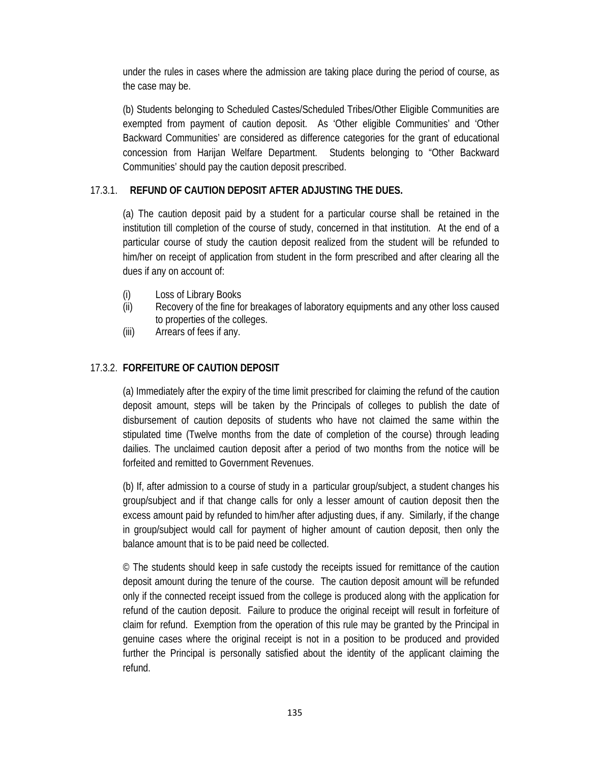under the rules in cases where the admission are taking place during the period of course, as the case may be.

(b) Students belonging to Scheduled Castes/Scheduled Tribes/Other Eligible Communities are exempted from payment of caution deposit. As 'Other eligible Communities' and 'Other Backward Communities' are considered as difference categories for the grant of educational concession from Harijan Welfare Department. Students belonging to "Other Backward Communities' should pay the caution deposit prescribed.

17.3.1. **REFUND OF CAUTION DEPOSIT AFTER ADJUSTING THE DUES.**

(a) The caution deposit paid by a student for a particular course shall be retained in the institution till completion of the course of study, concerned in that institution. At the end of a particular course of study the caution deposit realized from the student will be refunded to him/her on receipt of application from student in the form prescribed and after clearing all the dues if any on account of:

(i) Loss of Library Books
(ii) Recovery of the fine for breakages of laboratory equipments and any other loss caused to properties of the colleges.
(iii) Arrears of fees if any.

17.3.2. **FORFEITURE OF CAUTION DEPOSIT**

(a) Immediately after the expiry of the time limit prescribed for claiming the refund of the caution deposit amount, steps will be taken by the Principals of colleges to publish the date of disbursement of caution deposits of students who have not claimed the same within the stipulated time (Twelve months from the date of completion of the course) through leading dailies. The unclaimed caution deposit after a period of two months from the notice will be forfeited and remitted to Government Revenues.

(b) If, after admission to a course of study in a particular group/subject, a student changes his group/subject and if that change calls for only a lesser amount of caution deposit then the excess amount paid by refunded to him/her after adjusting dues, if any. Similarly, if the change in group/subject would call for payment of higher amount of caution deposit, then only the balance amount that is to be paid need be collected.

© The students should keep in safe custody the receipts issued for remittance of the caution deposit amount during the tenure of the course. The caution deposit amount will be refunded only if the connected receipt issued from the college is produced along with the application for refund of the caution deposit. Failure to produce the original receipt will result in forfeiture of claim for refund. Exemption from the operation of this rule may be granted by the Principal in genuine cases where the original receipt is not in a position to be produced and provided further the Principal is personally satisfied about the identity of the applicant claiming the refund.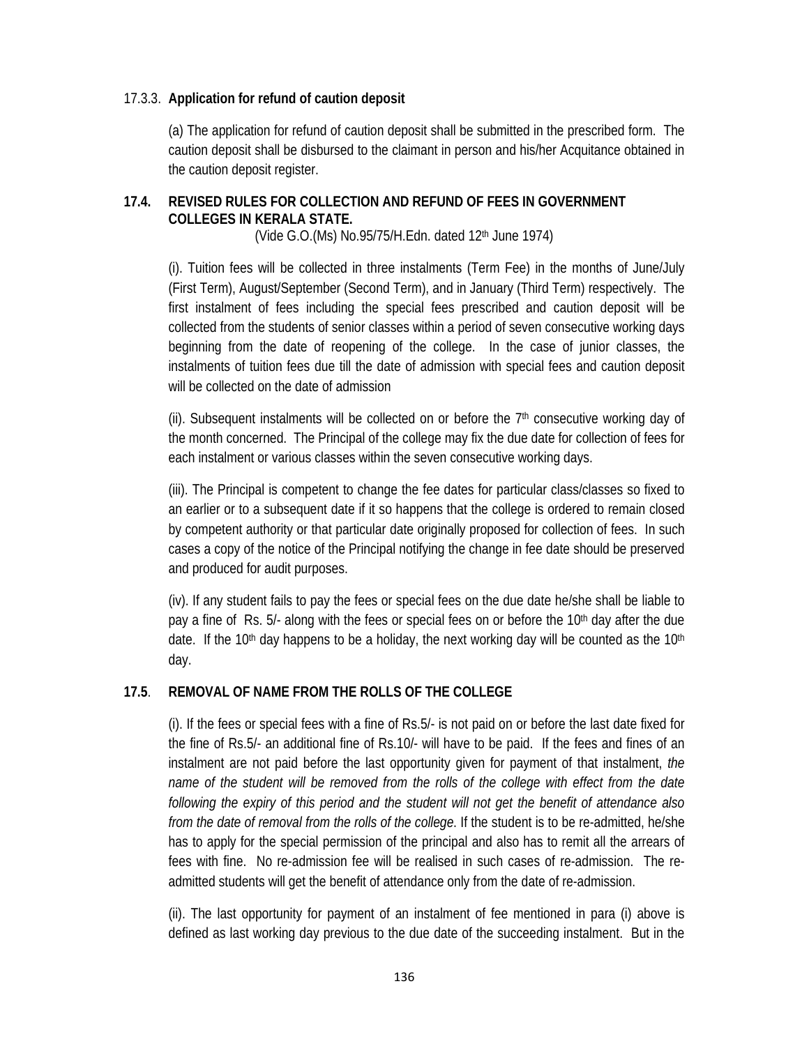17.3.3. **Application for refund of caution deposit**

(a) The application for refund of caution deposit shall be submitted in the prescribed form. The caution deposit shall be disbursed to the claimant in person and his/her Acquitance obtained in the caution deposit register.

**17.4. REVISED RULES FOR COLLECTION AND REFUND OF FEES IN GOVERNMENT COLLEGES IN KERALA STATE.**

(Vide G.O.(Ms) No.95/75/H.Edn. dated 12th June 1974)

(i). Tuition fees will be collected in three instalments (Term Fee) in the months of June/July (First Term), August/September (Second Term), and in January (Third Term) respectively. The first instalment of fees including the special fees prescribed and caution deposit will be collected from the students of senior classes within a period of seven consecutive working days beginning from the date of reopening of the college. In the case of junior classes, the instalments of tuition fees due till the date of admission with special fees and caution deposit will be collected on the date of admission

(ii). Subsequent instalments will be collected on or before the 7th consecutive working day of the month concerned. The Principal of the college may fix the due date for collection of fees for each instalment or various classes within the seven consecutive working days.

(iii). The Principal is competent to change the fee dates for particular class/classes so fixed to an earlier or to a subsequent date if it so happens that the college is ordered to remain closed by competent authority or that particular date originally proposed for collection of fees. In such cases a copy of the notice of the Principal notifying the change in fee date should be preserved and produced for audit purposes.

(iv). If any student fails to pay the fees or special fees on the due date he/she shall be liable to pay a fine of Rs. 5/- along with the fees or special fees on or before the 10th day after the due date. If the 10th day happens to be a holiday, the next working day will be counted as the 10th day.

**17.5. REMOVAL OF NAME FROM THE ROLLS OF THE COLLEGE**

(i). If the fees or special fees with a fine of Rs.5/- is not paid on or before the last date fixed for the fine of Rs.5/- an additional fine of Rs.10/- will have to be paid. If the fees and fines of an instalment are not paid before the last opportunity given for payment of that instalment, *the name of the student will be removed from the rolls of the college with effect from the date following the expiry of this period and the student will not get the benefit of attendance also from the date of removal from the rolls of the college*. If the student is to be re-admitted, he/she has to apply for the special permission of the principal and also has to remit all the arrears of fees with fine. No re-admission fee will be realised in such cases of re-admission. The re-admitted students will get the benefit of attendance only from the date of re-admission.

(ii). The last opportunity for payment of an instalment of fee mentioned in para (i) above is defined as last working day previous to the due date of the succeeding instalment. But in the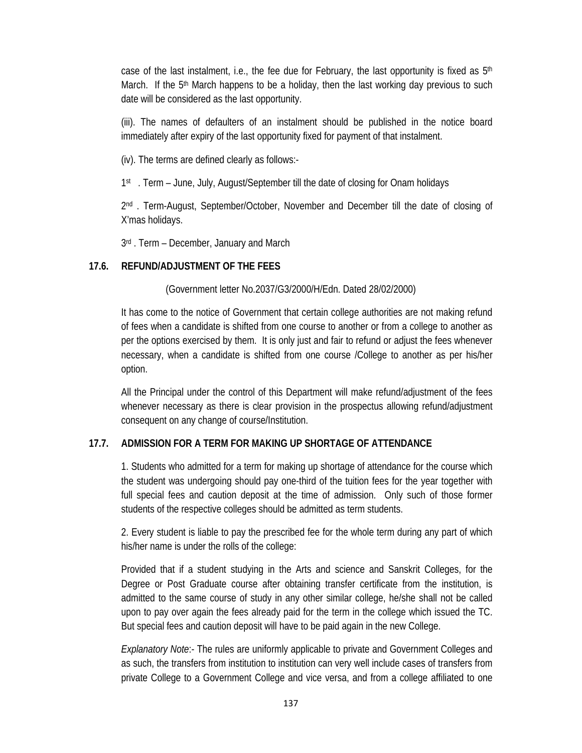case of the last instalment, i.e., the fee due for February, the last opportunity is fixed as 5th March. If the 5th March happens to be a holiday, then the last working day previous to such date will be considered as the last opportunity.

(iii). The names of defaulters of an instalment should be published in the notice board immediately after expiry of the last opportunity fixed for payment of that instalment.

(iv). The terms are defined clearly as follows:-

1st . Term – June, July, August/September till the date of closing for Onam holidays

2nd . Term-August, September/October, November and December till the date of closing of X'mas holidays.

3rd . Term – December, January and March

## 17.6. REFUND/ADJUSTMENT OF THE FEES

(Government letter No.2037/G3/2000/H/Edn. Dated 28/02/2000)

It has come to the notice of Government that certain college authorities are not making refund of fees when a candidate is shifted from one course to another or from a college to another as per the options exercised by them. It is only just and fair to refund or adjust the fees whenever necessary, when a candidate is shifted from one course /College to another as per his/her option.

All the Principal under the control of this Department will make refund/adjustment of the fees whenever necessary as there is clear provision in the prospectus allowing refund/adjustment consequent on any change of course/Institution.

## 17.7. ADMISSION FOR A TERM FOR MAKING UP SHORTAGE OF ATTENDANCE

1. Students who admitted for a term for making up shortage of attendance for the course which the student was undergoing should pay one-third of the tuition fees for the year together with full special fees and caution deposit at the time of admission. Only such of those former students of the respective colleges should be admitted as term students.

2. Every student is liable to pay the prescribed fee for the whole term during any part of which his/her name is under the rolls of the college:

Provided that if a student studying in the Arts and science and Sanskrit Colleges, for the Degree or Post Graduate course after obtaining transfer certificate from the institution, is admitted to the same course of study in any other similar college, he/she shall not be called upon to pay over again the fees already paid for the term in the college which issued the TC. But special fees and caution deposit will have to be paid again in the new College.

*Explanatory Note*:- The rules are uniformly applicable to private and Government Colleges and as such, the transfers from institution to institution can very well include cases of transfers from private College to a Government College and vice versa, and from a college affiliated to one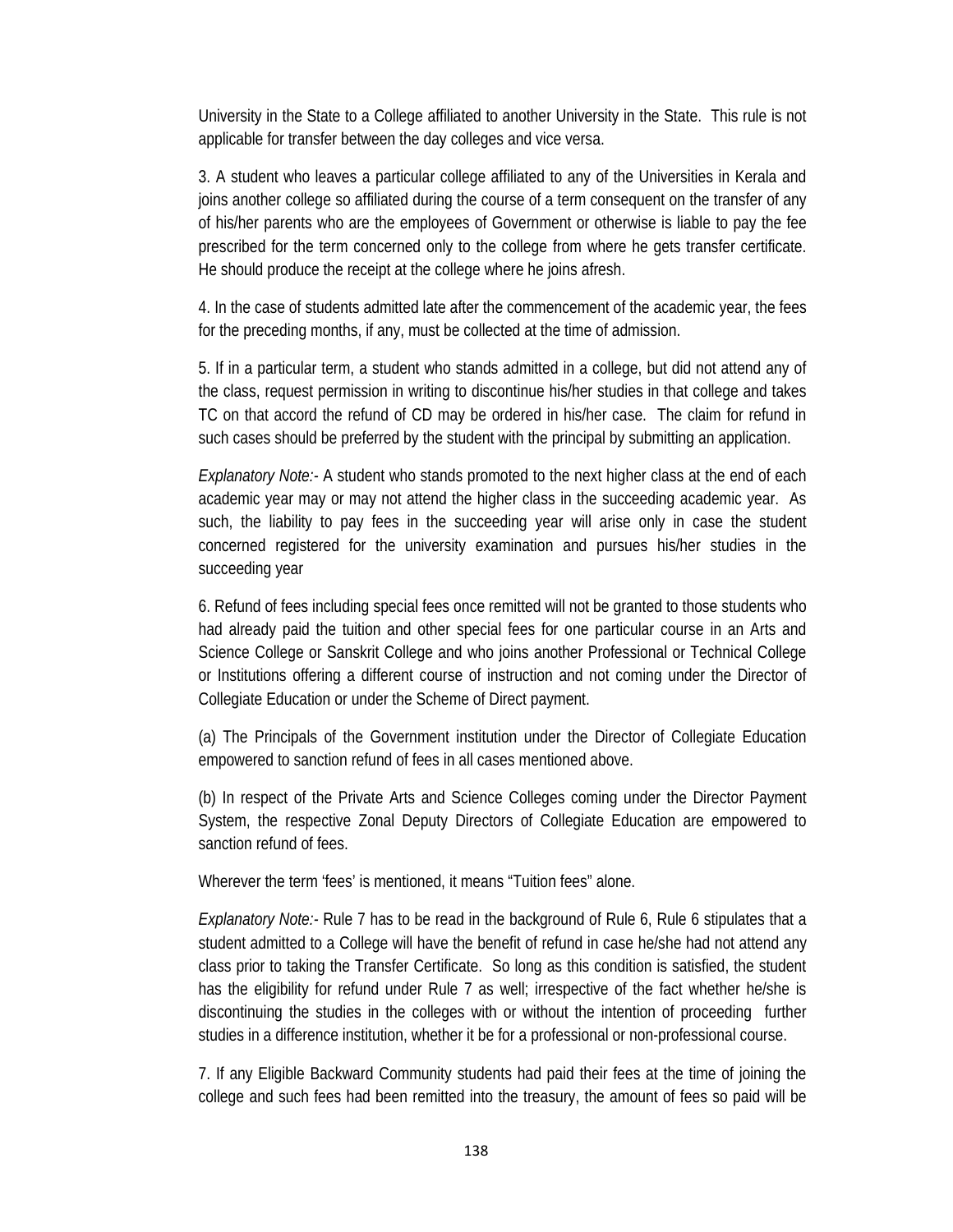University in the State to a College affiliated to another University in the State. This rule is not applicable for transfer between the day colleges and vice versa.

3. A student who leaves a particular college affiliated to any of the Universities in Kerala and joins another college so affiliated during the course of a term consequent on the transfer of any of his/her parents who are the employees of Government or otherwise is liable to pay the fee prescribed for the term concerned only to the college from where he gets transfer certificate. He should produce the receipt at the college where he joins afresh.

4. In the case of students admitted late after the commencement of the academic year, the fees for the preceding months, if any, must be collected at the time of admission.

5. If in a particular term, a student who stands admitted in a college, but did not attend any of the class, request permission in writing to discontinue his/her studies in that college and takes TC on that accord the refund of CD may be ordered in his/her case. The claim for refund in such cases should be preferred by the student with the principal by submitting an application.

*Explanatory Note:-* A student who stands promoted to the next higher class at the end of each academic year may or may not attend the higher class in the succeeding academic year. As such, the liability to pay fees in the succeeding year will arise only in case the student concerned registered for the university examination and pursues his/her studies in the succeeding year

6. Refund of fees including special fees once remitted will not be granted to those students who had already paid the tuition and other special fees for one particular course in an Arts and Science College or Sanskrit College and who joins another Professional or Technical College or Institutions offering a different course of instruction and not coming under the Director of Collegiate Education or under the Scheme of Direct payment.

(a) The Principals of the Government institution under the Director of Collegiate Education empowered to sanction refund of fees in all cases mentioned above.

(b) In respect of the Private Arts and Science Colleges coming under the Director Payment System, the respective Zonal Deputy Directors of Collegiate Education are empowered to sanction refund of fees.

Wherever the term 'fees' is mentioned, it means "Tuition fees" alone.

*Explanatory Note:-* Rule 7 has to be read in the background of Rule 6, Rule 6 stipulates that a student admitted to a College will have the benefit of refund in case he/she had not attend any class prior to taking the Transfer Certificate. So long as this condition is satisfied, the student has the eligibility for refund under Rule 7 as well; irrespective of the fact whether he/she is discontinuing the studies in the colleges with or without the intention of proceeding further studies in a difference institution, whether it be for a professional or non-professional course.

7. If any Eligible Backward Community students had paid their fees at the time of joining the college and such fees had been remitted into the treasury, the amount of fees so paid will be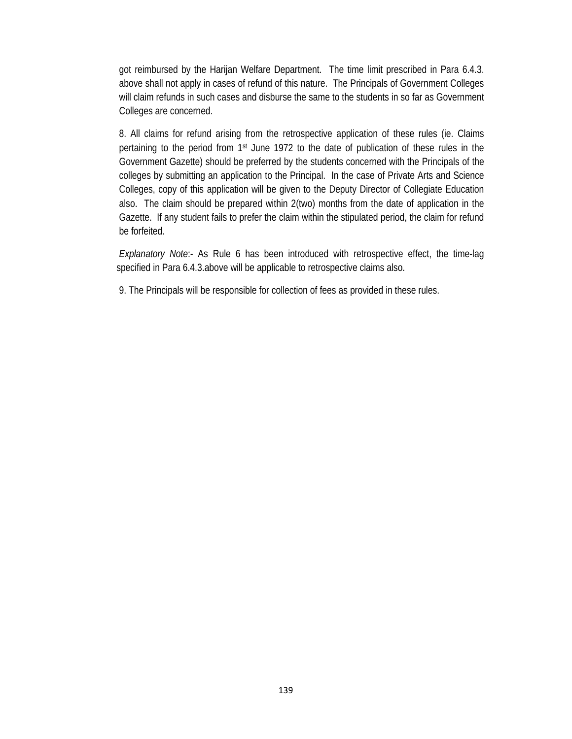got reimbursed by the Harijan Welfare Department. The time limit prescribed in Para 6.4.3. above shall not apply in cases of refund of this nature. The Principals of Government Colleges will claim refunds in such cases and disburse the same to the students in so far as Government Colleges are concerned.

8. All claims for refund arising from the retrospective application of these rules (ie. Claims pertaining to the period from 1st June 1972 to the date of publication of these rules in the Government Gazette) should be preferred by the students concerned with the Principals of the colleges by submitting an application to the Principal. In the case of Private Arts and Science Colleges, copy of this application will be given to the Deputy Director of Collegiate Education also. The claim should be prepared within 2(two) months from the date of application in the Gazette. If any student fails to prefer the claim within the stipulated period, the claim for refund be forfeited.

*Explanatory Note*:- As Rule 6 has been introduced with retrospective effect, the time-lag specified in Para 6.4.3.above will be applicable to retrospective claims also.

9. The Principals will be responsible for collection of fees as provided in these rules.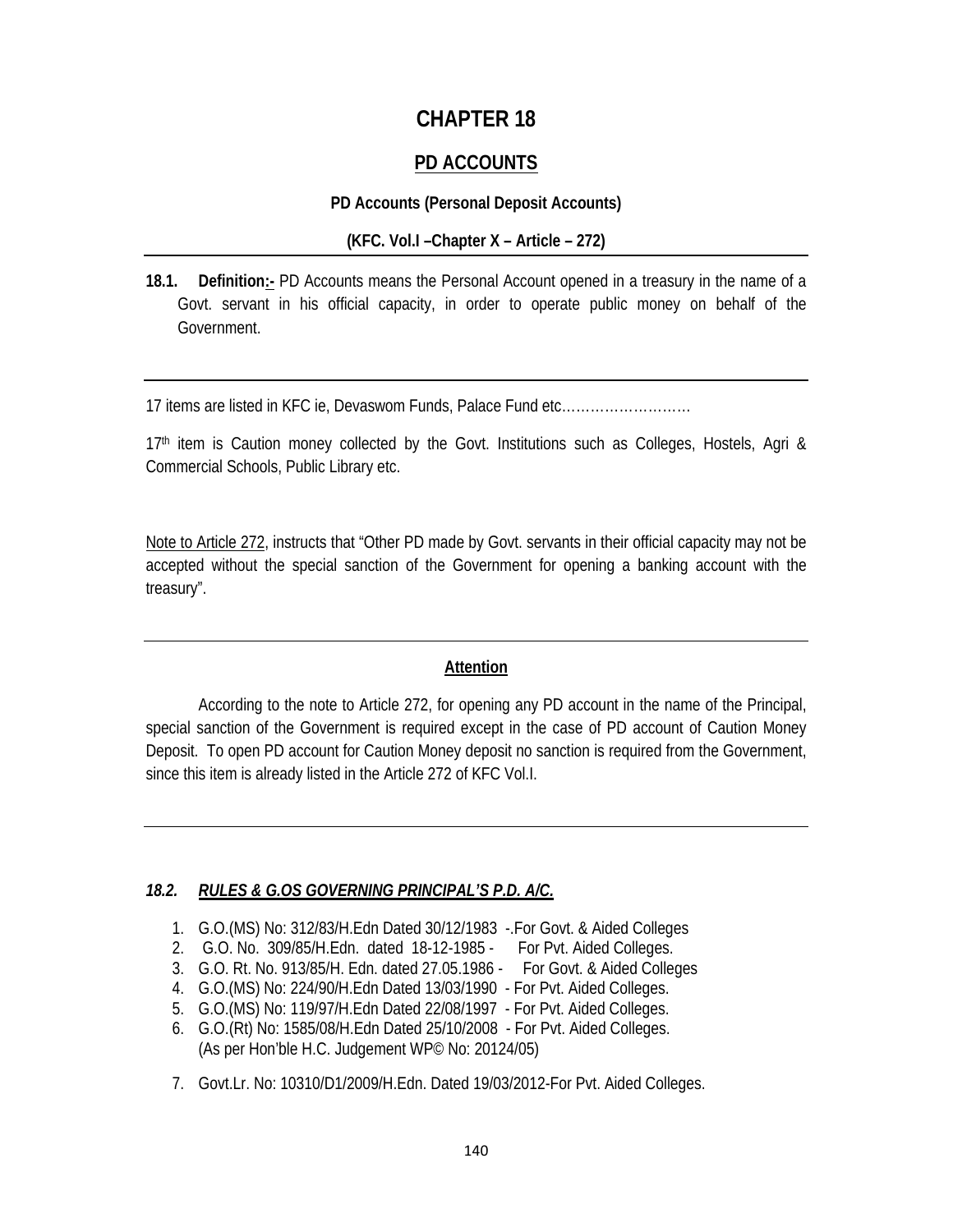# CHAPTER 18

## PD ACCOUNTS

**PD Accounts (Personal Deposit Accounts)**

**(KFC. Vol.I –Chapter X – Article – 272)**

---

**18.1. Definition:-** PD Accounts means the Personal Account opened in a treasury in the name of a Govt. servant in his official capacity, in order to operate public money on behalf of the Government.

---

17 items are listed in KFC ie, Devaswom Funds, Palace Fund etc………………………

17th item is Caution money collected by the Govt. Institutions such as Colleges, Hostels, Agri & Commercial Schools, Public Library etc.

Note to Article 272, instructs that "Other PD made by Govt. servants in their official capacity may not be accepted without the special sanction of the Government for opening a banking account with the treasury".

---

**Attention**

According to the note to Article 272, for opening any PD account in the name of the Principal, special sanction of the Government is required except in the case of PD account of Caution Money Deposit. To open PD account for Caution Money deposit no sanction is required from the Government, since this item is already listed in the Article 272 of KFC Vol.I.

---

***18.2. RULES & G.OS GOVERNING PRINCIPAL'S P.D. A/C.***

1. G.O.(MS) No: 312/83/H.Edn Dated 30/12/1983 -.For Govt. & Aided Colleges
2. G.O. No. 309/85/H.Edn. dated 18-12-1985 - For Pvt. Aided Colleges.
3. G.O. Rt. No. 913/85/H. Edn. dated 27.05.1986 - For Govt. & Aided Colleges
4. G.O.(MS) No: 224/90/H.Edn Dated 13/03/1990 - For Pvt. Aided Colleges.
5. G.O.(MS) No: 119/97/H.Edn Dated 22/08/1997 - For Pvt. Aided Colleges.
6. G.O.(Rt) No: 1585/08/H.Edn Dated 25/10/2008 - For Pvt. Aided Colleges. (As per Hon'ble H.C. Judgement WP© No: 20124/05)
7. Govt.Lr. No: 10310/D1/2009/H.Edn. Dated 19/03/2012-For Pvt. Aided Colleges.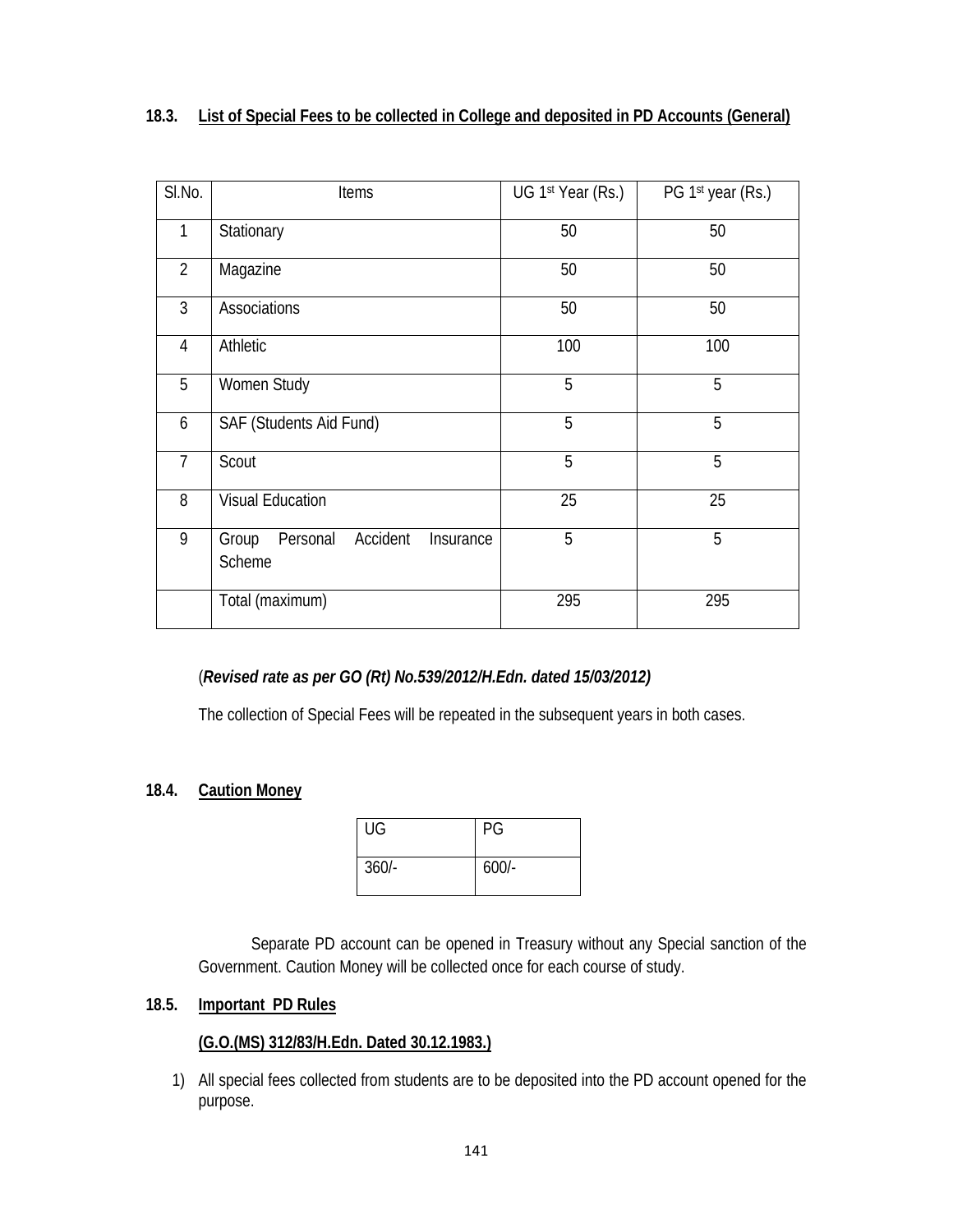### 18.3. List of Special Fees to be collected in College and deposited in PD Accounts (General)

| Sl.No. | Items | UG 1st Year (Rs.) | PG 1st year (Rs.) |
|---|---|---|---|
| 1 | Stationary | 50 | 50 |
| 2 | Magazine | 50 | 50 |
| 3 | Associations | 50 | 50 |
| 4 | Athletic | 100 | 100 |
| 5 | Women Study | 5 | 5 |
| 6 | SAF (Students Aid Fund) | 5 | 5 |
| 7 | Scout | 5 | 5 |
| 8 | Visual Education | 25 | 25 |
| 9 | Group Personal Accident Insurance Scheme | 5 | 5 |
| | Total (maximum) | 295 | 295 |

(*Revised rate as per GO (Rt) No.539/2012/H.Edn. dated 15/03/2012)*

The collection of Special Fees will be repeated in the subsequent years in both cases.

### 18.4. Caution Money

| UG | PG |
|---|---|
| 360/- | 600/- |

Separate PD account can be opened in Treasury without any Special sanction of the Government. Caution Money will be collected once for each course of study.

### 18.5. Important PD Rules

**(G.O.(MS) 312/83/H.Edn. Dated 30.12.1983.)**

1) All special fees collected from students are to be deposited into the PD account opened for the purpose.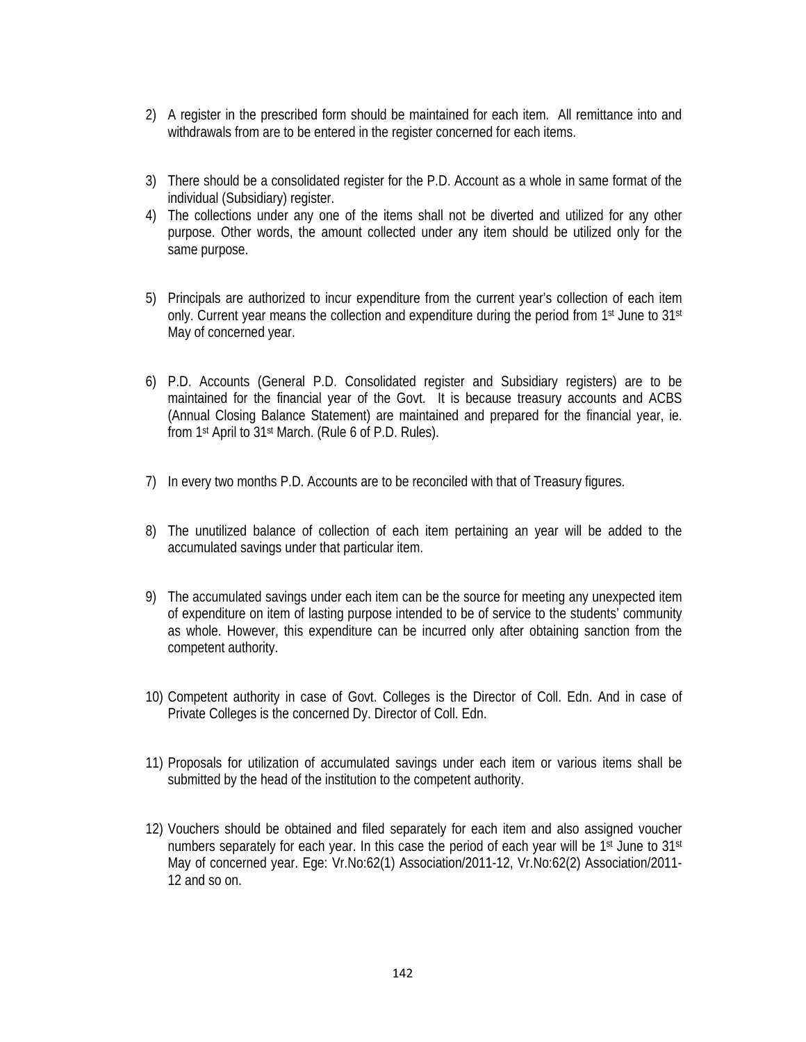2) A register in the prescribed form should be maintained for each item. All remittance into and withdrawals from are to be entered in the register concerned for each items.

3) There should be a consolidated register for the P.D. Account as a whole in same format of the individual (Subsidiary) register.

4) The collections under any one of the items shall not be diverted and utilized for any other purpose. Other words, the amount collected under any item should be utilized only for the same purpose.

5) Principals are authorized to incur expenditure from the current year's collection of each item only. Current year means the collection and expenditure during the period from 1st June to 31st May of concerned year.

6) P.D. Accounts (General P.D. Consolidated register and Subsidiary registers) are to be maintained for the financial year of the Govt. It is because treasury accounts and ACBS (Annual Closing Balance Statement) are maintained and prepared for the financial year, ie. from 1st April to 31st March. (Rule 6 of P.D. Rules).

7) In every two months P.D. Accounts are to be reconciled with that of Treasury figures.

8) The unutilized balance of collection of each item pertaining an year will be added to the accumulated savings under that particular item.

9) The accumulated savings under each item can be the source for meeting any unexpected item of expenditure on item of lasting purpose intended to be of service to the students' community as whole. However, this expenditure can be incurred only after obtaining sanction from the competent authority.

10) Competent authority in case of Govt. Colleges is the Director of Coll. Edn. And in case of Private Colleges is the concerned Dy. Director of Coll. Edn.

11) Proposals for utilization of accumulated savings under each item or various items shall be submitted by the head of the institution to the competent authority.

12) Vouchers should be obtained and filed separately for each item and also assigned voucher numbers separately for each year. In this case the period of each year will be 1st June to 31st May of concerned year. Ege: Vr.No:62(1) Association/2011-12, Vr.No:62(2) Association/2011-12 and so on.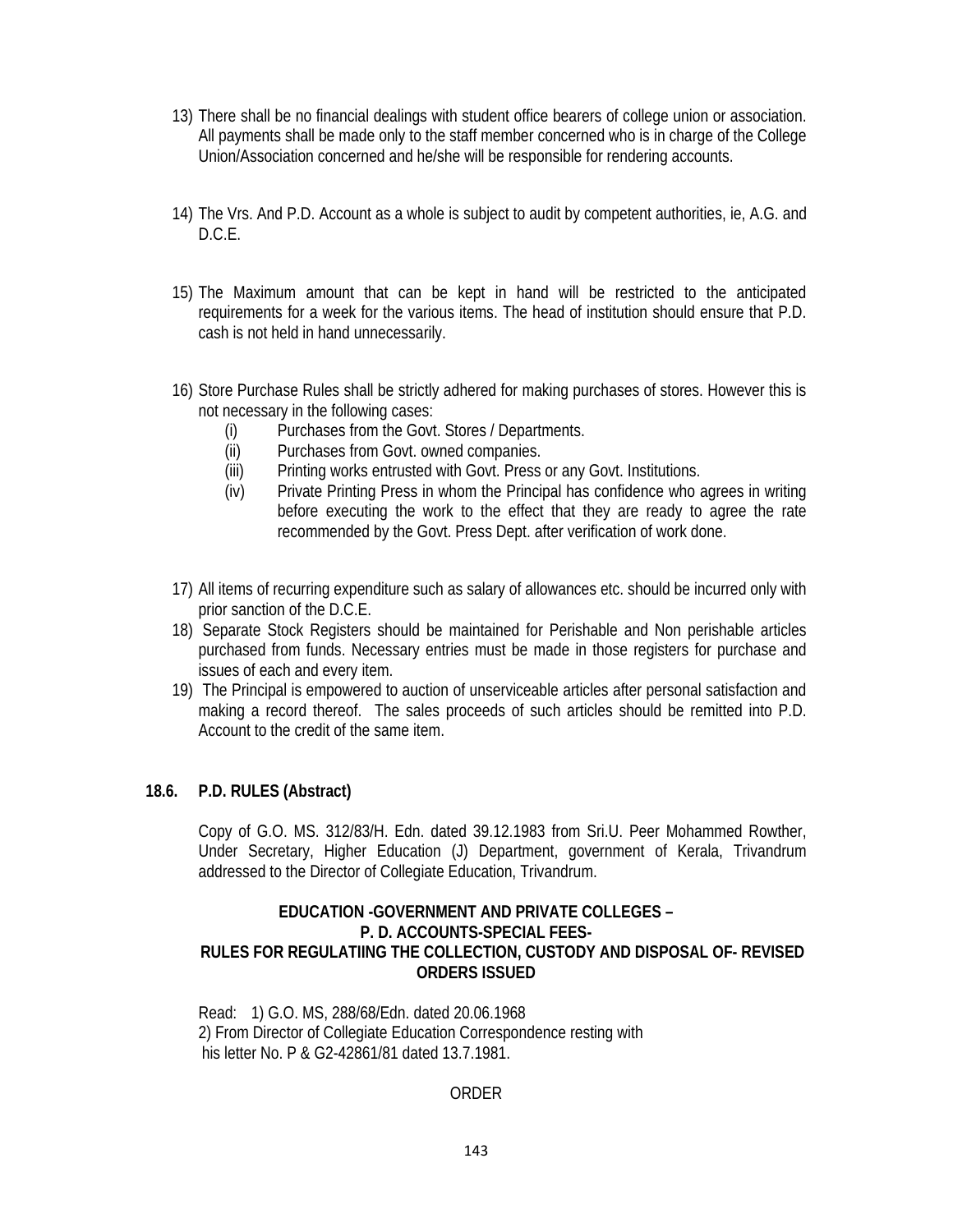13) There shall be no financial dealings with student office bearers of college union or association. All payments shall be made only to the staff member concerned who is in charge of the College Union/Association concerned and he/she will be responsible for rendering accounts.

14) The Vrs. And P.D. Account as a whole is subject to audit by competent authorities, ie, A.G. and D.C.E.

15) The Maximum amount that can be kept in hand will be restricted to the anticipated requirements for a week for the various items. The head of institution should ensure that P.D. cash is not held in hand unnecessarily.

16) Store Purchase Rules shall be strictly adhered for making purchases of stores. However this is not necessary in the following cases:
    - (i) Purchases from the Govt. Stores / Departments.
    - (ii) Purchases from Govt. owned companies.
    - (iii) Printing works entrusted with Govt. Press or any Govt. Institutions.
    - (iv) Private Printing Press in whom the Principal has confidence who agrees in writing before executing the work to the effect that they are ready to agree the rate recommended by the Govt. Press Dept. after verification of work done.

17) All items of recurring expenditure such as salary of allowances etc. should be incurred only with prior sanction of the D.C.E.
18) Separate Stock Registers should be maintained for Perishable and Non perishable articles purchased from funds. Necessary entries must be made in those registers for purchase and issues of each and every item.
19) The Principal is empowered to auction of unserviceable articles after personal satisfaction and making a record thereof. The sales proceeds of such articles should be remitted into P.D. Account to the credit of the same item.

## 18.6. P.D. RULES (Abstract)

Copy of G.O. MS. 312/83/H. Edn. dated 39.12.1983 from Sri.U. Peer Mohammed Rowther, Under Secretary, Higher Education (J) Department, government of Kerala, Trivandrum addressed to the Director of Collegiate Education, Trivandrum.

**EDUCATION -GOVERNMENT AND PRIVATE COLLEGES –
P. D. ACCOUNTS-SPECIAL FEES-
RULES FOR REGULATIING THE COLLECTION, CUSTODY AND DISPOSAL OF- REVISED ORDERS ISSUED**

Read: 1) G.O. MS, 288/68/Edn. dated 20.06.1968
2) From Director of Collegiate Education Correspondence resting with his letter No. P & G2-42861/81 dated 13.7.1981.

ORDER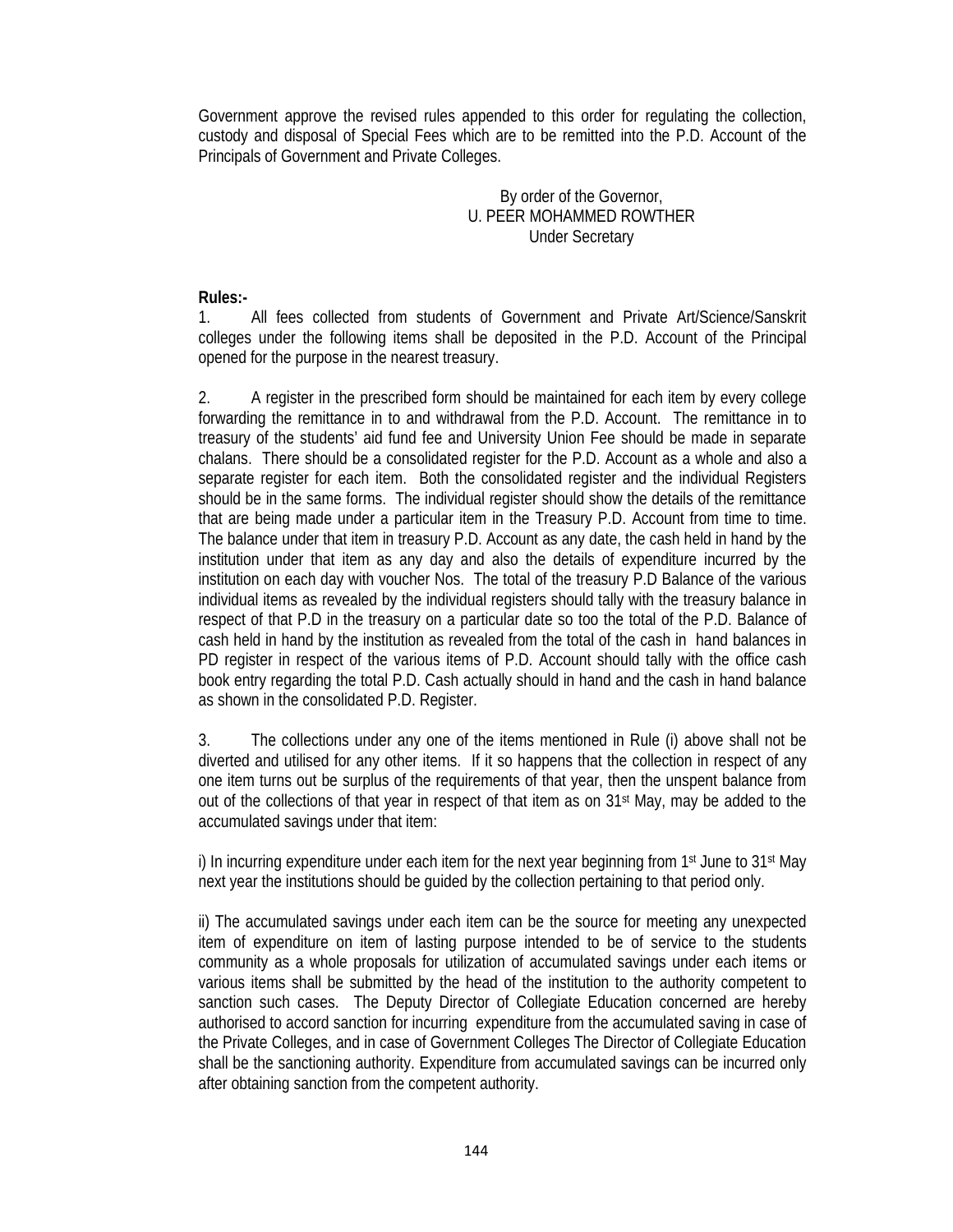Government approve the revised rules appended to this order for regulating the collection, custody and disposal of Special Fees which are to be remitted into the P.D. Account of the Principals of Government and Private Colleges.

By order of the Governor,
U. PEER MOHAMMED ROWTHER
Under Secretary

**Rules:-**

1. All fees collected from students of Government and Private Art/Science/Sanskrit colleges under the following items shall be deposited in the P.D. Account of the Principal opened for the purpose in the nearest treasury.

2. A register in the prescribed form should be maintained for each item by every college forwarding the remittance in to and withdrawal from the P.D. Account. The remittance in to treasury of the students' aid fund fee and University Union Fee should be made in separate chalans. There should be a consolidated register for the P.D. Account as a whole and also a separate register for each item. Both the consolidated register and the individual Registers should be in the same forms. The individual register should show the details of the remittance that are being made under a particular item in the Treasury P.D. Account from time to time. The balance under that item in treasury P.D. Account as any date, the cash held in hand by the institution under that item as any day and also the details of expenditure incurred by the institution on each day with voucher Nos. The total of the treasury P.D Balance of the various individual items as revealed by the individual registers should tally with the treasury balance in respect of that P.D in the treasury on a particular date so too the total of the P.D. Balance of cash held in hand by the institution as revealed from the total of the cash in hand balances in PD register in respect of the various items of P.D. Account should tally with the office cash book entry regarding the total P.D. Cash actually should in hand and the cash in hand balance as shown in the consolidated P.D. Register.

3. The collections under any one of the items mentioned in Rule (i) above shall not be diverted and utilised for any other items. If it so happens that the collection in respect of any one item turns out be surplus of the requirements of that year, then the unspent balance from out of the collections of that year in respect of that item as on 31st May, may be added to the accumulated savings under that item:

i) In incurring expenditure under each item for the next year beginning from 1st June to 31st May next year the institutions should be guided by the collection pertaining to that period only.

ii) The accumulated savings under each item can be the source for meeting any unexpected item of expenditure on item of lasting purpose intended to be of service to the students community as a whole proposals for utilization of accumulated savings under each items or various items shall be submitted by the head of the institution to the authority competent to sanction such cases. The Deputy Director of Collegiate Education concerned are hereby authorised to accord sanction for incurring expenditure from the accumulated saving in case of the Private Colleges, and in case of Government Colleges The Director of Collegiate Education shall be the sanctioning authority. Expenditure from accumulated savings can be incurred only after obtaining sanction from the competent authority.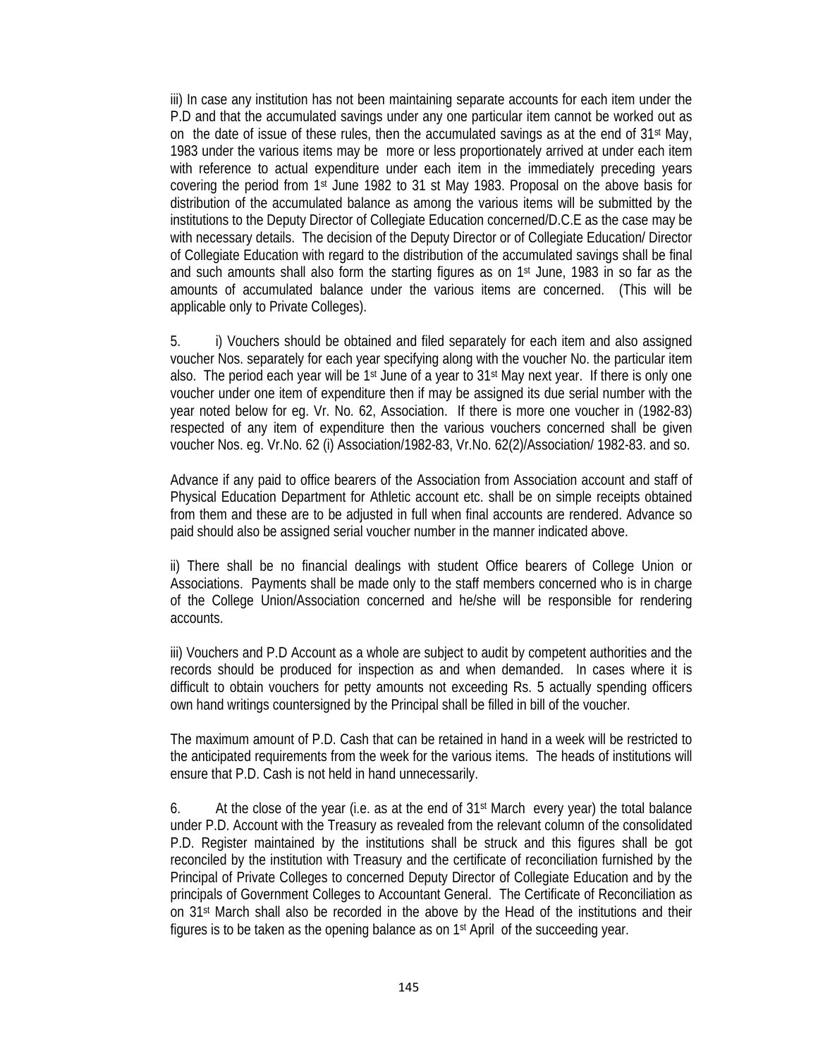iii) In case any institution has not been maintaining separate accounts for each item under the P.D and that the accumulated savings under any one particular item cannot be worked out as on the date of issue of these rules, then the accumulated savings as at the end of 31st May, 1983 under the various items may be more or less proportionately arrived at under each item with reference to actual expenditure under each item in the immediately preceding years covering the period from 1st June 1982 to 31 st May 1983. Proposal on the above basis for distribution of the accumulated balance as among the various items will be submitted by the institutions to the Deputy Director of Collegiate Education concerned/D.C.E as the case may be with necessary details. The decision of the Deputy Director or of Collegiate Education/ Director of Collegiate Education with regard to the distribution of the accumulated savings shall be final and such amounts shall also form the starting figures as on 1st June, 1983 in so far as the amounts of accumulated balance under the various items are concerned. (This will be applicable only to Private Colleges).

5. i) Vouchers should be obtained and filed separately for each item and also assigned voucher Nos. separately for each year specifying along with the voucher No. the particular item also. The period each year will be 1st June of a year to 31st May next year. If there is only one voucher under one item of expenditure then if may be assigned its due serial number with the year noted below for eg. Vr. No. 62, Association. If there is more one voucher in (1982-83) respected of any item of expenditure then the various vouchers concerned shall be given voucher Nos. eg. Vr.No. 62 (i) Association/1982-83, Vr.No. 62(2)/Association/ 1982-83. and so.

Advance if any paid to office bearers of the Association from Association account and staff of Physical Education Department for Athletic account etc. shall be on simple receipts obtained from them and these are to be adjusted in full when final accounts are rendered. Advance so paid should also be assigned serial voucher number in the manner indicated above.

ii) There shall be no financial dealings with student Office bearers of College Union or Associations. Payments shall be made only to the staff members concerned who is in charge of the College Union/Association concerned and he/she will be responsible for rendering accounts.

iii) Vouchers and P.D Account as a whole are subject to audit by competent authorities and the records should be produced for inspection as and when demanded. In cases where it is difficult to obtain vouchers for petty amounts not exceeding Rs. 5 actually spending officers own hand writings countersigned by the Principal shall be filled in bill of the voucher.

The maximum amount of P.D. Cash that can be retained in hand in a week will be restricted to the anticipated requirements from the week for the various items. The heads of institutions will ensure that P.D. Cash is not held in hand unnecessarily.

6. At the close of the year (i.e. as at the end of 31st March every year) the total balance under P.D. Account with the Treasury as revealed from the relevant column of the consolidated P.D. Register maintained by the institutions shall be struck and this figures shall be got reconciled by the institution with Treasury and the certificate of reconciliation furnished by the Principal of Private Colleges to concerned Deputy Director of Collegiate Education and by the principals of Government Colleges to Accountant General. The Certificate of Reconciliation as on 31st March shall also be recorded in the above by the Head of the institutions and their figures is to be taken as the opening balance as on 1st April of the succeeding year.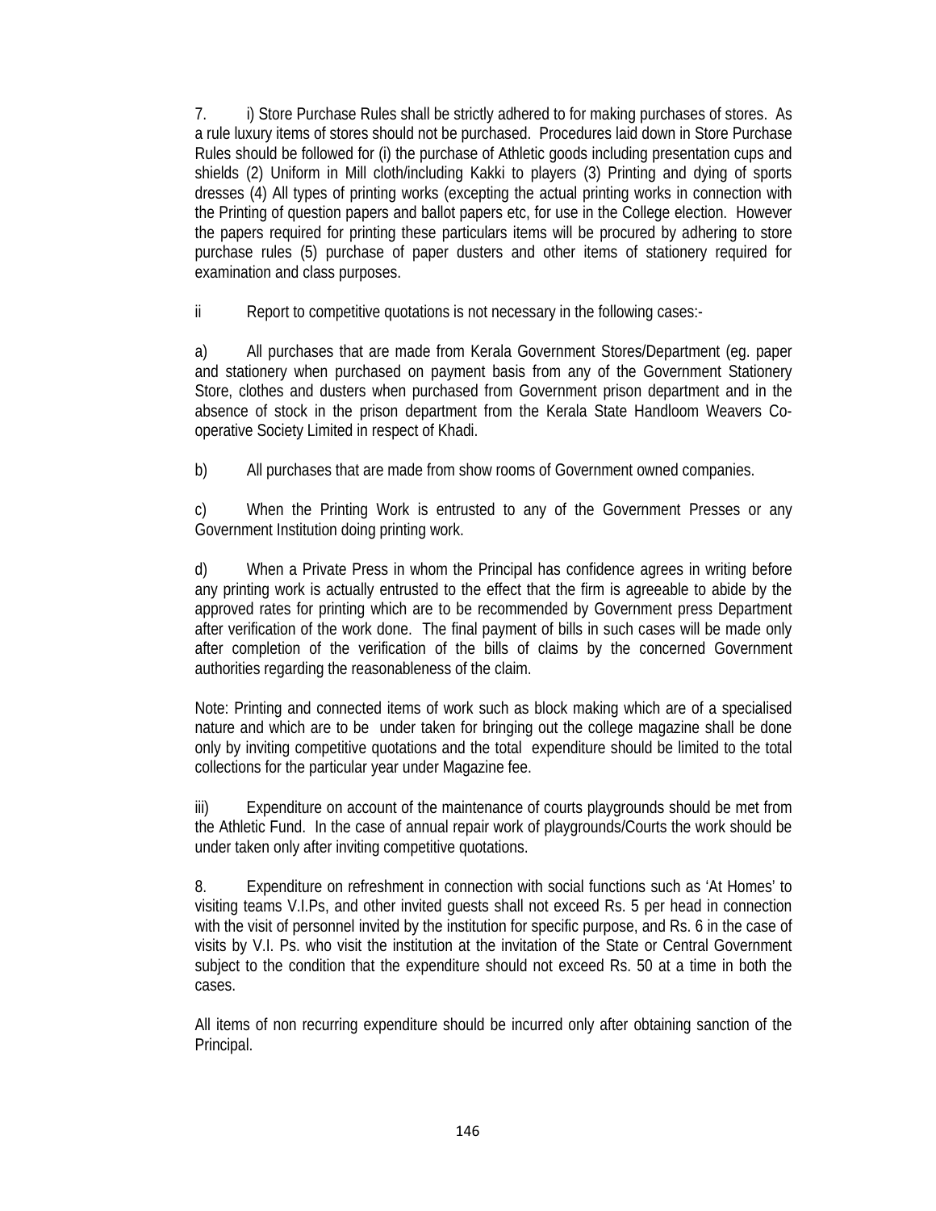7. i) Store Purchase Rules shall be strictly adhered to for making purchases of stores. As a rule luxury items of stores should not be purchased. Procedures laid down in Store Purchase Rules should be followed for (i) the purchase of Athletic goods including presentation cups and shields (2) Uniform in Mill cloth/including Kakki to players (3) Printing and dying of sports dresses (4) All types of printing works (excepting the actual printing works in connection with the Printing of question papers and ballot papers etc, for use in the College election. However the papers required for printing these particulars items will be procured by adhering to store purchase rules (5) purchase of paper dusters and other items of stationery required for examination and class purposes.

ii Report to competitive quotations is not necessary in the following cases:-

a) All purchases that are made from Kerala Government Stores/Department (eg. paper and stationery when purchased on payment basis from any of the Government Stationery Store, clothes and dusters when purchased from Government prison department and in the absence of stock in the prison department from the Kerala State Handloom Weavers Co-operative Society Limited in respect of Khadi.

b) All purchases that are made from show rooms of Government owned companies.

c) When the Printing Work is entrusted to any of the Government Presses or any Government Institution doing printing work.

d) When a Private Press in whom the Principal has confidence agrees in writing before any printing work is actually entrusted to the effect that the firm is agreeable to abide by the approved rates for printing which are to be recommended by Government press Department after verification of the work done. The final payment of bills in such cases will be made only after completion of the verification of the bills of claims by the concerned Government authorities regarding the reasonableness of the claim.

Note: Printing and connected items of work such as block making which are of a specialised nature and which are to be under taken for bringing out the college magazine shall be done only by inviting competitive quotations and the total expenditure should be limited to the total collections for the particular year under Magazine fee.

iii) Expenditure on account of the maintenance of courts playgrounds should be met from the Athletic Fund. In the case of annual repair work of playgrounds/Courts the work should be under taken only after inviting competitive quotations.

8. Expenditure on refreshment in connection with social functions such as 'At Homes' to visiting teams V.I.Ps, and other invited guests shall not exceed Rs. 5 per head in connection with the visit of personnel invited by the institution for specific purpose, and Rs. 6 in the case of visits by V.I. Ps. who visit the institution at the invitation of the State or Central Government subject to the condition that the expenditure should not exceed Rs. 50 at a time in both the cases.

All items of non recurring expenditure should be incurred only after obtaining sanction of the Principal.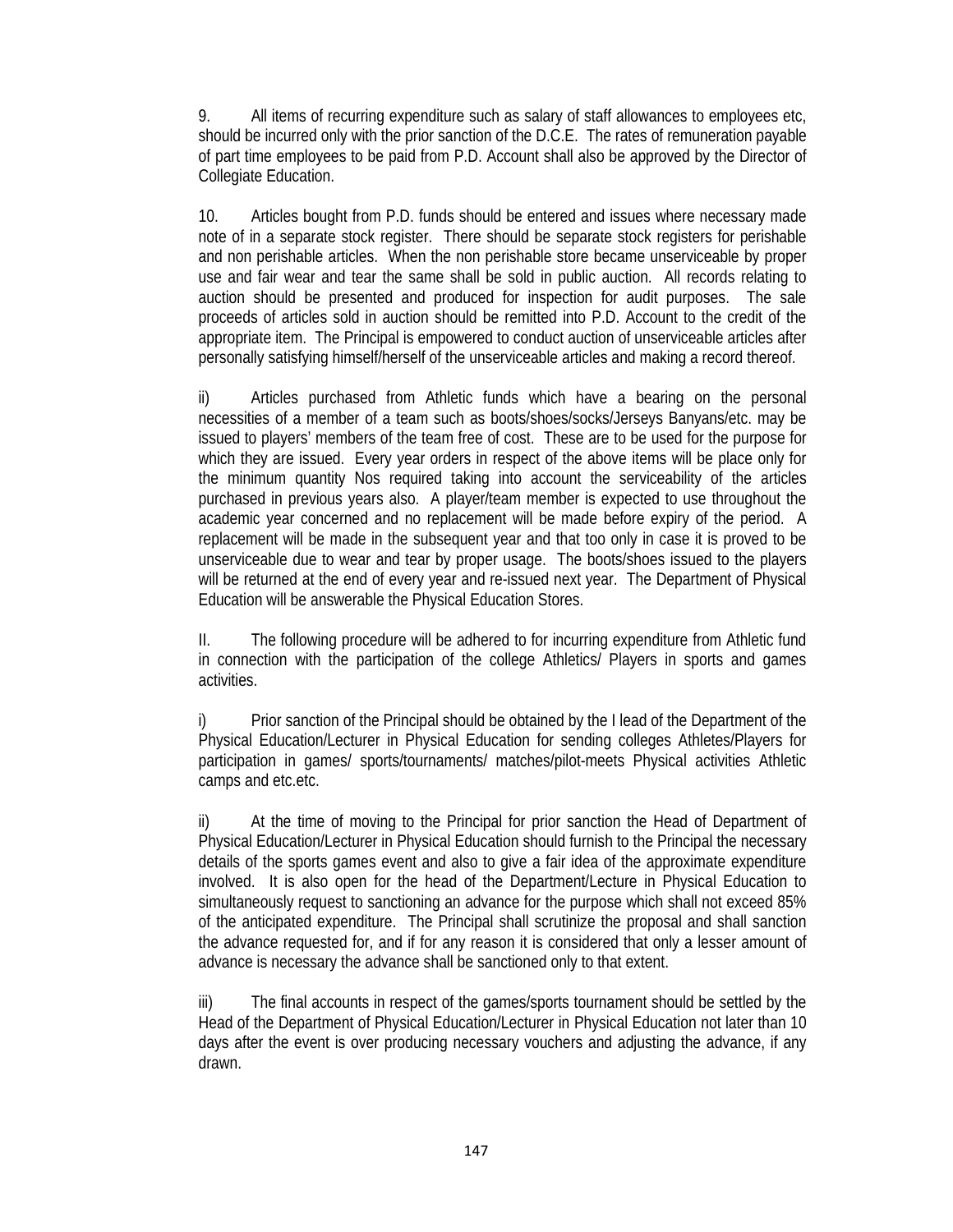9. All items of recurring expenditure such as salary of staff allowances to employees etc, should be incurred only with the prior sanction of the D.C.E. The rates of remuneration payable of part time employees to be paid from P.D. Account shall also be approved by the Director of Collegiate Education.

10. Articles bought from P.D. funds should be entered and issues where necessary made note of in a separate stock register. There should be separate stock registers for perishable and non perishable articles. When the non perishable store became unserviceable by proper use and fair wear and tear the same shall be sold in public auction. All records relating to auction should be presented and produced for inspection for audit purposes. The sale proceeds of articles sold in auction should be remitted into P.D. Account to the credit of the appropriate item. The Principal is empowered to conduct auction of unserviceable articles after personally satisfying himself/herself of the unserviceable articles and making a record thereof.

ii) Articles purchased from Athletic funds which have a bearing on the personal necessities of a member of a team such as boots/shoes/socks/Jerseys Banyans/etc. may be issued to players' members of the team free of cost. These are to be used for the purpose for which they are issued. Every year orders in respect of the above items will be place only for the minimum quantity Nos required taking into account the serviceability of the articles purchased in previous years also. A player/team member is expected to use throughout the academic year concerned and no replacement will be made before expiry of the period. A replacement will be made in the subsequent year and that too only in case it is proved to be unserviceable due to wear and tear by proper usage. The boots/shoes issued to the players will be returned at the end of every year and re-issued next year. The Department of Physical Education will be answerable the Physical Education Stores.

II. The following procedure will be adhered to for incurring expenditure from Athletic fund in connection with the participation of the college Athletics/ Players in sports and games activities.

i) Prior sanction of the Principal should be obtained by the I lead of the Department of the Physical Education/Lecturer in Physical Education for sending colleges Athletes/Players for participation in games/ sports/tournaments/ matches/pilot-meets Physical activities Athletic camps and etc.etc.

ii) At the time of moving to the Principal for prior sanction the Head of Department of Physical Education/Lecturer in Physical Education should furnish to the Principal the necessary details of the sports games event and also to give a fair idea of the approximate expenditure involved. It is also open for the head of the Department/Lecture in Physical Education to simultaneously request to sanctioning an advance for the purpose which shall not exceed 85% of the anticipated expenditure. The Principal shall scrutinize the proposal and shall sanction the advance requested for, and if for any reason it is considered that only a lesser amount of advance is necessary the advance shall be sanctioned only to that extent.

iii) The final accounts in respect of the games/sports tournament should be settled by the Head of the Department of Physical Education/Lecturer in Physical Education not later than 10 days after the event is over producing necessary vouchers and adjusting the advance, if any drawn.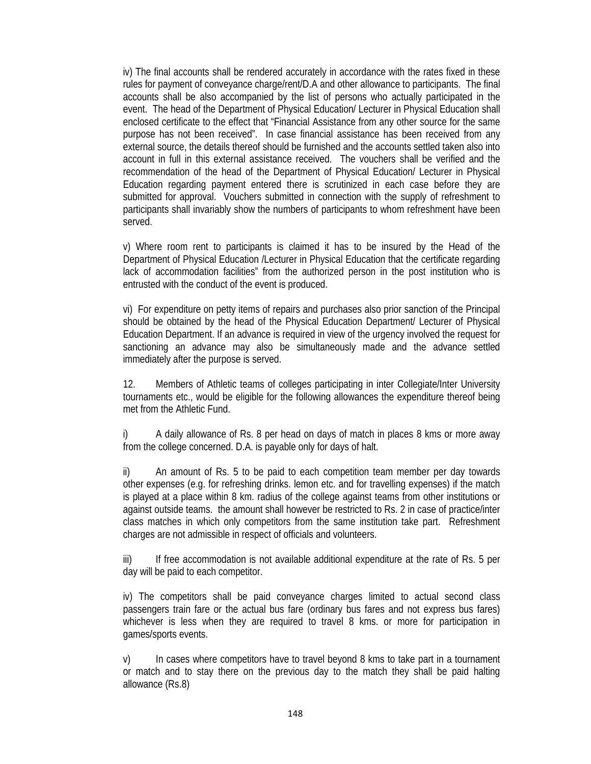iv) The final accounts shall be rendered accurately in accordance with the rates fixed in these rules for payment of conveyance charge/rent/D.A and other allowance to participants. The final accounts shall be also accompanied by the list of persons who actually participated in the event. The head of the Department of Physical Education/ Lecturer in Physical Education shall enclosed certificate to the effect that "Financial Assistance from any other source for the same purpose has not been received". In case financial assistance has been received from any external source, the details thereof should be furnished and the accounts settled taken also into account in full in this external assistance received. The vouchers shall be verified and the recommendation of the head of the Department of Physical Education/ Lecturer in Physical Education regarding payment entered there is scrutinized in each case before they are submitted for approval. Vouchers submitted in connection with the supply of refreshment to participants shall invariably show the numbers of participants to whom refreshment have been served.

v) Where room rent to participants is claimed it has to be insured by the Head of the Department of Physical Education /Lecturer in Physical Education that the certificate regarding lack of accommodation facilities" from the authorized person in the post institution who is entrusted with the conduct of the event is produced.

vi) For expenditure on petty items of repairs and purchases also prior sanction of the Principal should be obtained by the head of the Physical Education Department/ Lecturer of Physical Education Department. If an advance is required in view of the urgency involved the request for sanctioning an advance may also be simultaneously made and the advance settled immediately after the purpose is served.

12. Members of Athletic teams of colleges participating in inter Collegiate/Inter University tournaments etc., would be eligible for the following allowances the expenditure thereof being met from the Athletic Fund.

i) A daily allowance of Rs. 8 per head on days of match in places 8 kms or more away from the college concerned. D.A. is payable only for days of halt.

ii) An amount of Rs. 5 to be paid to each competition team member per day towards other expenses (e.g. for refreshing drinks. lemon etc. and for travelling expenses) if the match is played at a place within 8 km. radius of the college against teams from other institutions or against outside teams. the amount shall however be restricted to Rs. 2 in case of practice/inter class matches in which only competitors from the same institution take part. Refreshment charges are not admissible in respect of officials and volunteers.

iii) If free accommodation is not available additional expenditure at the rate of Rs. 5 per day will be paid to each competitor.

iv) The competitors shall be paid conveyance charges limited to actual second class passengers train fare or the actual bus fare (ordinary bus fares and not express bus fares) whichever is less when they are required to travel 8 kms. or more for participation in games/sports events.

v) In cases where competitors have to travel beyond 8 kms to take part in a tournament or match and to stay there on the previous day to the match they shall be paid halting allowance (Rs.8)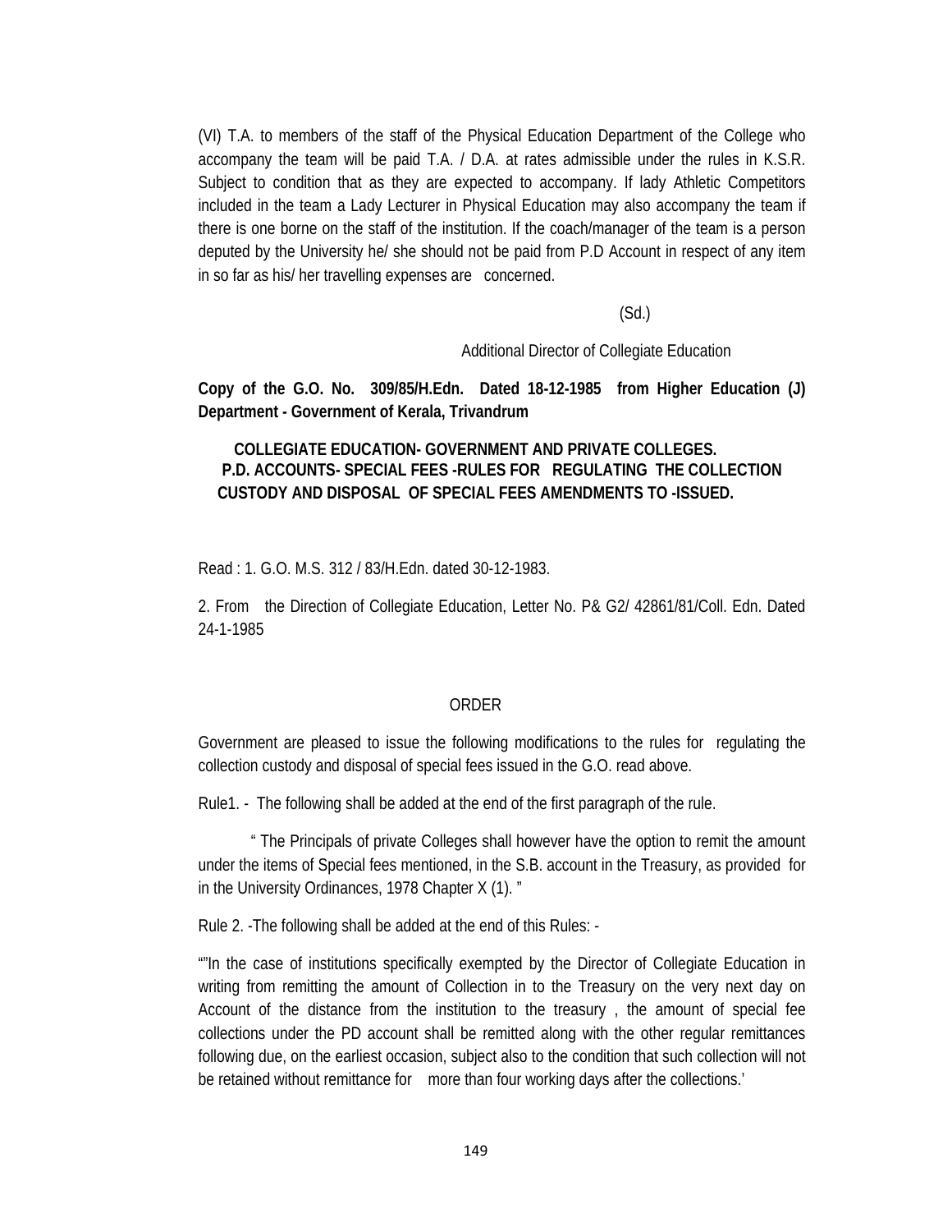(VI) T.A. to members of the staff of the Physical Education Department of the College who accompany the team will be paid T.A. / D.A. at rates admissible under the rules in K.S.R. Subject to condition that as they are expected to accompany. If lady Athletic Competitors included in the team a Lady Lecturer in Physical Education may also accompany the team if there is one borne on the staff of the institution. If the coach/manager of the team is a person deputed by the University he/ she should not be paid from P.D Account in respect of any item in so far as his/ her travelling expenses are concerned.

(Sd.)

Additional Director of Collegiate Education

**Copy of the G.O. No. 309/85/H.Edn. Dated 18-12-1985 from Higher Education (J) Department - Government of Kerala, Trivandrum**

**COLLEGIATE EDUCATION- GOVERNMENT AND PRIVATE COLLEGES. P.D. ACCOUNTS- SPECIAL FEES -RULES FOR REGULATING THE COLLECTION CUSTODY AND DISPOSAL OF SPECIAL FEES AMENDMENTS TO -ISSUED.**

Read : 1. G.O. M.S. 312 / 83/H.Edn. dated 30-12-1983.

2. From the Direction of Collegiate Education, Letter No. P& G2/ 42861/81/Coll. Edn. Dated 24-1-1985

ORDER

Government are pleased to issue the following modifications to the rules for regulating the collection custody and disposal of special fees issued in the G.O. read above.

Rule1. - The following shall be added at the end of the first paragraph of the rule.

" The Principals of private Colleges shall however have the option to remit the amount under the items of Special fees mentioned, in the S.B. account in the Treasury, as provided for in the University Ordinances, 1978 Chapter X (1). "

Rule 2. -The following shall be added at the end of this Rules: -

""In the case of institutions specifically exempted by the Director of Collegiate Education in writing from remitting the amount of Collection in to the Treasury on the very next day on Account of the distance from the institution to the treasury , the amount of special fee collections under the PD account shall be remitted along with the other regular remittances following due, on the earliest occasion, subject also to the condition that such collection will not be retained without remittance for more than four working days after the collections.'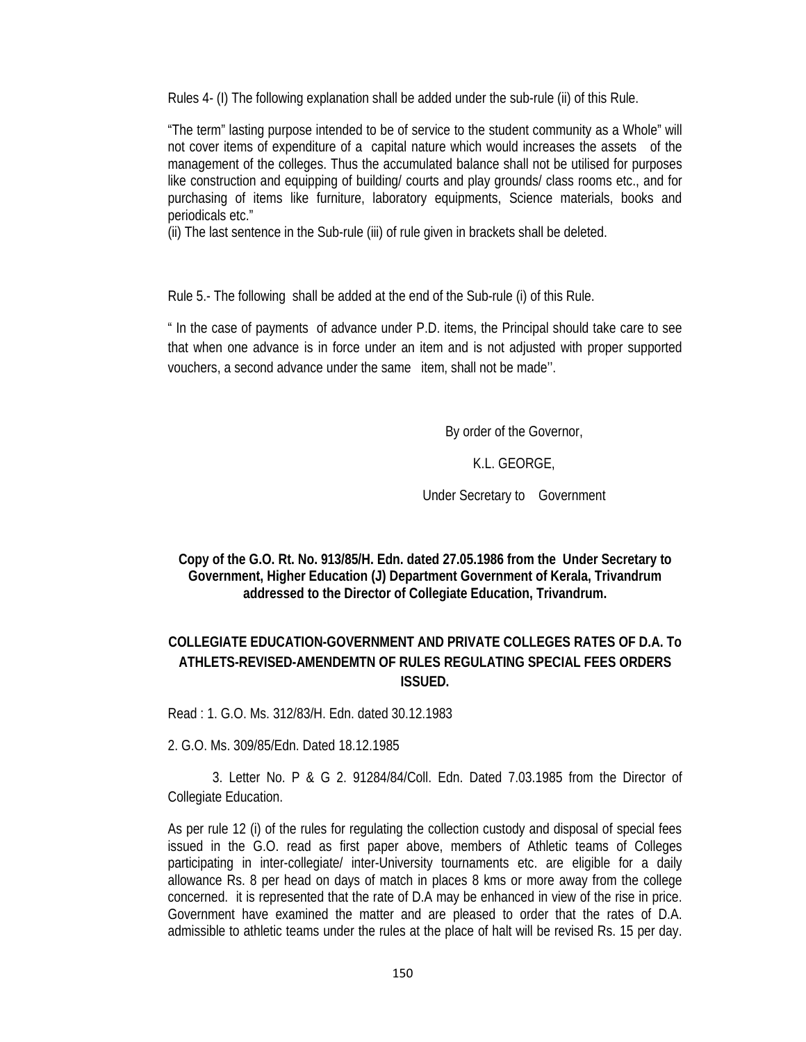Rules 4- (I) The following explanation shall be added under the sub-rule (ii) of this Rule.

"The term" lasting purpose intended to be of service to the student community as a Whole" will not cover items of expenditure of a capital nature which would increases the assets of the management of the colleges. Thus the accumulated balance shall not be utilised for purposes like construction and equipping of building/ courts and play grounds/ class rooms etc., and for purchasing of items like furniture, laboratory equipments, Science materials, books and periodicals etc."

(ii) The last sentence in the Sub-rule (iii) of rule given in brackets shall be deleted.

Rule 5.- The following shall be added at the end of the Sub-rule (i) of this Rule.

" In the case of payments of advance under P.D. items, the Principal should take care to see that when one advance is in force under an item and is not adjusted with proper supported vouchers, a second advance under the same item, shall not be made''.

By order of the Governor,

K.L. GEORGE,

Under Secretary to Government

**Copy of the G.O. Rt. No. 913/85/H. Edn. dated 27.05.1986 from the Under Secretary to Government, Higher Education (J) Department Government of Kerala, Trivandrum addressed to the Director of Collegiate Education, Trivandrum.**

**COLLEGIATE EDUCATION-GOVERNMENT AND PRIVATE COLLEGES RATES OF D.A. To ATHLETS-REVISED-AMENDEMTN OF RULES REGULATING SPECIAL FEES ORDERS ISSUED.**

Read : 1. G.O. Ms. 312/83/H. Edn. dated 30.12.1983

2. G.O. Ms. 309/85/Edn. Dated 18.12.1985

3. Letter No. P & G 2. 91284/84/Coll. Edn. Dated 7.03.1985 from the Director of Collegiate Education.

As per rule 12 (i) of the rules for regulating the collection custody and disposal of special fees issued in the G.O. read as first paper above, members of Athletic teams of Colleges participating in inter-collegiate/ inter-University tournaments etc. are eligible for a daily allowance Rs. 8 per head on days of match in places 8 kms or more away from the college concerned. it is represented that the rate of D.A may be enhanced in view of the rise in price. Government have examined the matter and are pleased to order that the rates of D.A. admissible to athletic teams under the rules at the place of halt will be revised Rs. 15 per day.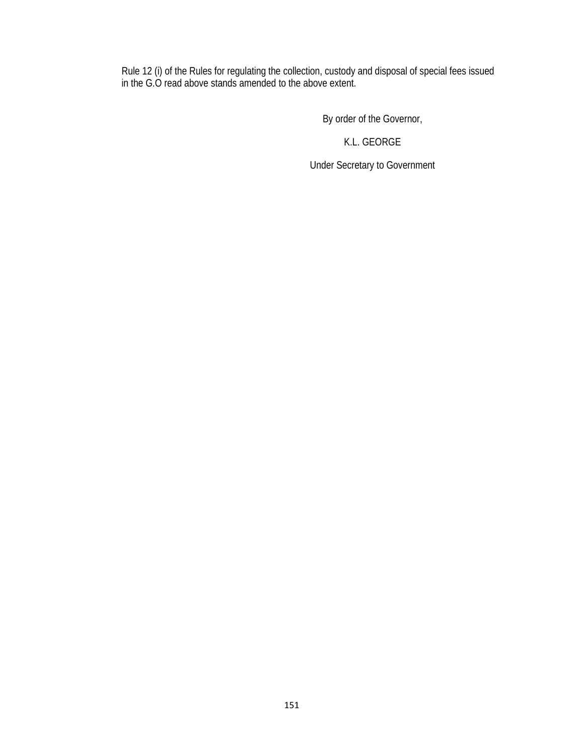Rule 12 (i) of the Rules for regulating the collection, custody and disposal of special fees issued in the G.O read above stands amended to the above extent.

By order of the Governor,

K.L. GEORGE

Under Secretary to Government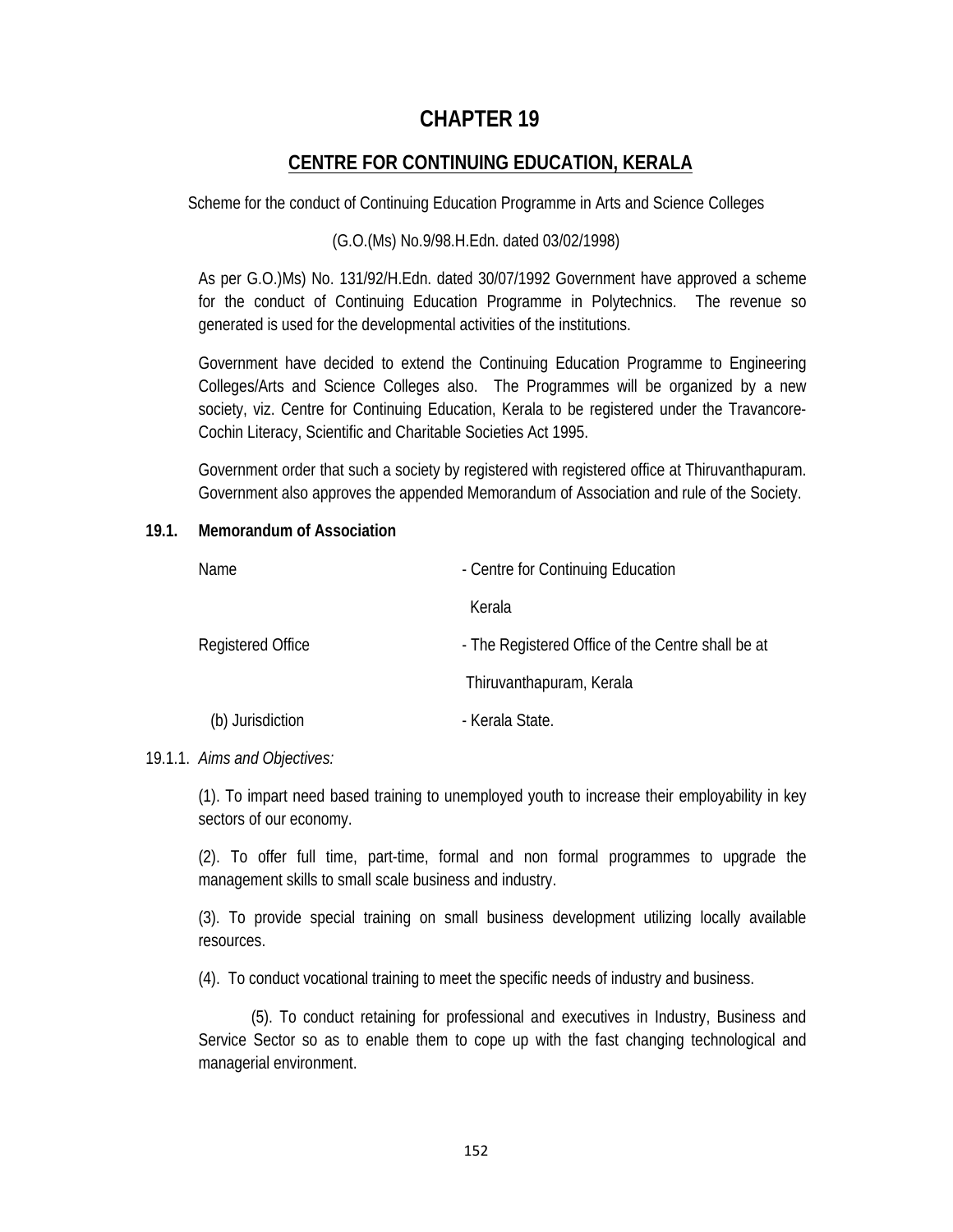# CHAPTER 19

## CENTRE FOR CONTINUING EDUCATION, KERALA

Scheme for the conduct of Continuing Education Programme in Arts and Science Colleges

(G.O.(Ms) No.9/98.H.Edn. dated 03/02/1998)

As per G.O.)Ms) No. 131/92/H.Edn. dated 30/07/1992 Government have approved a scheme for the conduct of Continuing Education Programme in Polytechnics. The revenue so generated is used for the developmental activities of the institutions.

Government have decided to extend the Continuing Education Programme to Engineering Colleges/Arts and Science Colleges also. The Programmes will be organized by a new society, viz. Centre for Continuing Education, Kerala to be registered under the Travancore-Cochin Literacy, Scientific and Charitable Societies Act 1995.

Government order that such a society by registered with registered office at Thiruvanthapuram. Government also approves the appended Memorandum of Association and rule of the Society.

### 19.1. Memorandum of Association

| | |
|---|---|
| Name | - Centre for Continuing Education Kerala |
| Registered Office | - The Registered Office of the Centre shall be at Thiruvanthapuram, Kerala |
| (b) Jurisdiction | - Kerala State. |

19.1.1. *Aims and Objectives:*

(1). To impart need based training to unemployed youth to increase their employability in key sectors of our economy.

(2). To offer full time, part-time, formal and non formal programmes to upgrade the management skills to small scale business and industry.

(3). To provide special training on small business development utilizing locally available resources.

(4). To conduct vocational training to meet the specific needs of industry and business.

(5). To conduct retaining for professional and executives in Industry, Business and Service Sector so as to enable them to cope up with the fast changing technological and managerial environment.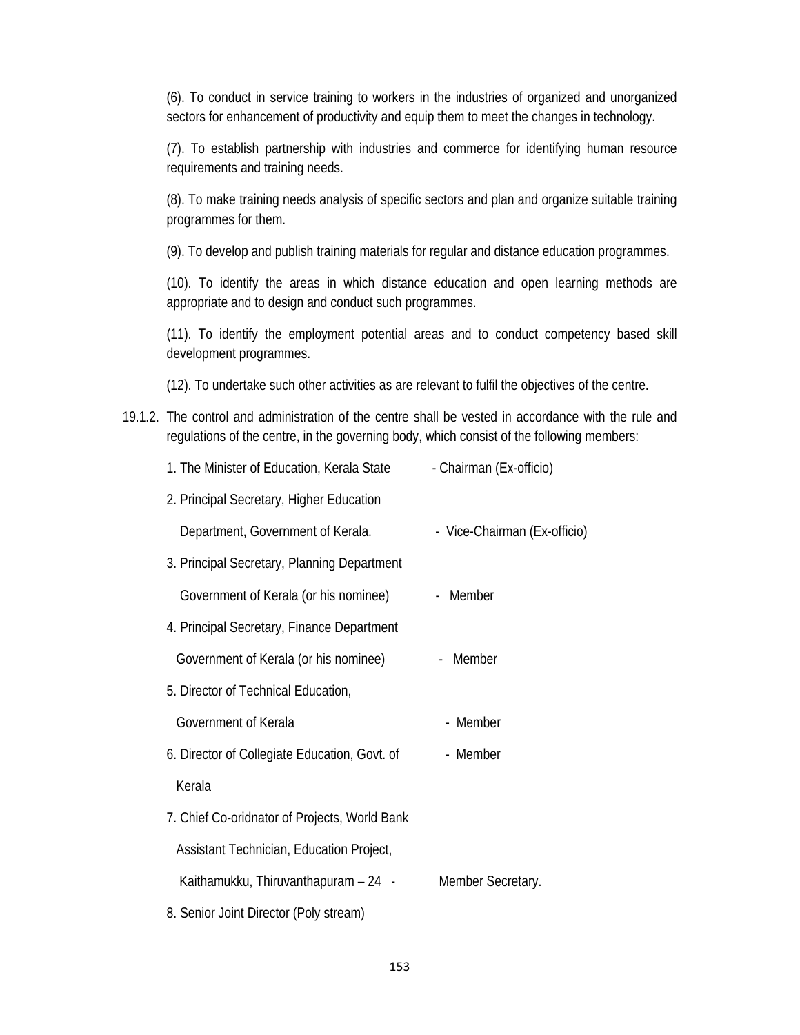(6). To conduct in service training to workers in the industries of organized and unorganized sectors for enhancement of productivity and equip them to meet the changes in technology.

(7). To establish partnership with industries and commerce for identifying human resource requirements and training needs.

(8). To make training needs analysis of specific sectors and plan and organize suitable training programmes for them.

(9). To develop and publish training materials for regular and distance education programmes.

(10). To identify the areas in which distance education and open learning methods are appropriate and to design and conduct such programmes.

(11). To identify the employment potential areas and to conduct competency based skill development programmes.

(12). To undertake such other activities as are relevant to fulfil the objectives of the centre.

19.1.2. The control and administration of the centre shall be vested in accordance with the rule and regulations of the centre, in the governing body, which consist of the following members:

1. The Minister of Education, Kerala State - Chairman (Ex-officio)
2. Principal Secretary, Higher Education Department, Government of Kerala. - Vice-Chairman (Ex-officio)
3. Principal Secretary, Planning Department Government of Kerala (or his nominee) - Member
4. Principal Secretary, Finance Department Government of Kerala (or his nominee) - Member
5. Director of Technical Education, Government of Kerala - Member
6. Director of Collegiate Education, Govt. of Kerala - Member
7. Chief Co-oridnator of Projects, World Bank Assistant Technician, Education Project, Kaithamukku, Thiruvanthapuram – 24 - Member Secretary.
8. Senior Joint Director (Poly stream)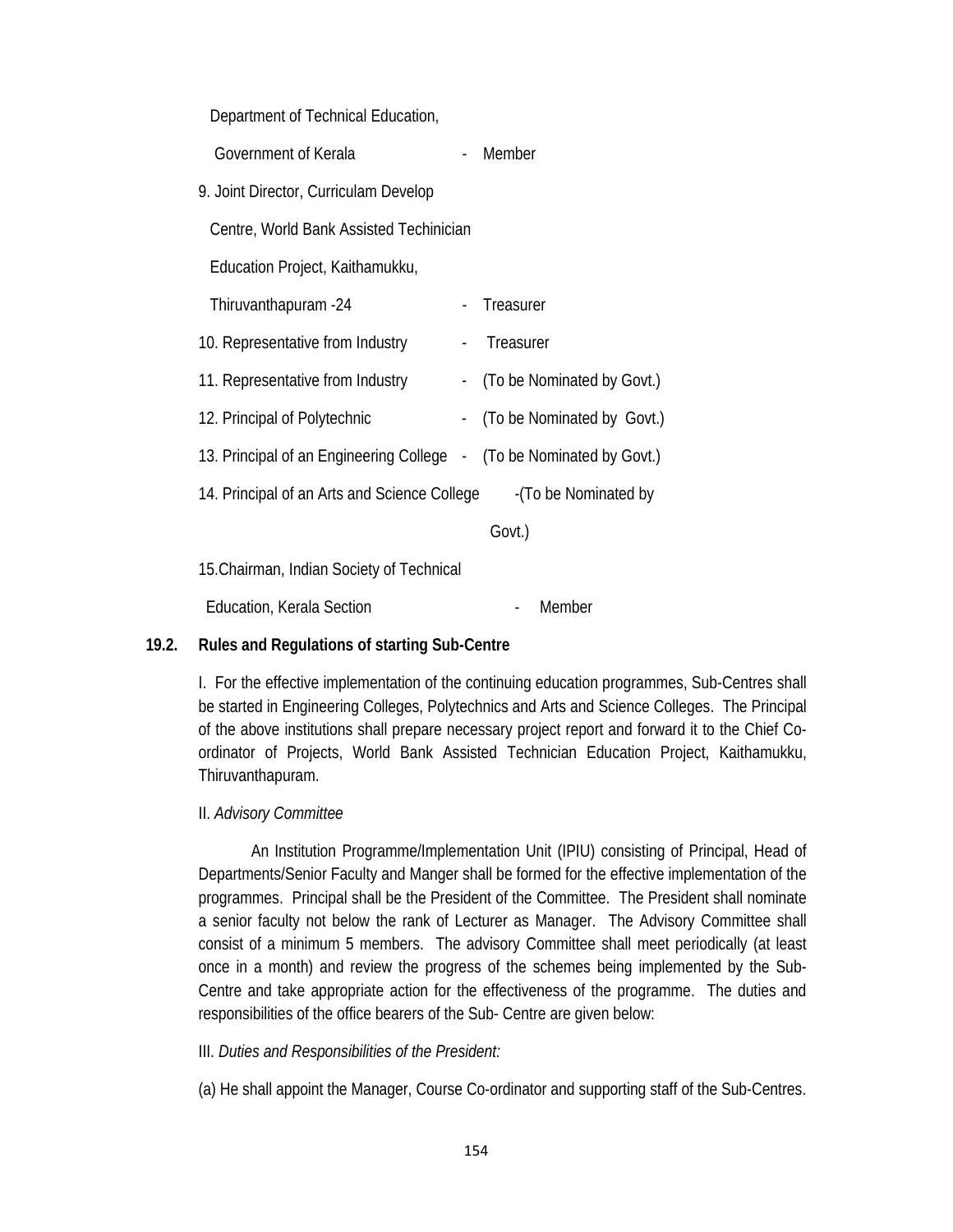Department of Technical Education,

Government of Kerala - Member

9. Joint Director, Curriculam Develop

Centre, World Bank Assisted Techinician

Education Project, Kaithamukku,

Thiruvanthapuram -24 - Treasurer

10. Representative from Industry - Treasurer

11. Representative from Industry - (To be Nominated by Govt.)

12. Principal of Polytechnic - (To be Nominated by Govt.)

13. Principal of an Engineering College - (To be Nominated by Govt.)

14. Principal of an Arts and Science College -(To be Nominated by Govt.)

15.Chairman, Indian Society of Technical

Education, Kerala Section - Member

**19.2. Rules and Regulations of starting Sub-Centre**

I. For the effective implementation of the continuing education programmes, Sub-Centres shall be started in Engineering Colleges, Polytechnics and Arts and Science Colleges. The Principal of the above institutions shall prepare necessary project report and forward it to the Chief Co-ordinator of Projects, World Bank Assisted Technician Education Project, Kaithamukku, Thiruvanthapuram.

II. *Advisory Committee*

An Institution Programme/Implementation Unit (IPIU) consisting of Principal, Head of Departments/Senior Faculty and Manger shall be formed for the effective implementation of the programmes. Principal shall be the President of the Committee. The President shall nominate a senior faculty not below the rank of Lecturer as Manager. The Advisory Committee shall consist of a minimum 5 members. The advisory Committee shall meet periodically (at least once in a month) and review the progress of the schemes being implemented by the Sub-Centre and take appropriate action for the effectiveness of the programme. The duties and responsibilities of the office bearers of the Sub- Centre are given below:

III. *Duties and Responsibilities of the President:*

(a) He shall appoint the Manager, Course Co-ordinator and supporting staff of the Sub-Centres.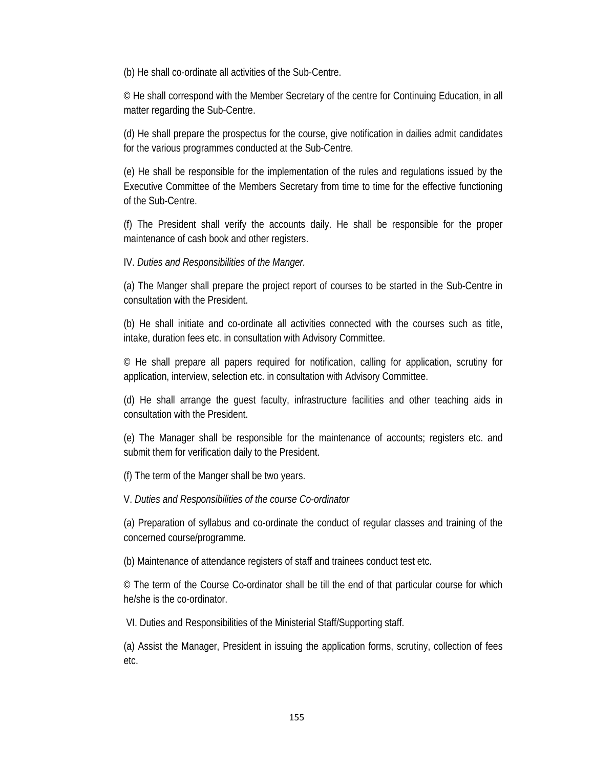(b) He shall co-ordinate all activities of the Sub-Centre.

© He shall correspond with the Member Secretary of the centre for Continuing Education, in all matter regarding the Sub-Centre.

(d) He shall prepare the prospectus for the course, give notification in dailies admit candidates for the various programmes conducted at the Sub-Centre.

(e) He shall be responsible for the implementation of the rules and regulations issued by the Executive Committee of the Members Secretary from time to time for the effective functioning of the Sub-Centre.

(f) The President shall verify the accounts daily. He shall be responsible for the proper maintenance of cash book and other registers.

IV. *Duties and Responsibilities of the Manger.*

(a) The Manger shall prepare the project report of courses to be started in the Sub-Centre in consultation with the President.

(b) He shall initiate and co-ordinate all activities connected with the courses such as title, intake, duration fees etc. in consultation with Advisory Committee.

© He shall prepare all papers required for notification, calling for application, scrutiny for application, interview, selection etc. in consultation with Advisory Committee.

(d) He shall arrange the guest faculty, infrastructure facilities and other teaching aids in consultation with the President.

(e) The Manager shall be responsible for the maintenance of accounts; registers etc. and submit them for verification daily to the President.

(f) The term of the Manger shall be two years.

V. *Duties and Responsibilities of the course Co-ordinator*

(a) Preparation of syllabus and co-ordinate the conduct of regular classes and training of the concerned course/programme.

(b) Maintenance of attendance registers of staff and trainees conduct test etc.

© The term of the Course Co-ordinator shall be till the end of that particular course for which he/she is the co-ordinator.

VI. Duties and Responsibilities of the Ministerial Staff/Supporting staff.

(a) Assist the Manager, President in issuing the application forms, scrutiny, collection of fees etc.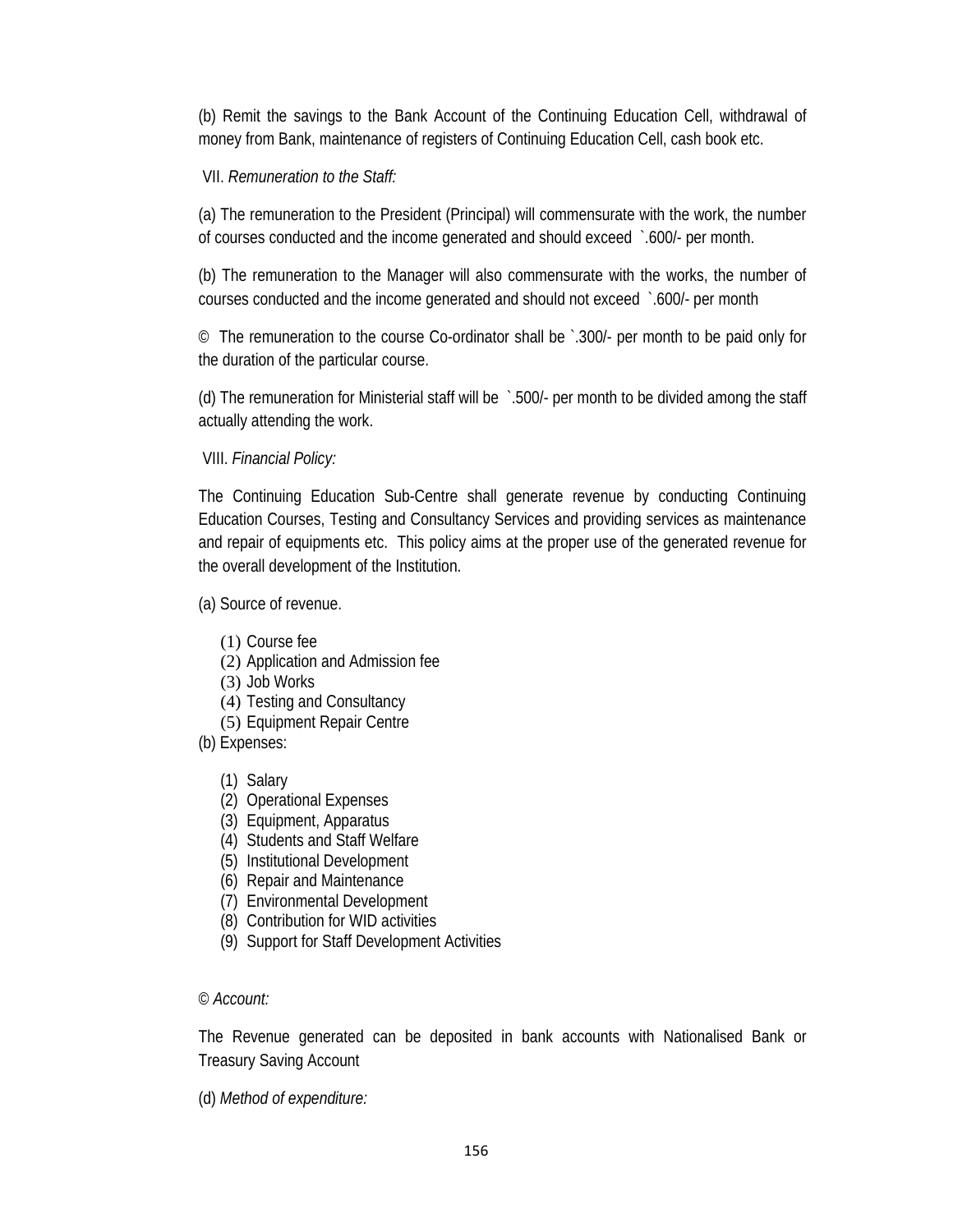(b) Remit the savings to the Bank Account of the Continuing Education Cell, withdrawal of money from Bank, maintenance of registers of Continuing Education Cell, cash book etc.

VII. *Remuneration to the Staff:*

(a) The remuneration to the President (Principal) will commensurate with the work, the number of courses conducted and the income generated and should exceed `.600/- per month.

(b) The remuneration to the Manager will also commensurate with the works, the number of courses conducted and the income generated and should not exceed `.600/- per month

© The remuneration to the course Co-ordinator shall be `.300/- per month to be paid only for the duration of the particular course.

(d) The remuneration for Ministerial staff will be `.500/- per month to be divided among the staff actually attending the work.

VIII. *Financial Policy:*

The Continuing Education Sub-Centre shall generate revenue by conducting Continuing Education Courses, Testing and Consultancy Services and providing services as maintenance and repair of equipments etc. This policy aims at the proper use of the generated revenue for the overall development of the Institution.

(a) Source of revenue.

(1) Course fee
(2) Application and Admission fee
(3) Job Works
(4) Testing and Consultancy
(5) Equipment Repair Centre

(b) Expenses:

(1) Salary
(2) Operational Expenses
(3) Equipment, Apparatus
(4) Students and Staff Welfare
(5) Institutional Development
(6) Repair and Maintenance
(7) Environmental Development
(8) Contribution for WID activities
(9) Support for Staff Development Activities

© *Account:*

The Revenue generated can be deposited in bank accounts with Nationalised Bank or Treasury Saving Account

(d) *Method of expenditure:*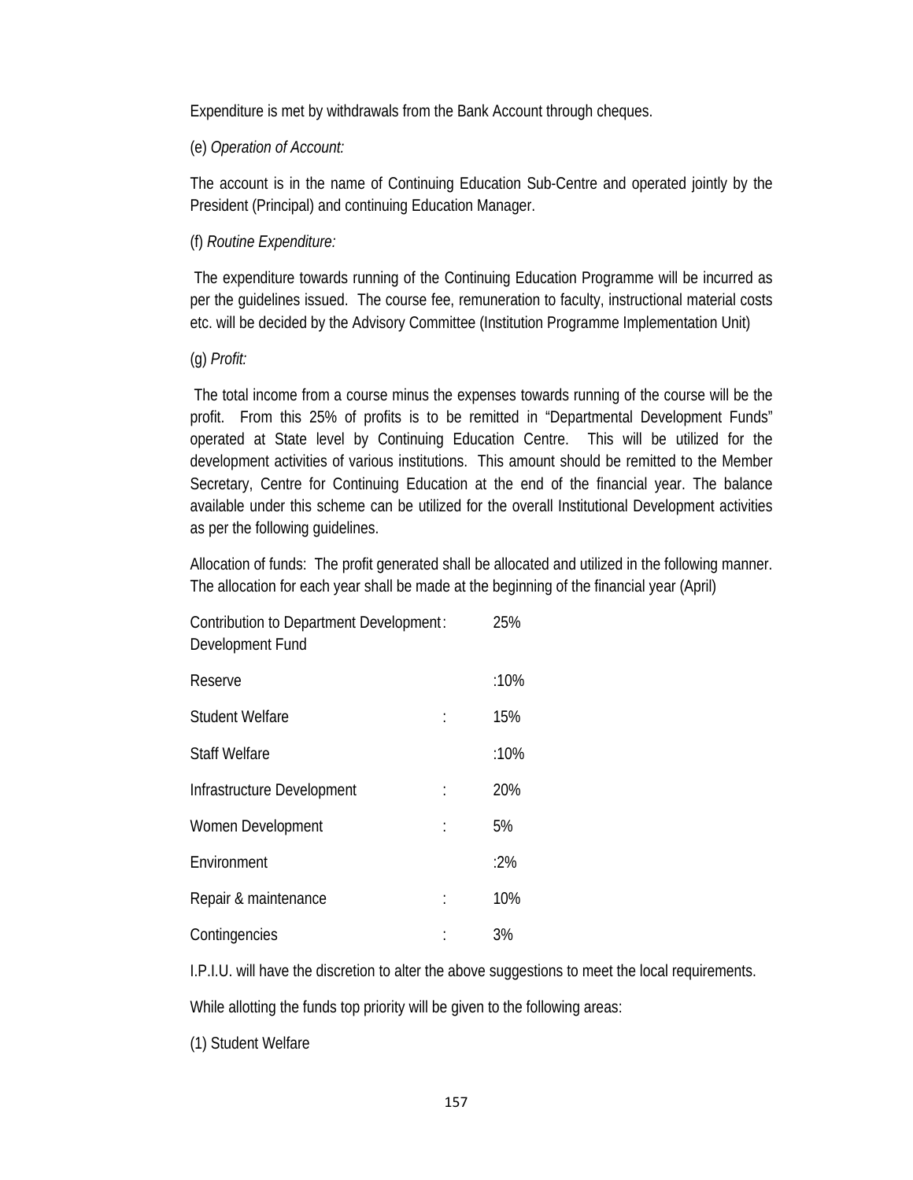Expenditure is met by withdrawals from the Bank Account through cheques.

(e) *Operation of Account:*

The account is in the name of Continuing Education Sub-Centre and operated jointly by the President (Principal) and continuing Education Manager.

(f) *Routine Expenditure:*

The expenditure towards running of the Continuing Education Programme will be incurred as per the guidelines issued. The course fee, remuneration to faculty, instructional material costs etc. will be decided by the Advisory Committee (Institution Programme Implementation Unit)

(g) *Profit:*

The total income from a course minus the expenses towards running of the course will be the profit. From this 25% of profits is to be remitted in "Departmental Development Funds" operated at State level by Continuing Education Centre. This will be utilized for the development activities of various institutions. This amount should be remitted to the Member Secretary, Centre for Continuing Education at the end of the financial year. The balance available under this scheme can be utilized for the overall Institutional Development activities as per the following guidelines.

Allocation of funds: The profit generated shall be allocated and utilized in the following manner. The allocation for each year shall be made at the beginning of the financial year (April)

| | | |
|---|---|---|
| Contribution to Department Development Development Fund | : | 25% |
| Reserve | : | 10% |
| Student Welfare | : | 15% |
| Staff Welfare | : | 10% |
| Infrastructure Development | : | 20% |
| Women Development | : | 5% |
| Environment | : | 2% |
| Repair & maintenance | : | 10% |
| Contingencies | : | 3% |

I.P.I.U. will have the discretion to alter the above suggestions to meet the local requirements.

While allotting the funds top priority will be given to the following areas:

(1) Student Welfare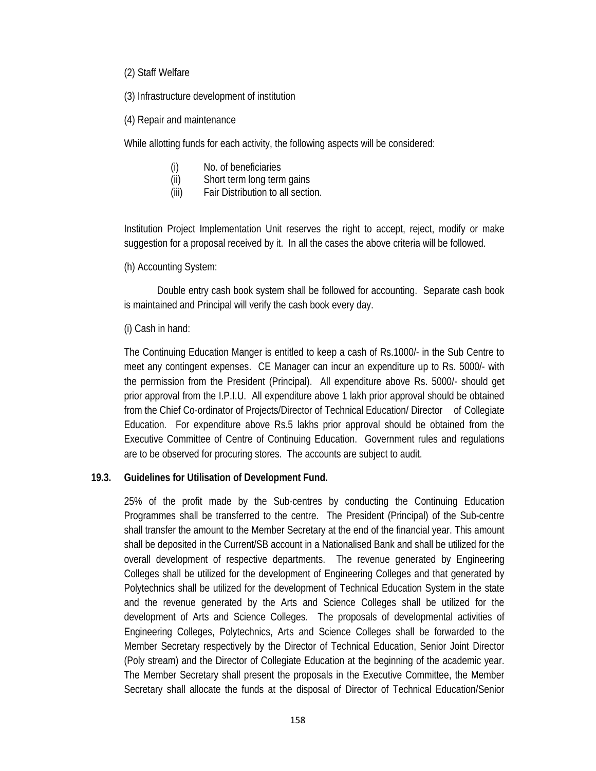(2) Staff Welfare

(3) Infrastructure development of institution

(4) Repair and maintenance

While allotting funds for each activity, the following aspects will be considered:

- (i) No. of beneficiaries
- (ii) Short term long term gains
- (iii) Fair Distribution to all section.

Institution Project Implementation Unit reserves the right to accept, reject, modify or make suggestion for a proposal received by it. In all the cases the above criteria will be followed.

(h) Accounting System:

Double entry cash book system shall be followed for accounting. Separate cash book is maintained and Principal will verify the cash book every day.

(i) Cash in hand:

The Continuing Education Manger is entitled to keep a cash of Rs.1000/- in the Sub Centre to meet any contingent expenses. CE Manager can incur an expenditure up to Rs. 5000/- with the permission from the President (Principal). All expenditure above Rs. 5000/- should get prior approval from the I.P.I.U. All expenditure above 1 lakh prior approval should be obtained from the Chief Co-ordinator of Projects/Director of Technical Education/ Director of Collegiate Education. For expenditure above Rs.5 lakhs prior approval should be obtained from the Executive Committee of Centre of Continuing Education. Government rules and regulations are to be observed for procuring stores. The accounts are subject to audit.

### 19.3. Guidelines for Utilisation of Development Fund.

25% of the profit made by the Sub-centres by conducting the Continuing Education Programmes shall be transferred to the centre. The President (Principal) of the Sub-centre shall transfer the amount to the Member Secretary at the end of the financial year. This amount shall be deposited in the Current/SB account in a Nationalised Bank and shall be utilized for the overall development of respective departments. The revenue generated by Engineering Colleges shall be utilized for the development of Engineering Colleges and that generated by Polytechnics shall be utilized for the development of Technical Education System in the state and the revenue generated by the Arts and Science Colleges shall be utilized for the development of Arts and Science Colleges. The proposals of developmental activities of Engineering Colleges, Polytechnics, Arts and Science Colleges shall be forwarded to the Member Secretary respectively by the Director of Technical Education, Senior Joint Director (Poly stream) and the Director of Collegiate Education at the beginning of the academic year. The Member Secretary shall present the proposals in the Executive Committee, the Member Secretary shall allocate the funds at the disposal of Director of Technical Education/Senior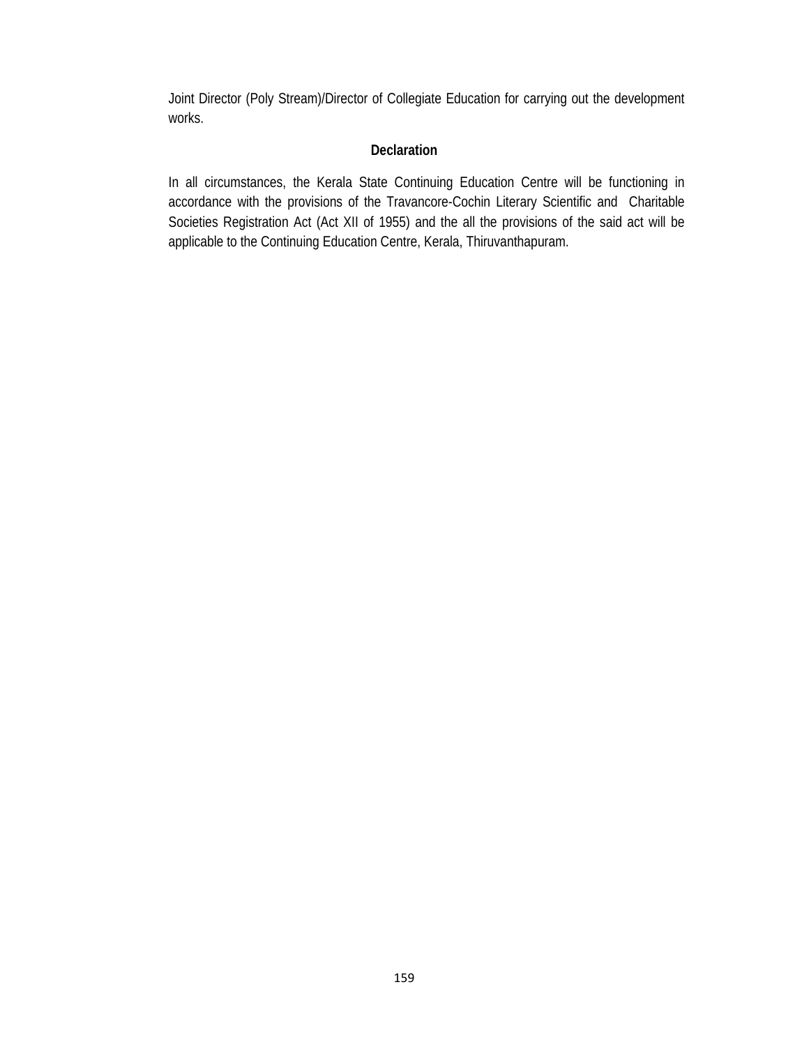Joint Director (Poly Stream)/Director of Collegiate Education for carrying out the development works.

**Declaration**

In all circumstances, the Kerala State Continuing Education Centre will be functioning in accordance with the provisions of the Travancore-Cochin Literary Scientific and Charitable Societies Registration Act (Act XII of 1955) and the all the provisions of the said act will be applicable to the Continuing Education Centre, Kerala, Thiruvanthapuram.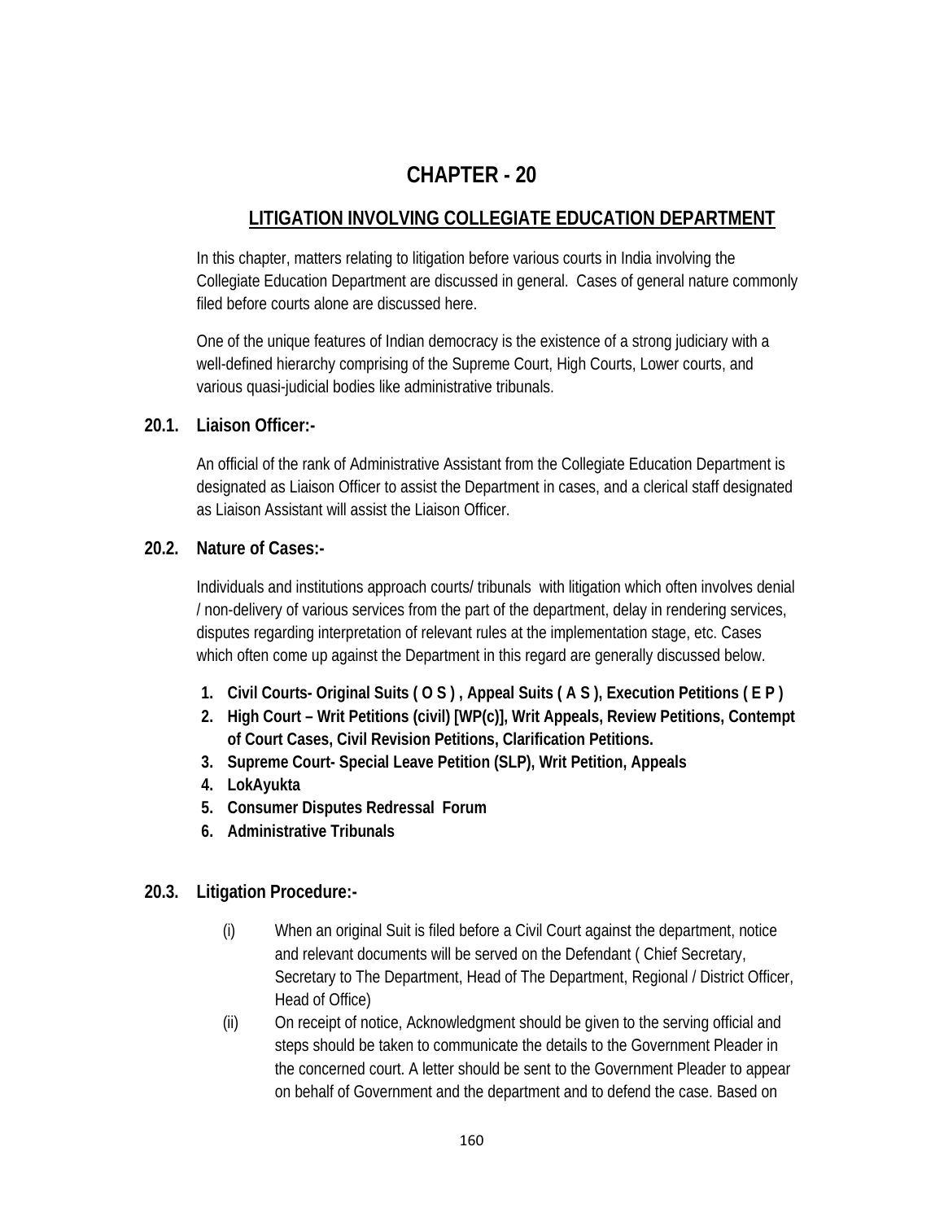# CHAPTER - 20

## LITIGATION INVOLVING COLLEGIATE EDUCATION DEPARTMENT

In this chapter, matters relating to litigation before various courts in India involving the Collegiate Education Department are discussed in general. Cases of general nature commonly filed before courts alone are discussed here.

One of the unique features of Indian democracy is the existence of a strong judiciary with a well-defined hierarchy comprising of the Supreme Court, High Courts, Lower courts, and various quasi-judicial bodies like administrative tribunals.

### 20.1. Liaison Officer:-

An official of the rank of Administrative Assistant from the Collegiate Education Department is designated as Liaison Officer to assist the Department in cases, and a clerical staff designated as Liaison Assistant will assist the Liaison Officer.

### 20.2. Nature of Cases:-

Individuals and institutions approach courts/ tribunals with litigation which often involves denial / non-delivery of various services from the part of the department, delay in rendering services, disputes regarding interpretation of relevant rules at the implementation stage, etc. Cases which often come up against the Department in this regard are generally discussed below.

1. **Civil Courts- Original Suits ( O S ) , Appeal Suits ( A S ), Execution Petitions ( E P )**
2. **High Court – Writ Petitions (civil) [WP(c)], Writ Appeals, Review Petitions, Contempt of Court Cases, Civil Revision Petitions, Clarification Petitions.**
3. **Supreme Court- Special Leave Petition (SLP), Writ Petition, Appeals**
4. **LokAyukta**
5. **Consumer Disputes Redressal Forum**
6. **Administrative Tribunals**

### 20.3. Litigation Procedure:-

(i) When an original Suit is filed before a Civil Court against the department, notice and relevant documents will be served on the Defendant ( Chief Secretary, Secretary to The Department, Head of The Department, Regional / District Officer, Head of Office)

(ii) On receipt of notice, Acknowledgment should be given to the serving official and steps should be taken to communicate the details to the Government Pleader in the concerned court. A letter should be sent to the Government Pleader to appear on behalf of Government and the department and to defend the case. Based on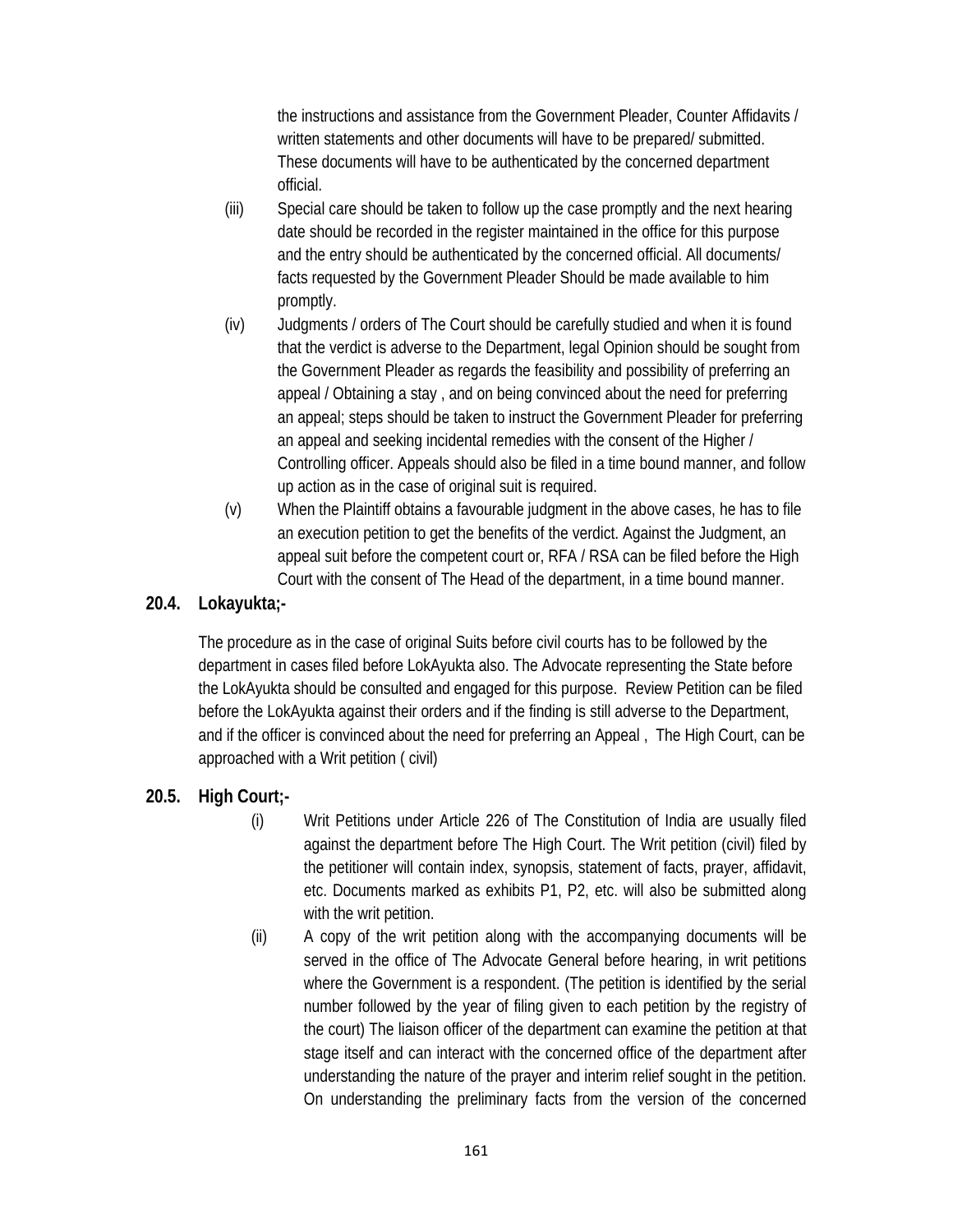the instructions and assistance from the Government Pleader, Counter Affidavits / written statements and other documents will have to be prepared/ submitted. These documents will have to be authenticated by the concerned department official.

(iii) Special care should be taken to follow up the case promptly and the next hearing date should be recorded in the register maintained in the office for this purpose and the entry should be authenticated by the concerned official. All documents/ facts requested by the Government Pleader Should be made available to him promptly.

(iv) Judgments / orders of The Court should be carefully studied and when it is found that the verdict is adverse to the Department, legal Opinion should be sought from the Government Pleader as regards the feasibility and possibility of preferring an appeal / Obtaining a stay , and on being convinced about the need for preferring an appeal; steps should be taken to instruct the Government Pleader for preferring an appeal and seeking incidental remedies with the consent of the Higher / Controlling officer. Appeals should also be filed in a time bound manner, and follow up action as in the case of original suit is required.

(v) When the Plaintiff obtains a favourable judgment in the above cases, he has to file an execution petition to get the benefits of the verdict. Against the Judgment, an appeal suit before the competent court or, RFA / RSA can be filed before the High Court with the consent of The Head of the department, in a time bound manner.

## 20.4. Lokayukta;-

The procedure as in the case of original Suits before civil courts has to be followed by the department in cases filed before LokAyukta also. The Advocate representing the State before the LokAyukta should be consulted and engaged for this purpose. Review Petition can be filed before the LokAyukta against their orders and if the finding is still adverse to the Department, and if the officer is convinced about the need for preferring an Appeal , The High Court, can be approached with a Writ petition ( civil)

## 20.5. High Court;-

(i) Writ Petitions under Article 226 of The Constitution of India are usually filed against the department before The High Court. The Writ petition (civil) filed by the petitioner will contain index, synopsis, statement of facts, prayer, affidavit, etc. Documents marked as exhibits P1, P2, etc. will also be submitted along with the writ petition.

(ii) A copy of the writ petition along with the accompanying documents will be served in the office of The Advocate General before hearing, in writ petitions where the Government is a respondent. (The petition is identified by the serial number followed by the year of filing given to each petition by the registry of the court) The liaison officer of the department can examine the petition at that stage itself and can interact with the concerned office of the department after understanding the nature of the prayer and interim relief sought in the petition. On understanding the preliminary facts from the version of the concerned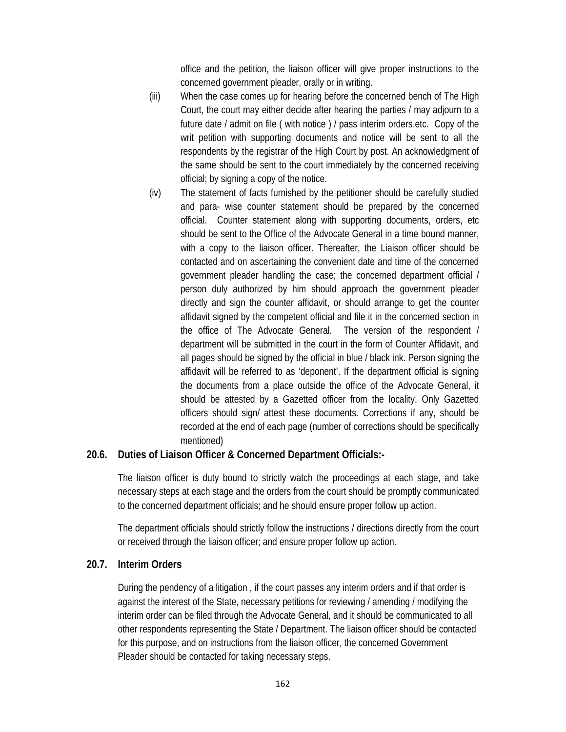office and the petition, the liaison officer will give proper instructions to the concerned government pleader, orally or in writing.

(iii) When the case comes up for hearing before the concerned bench of The High Court, the court may either decide after hearing the parties / may adjourn to a future date / admit on file ( with notice ) / pass interim orders.etc. Copy of the writ petition with supporting documents and notice will be sent to all the respondents by the registrar of the High Court by post. An acknowledgment of the same should be sent to the court immediately by the concerned receiving official; by signing a copy of the notice.

(iv) The statement of facts furnished by the petitioner should be carefully studied and para- wise counter statement should be prepared by the concerned official. Counter statement along with supporting documents, orders, etc should be sent to the Office of the Advocate General in a time bound manner, with a copy to the liaison officer. Thereafter, the Liaison officer should be contacted and on ascertaining the convenient date and time of the concerned government pleader handling the case; the concerned department official / person duly authorized by him should approach the government pleader directly and sign the counter affidavit, or should arrange to get the counter affidavit signed by the competent official and file it in the concerned section in the office of The Advocate General. The version of the respondent / department will be submitted in the court in the form of Counter Affidavit, and all pages should be signed by the official in blue / black ink. Person signing the affidavit will be referred to as 'deponent'. If the department official is signing the documents from a place outside the office of the Advocate General, it should be attested by a Gazetted officer from the locality. Only Gazetted officers should sign/ attest these documents. Corrections if any, should be recorded at the end of each page (number of corrections should be specifically mentioned)

## 20.6. Duties of Liaison Officer & Concerned Department Officials:-

The liaison officer is duty bound to strictly watch the proceedings at each stage, and take necessary steps at each stage and the orders from the court should be promptly communicated to the concerned department officials; and he should ensure proper follow up action.

The department officials should strictly follow the instructions / directions directly from the court or received through the liaison officer; and ensure proper follow up action.

## 20.7. Interim Orders

During the pendency of a litigation , if the court passes any interim orders and if that order is against the interest of the State, necessary petitions for reviewing / amending / modifying the interim order can be filed through the Advocate General, and it should be communicated to all other respondents representing the State / Department. The liaison officer should be contacted for this purpose, and on instructions from the liaison officer, the concerned Government Pleader should be contacted for taking necessary steps.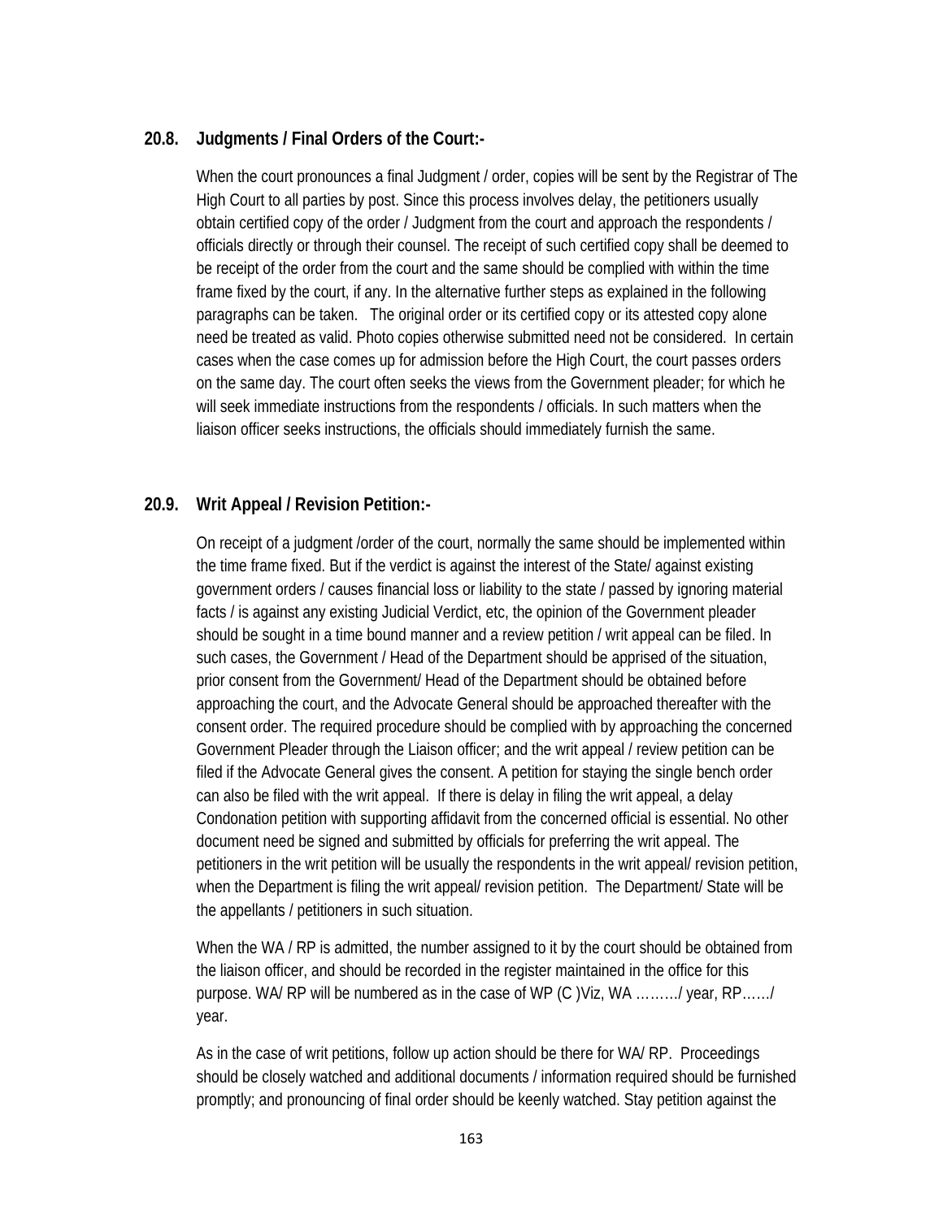### 20.8. Judgments / Final Orders of the Court:-

When the court pronounces a final Judgment / order, copies will be sent by the Registrar of The High Court to all parties by post. Since this process involves delay, the petitioners usually obtain certified copy of the order / Judgment from the court and approach the respondents / officials directly or through their counsel. The receipt of such certified copy shall be deemed to be receipt of the order from the court and the same should be complied with within the time frame fixed by the court, if any. In the alternative further steps as explained in the following paragraphs can be taken. The original order or its certified copy or its attested copy alone need be treated as valid. Photo copies otherwise submitted need not be considered. In certain cases when the case comes up for admission before the High Court, the court passes orders on the same day. The court often seeks the views from the Government pleader; for which he will seek immediate instructions from the respondents / officials. In such matters when the liaison officer seeks instructions, the officials should immediately furnish the same.

### 20.9. Writ Appeal / Revision Petition:-

On receipt of a judgment /order of the court, normally the same should be implemented within the time frame fixed. But if the verdict is against the interest of the State/ against existing government orders / causes financial loss or liability to the state / passed by ignoring material facts / is against any existing Judicial Verdict, etc, the opinion of the Government pleader should be sought in a time bound manner and a review petition / writ appeal can be filed. In such cases, the Government / Head of the Department should be apprised of the situation, prior consent from the Government/ Head of the Department should be obtained before approaching the court, and the Advocate General should be approached thereafter with the consent order. The required procedure should be complied with by approaching the concerned Government Pleader through the Liaison officer; and the writ appeal / review petition can be filed if the Advocate General gives the consent. A petition for staying the single bench order can also be filed with the writ appeal. If there is delay in filing the writ appeal, a delay Condonation petition with supporting affidavit from the concerned official is essential. No other document need be signed and submitted by officials for preferring the writ appeal. The petitioners in the writ petition will be usually the respondents in the writ appeal/ revision petition, when the Department is filing the writ appeal/ revision petition. The Department/ State will be the appellants / petitioners in such situation.

When the WA / RP is admitted, the number assigned to it by the court should be obtained from the liaison officer, and should be recorded in the register maintained in the office for this purpose. WA/ RP will be numbered as in the case of WP (C )Viz, WA ………/ year, RP……/ year.

As in the case of writ petitions, follow up action should be there for WA/ RP. Proceedings should be closely watched and additional documents / information required should be furnished promptly; and pronouncing of final order should be keenly watched. Stay petition against the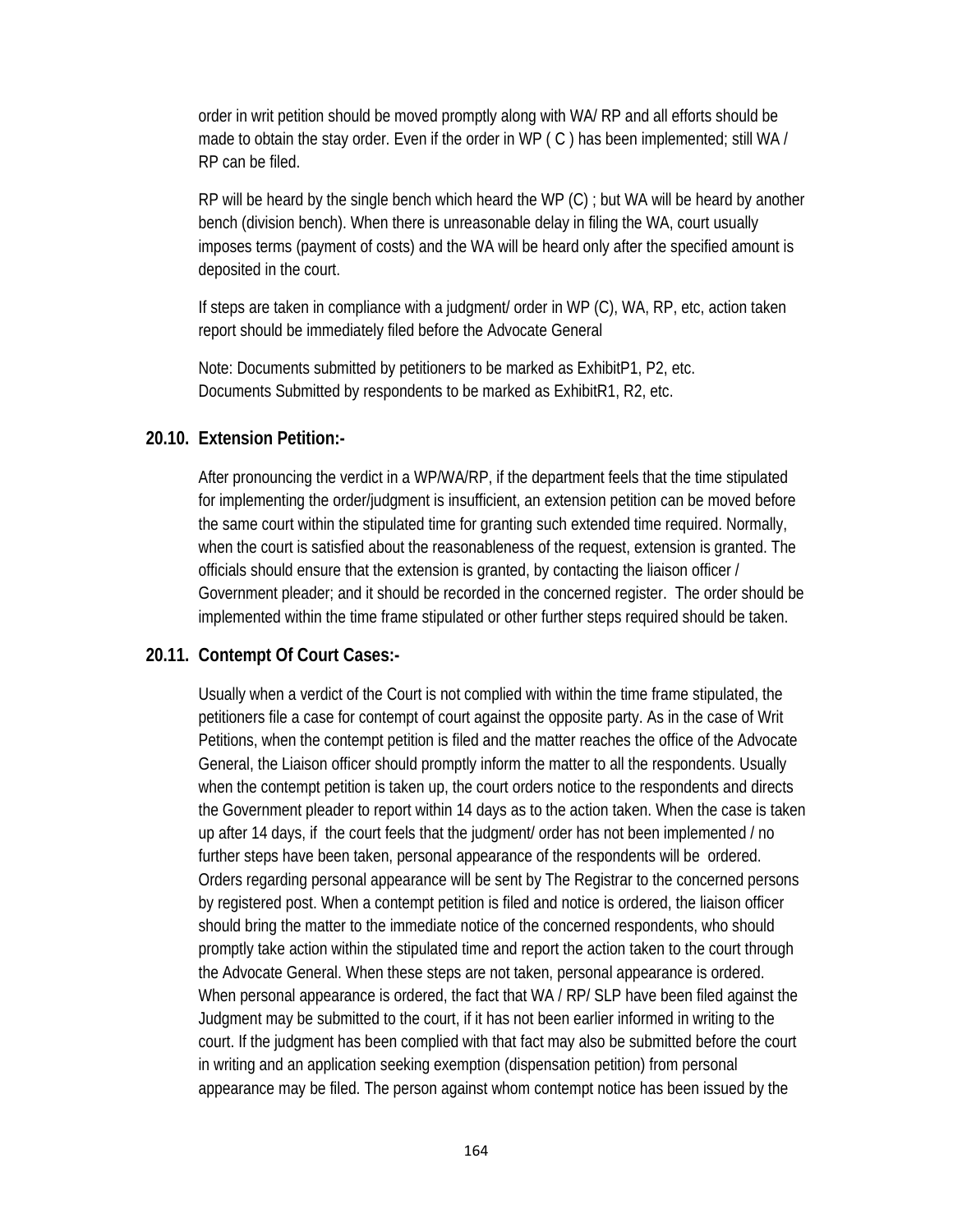order in writ petition should be moved promptly along with WA/ RP and all efforts should be made to obtain the stay order. Even if the order in WP ( C ) has been implemented; still WA / RP can be filed.

RP will be heard by the single bench which heard the WP (C) ; but WA will be heard by another bench (division bench). When there is unreasonable delay in filing the WA, court usually imposes terms (payment of costs) and the WA will be heard only after the specified amount is deposited in the court.

If steps are taken in compliance with a judgment/ order in WP (C), WA, RP, etc, action taken report should be immediately filed before the Advocate General

Note: Documents submitted by petitioners to be marked as ExhibitP1, P2, etc.
Documents Submitted by respondents to be marked as ExhibitR1, R2, etc.

### 20.10. Extension Petition:-

After pronouncing the verdict in a WP/WA/RP, if the department feels that the time stipulated for implementing the order/judgment is insufficient, an extension petition can be moved before the same court within the stipulated time for granting such extended time required. Normally, when the court is satisfied about the reasonableness of the request, extension is granted. The officials should ensure that the extension is granted, by contacting the liaison officer / Government pleader; and it should be recorded in the concerned register. The order should be implemented within the time frame stipulated or other further steps required should be taken.

### 20.11. Contempt Of Court Cases:-

Usually when a verdict of the Court is not complied with within the time frame stipulated, the petitioners file a case for contempt of court against the opposite party. As in the case of Writ Petitions, when the contempt petition is filed and the matter reaches the office of the Advocate General, the Liaison officer should promptly inform the matter to all the respondents. Usually when the contempt petition is taken up, the court orders notice to the respondents and directs the Government pleader to report within 14 days as to the action taken. When the case is taken up after 14 days, if the court feels that the judgment/ order has not been implemented / no further steps have been taken, personal appearance of the respondents will be ordered. Orders regarding personal appearance will be sent by The Registrar to the concerned persons by registered post. When a contempt petition is filed and notice is ordered, the liaison officer should bring the matter to the immediate notice of the concerned respondents, who should promptly take action within the stipulated time and report the action taken to the court through the Advocate General. When these steps are not taken, personal appearance is ordered. When personal appearance is ordered, the fact that WA / RP/ SLP have been filed against the Judgment may be submitted to the court, if it has not been earlier informed in writing to the court. If the judgment has been complied with that fact may also be submitted before the court in writing and an application seeking exemption (dispensation petition) from personal appearance may be filed. The person against whom contempt notice has been issued by the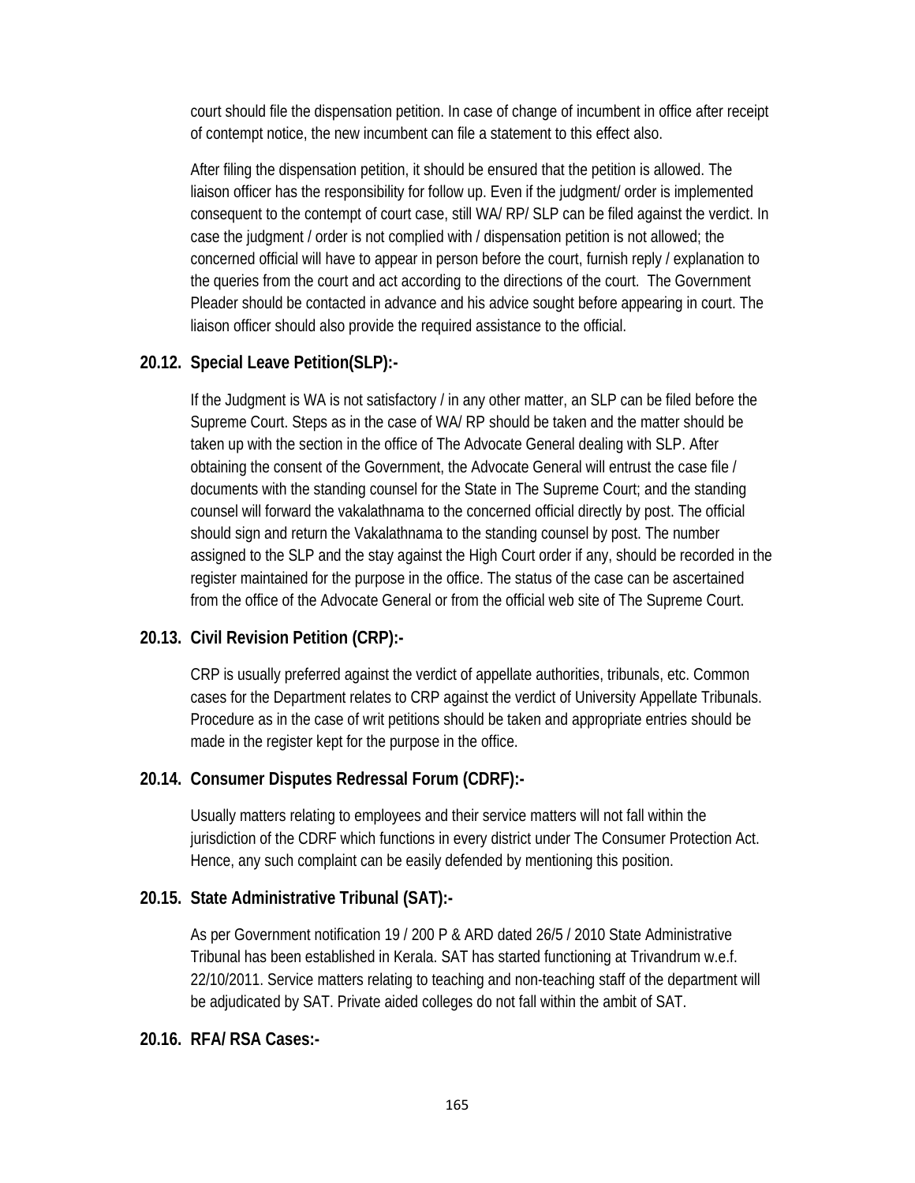court should file the dispensation petition. In case of change of incumbent in office after receipt of contempt notice, the new incumbent can file a statement to this effect also.

After filing the dispensation petition, it should be ensured that the petition is allowed. The liaison officer has the responsibility for follow up. Even if the judgment/ order is implemented consequent to the contempt of court case, still WA/ RP/ SLP can be filed against the verdict. In case the judgment / order is not complied with / dispensation petition is not allowed; the concerned official will have to appear in person before the court, furnish reply / explanation to the queries from the court and act according to the directions of the court. The Government Pleader should be contacted in advance and his advice sought before appearing in court. The liaison officer should also provide the required assistance to the official.

### 20.12. Special Leave Petition(SLP):-

If the Judgment is WA is not satisfactory / in any other matter, an SLP can be filed before the Supreme Court. Steps as in the case of WA/ RP should be taken and the matter should be taken up with the section in the office of The Advocate General dealing with SLP. After obtaining the consent of the Government, the Advocate General will entrust the case file / documents with the standing counsel for the State in The Supreme Court; and the standing counsel will forward the vakalathnama to the concerned official directly by post. The official should sign and return the Vakalathnama to the standing counsel by post. The number assigned to the SLP and the stay against the High Court order if any, should be recorded in the register maintained for the purpose in the office. The status of the case can be ascertained from the office of the Advocate General or from the official web site of The Supreme Court.

### 20.13. Civil Revision Petition (CRP):-

CRP is usually preferred against the verdict of appellate authorities, tribunals, etc. Common cases for the Department relates to CRP against the verdict of University Appellate Tribunals. Procedure as in the case of writ petitions should be taken and appropriate entries should be made in the register kept for the purpose in the office.

### 20.14. Consumer Disputes Redressal Forum (CDRF):-

Usually matters relating to employees and their service matters will not fall within the jurisdiction of the CDRF which functions in every district under The Consumer Protection Act. Hence, any such complaint can be easily defended by mentioning this position.

### 20.15. State Administrative Tribunal (SAT):-

As per Government notification 19 / 200 P & ARD dated 26/5 / 2010 State Administrative Tribunal has been established in Kerala. SAT has started functioning at Trivandrum w.e.f. 22/10/2011. Service matters relating to teaching and non-teaching staff of the department will be adjudicated by SAT. Private aided colleges do not fall within the ambit of SAT.

### 20.16. RFA/ RSA Cases:-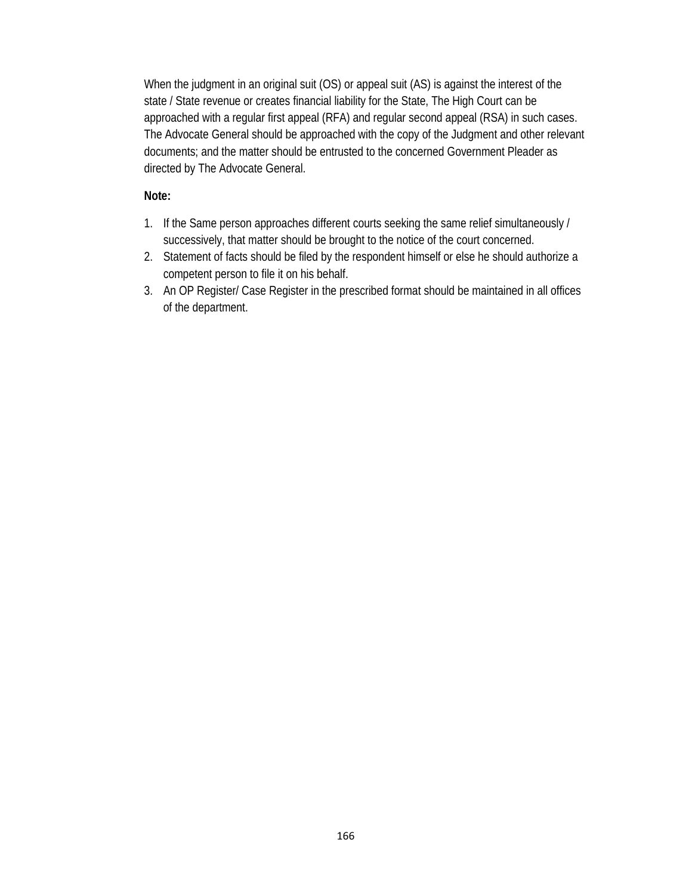When the judgment in an original suit (OS) or appeal suit (AS) is against the interest of the state / State revenue or creates financial liability for the State, The High Court can be approached with a regular first appeal (RFA) and regular second appeal (RSA) in such cases. The Advocate General should be approached with the copy of the Judgment and other relevant documents; and the matter should be entrusted to the concerned Government Pleader as directed by The Advocate General.

**Note:**

1. If the Same person approaches different courts seeking the same relief simultaneously / successively, that matter should be brought to the notice of the court concerned.
2. Statement of facts should be filed by the respondent himself or else he should authorize a competent person to file it on his behalf.
3. An OP Register/ Case Register in the prescribed format should be maintained in all offices of the department.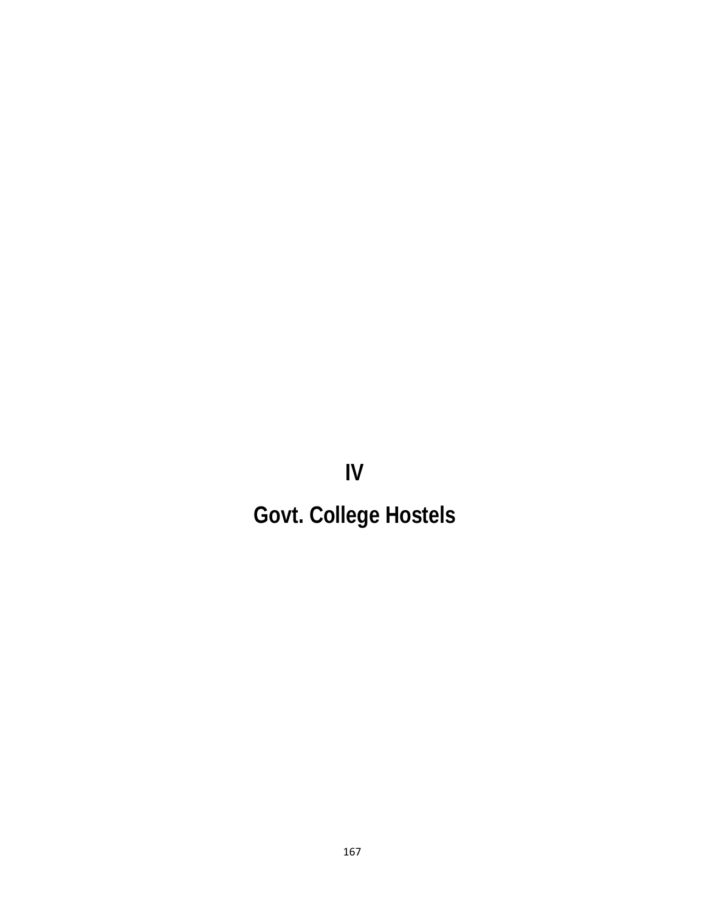# IV

# Govt. College Hostels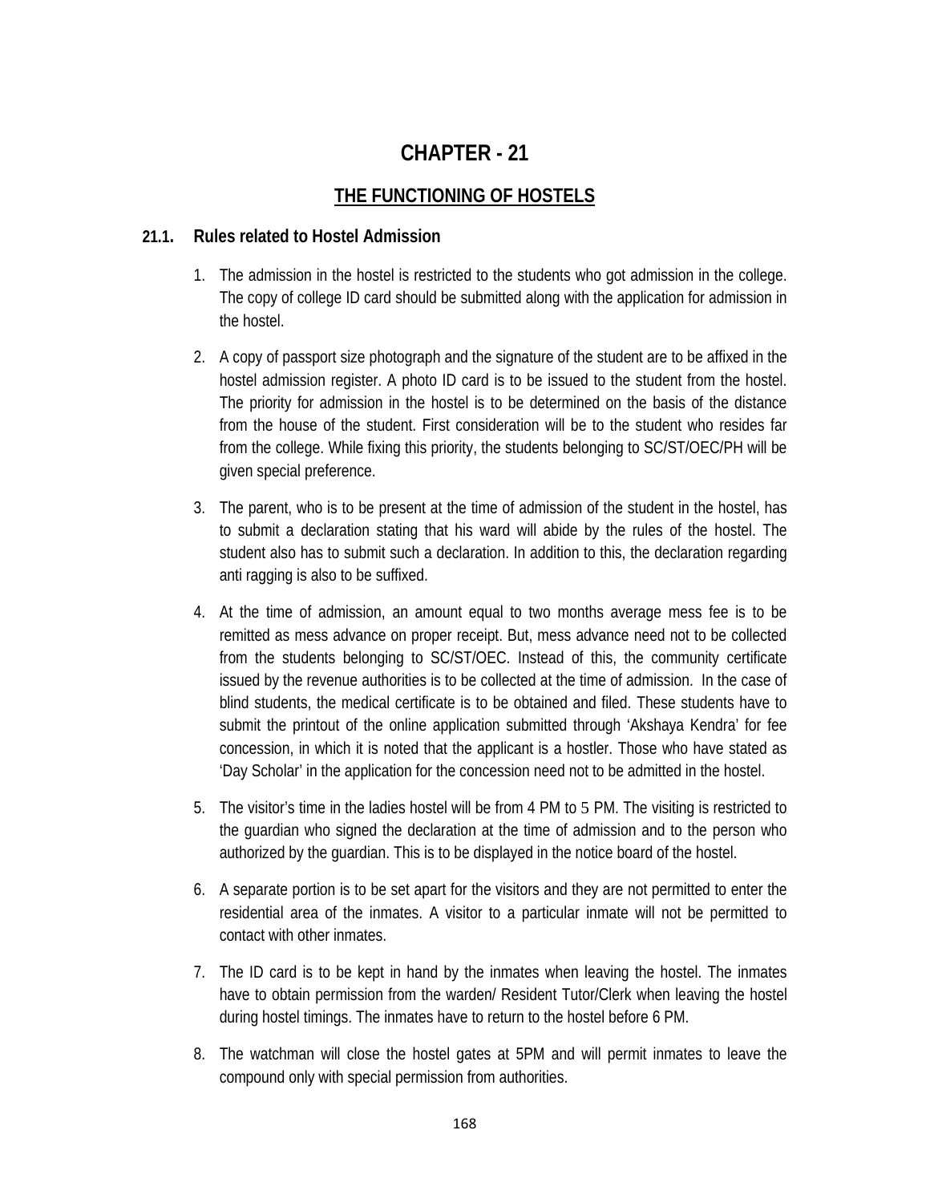# CHAPTER - 21

## THE FUNCTIONING OF HOSTELS

### 21.1. Rules related to Hostel Admission

1. The admission in the hostel is restricted to the students who got admission in the college. The copy of college ID card should be submitted along with the application for admission in the hostel.

2. A copy of passport size photograph and the signature of the student are to be affixed in the hostel admission register. A photo ID card is to be issued to the student from the hostel. The priority for admission in the hostel is to be determined on the basis of the distance from the house of the student. First consideration will be to the student who resides far from the college. While fixing this priority, the students belonging to SC/ST/OEC/PH will be given special preference.

3. The parent, who is to be present at the time of admission of the student in the hostel, has to submit a declaration stating that his ward will abide by the rules of the hostel. The student also has to submit such a declaration. In addition to this, the declaration regarding anti ragging is also to be suffixed.

4. At the time of admission, an amount equal to two months average mess fee is to be remitted as mess advance on proper receipt. But, mess advance need not to be collected from the students belonging to SC/ST/OEC. Instead of this, the community certificate issued by the revenue authorities is to be collected at the time of admission. In the case of blind students, the medical certificate is to be obtained and filed. These students have to submit the printout of the online application submitted through 'Akshaya Kendra' for fee concession, in which it is noted that the applicant is a hostler. Those who have stated as 'Day Scholar' in the application for the concession need not to be admitted in the hostel.

5. The visitor's time in the ladies hostel will be from 4 PM to 5 PM. The visiting is restricted to the guardian who signed the declaration at the time of admission and to the person who authorized by the guardian. This is to be displayed in the notice board of the hostel.

6. A separate portion is to be set apart for the visitors and they are not permitted to enter the residential area of the inmates. A visitor to a particular inmate will not be permitted to contact with other inmates.

7. The ID card is to be kept in hand by the inmates when leaving the hostel. The inmates have to obtain permission from the warden/ Resident Tutor/Clerk when leaving the hostel during hostel timings. The inmates have to return to the hostel before 6 PM.

8. The watchman will close the hostel gates at 5PM and will permit inmates to leave the compound only with special permission from authorities.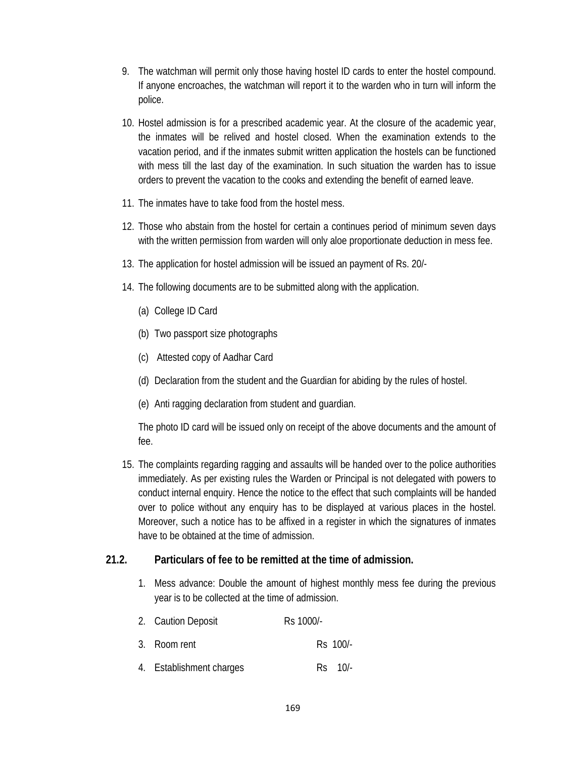9. The watchman will permit only those having hostel ID cards to enter the hostel compound. If anyone encroaches, the watchman will report it to the warden who in turn will inform the police.

10. Hostel admission is for a prescribed academic year. At the closure of the academic year, the inmates will be relived and hostel closed. When the examination extends to the vacation period, and if the inmates submit written application the hostels can be functioned with mess till the last day of the examination. In such situation the warden has to issue orders to prevent the vacation to the cooks and extending the benefit of earned leave.

11. The inmates have to take food from the hostel mess.

12. Those who abstain from the hostel for certain a continues period of minimum seven days with the written permission from warden will only aloe proportionate deduction in mess fee.

13. The application for hostel admission will be issued an payment of Rs. 20/-

14. The following documents are to be submitted along with the application.

    (a) College ID Card

    (b) Two passport size photographs

    (c) Attested copy of Aadhar Card

    (d) Declaration from the student and the Guardian for abiding by the rules of hostel.

    (e) Anti ragging declaration from student and guardian.

    The photo ID card will be issued only on receipt of the above documents and the amount of fee.

15. The complaints regarding ragging and assaults will be handed over to the police authorities immediately. As per existing rules the Warden or Principal is not delegated with powers to conduct internal enquiry. Hence the notice to the effect that such complaints will be handed over to police without any enquiry has to be displayed at various places in the hostel. Moreover, such a notice has to be affixed in a register in which the signatures of inmates have to be obtained at the time of admission.

## 21.2. Particulars of fee to be remitted at the time of admission.

1. Mess advance: Double the amount of highest monthly mess fee during the previous year is to be collected at the time of admission.

2. Caution Deposit Rs 1000/-

3. Room rent Rs 100/-

4. Establishment charges Rs 10/-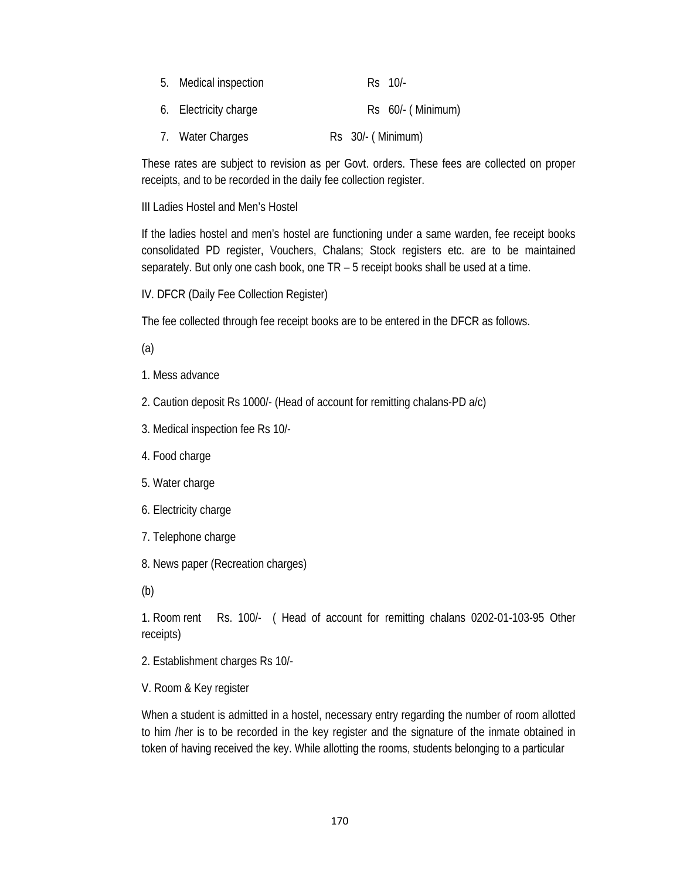5. Medical inspection Rs 10/-
6. Electricity charge Rs 60/- ( Minimum)
7. Water Charges Rs 30/- ( Minimum)

These rates are subject to revision as per Govt. orders. These fees are collected on proper receipts, and to be recorded in the daily fee collection register.

III Ladies Hostel and Men's Hostel

If the ladies hostel and men's hostel are functioning under a same warden, fee receipt books consolidated PD register, Vouchers, Chalans; Stock registers etc. are to be maintained separately. But only one cash book, one TR – 5 receipt books shall be used at a time.

IV. DFCR (Daily Fee Collection Register)

The fee collected through fee receipt books are to be entered in the DFCR as follows.

(a)

1. Mess advance
2. Caution deposit Rs 1000/- (Head of account for remitting chalans-PD a/c)
3. Medical inspection fee Rs 10/-
4. Food charge
5. Water charge
6. Electricity charge
7. Telephone charge
8. News paper (Recreation charges)

(b)

1. Room rent Rs. 100/- ( Head of account for remitting chalans 0202-01-103-95 Other receipts)
2. Establishment charges Rs 10/-

V. Room & Key register

When a student is admitted in a hostel, necessary entry regarding the number of room allotted to him /her is to be recorded in the key register and the signature of the inmate obtained in token of having received the key. While allotting the rooms, students belonging to a particular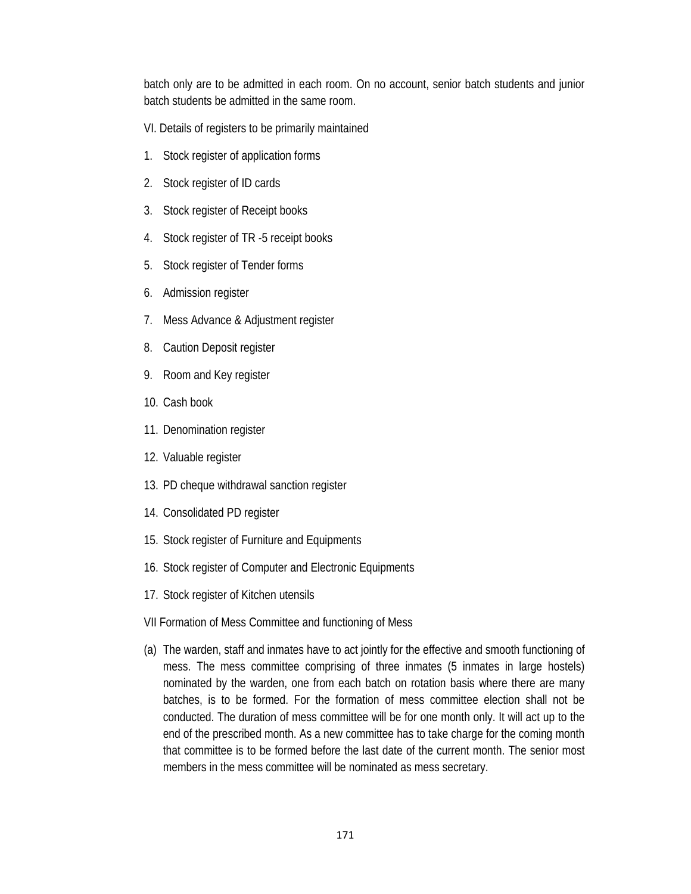batch only are to be admitted in each room. On no account, senior batch students and junior batch students be admitted in the same room.

VI. Details of registers to be primarily maintained

1. Stock register of application forms
2. Stock register of ID cards
3. Stock register of Receipt books
4. Stock register of TR -5 receipt books
5. Stock register of Tender forms
6. Admission register
7. Mess Advance & Adjustment register
8. Caution Deposit register
9. Room and Key register
10. Cash book
11. Denomination register
12. Valuable register
13. PD cheque withdrawal sanction register
14. Consolidated PD register
15. Stock register of Furniture and Equipments
16. Stock register of Computer and Electronic Equipments
17. Stock register of Kitchen utensils

VII Formation of Mess Committee and functioning of Mess

(a) The warden, staff and inmates have to act jointly for the effective and smooth functioning of mess. The mess committee comprising of three inmates (5 inmates in large hostels) nominated by the warden, one from each batch on rotation basis where there are many batches, is to be formed. For the formation of mess committee election shall not be conducted. The duration of mess committee will be for one month only. It will act up to the end of the prescribed month. As a new committee has to take charge for the coming month that committee is to be formed before the last date of the current month. The senior most members in the mess committee will be nominated as mess secretary.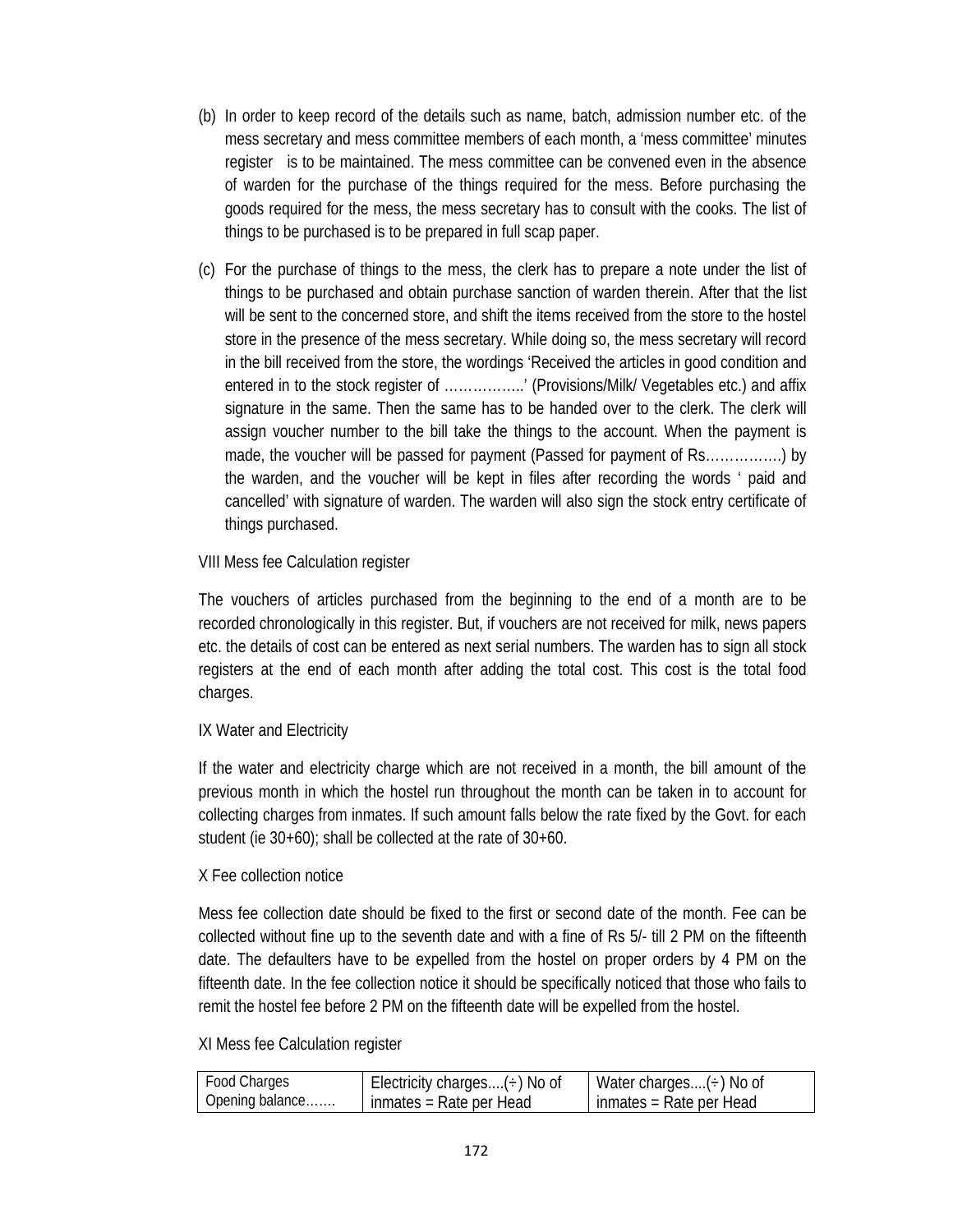(b) In order to keep record of the details such as name, batch, admission number etc. of the mess secretary and mess committee members of each month, a 'mess committee' minutes register is to be maintained. The mess committee can be convened even in the absence of warden for the purchase of the things required for the mess. Before purchasing the goods required for the mess, the mess secretary has to consult with the cooks. The list of things to be purchased is to be prepared in full scap paper.

(c) For the purchase of things to the mess, the clerk has to prepare a note under the list of things to be purchased and obtain purchase sanction of warden therein. After that the list will be sent to the concerned store, and shift the items received from the store to the hostel store in the presence of the mess secretary. While doing so, the mess secretary will record in the bill received from the store, the wordings 'Received the articles in good condition and entered in to the stock register of ……………..' (Provisions/Milk/ Vegetables etc.) and affix signature in the same. Then the same has to be handed over to the clerk. The clerk will assign voucher number to the bill take the things to the account. When the payment is made, the voucher will be passed for payment (Passed for payment of Rs…………….) by the warden, and the voucher will be kept in files after recording the words ' paid and cancelled' with signature of warden. The warden will also sign the stock entry certificate of things purchased.

VIII Mess fee Calculation register

The vouchers of articles purchased from the beginning to the end of a month are to be recorded chronologically in this register. But, if vouchers are not received for milk, news papers etc. the details of cost can be entered as next serial numbers. The warden has to sign all stock registers at the end of each month after adding the total cost. This cost is the total food charges.

IX Water and Electricity

If the water and electricity charge which are not received in a month, the bill amount of the previous month in which the hostel run throughout the month can be taken in to account for collecting charges from inmates. If such amount falls below the rate fixed by the Govt. for each student (ie 30+60); shall be collected at the rate of 30+60.

X Fee collection notice

Mess fee collection date should be fixed to the first or second date of the month. Fee can be collected without fine up to the seventh date and with a fine of Rs 5/- till 2 PM on the fifteenth date. The defaulters have to be expelled from the hostel on proper orders by 4 PM on the fifteenth date. In the fee collection notice it should be specifically noticed that those who fails to remit the hostel fee before 2 PM on the fifteenth date will be expelled from the hostel.

XI Mess fee Calculation register

| Food Charges<br>Opening balance……. | Electricity charges....(÷) No of inmates = Rate per Head | Water charges....(÷) No of inmates = Rate per Head |
|---|---|---|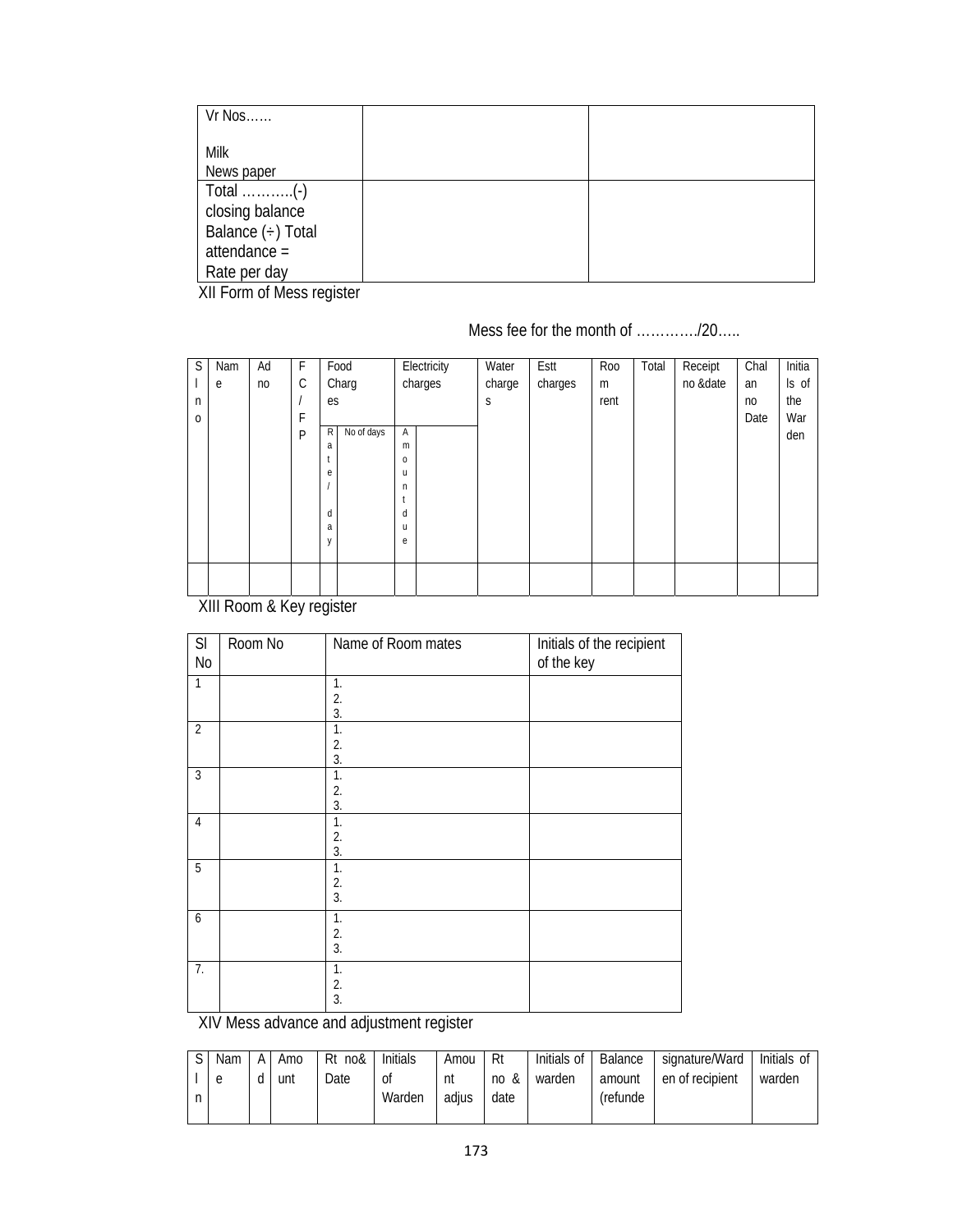| Vr Nos……<br><br>Milk<br>News paper | | |
|---|---|---|
| Total ………..(-)<br>closing balance<br>Balance (÷) Total attendance =<br>Rate per day | | |

XII Form of Mess register

Mess fee for the month of …………/20…..

| Sl no | Name | Ad no | FC / FP | Food Charges | | Electricity charges | | Water charges | Estt charges | Room rent | Total | Receipt no &date | Chalan no Date | Initials of the Warden |
|---|---|---|---|---|---|---|---|---|---|---|---|---|---|---|
| | | | | Rate / day | No of days | Amount due | | | | | | | | |
| | | | | | | | | | | | | | | |

XIII Room & Key register

| Sl No | Room No | Name of Room mates | Initials of the recipient of the key |
|---|---|---|---|
| 1 | | 1.<br>2.<br>3. | |
| 2 | | 1.<br>2.<br>3. | |
| 3 | | 1.<br>2.<br>3. | |
| 4 | | 1.<br>2.<br>3. | |
| 5 | | 1.<br>2.<br>3. | |
| 6 | | 1.<br>2.<br>3. | |
| 7. | | 1.<br>2.<br>3. | |

XIV Mess advance and adjustment register

| Sl n | Name | Ad | Amount | Rt no& Date | Initials of Warden | Amount adjus | Rt no & date | Initials of warden | Balance amount (refunde | signature/Warden of recipient | Initials of warden |
|---|---|---|---|---|---|---|---|---|---|---|---|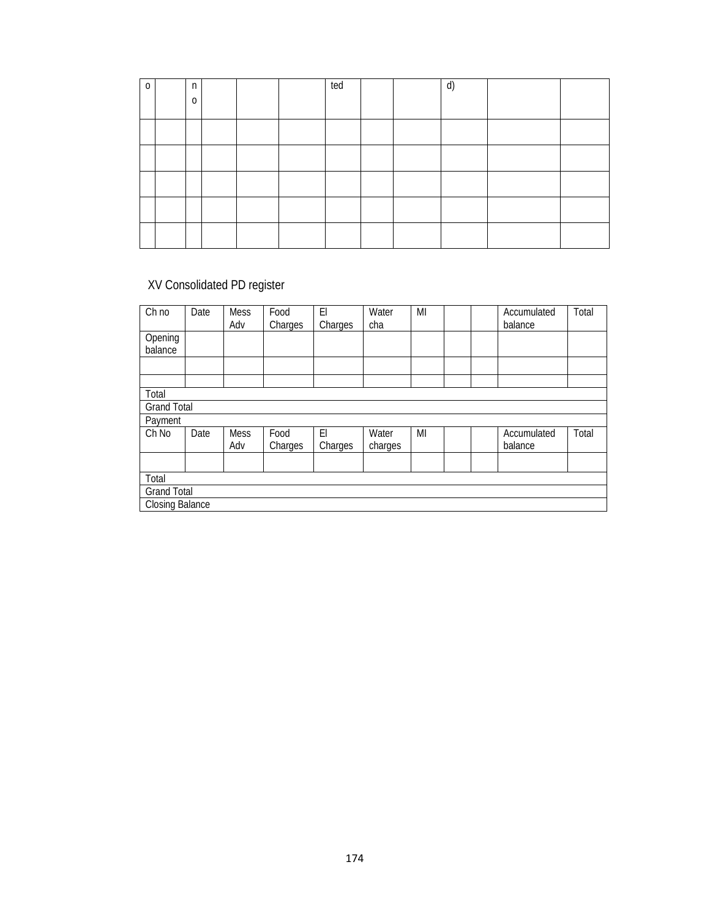| o | | n o | | | | ted | | | d) | | |
|---|---|---|---|---|---|---|---|---|---|---|---|
| | | | | | | | | | | | |
| | | | | | | | | | | | |
| | | | | | | | | | | | |
| | | | | | | | | | | | |
| | | | | | | | | | | | |

XV Consolidated PD register

| Ch no | Date | Mess Adv | Food Charges | El Charges | Water cha | MI | | | Accumulated balance | Total |
|---|---|---|---|---|---|---|---|---|---|---|
| Opening balance | | | | | | | | | | |
| | | | | | | | | | | |
| | | | | | | | | | | |
| Total | | | | | | | | | | |
| Grand Total | | | | | | | | | | |
| Payment | | | | | | | | | | |
| Ch No | Date | Mess Adv | Food Charges | El Charges | Water charges | MI | | | Accumulated balance | Total |
| | | | | | | | | | | |
| Total | | | | | | | | | | |
| Grand Total | | | | | | | | | | |
| Closing Balance | | | | | | | | | | |